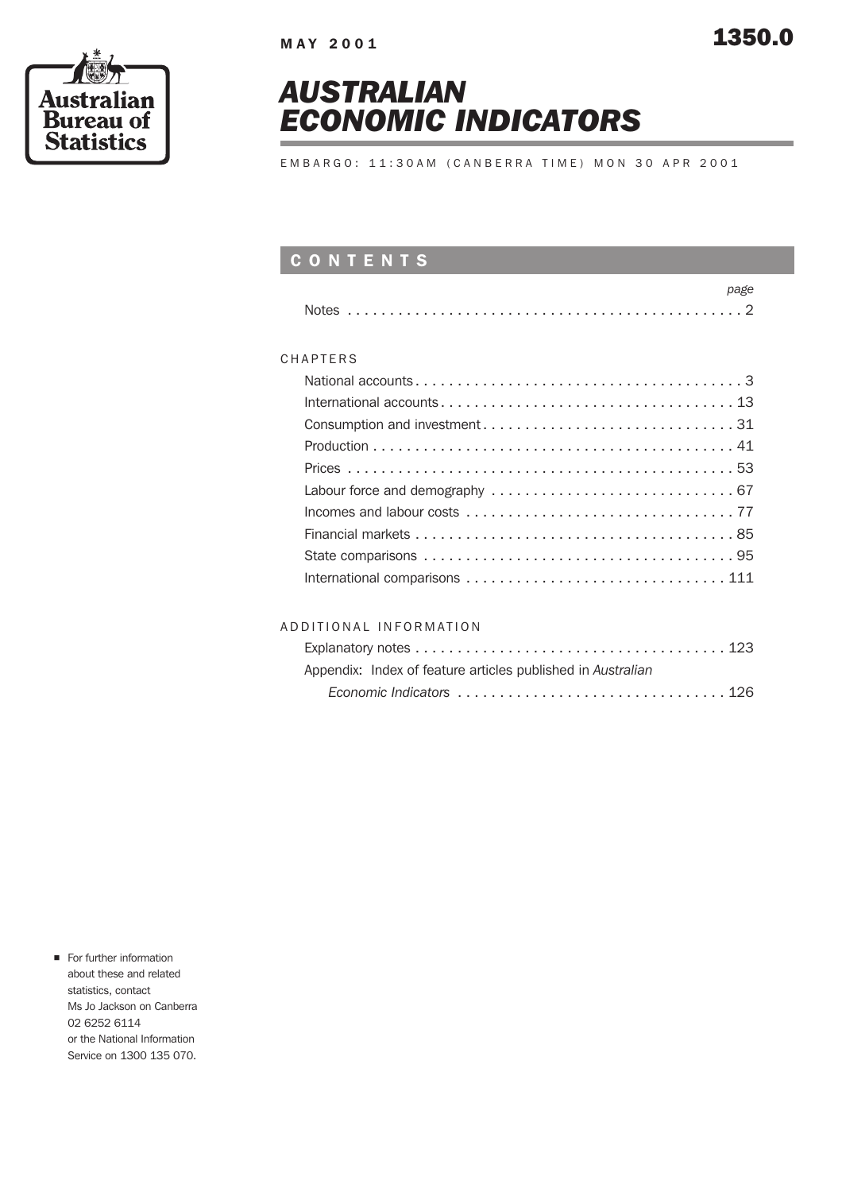MAY 2001

# 1350.0

Australian Bureau of Statistics

# AUSTRALIAN ECONOMIC INDICATORS

EMBARGO: 11:30AM (CANBERRA TIME) MON 30 APR 2001

## CONTENTS

| | page |
|---|---|
| Notes | 2 |
| **CHAPTERS** | |
| National accounts | 3 |
| International accounts | 13 |
| Consumption and investment | 31 |
| Production | 41 |
| Prices | 53 |
| Labour force and demography | 67 |
| Incomes and labour costs | 77 |
| Financial markets | 85 |
| State comparisons | 95 |
| International comparisons | 111 |
| **ADDITIONAL INFORMATION** | |
| Explanatory notes | 123 |
| Appendix: Index of feature articles published in *Australian Economic Indicators* | 126 |

- For further information about these and related statistics, contact Ms Jo Jackson on Canberra 02 6252 6114 or the National Information Service on 1300 135 070.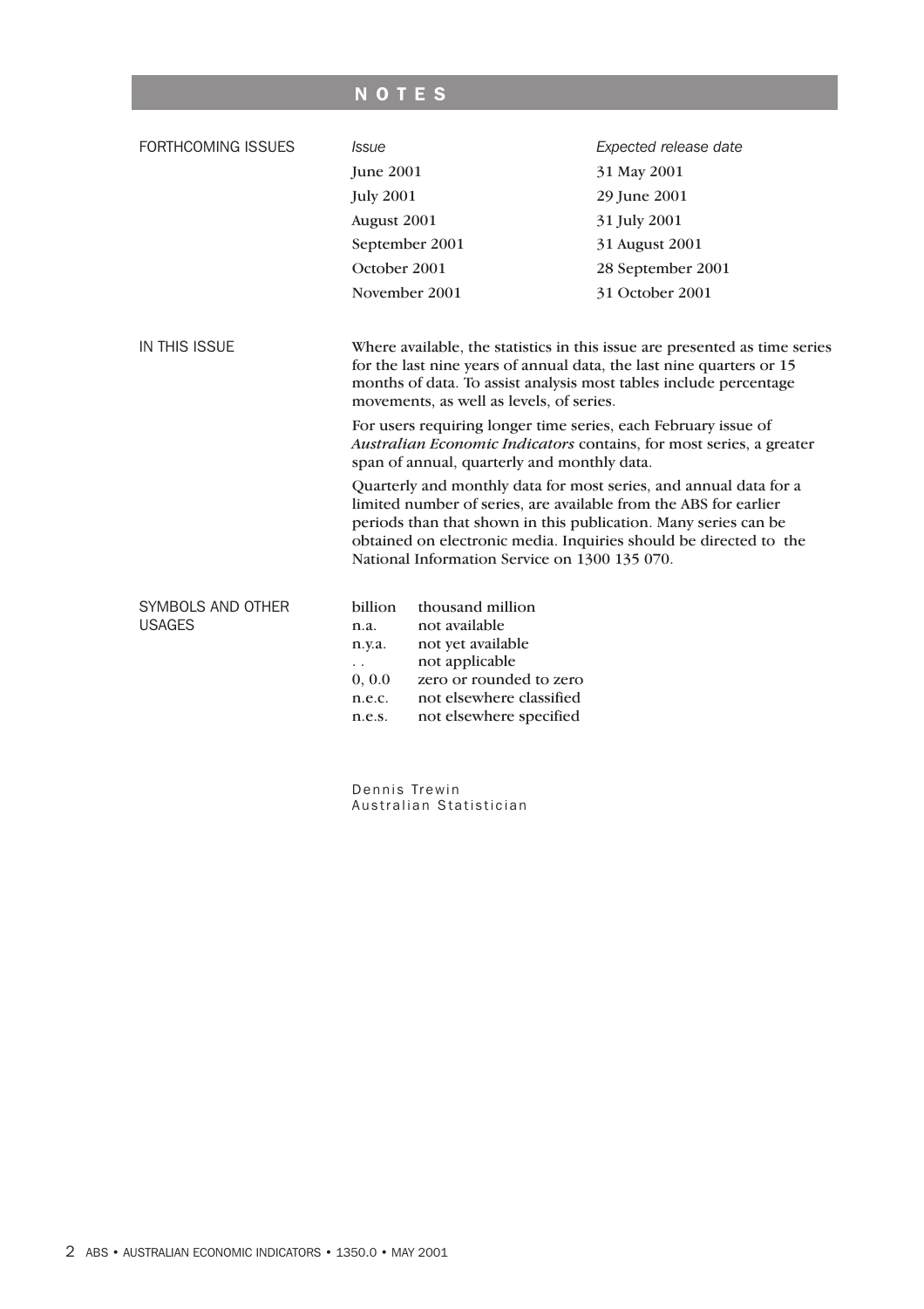# NOTES

## FORTHCOMING ISSUES

| *Issue* | *Expected release date* |
|---|---|
| June 2001 | 31 May 2001 |
| July 2001 | 29 June 2001 |
| August 2001 | 31 July 2001 |
| September 2001 | 31 August 2001 |
| October 2001 | 28 September 2001 |
| November 2001 | 31 October 2001 |

## IN THIS ISSUE

Where available, the statistics in this issue are presented as time series for the last nine years of annual data, the last nine quarters or 15 months of data. To assist analysis most tables include percentage movements, as well as levels, of series.

For users requiring longer time series, each February issue of *Australian Economic Indicators* contains, for most series, a greater span of annual, quarterly and monthly data.

Quarterly and monthly data for most series, and annual data for a limited number of series, are available from the ABS for earlier periods than that shown in this publication. Many series can be obtained on electronic media. Inquiries should be directed to the National Information Service on 1300 135 070.

## SYMBOLS AND OTHER USAGES

| | |
|---|---|
| billion | thousand million |
| n.a. | not available |
| n.y.a. | not yet available |
| . . | not applicable |
| 0, 0.0 | zero or rounded to zero |
| n.e.c. | not elsewhere classified |
| n.e.s. | not elsewhere specified |

Dennis Trewin
Australian Statistician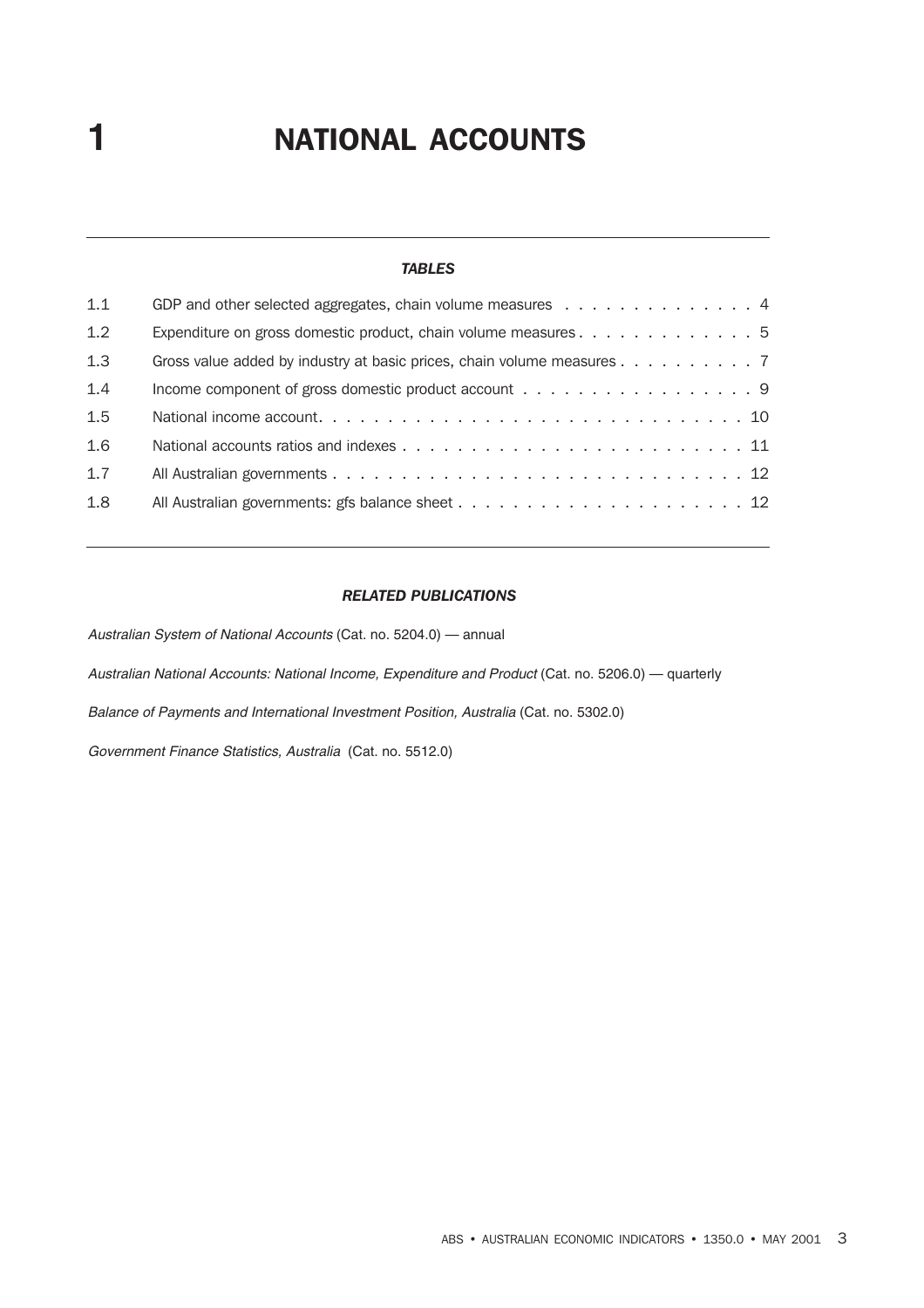# 1 NATIONAL ACCOUNTS

***TABLES***

| | | |
|---|---|---|
| 1.1 | GDP and other selected aggregates, chain volume measures | 4 |
| 1.2 | Expenditure on gross domestic product, chain volume measures | 5 |
| 1.3 | Gross value added by industry at basic prices, chain volume measures | 7 |
| 1.4 | Income component of gross domestic product account | 9 |
| 1.5 | National income account | 10 |
| 1.6 | National accounts ratios and indexes | 11 |
| 1.7 | All Australian governments | 12 |
| 1.8 | All Australian governments: gfs balance sheet | 12 |

***RELATED PUBLICATIONS***

*Australian System of National Accounts* (Cat. no. 5204.0) — annual

*Australian National Accounts: National Income, Expenditure and Product* (Cat. no. 5206.0) — quarterly

*Balance of Payments and International Investment Position, Australia* (Cat. no. 5302.0)

*Government Finance Statistics, Australia* (Cat. no. 5512.0)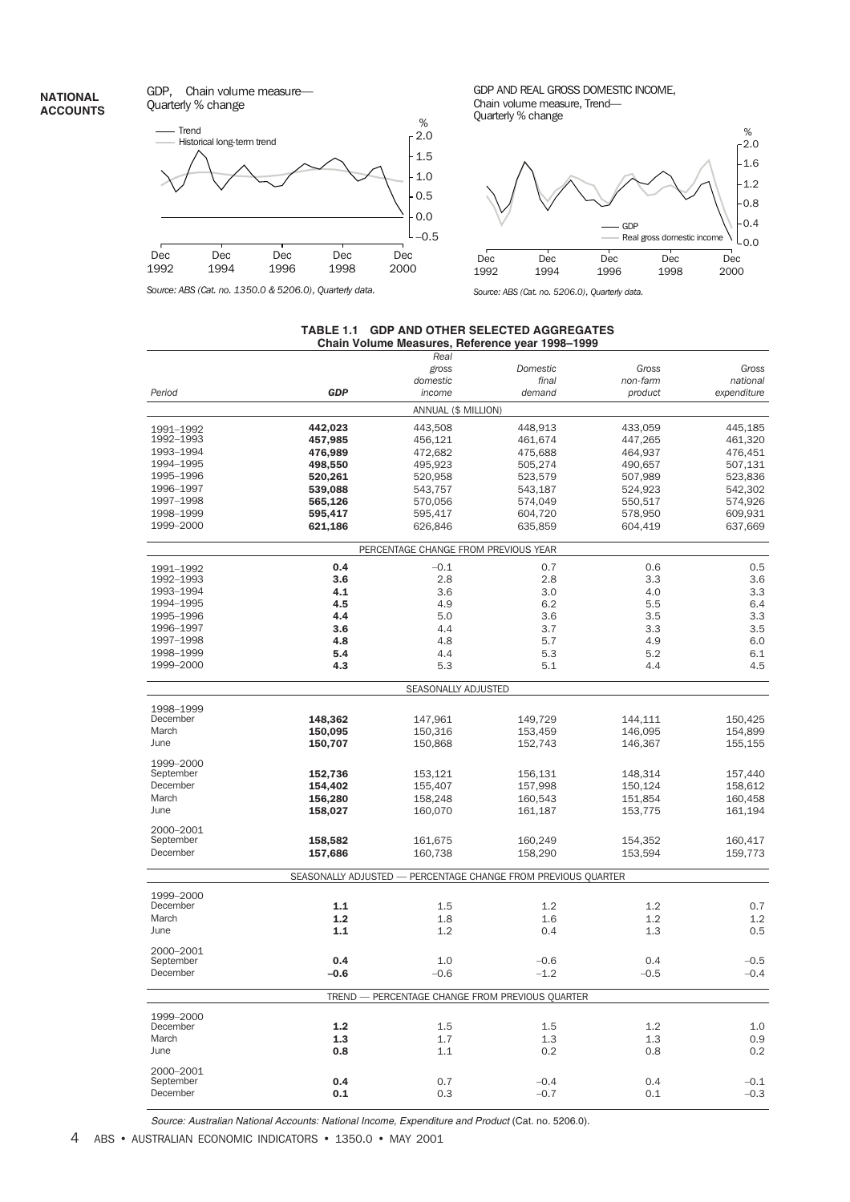NATIONAL ACCOUNTS

GDP, Chain volume measure—
Quarterly % change

Trend
Historical long-term trend

%
2.0
1.5
1.0
0.5
0.0
–0.5

Dec 1992
Dec 1994
Dec 1996
Dec 1998
Dec 2000

*Source: ABS (Cat. no. 1350.0 & 5206.0), Quarterly data.*

GDP AND REAL GROSS DOMESTIC INCOME,
Chain volume measure, Trend—
Quarterly % change

%
2.0
1.6
1.2
0.8
0.4
0.0

GDP
Real gross domestic income

Dec 1992
Dec 1994
Dec 1996
Dec 1998
Dec 2000

*Source: ABS (Cat. no. 5206.0), Quarterly data.*

**TABLE 1.1 GDP AND OTHER SELECTED AGGREGATES**
**Chain Volume Measures, Reference year 1998–1999**

| *Period* | **GDP** | *Real gross domestic income* | *Domestic final demand* | *Gross non-farm product* | *Gross national expenditure* |
|---|---|---|---|---|---|
| | | ANNUAL ($ MILLION) | | | |
| 1991–1992 | **442,023** | 443,508 | 448,913 | 433,059 | 445,185 |
| 1992–1993 | **457,985** | 456,121 | 461,674 | 447,265 | 461,320 |
| 1993–1994 | **476,989** | 472,682 | 475,688 | 464,937 | 476,451 |
| 1994–1995 | **498,550** | 495,923 | 505,274 | 490,657 | 507,131 |
| 1995–1996 | **520,261** | 520,958 | 523,579 | 507,989 | 523,836 |
| 1996–1997 | **539,088** | 543,757 | 543,187 | 524,923 | 542,302 |
| 1997–1998 | **565,126** | 570,056 | 574,049 | 550,517 | 574,926 |
| 1998–1999 | **595,417** | 595,417 | 604,720 | 578,950 | 609,931 |
| 1999–2000 | **621,186** | 626,846 | 635,859 | 604,419 | 637,669 |
| | | PERCENTAGE CHANGE FROM PREVIOUS YEAR | | | |
| 1991–1992 | **0.4** | –0.1 | 0.7 | 0.6 | 0.5 |
| 1992–1993 | **3.6** | 2.8 | 2.8 | 3.3 | 3.6 |
| 1993–1994 | **4.1** | 3.6 | 3.0 | 4.0 | 3.3 |
| 1994–1995 | **4.5** | 4.9 | 6.2 | 5.5 | 6.4 |
| 1995–1996 | **4.4** | 5.0 | 3.6 | 3.5 | 3.3 |
| 1996–1997 | **3.6** | 4.4 | 3.7 | 3.3 | 3.5 |
| 1997–1998 | **4.8** | 4.8 | 5.7 | 4.9 | 6.0 |
| 1998–1999 | **5.4** | 4.4 | 5.3 | 5.2 | 6.1 |
| 1999–2000 | **4.3** | 5.3 | 5.1 | 4.4 | 4.5 |
| | | SEASONALLY ADJUSTED | | | |
| 1998–1999 | | | | | |
| December | **148,362** | 147,961 | 149,729 | 144,111 | 150,425 |
| March | **150,095** | 150,316 | 153,459 | 146,095 | 154,899 |
| June | **150,707** | 150,868 | 152,743 | 146,367 | 155,155 |
| 1999–2000 | | | | | |
| September | **152,736** | 153,121 | 156,131 | 148,314 | 157,440 |
| December | **154,402** | 155,407 | 157,998 | 150,124 | 158,612 |
| March | **156,280** | 158,248 | 160,543 | 151,854 | 160,458 |
| June | **158,027** | 160,070 | 161,187 | 153,775 | 161,194 |
| 2000–2001 | | | | | |
| September | **158,582** | 161,675 | 160,249 | 154,352 | 160,417 |
| December | **157,686** | 160,738 | 158,290 | 153,594 | 159,773 |
| | | SEASONALLY ADJUSTED — PERCENTAGE CHANGE FROM PREVIOUS QUARTER | | | |
| 1999–2000 | | | | | |
| December | **1.1** | 1.5 | 1.2 | 1.2 | 0.7 |
| March | **1.2** | 1.8 | 1.6 | 1.2 | 1.2 |
| June | **1.1** | 1.2 | 0.4 | 1.3 | 0.5 |
| 2000–2001 | | | | | |
| September | **0.4** | 1.0 | –0.6 | 0.4 | –0.5 |
| December | **–0.6** | –0.6 | –1.2 | –0.5 | –0.4 |
| | | TREND — PERCENTAGE CHANGE FROM PREVIOUS QUARTER | | | |
| 1999–2000 | | | | | |
| December | **1.2** | 1.5 | 1.5 | 1.2 | 1.0 |
| March | **1.3** | 1.7 | 1.3 | 1.3 | 0.9 |
| June | **0.8** | 1.1 | 0.2 | 0.8 | 0.2 |
| 2000–2001 | | | | | |
| September | **0.4** | 0.7 | –0.4 | 0.4 | –0.1 |
| December | **0.1** | 0.3 | –0.7 | 0.1 | –0.3 |

*Source: Australian National Accounts: National Income, Expenditure and Product (Cat. no. 5206.0).*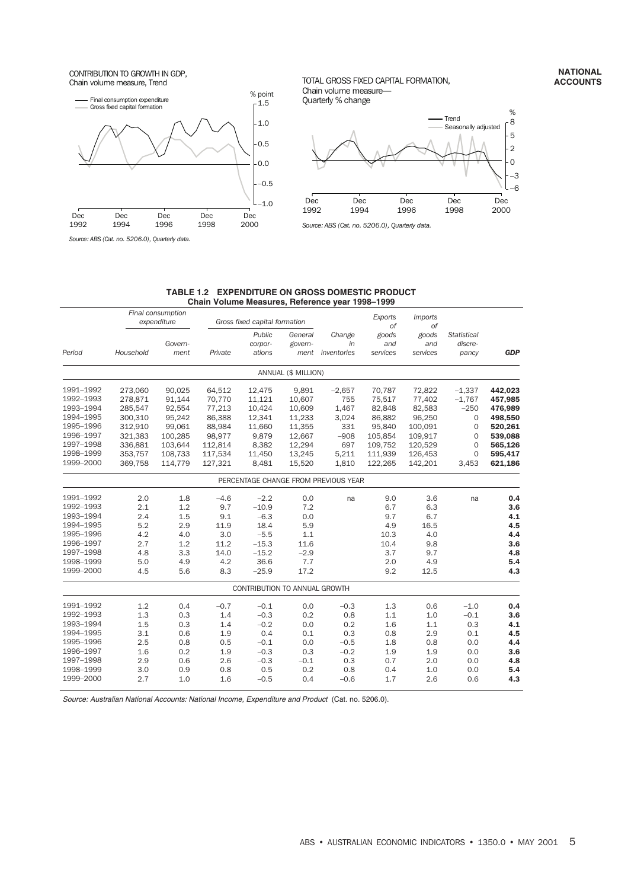NATIONAL ACCOUNTS

CONTRIBUTION TO GROWTH IN GDP,
Chain volume measure, Trend

Final consumption expenditure
Gross fixed capital formation

% point
1.5
1.0
0.5
0.0
−0.5
−1.0

Dec 1992
Dec 1994
Dec 1996
Dec 1998
Dec 2000

*Source: ABS (Cat. no. 5206.0), Quarterly data.*

TOTAL GROSS FIXED CAPITAL FORMATION,
Chain volume measure—
Quarterly % change

Trend
Seasonally adjusted

%
8
5
2
0
−3
−6

Dec 1992
Dec 1994
Dec 1996
Dec 1998
Dec 2000

*Source: ABS (Cat. no. 5206.0), Quarterly data.*

## TABLE 1.2 EXPENDITURE ON GROSS DOMESTIC PRODUCT
### Chain Volume Measures, Reference year 1998–1999

| | Final consumption expenditure | | Gross fixed capital formation | | | | | | | |
|---|---|---|---|---|---|---|---|---|---|---|
| Period | Household | Government | Private | Public corporations | General government | Change in inventories | Exports of goods and services | Imports of goods and services | Statistical discrepancy | **GDP** |
| | | | | ANNUAL ($ MILLION) | | | | | | |
| 1991–1992 | 273,060 | 90,025 | 64,512 | 12,475 | 9,891 | −2,657 | 70,787 | 72,822 | −1,337 | **442,023** |
| 1992–1993 | 278,871 | 91,144 | 70,770 | 11,121 | 10,607 | 755 | 75,517 | 77,402 | −1,767 | **457,985** |
| 1993–1994 | 285,547 | 92,554 | 77,213 | 10,424 | 10,609 | 1,467 | 82,848 | 82,583 | −250 | **476,989** |
| 1994–1995 | 300,310 | 95,242 | 86,388 | 12,341 | 11,233 | 3,024 | 86,882 | 96,250 | 0 | **498,550** |
| 1995–1996 | 312,910 | 99,061 | 88,984 | 11,660 | 11,355 | 331 | 95,840 | 100,091 | 0 | **520,261** |
| 1996–1997 | 321,383 | 100,285 | 98,977 | 9,879 | 12,667 | −908 | 105,854 | 109,917 | 0 | **539,088** |
| 1997–1998 | 336,881 | 103,644 | 112,814 | 8,382 | 12,294 | 697 | 109,752 | 120,529 | 0 | **565,126** |
| 1998–1999 | 353,757 | 108,733 | 117,534 | 11,450 | 13,245 | 5,211 | 111,939 | 126,453 | 0 | **595,417** |
| 1999–2000 | 369,758 | 114,779 | 127,321 | 8,481 | 15,520 | 1,810 | 122,265 | 142,201 | 3,453 | **621,186** |
| | | | | PERCENTAGE CHANGE FROM PREVIOUS YEAR | | | | | | |
| 1991–1992 | 2.0 | 1.8 | −4.6 | −2.2 | 0.0 | na | 9.0 | 3.6 | na | **0.4** |
| 1992–1993 | 2.1 | 1.2 | 9.7 | −10.9 | 7.2 | | 6.7 | 6.3 | | **3.6** |
| 1993–1994 | 2.4 | 1.5 | 9.1 | −6.3 | 0.0 | | 9.7 | 6.7 | | **4.1** |
| 1994–1995 | 5.2 | 2.9 | 11.9 | 18.4 | 5.9 | | 4.9 | 16.5 | | **4.5** |
| 1995–1996 | 4.2 | 4.0 | 3.0 | −5.5 | 1.1 | | 10.3 | 4.0 | | **4.4** |
| 1996–1997 | 2.7 | 1.2 | 11.2 | −15.3 | 11.6 | | 10.4 | 9.8 | | **3.6** |
| 1997–1998 | 4.8 | 3.3 | 14.0 | −15.2 | −2.9 | | 3.7 | 9.7 | | **4.8** |
| 1998–1999 | 5.0 | 4.9 | 4.2 | 36.6 | 7.7 | | 2.0 | 4.9 | | **5.4** |
| 1999–2000 | 4.5 | 5.6 | 8.3 | −25.9 | 17.2 | | 9.2 | 12.5 | | **4.3** |
| | | | | CONTRIBUTION TO ANNUAL GROWTH | | | | | | |
| 1991–1992 | 1.2 | 0.4 | −0.7 | −0.1 | 0.0 | −0.3 | 1.3 | 0.6 | −1.0 | **0.4** |
| 1992–1993 | 1.3 | 0.3 | 1.4 | −0.3 | 0.2 | 0.8 | 1.1 | 1.0 | −0.1 | **3.6** |
| 1993–1994 | 1.5 | 0.3 | 1.4 | −0.2 | 0.0 | 0.2 | 1.6 | 1.1 | 0.3 | **4.1** |
| 1994–1995 | 3.1 | 0.6 | 1.9 | 0.4 | 0.1 | 0.3 | 0.8 | 2.9 | 0.1 | **4.5** |
| 1995–1996 | 2.5 | 0.8 | 0.5 | −0.1 | 0.0 | −0.5 | 1.8 | 0.8 | 0.0 | **4.4** |
| 1996–1997 | 1.6 | 0.2 | 1.9 | −0.3 | 0.3 | −0.2 | 1.9 | 1.9 | 0.0 | **3.6** |
| 1997–1998 | 2.9 | 0.6 | 2.6 | −0.3 | −0.1 | 0.3 | 0.7 | 2.0 | 0.0 | **4.8** |
| 1998–1999 | 3.0 | 0.9 | 0.8 | 0.5 | 0.2 | 0.8 | 0.4 | 1.0 | 0.0 | **5.4** |
| 1999–2000 | 2.7 | 1.0 | 1.6 | −0.5 | 0.4 | −0.6 | 1.7 | 2.6 | 0.6 | **4.3** |

*Source: Australian National Accounts: National Income, Expenditure and Product* (Cat. no. 5206.0).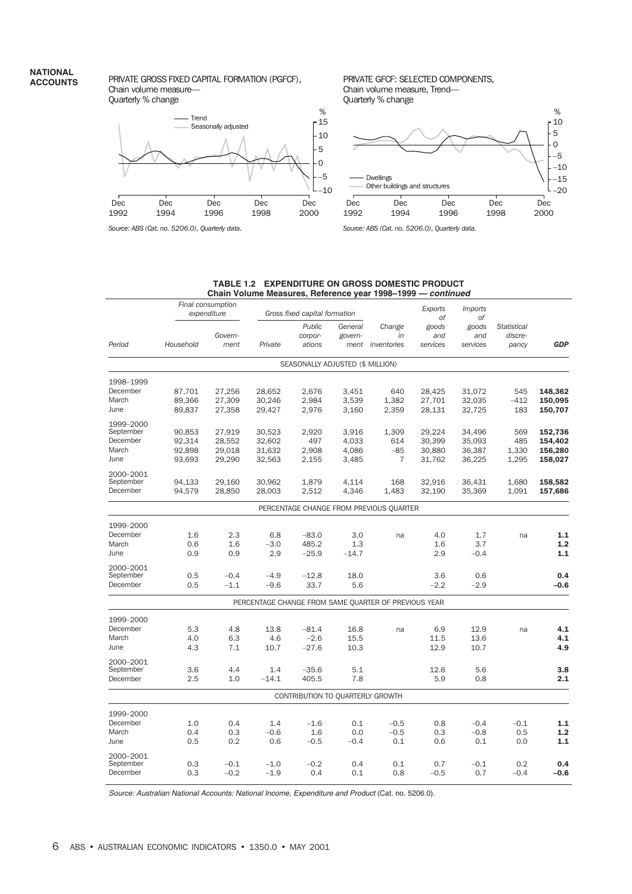**NATIONAL ACCOUNTS**

PRIVATE GROSS FIXED CAPITAL FORMATION (PGFCF), Chain volume measure— Quarterly % change

Trend
Seasonally adjusted

%
15
10
5
0
–5
–10

Dec 1992
Dec 1994
Dec 1996
Dec 1998
Dec 2000

*Source: ABS (Cat. no. 5206.0), Quarterly data.*

PRIVATE GFCF: SELECTED COMPONENTS, Chain volume measure, Trend— Quarterly % change

Dwellings
Other buildings and structures

%
10
5
0
–5
–10
–15
–20

Dec 1992
Dec 1994
Dec 1996
Dec 1998
Dec 2000

*Source: ABS (Cat. no. 5206.0), Quarterly data.*

## TABLE 1.2 EXPENDITURE ON GROSS DOMESTIC PRODUCT
### Chain Volume Measures, Reference year 1998–1999 — *continued*

| | *Final consumption expenditure* | | *Gross fixed capital formation* | | | | | | | |
|---|---|---|---|---|---|---|---|---|---|---|
| *Period* | *Household* | *Govern-ment* | *Private* | *Public corpor-ations* | *General govern-ment* | *Change in inventories* | *Exports of goods and services* | *Imports of goods and services* | *Statistical discre-pancy* | ***GDP*** |
| | | | | SEASONALLY ADJUSTED ($ MILLION) | | | | | | |
| 1998–1999 | | | | | | | | | | |
| December | 87,701 | 27,256 | 28,652 | 2,676 | 3,451 | 640 | 28,425 | 31,072 | 545 | **148,362** |
| March | 89,366 | 27,309 | 30,246 | 2,984 | 3,539 | 1,382 | 27,701 | 32,035 | –412 | **150,095** |
| June | 89,837 | 27,358 | 29,427 | 2,976 | 3,160 | 2,359 | 28,131 | 32,725 | 183 | **150,707** |
| 1999–2000 | | | | | | | | | | |
| September | 90,853 | 27,919 | 30,523 | 2,920 | 3,916 | 1,309 | 29,224 | 34,496 | 569 | **152,736** |
| December | 92,314 | 28,552 | 32,602 | 497 | 4,033 | 614 | 30,399 | 35,093 | 485 | **154,402** |
| March | 92,898 | 29,018 | 31,632 | 2,908 | 4,086 | –85 | 30,880 | 36,387 | 1,330 | **156,280** |
| June | 93,693 | 29,290 | 32,563 | 2,155 | 3,485 | 7 | 31,762 | 36,225 | 1,295 | **158,027** |
| 2000–2001 | | | | | | | | | | |
| September | 94,133 | 29,160 | 30,962 | 1,879 | 4,114 | 168 | 32,916 | 36,431 | 1,680 | **158,582** |
| December | 94,579 | 28,850 | 28,003 | 2,512 | 4,346 | 1,483 | 32,190 | 35,369 | 1,091 | **157,686** |
| | | | | PERCENTAGE CHANGE FROM PREVIOUS QUARTER | | | | | | |
| 1999–2000 | | | | | | | | | | |
| December | 1.6 | 2.3 | 6.8 | –83.0 | 3.0 | na | 4.0 | 1.7 | na | **1.1** |
| March | 0.6 | 1.6 | –3.0 | 485.2 | 1.3 | | 1.6 | 3.7 | | **1.2** |
| June | 0.9 | 0.9 | 2.9 | –25.9 | –14.7 | | 2.9 | –0.4 | | **1.1** |
| 2000–2001 | | | | | | | | | | |
| September | 0.5 | –0.4 | –4.9 | –12.8 | 18.0 | | 3.6 | 0.6 | | **0.4** |
| December | 0.5 | –1.1 | –9.6 | 33.7 | 5.6 | | –2.2 | –2.9 | | **–0.6** |
| | | | | PERCENTAGE CHANGE FROM SAME QUARTER OF PREVIOUS YEAR | | | | | | |
| 1999–2000 | | | | | | | | | | |
| December | 5.3 | 4.8 | 13.8 | –81.4 | 16.8 | na | 6.9 | 12.9 | na | **4.1** |
| March | 4.0 | 6.3 | 4.6 | –2.6 | 15.5 | | 11.5 | 13.6 | | **4.1** |
| June | 4.3 | 7.1 | 10.7 | –27.6 | 10.3 | | 12.9 | 10.7 | | **4.9** |
| 2000–2001 | | | | | | | | | | |
| September | 3.6 | 4.4 | 1.4 | –35.6 | 5.1 | | 12.6 | 5.6 | | **3.8** |
| December | 2.5 | 1.0 | –14.1 | 405.5 | 7.8 | | 5.9 | 0.8 | | **2.1** |
| | | | | CONTRIBUTION TO QUARTERLY GROWTH | | | | | | |
| 1999–2000 | | | | | | | | | | |
| December | 1.0 | 0.4 | 1.4 | –1.6 | 0.1 | –0.5 | 0.8 | –0.4 | –0.1 | **1.1** |
| March | 0.4 | 0.3 | –0.6 | 1.6 | 0.0 | –0.5 | 0.3 | –0.8 | 0.5 | **1.2** |
| June | 0.5 | 0.2 | 0.6 | –0.5 | –0.4 | 0.1 | 0.6 | 0.1 | 0.0 | **1.1** |
| 2000–2001 | | | | | | | | | | |
| September | 0.3 | –0.1 | –1.0 | –0.2 | 0.4 | 0.1 | 0.7 | –0.1 | 0.2 | **0.4** |
| December | 0.3 | –0.2 | –1.9 | 0.4 | 0.1 | 0.8 | –0.5 | 0.7 | –0.4 | **–0.6** |

*Source: Australian National Accounts: National Income, Expenditure and Product* (Cat. no. 5206.0).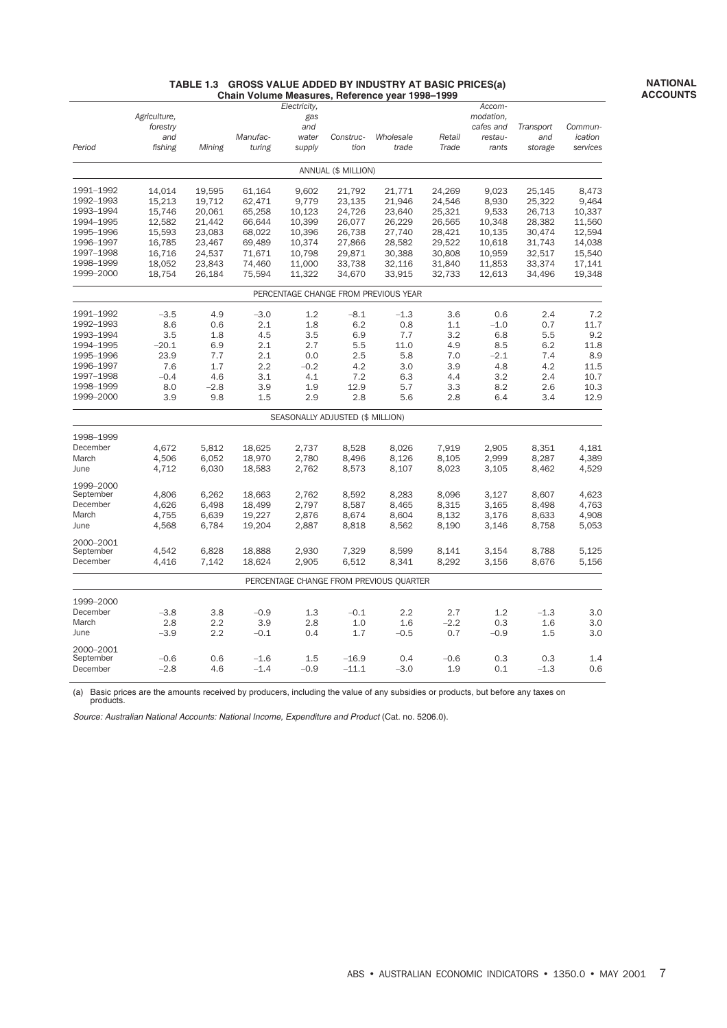## TABLE 1.3 GROSS VALUE ADDED BY INDUSTRY AT BASIC PRICES(a)

### Chain Volume Measures, Reference year 1998–1999

| Period | Agriculture, forestry and fishing | Mining | Manufacturing | Electricity, gas and water supply | Construction | Wholesale trade | Retail Trade | Accommodation, cafes and restaurants | Transport and storage | Communication services |
|---|---|---|---|---|---|---|---|---|---|---|
| ANNUAL ($ MILLION) | | | | | | | | | | |
| 1991–1992 | 14,014 | 19,595 | 61,164 | 9,602 | 21,792 | 21,771 | 24,269 | 9,023 | 25,145 | 8,473 |
| 1992–1993 | 15,213 | 19,712 | 62,471 | 9,779 | 23,135 | 21,946 | 24,546 | 8,930 | 25,322 | 9,464 |
| 1993–1994 | 15,746 | 20,061 | 65,258 | 10,123 | 24,726 | 23,640 | 25,321 | 9,533 | 26,713 | 10,337 |
| 1994–1995 | 12,582 | 21,442 | 66,644 | 10,399 | 26,077 | 26,229 | 26,565 | 10,348 | 28,382 | 11,560 |
| 1995–1996 | 15,593 | 23,083 | 68,022 | 10,396 | 26,738 | 27,740 | 28,421 | 10,135 | 30,474 | 12,594 |
| 1996–1997 | 16,785 | 23,467 | 69,489 | 10,374 | 27,866 | 28,582 | 29,522 | 10,618 | 31,743 | 14,038 |
| 1997–1998 | 16,716 | 24,537 | 71,671 | 10,798 | 29,871 | 30,388 | 30,808 | 10,959 | 32,517 | 15,540 |
| 1998–1999 | 18,052 | 23,843 | 74,460 | 11,000 | 33,738 | 32,116 | 31,840 | 11,853 | 33,374 | 17,141 |
| 1999–2000 | 18,754 | 26,184 | 75,594 | 11,322 | 34,670 | 33,915 | 32,733 | 12,613 | 34,496 | 19,348 |
| PERCENTAGE CHANGE FROM PREVIOUS YEAR | | | | | | | | | | |
| 1991–1992 | –3.5 | 4.9 | –3.0 | 1.2 | –8.1 | –1.3 | 3.6 | 0.6 | 2.4 | 7.2 |
| 1992–1993 | 8.6 | 0.6 | 2.1 | 1.8 | 6.2 | 0.8 | 1.1 | –1.0 | 0.7 | 11.7 |
| 1993–1994 | 3.5 | 1.8 | 4.5 | 3.5 | 6.9 | 7.7 | 3.2 | 6.8 | 5.5 | 9.2 |
| 1994–1995 | –20.1 | 6.9 | 2.1 | 2.7 | 5.5 | 11.0 | 4.9 | 8.5 | 6.2 | 11.8 |
| 1995–1996 | 23.9 | 7.7 | 2.1 | 0.0 | 2.5 | 5.8 | 7.0 | –2.1 | 7.4 | 8.9 |
| 1996–1997 | 7.6 | 1.7 | 2.2 | –0.2 | 4.2 | 3.0 | 3.9 | 4.8 | 4.2 | 11.5 |
| 1997–1998 | –0.4 | 4.6 | 3.1 | 4.1 | 7.2 | 6.3 | 4.4 | 3.2 | 2.4 | 10.7 |
| 1998–1999 | 8.0 | –2.8 | 3.9 | 1.9 | 12.9 | 5.7 | 3.3 | 8.2 | 2.6 | 10.3 |
| 1999–2000 | 3.9 | 9.8 | 1.5 | 2.9 | 2.8 | 5.6 | 2.8 | 6.4 | 3.4 | 12.9 |
| SEASONALLY ADJUSTED ($ MILLION) | | | | | | | | | | |
| 1998–1999 | | | | | | | | | | |
| December | 4,672 | 5,812 | 18,625 | 2,737 | 8,528 | 8,026 | 7,919 | 2,905 | 8,351 | 4,181 |
| March | 4,506 | 6,052 | 18,970 | 2,780 | 8,496 | 8,126 | 8,105 | 2,999 | 8,287 | 4,389 |
| June | 4,712 | 6,030 | 18,583 | 2,762 | 8,573 | 8,107 | 8,023 | 3,105 | 8,462 | 4,529 |
| 1999–2000 | | | | | | | | | | |
| September | 4,806 | 6,262 | 18,663 | 2,762 | 8,592 | 8,283 | 8,096 | 3,127 | 8,607 | 4,623 |
| December | 4,626 | 6,498 | 18,499 | 2,797 | 8,587 | 8,465 | 8,315 | 3,165 | 8,498 | 4,763 |
| March | 4,755 | 6,639 | 19,227 | 2,876 | 8,674 | 8,604 | 8,132 | 3,176 | 8,633 | 4,908 |
| June | 4,568 | 6,784 | 19,204 | 2,887 | 8,818 | 8,562 | 8,190 | 3,146 | 8,758 | 5,053 |
| 2000–2001 | | | | | | | | | | |
| September | 4,542 | 6,828 | 18,888 | 2,930 | 7,329 | 8,599 | 8,141 | 3,154 | 8,788 | 5,125 |
| December | 4,416 | 7,142 | 18,624 | 2,905 | 6,512 | 8,341 | 8,292 | 3,156 | 8,676 | 5,156 |
| PERCENTAGE CHANGE FROM PREVIOUS QUARTER | | | | | | | | | | |
| 1999–2000 | | | | | | | | | | |
| December | –3.8 | 3.8 | –0.9 | 1.3 | –0.1 | 2.2 | 2.7 | 1.2 | –1.3 | 3.0 |
| March | 2.8 | 2.2 | 3.9 | 2.8 | 1.0 | 1.6 | –2.2 | 0.3 | 1.6 | 3.0 |
| June | –3.9 | 2.2 | –0.1 | 0.4 | 1.7 | –0.5 | 0.7 | –0.9 | 1.5 | 3.0 |
| 2000–2001 | | | | | | | | | | |
| September | –0.6 | 0.6 | –1.6 | 1.5 | –16.9 | 0.4 | –0.6 | 0.3 | 0.3 | 1.4 |
| December | –2.8 | 4.6 | –1.4 | –0.9 | –11.1 | –3.0 | 1.9 | 0.1 | –1.3 | 0.6 |

(a) Basic prices are the amounts received by producers, including the value of any subsidies or products, but before any taxes on products.

*Source: Australian National Accounts: National Income, Expenditure and Product* (Cat. no. 5206.0).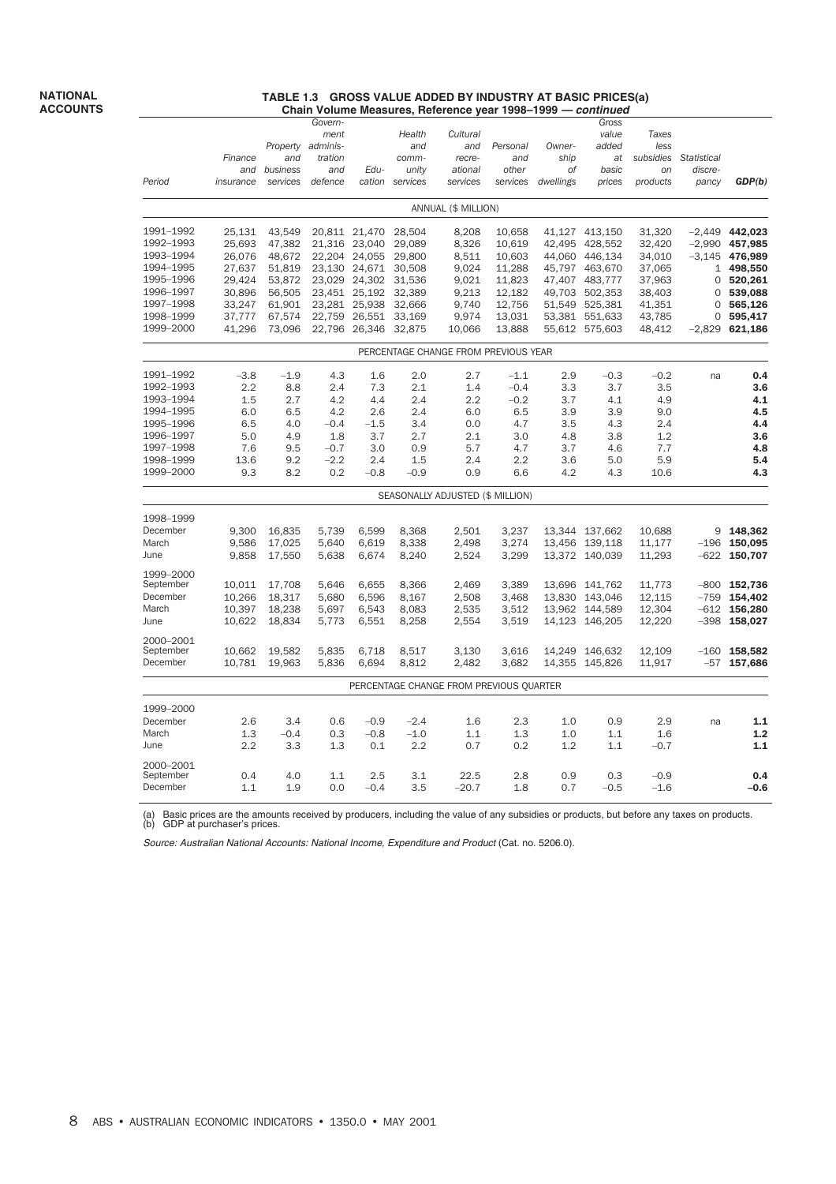## TABLE 1.3 GROSS VALUE ADDED BY INDUSTRY AT BASIC PRICES(a)
### Chain Volume Measures, Reference year 1998–1999 — *continued*

| Period | Finance and insurance | Property and business services | Government administration and defence | Education | Health and community services | Cultural and recreational services | Personal and other services | Ownership of dwellings | Gross value added at basic prices | Taxes less subsidies on products | Statistical discrepancy | GDP(b) |
|---|---|---|---|---|---|---|---|---|---|---|---|---|
| | | | | | | ANNUAL ($ MILLION) | | | | | | |
| 1991–1992 | 25,131 | 43,549 | 20,811 | 21,470 | 28,504 | 8,208 | 10,658 | 41,127 | 413,150 | 31,320 | –2,449 | **442,023** |
| 1992–1993 | 25,693 | 47,382 | 21,316 | 23,040 | 29,089 | 8,326 | 10,619 | 42,495 | 428,552 | 32,420 | –2,990 | **457,985** |
| 1993–1994 | 26,076 | 48,672 | 22,204 | 24,055 | 29,800 | 8,511 | 10,603 | 44,060 | 446,134 | 34,010 | –3,145 | **476,989** |
| 1994–1995 | 27,637 | 51,819 | 23,130 | 24,671 | 30,508 | 9,024 | 11,288 | 45,797 | 463,670 | 37,065 | 1 | **498,550** |
| 1995–1996 | 29,424 | 53,872 | 23,029 | 24,302 | 31,536 | 9,021 | 11,823 | 47,407 | 483,777 | 37,963 | 0 | **520,261** |
| 1996–1997 | 30,896 | 56,505 | 23,451 | 25,192 | 32,389 | 9,213 | 12,182 | 49,703 | 502,353 | 38,403 | 0 | **539,088** |
| 1997–1998 | 33,247 | 61,901 | 23,281 | 25,938 | 32,666 | 9,740 | 12,756 | 51,549 | 525,381 | 41,351 | 0 | **565,126** |
| 1998–1999 | 37,777 | 67,574 | 22,759 | 26,551 | 33,169 | 9,974 | 13,031 | 53,381 | 551,633 | 43,785 | 0 | **595,417** |
| 1999–2000 | 41,296 | 73,096 | 22,796 | 26,346 | 32,875 | 10,066 | 13,888 | 55,612 | 575,603 | 48,412 | –2,829 | **621,186** |
| | | | | | | PERCENTAGE CHANGE FROM PREVIOUS YEAR | | | | | | |
| 1991–1992 | –3.8 | –1.9 | 4.3 | 1.6 | 2.0 | 2.7 | –1.1 | 2.9 | –0.3 | –0.2 | na | **0.4** |
| 1992–1993 | 2.2 | 8.8 | 2.4 | 7.3 | 2.1 | 1.4 | –0.4 | 3.3 | 3.7 | 3.5 | | **3.6** |
| 1993–1994 | 1.5 | 2.7 | 4.2 | 4.4 | 2.4 | 2.2 | –0.2 | 3.7 | 4.1 | 4.9 | | **4.1** |
| 1994–1995 | 6.0 | 6.5 | 4.2 | 2.6 | 2.4 | 6.0 | 6.5 | 3.9 | 3.9 | 9.0 | | **4.5** |
| 1995–1996 | 6.5 | 4.0 | –0.4 | –1.5 | 3.4 | 0.0 | 4.7 | 3.5 | 4.3 | 2.4 | | **4.4** |
| 1996–1997 | 5.0 | 4.9 | 1.8 | 3.7 | 2.7 | 2.1 | 3.0 | 4.8 | 3.8 | 1.2 | | **3.6** |
| 1997–1998 | 7.6 | 9.5 | –0.7 | 3.0 | 0.9 | 5.7 | 4.7 | 3.7 | 4.6 | 7.7 | | **4.8** |
| 1998–1999 | 13.6 | 9.2 | –2.2 | 2.4 | 1.5 | 2.4 | 2.2 | 3.6 | 5.0 | 5.9 | | **5.4** |
| 1999–2000 | 9.3 | 8.2 | 0.2 | –0.8 | –0.9 | 0.9 | 6.6 | 4.2 | 4.3 | 10.6 | | **4.3** |
| | | | | | | SEASONALLY ADJUSTED ($ MILLION) | | | | | | |
| 1998–1999 | | | | | | | | | | | | |
| December | 9,300 | 16,835 | 5,739 | 6,599 | 8,368 | 2,501 | 3,237 | 13,344 | 137,662 | 10,688 | 9 | **148,362** |
| March | 9,586 | 17,025 | 5,640 | 6,619 | 8,338 | 2,498 | 3,274 | 13,456 | 139,118 | 11,177 | –196 | **150,095** |
| June | 9,858 | 17,550 | 5,638 | 6,674 | 8,240 | 2,524 | 3,299 | 13,372 | 140,039 | 11,293 | –622 | **150,707** |
| 1999–2000 | | | | | | | | | | | | |
| September | 10,011 | 17,708 | 5,646 | 6,655 | 8,366 | 2,469 | 3,389 | 13,696 | 141,762 | 11,773 | –800 | **152,736** |
| December | 10,266 | 18,317 | 5,680 | 6,596 | 8,167 | 2,508 | 3,468 | 13,830 | 143,046 | 12,115 | –759 | **154,402** |
| March | 10,397 | 18,238 | 5,697 | 6,543 | 8,083 | 2,535 | 3,512 | 13,962 | 144,589 | 12,304 | –612 | **156,280** |
| June | 10,622 | 18,834 | 5,773 | 6,551 | 8,258 | 2,554 | 3,519 | 14,123 | 146,205 | 12,220 | –398 | **158,027** |
| 2000–2001 | | | | | | | | | | | | |
| September | 10,662 | 19,582 | 5,835 | 6,718 | 8,517 | 3,130 | 3,616 | 14,249 | 146,632 | 12,109 | –160 | **158,582** |
| December | 10,781 | 19,963 | 5,836 | 6,694 | 8,812 | 2,482 | 3,682 | 14,355 | 145,826 | 11,917 | –57 | **157,686** |
| | | | | | | PERCENTAGE CHANGE FROM PREVIOUS QUARTER | | | | | | |
| 1999–2000 | | | | | | | | | | | | |
| December | 2.6 | 3.4 | 0.6 | –0.9 | –2.4 | 1.6 | 2.3 | 1.0 | 0.9 | 2.9 | na | **1.1** |
| March | 1.3 | –0.4 | 0.3 | –0.8 | –1.0 | 1.1 | 1.3 | 1.0 | 1.1 | 1.6 | | **1.2** |
| June | 2.2 | 3.3 | 1.3 | 0.1 | 2.2 | 0.7 | 0.2 | 1.2 | 1.1 | –0.7 | | **1.1** |
| 2000–2001 | | | | | | | | | | | | |
| September | 0.4 | 4.0 | 1.1 | 2.5 | 3.1 | 22.5 | 2.8 | 0.9 | 0.3 | –0.9 | | **0.4** |
| December | 1.1 | 1.9 | 0.0 | –0.4 | 3.5 | –20.7 | 1.8 | 0.7 | –0.5 | –1.6 | | **–0.6** |

(a) Basic prices are the amounts received by producers, including the value of any subsidies or products, but before any taxes on products.
(b) GDP at purchaser's prices.

*Source: Australian National Accounts: National Income, Expenditure and Product* (Cat. no. 5206.0).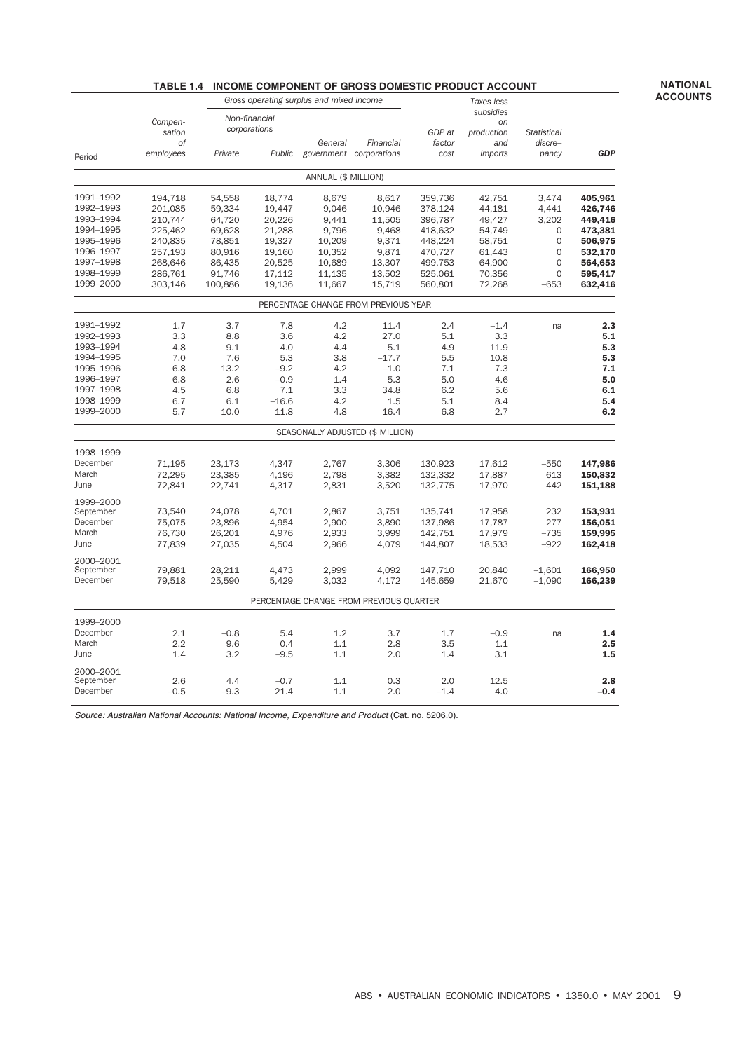## TABLE 1.4 INCOME COMPONENT OF GROSS DOMESTIC PRODUCT ACCOUNT

| Period | Compensation of employees | Gross operating surplus and mixed income: Non-financial corporations: Private | Non-financial corporations: Public | General government | Financial corporations | GDP at factor cost | Taxes less subsidies on production and imports | Statistical discrepancy | GDP |
|---|---|---|---|---|---|---|---|---|---|
| | | | | ANNUAL ($ MILLION) | | | | | |
| 1991–1992 | 194,718 | 54,558 | 18,774 | 8,679 | 8,617 | 359,736 | 42,751 | 3,474 | **405,961** |
| 1992–1993 | 201,085 | 59,334 | 19,447 | 9,046 | 10,946 | 378,124 | 44,181 | 4,441 | **426,746** |
| 1993–1994 | 210,744 | 64,720 | 20,226 | 9,441 | 11,505 | 396,787 | 49,427 | 3,202 | **449,416** |
| 1994–1995 | 225,462 | 69,628 | 21,288 | 9,796 | 9,468 | 418,632 | 54,749 | 0 | **473,381** |
| 1995–1996 | 240,835 | 78,851 | 19,327 | 10,209 | 9,371 | 448,224 | 58,751 | 0 | **506,975** |
| 1996–1997 | 257,193 | 80,916 | 19,160 | 10,352 | 9,871 | 470,727 | 61,443 | 0 | **532,170** |
| 1997–1998 | 268,646 | 86,435 | 20,525 | 10,689 | 13,307 | 499,753 | 64,900 | 0 | **564,653** |
| 1998–1999 | 286,761 | 91,746 | 17,112 | 11,135 | 13,502 | 525,061 | 70,356 | 0 | **595,417** |
| 1999–2000 | 303,146 | 100,886 | 19,136 | 11,667 | 15,719 | 560,801 | 72,268 | –653 | **632,416** |
| | | | | PERCENTAGE CHANGE FROM PREVIOUS YEAR | | | | | |
| 1991–1992 | 1.7 | 3.7 | 7.8 | 4.2 | 11.4 | 2.4 | –1.4 | na | **2.3** |
| 1992–1993 | 3.3 | 8.8 | 3.6 | 4.2 | 27.0 | 5.1 | 3.3 | | **5.1** |
| 1993–1994 | 4.8 | 9.1 | 4.0 | 4.4 | 5.1 | 4.9 | 11.9 | | **5.3** |
| 1994–1995 | 7.0 | 7.6 | 5.3 | 3.8 | –17.7 | 5.5 | 10.8 | | **5.3** |
| 1995–1996 | 6.8 | 13.2 | –9.2 | 4.2 | –1.0 | 7.1 | 7.3 | | **7.1** |
| 1996–1997 | 6.8 | 2.6 | –0.9 | 1.4 | 5.3 | 5.0 | 4.6 | | **5.0** |
| 1997–1998 | 4.5 | 6.8 | 7.1 | 3.3 | 34.8 | 6.2 | 5.6 | | **6.1** |
| 1998–1999 | 6.7 | 6.1 | –16.6 | 4.2 | 1.5 | 5.1 | 8.4 | | **5.4** |
| 1999–2000 | 5.7 | 10.0 | 11.8 | 4.8 | 16.4 | 6.8 | 2.7 | | **6.2** |
| | | | | SEASONALLY ADJUSTED ($ MILLION) | | | | | |
| 1998–1999 | | | | | | | | | |
| December | 71,195 | 23,173 | 4,347 | 2,767 | 3,306 | 130,923 | 17,612 | –550 | **147,986** |
| March | 72,295 | 23,385 | 4,196 | 2,798 | 3,382 | 132,332 | 17,887 | 613 | **150,832** |
| June | 72,841 | 22,741 | 4,317 | 2,831 | 3,520 | 132,775 | 17,970 | 442 | **151,188** |
| 1999–2000 | | | | | | | | | |
| September | 73,540 | 24,078 | 4,701 | 2,867 | 3,751 | 135,741 | 17,958 | 232 | **153,931** |
| December | 75,075 | 23,896 | 4,954 | 2,900 | 3,890 | 137,986 | 17,787 | 277 | **156,051** |
| March | 76,730 | 26,201 | 4,976 | 2,933 | 3,999 | 142,751 | 17,979 | –735 | **159,995** |
| June | 77,839 | 27,035 | 4,504 | 2,966 | 4,079 | 144,807 | 18,533 | –922 | **162,418** |
| 2000–2001 | | | | | | | | | |
| September | 79,881 | 28,211 | 4,473 | 2,999 | 4,092 | 147,710 | 20,840 | –1,601 | **166,950** |
| December | 79,518 | 25,590 | 5,429 | 3,032 | 4,172 | 145,659 | 21,670 | –1,090 | **166,239** |
| | | | | PERCENTAGE CHANGE FROM PREVIOUS QUARTER | | | | | |
| 1999–2000 | | | | | | | | | |
| December | 2.1 | –0.8 | 5.4 | 1.2 | 3.7 | 1.7 | –0.9 | na | **1.4** |
| March | 2.2 | 9.6 | 0.4 | 1.1 | 2.8 | 3.5 | 1.1 | | **2.5** |
| June | 1.4 | 3.2 | –9.5 | 1.1 | 2.0 | 1.4 | 3.1 | | **1.5** |
| 2000–2001 | | | | | | | | | |
| September | 2.6 | 4.4 | –0.7 | 1.1 | 0.3 | 2.0 | 12.5 | | **2.8** |
| December | –0.5 | –9.3 | 21.4 | 1.1 | 2.0 | –1.4 | 4.0 | | **–0.4** |

*Source: Australian National Accounts: National Income, Expenditure and Product* (Cat. no. 5206.0).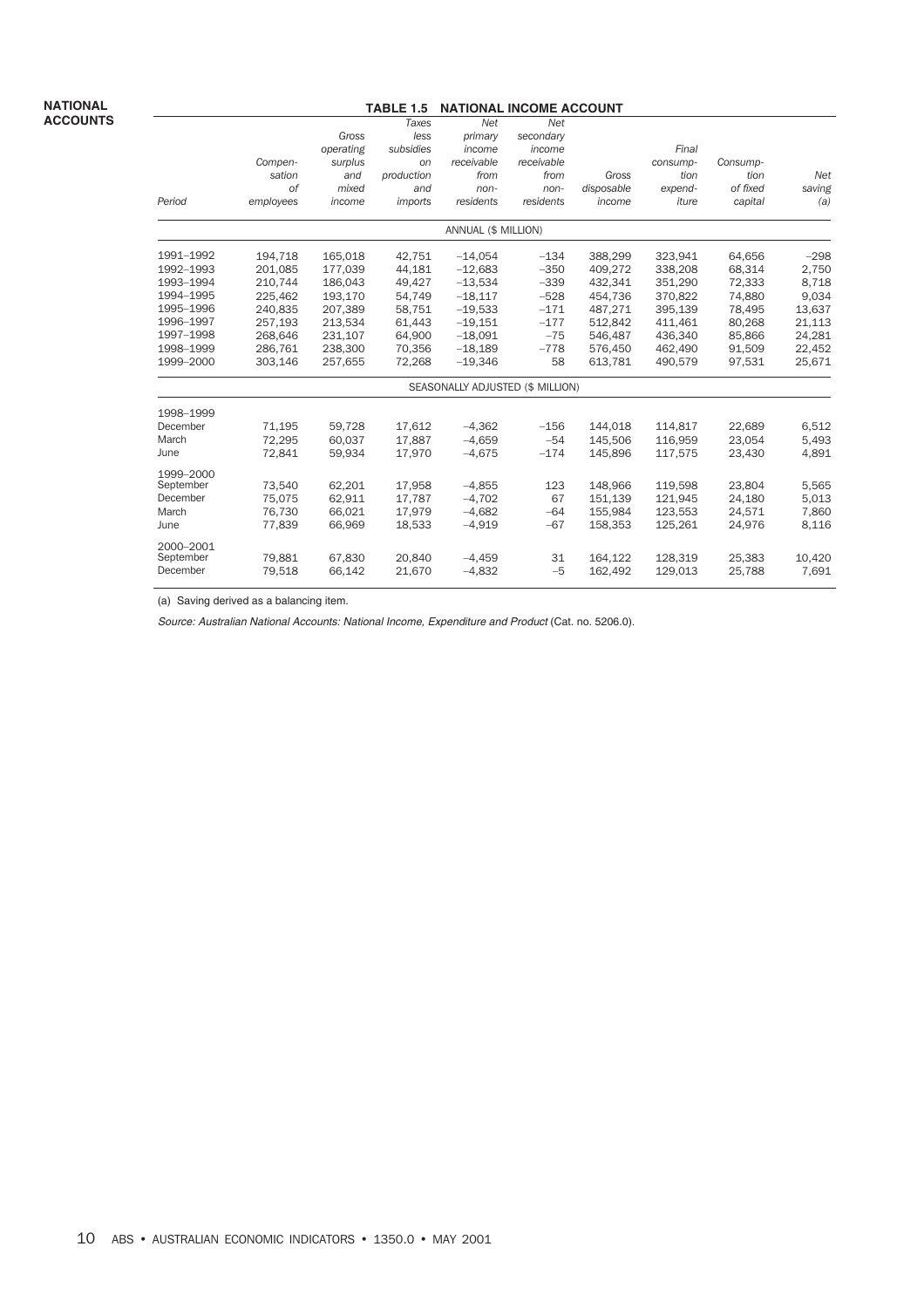## TABLE 1.5 NATIONAL INCOME ACCOUNT

| Period | Compensation of employees | Gross operating surplus and mixed income | Taxes less subsidies on production and imports | Net primary income receivable from non-residents | Net secondary income receivable from non-residents | Gross disposable income | Final consumption expenditure | Consumption of fixed capital | Net saving (a) |
|---|---|---|---|---|---|---|---|---|---|
| | | | | ANNUAL ($ MILLION) | | | | | |
| 1991–1992 | 194,718 | 165,018 | 42,751 | −14,054 | −134 | 388,299 | 323,941 | 64,656 | −298 |
| 1992–1993 | 201,085 | 177,039 | 44,181 | −12,683 | −350 | 409,272 | 338,208 | 68,314 | 2,750 |
| 1993–1994 | 210,744 | 186,043 | 49,427 | −13,534 | −339 | 432,341 | 351,290 | 72,333 | 8,718 |
| 1994–1995 | 225,462 | 193,170 | 54,749 | −18,117 | −528 | 454,736 | 370,822 | 74,880 | 9,034 |
| 1995–1996 | 240,835 | 207,389 | 58,751 | −19,533 | −171 | 487,271 | 395,139 | 78,495 | 13,637 |
| 1996–1997 | 257,193 | 213,534 | 61,443 | −19,151 | −177 | 512,842 | 411,461 | 80,268 | 21,113 |
| 1997–1998 | 268,646 | 231,107 | 64,900 | −18,091 | −75 | 546,487 | 436,340 | 85,866 | 24,281 |
| 1998–1999 | 286,761 | 238,300 | 70,356 | −18,189 | −778 | 576,450 | 462,490 | 91,509 | 22,452 |
| 1999–2000 | 303,146 | 257,655 | 72,268 | −19,346 | 58 | 613,781 | 490,579 | 97,531 | 25,671 |
| | | | | SEASONALLY ADJUSTED ($ MILLION) | | | | | |
| 1998–1999 | | | | | | | | | |
| December | 71,195 | 59,728 | 17,612 | −4,362 | −156 | 144,018 | 114,817 | 22,689 | 6,512 |
| March | 72,295 | 60,037 | 17,887 | −4,659 | −54 | 145,506 | 116,959 | 23,054 | 5,493 |
| June | 72,841 | 59,934 | 17,970 | −4,675 | −174 | 145,896 | 117,575 | 23,430 | 4,891 |
| 1999–2000 | | | | | | | | | |
| September | 73,540 | 62,201 | 17,958 | −4,855 | 123 | 148,966 | 119,598 | 23,804 | 5,565 |
| December | 75,075 | 62,911 | 17,787 | −4,702 | 67 | 151,139 | 121,945 | 24,180 | 5,013 |
| March | 76,730 | 66,021 | 17,979 | −4,682 | −64 | 155,984 | 123,553 | 24,571 | 7,860 |
| June | 77,839 | 66,969 | 18,533 | −4,919 | −67 | 158,353 | 125,261 | 24,976 | 8,116 |
| 2000–2001 | | | | | | | | | |
| September | 79,881 | 67,830 | 20,840 | −4,459 | 31 | 164,122 | 128,319 | 25,383 | 10,420 |
| December | 79,518 | 66,142 | 21,670 | −4,832 | −5 | 162,492 | 129,013 | 25,788 | 7,691 |

(a) Saving derived as a balancing item.

*Source: Australian National Accounts: National Income, Expenditure and Product* (Cat. no. 5206.0).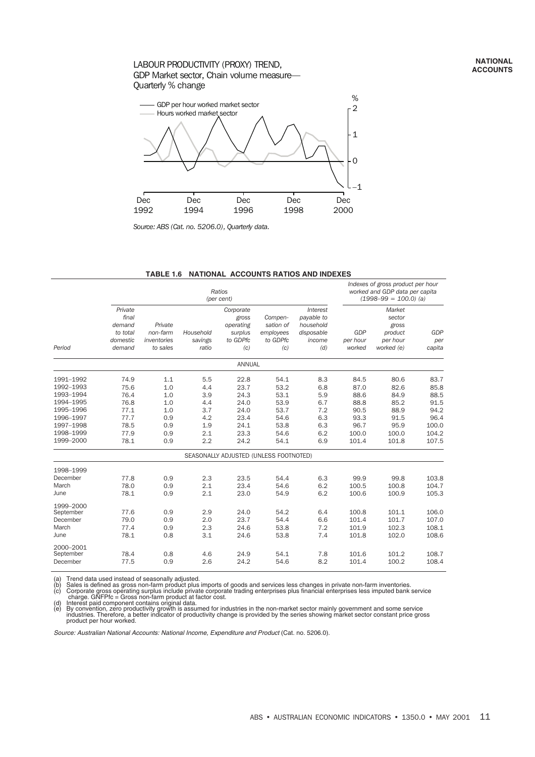LABOUR PRODUCTIVITY (PROXY) TREND,
GDP Market sector, Chain volume measure—
Quarterly % change

GDP per hour worked market sector
Hours worked market sector

%
2
1
0
–1

Dec 1992
Dec 1994
Dec 1996
Dec 1998
Dec 2000

*Source: ABS (Cat. no. 5206.0), Quarterly data.*

## TABLE 1.6 NATIONAL ACCOUNTS RATIOS AND INDEXES

| | Ratios (per cent) | | | | | | Indexes of gross product per hour worked and GDP data per capita (1998–99 = 100.0) (a) | | |
|---|---|---|---|---|---|---|---|---|---|
| Period | Private final demand to total domestic demand | Private non-farm inventories to sales | Household savings ratio | Corporate gross operating surplus to GDPfc (c) | Compensation of employees to GDPfc (c) | Interest payable to household disposable income (d) | GDP per hour worked | Market sector gross product per hour worked (e) | GDP per capita |
| | | | | ANNUAL | | | | | |
| 1991–1992 | 74.9 | 1.1 | 5.5 | 22.8 | 54.1 | 8.3 | 84.5 | 80.6 | 83.7 |
| 1992–1993 | 75.6 | 1.0 | 4.4 | 23.7 | 53.2 | 6.8 | 87.0 | 82.6 | 85.8 |
| 1993–1994 | 76.4 | 1.0 | 3.9 | 24.3 | 53.1 | 5.9 | 88.6 | 84.9 | 88.5 |
| 1994–1995 | 76.8 | 1.0 | 4.4 | 24.0 | 53.9 | 6.7 | 88.8 | 85.2 | 91.5 |
| 1995–1996 | 77.1 | 1.0 | 3.7 | 24.0 | 53.7 | 7.2 | 90.5 | 88.9 | 94.2 |
| 1996–1997 | 77.7 | 0.9 | 4.2 | 23.4 | 54.6 | 6.3 | 93.3 | 91.5 | 96.4 |
| 1997–1998 | 78.5 | 0.9 | 1.9 | 24.1 | 53.8 | 6.3 | 96.7 | 95.9 | 100.0 |
| 1998–1999 | 77.9 | 0.9 | 2.1 | 23.3 | 54.6 | 6.2 | 100.0 | 100.0 | 104.2 |
| 1999–2000 | 78.1 | 0.9 | 2.2 | 24.2 | 54.1 | 6.9 | 101.4 | 101.8 | 107.5 |
| | | | SEASONALLY ADJUSTED (UNLESS FOOTNOTED) | | | | | | |
| 1998–1999 | | | | | | | | | |
| December | 77.8 | 0.9 | 2.3 | 23.5 | 54.4 | 6.3 | 99.9 | 99.8 | 103.8 |
| March | 78.0 | 0.9 | 2.1 | 23.4 | 54.6 | 6.2 | 100.5 | 100.8 | 104.7 |
| June | 78.1 | 0.9 | 2.1 | 23.0 | 54.9 | 6.2 | 100.6 | 100.9 | 105.3 |
| 1999–2000 | | | | | | | | | |
| September | 77.6 | 0.9 | 2.9 | 24.0 | 54.2 | 6.4 | 100.8 | 101.1 | 106.0 |
| December | 79.0 | 0.9 | 2.0 | 23.7 | 54.4 | 6.6 | 101.4 | 101.7 | 107.0 |
| March | 77.4 | 0.9 | 2.3 | 24.6 | 53.8 | 7.2 | 101.9 | 102.3 | 108.1 |
| June | 78.1 | 0.8 | 3.1 | 24.6 | 53.8 | 7.4 | 101.8 | 102.0 | 108.6 |
| 2000–2001 | | | | | | | | | |
| September | 78.4 | 0.8 | 4.6 | 24.9 | 54.1 | 7.8 | 101.6 | 101.2 | 108.7 |
| December | 77.5 | 0.9 | 2.6 | 24.2 | 54.6 | 8.2 | 101.4 | 100.2 | 108.4 |

(a) Trend data used instead of seasonally adjusted.
(b) Sales is defined as gross non-farm product plus imports of goods and services less changes in private non-farm inventories.
(c) Corporate gross operating surplus include private corporate trading enterprises plus financial enterprises less imputed bank service charge. GNFPfc = Gross non-farm product at factor cost.
(d) Interest paid component contains original data.
(e) By convention, zero productivity growth is assumed for industries in the non-market sector mainly government and some service industries. Therefore, a better indicator of productivity change is provided by the series showing market sector constant price gross product per hour worked.

*Source: Australian National Accounts: National Income, Expenditure and Product* (Cat. no. 5206.0).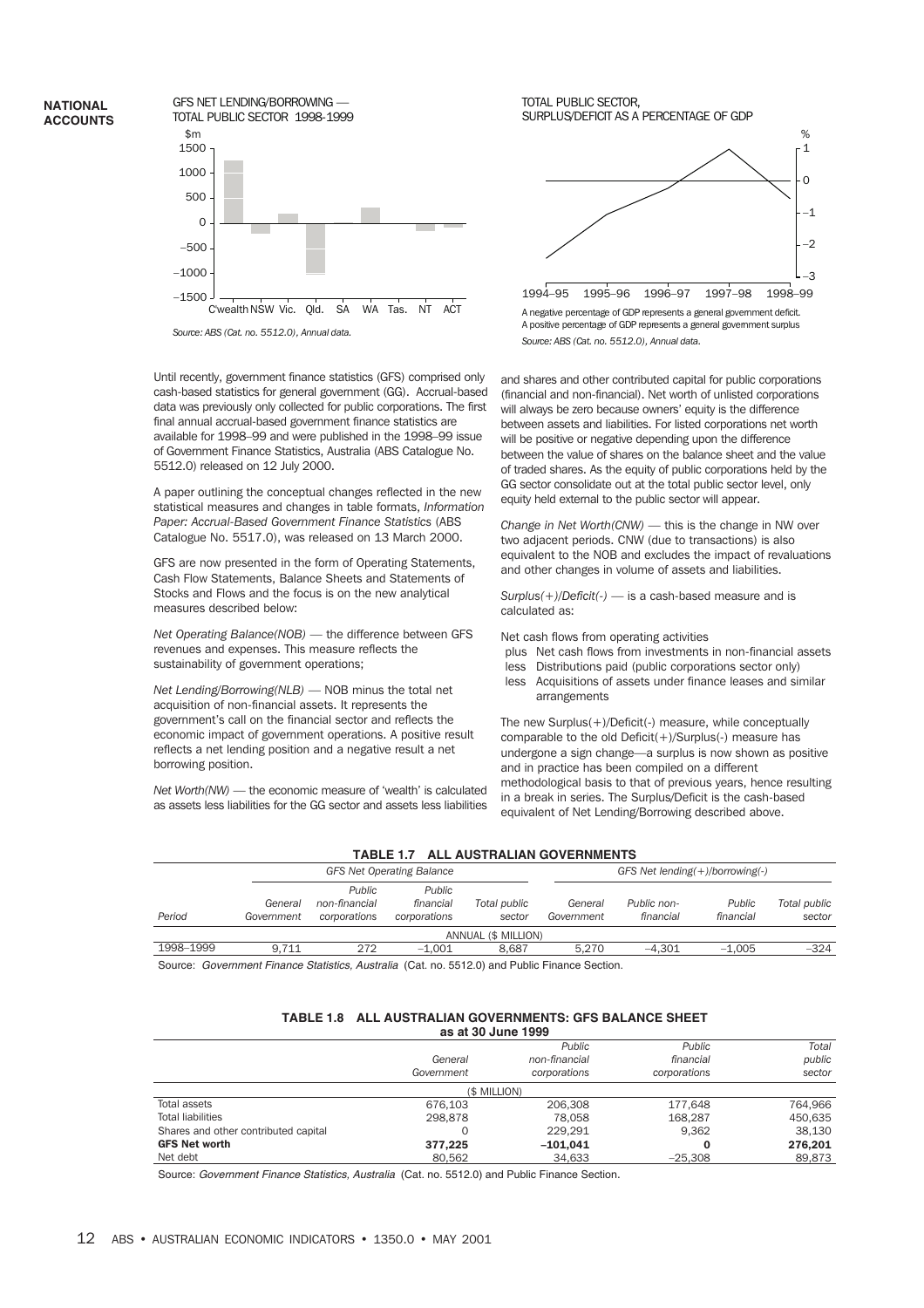NATIONAL ACCOUNTS

GFS NET LENDING/BORROWING — TOTAL PUBLIC SECTOR 1998-1999

$m

1500
1000
500
0
–500
–1000
–1500

C'wealth NSW Vic. Qld. SA WA Tas. NT ACT

*Source: ABS (Cat. no. 5512.0), Annual data.*

TOTAL PUBLIC SECTOR, SURPLUS/DEFICIT AS A PERCENTAGE OF GDP

%

1
0
–1
–2
–3

1994–95 1995–96 1996–97 1997–98 1998–99

A negative percentage of GDP represents a general government deficit.
A positive percentage of GDP represents a general government surplus

*Source: ABS (Cat. no. 5512.0), Annual data.*

Until recently, government finance statistics (GFS) comprised only cash-based statistics for general government (GG). Accrual-based data was previously only collected for public corporations. The first final annual accrual-based government finance statistics are available for 1998–99 and were published in the 1998–99 issue of Government Finance Statistics, Australia (ABS Catalogue No. 5512.0) released on 12 July 2000.

A paper outlining the conceptual changes reflected in the new statistical measures and changes in table formats, *Information Paper: Accrual-Based Government Finance Statistics* (ABS Catalogue No. 5517.0), was released on 13 March 2000.

GFS are now presented in the form of Operating Statements, Cash Flow Statements, Balance Sheets and Statements of Stocks and Flows and the focus is on the new analytical measures described below:

*Net Operating Balance(NOB)* — the difference between GFS revenues and expenses. This measure reflects the sustainability of government operations;

*Net Lending/Borrowing(NLB)* — NOB minus the total net acquisition of non-financial assets. It represents the government's call on the financial sector and reflects the economic impact of government operations. A positive result reflects a net lending position and a negative result a net borrowing position.

*Net Worth(NW)* — the economic measure of 'wealth' is calculated as assets less liabilities for the GG sector and assets less liabilities and shares and other contributed capital for public corporations (financial and non-financial). Net worth of unlisted corporations will always be zero because owners' equity is the difference between assets and liabilities. For listed corporations net worth will be positive or negative depending upon the difference between the value of shares on the balance sheet and the value of traded shares. As the equity of public corporations held by the GG sector consolidate out at the total public sector level, only equity held external to the public sector will appear.

*Change in Net Worth(CNW)* — this is the change in NW over two adjacent periods. CNW (due to transactions) is also equivalent to the NOB and excludes the impact of revaluations and other changes in volume of assets and liabilities.

*Surplus(+)/Deficit(-)* — is a cash-based measure and is calculated as:

Net cash flows from operating activities
plus Net cash flows from investments in non-financial assets
less Distributions paid (public corporations sector only)
less Acquisitions of assets under finance leases and similar arrangements

The new Surplus(+)/Deficit(-) measure, while conceptually comparable to the old Deficit(+)/Surplus(-) measure has undergone a sign change—a surplus is now shown as positive and in practice has been compiled on a different methodological basis to that of previous years, hence resulting in a break in series. The Surplus/Deficit is the cash-based equivalent of Net Lending/Borrowing described above.

**TABLE 1.7 ALL AUSTRALIAN GOVERNMENTS**

| | *GFS Net Operating Balance* | | | | *GFS Net lending(+)/borrowing(-)* | | | |
|---|---|---|---|---|---|---|---|---|
| *Period* | *General Government* | *Public non-financial corporations* | *Public financial corporations* | *Total public sector* | *General Government* | *Public non-financial* | *Public financial* | *Total public sector* |
| | | | | ANNUAL ($ MILLION) | | | | |
| 1998–1999 | 9,711 | 272 | –1,001 | 8,687 | 5,270 | –4,301 | –1,005 | –324 |

Source: *Government Finance Statistics, Australia* (Cat. no. 5512.0) and Public Finance Section.

**TABLE 1.8 ALL AUSTRALIAN GOVERNMENTS: GFS BALANCE SHEET as at 30 June 1999**

| | *General Government* | *Public non-financial corporations* | *Public financial corporations* | *Total public sector* |
|---|---|---|---|---|
| | | ($ MILLION) | | |
| Total assets | 676,103 | 206,308 | 177,648 | 764,966 |
| Total liabilities | 298,878 | 78,058 | 168,287 | 450,635 |
| Shares and other contributed capital | 0 | 229,291 | 9,362 | 38,130 |
| **GFS Net worth** | **377,225** | **–101,041** | **0** | **276,201** |
| Net debt | 80,562 | 34,633 | –25,308 | 89,873 |

Source: *Government Finance Statistics, Australia* (Cat. no. 5512.0) and Public Finance Section.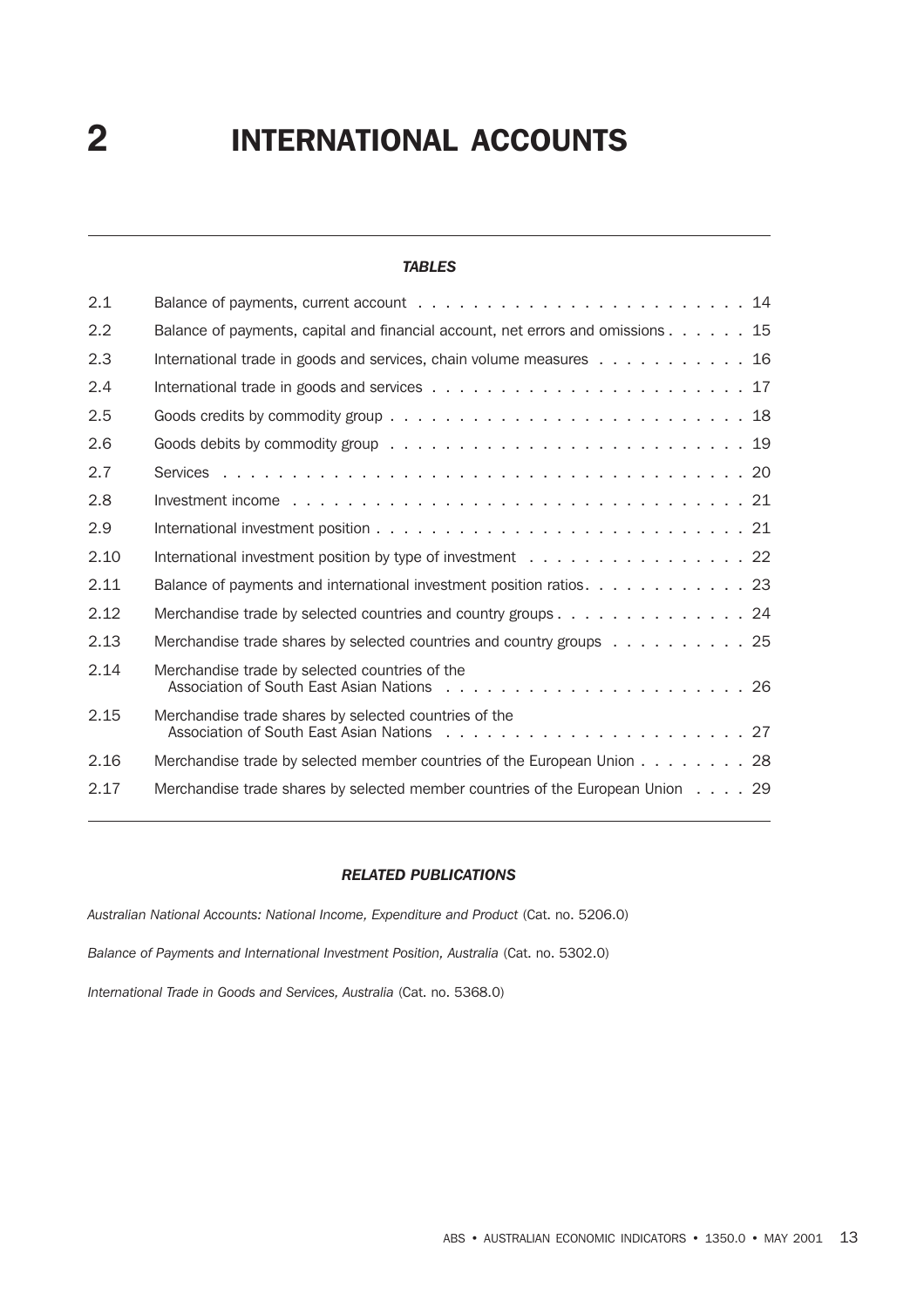# 2 INTERNATIONAL ACCOUNTS

## *TABLES*

| | | |
|---|---|---|
| 2.1 | Balance of payments, current account | 14 |
| 2.2 | Balance of payments, capital and financial account, net errors and omissions | 15 |
| 2.3 | International trade in goods and services, chain volume measures | 16 |
| 2.4 | International trade in goods and services | 17 |
| 2.5 | Goods credits by commodity group | 18 |
| 2.6 | Goods debits by commodity group | 19 |
| 2.7 | Services | 20 |
| 2.8 | Investment income | 21 |
| 2.9 | International investment position | 21 |
| 2.10 | International investment position by type of investment | 22 |
| 2.11 | Balance of payments and international investment position ratios | 23 |
| 2.12 | Merchandise trade by selected countries and country groups | 24 |
| 2.13 | Merchandise trade shares by selected countries and country groups | 25 |
| 2.14 | Merchandise trade by selected countries of the Association of South East Asian Nations | 26 |
| 2.15 | Merchandise trade shares by selected countries of the Association of South East Asian Nations | 27 |
| 2.16 | Merchandise trade by selected member countries of the European Union | 28 |
| 2.17 | Merchandise trade shares by selected member countries of the European Union | 29 |

## *RELATED PUBLICATIONS*

*Australian National Accounts: National Income, Expenditure and Product* (Cat. no. 5206.0)

*Balance of Payments and International Investment Position, Australia* (Cat. no. 5302.0)

*International Trade in Goods and Services, Australia* (Cat. no. 5368.0)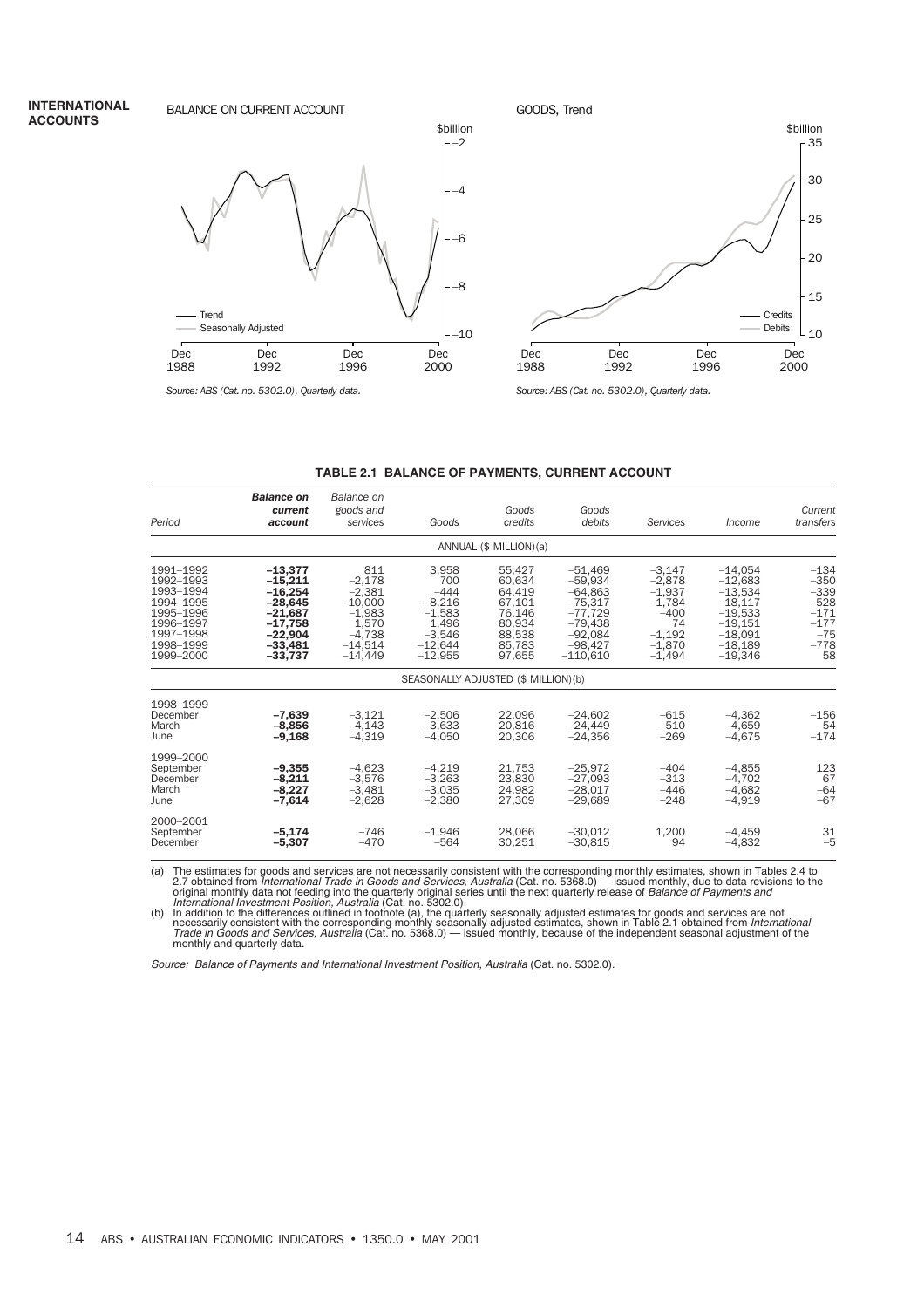**INTERNATIONAL ACCOUNTS**

BALANCE ON CURRENT ACCOUNT

$billion
−2
−4
−6
−8
−10
Dec 1988
Dec 1992
Dec 1996
Dec 2000
Trend
Seasonally Adjusted

Source: ABS (Cat. no. 5302.0), Quarterly data.

GOODS, Trend

$billion
35
30
25
20
15
10
Dec 1988
Dec 1992
Dec 1996
Dec 2000
Credits
Debits

Source: ABS (Cat. no. 5302.0), Quarterly data.

**TABLE 2.1 BALANCE OF PAYMENTS, CURRENT ACCOUNT**

| Period | ***Balance on current account*** | *Balance on goods and services* | Goods | Goods credits | Goods debits | Services | Income | Current transfers |
|---|---|---|---|---|---|---|---|---|
| | | | | ANNUAL ($ MILLION)(a) | | | | |
| 1991–1992 | **–13,377** | 811 | 3,958 | 55,427 | –51,469 | –3,147 | –14,054 | –134 |
| 1992–1993 | **–15,211** | –2,178 | 700 | 60,634 | –59,934 | –2,878 | –12,683 | –350 |
| 1993–1994 | **–16,254** | –2,381 | –444 | 64,419 | –64,863 | –1,937 | –13,534 | –339 |
| 1994–1995 | **–28,645** | –10,000 | –8,216 | 67,101 | –75,317 | –1,784 | –18,117 | –528 |
| 1995–1996 | **–21,687** | –1,983 | –1,583 | 76,146 | –77,729 | –400 | –19,533 | –171 |
| 1996–1997 | **–17,758** | 1,570 | 1,496 | 80,934 | –79,438 | 74 | –19,151 | –177 |
| 1997–1998 | **–22,904** | –4,738 | –3,546 | 88,538 | –92,084 | –1,192 | –18,091 | –75 |
| 1998–1999 | **–33,481** | –14,514 | –12,644 | 85,783 | –98,427 | –1,870 | –18,189 | –778 |
| 1999–2000 | **–33,737** | –14,449 | –12,955 | 97,655 | –110,610 | –1,494 | –19,346 | 58 |
| | | | SEASONALLY ADJUSTED ($ MILLION)(b) | | | | | |
| 1998–1999 | | | | | | | | |
| December | **–7,639** | –3,121 | –2,506 | 22,096 | –24,602 | –615 | –4,362 | –156 |
| March | **–8,856** | –4,143 | –3,633 | 20,816 | –24,449 | –510 | –4,659 | –54 |
| June | **–9,168** | –4,319 | –4,050 | 20,306 | –24,356 | –269 | –4,675 | –174 |
| 1999–2000 | | | | | | | | |
| September | **–9,355** | –4,623 | –4,219 | 21,753 | –25,972 | –404 | –4,855 | 123 |
| December | **–8,211** | –3,576 | –3,263 | 23,830 | –27,093 | –313 | –4,702 | 67 |
| March | **–8,227** | –3,481 | –3,035 | 24,982 | –28,017 | –446 | –4,682 | –64 |
| June | **–7,614** | –2,628 | –2,380 | 27,309 | –29,689 | –248 | –4,919 | –67 |
| 2000–2001 | | | | | | | | |
| September | **–5,174** | –746 | –1,946 | 28,066 | –30,012 | 1,200 | –4,459 | 31 |
| December | **–5,307** | –470 | –564 | 30,251 | –30,815 | 94 | –4,832 | –5 |

(a) The estimates for goods and services are not necessarily consistent with the corresponding monthly estimates, shown in Tables 2.4 to 2.7 obtained from *International Trade in Goods and Services, Australia* (Cat. no. 5368.0) — issued monthly, due to data revisions to the original monthly data not feeding into the quarterly original series until the next quarterly release of *Balance of Payments and International Investment Position, Australia* (Cat. no. 5302.0).

(b) In addition to the differences outlined in footnote (a), the quarterly seasonally adjusted estimates for goods and services are not necessarily consistent with the corresponding monthly seasonally adjusted estimates, shown in Table 2.1 obtained from *International Trade in Goods and Services, Australia* (Cat. no. 5368.0) — issued monthly, because of the independent seasonal adjustment of the monthly and quarterly data.

*Source: Balance of Payments and International Investment Position, Australia* (Cat. no. 5302.0).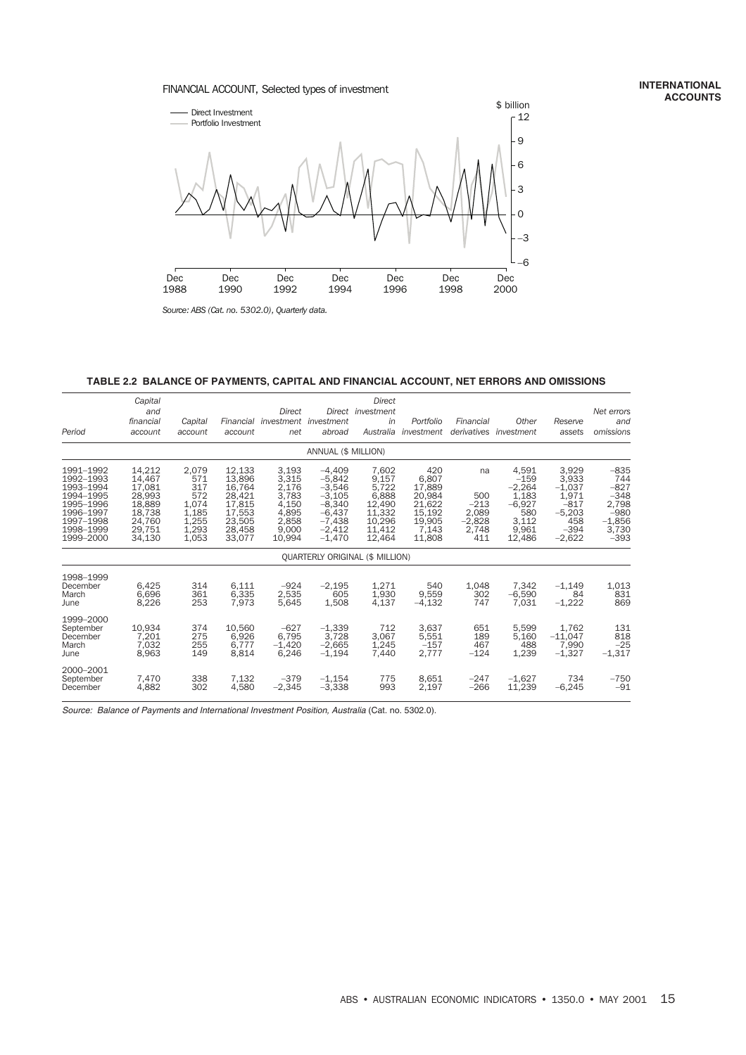FINANCIAL ACCOUNT, Selected types of investment

Direct Investment
Portfolio Investment

$ billion
12
9
6
3
0
–3
–6

Dec 1988
Dec 1990
Dec 1992
Dec 1994
Dec 1996
Dec 1998
Dec 2000

*Source: ABS (Cat. no. 5302.0), Quarterly data.*

**TABLE 2.2 BALANCE OF PAYMENTS, CAPITAL AND FINANCIAL ACCOUNT, NET ERRORS AND OMISSIONS**

| Period | Capital and financial account | Capital account | Financial account | Direct investment net | Direct investment abroad | Direct investment in Australia | Portfolio investment | Financial derivatives | Other investment | Reserve assets | Net errors and omissions |
|---|---|---|---|---|---|---|---|---|---|---|---|
| | | | | | ANNUAL ($ MILLION) | | | | | | |
| 1991–1992 | 14,212 | 2,079 | 12,133 | 3,193 | –4,409 | 7,602 | 420 | na | 4,591 | 3,929 | –835 |
| 1992–1993 | 14,467 | 571 | 13,896 | 3,315 | –5,842 | 9,157 | 6,807 | | –159 | 3,933 | 744 |
| 1993–1994 | 17,081 | 317 | 16,764 | 2,176 | –3,546 | 5,722 | 17,889 | | –2,264 | –1,037 | –827 |
| 1994–1995 | 28,993 | 572 | 28,421 | 3,783 | –3,105 | 6,888 | 20,984 | 500 | 1,183 | 1,971 | –348 |
| 1995–1996 | 18,889 | 1,074 | 17,815 | 4,150 | –8,340 | 12,490 | 21,622 | –213 | –6,927 | –817 | 2,798 |
| 1996–1997 | 18,738 | 1,185 | 17,553 | 4,895 | –6,437 | 11,332 | 15,192 | 2,089 | 580 | –5,203 | –980 |
| 1997–1998 | 24,760 | 1,255 | 23,505 | 2,858 | –7,438 | 10,296 | 19,905 | –2,828 | 3,112 | 458 | –1,856 |
| 1998–1999 | 29,751 | 1,293 | 28,458 | 9,000 | –2,412 | 11,412 | 7,143 | 2,748 | 9,961 | –394 | 3,730 |
| 1999–2000 | 34,130 | 1,053 | 33,077 | 10,994 | –1,470 | 12,464 | 11,808 | 411 | 12,486 | –2,622 | –393 |
| | | | | | QUARTERLY ORIGINAL ($ MILLION) | | | | | | |
| 1998–1999 | | | | | | | | | | | |
| December | 6,425 | 314 | 6,111 | –924 | –2,195 | 1,271 | 540 | 1,048 | 7,342 | –1,149 | 1,013 |
| March | 6,696 | 361 | 6,335 | 2,535 | 605 | 1,930 | 9,559 | 302 | –6,590 | 84 | 831 |
| June | 8,226 | 253 | 7,973 | 5,645 | 1,508 | 4,137 | –4,132 | 747 | 7,031 | –1,222 | 869 |
| 1999–2000 | | | | | | | | | | | |
| September | 10,934 | 374 | 10,560 | –627 | –1,339 | 712 | 3,637 | 651 | 5,599 | 1,762 | 131 |
| December | 7,201 | 275 | 6,926 | 6,795 | 3,728 | 3,067 | 5,551 | 189 | 5,160 | –11,047 | 818 |
| March | 7,032 | 255 | 6,777 | –1,420 | –2,665 | 1,245 | –157 | 467 | 488 | 7,990 | –25 |
| June | 8,963 | 149 | 8,814 | 6,246 | –1,194 | 7,440 | 2,777 | –124 | 1,239 | –1,327 | –1,317 |
| 2000–2001 | | | | | | | | | | | |
| September | 7,470 | 338 | 7,132 | –379 | –1,154 | 775 | 8,651 | –247 | –1,627 | 734 | –750 |
| December | 4,882 | 302 | 4,580 | –2,345 | –3,338 | 993 | 2,197 | –266 | 11,239 | –6,245 | –91 |

*Source: Balance of Payments and International Investment Position, Australia* (Cat. no. 5302.0).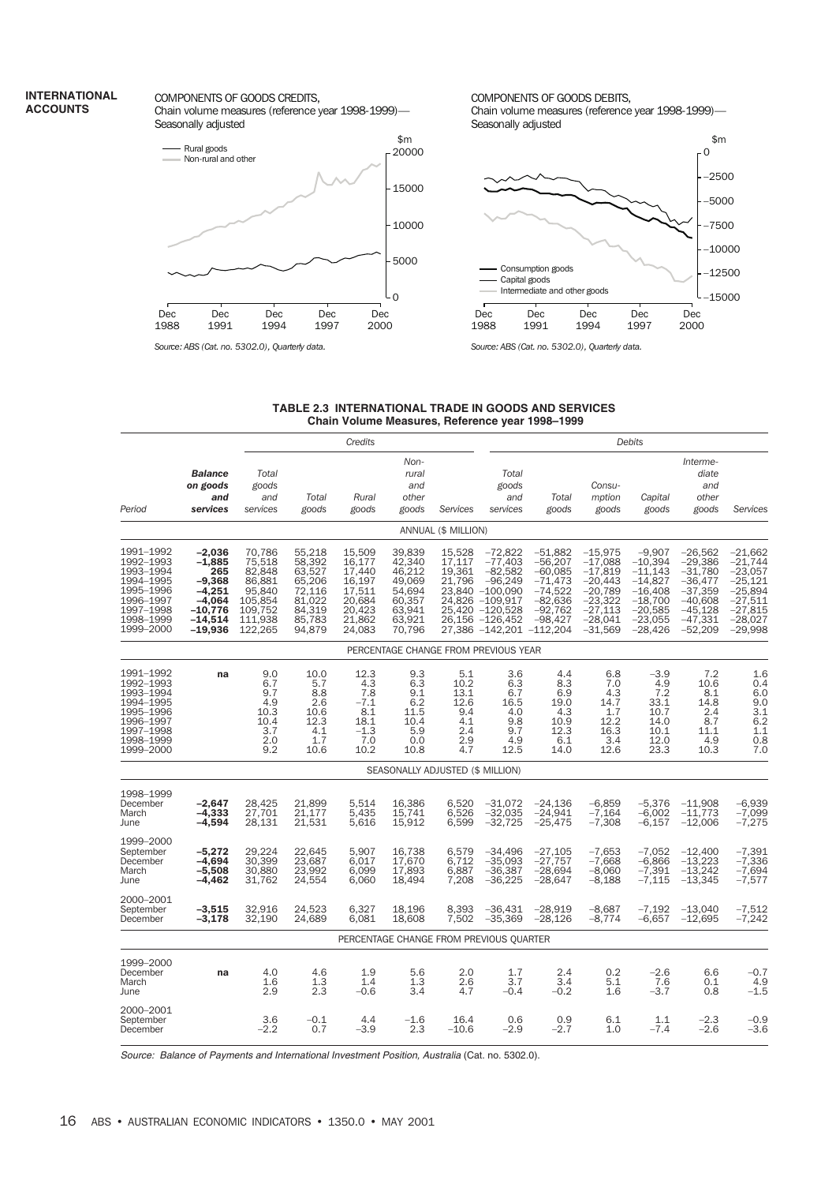**INTERNATIONAL ACCOUNTS**

COMPONENTS OF GOODS CREDITS,
Chain volume measures (reference year 1998-1999)—
Seasonally adjusted

Rural goods
Non-rural and other

$m
20000
15000
10000
5000
0

Dec 1988
Dec 1991
Dec 1994
Dec 1997
Dec 2000

*Source: ABS (Cat. no. 5302.0), Quarterly data.*

COMPONENTS OF GOODS DEBITS,
Chain volume measures (reference year 1998-1999)—
Seasonally adjusted

$m
0
–2500
–5000
–7500
–10000
–12500
–15000

Consumption goods
Capital goods
Intermediate and other goods

Dec 1988
Dec 1991
Dec 1994
Dec 1997
Dec 2000

*Source: ABS (Cat. no. 5302.0), Quarterly data.*

**TABLE 2.3 INTERNATIONAL TRADE IN GOODS AND SERVICES**
**Chain Volume Measures, Reference year 1998–1999**

| | | *Credits* | | | | | *Debits* | | | | | |
|---|---|---|---|---|---|---|---|---|---|---|---|---|
| *Period* | ***Balance on goods and services*** | *Total goods and services* | *Total goods* | *Rural goods* | *Non-rural and other goods* | *Services* | *Total goods and services* | *Total goods* | *Consumption goods* | *Capital goods* | *Intermediate and other goods* | *Services* |
| | | | | | ANNUAL ($ MILLION) | | | | | | | |
| 1991–1992 | **–2,036** | 70,786 | 55,218 | 15,509 | 39,839 | 15,528 | –72,822 | –51,882 | –15,975 | –9,907 | –26,562 | –21,662 |
| 1992–1993 | **–1,885** | 75,518 | 58,392 | 16,177 | 42,340 | 17,117 | –77,403 | –56,207 | –17,088 | –10,394 | –29,386 | –21,744 |
| 1993–1994 | **265** | 82,848 | 63,527 | 17,440 | 46,212 | 19,361 | –82,582 | –60,085 | –17,819 | –11,143 | –31,780 | –23,057 |
| 1994–1995 | **–9,368** | 86,881 | 65,206 | 16,197 | 49,069 | 21,796 | –96,249 | –71,473 | –20,443 | –14,827 | –36,477 | –25,121 |
| 1995–1996 | **–4,251** | 95,840 | 72,116 | 17,511 | 54,694 | 23,840 | –100,090 | –74,522 | –20,789 | –16,408 | –37,359 | –25,894 |
| 1996–1997 | **–4,064** | 105,854 | 81,022 | 20,684 | 60,357 | 24,826 | –109,917 | –82,636 | –23,322 | –18,700 | –40,608 | –27,511 |
| 1997–1998 | **–10,776** | 109,752 | 84,319 | 20,423 | 63,941 | 25,420 | –120,528 | –92,762 | –27,113 | –20,585 | –45,128 | –27,815 |
| 1998–1999 | **–14,514** | 111,938 | 85,783 | 21,862 | 63,921 | 26,156 | –126,452 | –98,427 | –28,041 | –23,055 | –47,331 | –28,027 |
| 1999–2000 | **–19,936** | 122,265 | 94,879 | 24,083 | 70,796 | 27,386 | –142,201 | –112,204 | –31,569 | –28,426 | –52,209 | –29,998 |
| | | | | | PERCENTAGE CHANGE FROM PREVIOUS YEAR | | | | | | | |
| 1991–1992 | **na** | 9.0 | 10.0 | 12.3 | 9.3 | 5.1 | 3.6 | 4.4 | 6.8 | –3.9 | 7.2 | 1.6 |
| 1992–1993 | | 6.7 | 5.7 | 4.3 | 6.3 | 10.2 | 6.3 | 8.3 | 7.0 | 4.9 | 10.6 | 0.4 |
| 1993–1994 | | 9.7 | 8.8 | 7.8 | 9.1 | 13.1 | 6.7 | 6.9 | 4.3 | 7.2 | 8.1 | 6.0 |
| 1994–1995 | | 4.9 | 2.6 | –7.1 | 6.2 | 12.6 | 16.5 | 19.0 | 14.7 | 33.1 | 14.8 | 9.0 |
| 1995–1996 | | 10.3 | 10.6 | 8.1 | 11.5 | 9.4 | 4.0 | 4.3 | 1.7 | 10.7 | 2.4 | 3.1 |
| 1996–1997 | | 10.4 | 12.3 | 18.1 | 10.4 | 4.1 | 9.8 | 10.9 | 12.2 | 14.0 | 8.7 | 6.2 |
| 1997–1998 | | 3.7 | 4.1 | –1.3 | 5.9 | 2.4 | 9.7 | 12.3 | 16.3 | 10.1 | 11.1 | 1.1 |
| 1998–1999 | | 2.0 | 1.7 | 7.0 | 0.0 | 2.9 | 4.9 | 6.1 | 3.4 | 12.0 | 4.9 | 0.8 |
| 1999–2000 | | 9.2 | 10.6 | 10.2 | 10.8 | 4.7 | 12.5 | 14.0 | 12.6 | 23.3 | 10.3 | 7.0 |
| | | | | | SEASONALLY ADJUSTED ($ MILLION) | | | | | | | |
| 1998–1999 | | | | | | | | | | | | |
| December | **–2,647** | 28,425 | 21,899 | 5,514 | 16,386 | 6,520 | –31,072 | –24,136 | –6,859 | –5,376 | –11,908 | –6,939 |
| March | **–4,333** | 27,701 | 21,177 | 5,435 | 15,741 | 6,526 | –32,035 | –24,941 | –7,164 | –6,002 | –11,773 | –7,099 |
| June | **–4,594** | 28,131 | 21,531 | 5,616 | 15,912 | 6,599 | –32,725 | –25,475 | –7,308 | –6,157 | –12,006 | –7,275 |
| 1999–2000 | | | | | | | | | | | | |
| September | **–5,272** | 29,224 | 22,645 | 5,907 | 16,738 | 6,579 | –34,496 | –27,105 | –7,653 | –7,052 | –12,400 | –7,391 |
| December | **–4,694** | 30,399 | 23,687 | 6,017 | 17,670 | 6,712 | –35,093 | –27,757 | –7,668 | –6,866 | –13,223 | –7,336 |
| March | **–5,508** | 30,880 | 23,992 | 6,099 | 17,893 | 6,887 | –36,387 | –28,694 | –8,060 | –7,391 | –13,242 | –7,694 |
| June | **–4,462** | 31,762 | 24,554 | 6,060 | 18,494 | 7,208 | –36,225 | –28,647 | –8,188 | –7,115 | –13,345 | –7,577 |
| 2000–2001 | | | | | | | | | | | | |
| September | **–3,515** | 32,916 | 24,523 | 6,327 | 18,196 | 8,393 | –36,431 | –28,919 | –8,687 | –7,192 | –13,040 | –7,512 |
| December | **–3,178** | 32,190 | 24,689 | 6,081 | 18,608 | 7,502 | –35,369 | –28,126 | –8,774 | –6,657 | –12,695 | –7,242 |
| | | | | | PERCENTAGE CHANGE FROM PREVIOUS QUARTER | | | | | | | |
| 1999–2000 | | | | | | | | | | | | |
| December | **na** | 4.0 | 4.6 | 1.9 | 5.6 | 2.0 | 1.7 | 2.4 | 0.2 | –2.6 | 6.6 | –0.7 |
| March | | 1.6 | 1.3 | 1.4 | 1.3 | 2.6 | 3.7 | 3.4 | 5.1 | 7.6 | 0.1 | 4.9 |
| June | | 2.9 | 2.3 | –0.6 | 3.4 | 4.7 | –0.4 | –0.2 | 1.6 | –3.7 | 0.8 | –1.5 |
| 2000–2001 | | | | | | | | | | | | |
| September | | 3.6 | –0.1 | 4.4 | –1.6 | 16.4 | 0.6 | 0.9 | 6.1 | 1.1 | –2.3 | –0.9 |
| December | | –2.2 | 0.7 | –3.9 | 2.3 | –10.6 | –2.9 | –2.7 | 1.0 | –7.4 | –2.6 | –3.6 |

*Source: Balance of Payments and International Investment Position, Australia* (Cat. no. 5302.0).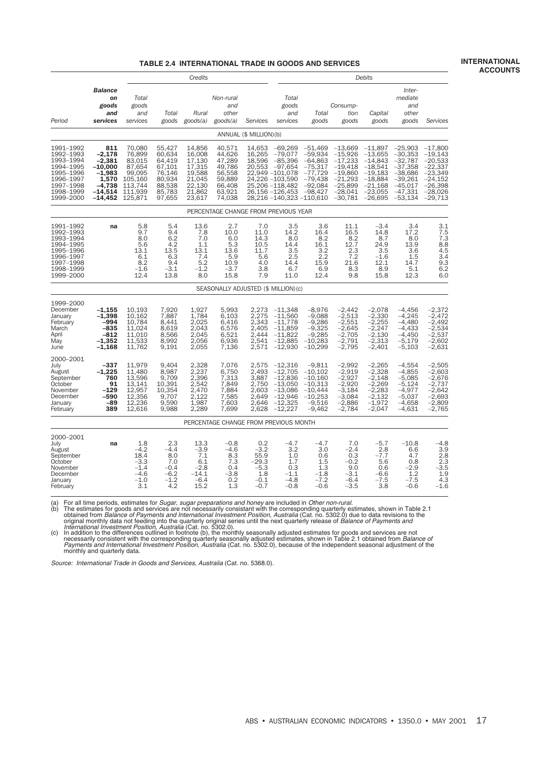## TABLE 2.4 INTERNATIONAL TRADE IN GOODS AND SERVICES

| | | Credits | | | | | Debits | | | | | |
|---|---|---|---|---|---|---|---|---|---|---|---|---|
| Period | *Balance on goods and services* | *Total goods and services* | *Total goods* | *Rural goods(a)* | *Non-rural and other goods(a)* | *Services* | *Total goods and services* | *Total goods* | *Consumption goods* | *Capital goods* | *Intermediate and other goods* | *Services* |
| | | | | | ANNUAL ($ MILLION)(b) | | | | | | | |
| 1991–1992 | **811** | 70,080 | 55,427 | 14,856 | 40,571 | 14,653 | –69,269 | –51,469 | –13,669 | –11,897 | –25,903 | –17,800 |
| 1992–1993 | **–2,178** | 76,899 | 60,634 | 16,008 | 44,626 | 16,265 | –79,077 | –59,934 | –15,926 | –13,655 | –30,353 | –19,143 |
| 1993–1994 | **–2,381** | 83,015 | 64,419 | 17,130 | 47,289 | 18,596 | –85,396 | –64,863 | –17,233 | –14,843 | –32,787 | –20,533 |
| 1994–1995 | **–10,000** | 87,654 | 67,101 | 17,315 | 49,786 | 20,553 | –97,654 | –75,317 | –19,418 | –18,541 | –37,358 | –22,337 |
| 1995–1996 | **–1,983** | 99,095 | 76,146 | 19,588 | 56,558 | 22,949 | –101,078 | –77,729 | –19,860 | –19,183 | –38,686 | –23,349 |
| 1996–1997 | **1,570** | 105,160 | 80,934 | 21,045 | 59,889 | 24,226 | –103,590 | –79,438 | –21,293 | –18,884 | –39,261 | –24,152 |
| 1997–1998 | **–4,738** | 113,744 | 88,538 | 22,130 | 66,408 | 25,206 | –118,482 | –92,084 | –25,899 | –21,168 | –45,017 | –26,398 |
| 1998–1999 | **–14,514** | 111,939 | 85,783 | 21,862 | 63,921 | 26,156 | –126,453 | –98,427 | –28,041 | –23,055 | –47,331 | –28,026 |
| 1999–2000 | **–14,452** | 125,871 | 97,655 | 23,617 | 74,038 | 28,216 | –140,323 | –110,610 | –30,781 | –26,695 | –53,134 | –29,713 |
| | | | | | PERCENTAGE CHANGE FROM PREVIOUS YEAR | | | | | | | |
| 1991–1992 | na | 5.8 | 5.4 | 13.6 | 2.7 | 7.0 | 3.5 | 3.6 | 11.1 | –3.4 | 3.4 | 3.1 |
| 1992–1993 | | 9.7 | 9.4 | 7.8 | 10.0 | 11.0 | 14.2 | 16.4 | 16.5 | 14.8 | 17.2 | 7.5 |
| 1993–1994 | | 8.0 | 6.2 | 7.0 | 6.0 | 14.3 | 8.0 | 8.2 | 8.2 | 8.7 | 8.0 | 7.3 |
| 1994–1995 | | 5.6 | 4.2 | 1.1 | 5.3 | 10.5 | 14.4 | 16.1 | 12.7 | 24.9 | 13.9 | 8.8 |
| 1995–1996 | | 13.1 | 13.5 | 13.1 | 13.6 | 11.7 | 3.5 | 3.2 | 2.3 | 3.5 | 3.6 | 4.5 |
| 1996–1997 | | 6.1 | 6.3 | 7.4 | 5.9 | 5.6 | 2.5 | 2.2 | 7.2 | –1.6 | 1.5 | 3.4 |
| 1997–1998 | | 8.2 | 9.4 | 5.2 | 10.9 | 4.0 | 14.4 | 15.9 | 21.6 | 12.1 | 14.7 | 9.3 |
| 1998–1999 | | –1.6 | –3.1 | –1.2 | –3.7 | 3.8 | 6.7 | 6.9 | 8.3 | 8.9 | 5.1 | 6.2 |
| 1999–2000 | | 12.4 | 13.8 | 8.0 | 15.8 | 7.9 | 11.0 | 12.4 | 9.8 | 15.8 | 12.3 | 6.0 |
| | | | | | SEASONALLY ADJUSTED ($ MILLION)(c) | | | | | | | |
| 1999–2000 | | | | | | | | | | | | |
| December | **–1,155** | 10,193 | 7,920 | 1,927 | 5,993 | 2,273 | –11,348 | –8,976 | –2,442 | –2,078 | –4,456 | –2,372 |
| January | **–1,398** | 10,162 | 7,887 | 1,784 | 6,103 | 2,275 | –11,560 | –9,088 | –2,513 | –2,330 | –4,245 | –2,472 |
| February | **–994** | 10,784 | 8,441 | 2,025 | 6,416 | 2,343 | –11,778 | –9,286 | –2,551 | –2,255 | –4,480 | –2,492 |
| March | **–835** | 11,024 | 8,619 | 2,043 | 6,576 | 2,405 | –11,859 | –9,325 | –2,645 | –2,247 | –4,433 | –2,534 |
| April | **–812** | 11,010 | 8,566 | 2,045 | 6,521 | 2,444 | –11,822 | –9,285 | –2,705 | –2,130 | –4,450 | –2,537 |
| May | **–1,352** | 11,533 | 8,992 | 2,056 | 6,936 | 2,541 | –12,885 | –10,283 | –2,791 | –2,313 | –5,179 | –2,602 |
| June | **–1,168** | 11,762 | 9,191 | 2,055 | 7,136 | 2,571 | –12,930 | –10,299 | –2,795 | –2,401 | –5,103 | –2,631 |
| 2000–2001 | | | | | | | | | | | | |
| July | **–337** | 11,979 | 9,404 | 2,328 | 7,076 | 2,575 | –12,316 | –9,811 | –2,992 | –2,265 | –4,554 | –2,505 |
| August | **–1,225** | 11,480 | 8,987 | 2,237 | 6,750 | 2,493 | –12,705 | –10,102 | –2,919 | –2,328 | –4,855 | –2,603 |
| September | **760** | 13,596 | 9,709 | 2,396 | 7,313 | 3,887 | –12,836 | –10,160 | –2,927 | –2,148 | –5,085 | –2,676 |
| October | **91** | 13,141 | 10,391 | 2,542 | 7,849 | 2,750 | –13,050 | –10,313 | –2,920 | –2,269 | –5,124 | –2,737 |
| November | **–129** | 12,957 | 10,354 | 2,470 | 7,884 | 2,603 | –13,086 | –10,444 | –3,184 | –2,283 | –4,977 | –2,642 |
| December | **–590** | 12,356 | 9,707 | 2,122 | 7,585 | 2,649 | –12,946 | –10,253 | –3,084 | –2,132 | –5,037 | –2,693 |
| January | **–89** | 12,236 | 9,590 | 1,987 | 7,603 | 2,646 | –12,325 | –9,516 | –2,886 | –1,972 | –4,658 | –2,809 |
| February | **389** | 12,616 | 9,988 | 2,289 | 7,699 | 2,628 | –12,227 | –9,462 | –2,784 | –2,047 | –4,631 | –2,765 |
| | | | | | PERCENTAGE CHANGE FROM PREVIOUS MONTH | | | | | | | |
| 2000–2001 | | | | | | | | | | | | |
| July | na | 1.8 | 2.3 | 13.3 | –0.8 | 0.2 | –4.7 | –4.7 | 7.0 | –5.7 | –10.8 | –4.8 |
| August | | –4.2 | –4.4 | –3.9 | –4.6 | –3.2 | 3.2 | 3.0 | –2.4 | 2.8 | 6.6 | 3.9 |
| September | | 18.4 | 8.0 | 7.1 | 8.3 | 55.9 | 1.0 | 0.6 | 0.3 | –7.7 | 4.7 | 2.8 |
| October | | –3.3 | 7.0 | 6.1 | 7.3 | –29.3 | 1.7 | 1.5 | –0.2 | 5.6 | 0.8 | 2.3 |
| November | | –1.4 | –0.4 | –2.8 | 0.4 | –5.3 | 0.3 | 1.3 | 9.0 | 0.6 | –2.9 | –3.5 |
| December | | –4.6 | –6.2 | –14.1 | –3.8 | 1.8 | –1.1 | –1.8 | –3.1 | –6.6 | 1.2 | 1.9 |
| January | | –1.0 | –1.2 | –6.4 | 0.2 | –0.1 | –4.8 | –7.2 | –6.4 | –7.5 | –7.5 | 4.3 |
| February | | 3.1 | 4.2 | 15.2 | 1.3 | –0.7 | –0.8 | –0.6 | –3.5 | 3.8 | –0.6 | –1.6 |

(a) For all time periods, estimates for *Sugar, sugar preparations and honey* are included in *Other non-rural*.
(b) The estimates for goods and services are not necessarily consistent with the corresponding quarterly estimates, shown in Table 2.1 obtained from *Balance of Payments and International Investment Position, Australia* (Cat. no. 5302.0) due to data revisions to the original monthly data not feeding into the quarterly original series until the next quarterly release of *Balance of Payments and International Investment Position, Australia* (Cat. no. 5302.0).
(c) In addition to the differences outlined in footnote (b), the monthly seasonally adjusted estimates for goods and services are not necessarily consistent with the corresponding quarterly seasonally adjusted estimates, shown in Table 2.1 obtained from *Balance of Payments and International Investment Position, Australia* (Cat. no. 5302.0), because of the independent seasonal adjustment of the monthly and quarterly data.

*Source: International Trade in Goods and Services, Australia* (Cat. no. 5368.0).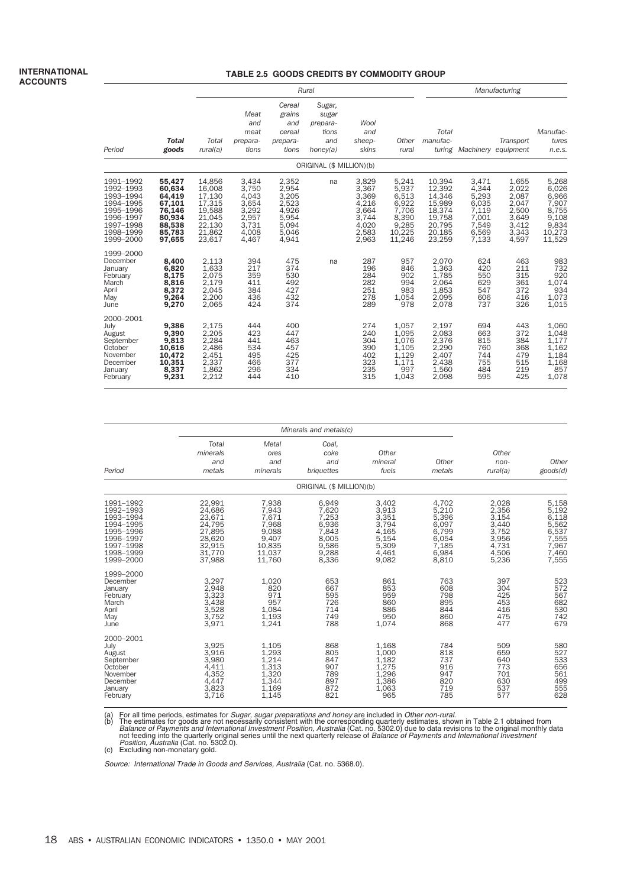INTERNATIONAL ACCOUNTS

## TABLE 2.5 GOODS CREDITS BY COMMODITY GROUP

| Period | Total goods | Rural: Total rural(a) | Rural: Meat and meat preparations | Rural: Cereal grains and cereal preparations | Rural: Sugar, sugar preparations and honey(a) | Rural: Wool and sheep-skins | Rural: Other rural | Manufacturing: Total manufacturing | Manufacturing: Machinery | Manufacturing: Transport equipment | Manufacturing: Manufactures n.e.s. |
|---|---|---|---|---|---|---|---|---|---|---|---|
| | ORIGINAL ($ MILLION)(b) | | | | | | | | | | |
| 1991–1992 | **55,427** | 14,856 | 3,434 | 2,352 | na | 3,829 | 5,241 | 10,394 | 3,471 | 1,655 | 5,268 |
| 1992–1993 | **60,634** | 16,008 | 3,750 | 2,954 | | 3,367 | 5,937 | 12,392 | 4,344 | 2,022 | 6,026 |
| 1993–1994 | **64,419** | 17,130 | 4,043 | 3,205 | | 3,369 | 6,513 | 14,346 | 5,293 | 2,087 | 6,966 |
| 1994–1995 | **67,101** | 17,315 | 3,654 | 2,523 | | 4,216 | 6,922 | 15,989 | 6,035 | 2,047 | 7,907 |
| 1995–1996 | **76,146** | 19,588 | 3,292 | 4,926 | | 3,664 | 7,706 | 18,374 | 7,119 | 2,500 | 8,755 |
| 1996–1997 | **80,934** | 21,045 | 2,957 | 5,954 | | 3,744 | 8,390 | 19,758 | 7,001 | 3,649 | 9,108 |
| 1997–1998 | **88,538** | 22,130 | 3,731 | 5,094 | | 4,020 | 9,285 | 20,795 | 7,549 | 3,412 | 9,834 |
| 1998–1999 | **85,783** | 21,862 | 4,008 | 5,046 | | 2,583 | 10,225 | 20,185 | 6,569 | 3,343 | 10,273 |
| 1999–2000 | **97,655** | 23,617 | 4,467 | 4,941 | | 2,963 | 11,246 | 23,259 | 7,133 | 4,597 | 11,529 |
| 1999–2000 | | | | | | | | | | | |
| December | **8,400** | 2,113 | 394 | 475 | na | 287 | 957 | 2,070 | 624 | 463 | 983 |
| January | **6,820** | 1,633 | 217 | 374 | | 196 | 846 | 1,363 | 420 | 211 | 732 |
| February | **8,175** | 2,075 | 359 | 530 | | 284 | 902 | 1,785 | 550 | 315 | 920 |
| March | **8,816** | 2,179 | 411 | 492 | | 282 | 994 | 2,064 | 629 | 361 | 1,074 |
| April | **8,372** | 2,045 | 384 | 427 | | 251 | 983 | 1,853 | 547 | 372 | 934 |
| May | **9,264** | 2,200 | 436 | 432 | | 278 | 1,054 | 2,095 | 606 | 416 | 1,073 |
| June | **9,270** | 2,065 | 424 | 374 | | 289 | 978 | 2,078 | 737 | 326 | 1,015 |
| 2000–2001 | | | | | | | | | | | |
| July | **9,386** | 2,175 | 444 | 400 | | 274 | 1,057 | 2,197 | 694 | 443 | 1,060 |
| August | **9,390** | 2,205 | 423 | 447 | | 240 | 1,095 | 2,083 | 663 | 372 | 1,048 |
| September | **9,813** | 2,284 | 441 | 463 | | 304 | 1,076 | 2,376 | 815 | 384 | 1,177 |
| October | **10,616** | 2,486 | 534 | 457 | | 390 | 1,105 | 2,290 | 760 | 368 | 1,162 |
| November | **10,472** | 2,451 | 495 | 425 | | 402 | 1,129 | 2,407 | 744 | 479 | 1,184 |
| December | **10,351** | 2,337 | 466 | 377 | | 323 | 1,171 | 2,438 | 755 | 515 | 1,168 |
| January | **8,337** | 1,862 | 296 | 334 | | 235 | 997 | 1,560 | 484 | 219 | 857 |
| February | **9,231** | 2,212 | 444 | 410 | | 315 | 1,043 | 2,098 | 595 | 425 | 1,078 |

| Period | Minerals and metals(c): Total minerals and metals | Minerals and metals(c): Metal ores and minerals | Minerals and metals(c): Coal, coke and briquettes | Minerals and metals(c): Other mineral fuels | Minerals and metals(c): Other metals | Other non-rural(a) | Other goods(d) |
|---|---|---|---|---|---|---|---|
| | ORIGINAL ($ MILLION)(b) | | | | | | |
| 1991–1992 | 22,991 | 7,938 | 6,949 | 3,402 | 4,702 | 2,028 | 5,158 |
| 1992–1993 | 24,686 | 7,943 | 7,620 | 3,913 | 5,210 | 2,356 | 5,192 |
| 1993–1994 | 23,671 | 7,671 | 7,253 | 3,351 | 5,396 | 3,154 | 6,118 |
| 1994–1995 | 24,795 | 7,968 | 6,936 | 3,794 | 6,097 | 3,440 | 5,562 |
| 1995–1996 | 27,895 | 9,088 | 7,843 | 4,165 | 6,799 | 3,752 | 6,537 |
| 1996–1997 | 28,620 | 9,407 | 8,005 | 5,154 | 6,054 | 3,956 | 7,555 |
| 1997–1998 | 32,915 | 10,835 | 9,586 | 5,309 | 7,185 | 4,731 | 7,967 |
| 1998–1999 | 31,770 | 11,037 | 9,288 | 4,461 | 6,984 | 4,506 | 7,460 |
| 1999–2000 | 37,988 | 11,760 | 8,336 | 9,082 | 8,810 | 5,236 | 7,555 |
| 1999–2000 | | | | | | | |
| December | 3,297 | 1,020 | 653 | 861 | 763 | 397 | 523 |
| January | 2,948 | 820 | 667 | 853 | 608 | 304 | 572 |
| February | 3,323 | 971 | 595 | 959 | 798 | 425 | 567 |
| March | 3,438 | 957 | 726 | 860 | 895 | 453 | 682 |
| April | 3,528 | 1,084 | 714 | 886 | 844 | 416 | 530 |
| May | 3,752 | 1,193 | 749 | 950 | 860 | 475 | 742 |
| June | 3,971 | 1,241 | 788 | 1,074 | 868 | 477 | 679 |
| 2000–2001 | | | | | | | |
| July | 3,925 | 1,105 | 868 | 1,168 | 784 | 509 | 580 |
| August | 3,916 | 1,293 | 805 | 1,000 | 818 | 659 | 527 |
| September | 3,980 | 1,214 | 847 | 1,182 | 737 | 640 | 533 |
| October | 4,411 | 1,313 | 907 | 1,275 | 916 | 773 | 656 |
| November | 4,352 | 1,320 | 789 | 1,296 | 947 | 701 | 561 |
| December | 4,447 | 1,344 | 897 | 1,386 | 820 | 630 | 499 |
| January | 3,823 | 1,169 | 872 | 1,063 | 719 | 537 | 555 |
| February | 3,716 | 1,145 | 821 | 965 | 785 | 577 | 628 |

(a) For all time periods, estimates for *Sugar, sugar preparations and honey* are included in *Other non-rural.*
(b) The estimates for goods are not necessarily consistent with the corresponding quarterly estimates, shown in Table 2.1 obtained from *Balance of Payments and International Investment Position, Australia* (Cat. no. 5302.0) due to data revisions to the original monthly data not feeding into the quarterly original series until the next quarterly release of *Balance of Payments and International Investment Position, Australia* (Cat. no. 5302.0).
(c) Excluding non-monetary gold.

*Source: International Trade in Goods and Services, Australia* (Cat. no. 5368.0).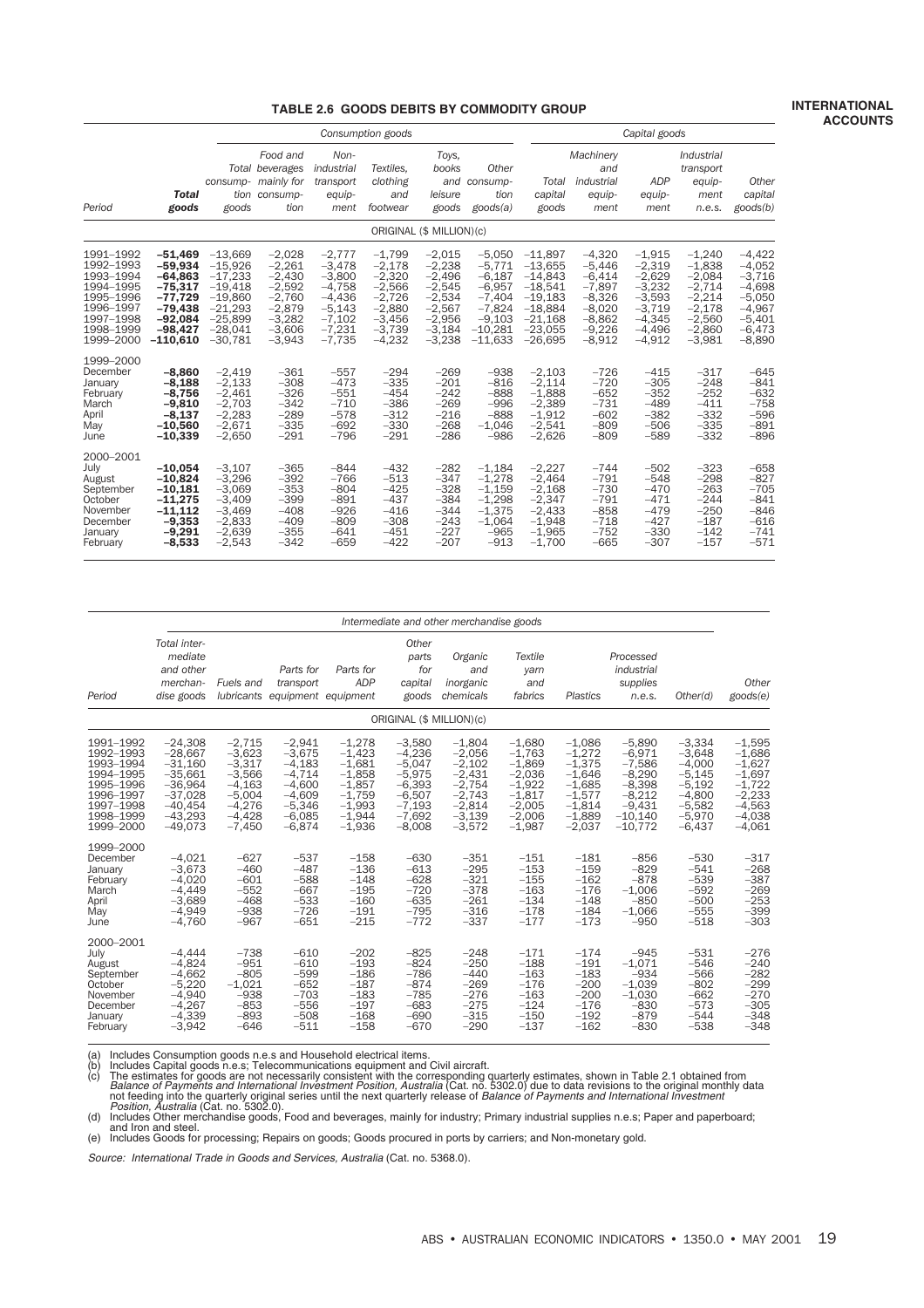## TABLE 2.6 GOODS DEBITS BY COMMODITY GROUP

| | | Consumption goods | | | | | | Capital goods | | | | |
|---|---|---|---|---|---|---|---|---|---|---|---|---|
| Period | Total goods | Total consumption goods | Food and beverages mainly for consumption | Non-industrial transport equipment | Textiles, clothing and footwear | Toys, books and leisure goods | Other consumption goods(a) | Total capital goods | Machinery and industrial equipment | ADP equipment | Industrial transport equipment n.e.s. | Other capital goods(b) |
| | | ORIGINAL ($ MILLION)(c) | | | | | | | | | | |
| 1991–1992 | **–51,469** | –13,669 | –2,028 | –2,777 | –1,799 | –2,015 | –5,050 | –11,897 | –4,320 | –1,915 | –1,240 | –4,422 |
| 1992–1993 | **–59,934** | –15,926 | –2,261 | –3,478 | –2,178 | –2,238 | –5,771 | –13,655 | –5,446 | –2,319 | –1,838 | –4,052 |
| 1993–1994 | **–64,863** | –17,233 | –2,430 | –3,800 | –2,320 | –2,496 | –6,187 | –14,843 | –6,414 | –2,629 | –2,084 | –3,716 |
| 1994–1995 | **–75,317** | –19,418 | –2,592 | –4,758 | –2,566 | –2,545 | –6,957 | –18,541 | –7,897 | –3,232 | –2,714 | –4,698 |
| 1995–1996 | **–77,729** | –19,860 | –2,760 | –4,436 | –2,726 | –2,534 | –7,404 | –19,183 | –8,326 | –3,593 | –2,214 | –5,050 |
| 1996–1997 | **–79,438** | –21,293 | –2,879 | –5,143 | –2,880 | –2,567 | –7,824 | –18,884 | –8,020 | –3,719 | –2,178 | –4,967 |
| 1997–1998 | **–92,084** | –25,899 | –3,282 | –7,102 | –3,456 | –2,956 | –9,103 | –21,168 | –8,862 | –4,345 | –2,560 | –5,401 |
| 1998–1999 | **–98,427** | –28,041 | –3,606 | –7,231 | –3,739 | –3,184 | –10,281 | –23,055 | –9,226 | –4,496 | –2,860 | –6,473 |
| 1999–2000 | **–110,610** | –30,781 | –3,943 | –7,735 | –4,232 | –3,238 | –11,633 | –26,695 | –8,912 | –4,912 | –3,981 | –8,890 |
| 1999–2000 | | | | | | | | | | | | |
| December | **–8,860** | –2,419 | –361 | –557 | –294 | –269 | –938 | –2,103 | –726 | –415 | –317 | –645 |
| January | **–8,188** | –2,133 | –308 | –473 | –335 | –201 | –816 | –2,114 | –720 | –305 | –248 | –841 |
| February | **–8,756** | –2,461 | –326 | –551 | –454 | –242 | –888 | –1,888 | –652 | –352 | –252 | –632 |
| March | **–9,810** | –2,703 | –342 | –710 | –386 | –269 | –996 | –2,389 | –731 | –489 | –411 | –758 |
| April | **–8,137** | –2,283 | –289 | –578 | –312 | –216 | –888 | –1,912 | –602 | –382 | –332 | –596 |
| May | **–10,560** | –2,671 | –335 | –692 | –330 | –268 | –1,046 | –2,541 | –809 | –506 | –335 | –891 |
| June | **–10,339** | –2,650 | –291 | –796 | –291 | –286 | –986 | –2,626 | –809 | –589 | –332 | –896 |
| 2000–2001 | | | | | | | | | | | | |
| July | **–10,054** | –3,107 | –365 | –844 | –432 | –282 | –1,184 | –2,227 | –744 | –502 | –323 | –658 |
| August | **–10,824** | –3,296 | –392 | –766 | –513 | –347 | –1,278 | –2,464 | –791 | –548 | –298 | –827 |
| September | **–10,181** | –3,069 | –353 | –804 | –425 | –328 | –1,159 | –2,168 | –730 | –470 | –263 | –705 |
| October | **–11,275** | –3,409 | –399 | –891 | –437 | –384 | –1,298 | –2,347 | –791 | –471 | –244 | –841 |
| November | **–11,112** | –3,469 | –408 | –926 | –416 | –344 | –1,375 | –2,433 | –858 | –479 | –250 | –846 |
| December | **–9,353** | –2,833 | –409 | –809 | –308 | –243 | –1,064 | –1,948 | –718 | –427 | –187 | –616 |
| January | **–9,291** | –2,639 | –355 | –641 | –451 | –227 | –965 | –1,965 | –752 | –330 | –142 | –741 |
| February | **–8,533** | –2,543 | –342 | –659 | –422 | –207 | –913 | –1,700 | –665 | –307 | –157 | –571 |

| | Intermediate and other merchandise goods | | | | | | | | | | |
|---|---|---|---|---|---|---|---|---|---|---|---|
| Period | Total intermediate and other merchandise goods | Fuels and lubricants | Parts for transport equipment | Parts for ADP equipment | Other parts for capital goods | Organic and inorganic chemicals | Textile yarn and fabrics | Plastics | Processed industrial supplies n.e.s. | Other(d) | Other goods(e) |
| | ORIGINAL ($ MILLION)(c) | | | | | | | | | | |
| 1991–1992 | –24,308 | –2,715 | –2,941 | –1,278 | –3,580 | –1,804 | –1,680 | –1,086 | –5,890 | –3,334 | –1,595 |
| 1992–1993 | –28,667 | –3,623 | –3,675 | –1,423 | –4,236 | –2,056 | –1,763 | –1,272 | –6,971 | –3,648 | –1,686 |
| 1993–1994 | –31,160 | –3,317 | –4,183 | –1,681 | –5,047 | –2,102 | –1,869 | –1,375 | –7,586 | –4,000 | –1,627 |
| 1994–1995 | –35,661 | –3,566 | –4,714 | –1,858 | –5,975 | –2,431 | –2,036 | –1,646 | –8,290 | –5,145 | –1,697 |
| 1995–1996 | –36,964 | –4,163 | –4,600 | –1,857 | –6,393 | –2,754 | –1,922 | –1,685 | –8,398 | –5,192 | –1,722 |
| 1996–1997 | –37,028 | –5,004 | –4,609 | –1,759 | –6,507 | –2,743 | –1,817 | –1,577 | –8,212 | –4,800 | –2,233 |
| 1997–1998 | –40,454 | –4,276 | –5,346 | –1,993 | –7,193 | –2,814 | –2,005 | –1,814 | –9,431 | –5,582 | –4,563 |
| 1998–1999 | –43,293 | –4,428 | –6,085 | –1,944 | –7,692 | –3,139 | –2,006 | –1,889 | –10,140 | –5,970 | –4,038 |
| 1999–2000 | –49,073 | –7,450 | –6,874 | –1,936 | –8,008 | –3,572 | –1,987 | –2,037 | –10,772 | –6,437 | –4,061 |
| 1999–2000 | | | | | | | | | | | |
| December | –4,021 | –627 | –537 | –158 | –630 | –351 | –151 | –181 | –856 | –530 | –317 |
| January | –3,673 | –460 | –487 | –136 | –613 | –295 | –153 | –159 | –829 | –541 | –268 |
| February | –4,020 | –601 | –588 | –148 | –628 | –321 | –155 | –162 | –878 | –539 | –387 |
| March | –4,449 | –552 | –667 | –195 | –720 | –378 | –163 | –176 | –1,006 | –592 | –269 |
| April | –3,689 | –468 | –533 | –160 | –635 | –261 | –134 | –148 | –850 | –500 | –253 |
| May | –4,949 | –938 | –726 | –191 | –795 | –316 | –178 | –184 | –1,066 | –555 | –399 |
| June | –4,760 | –967 | –651 | –215 | –772 | –337 | –177 | –173 | –950 | –518 | –303 |
| 2000–2001 | | | | | | | | | | | |
| July | –4,444 | –738 | –610 | –202 | –825 | –248 | –171 | –174 | –945 | –531 | –276 |
| August | –4,824 | –951 | –610 | –193 | –824 | –250 | –188 | –191 | –1,071 | –546 | –240 |
| September | –4,662 | –805 | –599 | –186 | –786 | –440 | –163 | –183 | –934 | –566 | –282 |
| October | –5,220 | –1,021 | –652 | –187 | –874 | –269 | –176 | –200 | –1,039 | –802 | –299 |
| November | –4,940 | –938 | –703 | –183 | –785 | –276 | –163 | –200 | –1,030 | –662 | –270 |
| December | –4,267 | –853 | –556 | –197 | –683 | –275 | –124 | –176 | –830 | –573 | –305 |
| January | –4,339 | –893 | –508 | –168 | –690 | –315 | –150 | –192 | –879 | –544 | –348 |
| February | –3,942 | –646 | –511 | –158 | –670 | –290 | –137 | –162 | –830 | –538 | –348 |

(a) Includes Consumption goods n.e.s and Household electrical items.
(b) Includes Capital goods n.e.s; Telecommunications equipment and Civil aircraft.
(c) The estimates for goods are not necessarily consistent with the corresponding quarterly estimates, shown in Table 2.1 obtained from *Balance of Payments and International Investment Position, Australia* (Cat. no. 5302.0) due to data revisions to the original monthly data not feeding into the quarterly original series until the next quarterly release of *Balance of Payments and International Investment Position, Australia* (Cat. no. 5302.0).
(d) Includes Other merchandise goods, Food and beverages, mainly for industry; Primary industrial supplies n.e.s; Paper and paperboard; and Iron and steel.
(e) Includes Goods for processing; Repairs on goods; Goods procured in ports by carriers; and Non-monetary gold.

*Source: International Trade in Goods and Services, Australia* (Cat. no. 5368.0).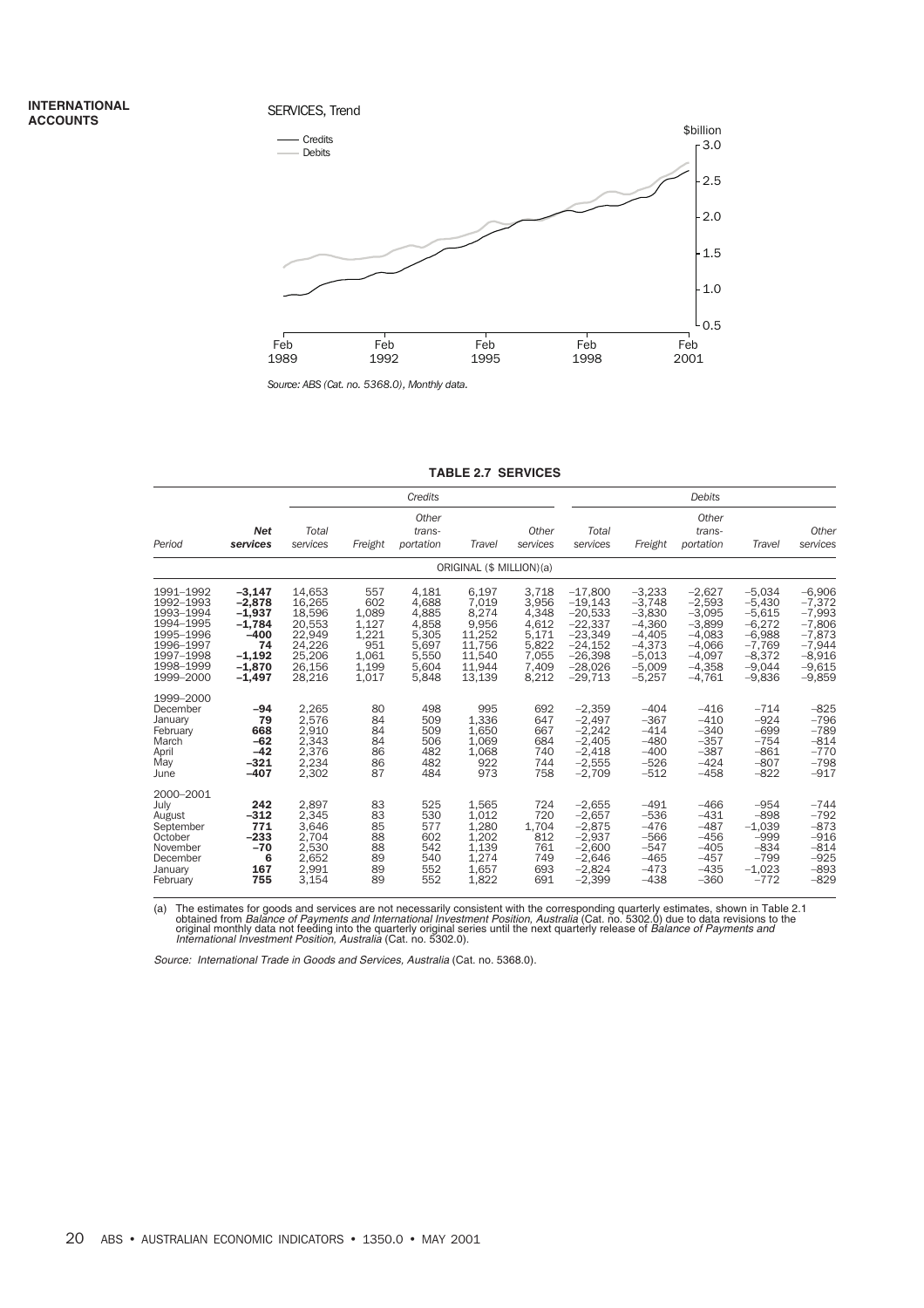**INTERNATIONAL ACCOUNTS**

SERVICES, Trend

Credits
Debits

$billion
3.0
2.5
2.0
1.5
1.0
0.5

Feb 1989
Feb 1992
Feb 1995
Feb 1998
Feb 2001

*Source: ABS (Cat. no. 5368.0), Monthly data.*

**TABLE 2.7 SERVICES**

| | | Credits | | | | | Debits | | | | |
|---|---|---|---|---|---|---|---|---|---|---|---|
| Period | **Net services** | Total services | Freight | Other trans-portation | Travel | Other services | Total services | Freight | Other trans-portation | Travel | Other services |
| | | | | | ORIGINAL ($ MILLION)(a) | | | | | | |
| 1991–1992 | **–3,147** | 14,653 | 557 | 4,181 | 6,197 | 3,718 | –17,800 | –3,233 | –2,627 | –5,034 | –6,906 |
| 1992–1993 | **–2,878** | 16,265 | 602 | 4,688 | 7,019 | 3,956 | –19,143 | –3,748 | –2,593 | –5,430 | –7,372 |
| 1993–1994 | **–1,937** | 18,596 | 1,089 | 4,885 | 8,274 | 4,348 | –20,533 | –3,830 | –3,095 | –5,615 | –7,993 |
| 1994–1995 | **–1,784** | 20,553 | 1,127 | 4,858 | 9,956 | 4,612 | –22,337 | –4,360 | –3,899 | –6,272 | –7,806 |
| 1995–1996 | **–400** | 22,949 | 1,221 | 5,305 | 11,252 | 5,171 | –23,349 | –4,405 | –4,083 | –6,988 | –7,873 |
| 1996–1997 | **74** | 24,226 | 951 | 5,697 | 11,756 | 5,822 | –24,152 | –4,373 | –4,066 | –7,769 | –7,944 |
| 1997–1998 | **–1,192** | 25,206 | 1,061 | 5,550 | 11,540 | 7,055 | –26,398 | –5,013 | –4,097 | –8,372 | –8,916 |
| 1998–1999 | **–1,870** | 26,156 | 1,199 | 5,604 | 11,944 | 7,409 | –28,026 | –5,009 | –4,358 | –9,044 | –9,615 |
| 1999–2000 | **–1,497** | 28,216 | 1,017 | 5,848 | 13,139 | 8,212 | –29,713 | –5,257 | –4,761 | –9,836 | –9,859 |
| 1999–2000 | | | | | | | | | | | |
| December | **–94** | 2,265 | 80 | 498 | 995 | 692 | –2,359 | –404 | –416 | –714 | –825 |
| January | **79** | 2,576 | 84 | 509 | 1,336 | 647 | –2,497 | –367 | –410 | –924 | –796 |
| February | **668** | 2,910 | 84 | 509 | 1,650 | 667 | –2,242 | –414 | –340 | –699 | –789 |
| March | **–62** | 2,343 | 84 | 506 | 1,069 | 684 | –2,405 | –480 | –357 | –754 | –814 |
| April | **–42** | 2,376 | 86 | 482 | 1,068 | 740 | –2,418 | –400 | –387 | –861 | –770 |
| May | **–321** | 2,234 | 86 | 482 | 922 | 744 | –2,555 | –526 | –424 | –807 | –798 |
| June | **–407** | 2,302 | 87 | 484 | 973 | 758 | –2,709 | –512 | –458 | –822 | –917 |
| 2000–2001 | | | | | | | | | | | |
| July | **242** | 2,897 | 83 | 525 | 1,565 | 724 | –2,655 | –491 | –466 | –954 | –744 |
| August | **–312** | 2,345 | 83 | 530 | 1,012 | 720 | –2,657 | –536 | –431 | –898 | –792 |
| September | **771** | 3,646 | 85 | 577 | 1,280 | 1,704 | –2,875 | –476 | –487 | –1,039 | –873 |
| October | **–233** | 2,704 | 88 | 602 | 1,202 | 812 | –2,937 | –566 | –456 | –999 | –916 |
| November | **–70** | 2,530 | 88 | 542 | 1,139 | 761 | –2,600 | –547 | –405 | –834 | –814 |
| December | **6** | 2,652 | 89 | 540 | 1,274 | 749 | –2,646 | –465 | –457 | –799 | –925 |
| January | **167** | 2,991 | 89 | 552 | 1,657 | 693 | –2,824 | –473 | –435 | –1,023 | –893 |
| February | **755** | 3,154 | 89 | 552 | 1,822 | 691 | –2,399 | –438 | –360 | –772 | –829 |

(a) The estimates for goods and services are not necessarily consistent with the corresponding quarterly estimates, shown in Table 2.1 obtained from *Balance of Payments and International Investment Position, Australia* (Cat. no. 5302.0) due to data revisions to the original monthly data not feeding into the quarterly original series until the next quarterly release of *Balance of Payments and International Investment Position, Australia* (Cat. no. 5302.0).

*Source: International Trade in Goods and Services, Australia* (Cat. no. 5368.0).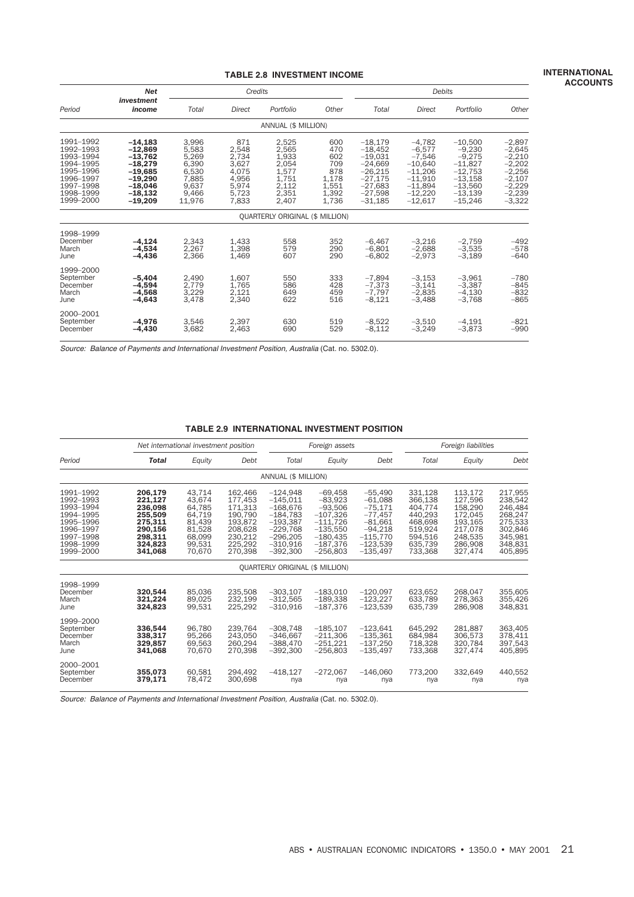## TABLE 2.8 INVESTMENT INCOME

| Period | Net investment income | Credits | | | | Debits | | | |
|---|---|---|---|---|---|---|---|---|---|
| | | Total | Direct | Portfolio | Other | Total | Direct | Portfolio | Other |
| ANNUAL ($ MILLION) | | | | | | | | | |
| 1991–1992 | **–14,183** | 3,996 | 871 | 2,525 | 600 | –18,179 | –4,782 | –10,500 | –2,897 |
| 1992–1993 | **–12,869** | 5,583 | 2,548 | 2,565 | 470 | –18,452 | –6,577 | –9,230 | –2,645 |
| 1993–1994 | **–13,762** | 5,269 | 2,734 | 1,933 | 602 | –19,031 | –7,546 | –9,275 | –2,210 |
| 1994–1995 | **–18,279** | 6,390 | 3,627 | 2,054 | 709 | –24,669 | –10,640 | –11,827 | –2,202 |
| 1995–1996 | **–19,685** | 6,530 | 4,075 | 1,577 | 878 | –26,215 | –11,206 | –12,753 | –2,256 |
| 1996–1997 | **–19,290** | 7,885 | 4,956 | 1,751 | 1,178 | –27,175 | –11,910 | –13,158 | –2,107 |
| 1997–1998 | **–18,046** | 9,637 | 5,974 | 2,112 | 1,551 | –27,683 | –11,894 | –13,560 | –2,229 |
| 1998–1999 | **–18,132** | 9,466 | 5,723 | 2,351 | 1,392 | –27,598 | –12,220 | –13,139 | –2,239 |
| 1999–2000 | **–19,209** | 11,976 | 7,833 | 2,407 | 1,736 | –31,185 | –12,617 | –15,246 | –3,322 |
| QUARTERLY ORIGINAL ($ MILLION) | | | | | | | | | |
| 1998–1999 | | | | | | | | | |
| December | **–4,124** | 2,343 | 1,433 | 558 | 352 | –6,467 | –3,216 | –2,759 | –492 |
| March | **–4,534** | 2,267 | 1,398 | 579 | 290 | –6,801 | –2,688 | –3,535 | –578 |
| June | **–4,436** | 2,366 | 1,469 | 607 | 290 | –6,802 | –2,973 | –3,189 | –640 |
| 1999–2000 | | | | | | | | | |
| September | **–5,404** | 2,490 | 1,607 | 550 | 333 | –7,894 | –3,153 | –3,961 | –780 |
| December | **–4,594** | 2,779 | 1,765 | 586 | 428 | –7,373 | –3,141 | –3,387 | –845 |
| March | **–4,568** | 3,229 | 2,121 | 649 | 459 | –7,797 | –2,835 | –4,130 | –832 |
| June | **–4,643** | 3,478 | 2,340 | 622 | 516 | –8,121 | –3,488 | –3,768 | –865 |
| 2000–2001 | | | | | | | | | |
| September | **–4,976** | 3,546 | 2,397 | 630 | 519 | –8,522 | –3,510 | –4,191 | –821 |
| December | **–4,430** | 3,682 | 2,463 | 690 | 529 | –8,112 | –3,249 | –3,873 | –990 |

*Source: Balance of Payments and International Investment Position, Australia* (Cat. no. 5302.0).

## TABLE 2.9 INTERNATIONAL INVESTMENT POSITION

| Period | Net international investment position | | | Foreign assets | | | Foreign liabilities | | |
|---|---|---|---|---|---|---|---|---|---|
| | **Total** | Equity | Debt | Total | Equity | Debt | Total | Equity | Debt |
| ANNUAL ($ MILLION) | | | | | | | | | |
| 1991–1992 | **206,179** | 43,714 | 162,466 | –124,948 | –69,458 | –55,490 | 331,128 | 113,172 | 217,955 |
| 1992–1993 | **221,127** | 43,674 | 177,453 | –145,011 | –83,923 | –61,088 | 366,138 | 127,596 | 238,542 |
| 1993–1994 | **236,098** | 64,785 | 171,313 | –168,676 | –93,506 | –75,171 | 404,774 | 158,290 | 246,484 |
| 1994–1995 | **255,509** | 64,719 | 190,790 | –184,783 | –107,326 | –77,457 | 440,293 | 172,045 | 268,247 |
| 1995–1996 | **275,311** | 81,439 | 193,872 | –193,387 | –111,726 | –81,661 | 468,698 | 193,165 | 275,533 |
| 1996–1997 | **290,156** | 81,528 | 208,628 | –229,768 | –135,550 | –94,218 | 519,924 | 217,078 | 302,846 |
| 1997–1998 | **298,311** | 68,099 | 230,212 | –296,205 | –180,435 | –115,770 | 594,516 | 248,535 | 345,981 |
| 1998–1999 | **324,823** | 99,531 | 225,292 | –310,916 | –187,376 | –123,539 | 635,739 | 286,908 | 348,831 |
| 1999–2000 | **341,068** | 70,670 | 270,398 | –392,300 | –256,803 | –135,497 | 733,368 | 327,474 | 405,895 |
| QUARTERLY ORIGINAL ($ MILLION) | | | | | | | | | |
| 1998–1999 | | | | | | | | | |
| December | **320,544** | 85,036 | 235,508 | –303,107 | –183,010 | –120,097 | 623,652 | 268,047 | 355,605 |
| March | **321,224** | 89,025 | 232,199 | –312,565 | –189,338 | –123,227 | 633,789 | 278,363 | 355,426 |
| June | **324,823** | 99,531 | 225,292 | –310,916 | –187,376 | –123,539 | 635,739 | 286,908 | 348,831 |
| 1999–2000 | | | | | | | | | |
| September | **336,544** | 96,780 | 239,764 | –308,748 | –185,107 | –123,641 | 645,292 | 281,887 | 363,405 |
| December | **338,317** | 95,266 | 243,050 | –346,667 | –211,306 | –135,361 | 684,984 | 306,573 | 378,411 |
| March | **329,857** | 69,563 | 260,294 | –388,470 | –251,221 | –137,250 | 718,328 | 320,784 | 397,543 |
| June | **341,068** | 70,670 | 270,398 | –392,300 | –256,803 | –135,497 | 733,368 | 327,474 | 405,895 |
| 2000–2001 | | | | | | | | | |
| September | **355,073** | 60,581 | 294,492 | –418,127 | –272,067 | –146,060 | 773,200 | 332,649 | 440,552 |
| December | **379,171** | 78,472 | 300,698 | nya | nya | nya | nya | nya | nya |

*Source: Balance of Payments and International Investment Position, Australia* (Cat. no. 5302.0).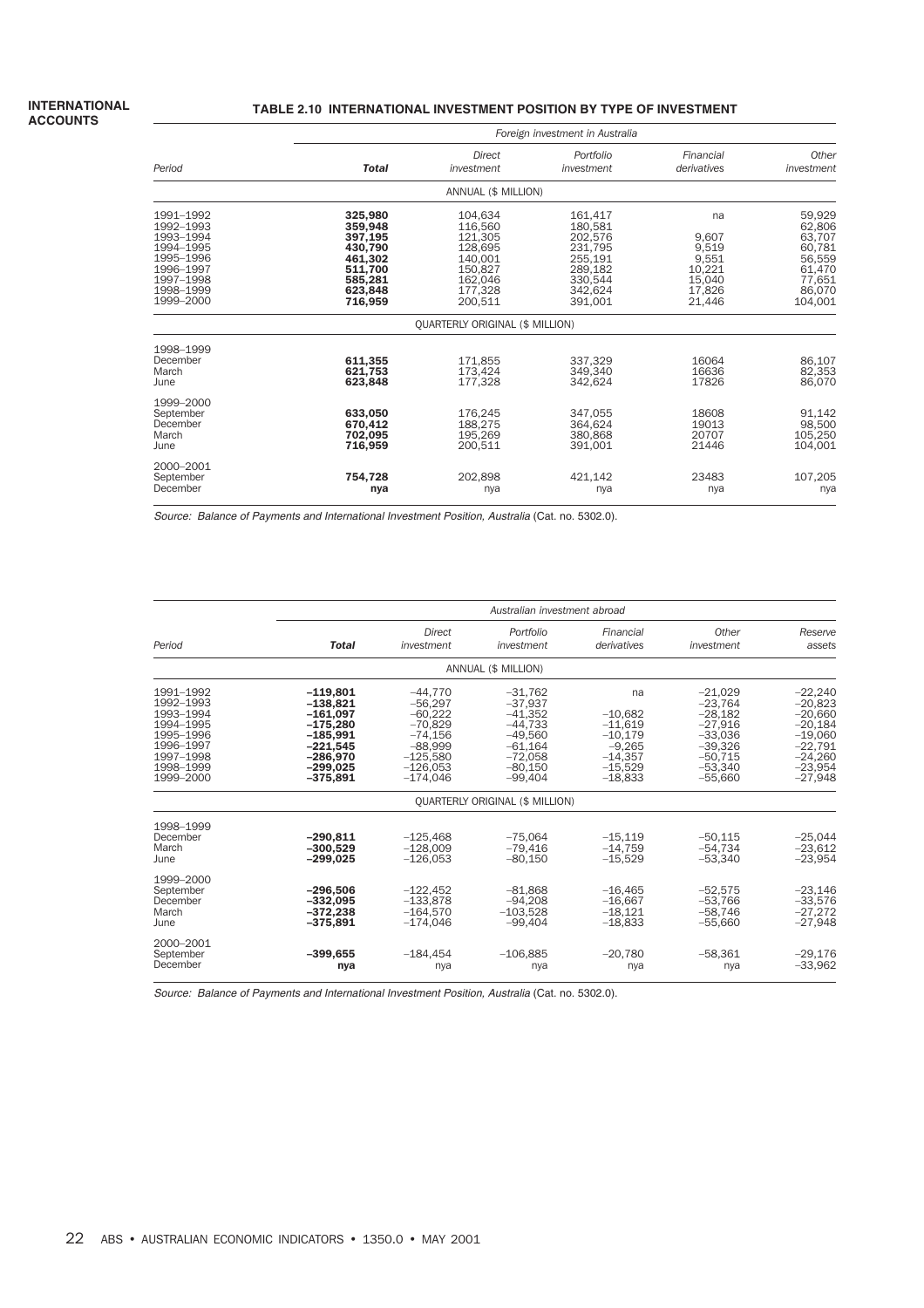## TABLE 2.10 INTERNATIONAL INVESTMENT POSITION BY TYPE OF INVESTMENT

| | Foreign investment in Australia | | | | |
|---|---|---|---|---|---|
| Period | **Total** | Direct investment | Portfolio investment | Financial derivatives | Other investment |
| | | ANNUAL ($ MILLION) | | | |
| 1991–1992 | **325,980** | 104,634 | 161,417 | na | 59,929 |
| 1992–1993 | **359,948** | 116,560 | 180,581 | | 62,806 |
| 1993–1994 | **397,195** | 121,305 | 202,576 | 9,607 | 63,707 |
| 1994–1995 | **430,790** | 128,695 | 231,795 | 9,519 | 60,781 |
| 1995–1996 | **461,302** | 140,001 | 255,191 | 9,551 | 56,559 |
| 1996–1997 | **511,700** | 150,827 | 289,182 | 10,221 | 61,470 |
| 1997–1998 | **585,281** | 162,046 | 330,544 | 15,040 | 77,651 |
| 1998–1999 | **623,848** | 177,328 | 342,624 | 17,826 | 86,070 |
| 1999–2000 | **716,959** | 200,511 | 391,001 | 21,446 | 104,001 |
| | | QUARTERLY ORIGINAL ($ MILLION) | | | |
| 1998–1999 | | | | | |
| December | **611,355** | 171,855 | 337,329 | 16064 | 86,107 |
| March | **621,753** | 173,424 | 349,340 | 16636 | 82,353 |
| June | **623,848** | 177,328 | 342,624 | 17826 | 86,070 |
| 1999–2000 | | | | | |
| September | **633,050** | 176,245 | 347,055 | 18608 | 91,142 |
| December | **670,412** | 188,275 | 364,624 | 19013 | 98,500 |
| March | **702,095** | 195,269 | 380,868 | 20707 | 105,250 |
| June | **716,959** | 200,511 | 391,001 | 21446 | 104,001 |
| 2000–2001 | | | | | |
| September | **754,728** | 202,898 | 421,142 | 23483 | 107,205 |
| December | **nya** | nya | nya | nya | nya |

*Source: Balance of Payments and International Investment Position, Australia* (Cat. no. 5302.0).

| | Australian investment abroad | | | | | |
|---|---|---|---|---|---|---|
| Period | **Total** | Direct investment | Portfolio investment | Financial derivatives | Other investment | Reserve assets |
| | | | ANNUAL ($ MILLION) | | | |
| 1991–1992 | **–119,801** | –44,770 | –31,762 | na | –21,029 | –22,240 |
| 1992–1993 | **–138,821** | –56,297 | –37,937 | | –23,764 | –20,823 |
| 1993–1994 | **–161,097** | –60,222 | –41,352 | –10,682 | –28,182 | –20,660 |
| 1994–1995 | **–175,280** | –70,829 | –44,733 | –11,619 | –27,916 | –20,184 |
| 1995–1996 | **–185,991** | –74,156 | –49,560 | –10,179 | –33,036 | –19,060 |
| 1996–1997 | **–221,545** | –88,999 | –61,164 | –9,265 | –39,326 | –22,791 |
| 1997–1998 | **–286,970** | –125,580 | –72,058 | –14,357 | –50,715 | –24,260 |
| 1998–1999 | **–299,025** | –126,053 | –80,150 | –15,529 | –53,340 | –23,954 |
| 1999–2000 | **–375,891** | –174,046 | –99,404 | –18,833 | –55,660 | –27,948 |
| | | | QUARTERLY ORIGINAL ($ MILLION) | | | |
| 1998–1999 | | | | | | |
| December | **–290,811** | –125,468 | –75,064 | –15,119 | –50,115 | –25,044 |
| March | **–300,529** | –128,009 | –79,416 | –14,759 | –54,734 | –23,612 |
| June | **–299,025** | –126,053 | –80,150 | –15,529 | –53,340 | –23,954 |
| 1999–2000 | | | | | | |
| September | **–296,506** | –122,452 | –81,868 | –16,465 | –52,575 | –23,146 |
| December | **–332,095** | –133,878 | –94,208 | –16,667 | –53,766 | –33,576 |
| March | **–372,238** | –164,570 | –103,528 | –18,121 | –58,746 | –27,272 |
| June | **–375,891** | –174,046 | –99,404 | –18,833 | –55,660 | –27,948 |
| 2000–2001 | | | | | | |
| September | **–399,655** | –184,454 | –106,885 | –20,780 | –58,361 | –29,176 |
| December | **nya** | nya | nya | nya | nya | –33,962 |

*Source: Balance of Payments and International Investment Position, Australia* (Cat. no. 5302.0).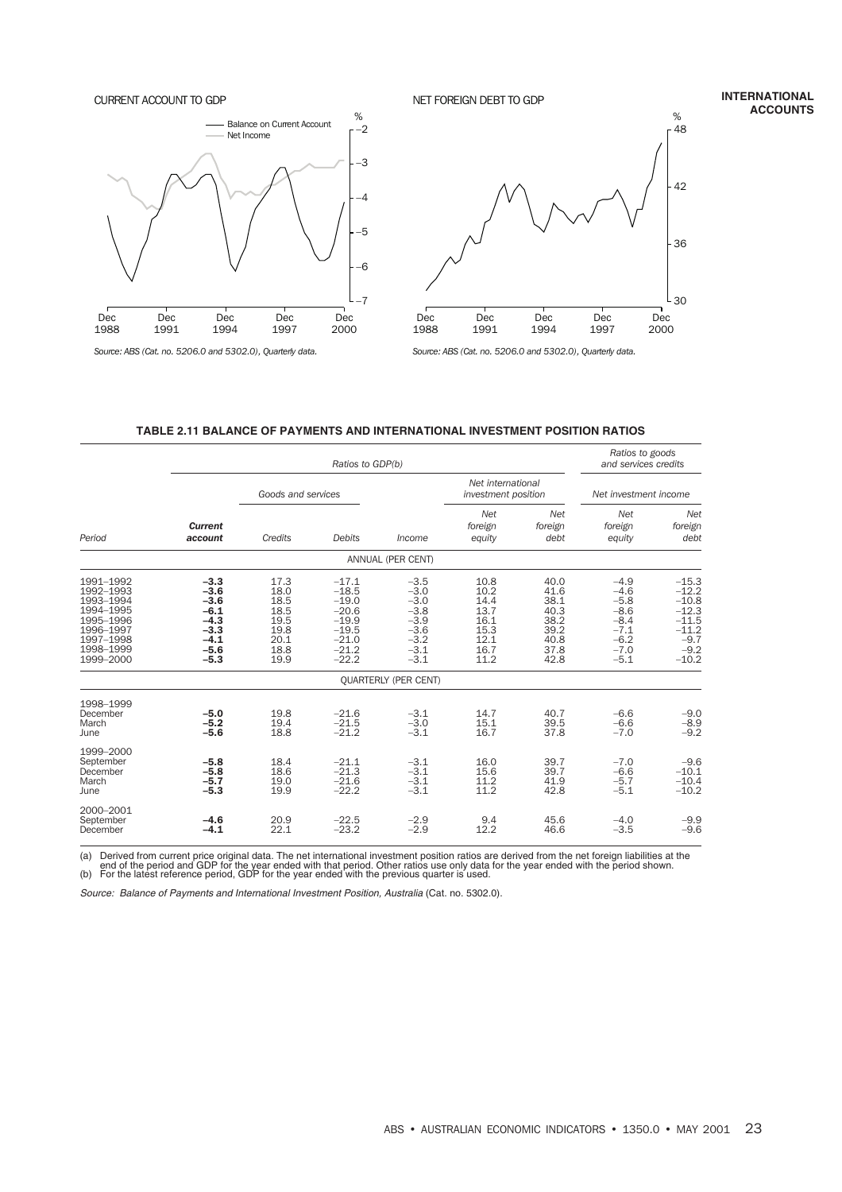CURRENT ACCOUNT TO GDP

Balance on Current Account
Net Income

%
−2
−3
−4
−5
−6
−7

Dec 1988
Dec 1991
Dec 1994
Dec 1997
Dec 2000

*Source: ABS (Cat. no. 5206.0 and 5302.0), Quarterly data.*

NET FOREIGN DEBT TO GDP

%
48
42
36
30

Dec 1988
Dec 1991
Dec 1994
Dec 1997
Dec 2000

*Source: ABS (Cat. no. 5206.0 and 5302.0), Quarterly data.*

**TABLE 2.11 BALANCE OF PAYMENTS AND INTERNATIONAL INVESTMENT POSITION RATIOS**

| | *Ratios to GDP(b)* | | | | | | *Ratios to goods and services credits* | |
|---|---|---|---|---|---|---|---|---|
| | | *Goods and services* | | | *Net international investment position* | | *Net investment income* | |
| *Period* | ***Current account*** | *Credits* | *Debits* | *Income* | *Net foreign equity* | *Net foreign debt* | *Net foreign equity* | *Net foreign debt* |
| | | | | ANNUAL (PER CENT) | | | | |
| 1991–1992 | **−3.3** | 17.3 | −17.1 | −3.5 | 10.8 | 40.0 | −4.9 | −15.3 |
| 1992–1993 | **−3.6** | 18.0 | −18.5 | −3.0 | 10.2 | 41.6 | −4.6 | −12.2 |
| 1993–1994 | **−3.6** | 18.5 | −19.0 | −3.0 | 14.4 | 38.1 | −5.8 | −10.8 |
| 1994–1995 | **−6.1** | 18.5 | −20.6 | −3.8 | 13.7 | 40.3 | −8.6 | −12.3 |
| 1995–1996 | **−4.3** | 19.5 | −19.9 | −3.9 | 16.1 | 38.2 | −8.4 | −11.5 |
| 1996–1997 | **−3.3** | 19.8 | −19.5 | −3.6 | 15.3 | 39.2 | −7.1 | −11.2 |
| 1997–1998 | **−4.1** | 20.1 | −21.0 | −3.2 | 12.1 | 40.8 | −6.2 | −9.7 |
| 1998–1999 | **−5.6** | 18.8 | −21.2 | −3.1 | 16.7 | 37.8 | −7.0 | −9.2 |
| 1999–2000 | **−5.3** | 19.9 | −22.2 | −3.1 | 11.2 | 42.8 | −5.1 | −10.2 |
| | | | | QUARTERLY (PER CENT) | | | | |
| 1998–1999 | | | | | | | | |
| December | **−5.0** | 19.8 | −21.6 | −3.1 | 14.7 | 40.7 | −6.6 | −9.0 |
| March | **−5.2** | 19.4 | −21.5 | −3.0 | 15.1 | 39.5 | −6.6 | −8.9 |
| June | **−5.6** | 18.8 | −21.2 | −3.1 | 16.7 | 37.8 | −7.0 | −9.2 |
| 1999–2000 | | | | | | | | |
| September | **−5.8** | 18.4 | −21.1 | −3.1 | 16.0 | 39.7 | −7.0 | −9.6 |
| December | **−5.8** | 18.6 | −21.3 | −3.1 | 15.6 | 39.7 | −6.6 | −10.1 |
| March | **−5.7** | 19.0 | −21.6 | −3.1 | 11.2 | 41.9 | −5.7 | −10.4 |
| June | **−5.3** | 19.9 | −22.2 | −3.1 | 11.2 | 42.8 | −5.1 | −10.2 |
| 2000–2001 | | | | | | | | |
| September | **−4.6** | 20.9 | −22.5 | −2.9 | 9.4 | 45.6 | −4.0 | −9.9 |
| December | **−4.1** | 22.1 | −23.2 | −2.9 | 12.2 | 46.6 | −3.5 | −9.6 |

(a) Derived from current price original data. The net international investment position ratios are derived from the net foreign liabilities at the end of the period and GDP for the year ended with that period. Other ratios use only data for the year ended with the period shown.
(b) For the latest reference period, GDP for the year ended with the previous quarter is used.

*Source: Balance of Payments and International Investment Position, Australia* (Cat. no. 5302.0).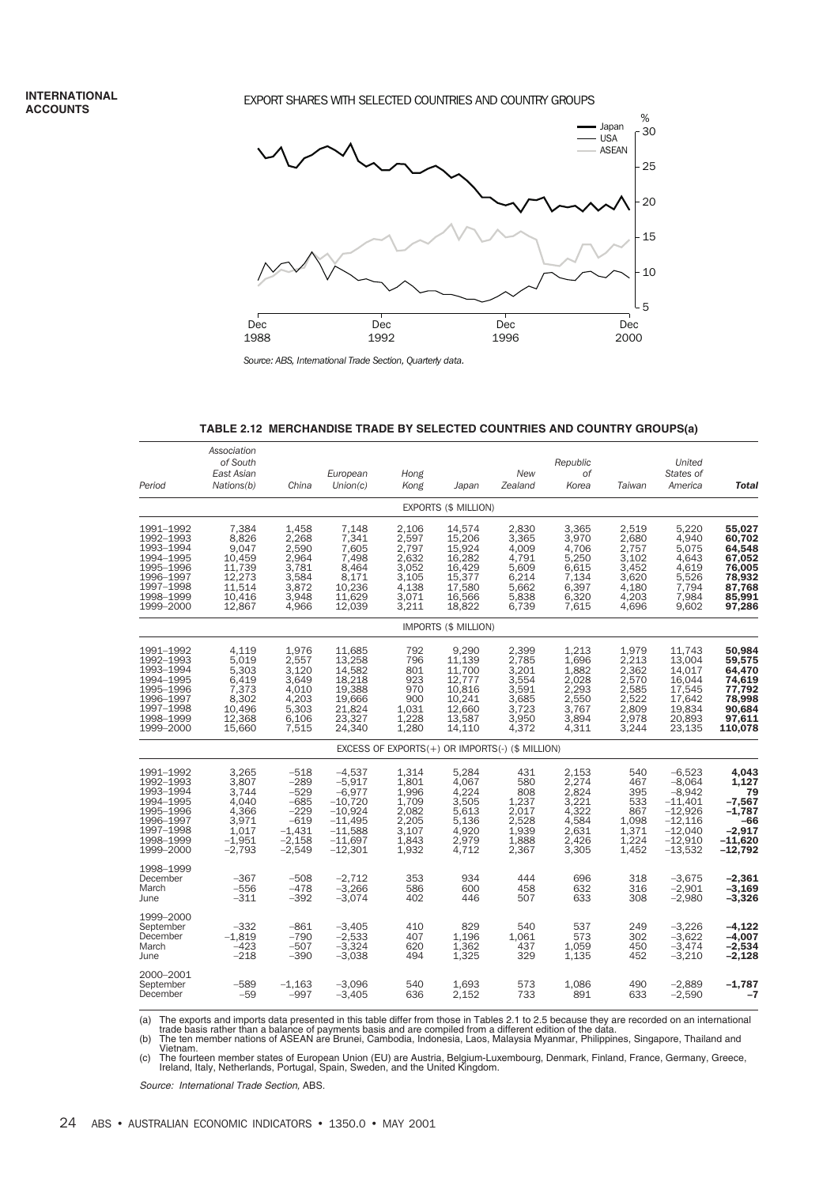INTERNATIONAL ACCOUNTS

EXPORT SHARES WITH SELECTED COUNTRIES AND COUNTRY GROUPS

%

Japan
USA
ASEAN

30
25
20
15
10
5

Dec 1988
Dec 1992
Dec 1996
Dec 2000

*Source: ABS, International Trade Section, Quarterly data.*

**TABLE 2.12 MERCHANDISE TRADE BY SELECTED COUNTRIES AND COUNTRY GROUPS(a)**

| *Period* | *Association of South East Asian Nations(b)* | *China* | *European Union(c)* | *Hong Kong* | *Japan* | *New Zealand* | *Republic of Korea* | *Taiwan* | *United States of America* | ***Total*** |
|---|---|---|---|---|---|---|---|---|---|---|
| | | | | | EXPORTS ($ MILLION) | | | | | |
| 1991–1992 | 7,384 | 1,458 | 7,148 | 2,106 | 14,574 | 2,830 | 3,365 | 2,519 | 5,220 | **55,027** |
| 1992–1993 | 8,826 | 2,268 | 7,341 | 2,597 | 15,206 | 3,365 | 3,970 | 2,680 | 4,940 | **60,702** |
| 1993–1994 | 9,047 | 2,590 | 7,605 | 2,797 | 15,924 | 4,009 | 4,706 | 2,757 | 5,075 | **64,548** |
| 1994–1995 | 10,459 | 2,964 | 7,498 | 2,632 | 16,282 | 4,791 | 5,250 | 3,102 | 4,643 | **67,052** |
| 1995–1996 | 11,739 | 3,781 | 8,464 | 3,052 | 16,429 | 5,609 | 6,615 | 3,452 | 4,619 | **76,005** |
| 1996–1997 | 12,273 | 3,584 | 8,171 | 3,105 | 15,377 | 6,214 | 7,134 | 3,620 | 5,526 | **78,932** |
| 1997–1998 | 11,514 | 3,872 | 10,236 | 4,138 | 17,580 | 5,662 | 6,397 | 4,180 | 7,794 | **87,768** |
| 1998–1999 | 10,416 | 3,948 | 11,629 | 3,071 | 16,566 | 5,838 | 6,320 | 4,203 | 7,984 | **85,991** |
| 1999–2000 | 12,867 | 4,966 | 12,039 | 3,211 | 18,822 | 6,739 | 7,615 | 4,696 | 9,602 | **97,286** |
| | | | | | IMPORTS ($ MILLION) | | | | | |
| 1991–1992 | 4,119 | 1,976 | 11,685 | 792 | 9,290 | 2,399 | 1,213 | 1,979 | 11,743 | **50,984** |
| 1992–1993 | 5,019 | 2,557 | 13,258 | 796 | 11,139 | 2,785 | 1,696 | 2,213 | 13,004 | **59,575** |
| 1993–1994 | 5,303 | 3,120 | 14,582 | 801 | 11,700 | 3,201 | 1,882 | 2,362 | 14,017 | **64,470** |
| 1994–1995 | 6,419 | 3,649 | 18,218 | 923 | 12,777 | 3,554 | 2,028 | 2,570 | 16,044 | **74,619** |
| 1995–1996 | 7,373 | 4,010 | 19,388 | 970 | 10,816 | 3,591 | 2,293 | 2,585 | 17,545 | **77,792** |
| 1996–1997 | 8,302 | 4,203 | 19,666 | 900 | 10,241 | 3,685 | 2,550 | 2,522 | 17,642 | **78,998** |
| 1997–1998 | 10,496 | 5,303 | 21,824 | 1,031 | 12,660 | 3,723 | 3,767 | 2,809 | 19,834 | **90,684** |
| 1998–1999 | 12,368 | 6,106 | 23,327 | 1,228 | 13,587 | 3,950 | 3,894 | 2,978 | 20,893 | **97,611** |
| 1999–2000 | 15,660 | 7,515 | 24,340 | 1,280 | 14,110 | 4,372 | 4,311 | 3,244 | 23,135 | **110,078** |
| | | | | | EXCESS OF EXPORTS(+) OR IMPORTS(-) ($ MILLION) | | | | | |
| 1991–1992 | 3,265 | –518 | –4,537 | 1,314 | 5,284 | 431 | 2,153 | 540 | –6,523 | **4,043** |
| 1992–1993 | 3,807 | –289 | –5,917 | 1,801 | 4,067 | 580 | 2,274 | 467 | –8,064 | **1,127** |
| 1993–1994 | 3,744 | –529 | –6,977 | 1,996 | 4,224 | 808 | 2,824 | 395 | –8,942 | **79** |
| 1994–1995 | 4,040 | –685 | –10,720 | 1,709 | 3,505 | 1,237 | 3,221 | 533 | –11,401 | **–7,567** |
| 1995–1996 | 4,366 | –229 | –10,924 | 2,082 | 5,613 | 2,017 | 4,322 | 867 | –12,926 | **–1,787** |
| 1996–1997 | 3,971 | –619 | –11,495 | 2,205 | 5,136 | 2,528 | 4,584 | 1,098 | –12,116 | **–66** |
| 1997–1998 | 1,017 | –1,431 | –11,588 | 3,107 | 4,920 | 1,939 | 2,631 | 1,371 | –12,040 | **–2,917** |
| 1998–1999 | –1,951 | –2,158 | –11,697 | 1,843 | 2,979 | 1,888 | 2,426 | 1,224 | –12,910 | **–11,620** |
| 1999–2000 | –2,793 | –2,549 | –12,301 | 1,932 | 4,712 | 2,367 | 3,305 | 1,452 | –13,532 | **–12,792** |
| 1998–1999 | | | | | | | | | | |
| December | –367 | –508 | –2,712 | 353 | 934 | 444 | 696 | 318 | –3,675 | **–2,361** |
| March | –556 | –478 | –3,266 | 586 | 600 | 458 | 632 | 316 | –2,901 | **–3,169** |
| June | –311 | –392 | –3,074 | 402 | 446 | 507 | 633 | 308 | –2,980 | **–3,326** |
| 1999–2000 | | | | | | | | | | |
| September | –332 | –861 | –3,405 | 410 | 829 | 540 | 537 | 249 | –3,226 | **–4,122** |
| December | –1,819 | –790 | –2,533 | 407 | 1,196 | 1,061 | 573 | 302 | –3,622 | **–4,007** |
| March | –423 | –507 | –3,324 | 620 | 1,362 | 437 | 1,059 | 450 | –3,474 | **–2,534** |
| June | –218 | –390 | –3,038 | 494 | 1,325 | 329 | 1,135 | 452 | –3,210 | **–2,128** |
| 2000–2001 | | | | | | | | | | |
| September | –589 | –1,163 | –3,096 | 540 | 1,693 | 573 | 1,086 | 490 | –2,889 | **–1,787** |
| December | –59 | –997 | –3,405 | 636 | 2,152 | 733 | 891 | 633 | –2,590 | **–7** |

(a) The exports and imports data presented in this table differ from those in Tables 2.1 to 2.5 because they are recorded on an international trade basis rather than a balance of payments basis and are compiled from a different edition of the data.
(b) The ten member nations of ASEAN are Brunei, Cambodia, Indonesia, Laos, Malaysia Myanmar, Philippines, Singapore, Thailand and Vietnam.
(c) The fourteen member states of European Union (EU) are Austria, Belgium-Luxembourg, Denmark, Finland, France, Germany, Greece, Ireland, Italy, Netherlands, Portugal, Spain, Sweden, and the United Kingdom.

*Source: International Trade Section,* ABS.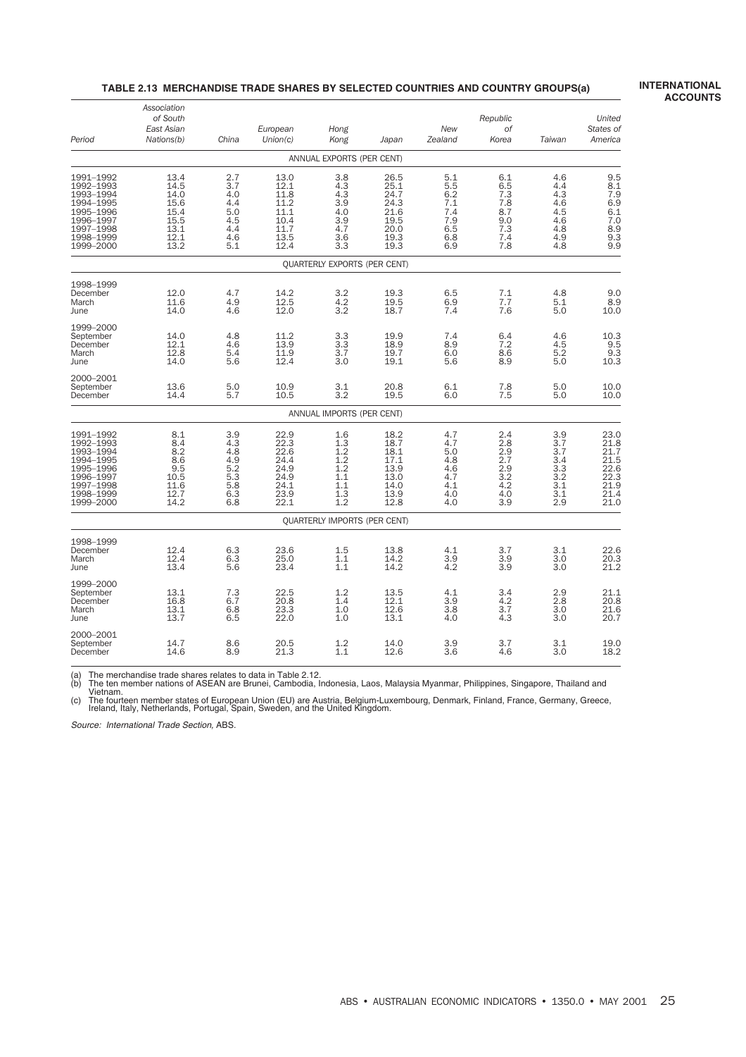## TABLE 2.13 MERCHANDISE TRADE SHARES BY SELECTED COUNTRIES AND COUNTRY GROUPS(a)

| Period | Association of South East Asian Nations(b) | China | European Union(c) | Hong Kong | Japan | New Zealand | Republic of Korea | Taiwan | United States of America |
|---|---|---|---|---|---|---|---|---|---|
| | | | | ANNUAL EXPORTS (PER CENT) | | | | | |
| 1991–1992 | 13.4 | 2.7 | 13.0 | 3.8 | 26.5 | 5.1 | 6.1 | 4.6 | 9.5 |
| 1992–1993 | 14.5 | 3.7 | 12.1 | 4.3 | 25.1 | 5.5 | 6.5 | 4.4 | 8.1 |
| 1993–1994 | 14.0 | 4.0 | 11.8 | 4.3 | 24.7 | 6.2 | 7.3 | 4.3 | 7.9 |
| 1994–1995 | 15.6 | 4.4 | 11.2 | 3.9 | 24.3 | 7.1 | 7.8 | 4.6 | 6.9 |
| 1995–1996 | 15.4 | 5.0 | 11.1 | 4.0 | 21.6 | 7.4 | 8.7 | 4.5 | 6.1 |
| 1996–1997 | 15.5 | 4.5 | 10.4 | 3.9 | 19.5 | 7.9 | 9.0 | 4.6 | 7.0 |
| 1997–1998 | 13.1 | 4.4 | 11.7 | 4.7 | 20.0 | 6.5 | 7.3 | 4.8 | 8.9 |
| 1998–1999 | 12.1 | 4.6 | 13.5 | 3.6 | 19.3 | 6.8 | 7.4 | 4.9 | 9.3 |
| 1999–2000 | 13.2 | 5.1 | 12.4 | 3.3 | 19.3 | 6.9 | 7.8 | 4.8 | 9.9 |
| | | | | QUARTERLY EXPORTS (PER CENT) | | | | | |
| 1998–1999 | | | | | | | | | |
| December | 12.0 | 4.7 | 14.2 | 3.2 | 19.3 | 6.5 | 7.1 | 4.8 | 9.0 |
| March | 11.6 | 4.9 | 12.5 | 4.2 | 19.5 | 6.9 | 7.7 | 5.1 | 8.9 |
| June | 14.0 | 4.6 | 12.0 | 3.2 | 18.7 | 7.4 | 7.6 | 5.0 | 10.0 |
| 1999–2000 | | | | | | | | | |
| September | 14.0 | 4.8 | 11.2 | 3.3 | 19.9 | 7.4 | 6.4 | 4.6 | 10.3 |
| December | 12.1 | 4.6 | 13.9 | 3.3 | 18.9 | 8.9 | 7.2 | 4.5 | 9.5 |
| March | 12.8 | 5.4 | 11.9 | 3.7 | 19.7 | 6.0 | 8.6 | 5.2 | 9.3 |
| June | 14.0 | 5.6 | 12.4 | 3.0 | 19.1 | 5.6 | 8.9 | 5.0 | 10.3 |
| 2000–2001 | | | | | | | | | |
| September | 13.6 | 5.0 | 10.9 | 3.1 | 20.8 | 6.1 | 7.8 | 5.0 | 10.0 |
| December | 14.4 | 5.7 | 10.5 | 3.2 | 19.5 | 6.0 | 7.5 | 5.0 | 10.0 |
| | | | | ANNUAL IMPORTS (PER CENT) | | | | | |
| 1991–1992 | 8.1 | 3.9 | 22.9 | 1.6 | 18.2 | 4.7 | 2.4 | 3.9 | 23.0 |
| 1992–1993 | 8.4 | 4.3 | 22.3 | 1.3 | 18.7 | 4.7 | 2.8 | 3.7 | 21.8 |
| 1993–1994 | 8.2 | 4.8 | 22.6 | 1.2 | 18.1 | 5.0 | 2.9 | 3.7 | 21.7 |
| 1994–1995 | 8.6 | 4.9 | 24.4 | 1.2 | 17.1 | 4.8 | 2.7 | 3.4 | 21.5 |
| 1995–1996 | 9.5 | 5.2 | 24.9 | 1.2 | 13.9 | 4.6 | 2.9 | 3.3 | 22.6 |
| 1996–1997 | 10.5 | 5.3 | 24.9 | 1.1 | 13.0 | 4.7 | 3.2 | 3.2 | 22.3 |
| 1997–1998 | 11.6 | 5.8 | 24.1 | 1.1 | 14.0 | 4.1 | 4.2 | 3.1 | 21.9 |
| 1998–1999 | 12.7 | 6.3 | 23.9 | 1.3 | 13.9 | 4.0 | 4.0 | 3.1 | 21.4 |
| 1999–2000 | 14.2 | 6.8 | 22.1 | 1.2 | 12.8 | 4.0 | 3.9 | 2.9 | 21.0 |
| | | | | QUARTERLY IMPORTS (PER CENT) | | | | | |
| 1998–1999 | | | | | | | | | |
| December | 12.4 | 6.3 | 23.6 | 1.5 | 13.8 | 4.1 | 3.7 | 3.1 | 22.6 |
| March | 12.4 | 6.3 | 25.0 | 1.1 | 14.2 | 3.9 | 3.9 | 3.0 | 20.3 |
| June | 13.4 | 5.6 | 23.4 | 1.1 | 14.2 | 4.2 | 3.9 | 3.0 | 21.2 |
| 1999–2000 | | | | | | | | | |
| September | 13.1 | 7.3 | 22.5 | 1.2 | 13.5 | 4.1 | 3.4 | 2.9 | 21.1 |
| December | 16.8 | 6.7 | 20.8 | 1.4 | 12.1 | 3.9 | 4.2 | 2.8 | 20.8 |
| March | 13.1 | 6.8 | 23.3 | 1.0 | 12.6 | 3.8 | 3.7 | 3.0 | 21.6 |
| June | 13.7 | 6.5 | 22.0 | 1.0 | 13.1 | 4.0 | 4.3 | 3.0 | 20.7 |
| 2000–2001 | | | | | | | | | |
| September | 14.7 | 8.6 | 20.5 | 1.2 | 14.0 | 3.9 | 3.7 | 3.1 | 19.0 |
| December | 14.6 | 8.9 | 21.3 | 1.1 | 12.6 | 3.6 | 4.6 | 3.0 | 18.2 |

(a) The merchandise trade shares relates to data in Table 2.12.
(b) The ten member nations of ASEAN are Brunei, Cambodia, Indonesia, Laos, Malaysia Myanmar, Philippines, Singapore, Thailand and Vietnam.
(c) The fourteen member states of European Union (EU) are Austria, Belgium-Luxembourg, Denmark, Finland, France, Germany, Greece, Ireland, Italy, Netherlands, Portugal, Spain, Sweden, and the United Kingdom.

*Source: International Trade Section,* ABS.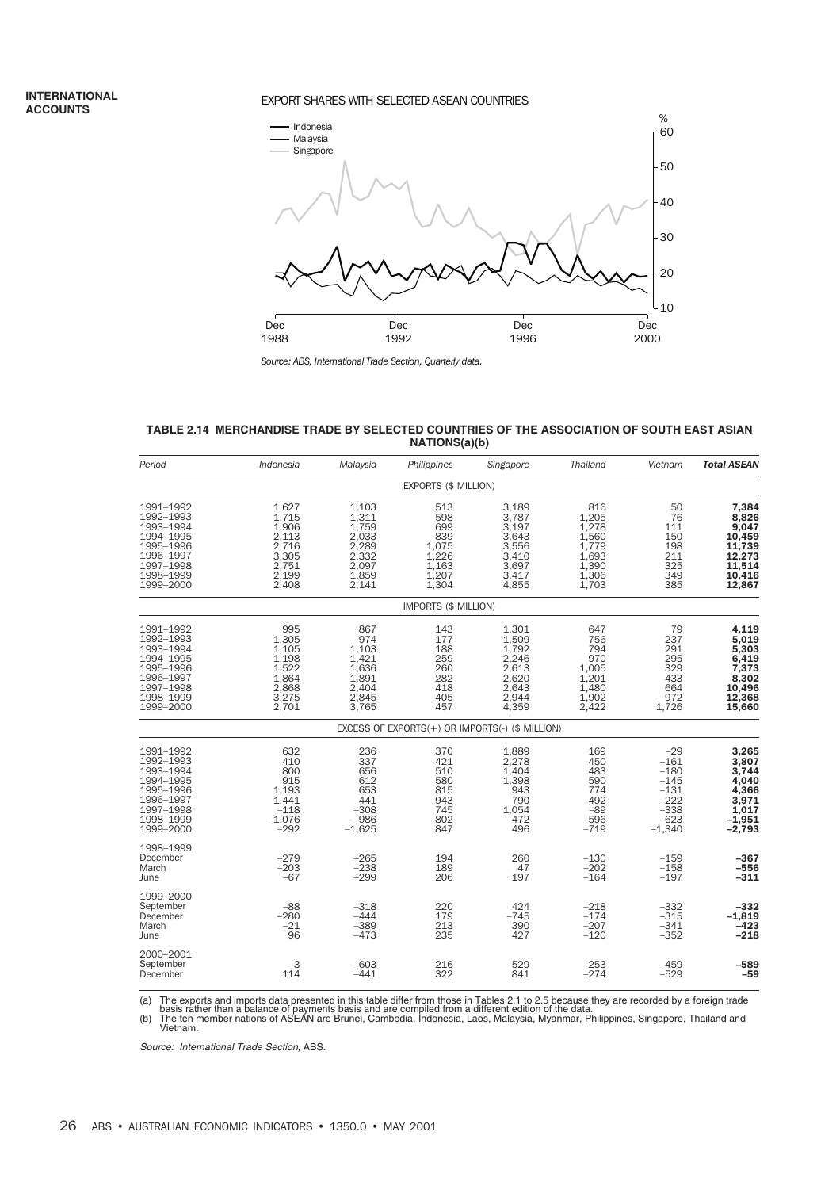**INTERNATIONAL ACCOUNTS**

EXPORT SHARES WITH SELECTED ASEAN COUNTRIES

Indonesia
Malaysia
Singapore

%
60
50
40
30
20
10

Dec 1988
Dec 1992
Dec 1996
Dec 2000

*Source: ABS, International Trade Section, Quarterly data.*

**TABLE 2.14 MERCHANDISE TRADE BY SELECTED COUNTRIES OF THE ASSOCIATION OF SOUTH EAST ASIAN NATIONS(a)(b)**

| *Period* | *Indonesia* | *Malaysia* | *Philippines* | *Singapore* | *Thailand* | *Vietnam* | ***Total ASEAN*** |
|---|---|---|---|---|---|---|---|
| | | | EXPORTS ($ MILLION) | | | | |
| 1991–1992 | 1,627 | 1,103 | 513 | 3,189 | 816 | 50 | **7,384** |
| 1992–1993 | 1,715 | 1,311 | 598 | 3,787 | 1,205 | 76 | **8,826** |
| 1993–1994 | 1,906 | 1,759 | 699 | 3,197 | 1,278 | 111 | **9,047** |
| 1994–1995 | 2,113 | 2,033 | 839 | 3,643 | 1,560 | 150 | **10,459** |
| 1995–1996 | 2,716 | 2,289 | 1,075 | 3,556 | 1,779 | 198 | **11,739** |
| 1996–1997 | 3,305 | 2,332 | 1,226 | 3,410 | 1,693 | 211 | **12,273** |
| 1997–1998 | 2,751 | 2,097 | 1,163 | 3,697 | 1,390 | 325 | **11,514** |
| 1998–1999 | 2,199 | 1,859 | 1,207 | 3,417 | 1,306 | 349 | **10,416** |
| 1999–2000 | 2,408 | 2,141 | 1,304 | 4,855 | 1,703 | 385 | **12,867** |
| | | | IMPORTS ($ MILLION) | | | | |
| 1991–1992 | 995 | 867 | 143 | 1,301 | 647 | 79 | **4,119** |
| 1992–1993 | 1,305 | 974 | 177 | 1,509 | 756 | 237 | **5,019** |
| 1993–1994 | 1,105 | 1,103 | 188 | 1,792 | 794 | 291 | **5,303** |
| 1994–1995 | 1,198 | 1,421 | 259 | 2,246 | 970 | 295 | **6,419** |
| 1995–1996 | 1,522 | 1,636 | 260 | 2,613 | 1,005 | 329 | **7,373** |
| 1996–1997 | 1,864 | 1,891 | 282 | 2,620 | 1,201 | 433 | **8,302** |
| 1997–1998 | 2,868 | 2,404 | 418 | 2,643 | 1,480 | 664 | **10,496** |
| 1998–1999 | 3,275 | 2,845 | 405 | 2,944 | 1,902 | 972 | **12,368** |
| 1999–2000 | 2,701 | 3,765 | 457 | 4,359 | 2,422 | 1,726 | **15,660** |
| | | | EXCESS OF EXPORTS(+) OR IMPORTS(-) ($ MILLION) | | | | |
| 1991–1992 | 632 | 236 | 370 | 1,889 | 169 | –29 | **3,265** |
| 1992–1993 | 410 | 337 | 421 | 2,278 | 450 | –161 | **3,807** |
| 1993–1994 | 800 | 656 | 510 | 1,404 | 483 | –180 | **3,744** |
| 1994–1995 | 915 | 612 | 580 | 1,398 | 590 | –145 | **4,040** |
| 1995–1996 | 1,193 | 653 | 815 | 943 | 774 | –131 | **4,366** |
| 1996–1997 | 1,441 | 441 | 943 | 790 | 492 | –222 | **3,971** |
| 1997–1998 | –118 | –308 | 745 | 1,054 | –89 | –338 | **1,017** |
| 1998–1999 | –1,076 | –986 | 802 | 472 | –596 | –623 | **–1,951** |
| 1999–2000 | –292 | –1,625 | 847 | 496 | –719 | –1,340 | **–2,793** |
| 1998–1999 | | | | | | | |
| December | –279 | –265 | 194 | 260 | –130 | –159 | **–367** |
| March | –203 | –238 | 189 | 47 | –202 | –158 | **–556** |
| June | –67 | –299 | 206 | 197 | –164 | –197 | **–311** |
| 1999–2000 | | | | | | | |
| September | –88 | –318 | 220 | 424 | –218 | –332 | **–332** |
| December | –280 | –444 | 179 | –745 | –174 | –315 | **–1,819** |
| March | –21 | –389 | 213 | 390 | –207 | –341 | **–423** |
| June | 96 | –473 | 235 | 427 | –120 | –352 | **–218** |
| 2000–2001 | | | | | | | |
| September | –3 | –603 | 216 | 529 | –253 | –459 | **–589** |
| December | 114 | –441 | 322 | 841 | –274 | –529 | **–59** |

(a) The exports and imports data presented in this table differ from those in Tables 2.1 to 2.5 because they are recorded by a foreign trade basis rather than a balance of payments basis and are compiled from a different edition of the data.
(b) The ten member nations of ASEAN are Brunei, Cambodia, Indonesia, Laos, Malaysia, Myanmar, Philippines, Singapore, Thailand and Vietnam.

*Source: International Trade Section,* ABS.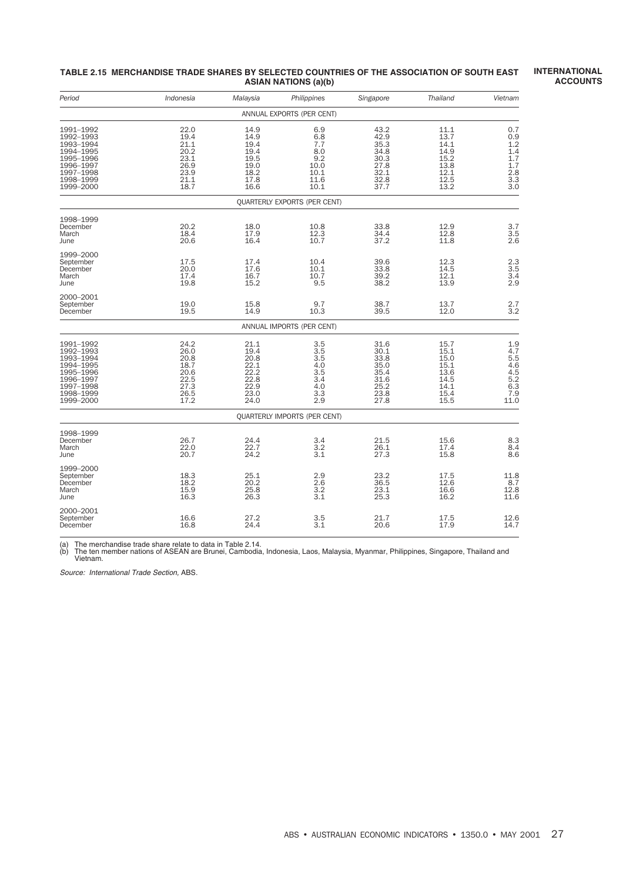## TABLE 2.15 MERCHANDISE TRADE SHARES BY SELECTED COUNTRIES OF THE ASSOCIATION OF SOUTH EAST ASIAN NATIONS (a)(b)

| *Period* | *Indonesia* | *Malaysia* | *Philippines* | *Singapore* | *Thailand* | *Vietnam* |
|---|---|---|---|---|---|---|
| | | | ANNUAL EXPORTS (PER CENT) | | | |
| 1991–1992 | 22.0 | 14.9 | 6.9 | 43.2 | 11.1 | 0.7 |
| 1992–1993 | 19.4 | 14.9 | 6.8 | 42.9 | 13.7 | 0.9 |
| 1993–1994 | 21.1 | 19.4 | 7.7 | 35.3 | 14.1 | 1.2 |
| 1994–1995 | 20.2 | 19.4 | 8.0 | 34.8 | 14.9 | 1.4 |
| 1995–1996 | 23.1 | 19.5 | 9.2 | 30.3 | 15.2 | 1.7 |
| 1996–1997 | 26.9 | 19.0 | 10.0 | 27.8 | 13.8 | 1.7 |
| 1997–1998 | 23.9 | 18.2 | 10.1 | 32.1 | 12.1 | 2.8 |
| 1998–1999 | 21.1 | 17.8 | 11.6 | 32.8 | 12.5 | 3.3 |
| 1999–2000 | 18.7 | 16.6 | 10.1 | 37.7 | 13.2 | 3.0 |
| | | | QUARTERLY EXPORTS (PER CENT) | | | |
| 1998–1999 | | | | | | |
| December | 20.2 | 18.0 | 10.8 | 33.8 | 12.9 | 3.7 |
| March | 18.4 | 17.9 | 12.3 | 34.4 | 12.8 | 3.5 |
| June | 20.6 | 16.4 | 10.7 | 37.2 | 11.8 | 2.6 |
| 1999–2000 | | | | | | |
| September | 17.5 | 17.4 | 10.4 | 39.6 | 12.3 | 2.3 |
| December | 20.0 | 17.6 | 10.1 | 33.8 | 14.5 | 3.5 |
| March | 17.4 | 16.7 | 10.7 | 39.2 | 12.1 | 3.4 |
| June | 19.8 | 15.2 | 9.5 | 38.2 | 13.9 | 2.9 |
| 2000–2001 | | | | | | |
| September | 19.0 | 15.8 | 9.7 | 38.7 | 13.7 | 2.7 |
| December | 19.5 | 14.9 | 10.3 | 39.5 | 12.0 | 3.2 |
| | | | ANNUAL IMPORTS (PER CENT) | | | |
| 1991–1992 | 24.2 | 21.1 | 3.5 | 31.6 | 15.7 | 1.9 |
| 1992–1993 | 26.0 | 19.4 | 3.5 | 30.1 | 15.1 | 4.7 |
| 1993–1994 | 20.8 | 20.8 | 3.5 | 33.8 | 15.0 | 5.5 |
| 1994–1995 | 18.7 | 22.1 | 4.0 | 35.0 | 15.1 | 4.6 |
| 1995–1996 | 20.6 | 22.2 | 3.5 | 35.4 | 13.6 | 4.5 |
| 1996–1997 | 22.5 | 22.8 | 3.4 | 31.6 | 14.5 | 5.2 |
| 1997–1998 | 27.3 | 22.9 | 4.0 | 25.2 | 14.1 | 6.3 |
| 1998–1999 | 26.5 | 23.0 | 3.3 | 23.8 | 15.4 | 7.9 |
| 1999–2000 | 17.2 | 24.0 | 2.9 | 27.8 | 15.5 | 11.0 |
| | | | QUARTERLY IMPORTS (PER CENT) | | | |
| 1998–1999 | | | | | | |
| December | 26.7 | 24.4 | 3.4 | 21.5 | 15.6 | 8.3 |
| March | 22.0 | 22.7 | 3.2 | 26.1 | 17.4 | 8.4 |
| June | 20.7 | 24.2 | 3.1 | 27.3 | 15.8 | 8.6 |
| 1999–2000 | | | | | | |
| September | 18.3 | 25.1 | 2.9 | 23.2 | 17.5 | 11.8 |
| December | 18.2 | 20.2 | 2.6 | 36.5 | 12.6 | 8.7 |
| March | 15.9 | 25.8 | 3.2 | 23.1 | 16.6 | 12.8 |
| June | 16.3 | 26.3 | 3.1 | 25.3 | 16.2 | 11.6 |
| 2000–2001 | | | | | | |
| September | 16.6 | 27.2 | 3.5 | 21.7 | 17.5 | 12.6 |
| December | 16.8 | 24.4 | 3.1 | 20.6 | 17.9 | 14.7 |

(a) The merchandise trade share relate to data in Table 2.14.
(b) The ten member nations of ASEAN are Brunei, Cambodia, Indonesia, Laos, Malaysia, Myanmar, Philippines, Singapore, Thailand and Vietnam.

*Source: International Trade Section,* ABS.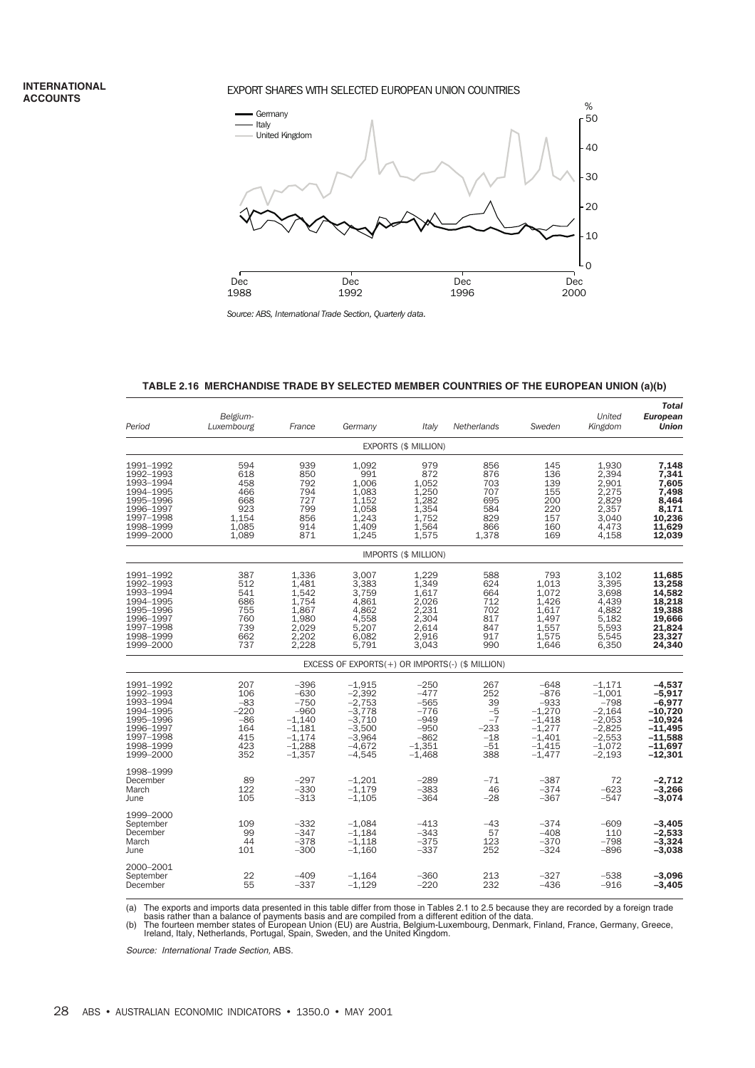EXPORT SHARES WITH SELECTED EUROPEAN UNION COUNTRIES

Germany
Italy
United Kingdom

%
50
40
30
20
10
0

Dec 1988
Dec 1992
Dec 1996
Dec 2000

*Source: ABS, International Trade Section, Quarterly data.*

**TABLE 2.16 MERCHANDISE TRADE BY SELECTED MEMBER COUNTRIES OF THE EUROPEAN UNION (a)(b)**

| Period | Belgium-Luxembourg | France | Germany | Italy | Netherlands | Sweden | United Kingdom | ***Total European Union*** |
|---|---|---|---|---|---|---|---|---|
| | | | | EXPORTS ($ MILLION) | | | | |
| 1991–1992 | 594 | 939 | 1,092 | 979 | 856 | 145 | 1,930 | **7,148** |
| 1992–1993 | 618 | 850 | 991 | 872 | 876 | 136 | 2,394 | **7,341** |
| 1993–1994 | 458 | 792 | 1,006 | 1,052 | 703 | 139 | 2,901 | **7,605** |
| 1994–1995 | 466 | 794 | 1,083 | 1,250 | 707 | 155 | 2,275 | **7,498** |
| 1995–1996 | 668 | 727 | 1,152 | 1,282 | 695 | 200 | 2,829 | **8,464** |
| 1996–1997 | 923 | 799 | 1,058 | 1,354 | 584 | 220 | 2,357 | **8,171** |
| 1997–1998 | 1,154 | 856 | 1,243 | 1,752 | 829 | 157 | 3,040 | **10,236** |
| 1998–1999 | 1,085 | 914 | 1,409 | 1,564 | 866 | 160 | 4,473 | **11,629** |
| 1999–2000 | 1,089 | 871 | 1,245 | 1,575 | 1,378 | 169 | 4,158 | **12,039** |
| | | | | IMPORTS ($ MILLION) | | | | |
| 1991–1992 | 387 | 1,336 | 3,007 | 1,229 | 588 | 793 | 3,102 | **11,685** |
| 1992–1993 | 512 | 1,481 | 3,383 | 1,349 | 624 | 1,013 | 3,395 | **13,258** |
| 1993–1994 | 541 | 1,542 | 3,759 | 1,617 | 664 | 1,072 | 3,698 | **14,582** |
| 1994–1995 | 686 | 1,754 | 4,861 | 2,026 | 712 | 1,426 | 4,439 | **18,218** |
| 1995–1996 | 755 | 1,867 | 4,862 | 2,231 | 702 | 1,617 | 4,882 | **19,388** |
| 1996–1997 | 760 | 1,980 | 4,558 | 2,304 | 817 | 1,497 | 5,182 | **19,666** |
| 1997–1998 | 739 | 2,029 | 5,207 | 2,614 | 847 | 1,557 | 5,593 | **21,824** |
| 1998–1999 | 662 | 2,202 | 6,082 | 2,916 | 917 | 1,575 | 5,545 | **23,327** |
| 1999–2000 | 737 | 2,228 | 5,791 | 3,043 | 990 | 1,646 | 6,350 | **24,340** |
| | | | | EXCESS OF EXPORTS(+) OR IMPORTS(-) ($ MILLION) | | | | |
| 1991–1992 | 207 | –396 | –1,915 | –250 | 267 | –648 | –1,171 | **–4,537** |
| 1992–1993 | 106 | –630 | –2,392 | –477 | 252 | –876 | –1,001 | **–5,917** |
| 1993–1994 | –83 | –750 | –2,753 | –565 | 39 | –933 | –798 | **–6,977** |
| 1994–1995 | –220 | –960 | –3,778 | –776 | –5 | –1,270 | –2,164 | **–10,720** |
| 1995–1996 | –86 | –1,140 | –3,710 | –949 | –7 | –1,418 | –2,053 | **–10,924** |
| 1996–1997 | 164 | –1,181 | –3,500 | –950 | –233 | –1,277 | –2,825 | **–11,495** |
| 1997–1998 | 415 | –1,174 | –3,964 | –862 | –18 | –1,401 | –2,553 | **–11,588** |
| 1998–1999 | 423 | –1,288 | –4,672 | –1,351 | –51 | –1,415 | –1,072 | **–11,697** |
| 1999–2000 | 352 | –1,357 | –4,545 | –1,468 | 388 | –1,477 | –2,193 | **–12,301** |
| 1998–1999 | | | | | | | | |
| December | 89 | –297 | –1,201 | –289 | –71 | –387 | 72 | **–2,712** |
| March | 122 | –330 | –1,179 | –383 | 46 | –374 | –623 | **–3,266** |
| June | 105 | –313 | –1,105 | –364 | –28 | –367 | –547 | **–3,074** |
| 1999–2000 | | | | | | | | |
| September | 109 | –332 | –1,084 | –413 | –43 | –374 | –609 | **–3,405** |
| December | 99 | –347 | –1,184 | –343 | 57 | –408 | 110 | **–2,533** |
| March | 44 | –378 | –1,118 | –375 | 123 | –370 | –798 | **–3,324** |
| June | 101 | –300 | –1,160 | –337 | 252 | –324 | –896 | **–3,038** |
| 2000–2001 | | | | | | | | |
| September | 22 | –409 | –1,164 | –360 | 213 | –327 | –538 | **–3,096** |
| December | 55 | –337 | –1,129 | –220 | 232 | –436 | –916 | **–3,405** |

(a) The exports and imports data presented in this table differ from those in Tables 2.1 to 2.5 because they are recorded by a foreign trade basis rather than a balance of payments basis and are compiled from a different edition of the data.
(b) The fourteen member states of European Union (EU) are Austria, Belgium-Luxembourg, Denmark, Finland, France, Germany, Greece, Ireland, Italy, Netherlands, Portugal, Spain, Sweden, and the United Kingdom.

*Source: International Trade Section*, ABS.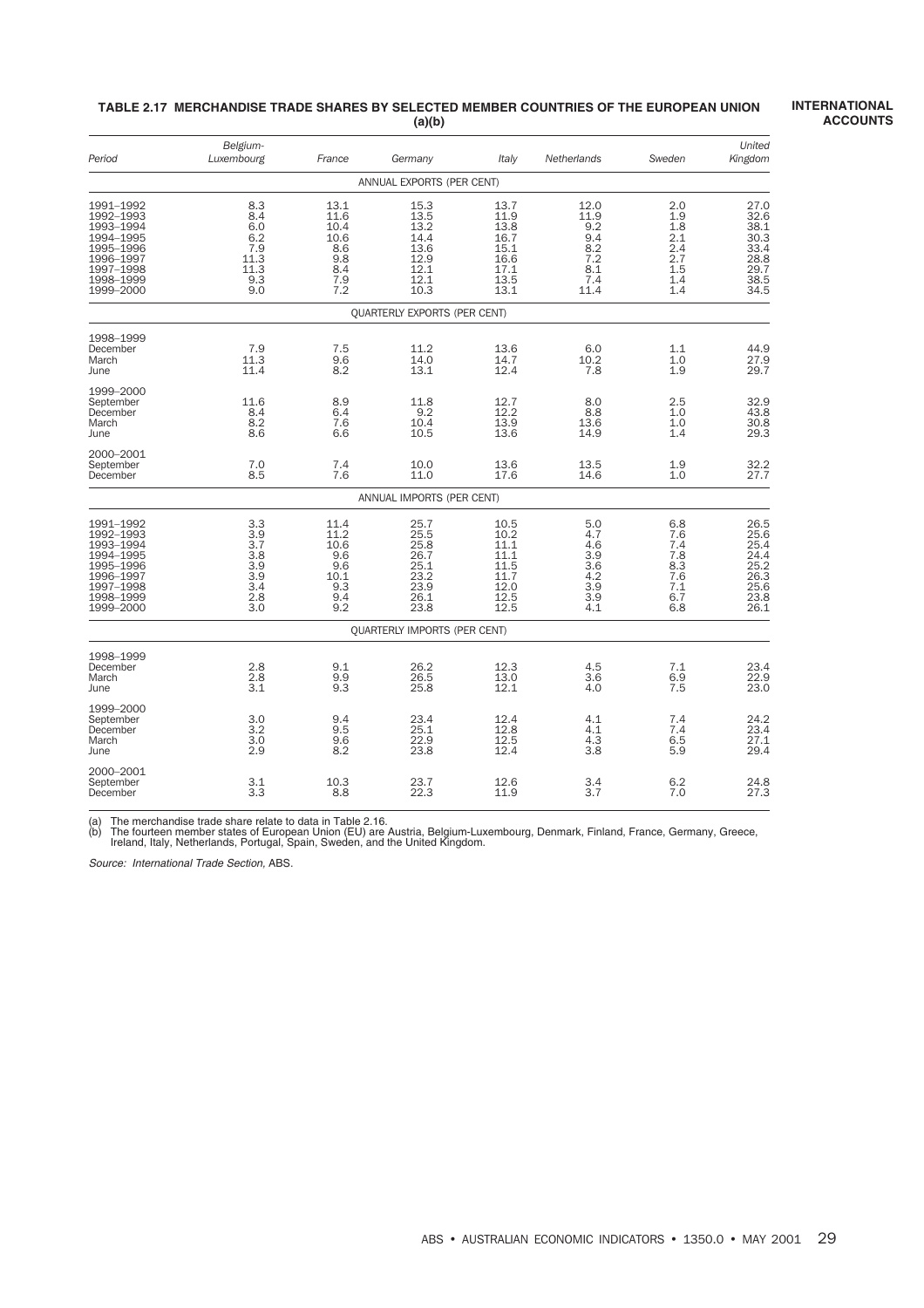## TABLE 2.17 MERCHANDISE TRADE SHARES BY SELECTED MEMBER COUNTRIES OF THE EUROPEAN UNION (a)(b)

| Period | Belgium-Luxembourg | France | Germany | Italy | Netherlands | Sweden | United Kingdom |
|---|---|---|---|---|---|---|---|
| ANNUAL EXPORTS (PER CENT) | | | | | | | |
| 1991–1992 | 8.3 | 13.1 | 15.3 | 13.7 | 12.0 | 2.0 | 27.0 |
| 1992–1993 | 8.4 | 11.6 | 13.5 | 11.9 | 11.9 | 1.9 | 32.6 |
| 1993–1994 | 6.0 | 10.4 | 13.2 | 13.8 | 9.2 | 1.8 | 38.1 |
| 1994–1995 | 6.2 | 10.6 | 14.4 | 16.7 | 9.4 | 2.1 | 30.3 |
| 1995–1996 | 7.9 | 8.6 | 13.6 | 15.1 | 8.2 | 2.4 | 33.4 |
| 1996–1997 | 11.3 | 9.8 | 12.9 | 16.6 | 7.2 | 2.7 | 28.8 |
| 1997–1998 | 11.3 | 8.4 | 12.1 | 17.1 | 8.1 | 1.5 | 29.7 |
| 1998–1999 | 9.3 | 7.9 | 12.1 | 13.5 | 7.4 | 1.4 | 38.5 |
| 1999–2000 | 9.0 | 7.2 | 10.3 | 13.1 | 11.4 | 1.4 | 34.5 |
| QUARTERLY EXPORTS (PER CENT) | | | | | | | |
| 1998–1999 | | | | | | | |
| December | 7.9 | 7.5 | 11.2 | 13.6 | 6.0 | 1.1 | 44.9 |
| March | 11.3 | 9.6 | 14.0 | 14.7 | 10.2 | 1.0 | 27.9 |
| June | 11.4 | 8.2 | 13.1 | 12.4 | 7.8 | 1.9 | 29.7 |
| 1999–2000 | | | | | | | |
| September | 11.6 | 8.9 | 11.8 | 12.7 | 8.0 | 2.5 | 32.9 |
| December | 8.4 | 6.4 | 9.2 | 12.2 | 8.8 | 1.0 | 43.8 |
| March | 8.2 | 7.6 | 10.4 | 13.9 | 13.6 | 1.0 | 30.8 |
| June | 8.6 | 6.6 | 10.5 | 13.6 | 14.9 | 1.4 | 29.3 |
| 2000–2001 | | | | | | | |
| September | 7.0 | 7.4 | 10.0 | 13.6 | 13.5 | 1.9 | 32.2 |
| December | 8.5 | 7.6 | 11.0 | 17.6 | 14.6 | 1.0 | 27.7 |
| ANNUAL IMPORTS (PER CENT) | | | | | | | |
| 1991–1992 | 3.3 | 11.4 | 25.7 | 10.5 | 5.0 | 6.8 | 26.5 |
| 1992–1993 | 3.9 | 11.2 | 25.5 | 10.2 | 4.7 | 7.6 | 25.6 |
| 1993–1994 | 3.7 | 10.6 | 25.8 | 11.1 | 4.6 | 7.4 | 25.4 |
| 1994–1995 | 3.8 | 9.6 | 26.7 | 11.1 | 3.9 | 7.8 | 24.4 |
| 1995–1996 | 3.9 | 9.6 | 25.1 | 11.5 | 3.6 | 8.3 | 25.2 |
| 1996–1997 | 3.9 | 10.1 | 23.2 | 11.7 | 4.2 | 7.6 | 26.3 |
| 1997–1998 | 3.4 | 9.3 | 23.9 | 12.0 | 3.9 | 7.1 | 25.6 |
| 1998–1999 | 2.8 | 9.4 | 26.1 | 12.5 | 3.9 | 6.7 | 23.8 |
| 1999–2000 | 3.0 | 9.2 | 23.8 | 12.5 | 4.1 | 6.8 | 26.1 |
| QUARTERLY IMPORTS (PER CENT) | | | | | | | |
| 1998–1999 | | | | | | | |
| December | 2.8 | 9.1 | 26.2 | 12.3 | 4.5 | 7.1 | 23.4 |
| March | 2.8 | 9.9 | 26.5 | 13.0 | 3.6 | 6.9 | 22.9 |
| June | 3.1 | 9.3 | 25.8 | 12.1 | 4.0 | 7.5 | 23.0 |
| 1999–2000 | | | | | | | |
| September | 3.0 | 9.4 | 23.4 | 12.4 | 4.1 | 7.4 | 24.2 |
| December | 3.2 | 9.5 | 25.1 | 12.8 | 4.1 | 7.4 | 23.4 |
| March | 3.0 | 9.6 | 22.9 | 12.5 | 4.3 | 6.5 | 27.1 |
| June | 2.9 | 8.2 | 23.8 | 12.4 | 3.8 | 5.9 | 29.4 |
| 2000–2001 | | | | | | | |
| September | 3.1 | 10.3 | 23.7 | 12.6 | 3.4 | 6.2 | 24.8 |
| December | 3.3 | 8.8 | 22.3 | 11.9 | 3.7 | 7.0 | 27.3 |

(a) The merchandise trade share relate to data in Table 2.16.
(b) The fourteen member states of European Union (EU) are Austria, Belgium-Luxembourg, Denmark, Finland, France, Germany, Greece, Ireland, Italy, Netherlands, Portugal, Spain, Sweden, and the United Kingdom.

*Source: International Trade Section,* ABS.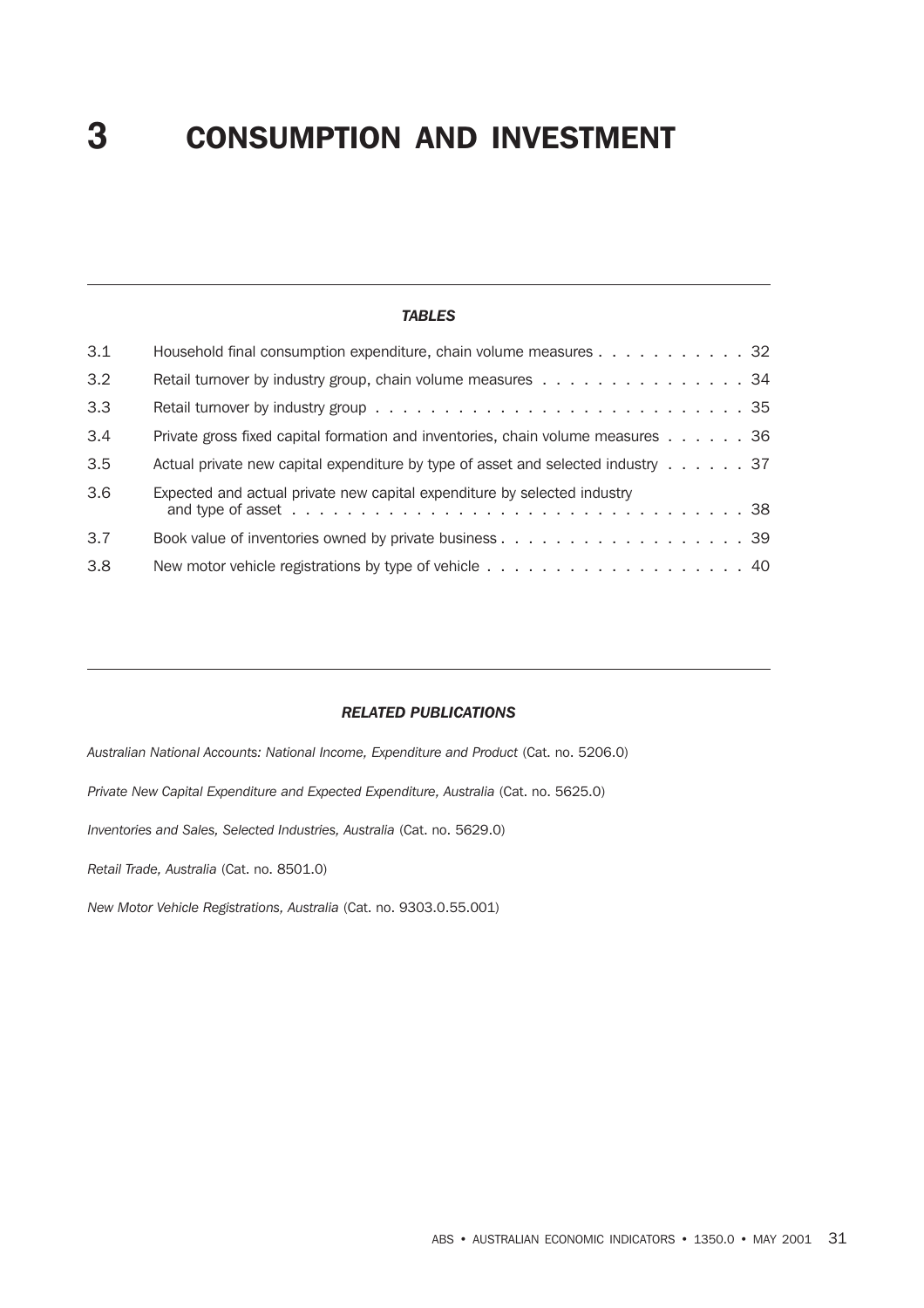# 3 CONSUMPTION AND INVESTMENT

### *TABLES*

| | | |
|---|---|---|
| 3.1 | Household final consumption expenditure, chain volume measures | 32 |
| 3.2 | Retail turnover by industry group, chain volume measures | 34 |
| 3.3 | Retail turnover by industry group | 35 |
| 3.4 | Private gross fixed capital formation and inventories, chain volume measures | 36 |
| 3.5 | Actual private new capital expenditure by type of asset and selected industry | 37 |
| 3.6 | Expected and actual private new capital expenditure by selected industry and type of asset | 38 |
| 3.7 | Book value of inventories owned by private business | 39 |
| 3.8 | New motor vehicle registrations by type of vehicle | 40 |

### *RELATED PUBLICATIONS*

*Australian National Accounts: National Income, Expenditure and Product* (Cat. no. 5206.0)

*Private New Capital Expenditure and Expected Expenditure, Australia* (Cat. no. 5625.0)

*Inventories and Sales, Selected Industries, Australia* (Cat. no. 5629.0)

*Retail Trade, Australia* (Cat. no. 8501.0)

*New Motor Vehicle Registrations, Australia* (Cat. no. 9303.0.55.001)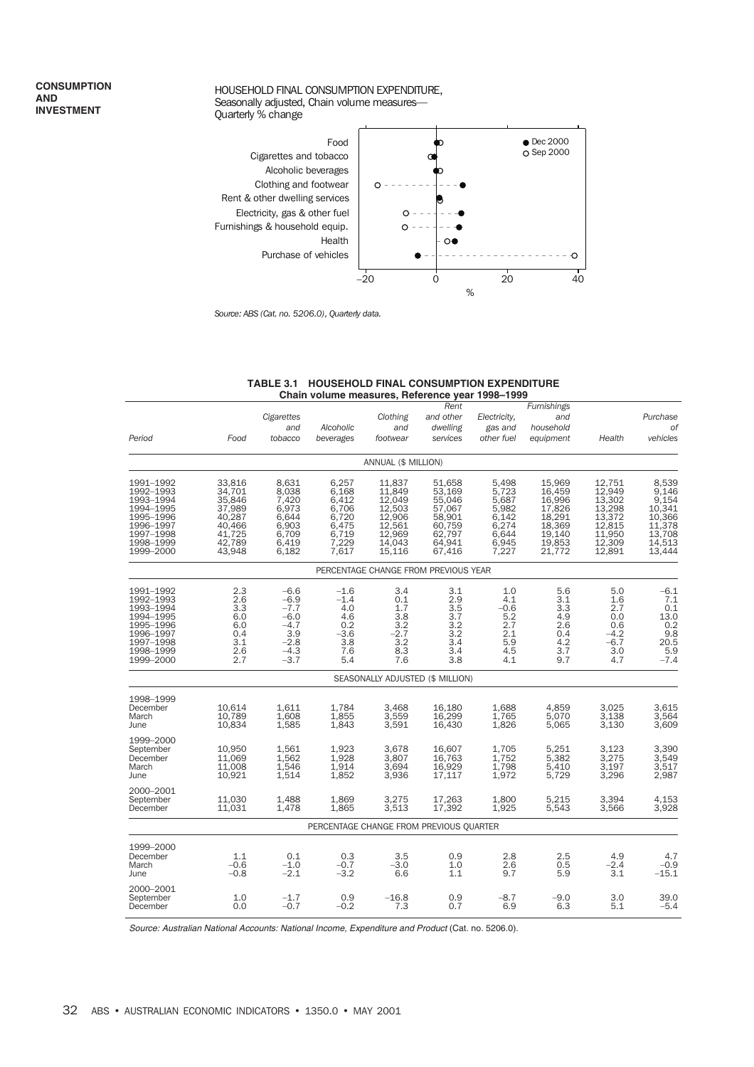**CONSUMPTION AND INVESTMENT**

HOUSEHOLD FINAL CONSUMPTION EXPENDITURE, Seasonally adjusted, Chain volume measures— Quarterly % change

Food
Cigarettes and tobacco
Alcoholic beverages
Clothing and footwear
Rent & other dwelling services
Electricity, gas & other fuel
Furnishings & household equip.
Health
Purchase of vehicles

● Dec 2000
○ Sep 2000

–20
0
20
40
%

*Source: ABS (Cat. no. 5206.0), Quarterly data.*

**TABLE 3.1 HOUSEHOLD FINAL CONSUMPTION EXPENDITURE**
**Chain volume measures, Reference year 1998–1999**

| *Period* | *Food* | *Cigarettes and tobacco* | *Alcoholic beverages* | *Clothing and footwear* | *Rent and other dwelling services* | *Electricity, gas and other fuel* | *Furnishings and household equipment* | *Health* | *Purchase of vehicles* |
|---|---|---|---|---|---|---|---|---|---|
| | | | | ANNUAL ($ MILLION) | | | | | |
| 1991–1992 | 33,816 | 8,631 | 6,257 | 11,837 | 51,658 | 5,498 | 15,969 | 12,751 | 8,539 |
| 1992–1993 | 34,701 | 8,038 | 6,168 | 11,849 | 53,169 | 5,723 | 16,459 | 12,949 | 9,146 |
| 1993–1994 | 35,846 | 7,420 | 6,412 | 12,049 | 55,046 | 5,687 | 16,996 | 13,302 | 9,154 |
| 1994–1995 | 37,989 | 6,973 | 6,706 | 12,503 | 57,067 | 5,982 | 17,826 | 13,298 | 10,341 |
| 1995–1996 | 40,287 | 6,644 | 6,720 | 12,906 | 58,901 | 6,142 | 18,291 | 13,372 | 10,366 |
| 1996–1997 | 40,466 | 6,903 | 6,475 | 12,561 | 60,759 | 6,274 | 18,369 | 12,815 | 11,378 |
| 1997–1998 | 41,725 | 6,709 | 6,719 | 12,969 | 62,797 | 6,644 | 19,140 | 11,950 | 13,708 |
| 1998–1999 | 42,789 | 6,419 | 7,229 | 14,043 | 64,941 | 6,945 | 19,853 | 12,309 | 14,513 |
| 1999–2000 | 43,948 | 6,182 | 7,617 | 15,116 | 67,416 | 7,227 | 21,772 | 12,891 | 13,444 |
| | | | | PERCENTAGE CHANGE FROM PREVIOUS YEAR | | | | | |
| 1991–1992 | 2.3 | –6.6 | –1.6 | 3.4 | 3.1 | 1.0 | 5.6 | 5.0 | –6.1 |
| 1992–1993 | 2.6 | –6.9 | –1.4 | 0.1 | 2.9 | 4.1 | 3.1 | 1.6 | 7.1 |
| 1993–1994 | 3.3 | –7.7 | 4.0 | 1.7 | 3.5 | –0.6 | 3.3 | 2.7 | 0.1 |
| 1994–1995 | 6.0 | –6.0 | 4.6 | 3.8 | 3.7 | 5.2 | 4.9 | 0.0 | 13.0 |
| 1995–1996 | 6.0 | –4.7 | 0.2 | 3.2 | 3.2 | 2.7 | 2.6 | 0.6 | 0.2 |
| 1996–1997 | 0.4 | 3.9 | –3.6 | –2.7 | 3.2 | 2.1 | 0.4 | –4.2 | 9.8 |
| 1997–1998 | 3.1 | –2.8 | 3.8 | 3.2 | 3.4 | 5.9 | 4.2 | –6.7 | 20.5 |
| 1998–1999 | 2.6 | –4.3 | 7.6 | 8.3 | 3.4 | 4.5 | 3.7 | 3.0 | 5.9 |
| 1999–2000 | 2.7 | –3.7 | 5.4 | 7.6 | 3.8 | 4.1 | 9.7 | 4.7 | –7.4 |
| | | | | SEASONALLY ADJUSTED ($ MILLION) | | | | | |
| 1998–1999 | | | | | | | | | |
| December | 10,614 | 1,611 | 1,784 | 3,468 | 16,180 | 1,688 | 4,859 | 3,025 | 3,615 |
| March | 10,789 | 1,608 | 1,855 | 3,559 | 16,299 | 1,765 | 5,070 | 3,138 | 3,564 |
| June | 10,834 | 1,585 | 1,843 | 3,591 | 16,430 | 1,826 | 5,065 | 3,130 | 3,609 |
| 1999–2000 | | | | | | | | | |
| September | 10,950 | 1,561 | 1,923 | 3,678 | 16,607 | 1,705 | 5,251 | 3,123 | 3,390 |
| December | 11,069 | 1,562 | 1,928 | 3,807 | 16,763 | 1,752 | 5,382 | 3,275 | 3,549 |
| March | 11,008 | 1,546 | 1,914 | 3,694 | 16,929 | 1,798 | 5,410 | 3,197 | 3,517 |
| June | 10,921 | 1,514 | 1,852 | 3,936 | 17,117 | 1,972 | 5,729 | 3,296 | 2,987 |
| 2000–2001 | | | | | | | | | |
| September | 11,030 | 1,488 | 1,869 | 3,275 | 17,263 | 1,800 | 5,215 | 3,394 | 4,153 |
| December | 11,031 | 1,478 | 1,865 | 3,513 | 17,392 | 1,925 | 5,543 | 3,566 | 3,928 |
| | | | | PERCENTAGE CHANGE FROM PREVIOUS QUARTER | | | | | |
| 1999–2000 | | | | | | | | | |
| December | 1.1 | 0.1 | 0.3 | 3.5 | 0.9 | 2.8 | 2.5 | 4.9 | 4.7 |
| March | –0.6 | –1.0 | –0.7 | –3.0 | 1.0 | 2.6 | 0.5 | –2.4 | –0.9 |
| June | –0.8 | –2.1 | –3.2 | 6.6 | 1.1 | 9.7 | 5.9 | 3.1 | –15.1 |
| 2000–2001 | | | | | | | | | |
| September | 1.0 | –1.7 | 0.9 | –16.8 | 0.9 | –8.7 | –9.0 | 3.0 | 39.0 |
| December | 0.0 | –0.7 | –0.2 | 7.3 | 0.7 | 6.9 | 6.3 | 5.1 | –5.4 |

*Source: Australian National Accounts: National Income, Expenditure and Product* (Cat. no. 5206.0).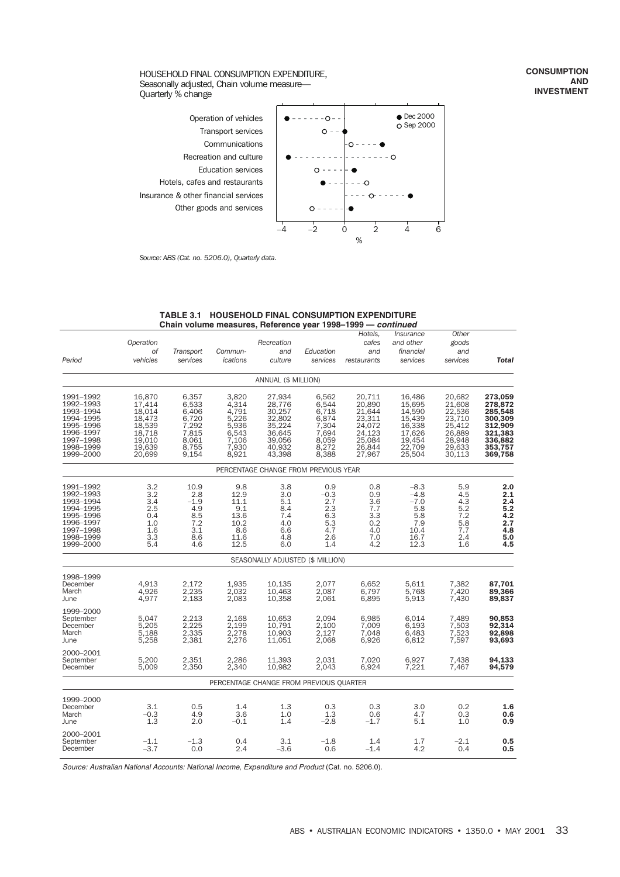CONSUMPTION AND INVESTMENT

HOUSEHOLD FINAL CONSUMPTION EXPENDITURE, Seasonally adjusted, Chain volume measure— Quarterly % change

Operation of vehicles
Transport services
Communications
Recreation and culture
Education services
Hotels, cafes and restaurants
Insurance & other financial services
Other goods and services

● Dec 2000
○ Sep 2000

–4 –2 0 2 4 6
%

*Source: ABS (Cat. no. 5206.0), Quarterly data.*

**TABLE 3.1 HOUSEHOLD FINAL CONSUMPTION EXPENDITURE**
**Chain volume measures, Reference year 1998–1999 — *continued***

| Period | Operation of vehicles | Transport services | Commun-ications | Recreation and culture | Education services | Hotels, cafes and restaurants | Insurance and other financial services | Other goods and services | **Total** |
|---|---|---|---|---|---|---|---|---|---|
| | | | | ANNUAL ($ MILLION) | | | | | |
| 1991–1992 | 16,870 | 6,357 | 3,820 | 27,934 | 6,562 | 20,711 | 16,486 | 20,682 | **273,059** |
| 1992–1993 | 17,414 | 6,533 | 4,314 | 28,776 | 6,544 | 20,890 | 15,695 | 21,608 | **278,872** |
| 1993–1994 | 18,014 | 6,406 | 4,791 | 30,257 | 6,718 | 21,644 | 14,590 | 22,536 | **285,548** |
| 1994–1995 | 18,473 | 6,720 | 5,226 | 32,802 | 6,874 | 23,311 | 15,439 | 23,710 | **300,309** |
| 1995–1996 | 18,539 | 7,292 | 5,936 | 35,224 | 7,304 | 24,072 | 16,338 | 25,412 | **312,909** |
| 1996–1997 | 18,718 | 7,815 | 6,543 | 36,645 | 7,694 | 24,123 | 17,626 | 26,889 | **321,383** |
| 1997–1998 | 19,010 | 8,061 | 7,106 | 39,056 | 8,059 | 25,084 | 19,454 | 28,948 | **336,882** |
| 1998–1999 | 19,639 | 8,755 | 7,930 | 40,932 | 8,272 | 26,844 | 22,709 | 29,633 | **353,757** |
| 1999–2000 | 20,699 | 9,154 | 8,921 | 43,398 | 8,388 | 27,967 | 25,504 | 30,113 | **369,758** |
| | | | | PERCENTAGE CHANGE FROM PREVIOUS YEAR | | | | | |
| 1991–1992 | 3.2 | 10.9 | 9.8 | 3.8 | 0.9 | 0.8 | –8.3 | 5.9 | **2.0** |
| 1992–1993 | 3.2 | 2.8 | 12.9 | 3.0 | –0.3 | 0.9 | –4.8 | 4.5 | **2.1** |
| 1993–1994 | 3.4 | –1.9 | 11.1 | 5.1 | 2.7 | 3.6 | –7.0 | 4.3 | **2.4** |
| 1994–1995 | 2.5 | 4.9 | 9.1 | 8.4 | 2.3 | 7.7 | 5.8 | 5.2 | **5.2** |
| 1995–1996 | 0.4 | 8.5 | 13.6 | 7.4 | 6.3 | 3.3 | 5.8 | 7.2 | **4.2** |
| 1996–1997 | 1.0 | 7.2 | 10.2 | 4.0 | 5.3 | 0.2 | 7.9 | 5.8 | **2.7** |
| 1997–1998 | 1.6 | 3.1 | 8.6 | 6.6 | 4.7 | 4.0 | 10.4 | 7.7 | **4.8** |
| 1998–1999 | 3.3 | 8.6 | 11.6 | 4.8 | 2.6 | 7.0 | 16.7 | 2.4 | **5.0** |
| 1999–2000 | 5.4 | 4.6 | 12.5 | 6.0 | 1.4 | 4.2 | 12.3 | 1.6 | **4.5** |
| | | | | SEASONALLY ADJUSTED ($ MILLION) | | | | | |
| 1998–1999 | | | | | | | | | |
| December | 4,913 | 2,172 | 1,935 | 10,135 | 2,077 | 6,652 | 5,611 | 7,382 | **87,701** |
| March | 4,926 | 2,235 | 2,032 | 10,463 | 2,087 | 6,797 | 5,768 | 7,420 | **89,366** |
| June | 4,977 | 2,183 | 2,083 | 10,358 | 2,061 | 6,895 | 5,913 | 7,430 | **89,837** |
| 1999–2000 | | | | | | | | | |
| September | 5,047 | 2,213 | 2,168 | 10,653 | 2,094 | 6,985 | 6,014 | 7,489 | **90,853** |
| December | 5,205 | 2,225 | 2,199 | 10,791 | 2,100 | 7,009 | 6,193 | 7,503 | **92,314** |
| March | 5,188 | 2,335 | 2,278 | 10,903 | 2,127 | 7,048 | 6,483 | 7,523 | **92,898** |
| June | 5,258 | 2,381 | 2,276 | 11,051 | 2,068 | 6,926 | 6,812 | 7,597 | **93,693** |
| 2000–2001 | | | | | | | | | |
| September | 5,200 | 2,351 | 2,286 | 11,393 | 2,031 | 7,020 | 6,927 | 7,438 | **94,133** |
| December | 5,009 | 2,350 | 2,340 | 10,982 | 2,043 | 6,924 | 7,221 | 7,467 | **94,579** |
| | | | | PERCENTAGE CHANGE FROM PREVIOUS QUARTER | | | | | |
| 1999–2000 | | | | | | | | | |
| December | 3.1 | 0.5 | 1.4 | 1.3 | 0.3 | 0.3 | 3.0 | 0.2 | **1.6** |
| March | –0.3 | 4.9 | 3.6 | 1.0 | 1.3 | 0.6 | 4.7 | 0.3 | **0.6** |
| June | 1.3 | 2.0 | –0.1 | 1.4 | –2.8 | –1.7 | 5.1 | 1.0 | **0.9** |
| 2000–2001 | | | | | | | | | |
| September | –1.1 | –1.3 | 0.4 | 3.1 | –1.8 | 1.4 | 1.7 | –2.1 | **0.5** |
| December | –3.7 | 0.0 | 2.4 | –3.6 | 0.6 | –1.4 | 4.2 | 0.4 | **0.5** |

*Source: Australian National Accounts: National Income, Expenditure and Product* (Cat. no. 5206.0).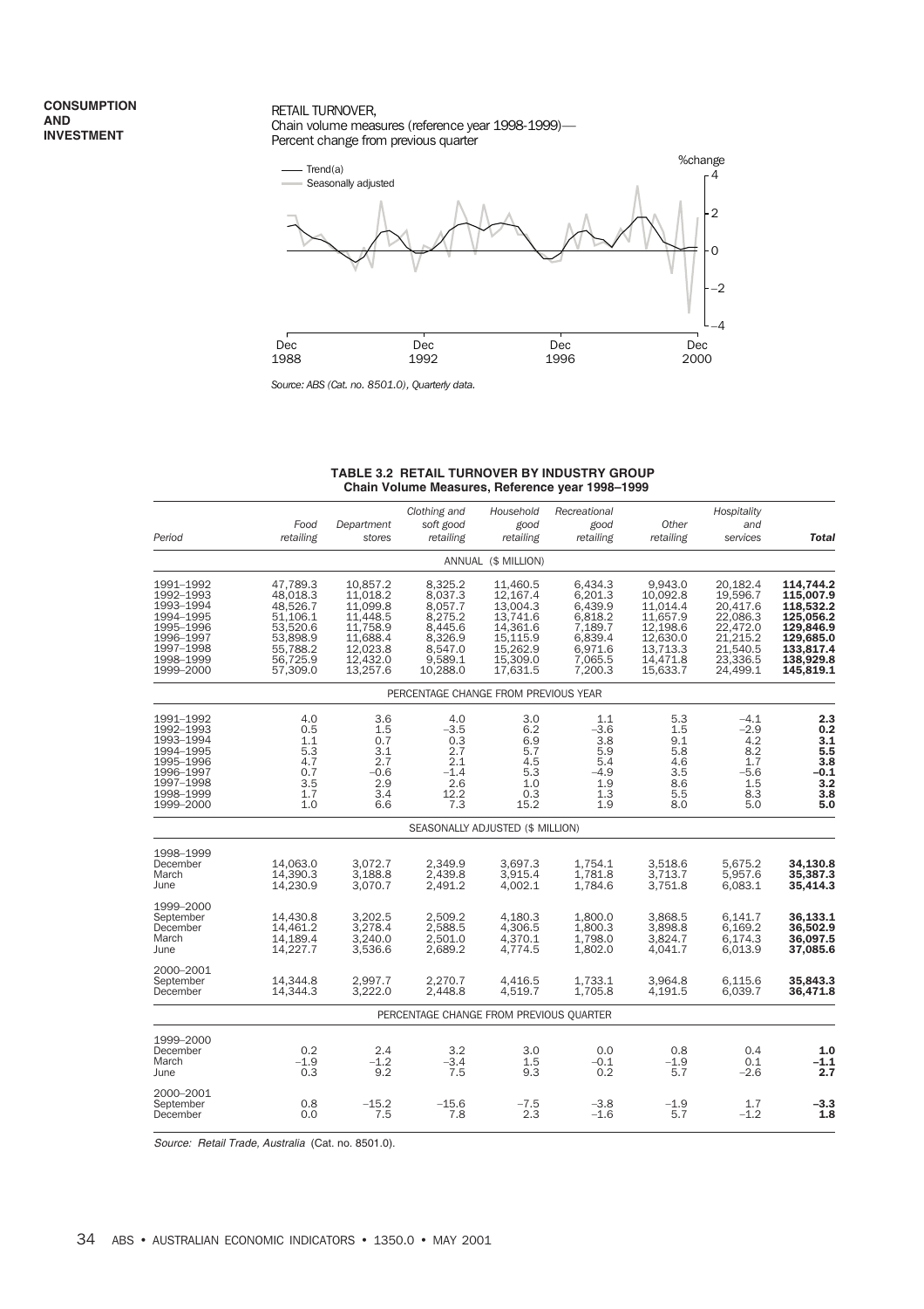**CONSUMPTION AND INVESTMENT**

RETAIL TURNOVER,
Chain volume measures (reference year 1998-1999)—
Percent change from previous quarter

Trend(a)
Seasonally adjusted

%change
4
2
0
−2
−4

Dec 1988
Dec 1992
Dec 1996
Dec 2000

*Source: ABS (Cat. no. 8501.0), Quarterly data.*

**TABLE 3.2 RETAIL TURNOVER BY INDUSTRY GROUP**
**Chain Volume Measures, Reference year 1998–1999**

| *Period* | *Food retailing* | *Department stores* | *Clothing and soft good retailing* | *Household good retailing* | *Recreational good retailing* | *Other retailing* | *Hospitality and services* | ***Total*** |
|---|---|---|---|---|---|---|---|---|
| | | | | ANNUAL ($ MILLION) | | | | |
| 1991–1992 | 47,789.3 | 10,857.2 | 8,325.2 | 11,460.5 | 6,434.3 | 9,943.0 | 20,182.4 | **114,744.2** |
| 1992–1993 | 48,018.3 | 11,018.2 | 8,037.3 | 12,167.4 | 6,201.3 | 10,092.8 | 19,596.7 | **115,007.9** |
| 1993–1994 | 48,526.7 | 11,099.8 | 8,057.7 | 13,004.3 | 6,439.9 | 11,014.4 | 20,417.6 | **118,532.2** |
| 1994–1995 | 51,106.1 | 11,448.5 | 8,275.2 | 13,741.6 | 6,818.2 | 11,657.9 | 22,086.3 | **125,056.2** |
| 1995–1996 | 53,520.6 | 11,758.9 | 8,445.6 | 14,361.6 | 7,189.7 | 12,198.6 | 22,472.0 | **129,846.9** |
| 1996–1997 | 53,898.9 | 11,688.4 | 8,326.9 | 15,115.9 | 6,839.4 | 12,630.0 | 21,215.2 | **129,685.0** |
| 1997–1998 | 55,788.2 | 12,023.8 | 8,547.0 | 15,262.9 | 6,971.6 | 13,713.3 | 21,540.5 | **133,817.4** |
| 1998–1999 | 56,725.9 | 12,432.0 | 9,589.1 | 15,309.0 | 7,065.5 | 14,471.8 | 23,336.5 | **138,929.8** |
| 1999–2000 | 57,309.0 | 13,257.6 | 10,288.0 | 17,631.5 | 7,200.3 | 15,633.7 | 24,499.1 | **145,819.1** |
| | | | | PERCENTAGE CHANGE FROM PREVIOUS YEAR | | | | |
| 1991–1992 | 4.0 | 3.6 | 4.0 | 3.0 | 1.1 | 5.3 | −4.1 | **2.3** |
| 1992–1993 | 0.5 | 1.5 | −3.5 | 6.2 | −3.6 | 1.5 | −2.9 | **0.2** |
| 1993–1994 | 1.1 | 0.7 | 0.3 | 6.9 | 3.8 | 9.1 | 4.2 | **3.1** |
| 1994–1995 | 5.3 | 3.1 | 2.7 | 5.7 | 5.9 | 5.8 | 8.2 | **5.5** |
| 1995–1996 | 4.7 | 2.7 | 2.1 | 4.5 | 5.4 | 4.6 | 1.7 | **3.8** |
| 1996–1997 | 0.7 | −0.6 | −1.4 | 5.3 | −4.9 | 3.5 | −5.6 | **−0.1** |
| 1997–1998 | 3.5 | 2.9 | 2.6 | 1.0 | 1.9 | 8.6 | 1.5 | **3.2** |
| 1998–1999 | 1.7 | 3.4 | 12.2 | 0.3 | 1.3 | 5.5 | 8.3 | **3.8** |
| 1999–2000 | 1.0 | 6.6 | 7.3 | 15.2 | 1.9 | 8.0 | 5.0 | **5.0** |
| | | | | SEASONALLY ADJUSTED ($ MILLION) | | | | |
| 1998–1999 | | | | | | | | |
| December | 14,063.0 | 3,072.7 | 2,349.9 | 3,697.3 | 1,754.1 | 3,518.6 | 5,675.2 | **34,130.8** |
| March | 14,390.3 | 3,188.8 | 2,439.8 | 3,915.4 | 1,781.8 | 3,713.7 | 5,957.6 | **35,387.3** |
| June | 14,230.9 | 3,070.7 | 2,491.2 | 4,002.1 | 1,784.6 | 3,751.8 | 6,083.1 | **35,414.3** |
| 1999–2000 | | | | | | | | |
| September | 14,430.8 | 3,202.5 | 2,509.2 | 4,180.3 | 1,800.0 | 3,868.5 | 6,141.7 | **36,133.1** |
| December | 14,461.2 | 3,278.4 | 2,588.5 | 4,306.5 | 1,800.3 | 3,898.8 | 6,169.2 | **36,502.9** |
| March | 14,189.4 | 3,240.0 | 2,501.0 | 4,370.1 | 1,798.0 | 3,824.7 | 6,174.3 | **36,097.5** |
| June | 14,227.7 | 3,536.6 | 2,689.2 | 4,774.5 | 1,802.0 | 4,041.7 | 6,013.9 | **37,085.6** |
| 2000–2001 | | | | | | | | |
| September | 14,344.8 | 2,997.7 | 2,270.7 | 4,416.5 | 1,733.1 | 3,964.8 | 6,115.6 | **35,843.3** |
| December | 14,344.3 | 3,222.0 | 2,448.8 | 4,519.7 | 1,705.8 | 4,191.5 | 6,039.7 | **36,471.8** |
| | | | | PERCENTAGE CHANGE FROM PREVIOUS QUARTER | | | | |
| 1999–2000 | | | | | | | | |
| December | 0.2 | 2.4 | 3.2 | 3.0 | 0.0 | 0.8 | 0.4 | **1.0** |
| March | −1.9 | −1.2 | −3.4 | 1.5 | −0.1 | −1.9 | 0.1 | **−1.1** |
| June | 0.3 | 9.2 | 7.5 | 9.3 | 0.2 | 5.7 | −2.6 | **2.7** |
| 2000–2001 | | | | | | | | |
| September | 0.8 | −15.2 | −15.6 | −7.5 | −3.8 | −1.9 | 1.7 | **−3.3** |
| December | 0.0 | 7.5 | 7.8 | 2.3 | −1.6 | 5.7 | −1.2 | **1.8** |

*Source: Retail Trade, Australia* (Cat. no. 8501.0).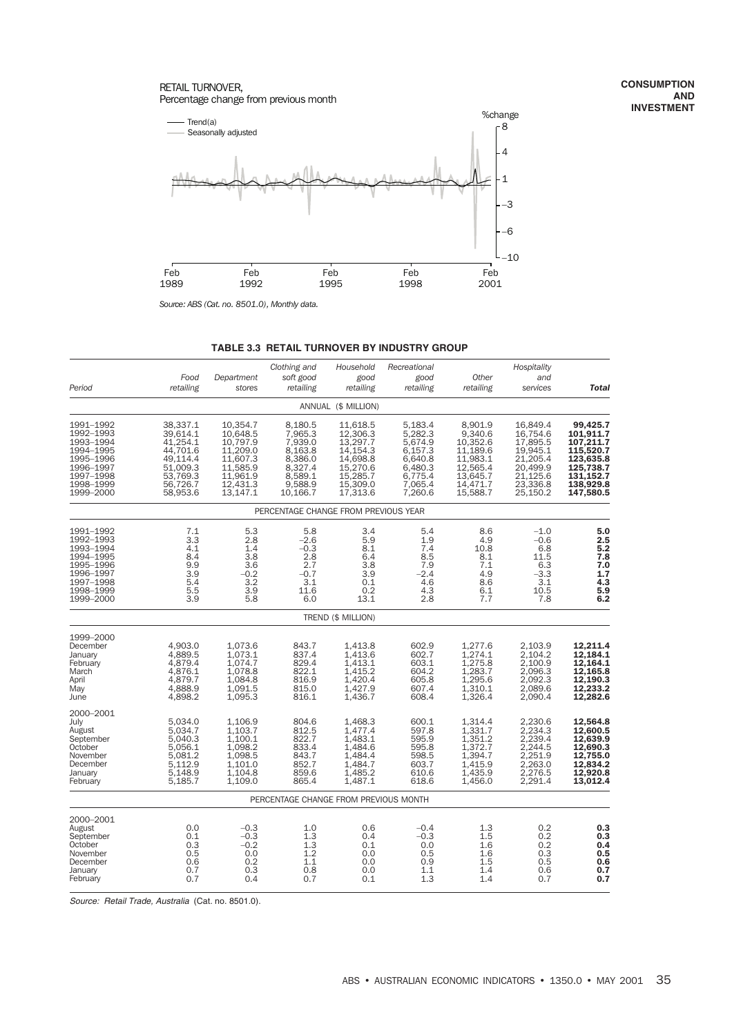RETAIL TURNOVER,
Percentage change from previous month

— Trend(a)
— Seasonally adjusted

Source: ABS (Cat. no. 8501.0), Monthly data.

## TABLE 3.3 RETAIL TURNOVER BY INDUSTRY GROUP

| Period | Food retailing | Department stores | Clothing and soft good retailing | Household good retailing | Recreational good retailing | Other retailing | Hospitality and services | **Total** |
|---|---|---|---|---|---|---|---|---|
| | | | | ANNUAL ($ MILLION) | | | | |
| 1991–1992 | 38,337.1 | 10,354.7 | 8,180.5 | 11,618.5 | 5,183.4 | 8,901.9 | 16,849.4 | **99,425.7** |
| 1992–1993 | 39,614.1 | 10,648.5 | 7,965.3 | 12,306.3 | 5,282.3 | 9,340.6 | 16,754.6 | **101,911.7** |
| 1993–1994 | 41,254.1 | 10,797.9 | 7,939.0 | 13,297.7 | 5,674.9 | 10,352.6 | 17,895.5 | **107,211.7** |
| 1994–1995 | 44,701.6 | 11,209.0 | 8,163.8 | 14,154.3 | 6,157.3 | 11,189.6 | 19,945.1 | **115,520.7** |
| 1995–1996 | 49,114.4 | 11,607.3 | 8,386.0 | 14,698.8 | 6,640.8 | 11,983.1 | 21,205.4 | **123,635.8** |
| 1996–1997 | 51,009.3 | 11,585.9 | 8,327.4 | 15,270.6 | 6,480.3 | 12,565.4 | 20,499.9 | **125,738.7** |
| 1997–1998 | 53,769.3 | 11,961.9 | 8,589.1 | 15,285.7 | 6,775.4 | 13,645.7 | 21,125.6 | **131,152.7** |
| 1998–1999 | 56,726.7 | 12,431.3 | 9,588.9 | 15,309.0 | 7,065.4 | 14,471.7 | 23,336.8 | **138,929.8** |
| 1999–2000 | 58,953.6 | 13,147.1 | 10,166.7 | 17,313.6 | 7,260.6 | 15,588.7 | 25,150.2 | **147,580.5** |
| | | | | PERCENTAGE CHANGE FROM PREVIOUS YEAR | | | | |
| 1991–1992 | 7.1 | 5.3 | 5.8 | 3.4 | 5.4 | 8.6 | −1.0 | **5.0** |
| 1992–1993 | 3.3 | 2.8 | −2.6 | 5.9 | 1.9 | 4.9 | −0.6 | **2.5** |
| 1993–1994 | 4.1 | 1.4 | −0.3 | 8.1 | 7.4 | 10.8 | 6.8 | **5.2** |
| 1994–1995 | 8.4 | 3.8 | 2.8 | 6.4 | 8.5 | 8.1 | 11.5 | **7.8** |
| 1995–1996 | 9.9 | 3.6 | 2.7 | 3.8 | 7.9 | 7.1 | 6.3 | **7.0** |
| 1996–1997 | 3.9 | −0.2 | −0.7 | 3.9 | −2.4 | 4.9 | −3.3 | **1.7** |
| 1997–1998 | 5.4 | 3.2 | 3.1 | 0.1 | 4.6 | 8.6 | 3.1 | **4.3** |
| 1998–1999 | 5.5 | 3.9 | 11.6 | 0.2 | 4.3 | 6.1 | 10.5 | **5.9** |
| 1999–2000 | 3.9 | 5.8 | 6.0 | 13.1 | 2.8 | 7.7 | 7.8 | **6.2** |
| | | | | TREND ($ MILLION) | | | | |
| 1999–2000 | | | | | | | | |
| December | 4,903.0 | 1,073.6 | 843.7 | 1,413.8 | 602.9 | 1,277.6 | 2,103.9 | **12,211.4** |
| January | 4,889.5 | 1,073.1 | 837.4 | 1,413.6 | 602.7 | 1,274.1 | 2,104.2 | **12,184.1** |
| February | 4,879.4 | 1,074.7 | 829.4 | 1,413.1 | 603.1 | 1,275.8 | 2,100.9 | **12,164.1** |
| March | 4,876.1 | 1,078.8 | 822.1 | 1,415.2 | 604.2 | 1,283.7 | 2,096.3 | **12,165.8** |
| April | 4,879.7 | 1,084.8 | 816.9 | 1,420.4 | 605.8 | 1,295.6 | 2,092.3 | **12,190.3** |
| May | 4,888.9 | 1,091.5 | 815.0 | 1,427.9 | 607.4 | 1,310.1 | 2,089.6 | **12,233.2** |
| June | 4,898.2 | 1,095.3 | 816.1 | 1,436.7 | 608.4 | 1,326.4 | 2,090.4 | **12,282.6** |
| 2000–2001 | | | | | | | | |
| July | 5,034.0 | 1,106.9 | 804.6 | 1,468.3 | 600.1 | 1,314.4 | 2,230.6 | **12,564.8** |
| August | 5,034.7 | 1,103.7 | 812.5 | 1,477.4 | 597.8 | 1,331.7 | 2,234.3 | **12,600.5** |
| September | 5,040.3 | 1,100.1 | 822.7 | 1,483.1 | 595.9 | 1,351.2 | 2,239.4 | **12,639.9** |
| October | 5,056.1 | 1,098.2 | 833.4 | 1,484.6 | 595.8 | 1,372.7 | 2,244.5 | **12,690.3** |
| November | 5,081.2 | 1,098.5 | 843.7 | 1,484.4 | 598.5 | 1,394.7 | 2,251.9 | **12,755.0** |
| December | 5,112.9 | 1,101.0 | 852.7 | 1,484.7 | 603.7 | 1,415.9 | 2,263.0 | **12,834.2** |
| January | 5,148.9 | 1,104.8 | 859.6 | 1,485.2 | 610.6 | 1,435.9 | 2,276.5 | **12,920.8** |
| February | 5,185.7 | 1,109.0 | 865.4 | 1,487.1 | 618.6 | 1,456.0 | 2,291.4 | **13,012.4** |
| | | | | PERCENTAGE CHANGE FROM PREVIOUS MONTH | | | | |
| 2000–2001 | | | | | | | | |
| August | 0.0 | −0.3 | 1.0 | 0.6 | −0.4 | 1.3 | 0.2 | **0.3** |
| September | 0.1 | −0.3 | 1.3 | 0.4 | −0.3 | 1.5 | 0.2 | **0.3** |
| October | 0.3 | −0.2 | 1.3 | 0.1 | 0.0 | 1.6 | 0.2 | **0.4** |
| November | 0.5 | 0.0 | 1.2 | 0.0 | 0.5 | 1.6 | 0.3 | **0.5** |
| December | 0.6 | 0.2 | 1.1 | 0.0 | 0.9 | 1.5 | 0.5 | **0.6** |
| January | 0.7 | 0.3 | 0.8 | 0.0 | 1.1 | 1.4 | 0.6 | **0.7** |
| February | 0.7 | 0.4 | 0.7 | 0.1 | 1.3 | 1.4 | 0.7 | **0.7** |

Source: *Retail Trade, Australia* (Cat. no. 8501.0).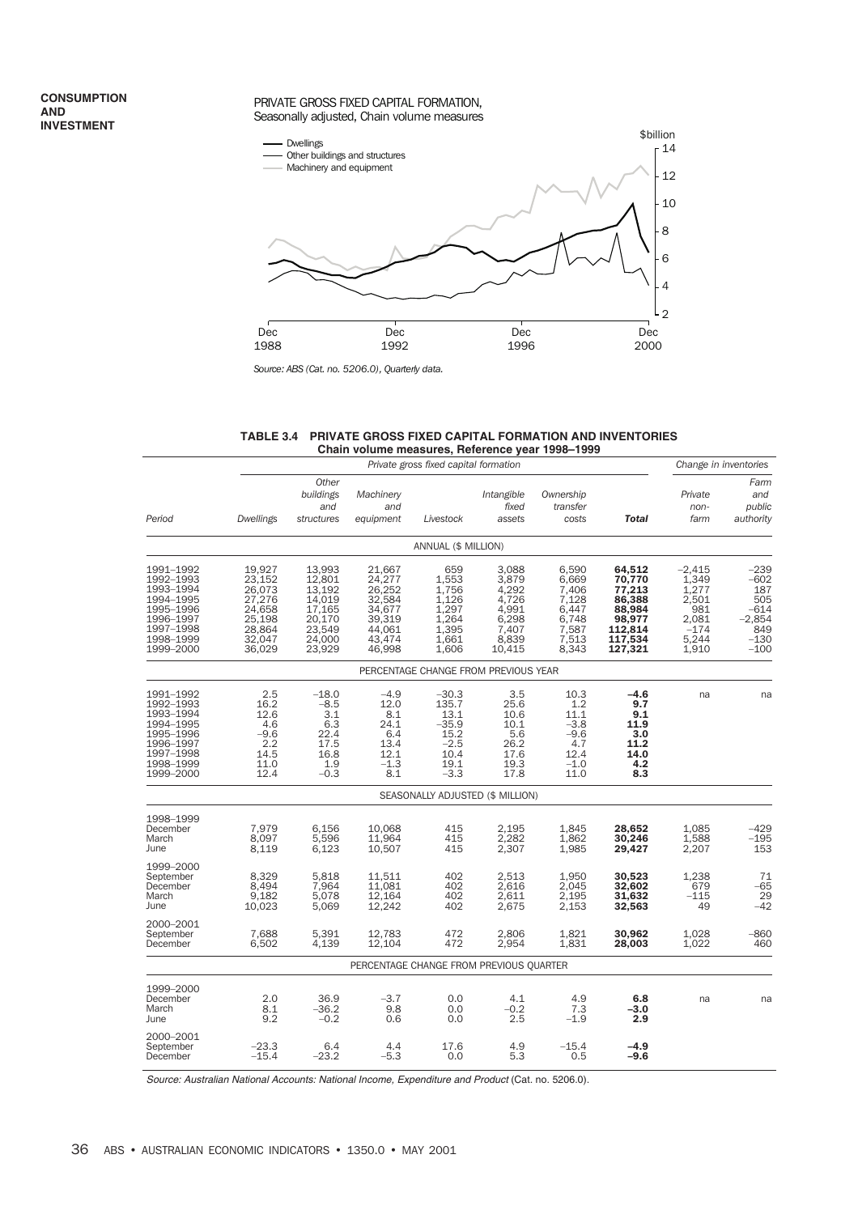**CONSUMPTION AND INVESTMENT**

PRIVATE GROSS FIXED CAPITAL FORMATION,
Seasonally adjusted, Chain volume measures

Dwellings
Other buildings and structures
Machinery and equipment

$billion
14
12
10
8
6
4
2

Dec 1988
Dec 1992
Dec 1996
Dec 2000

*Source: ABS (Cat. no. 5206.0), Quarterly data.*

**TABLE 3.4 PRIVATE GROSS FIXED CAPITAL FORMATION AND INVENTORIES**
**Chain volume measures, Reference year 1998–1999**

| | *Private gross fixed capital formation* | | | | | | | *Change in inventories* | |
|---|---|---|---|---|---|---|---|---|---|
| *Period* | *Dwellings* | *Other buildings and structures* | *Machinery and equipment* | *Livestock* | *Intangible fixed assets* | *Ownership transfer costs* | ***Total*** | *Private non-farm* | *Farm and public authority* |
| | | | | ANNUAL ($ MILLION) | | | | | |
| 1991–1992 | 19,927 | 13,993 | 21,667 | 659 | 3,088 | 6,590 | **64,512** | –2,415 | –239 |
| 1992–1993 | 23,152 | 12,801 | 24,277 | 1,553 | 3,879 | 6,669 | **70,770** | 1,349 | –602 |
| 1993–1994 | 26,073 | 13,192 | 26,252 | 1,756 | 4,292 | 7,406 | **77,213** | 1,277 | 187 |
| 1994–1995 | 27,276 | 14,019 | 32,584 | 1,126 | 4,726 | 7,128 | **86,388** | 2,501 | 505 |
| 1995–1996 | 24,658 | 17,165 | 34,677 | 1,297 | 4,991 | 6,447 | **88,984** | 981 | –614 |
| 1996–1997 | 25,198 | 20,170 | 39,319 | 1,264 | 6,298 | 6,748 | **98,977** | 2,081 | –2,854 |
| 1997–1998 | 28,864 | 23,549 | 44,061 | 1,395 | 7,407 | 7,587 | **112,814** | –174 | 849 |
| 1998–1999 | 32,047 | 24,000 | 43,474 | 1,661 | 8,839 | 7,513 | **117,534** | 5,244 | –130 |
| 1999–2000 | 36,029 | 23,929 | 46,998 | 1,606 | 10,415 | 8,343 | **127,321** | 1,910 | –100 |
| | | | | PERCENTAGE CHANGE FROM PREVIOUS YEAR | | | | | |
| 1991–1992 | 2.5 | –18.0 | –4.9 | –30.3 | 3.5 | 10.3 | **–4.6** | na | na |
| 1992–1993 | 16.2 | –8.5 | 12.0 | 135.7 | 25.6 | 1.2 | **9.7** | | |
| 1993–1994 | 12.6 | 3.1 | 8.1 | 13.1 | 10.6 | 11.1 | **9.1** | | |
| 1994–1995 | 4.6 | 6.3 | 24.1 | –35.9 | 10.1 | –3.8 | **11.9** | | |
| 1995–1996 | –9.6 | 22.4 | 6.4 | 15.2 | 5.6 | –9.6 | **3.0** | | |
| 1996–1997 | 2.2 | 17.5 | 13.4 | –2.5 | 26.2 | 4.7 | **11.2** | | |
| 1997–1998 | 14.5 | 16.8 | 12.1 | 10.4 | 17.6 | 12.4 | **14.0** | | |
| 1998–1999 | 11.0 | 1.9 | –1.3 | 19.1 | 19.3 | –1.0 | **4.2** | | |
| 1999–2000 | 12.4 | –0.3 | 8.1 | –3.3 | 17.8 | 11.0 | **8.3** | | |
| | | | | SEASONALLY ADJUSTED ($ MILLION) | | | | | |
| 1998–1999 | | | | | | | | | |
| December | 7,979 | 6,156 | 10,068 | 415 | 2,195 | 1,845 | **28,652** | 1,085 | –429 |
| March | 8,097 | 5,596 | 11,964 | 415 | 2,282 | 1,862 | **30,246** | 1,588 | –195 |
| June | 8,119 | 6,123 | 10,507 | 415 | 2,307 | 1,985 | **29,427** | 2,207 | 153 |
| 1999–2000 | | | | | | | | | |
| September | 8,329 | 5,818 | 11,511 | 402 | 2,513 | 1,950 | **30,523** | 1,238 | 71 |
| December | 8,494 | 7,964 | 11,081 | 402 | 2,616 | 2,045 | **32,602** | 679 | –65 |
| March | 9,182 | 5,078 | 12,164 | 402 | 2,611 | 2,195 | **31,632** | –115 | 29 |
| June | 10,023 | 5,069 | 12,242 | 402 | 2,675 | 2,153 | **32,563** | 49 | –42 |
| 2000–2001 | | | | | | | | | |
| September | 7,688 | 5,391 | 12,783 | 472 | 2,806 | 1,821 | **30,962** | 1,028 | –860 |
| December | 6,502 | 4,139 | 12,104 | 472 | 2,954 | 1,831 | **28,003** | 1,022 | 460 |
| | | | | PERCENTAGE CHANGE FROM PREVIOUS QUARTER | | | | | |
| 1999–2000 | | | | | | | | | |
| December | 2.0 | 36.9 | –3.7 | 0.0 | 4.1 | 4.9 | **6.8** | na | na |
| March | 8.1 | –36.2 | 9.8 | 0.0 | –0.2 | 7.3 | **–3.0** | | |
| June | 9.2 | –0.2 | 0.6 | 0.0 | 2.5 | –1.9 | **2.9** | | |
| 2000–2001 | | | | | | | | | |
| September | –23.3 | 6.4 | 4.4 | 17.6 | 4.9 | –15.4 | **–4.9** | | |
| December | –15.4 | –23.2 | –5.3 | 0.0 | 5.3 | 0.5 | **–9.6** | | |

*Source: Australian National Accounts: National Income, Expenditure and Product* (Cat. no. 5206.0).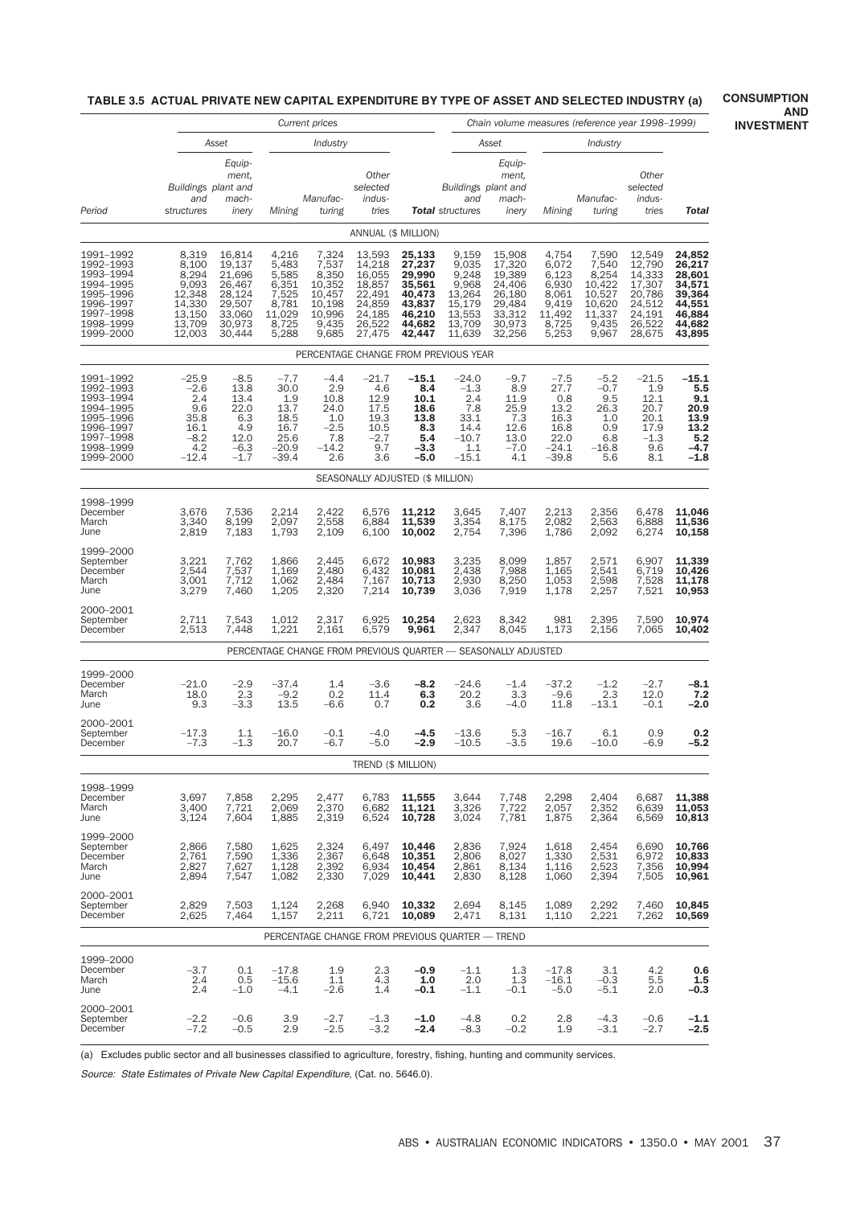## TABLE 3.5 ACTUAL PRIVATE NEW CAPITAL EXPENDITURE BY TYPE OF ASSET AND SELECTED INDUSTRY (a)

**CONSUMPTION AND INVESTMENT**

| | Current prices | | | | | | Chain volume measures (reference year 1998–1999) | | | | | |
|---|---|---|---|---|---|---|---|---|---|---|---|---|
| | Asset | | Industry | | | | Asset | | Industry | | | |
| Period | Buildings and structures | Equipment, plant and machinery | Mining | Manufacturing | Other selected industries | **Total** | Buildings and structures | Equipment, plant and machinery | Mining | Manufacturing | Other selected industries | **Total** |
| **ANNUAL ($ MILLION)** | | | | | | | | | | | | |
| 1991–1992 | 8,319 | 16,814 | 4,216 | 7,324 | 13,593 | **25,133** | 9,159 | 15,908 | 4,754 | 7,590 | 12,549 | **24,852** |
| 1992–1993 | 8,100 | 19,137 | 5,483 | 7,537 | 14,218 | **27,237** | 9,035 | 17,320 | 6,072 | 7,540 | 12,790 | **26,217** |
| 1993–1994 | 8,294 | 21,696 | 5,585 | 8,350 | 16,055 | **29,990** | 9,248 | 19,389 | 6,123 | 8,254 | 14,333 | **28,601** |
| 1994–1995 | 9,093 | 26,467 | 6,351 | 10,352 | 18,857 | **35,561** | 9,968 | 24,406 | 6,930 | 10,422 | 17,307 | **34,571** |
| 1995–1996 | 12,348 | 28,124 | 7,525 | 10,457 | 22,491 | **40,473** | 13,264 | 26,180 | 8,061 | 10,527 | 20,786 | **39,364** |
| 1996–1997 | 14,330 | 29,507 | 8,781 | 10,198 | 24,859 | **43,837** | 15,179 | 29,484 | 9,419 | 10,620 | 24,512 | **44,551** |
| 1997–1998 | 13,150 | 33,060 | 11,029 | 10,996 | 24,185 | **46,210** | 13,553 | 33,312 | 11,492 | 11,337 | 24,191 | **46,884** |
| 1998–1999 | 13,709 | 30,973 | 8,725 | 9,435 | 26,522 | **44,682** | 13,709 | 30,973 | 8,725 | 9,435 | 26,522 | **44,682** |
| 1999–2000 | 12,003 | 30,444 | 5,288 | 9,685 | 27,475 | **42,447** | 11,639 | 32,256 | 5,253 | 9,967 | 28,675 | **43,895** |
| **PERCENTAGE CHANGE FROM PREVIOUS YEAR** | | | | | | | | | | | | |
| 1991–1992 | –25.9 | –8.5 | –7.7 | –4.4 | –21.7 | **–15.1** | –24.0 | –9.7 | –7.5 | –5.2 | –21.5 | **–15.1** |
| 1992–1993 | –2.6 | 13.8 | 30.0 | 2.9 | 4.6 | **8.4** | –1.3 | 8.9 | 27.7 | –0.7 | 1.9 | **5.5** |
| 1993–1994 | 2.4 | 13.4 | 1.9 | 10.8 | 12.9 | **10.1** | 2.4 | 11.9 | 0.8 | 9.5 | 12.1 | **9.1** |
| 1994–1995 | 9.6 | 22.0 | 13.7 | 24.0 | 17.5 | **18.6** | 7.8 | 25.9 | 13.2 | 26.3 | 20.7 | **20.9** |
| 1995–1996 | 35.8 | 6.3 | 18.5 | 1.0 | 19.3 | **13.8** | 33.1 | 7.3 | 16.3 | 1.0 | 20.1 | **13.9** |
| 1996–1997 | 16.1 | 4.9 | 16.7 | –2.5 | 10.5 | **8.3** | 14.4 | 12.6 | 16.8 | 0.9 | 17.9 | **13.2** |
| 1997–1998 | –8.2 | 12.0 | 25.6 | 7.8 | –2.7 | **5.4** | –10.7 | 13.0 | 22.0 | 6.8 | –1.3 | **5.2** |
| 1998–1999 | 4.2 | –6.3 | –20.9 | –14.2 | 9.7 | **–3.3** | 1.1 | –7.0 | –24.1 | –16.8 | 9.6 | **–4.7** |
| 1999–2000 | –12.4 | –1.7 | –39.4 | 2.6 | 3.6 | **–5.0** | –15.1 | 4.1 | –39.8 | 5.6 | 8.1 | **–1.8** |
| **SEASONALLY ADJUSTED ($ MILLION)** | | | | | | | | | | | | |
| 1998–1999 | | | | | | | | | | | | |
| December | 3,676 | 7,536 | 2,214 | 2,422 | 6,576 | **11,212** | 3,645 | 7,407 | 2,213 | 2,356 | 6,478 | **11,046** |
| March | 3,340 | 8,199 | 2,097 | 2,558 | 6,884 | **11,539** | 3,354 | 8,175 | 2,082 | 2,563 | 6,888 | **11,536** |
| June | 2,819 | 7,183 | 1,793 | 2,109 | 6,100 | **10,002** | 2,754 | 7,396 | 1,786 | 2,092 | 6,274 | **10,158** |
| 1999–2000 | | | | | | | | | | | | |
| September | 3,221 | 7,762 | 1,866 | 2,445 | 6,672 | **10,983** | 3,235 | 8,099 | 1,857 | 2,571 | 6,907 | **11,339** |
| December | 2,544 | 7,537 | 1,169 | 2,480 | 6,432 | **10,081** | 2,438 | 7,988 | 1,165 | 2,541 | 6,719 | **10,426** |
| March | 3,001 | 7,712 | 1,062 | 2,484 | 7,167 | **10,713** | 2,930 | 8,250 | 1,053 | 2,598 | 7,528 | **11,178** |
| June | 3,279 | 7,460 | 1,205 | 2,320 | 7,214 | **10,739** | 3,036 | 7,919 | 1,178 | 2,257 | 7,521 | **10,953** |
| 2000–2001 | | | | | | | | | | | | |
| September | 2,711 | 7,543 | 1,012 | 2,317 | 6,925 | **10,254** | 2,623 | 8,342 | 981 | 2,395 | 7,590 | **10,974** |
| December | 2,513 | 7,448 | 1,221 | 2,161 | 6,579 | **9,961** | 2,347 | 8,045 | 1,173 | 2,156 | 7,065 | **10,402** |
| **PERCENTAGE CHANGE FROM PREVIOUS QUARTER — SEASONALLY ADJUSTED** | | | | | | | | | | | | |
| 1999–2000 | | | | | | | | | | | | |
| December | –21.0 | –2.9 | –37.4 | 1.4 | –3.6 | **–8.2** | –24.6 | –1.4 | –37.2 | –1.2 | –2.7 | **–8.1** |
| March | 18.0 | 2.3 | –9.2 | 0.2 | 11.4 | **6.3** | 20.2 | 3.3 | –9.6 | 2.3 | 12.0 | **7.2** |
| June | 9.3 | –3.3 | 13.5 | –6.6 | 0.7 | **0.2** | 3.6 | –4.0 | 11.8 | –13.1 | –0.1 | **–2.0** |
| 2000–2001 | | | | | | | | | | | | |
| September | –17.3 | 1.1 | –16.0 | –0.1 | –4.0 | **–4.5** | –13.6 | 5.3 | –16.7 | 6.1 | 0.9 | **0.2** |
| December | –7.3 | –1.3 | 20.7 | –6.7 | –5.0 | **–2.9** | –10.5 | –3.5 | 19.6 | –10.0 | –6.9 | **–5.2** |
| **TREND ($ MILLION)** | | | | | | | | | | | | |
| 1998–1999 | | | | | | | | | | | | |
| December | 3,697 | 7,858 | 2,295 | 2,477 | 6,783 | **11,555** | 3,644 | 7,748 | 2,298 | 2,404 | 6,687 | **11,388** |
| March | 3,400 | 7,721 | 2,069 | 2,370 | 6,682 | **11,121** | 3,326 | 7,722 | 2,057 | 2,352 | 6,639 | **11,053** |
| June | 3,124 | 7,604 | 1,885 | 2,319 | 6,524 | **10,728** | 3,024 | 7,781 | 1,875 | 2,364 | 6,569 | **10,813** |
| 1999–2000 | | | | | | | | | | | | |
| September | 2,866 | 7,580 | 1,625 | 2,324 | 6,497 | **10,446** | 2,836 | 7,924 | 1,618 | 2,454 | 6,690 | **10,766** |
| December | 2,761 | 7,590 | 1,336 | 2,367 | 6,648 | **10,351** | 2,806 | 8,027 | 1,330 | 2,531 | 6,972 | **10,833** |
| March | 2,827 | 7,627 | 1,128 | 2,392 | 6,934 | **10,454** | 2,861 | 8,134 | 1,116 | 2,523 | 7,356 | **10,994** |
| June | 2,894 | 7,547 | 1,082 | 2,330 | 7,029 | **10,441** | 2,830 | 8,128 | 1,060 | 2,394 | 7,505 | **10,961** |
| 2000–2001 | | | | | | | | | | | | |
| September | 2,829 | 7,503 | 1,124 | 2,268 | 6,940 | **10,332** | 2,694 | 8,145 | 1,089 | 2,292 | 7,460 | **10,845** |
| December | 2,625 | 7,464 | 1,157 | 2,211 | 6,721 | **10,089** | 2,471 | 8,131 | 1,110 | 2,221 | 7,262 | **10,569** |
| **PERCENTAGE CHANGE FROM PREVIOUS QUARTER — TREND** | | | | | | | | | | | | |
| 1999–2000 | | | | | | | | | | | | |
| December | –3.7 | 0.1 | –17.8 | 1.9 | 2.3 | **–0.9** | –1.1 | 1.3 | –17.8 | 3.1 | 4.2 | **0.6** |
| March | 2.4 | 0.5 | –15.6 | 1.1 | 4.3 | **1.0** | 2.0 | 1.3 | –16.1 | –0.3 | 5.5 | **1.5** |
| June | 2.4 | –1.0 | –4.1 | –2.6 | 1.4 | **–0.1** | –1.1 | –0.1 | –5.0 | –5.1 | 2.0 | **–0.3** |
| 2000–2001 | | | | | | | | | | | | |
| September | –2.2 | –0.6 | 3.9 | –2.7 | –1.3 | **–1.0** | –4.8 | 0.2 | 2.8 | –4.3 | –0.6 | **–1.1** |
| December | –7.2 | –0.5 | 2.9 | –2.5 | –3.2 | **–2.4** | –8.3 | –0.2 | 1.9 | –3.1 | –2.7 | **–2.5** |

(a) Excludes public sector and all businesses classified to agriculture, forestry, fishing, hunting and community services.

*Source: State Estimates of Private New Capital Expenditure,* (Cat. no. 5646.0).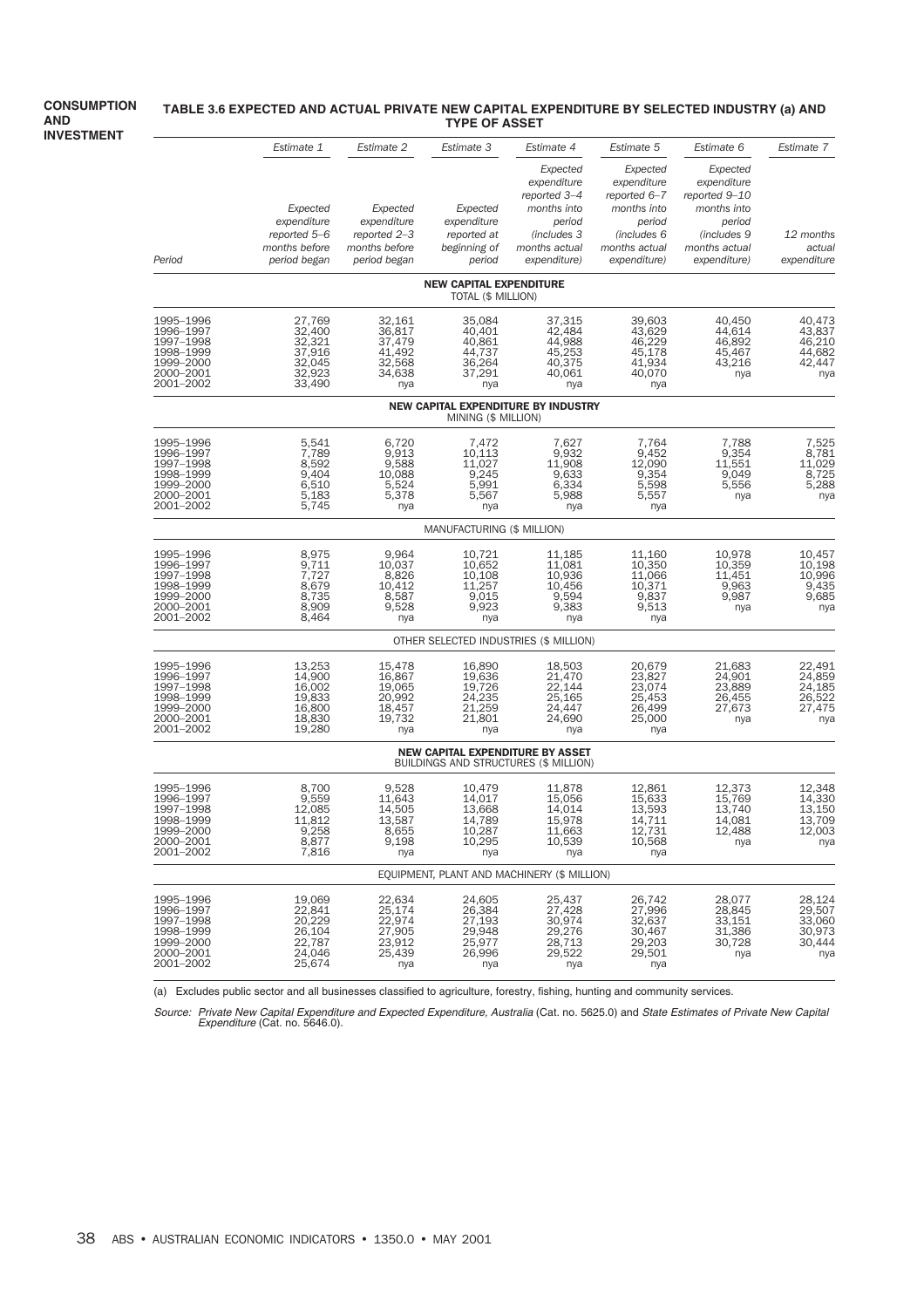**CONSUMPTION AND INVESTMENT**

## TABLE 3.6 EXPECTED AND ACTUAL PRIVATE NEW CAPITAL EXPENDITURE BY SELECTED INDUSTRY (a) AND TYPE OF ASSET

| Period | Estimate 1 | Estimate 2 | Estimate 3 | Estimate 4 | Estimate 5 | Estimate 6 | Estimate 7 |
|---|---|---|---|---|---|---|---|
| | *Expected expenditure reported 5–6 months before period began* | *Expected expenditure reported 2–3 months before period began* | *Expected expenditure reported at beginning of period* | *Expected expenditure reported 3–4 months into period (includes 3 months actual expenditure)* | *Expected expenditure reported 6–7 months into period (includes 6 months actual expenditure)* | *Expected expenditure reported 9–10 months into period (includes 9 months actual expenditure)* | *12 months actual expenditure* |
| **NEW CAPITAL EXPENDITURE** TOTAL ($ MILLION) | | | | | | | |
| 1995–1996 | 27,769 | 32,161 | 35,084 | 37,315 | 39,603 | 40,450 | 40,473 |
| 1996–1997 | 32,400 | 36,817 | 40,401 | 42,484 | 43,629 | 44,614 | 43,837 |
| 1997–1998 | 32,321 | 37,479 | 40,861 | 44,988 | 46,229 | 46,892 | 46,210 |
| 1998–1999 | 37,916 | 41,492 | 44,737 | 45,253 | 45,178 | 45,467 | 44,682 |
| 1999–2000 | 32,045 | 32,568 | 36,264 | 40,375 | 41,934 | 43,216 | 42,447 |
| 2000–2001 | 32,923 | 34,638 | 37,291 | 40,061 | 40,070 | nya | nya |
| 2001–2002 | 33,490 | nya | nya | nya | nya | nya | nya |
| **NEW CAPITAL EXPENDITURE BY INDUSTRY** MINING ($ MILLION) | | | | | | | |
| 1995–1996 | 5,541 | 6,720 | 7,472 | 7,627 | 7,764 | 7,788 | 7,525 |
| 1996–1997 | 7,789 | 9,913 | 10,113 | 9,932 | 9,452 | 9,354 | 8,781 |
| 1997–1998 | 8,592 | 9,588 | 11,027 | 11,908 | 12,090 | 11,551 | 11,029 |
| 1998–1999 | 9,404 | 10,088 | 9,245 | 9,633 | 9,354 | 9,049 | 8,725 |
| 1999–2000 | 6,510 | 5,524 | 5,991 | 6,334 | 5,598 | 5,556 | 5,288 |
| 2000–2001 | 5,183 | 5,378 | 5,567 | 5,988 | 5,557 | nya | nya |
| 2001–2002 | 5,745 | nya | nya | nya | nya | nya | nya |
| MANUFACTURING ($ MILLION) | | | | | | | |
| 1995–1996 | 8,975 | 9,964 | 10,721 | 11,185 | 11,160 | 10,978 | 10,457 |
| 1996–1997 | 9,711 | 10,037 | 10,652 | 11,081 | 10,350 | 10,359 | 10,198 |
| 1997–1998 | 7,727 | 8,826 | 10,108 | 10,936 | 11,066 | 11,451 | 10,996 |
| 1998–1999 | 8,679 | 10,412 | 11,257 | 10,456 | 10,371 | 9,963 | 9,435 |
| 1999–2000 | 8,735 | 8,587 | 9,015 | 9,594 | 9,837 | 9,987 | 9,685 |
| 2000–2001 | 8,909 | 9,528 | 9,923 | 9,383 | 9,513 | nya | nya |
| 2001–2002 | 8,464 | nya | nya | nya | nya | nya | nya |
| OTHER SELECTED INDUSTRIES ($ MILLION) | | | | | | | |
| 1995–1996 | 13,253 | 15,478 | 16,890 | 18,503 | 20,679 | 21,683 | 22,491 |
| 1996–1997 | 14,900 | 16,867 | 19,636 | 21,470 | 23,827 | 24,901 | 24,859 |
| 1997–1998 | 16,002 | 19,065 | 19,726 | 22,144 | 23,074 | 23,889 | 24,185 |
| 1998–1999 | 19,833 | 20,992 | 24,235 | 25,165 | 25,453 | 26,455 | 26,522 |
| 1999–2000 | 16,800 | 18,457 | 21,259 | 24,447 | 26,499 | 27,673 | 27,475 |
| 2000–2001 | 18,830 | 19,732 | 21,801 | 24,690 | 25,000 | nya | nya |
| 2001–2002 | 19,280 | nya | nya | nya | nya | nya | nya |
| **NEW CAPITAL EXPENDITURE BY ASSET** BUILDINGS AND STRUCTURES ($ MILLION) | | | | | | | |
| 1995–1996 | 8,700 | 9,528 | 10,479 | 11,878 | 12,861 | 12,373 | 12,348 |
| 1996–1997 | 9,559 | 11,643 | 14,017 | 15,056 | 15,633 | 15,769 | 14,330 |
| 1997–1998 | 12,085 | 14,505 | 13,668 | 14,014 | 13,593 | 13,740 | 13,150 |
| 1998–1999 | 11,812 | 13,587 | 14,789 | 15,978 | 14,711 | 14,081 | 13,709 |
| 1999–2000 | 9,258 | 8,655 | 10,287 | 11,663 | 12,731 | 12,488 | 12,003 |
| 2000–2001 | 8,877 | 9,198 | 10,295 | 10,539 | 10,568 | nya | nya |
| 2001–2002 | 7,816 | nya | nya | nya | nya | nya | nya |
| EQUIPMENT, PLANT AND MACHINERY ($ MILLION) | | | | | | | |
| 1995–1996 | 19,069 | 22,634 | 24,605 | 25,437 | 26,742 | 28,077 | 28,124 |
| 1996–1997 | 22,841 | 25,174 | 26,384 | 27,428 | 27,996 | 28,845 | 29,507 |
| 1997–1998 | 20,229 | 22,974 | 27,193 | 30,974 | 32,637 | 33,151 | 33,060 |
| 1998–1999 | 26,104 | 27,905 | 29,948 | 29,276 | 30,467 | 31,386 | 30,973 |
| 1999–2000 | 22,787 | 23,912 | 25,977 | 28,713 | 29,203 | 30,728 | 30,444 |
| 2000–2001 | 24,046 | 25,439 | 26,996 | 29,522 | 29,501 | nya | nya |
| 2001–2002 | 25,674 | nya | nya | nya | nya | nya | nya |

(a) Excludes public sector and all businesses classified to agriculture, forestry, fishing, hunting and community services.

Source: *Private New Capital Expenditure and Expected Expenditure, Australia* (Cat. no. 5625.0) and *State Estimates of Private New Capital Expenditure* (Cat. no. 5646.0).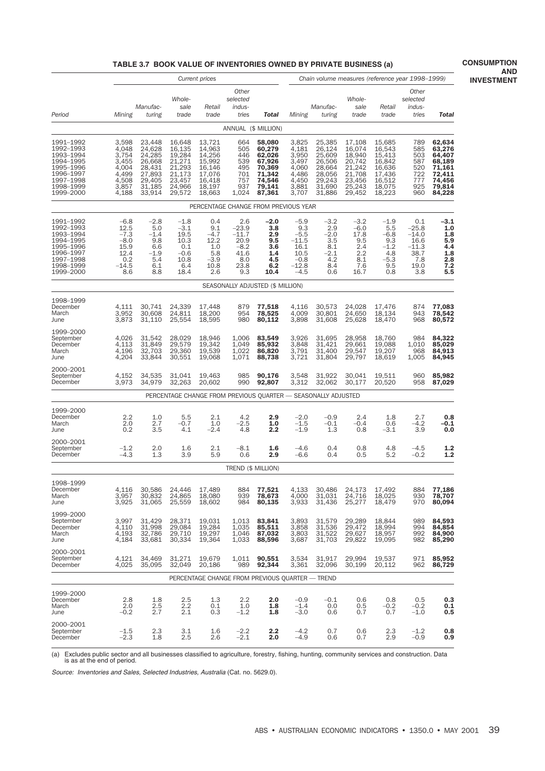## TABLE 3.7 BOOK VALUE OF INVENTORIES OWNED BY PRIVATE BUSINESS (a)

| | Current prices | | | | | | Chain volume measures (reference year 1998–1999) | | | | | |
|---|---|---|---|---|---|---|---|---|---|---|---|---|
| Period | Mining | Manufacturing | Wholesale trade | Retail trade | Other selected industries | **Total** | Mining | Manufacturing | Wholesale trade | Retail trade | Other selected industries | **Total** |
| | | | | | | ANNUAL ($ MILLION) | | | | | | |
| 1991–1992 | 3,598 | 23,448 | 16,648 | 13,721 | 664 | **58,080** | 3,825 | 25,385 | 17,108 | 15,685 | 789 | **62,634** |
| 1992–1993 | 4,048 | 24,628 | 16,135 | 14,963 | 505 | **60,279** | 4,181 | 26,124 | 16,074 | 16,543 | 585 | **63,276** |
| 1993–1994 | 3,754 | 24,285 | 19,284 | 14,256 | 446 | **62,026** | 3,950 | 25,609 | 18,940 | 15,413 | 503 | **64,407** |
| 1994–1995 | 3,455 | 26,668 | 21,271 | 15,992 | 539 | **67,926** | 3,497 | 26,506 | 20,742 | 16,842 | 587 | **68,189** |
| 1995–1996 | 4,004 | 28,431 | 21,293 | 16,146 | 495 | **70,369** | 4,060 | 28,664 | 21,242 | 16,636 | 520 | **71,161** |
| 1996–1997 | 4,499 | 27,893 | 21,173 | 17,076 | 701 | **71,342** | 4,486 | 28,056 | 21,708 | 17,436 | 722 | **72,411** |
| 1997–1998 | 4,508 | 29,405 | 23,457 | 16,418 | 757 | **74,546** | 4,450 | 29,243 | 23,456 | 16,512 | 777 | **74,456** |
| 1998–1999 | 3,857 | 31,185 | 24,966 | 18,197 | 937 | **79,141** | 3,881 | 31,690 | 25,243 | 18,075 | 925 | **79,814** |
| 1999–2000 | 4,188 | 33,914 | 29,572 | 18,663 | 1,024 | **87,361** | 3,707 | 31,886 | 29,452 | 18,223 | 960 | **84,228** |
| | | | | | | PERCENTAGE CHANGE FROM PREVIOUS YEAR | | | | | | |
| 1991–1992 | –6.8 | –2.8 | –1.8 | 0.4 | 2.6 | **–2.0** | –5.9 | –3.2 | –3.2 | –1.9 | 0.1 | **–3.1** |
| 1992–1993 | 12.5 | 5.0 | –3.1 | 9.1 | –23.9 | **3.8** | 9.3 | 2.9 | –6.0 | 5.5 | –25.8 | **1.0** |
| 1993–1994 | –7.3 | –1.4 | 19.5 | –4.7 | –11.7 | **2.9** | –5.5 | –2.0 | 17.8 | –6.8 | –14.0 | **1.8** |
| 1994–1995 | –8.0 | 9.8 | 10.3 | 12.2 | 20.9 | **9.5** | –11.5 | 3.5 | 9.5 | 9.3 | 16.6 | **5.9** |
| 1995–1996 | 15.9 | 6.6 | 0.1 | 1.0 | –8.2 | **3.6** | 16.1 | 8.1 | 2.4 | –1.2 | –11.3 | **4.4** |
| 1996–1997 | 12.4 | –1.9 | –0.6 | 5.8 | 41.6 | **1.4** | 10.5 | –2.1 | 2.2 | 4.8 | 38.7 | **1.8** |
| 1997–1998 | 0.2 | 5.4 | 10.8 | –3.9 | 8.0 | **4.5** | –0.8 | 4.2 | 8.1 | –5.3 | 7.8 | **2.8** |
| 1998–1999 | –14.5 | 6.1 | 6.4 | 10.8 | 23.8 | **6.2** | –12.8 | 8.4 | 7.6 | 9.5 | 19.0 | **7.2** |
| 1999–2000 | 8.6 | 8.8 | 18.4 | 2.6 | 9.3 | **10.4** | –4.5 | 0.6 | 16.7 | 0.8 | 3.8 | **5.5** |
| | | | | | | SEASONALLY ADJUSTED ($ MILLION) | | | | | | |
| **1998–1999** | | | | | | | | | | | | |
| December | 4,111 | 30,741 | 24,339 | 17,448 | 879 | **77,518** | 4,116 | 30,573 | 24,028 | 17,476 | 874 | **77,083** |
| March | 3,952 | 30,608 | 24,811 | 18,200 | 954 | **78,525** | 4,009 | 30,801 | 24,650 | 18,134 | 943 | **78,542** |
| June | 3,873 | 31,110 | 25,554 | 18,595 | 980 | **80,112** | 3,898 | 31,608 | 25,628 | 18,470 | 968 | **80,572** |
| **1999–2000** | | | | | | | | | | | | |
| September | 4,026 | 31,542 | 28,029 | 18,946 | 1,006 | **83,549** | 3,926 | 31,695 | 28,958 | 18,760 | 984 | **84,322** |
| December | 4,113 | 31,849 | 29,579 | 19,342 | 1,049 | **85,932** | 3,848 | 31,421 | 29,661 | 19,088 | 1,010 | **85,029** |
| March | 4,196 | 32,703 | 29,360 | 19,539 | 1,022 | **86,820** | 3,791 | 31,400 | 29,547 | 19,207 | 968 | **84,913** |
| June | 4,204 | 33,844 | 30,551 | 19,068 | 1,071 | **88,738** | 3,721 | 31,804 | 29,797 | 18,619 | 1,005 | **84,945** |
| **2000–2001** | | | | | | | | | | | | |
| September | 4,152 | 34,535 | 31,041 | 19,463 | 985 | **90,176** | 3,548 | 31,922 | 30,041 | 19,511 | 960 | **85,982** |
| December | 3,973 | 34,979 | 32,263 | 20,602 | 990 | **92,807** | 3,312 | 32,062 | 30,177 | 20,520 | 958 | **87,029** |
| | | | | | | PERCENTAGE CHANGE FROM PREVIOUS QUARTER — SEASONALLY ADJUSTED | | | | | | |
| **1999–2000** | | | | | | | | | | | | |
| December | 2.2 | 1.0 | 5.5 | 2.1 | 4.2 | **2.9** | –2.0 | –0.9 | 2.4 | 1.8 | 2.7 | **0.8** |
| March | 2.0 | 2.7 | –0.7 | 1.0 | –2.5 | **1.0** | –1.5 | –0.1 | –0.4 | 0.6 | –4.2 | **–0.1** |
| June | 0.2 | 3.5 | 4.1 | –2.4 | 4.8 | **2.2** | –1.9 | 1.3 | 0.8 | –3.1 | 3.9 | **0.0** |
| **2000–2001** | | | | | | | | | | | | |
| September | –1.2 | 2.0 | 1.6 | 2.1 | –8.1 | **1.6** | –4.6 | 0.4 | 0.8 | 4.8 | –4.5 | **1.2** |
| December | –4.3 | 1.3 | 3.9 | 5.9 | 0.6 | **2.9** | –6.6 | 0.4 | 0.5 | 5.2 | –0.2 | **1.2** |
| | | | | | | TREND ($ MILLION) | | | | | | |
| **1998–1999** | | | | | | | | | | | | |
| December | 4,116 | 30,586 | 24,446 | 17,489 | 884 | **77,521** | 4,133 | 30,486 | 24,173 | 17,492 | 884 | **77,186** |
| March | 3,957 | 30,832 | 24,865 | 18,080 | 939 | **78,673** | 4,000 | 31,031 | 24,716 | 18,025 | 930 | **78,707** |
| June | 3,925 | 31,065 | 25,559 | 18,602 | 984 | **80,135** | 3,933 | 31,436 | 25,277 | 18,479 | 970 | **80,094** |
| **1999–2000** | | | | | | | | | | | | |
| September | 3,997 | 31,429 | 28,371 | 19,031 | 1,013 | **83,841** | 3,893 | 31,579 | 29,289 | 18,844 | 989 | **84,593** |
| December | 4,110 | 31,998 | 29,084 | 19,284 | 1,035 | **85,511** | 3,858 | 31,536 | 29,472 | 18,994 | 994 | **84,854** |
| March | 4,193 | 32,786 | 29,710 | 19,297 | 1,046 | **87,032** | 3,803 | 31,522 | 29,627 | 18,957 | 992 | **84,900** |
| June | 4,184 | 33,681 | 30,334 | 19,364 | 1,033 | **88,596** | 3,687 | 31,703 | 29,822 | 19,095 | 982 | **85,290** |
| **2000–2001** | | | | | | | | | | | | |
| September | 4,121 | 34,469 | 31,271 | 19,679 | 1,011 | **90,551** | 3,534 | 31,917 | 29,994 | 19,537 | 971 | **85,952** |
| December | 4,025 | 35,095 | 32,049 | 20,186 | 989 | **92,344** | 3,361 | 32,096 | 30,199 | 20,112 | 962 | **86,729** |
| | | | | | | PERCENTAGE CHANGE FROM PREVIOUS QUARTER — TREND | | | | | | |
| **1999–2000** | | | | | | | | | | | | |
| December | 2.8 | 1.8 | 2.5 | 1.3 | 2.2 | **2.0** | –0.9 | –0.1 | 0.6 | 0.8 | 0.5 | **0.3** |
| March | 2.0 | 2.5 | 2.2 | 0.1 | 1.0 | **1.8** | –1.4 | 0.0 | 0.5 | –0.2 | –0.2 | **0.1** |
| June | –0.2 | 2.7 | 2.1 | 0.3 | –1.2 | **1.8** | –3.0 | 0.6 | 0.7 | 0.7 | –1.0 | **0.5** |
| **2000–2001** | | | | | | | | | | | | |
| September | –1.5 | 2.3 | 3.1 | 1.6 | –2.2 | **2.2** | –4.2 | 0.7 | 0.6 | 2.3 | –1.2 | **0.8** |
| December | –2.3 | 1.8 | 2.5 | 2.6 | –2.1 | **2.0** | –4.9 | 0.6 | 0.7 | 2.9 | –0.9 | **0.9** |

(a) Excludes public sector and all businesses classified to agriculture, forestry, fishing, hunting, community services and construction. Data is as at the end of period.

*Source: Inventories and Sales, Selected Industries, Australia* (Cat. no. 5629.0).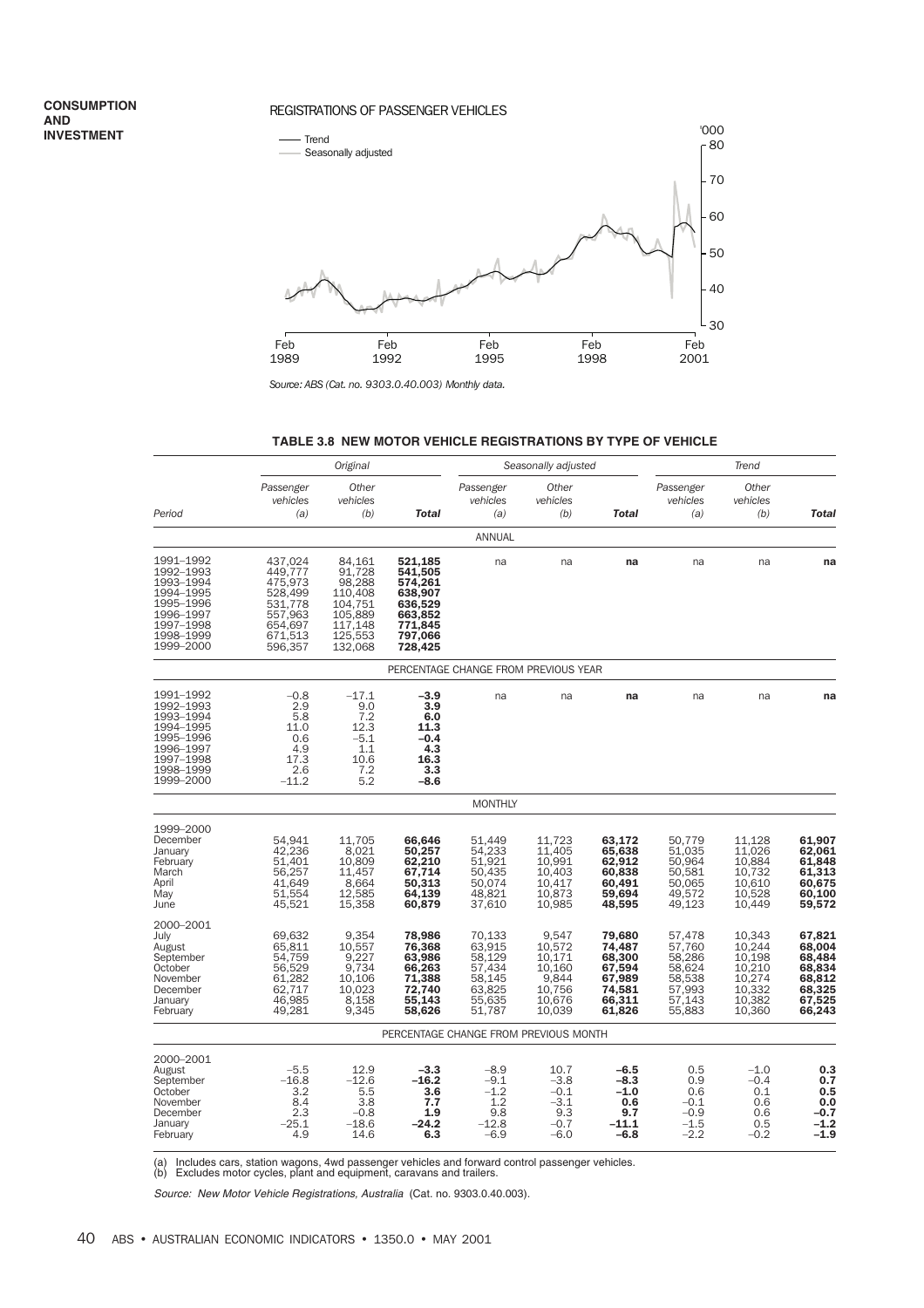**CONSUMPTION AND INVESTMENT**

REGISTRATIONS OF PASSENGER VEHICLES

Trend
Seasonally adjusted

'000
80
70
60
50
40
30

Feb 1989
Feb 1992
Feb 1995
Feb 1998
Feb 2001

*Source: ABS (Cat. no. 9303.0.40.003) Monthly data.*

**TABLE 3.8 NEW MOTOR VEHICLE REGISTRATIONS BY TYPE OF VEHICLE**

| | Original | | | Seasonally adjusted | | | Trend | | |
|---|---|---|---|---|---|---|---|---|---|
| Period | Passenger vehicles (a) | Other vehicles (b) | Total | Passenger vehicles (a) | Other vehicles (b) | Total | Passenger vehicles (a) | Other vehicles (b) | Total |
| | | | | ANNUAL | | | | | |
| 1991–1992 | 437,024 | 84,161 | **521,185** | na | na | **na** | na | na | **na** |
| 1992–1993 | 449,777 | 91,728 | **541,505** | | | | | | |
| 1993–1994 | 475,973 | 98,288 | **574,261** | | | | | | |
| 1994–1995 | 528,499 | 110,408 | **638,907** | | | | | | |
| 1995–1996 | 531,778 | 104,751 | **636,529** | | | | | | |
| 1996–1997 | 557,963 | 105,889 | **663,852** | | | | | | |
| 1997–1998 | 654,697 | 117,148 | **771,845** | | | | | | |
| 1998–1999 | 671,513 | 125,553 | **797,066** | | | | | | |
| 1999–2000 | 596,357 | 132,068 | **728,425** | | | | | | |
| | | | | PERCENTAGE CHANGE FROM PREVIOUS YEAR | | | | | |
| 1991–1992 | −0.8 | −17.1 | **−3.9** | na | na | **na** | na | na | **na** |
| 1992–1993 | 2.9 | 9.0 | **3.9** | | | | | | |
| 1993–1994 | 5.8 | 7.2 | **6.0** | | | | | | |
| 1994–1995 | 11.0 | 12.3 | **11.3** | | | | | | |
| 1995–1996 | 0.6 | −5.1 | **−0.4** | | | | | | |
| 1996–1997 | 4.9 | 1.1 | **4.3** | | | | | | |
| 1997–1998 | 17.3 | 10.6 | **16.3** | | | | | | |
| 1998–1999 | 2.6 | 7.2 | **3.3** | | | | | | |
| 1999–2000 | −11.2 | 5.2 | **−8.6** | | | | | | |
| | | | | MONTHLY | | | | | |
| 1999–2000 | | | | | | | | | |
| December | 54,941 | 11,705 | **66,646** | 51,449 | 11,723 | **63,172** | 50,779 | 11,128 | **61,907** |
| January | 42,236 | 8,021 | **50,257** | 54,233 | 11,405 | **65,638** | 51,035 | 11,026 | **62,061** |
| February | 51,401 | 10,809 | **62,210** | 51,921 | 10,991 | **62,912** | 50,964 | 10,884 | **61,848** |
| March | 56,257 | 11,457 | **67,714** | 50,435 | 10,403 | **60,838** | 50,581 | 10,732 | **61,313** |
| April | 41,649 | 8,664 | **50,313** | 50,074 | 10,417 | **60,491** | 50,065 | 10,610 | **60,675** |
| May | 51,554 | 12,585 | **64,139** | 48,821 | 10,873 | **59,694** | 49,572 | 10,528 | **60,100** |
| June | 45,521 | 15,358 | **60,879** | 37,610 | 10,985 | **48,595** | 49,123 | 10,449 | **59,572** |
| 2000–2001 | | | | | | | | | |
| July | 69,632 | 9,354 | **78,986** | 70,133 | 9,547 | **79,680** | 57,478 | 10,343 | **67,821** |
| August | 65,811 | 10,557 | **76,368** | 63,915 | 10,572 | **74,487** | 57,760 | 10,244 | **68,004** |
| September | 54,759 | 9,227 | **63,986** | 58,129 | 10,171 | **68,300** | 58,286 | 10,198 | **68,484** |
| October | 56,529 | 9,734 | **66,263** | 57,434 | 10,160 | **67,594** | 58,624 | 10,210 | **68,834** |
| November | 61,282 | 10,106 | **71,388** | 58,145 | 9,844 | **67,989** | 58,538 | 10,274 | **68,812** |
| December | 62,717 | 10,023 | **72,740** | 63,825 | 10,756 | **74,581** | 57,993 | 10,332 | **68,325** |
| January | 46,985 | 8,158 | **55,143** | 55,635 | 10,676 | **66,311** | 57,143 | 10,382 | **67,525** |
| February | 49,281 | 9,345 | **58,626** | 51,787 | 10,039 | **61,826** | 55,883 | 10,360 | **66,243** |
| | | | | PERCENTAGE CHANGE FROM PREVIOUS MONTH | | | | | |
| 2000–2001 | | | | | | | | | |
| August | −5.5 | 12.9 | **−3.3** | −8.9 | 10.7 | **−6.5** | 0.5 | −1.0 | **0.3** |
| September | −16.8 | −12.6 | **−16.2** | −9.1 | −3.8 | **−8.3** | 0.9 | −0.4 | **0.7** |
| October | 3.2 | 5.5 | **3.6** | −1.2 | −0.1 | **−1.0** | 0.6 | 0.1 | **0.5** |
| November | 8.4 | 3.8 | **7.7** | 1.2 | −3.1 | **0.6** | −0.1 | 0.6 | **0.0** |
| December | 2.3 | −0.8 | **1.9** | 9.8 | 9.3 | **9.7** | −0.9 | 0.6 | **−0.7** |
| January | −25.1 | −18.6 | **−24.2** | −12.8 | −0.7 | **−11.1** | −1.5 | 0.5 | **−1.2** |
| February | 4.9 | 14.6 | **6.3** | −6.9 | −6.0 | **−6.8** | −2.2 | −0.2 | **−1.9** |

(a) Includes cars, station wagons, 4wd passenger vehicles and forward control passenger vehicles.
(b) Excludes motor cycles, plant and equipment, caravans and trailers.

*Source: New Motor Vehicle Registrations, Australia* (Cat. no. 9303.0.40.003).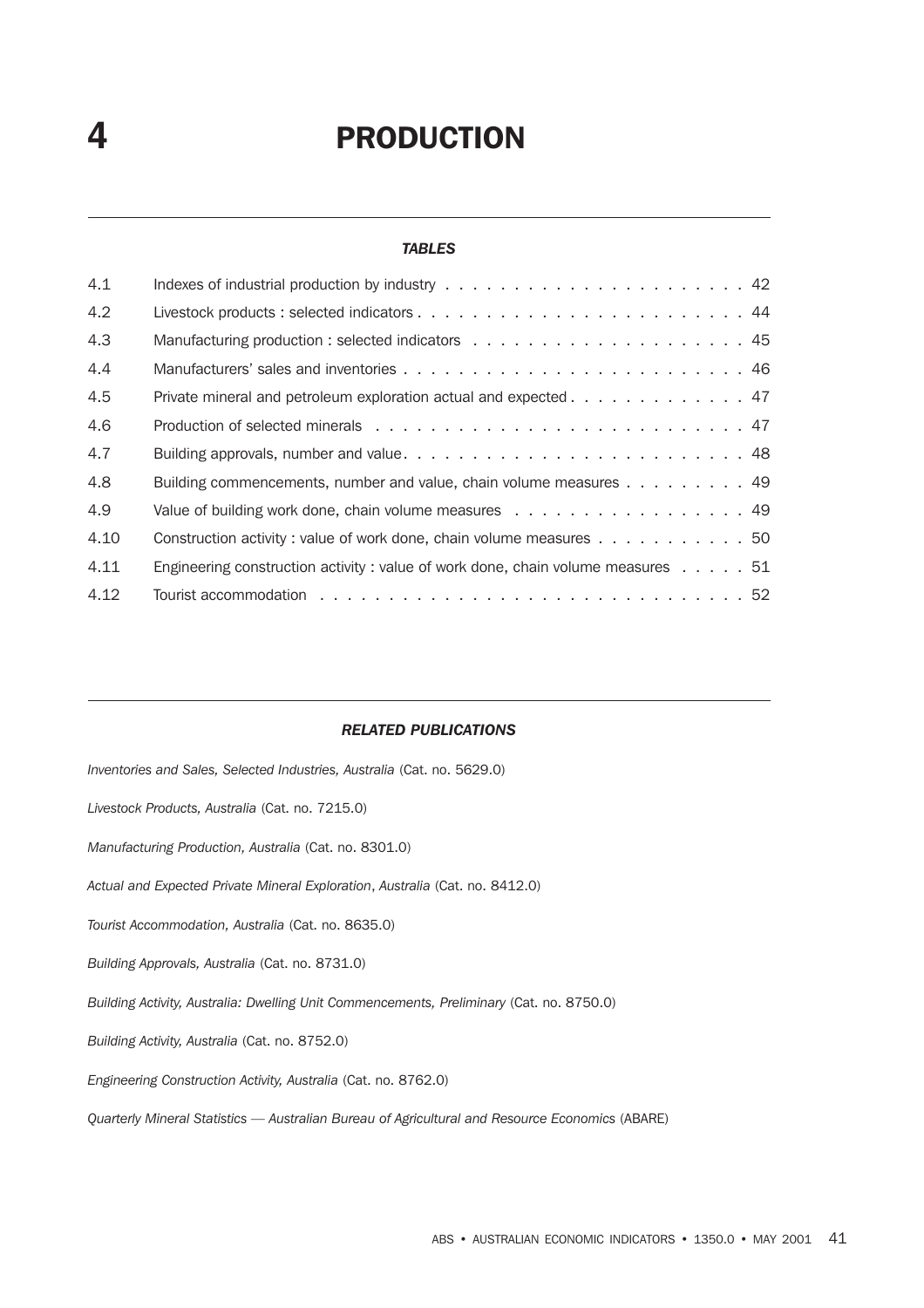# 4 PRODUCTION

## *TABLES*

| | | |
|---|---|---|
| 4.1 | Indexes of industrial production by industry | 42 |
| 4.2 | Livestock products : selected indicators | 44 |
| 4.3 | Manufacturing production : selected indicators | 45 |
| 4.4 | Manufacturers' sales and inventories | 46 |
| 4.5 | Private mineral and petroleum exploration actual and expected | 47 |
| 4.6 | Production of selected minerals | 47 |
| 4.7 | Building approvals, number and value | 48 |
| 4.8 | Building commencements, number and value, chain volume measures | 49 |
| 4.9 | Value of building work done, chain volume measures | 49 |
| 4.10 | Construction activity : value of work done, chain volume measures | 50 |
| 4.11 | Engineering construction activity : value of work done, chain volume measures | 51 |
| 4.12 | Tourist accommodation | 52 |

## *RELATED PUBLICATIONS*

*Inventories and Sales, Selected Industries, Australia* (Cat. no. 5629.0)

*Livestock Products, Australia* (Cat. no. 7215.0)

*Manufacturing Production, Australia* (Cat. no. 8301.0)

*Actual and Expected Private Mineral Exploration*, *Australia* (Cat. no. 8412.0)

*Tourist Accommodation, Australia* (Cat. no. 8635.0)

*Building Approvals, Australia* (Cat. no. 8731.0)

*Building Activity, Australia: Dwelling Unit Commencements, Preliminary* (Cat. no. 8750.0)

*Building Activity, Australia* (Cat. no. 8752.0)

*Engineering Construction Activity, Australia* (Cat. no. 8762.0)

*Quarterly Mineral Statistics — Australian Bureau of Agricultural and Resource Economics* (ABARE)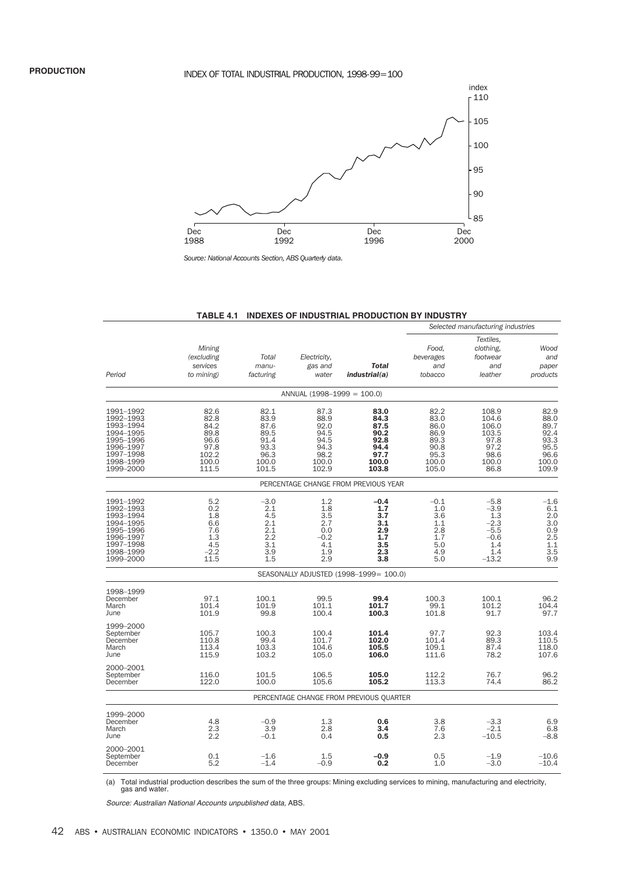**PRODUCTION**

INDEX OF TOTAL INDUSTRIAL PRODUCTION, 1998-99=100

index

110

105

100

95

90

85

Dec 1988

Dec 1992

Dec 1996

Dec 2000

*Source: National Accounts Section, ABS Quarterly data.*

**TABLE 4.1 INDEXES OF INDUSTRIAL PRODUCTION BY INDUSTRY**

| | | | | | *Selected manufacturing industries* | | |
|---|---|---|---|---|---|---|---|
| *Period* | *Mining (excluding services to mining)* | *Total manu-facturing* | *Electricity, gas and water* | ***Total industrial(a)*** | *Food, beverages and tobacco* | *Textiles, clothing, footwear and leather* | *Wood and paper products* |
| | | | ANNUAL (1998–1999 = 100.0) | | | | |
| 1991–1992 | 82.6 | 82.1 | 87.3 | **83.0** | 82.2 | 108.9 | 82.9 |
| 1992–1993 | 82.8 | 83.9 | 88.9 | **84.3** | 83.0 | 104.6 | 88.0 |
| 1993–1994 | 84.2 | 87.6 | 92.0 | **87.5** | 86.0 | 106.0 | 89.7 |
| 1994–1995 | 89.8 | 89.5 | 94.5 | **90.2** | 86.9 | 103.5 | 92.4 |
| 1995–1996 | 96.6 | 91.4 | 94.5 | **92.8** | 89.3 | 97.8 | 93.3 |
| 1996–1997 | 97.8 | 93.3 | 94.3 | **94.4** | 90.8 | 97.2 | 95.5 |
| 1997–1998 | 102.2 | 96.3 | 98.2 | **97.7** | 95.3 | 98.6 | 96.6 |
| 1998–1999 | 100.0 | 100.0 | 100.0 | **100.0** | 100.0 | 100.0 | 100.0 |
| 1999–2000 | 111.5 | 101.5 | 102.9 | **103.8** | 105.0 | 86.8 | 109.9 |
| | | | PERCENTAGE CHANGE FROM PREVIOUS YEAR | | | | |
| 1991–1992 | 5.2 | –3.0 | 1.2 | **–0.4** | –0.1 | –5.8 | –1.6 |
| 1992–1993 | 0.2 | 2.1 | 1.8 | **1.7** | 1.0 | –3.9 | 6.1 |
| 1993–1994 | 1.8 | 4.5 | 3.5 | **3.7** | 3.6 | 1.3 | 2.0 |
| 1994–1995 | 6.6 | 2.1 | 2.7 | **3.1** | 1.1 | –2.3 | 3.0 |
| 1995–1996 | 7.6 | 2.1 | 0.0 | **2.9** | 2.8 | –5.5 | 0.9 |
| 1996–1997 | 1.3 | 2.2 | –0.2 | **1.7** | 1.7 | –0.6 | 2.5 |
| 1997–1998 | 4.5 | 3.1 | 4.1 | **3.5** | 5.0 | 1.4 | 1.1 |
| 1998–1999 | –2.2 | 3.9 | 1.9 | **2.3** | 4.9 | 1.4 | 3.5 |
| 1999–2000 | 11.5 | 1.5 | 2.9 | **3.8** | 5.0 | –13.2 | 9.9 |
| | | | SEASONALLY ADJUSTED (1998–1999= 100.0) | | | | |
| 1998–1999 | | | | | | | |
| December | 97.1 | 100.1 | 99.5 | **99.4** | 100.3 | 100.1 | 96.2 |
| March | 101.4 | 101.9 | 101.1 | **101.7** | 99.1 | 101.2 | 104.4 |
| June | 101.9 | 99.8 | 100.4 | **100.3** | 101.8 | 91.7 | 97.7 |
| 1999–2000 | | | | | | | |
| September | 105.7 | 100.3 | 100.4 | **101.4** | 97.7 | 92.3 | 103.4 |
| December | 110.8 | 99.4 | 101.7 | **102.0** | 101.4 | 89.3 | 110.5 |
| March | 113.4 | 103.3 | 104.6 | **105.5** | 109.1 | 87.4 | 118.0 |
| June | 115.9 | 103.2 | 105.0 | **106.0** | 111.6 | 78.2 | 107.6 |
| 2000–2001 | | | | | | | |
| September | 116.0 | 101.5 | 106.5 | **105.0** | 112.2 | 76.7 | 96.2 |
| December | 122.0 | 100.0 | 105.6 | **105.2** | 113.3 | 74.4 | 86.2 |
| | | | PERCENTAGE CHANGE FROM PREVIOUS QUARTER | | | | |
| 1999–2000 | | | | | | | |
| December | 4.8 | –0.9 | 1.3 | **0.6** | 3.8 | –3.3 | 6.9 |
| March | 2.3 | 3.9 | 2.8 | **3.4** | 7.6 | –2.1 | 6.8 |
| June | 2.2 | –0.1 | 0.4 | **0.5** | 2.3 | –10.5 | –8.8 |
| 2000–2001 | | | | | | | |
| September | 0.1 | –1.6 | 1.5 | **–0.9** | 0.5 | –1.9 | –10.6 |
| December | 5.2 | –1.4 | –0.9 | **0.2** | 1.0 | –3.0 | –10.4 |

(a) Total industrial production describes the sum of the three groups: Mining excluding services to mining, manufacturing and electricity, gas and water.

*Source: Australian National Accounts unpublished data*, ABS.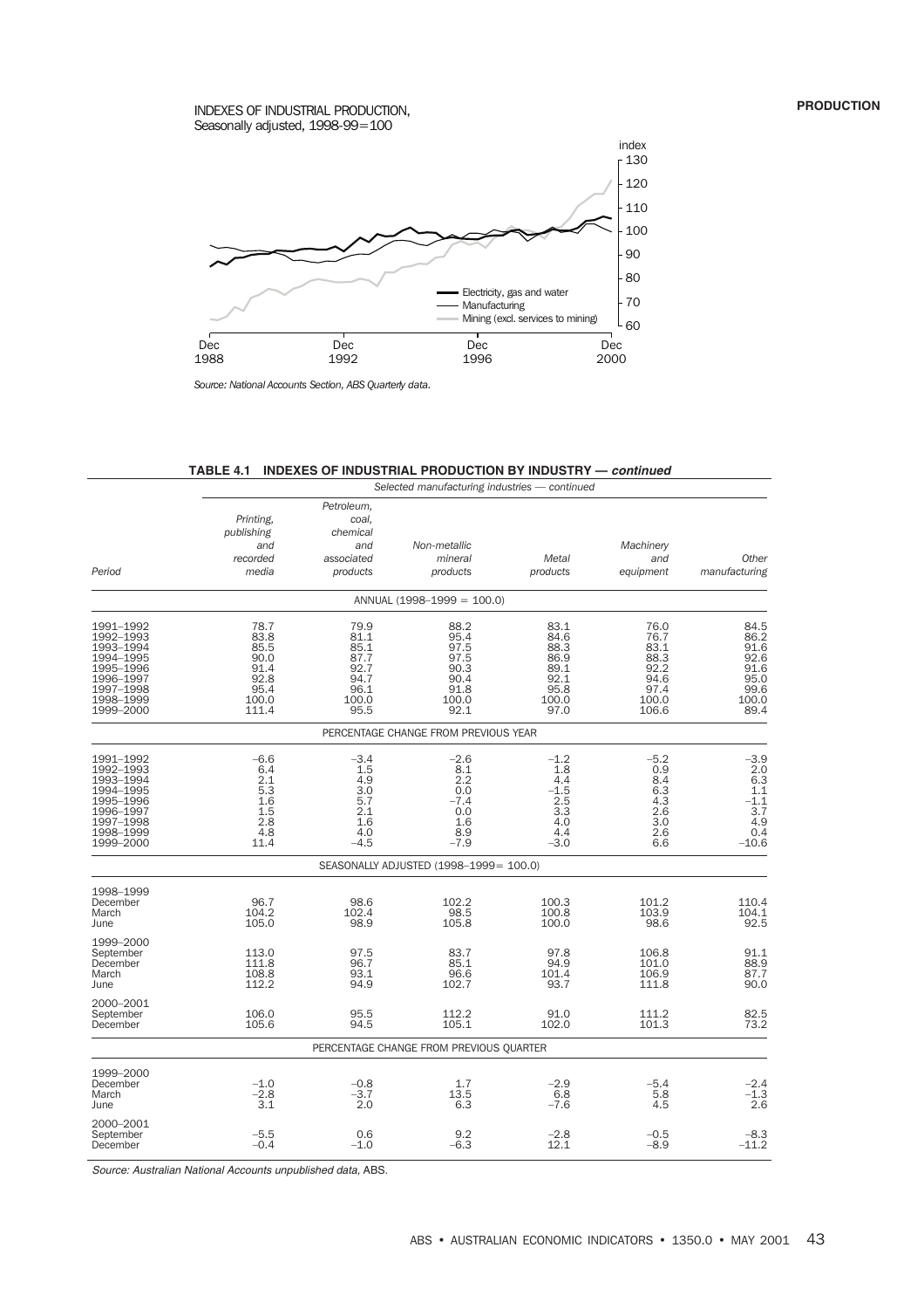INDEXES OF INDUSTRIAL PRODUCTION,
Seasonally adjusted, 1998-99=100

index
130
120
110
100
90
80
70
60

Dec 1988
Dec 1992
Dec 1996
Dec 2000

Electricity, gas and water
Manufacturing
Mining (excl. services to mining)

*Source: National Accounts Section, ABS Quarterly data.*

**TABLE 4.1 INDEXES OF INDUSTRIAL PRODUCTION BY INDUSTRY — *continued***

| | *Selected manufacturing industries — continued* | | | | | |
|---|---|---|---|---|---|---|
| *Period* | *Printing, publishing and recorded media* | *Petroleum, coal, chemical and associated products* | *Non-metallic mineral products* | *Metal products* | *Machinery and equipment* | *Other manufacturing* |
| | | | ANNUAL (1998–1999 = 100.0) | | | |
| 1991–1992 | 78.7 | 79.9 | 88.2 | 83.1 | 76.0 | 84.5 |
| 1992–1993 | 83.8 | 81.1 | 95.4 | 84.6 | 76.7 | 86.2 |
| 1993–1994 | 85.5 | 85.1 | 97.5 | 88.3 | 83.1 | 91.6 |
| 1994–1995 | 90.0 | 87.7 | 97.5 | 86.9 | 88.3 | 92.6 |
| 1995–1996 | 91.4 | 92.7 | 90.3 | 89.1 | 92.2 | 91.6 |
| 1996–1997 | 92.8 | 94.7 | 90.4 | 92.1 | 94.6 | 95.0 |
| 1997–1998 | 95.4 | 96.1 | 91.8 | 95.8 | 97.4 | 99.6 |
| 1998–1999 | 100.0 | 100.0 | 100.0 | 100.0 | 100.0 | 100.0 |
| 1999–2000 | 111.4 | 95.5 | 92.1 | 97.0 | 106.6 | 89.4 |
| | | | PERCENTAGE CHANGE FROM PREVIOUS YEAR | | | |
| 1991–1992 | –6.6 | –3.4 | –2.6 | –1.2 | –5.2 | –3.9 |
| 1992–1993 | 6.4 | 1.5 | 8.1 | 1.8 | 0.9 | 2.0 |
| 1993–1994 | 2.1 | 4.9 | 2.2 | 4.4 | 8.4 | 6.3 |
| 1994–1995 | 5.3 | 3.0 | 0.0 | –1.5 | 6.3 | 1.1 |
| 1995–1996 | 1.6 | 5.7 | –7.4 | 2.5 | 4.3 | –1.1 |
| 1996–1997 | 1.5 | 2.1 | 0.0 | 3.3 | 2.6 | 3.7 |
| 1997–1998 | 2.8 | 1.6 | 1.6 | 4.0 | 3.0 | 4.9 |
| 1998–1999 | 4.8 | 4.0 | 8.9 | 4.4 | 2.6 | 0.4 |
| 1999–2000 | 11.4 | –4.5 | –7.9 | –3.0 | 6.6 | –10.6 |
| | | | SEASONALLY ADJUSTED (1998–1999= 100.0) | | | |
| 1998–1999 | | | | | | |
| December | 96.7 | 98.6 | 102.2 | 100.3 | 101.2 | 110.4 |
| March | 104.2 | 102.4 | 98.5 | 100.8 | 103.9 | 104.1 |
| June | 105.0 | 98.9 | 105.8 | 100.0 | 98.6 | 92.5 |
| 1999–2000 | | | | | | |
| September | 113.0 | 97.5 | 83.7 | 97.8 | 106.8 | 91.1 |
| December | 111.8 | 96.7 | 85.1 | 94.9 | 101.0 | 88.9 |
| March | 108.8 | 93.1 | 96.6 | 101.4 | 106.9 | 87.7 |
| June | 112.2 | 94.9 | 102.7 | 93.7 | 111.8 | 90.0 |
| 2000–2001 | | | | | | |
| September | 106.0 | 95.5 | 112.2 | 91.0 | 111.2 | 82.5 |
| December | 105.6 | 94.5 | 105.1 | 102.0 | 101.3 | 73.2 |
| | | | PERCENTAGE CHANGE FROM PREVIOUS QUARTER | | | |
| 1999–2000 | | | | | | |
| December | –1.0 | –0.8 | 1.7 | –2.9 | –5.4 | –2.4 |
| March | –2.8 | –3.7 | 13.5 | 6.8 | 5.8 | –1.3 |
| June | 3.1 | 2.0 | 6.3 | –7.6 | 4.5 | 2.6 |
| 2000–2001 | | | | | | |
| September | –5.5 | 0.6 | 9.2 | –2.8 | –0.5 | –8.3 |
| December | –0.4 | –1.0 | –6.3 | 12.1 | –8.9 | –11.2 |

*Source: Australian National Accounts unpublished data,* ABS.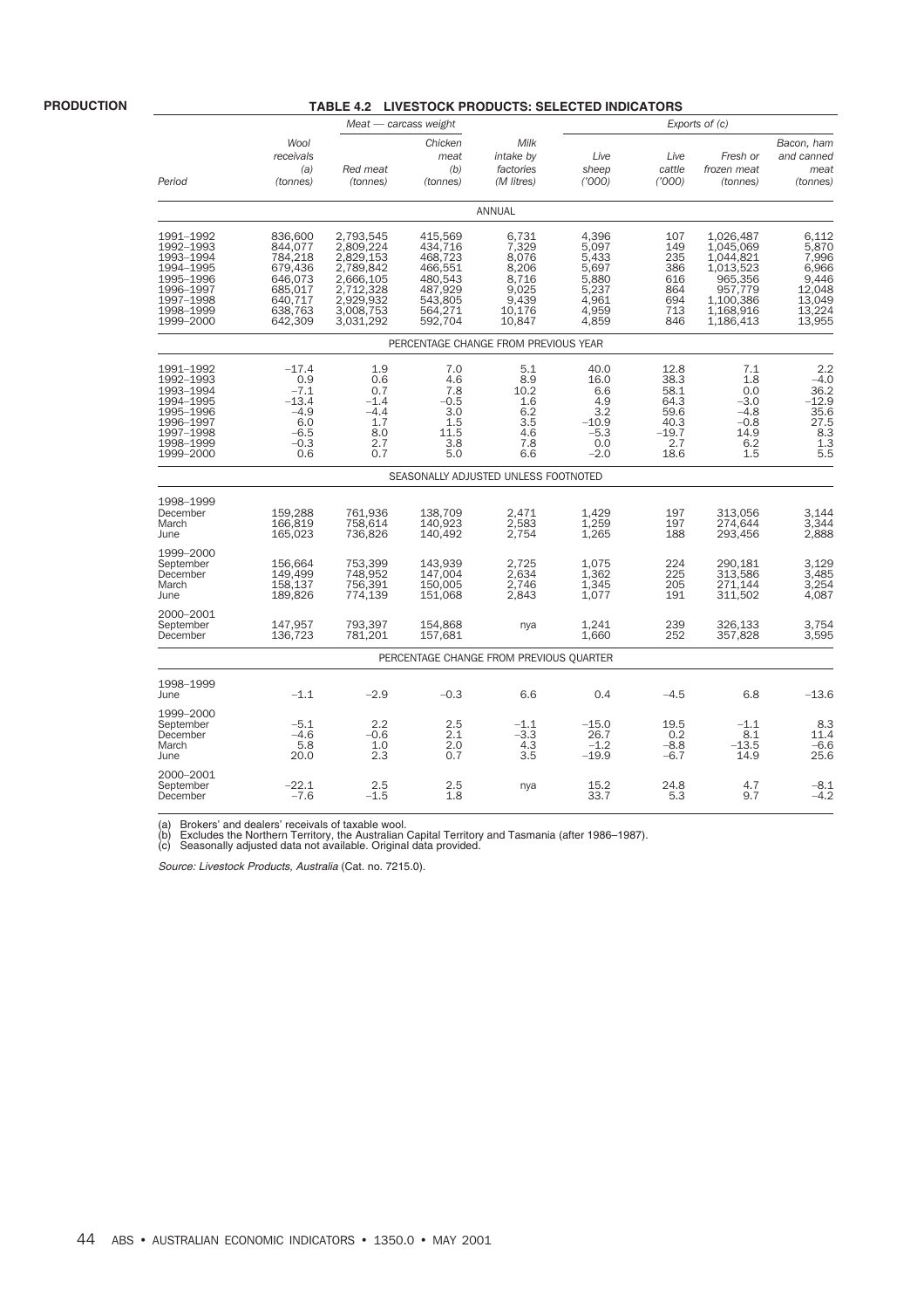**PRODUCTION**

## TABLE 4.2 LIVESTOCK PRODUCTS: SELECTED INDICATORS

| | | *Meat — carcass weight* | | | *Exports of (c)* | | | |
|---|---|---|---|---|---|---|---|---|
| *Period* | *Wool receivals (a) (tonnes)* | *Red meat (tonnes)* | *Chicken meat (b) (tonnes)* | *Milk intake by factories (M litres)* | *Live sheep ('000)* | *Live cattle ('000)* | *Fresh or frozen meat (tonnes)* | *Bacon, ham and canned meat (tonnes)* |
| | | | | ANNUAL | | | | |
| 1991–1992 | 836,600 | 2,793,545 | 415,569 | 6,731 | 4,396 | 107 | 1,026,487 | 6,112 |
| 1992–1993 | 844,077 | 2,809,224 | 434,716 | 7,329 | 5,097 | 149 | 1,045,069 | 5,870 |
| 1993–1994 | 784,218 | 2,829,153 | 468,723 | 8,076 | 5,433 | 235 | 1,044,821 | 7,996 |
| 1994–1995 | 679,436 | 2,789,842 | 466,551 | 8,206 | 5,697 | 386 | 1,013,523 | 6,966 |
| 1995–1996 | 646,073 | 2,666,105 | 480,543 | 8,716 | 5,880 | 616 | 965,356 | 9,446 |
| 1996–1997 | 685,017 | 2,712,328 | 487,929 | 9,025 | 5,237 | 864 | 957,779 | 12,048 |
| 1997–1998 | 640,717 | 2,929,932 | 543,805 | 9,439 | 4,961 | 694 | 1,100,386 | 13,049 |
| 1998–1999 | 638,763 | 3,008,753 | 564,271 | 10,176 | 4,959 | 713 | 1,168,916 | 13,224 |
| 1999–2000 | 642,309 | 3,031,292 | 592,704 | 10,847 | 4,859 | 846 | 1,186,413 | 13,955 |
| | | | | PERCENTAGE CHANGE FROM PREVIOUS YEAR | | | | |
| 1991–1992 | –17.4 | 1.9 | 7.0 | 5.1 | 40.0 | 12.8 | 7.1 | 2.2 |
| 1992–1993 | 0.9 | 0.6 | 4.6 | 8.9 | 16.0 | 38.3 | 1.8 | –4.0 |
| 1993–1994 | –7.1 | 0.7 | 7.8 | 10.2 | 6.6 | 58.1 | 0.0 | 36.2 |
| 1994–1995 | –13.4 | –1.4 | –0.5 | 1.6 | 4.9 | 64.3 | –3.0 | –12.9 |
| 1995–1996 | –4.9 | –4.4 | 3.0 | 6.2 | 3.2 | 59.6 | –4.8 | 35.6 |
| 1996–1997 | 6.0 | 1.7 | 1.5 | 3.5 | –10.9 | 40.3 | –0.8 | 27.5 |
| 1997–1998 | –6.5 | 8.0 | 11.5 | 4.6 | –5.3 | –19.7 | 14.9 | 8.3 |
| 1998–1999 | –0.3 | 2.7 | 3.8 | 7.8 | 0.0 | 2.7 | 6.2 | 1.3 |
| 1999–2000 | 0.6 | 0.7 | 5.0 | 6.6 | –2.0 | 18.6 | 1.5 | 5.5 |
| | | | | SEASONALLY ADJUSTED UNLESS FOOTNOTED | | | | |
| **1998–1999** | | | | | | | | |
| December | 159,288 | 761,936 | 138,709 | 2,471 | 1,429 | 197 | 313,056 | 3,144 |
| March | 166,819 | 758,614 | 140,923 | 2,583 | 1,259 | 197 | 274,644 | 3,344 |
| June | 165,023 | 736,826 | 140,492 | 2,754 | 1,265 | 188 | 293,456 | 2,888 |
| **1999–2000** | | | | | | | | |
| September | 156,664 | 753,399 | 143,939 | 2,725 | 1,075 | 224 | 290,181 | 3,129 |
| December | 149,499 | 748,952 | 147,004 | 2,634 | 1,362 | 225 | 313,586 | 3,485 |
| March | 158,137 | 756,391 | 150,005 | 2,746 | 1,345 | 205 | 271,144 | 3,254 |
| June | 189,826 | 774,139 | 151,068 | 2,843 | 1,077 | 191 | 311,502 | 4,087 |
| **2000–2001** | | | | | | | | |
| September | 147,957 | 793,397 | 154,868 | nya | 1,241 | 239 | 326,133 | 3,754 |
| December | 136,723 | 781,201 | 157,681 | | 1,660 | 252 | 357,828 | 3,595 |
| | | | | PERCENTAGE CHANGE FROM PREVIOUS QUARTER | | | | |
| **1998–1999** | | | | | | | | |
| June | –1.1 | –2.9 | –0.3 | 6.6 | 0.4 | –4.5 | 6.8 | –13.6 |
| **1999–2000** | | | | | | | | |
| September | –5.1 | 2.2 | 2.5 | –1.1 | –15.0 | 19.5 | –1.1 | 8.3 |
| December | –4.6 | –0.6 | 2.1 | –3.3 | 26.7 | 0.2 | 8.1 | 11.4 |
| March | 5.8 | 1.0 | 2.0 | 4.3 | –1.2 | –8.8 | –13.5 | –6.6 |
| June | 20.0 | 2.3 | 0.7 | 3.5 | –19.9 | –6.7 | 14.9 | 25.6 |
| **2000–2001** | | | | | | | | |
| September | –22.1 | 2.5 | 2.5 | nya | 15.2 | 24.8 | 4.7 | –8.1 |
| December | –7.6 | –1.5 | 1.8 | | 33.7 | 5.3 | 9.7 | –4.2 |

(a) Brokers' and dealers' receivals of taxable wool.
(b) Excludes the Northern Territory, the Australian Capital Territory and Tasmania (after 1986–1987).
(c) Seasonally adjusted data not available. Original data provided.

*Source: Livestock Products, Australia* (Cat. no. 7215.0).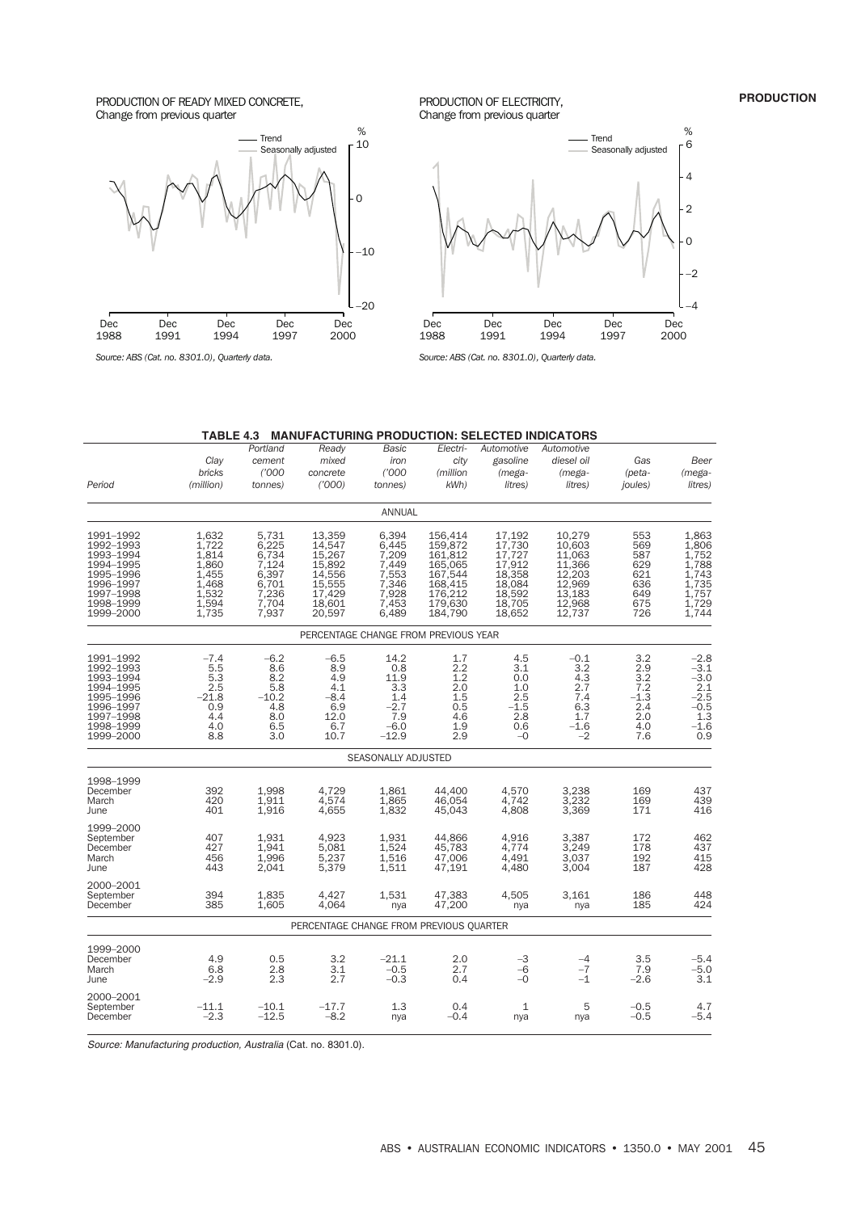PRODUCTION OF READY MIXED CONCRETE,
Change from previous quarter

Trend
Seasonally adjusted

%
10
0
–10
–20

Dec 1988
Dec 1991
Dec 1994
Dec 1997
Dec 2000

*Source: ABS (Cat. no. 8301.0), Quarterly data.*

PRODUCTION OF ELECTRICITY,
Change from previous quarter

Trend
Seasonally adjusted

%
6
4
2
0
–2
–4

Dec 1988
Dec 1991
Dec 1994
Dec 1997
Dec 2000

*Source: ABS (Cat. no. 8301.0), Quarterly data.*

**TABLE 4.3 MANUFACTURING PRODUCTION: SELECTED INDICATORS**

| Period | Clay bricks (million) | Portland cement ('000 tonnes) | Ready mixed concrete ('000) | Basic iron ('000 tonnes) | Electricity (million kWh) | Automotive gasoline (mega-litres) | Automotive diesel oil (mega-litres) | Gas (peta-joules) | Beer (mega-litres) |
|---|---|---|---|---|---|---|---|---|---|
| | | | | ANNUAL | | | | | |
| 1991–1992 | 1,632 | 5,731 | 13,359 | 6,394 | 156,414 | 17,192 | 10,279 | 553 | 1,863 |
| 1992–1993 | 1,722 | 6,225 | 14,547 | 6,445 | 159,872 | 17,730 | 10,603 | 569 | 1,806 |
| 1993–1994 | 1,814 | 6,734 | 15,267 | 7,209 | 161,812 | 17,727 | 11,063 | 587 | 1,752 |
| 1994–1995 | 1,860 | 7,124 | 15,892 | 7,449 | 165,065 | 17,912 | 11,366 | 629 | 1,788 |
| 1995–1996 | 1,455 | 6,397 | 14,556 | 7,553 | 167,544 | 18,358 | 12,203 | 621 | 1,743 |
| 1996–1997 | 1,468 | 6,701 | 15,555 | 7,346 | 168,415 | 18,084 | 12,969 | 636 | 1,735 |
| 1997–1998 | 1,532 | 7,236 | 17,429 | 7,928 | 176,212 | 18,592 | 13,183 | 649 | 1,757 |
| 1998–1999 | 1,594 | 7,704 | 18,601 | 7,453 | 179,630 | 18,705 | 12,968 | 675 | 1,729 |
| 1999–2000 | 1,735 | 7,937 | 20,597 | 6,489 | 184,790 | 18,652 | 12,737 | 726 | 1,744 |
| | | | | PERCENTAGE CHANGE FROM PREVIOUS YEAR | | | | | |
| 1991–1992 | –7.4 | –6.2 | –6.5 | 14.2 | 1.7 | 4.5 | –0.1 | 3.2 | –2.8 |
| 1992–1993 | 5.5 | 8.6 | 8.9 | 0.8 | 2.2 | 3.1 | 3.2 | 2.9 | –3.1 |
| 1993–1994 | 5.3 | 8.2 | 4.9 | 11.9 | 1.2 | 0.0 | 4.3 | 3.2 | –3.0 |
| 1994–1995 | 2.5 | 5.8 | 4.1 | 3.3 | 2.0 | 1.0 | 2.7 | 7.2 | 2.1 |
| 1995–1996 | –21.8 | –10.2 | –8.4 | 1.4 | 1.5 | 2.5 | 7.4 | –1.3 | –2.5 |
| 1996–1997 | 0.9 | 4.8 | 6.9 | –2.7 | 0.5 | –1.5 | 6.3 | 2.4 | –0.5 |
| 1997–1998 | 4.4 | 8.0 | 12.0 | 7.9 | 4.6 | 2.8 | 1.7 | 2.0 | 1.3 |
| 1998–1999 | 4.0 | 6.5 | 6.7 | –6.0 | 1.9 | 0.6 | –1.6 | 4.0 | –1.6 |
| 1999–2000 | 8.8 | 3.0 | 10.7 | –12.9 | 2.9 | –0 | –2 | 7.6 | 0.9 |
| | | | | SEASONALLY ADJUSTED | | | | | |
| 1998–1999 | | | | | | | | | |
| December | 392 | 1,998 | 4,729 | 1,861 | 44,400 | 4,570 | 3,238 | 169 | 437 |
| March | 420 | 1,911 | 4,574 | 1,865 | 46,054 | 4,742 | 3,232 | 169 | 439 |
| June | 401 | 1,916 | 4,655 | 1,832 | 45,043 | 4,808 | 3,369 | 171 | 416 |
| 1999–2000 | | | | | | | | | |
| September | 407 | 1,931 | 4,923 | 1,931 | 44,866 | 4,916 | 3,387 | 172 | 462 |
| December | 427 | 1,941 | 5,081 | 1,524 | 45,783 | 4,774 | 3,249 | 178 | 437 |
| March | 456 | 1,996 | 5,237 | 1,516 | 47,006 | 4,491 | 3,037 | 192 | 415 |
| June | 443 | 2,041 | 5,379 | 1,511 | 47,191 | 4,480 | 3,004 | 187 | 428 |
| 2000–2001 | | | | | | | | | |
| September | 394 | 1,835 | 4,427 | 1,531 | 47,383 | 4,505 | 3,161 | 186 | 448 |
| December | 385 | 1,605 | 4,064 | nya | 47,200 | nya | nya | 185 | 424 |
| | | | | PERCENTAGE CHANGE FROM PREVIOUS QUARTER | | | | | |
| 1999–2000 | | | | | | | | | |
| December | 4.9 | 0.5 | 3.2 | –21.1 | 2.0 | –3 | –4 | 3.5 | –5.4 |
| March | 6.8 | 2.8 | 3.1 | –0.5 | 2.7 | –6 | –7 | 7.9 | –5.0 |
| June | –2.9 | 2.3 | 2.7 | –0.3 | 0.4 | –0 | –1 | –2.6 | 3.1 |
| 2000–2001 | | | | | | | | | |
| September | –11.1 | –10.1 | –17.7 | 1.3 | 0.4 | 1 | 5 | –0.5 | 4.7 |
| December | –2.3 | –12.5 | –8.2 | nya | –0.4 | nya | nya | –0.5 | –5.4 |

*Source: Manufacturing production, Australia* (Cat. no. 8301.0).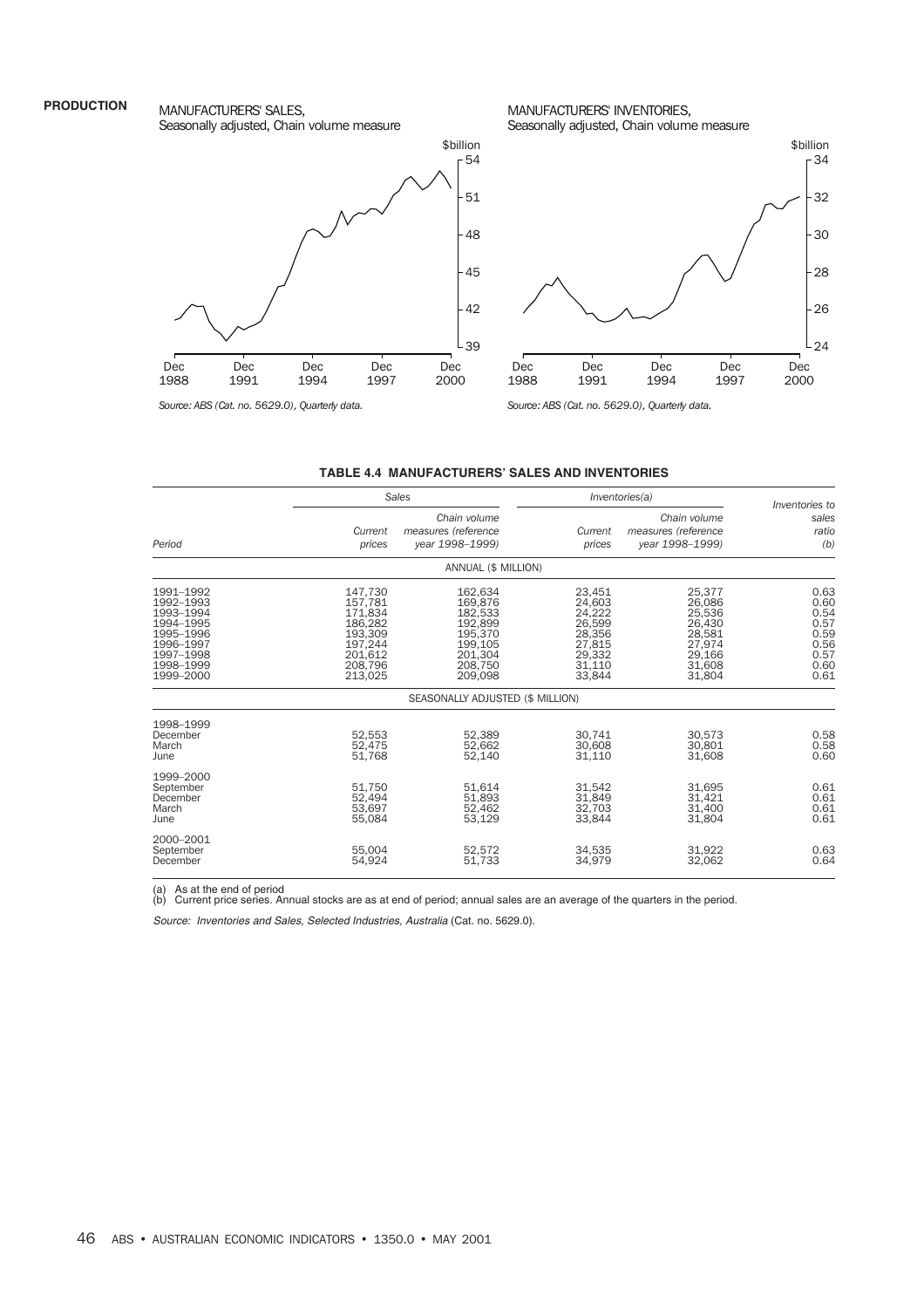**PRODUCTION**

MANUFACTURERS' SALES,
Seasonally adjusted, Chain volume measure

$billion
54
51
48
45
42
39

Dec 1988
Dec 1991
Dec 1994
Dec 1997
Dec 2000

*Source: ABS (Cat. no. 5629.0), Quarterly data.*

MANUFACTURERS' INVENTORIES,
Seasonally adjusted, Chain volume measure

$billion
34
32
30
28
26
24

Dec 1988
Dec 1991
Dec 1994
Dec 1997
Dec 2000

*Source: ABS (Cat. no. 5629.0), Quarterly data.*

## TABLE 4.4 MANUFACTURERS' SALES AND INVENTORIES

| Period | *Sales* | | *Inventories(a)* | | *Inventories to sales ratio (b)* |
|---|---|---|---|---|---|
| | *Current prices* | *Chain volume measures (reference year 1998–1999)* | *Current prices* | *Chain volume measures (reference year 1998–1999)* | |
| | | ANNUAL ($ MILLION) | | | |
| 1991–1992 | 147,730 | 162,634 | 23,451 | 25,377 | 0.63 |
| 1992–1993 | 157,781 | 169,876 | 24,603 | 26,086 | 0.60 |
| 1993–1994 | 171,834 | 182,533 | 24,222 | 25,536 | 0.54 |
| 1994–1995 | 186,282 | 192,899 | 26,599 | 26,430 | 0.57 |
| 1995–1996 | 193,309 | 195,370 | 28,356 | 28,581 | 0.59 |
| 1996–1997 | 197,244 | 199,105 | 27,815 | 27,974 | 0.56 |
| 1997–1998 | 201,612 | 201,304 | 29,332 | 29,166 | 0.57 |
| 1998–1999 | 208,796 | 208,750 | 31,110 | 31,608 | 0.60 |
| 1999–2000 | 213,025 | 209,098 | 33,844 | 31,804 | 0.61 |
| | | SEASONALLY ADJUSTED ($ MILLION) | | | |
| 1998–1999 | | | | | |
| December | 52,553 | 52,389 | 30,741 | 30,573 | 0.58 |
| March | 52,475 | 52,662 | 30,608 | 30,801 | 0.58 |
| June | 51,768 | 52,140 | 31,110 | 31,608 | 0.60 |
| 1999–2000 | | | | | |
| September | 51,750 | 51,614 | 31,542 | 31,695 | 0.61 |
| December | 52,494 | 51,893 | 31,849 | 31,421 | 0.61 |
| March | 53,697 | 52,462 | 32,703 | 31,400 | 0.61 |
| June | 55,084 | 53,129 | 33,844 | 31,804 | 0.61 |
| 2000–2001 | | | | | |
| September | 55,004 | 52,572 | 34,535 | 31,922 | 0.63 |
| December | 54,924 | 51,733 | 34,979 | 32,062 | 0.64 |

(a) As at the end of period
(b) Current price series. Annual stocks are as at end of period; annual sales are an average of the quarters in the period.

*Source: Inventories and Sales, Selected Industries, Australia* (Cat. no. 5629.0).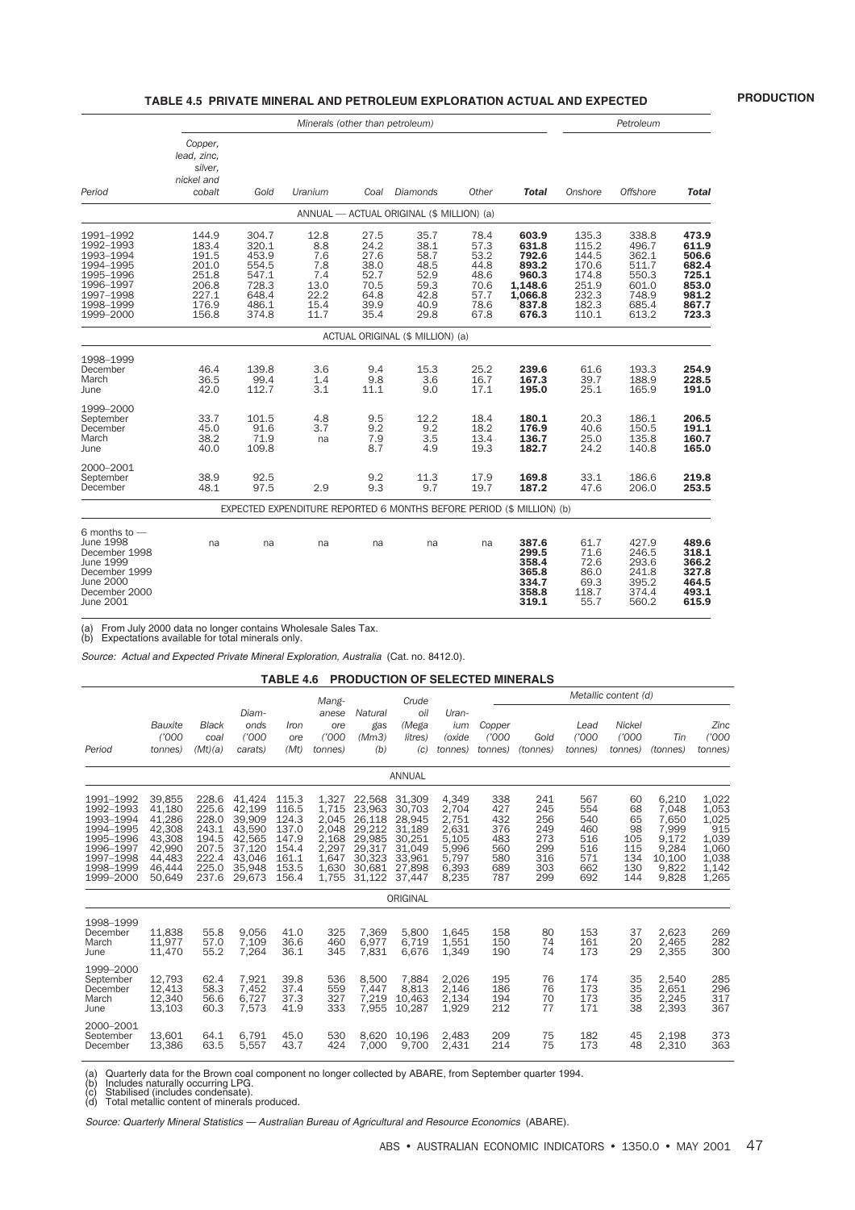## TABLE 4.5 PRIVATE MINERAL AND PETROLEUM EXPLORATION ACTUAL AND EXPECTED

| | Minerals (other than petroleum) | | | | | | | Petroleum | | |
|---|---|---|---|---|---|---|---|---|---|---|
| Period | Copper, lead, zinc, silver, nickel and cobalt | Gold | Uranium | Coal | Diamonds | Other | **Total** | Onshore | Offshore | **Total** |
| | ANNUAL — ACTUAL ORIGINAL ($ MILLION) (a) | | | | | | | | | |
| 1991–1992 | 144.9 | 304.7 | 12.8 | 27.5 | 35.7 | 78.4 | **603.9** | 135.3 | 338.8 | **473.9** |
| 1992–1993 | 183.4 | 320.1 | 8.8 | 24.2 | 38.1 | 57.3 | **631.8** | 115.2 | 496.7 | **611.9** |
| 1993–1994 | 191.5 | 453.9 | 7.6 | 27.6 | 58.7 | 53.2 | **792.6** | 144.5 | 362.1 | **506.6** |
| 1994–1995 | 201.0 | 554.5 | 7.8 | 38.0 | 48.5 | 44.8 | **893.2** | 170.6 | 511.7 | **682.4** |
| 1995–1996 | 251.8 | 547.1 | 7.4 | 52.7 | 52.9 | 48.6 | **960.3** | 174.8 | 550.3 | **725.1** |
| 1996–1997 | 206.8 | 728.3 | 13.0 | 70.5 | 59.3 | 70.6 | **1,148.6** | 251.9 | 601.0 | **853.0** |
| 1997–1998 | 227.1 | 648.4 | 22.2 | 64.8 | 42.8 | 57.7 | **1,066.8** | 232.3 | 748.9 | **981.2** |
| 1998–1999 | 176.9 | 486.1 | 15.4 | 39.9 | 40.9 | 78.6 | **837.8** | 182.3 | 685.4 | **867.7** |
| 1999–2000 | 156.8 | 374.8 | 11.7 | 35.4 | 29.8 | 67.8 | **676.3** | 110.1 | 613.2 | **723.3** |
| | ACTUAL ORIGINAL ($ MILLION) (a) | | | | | | | | | |
| 1998–1999 | | | | | | | | | | |
| December | 46.4 | 139.8 | 3.6 | 9.4 | 15.3 | 25.2 | **239.6** | 61.6 | 193.3 | **254.9** |
| March | 36.5 | 99.4 | 1.4 | 9.8 | 3.6 | 16.7 | **167.3** | 39.7 | 188.9 | **228.5** |
| June | 42.0 | 112.7 | 3.1 | 11.1 | 9.0 | 17.1 | **195.0** | 25.1 | 165.9 | **191.0** |
| 1999–2000 | | | | | | | | | | |
| September | 33.7 | 101.5 | 4.8 | 9.5 | 12.2 | 18.4 | **180.1** | 20.3 | 186.1 | **206.5** |
| December | 45.0 | 91.6 | 3.7 | 9.2 | 9.2 | 18.2 | **176.9** | 40.6 | 150.5 | **191.1** |
| March | 38.2 | 71.9 | na | 7.9 | 3.5 | 13.4 | **136.7** | 25.0 | 135.8 | **160.7** |
| June | 40.0 | 109.8 | | 8.7 | 4.9 | 19.3 | **182.7** | 24.2 | 140.8 | **165.0** |
| 2000–2001 | | | | | | | | | | |
| September | 38.9 | 92.5 | | 9.2 | 11.3 | 17.9 | **169.8** | 33.1 | 186.6 | **219.8** |
| December | 48.1 | 97.5 | 2.9 | 9.3 | 9.7 | 19.7 | **187.2** | 47.6 | 206.0 | **253.5** |
| | EXPECTED EXPENDITURE REPORTED 6 MONTHS BEFORE PERIOD ($ MILLION) (b) | | | | | | | | | |
| 6 months to — | | | | | | | | | | |
| June 1998 | na | na | na | na | na | na | **387.6** | 61.7 | 427.9 | **489.6** |
| December 1998 | | | | | | | **299.5** | 71.6 | 246.5 | **318.1** |
| June 1999 | | | | | | | **358.4** | 72.6 | 293.6 | **366.2** |
| December 1999 | | | | | | | **365.8** | 86.0 | 241.8 | **327.8** |
| June 2000 | | | | | | | **334.7** | 69.3 | 395.2 | **464.5** |
| December 2000 | | | | | | | **358.8** | 118.7 | 374.4 | **493.1** |
| June 2001 | | | | | | | **319.1** | 55.7 | 560.2 | **615.9** |

(a) From July 2000 data no longer contains Wholesale Sales Tax.
(b) Expectations available for total minerals only.

*Source: Actual and Expected Private Mineral Exploration, Australia* (Cat. no. 8412.0).

## TABLE 4.6 PRODUCTION OF SELECTED MINERALS

| | | | | | | | | | Metallic content (d) | | | | | |
|---|---|---|---|---|---|---|---|---|---|---|---|---|---|---|
| Period | Bauxite ('000 tonnes) | Black coal (Mt)(a) | Diamonds ('000 carats) | Iron ore (Mt) | Manganese ore ('000 tonnes) | Natural gas (Mm3) (b) | Crude oil (Mega litres) (c) | Uranium (oxide tonnes) | Copper ('000 tonnes) | Gold (tonnes) | Lead ('000 tonnes) | Nickel ('000 tonnes) | Tin (tonnes) | Zinc ('000 tonnes) |
| | ANNUAL | | | | | | | | | | | | | |
| 1991–1992 | 39,855 | 228.6 | 41,424 | 115.3 | 1,327 | 22,568 | 31,309 | 4,349 | 338 | 241 | 567 | 60 | 6,210 | 1,022 |
| 1992–1993 | 41,180 | 225.6 | 42,199 | 116.5 | 1,715 | 23,963 | 30,703 | 2,704 | 427 | 245 | 554 | 68 | 7,048 | 1,053 |
| 1993–1994 | 41,286 | 228.0 | 39,909 | 124.3 | 2,045 | 26,118 | 28,945 | 2,751 | 432 | 256 | 540 | 65 | 7,650 | 1,025 |
| 1994–1995 | 42,308 | 243.1 | 43,590 | 137.0 | 2,048 | 29,212 | 31,189 | 2,631 | 376 | 249 | 460 | 98 | 7,999 | 915 |
| 1995–1996 | 43,308 | 194.5 | 42,565 | 147.9 | 2,168 | 29,985 | 30,251 | 5,105 | 483 | 273 | 516 | 105 | 9,172 | 1,039 |
| 1996–1997 | 42,990 | 207.5 | 37,120 | 154.4 | 2,297 | 29,317 | 31,049 | 5,996 | 560 | 299 | 516 | 115 | 9,284 | 1,060 |
| 1997–1998 | 44,483 | 222.4 | 43,046 | 161.1 | 1,647 | 30,323 | 33,961 | 5,797 | 580 | 316 | 571 | 134 | 10,100 | 1,038 |
| 1998–1999 | 46,444 | 225.0 | 35,948 | 153.5 | 1,630 | 30,681 | 27,898 | 6,393 | 689 | 303 | 662 | 130 | 9,822 | 1,142 |
| 1999–2000 | 50,649 | 237.6 | 29,673 | 156.4 | 1,755 | 31,122 | 37,447 | 8,235 | 787 | 299 | 692 | 144 | 9,828 | 1,265 |
| | ORIGINAL | | | | | | | | | | | | | |
| 1998–1999 | | | | | | | | | | | | | | |
| December | 11,838 | 55.8 | 9,056 | 41.0 | 325 | 7,369 | 5,800 | 1,645 | 158 | 80 | 153 | 37 | 2,623 | 269 |
| March | 11,977 | 57.0 | 7,109 | 36.6 | 460 | 6,977 | 6,719 | 1,551 | 150 | 74 | 161 | 20 | 2,465 | 282 |
| June | 11,470 | 55.2 | 7,264 | 36.1 | 345 | 7,831 | 6,676 | 1,349 | 190 | 74 | 173 | 29 | 2,355 | 300 |
| 1999–2000 | | | | | | | | | | | | | | |
| September | 12,793 | 62.4 | 7,921 | 39.8 | 536 | 8,500 | 7,884 | 2,026 | 195 | 76 | 174 | 35 | 2,540 | 285 |
| December | 12,413 | 58.3 | 7,452 | 37.4 | 559 | 7,447 | 8,813 | 2,146 | 186 | 76 | 173 | 35 | 2,651 | 296 |
| March | 12,340 | 56.6 | 6,727 | 37.3 | 327 | 7,219 | 10,463 | 2,134 | 194 | 70 | 173 | 35 | 2,245 | 317 |
| June | 13,103 | 60.3 | 7,573 | 41.9 | 333 | 7,955 | 10,287 | 1,929 | 212 | 77 | 171 | 38 | 2,393 | 367 |
| 2000–2001 | | | | | | | | | | | | | | |
| September | 13,601 | 64.1 | 6,791 | 45.0 | 530 | 8,620 | 10,196 | 2,483 | 209 | 75 | 182 | 45 | 2,198 | 373 |
| December | 13,386 | 63.5 | 5,557 | 43.7 | 424 | 7,000 | 9,700 | 2,431 | 214 | 75 | 173 | 48 | 2,310 | 363 |

(a) Quarterly data for the Brown coal component no longer collected by ABARE, from September quarter 1994.
(b) Includes naturally occurring LPG.
(c) Stabilised (includes condensate).
(d) Total metallic content of minerals produced.

*Source: Quarterly Mineral Statistics — Australian Bureau of Agricultural and Resource Economics* (ABARE).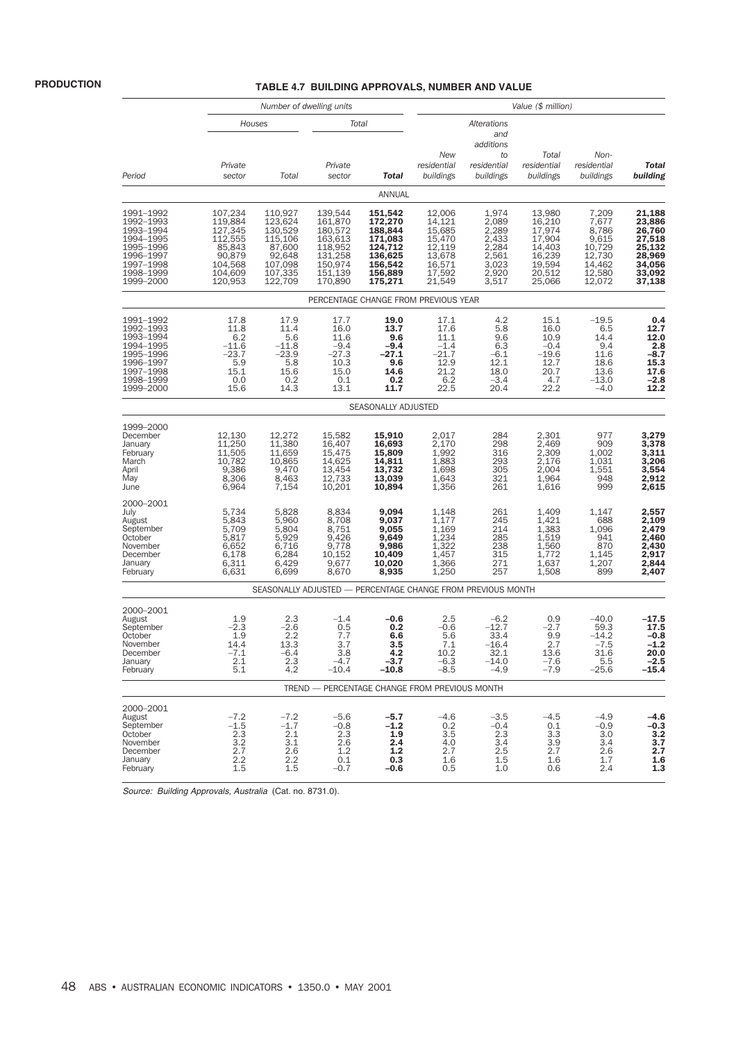**PRODUCTION**

## TABLE 4.7 BUILDING APPROVALS, NUMBER AND VALUE

| | Number of dwelling units | | | | Value ($ million) | | | | |
|---|---|---|---|---|---|---|---|---|---|
| | Houses | | Total | | | | | | |
| Period | Private sector | Total | Private sector | **Total** | New residential buildings | Alterations and additions to residential buildings | Total residential buildings | Non-residential buildings | **Total building** |
| | | | | ANNUAL | | | | | |
| 1991–1992 | 107,234 | 110,927 | 139,544 | **151,542** | 12,006 | 1,974 | 13,980 | 7,209 | **21,188** |
| 1992–1993 | 119,884 | 123,624 | 161,870 | **172,270** | 14,121 | 2,089 | 16,210 | 7,677 | **23,886** |
| 1993–1994 | 127,345 | 130,529 | 180,572 | **188,844** | 15,685 | 2,289 | 17,974 | 8,786 | **26,760** |
| 1994–1995 | 112,555 | 115,106 | 163,613 | **171,083** | 15,470 | 2,433 | 17,904 | 9,615 | **27,518** |
| 1995–1996 | 85,843 | 87,600 | 118,952 | **124,712** | 12,119 | 2,284 | 14,403 | 10,729 | **25,132** |
| 1996–1997 | 90,879 | 92,648 | 131,258 | **136,625** | 13,678 | 2,561 | 16,239 | 12,730 | **28,969** |
| 1997–1998 | 104,568 | 107,098 | 150,974 | **156,542** | 16,571 | 3,023 | 19,594 | 14,462 | **34,056** |
| 1998–1999 | 104,609 | 107,335 | 151,139 | **156,889** | 17,592 | 2,920 | 20,512 | 12,580 | **33,092** |
| 1999–2000 | 120,953 | 122,709 | 170,890 | **175,271** | 21,549 | 3,517 | 25,066 | 12,072 | **37,138** |
| | | | | PERCENTAGE CHANGE FROM PREVIOUS YEAR | | | | | |
| 1991–1992 | 17.8 | 17.9 | 17.7 | **19.0** | 17.1 | 4.2 | 15.1 | –19.5 | **0.4** |
| 1992–1993 | 11.8 | 11.4 | 16.0 | **13.7** | 17.6 | 5.8 | 16.0 | 6.5 | **12.7** |
| 1993–1994 | 6.2 | 5.6 | 11.6 | **9.6** | 11.1 | 9.6 | 10.9 | 14.4 | **12.0** |
| 1994–1995 | –11.6 | –11.8 | –9.4 | **–9.4** | –1.4 | 6.3 | –0.4 | 9.4 | **2.8** |
| 1995–1996 | –23.7 | –23.9 | –27.3 | **–27.1** | –21.7 | –6.1 | –19.6 | 11.6 | **–8.7** |
| 1996–1997 | 5.9 | 5.8 | 10.3 | **9.6** | 12.9 | 12.1 | 12.7 | 18.6 | **15.3** |
| 1997–1998 | 15.1 | 15.6 | 15.0 | **14.6** | 21.2 | 18.0 | 20.7 | 13.6 | **17.6** |
| 1998–1999 | 0.0 | 0.2 | 0.1 | **0.2** | 6.2 | –3.4 | 4.7 | –13.0 | **–2.8** |
| 1999–2000 | 15.6 | 14.3 | 13.1 | **11.7** | 22.5 | 20.4 | 22.2 | –4.0 | **12.2** |
| | | | | SEASONALLY ADJUSTED | | | | | |
| 1999–2000 | | | | | | | | | |
| December | 12,130 | 12,272 | 15,582 | **15,910** | 2,017 | 284 | 2,301 | 977 | **3,279** |
| January | 11,250 | 11,380 | 16,407 | **16,693** | 2,170 | 298 | 2,469 | 909 | **3,378** |
| February | 11,505 | 11,659 | 15,475 | **15,809** | 1,992 | 316 | 2,309 | 1,002 | **3,311** |
| March | 10,782 | 10,865 | 14,625 | **14,811** | 1,883 | 293 | 2,176 | 1,031 | **3,206** |
| April | 9,386 | 9,470 | 13,454 | **13,732** | 1,698 | 305 | 2,004 | 1,551 | **3,554** |
| May | 8,306 | 8,463 | 12,733 | **13,039** | 1,643 | 321 | 1,964 | 948 | **2,912** |
| June | 6,964 | 7,154 | 10,201 | **10,894** | 1,356 | 261 | 1,616 | 999 | **2,615** |
| 2000–2001 | | | | | | | | | |
| July | 5,734 | 5,828 | 8,834 | **9,094** | 1,148 | 261 | 1,409 | 1,147 | **2,557** |
| August | 5,843 | 5,960 | 8,708 | **9,037** | 1,177 | 245 | 1,421 | 688 | **2,109** |
| September | 5,709 | 5,804 | 8,751 | **9,055** | 1,169 | 214 | 1,383 | 1,096 | **2,479** |
| October | 5,817 | 5,929 | 9,426 | **9,649** | 1,234 | 285 | 1,519 | 941 | **2,460** |
| November | 6,652 | 6,716 | 9,778 | **9,986** | 1,322 | 238 | 1,560 | 870 | **2,430** |
| December | 6,178 | 6,284 | 10,152 | **10,409** | 1,457 | 315 | 1,772 | 1,145 | **2,917** |
| January | 6,311 | 6,429 | 9,677 | **10,020** | 1,366 | 271 | 1,637 | 1,207 | **2,844** |
| February | 6,631 | 6,699 | 8,670 | **8,935** | 1,250 | 257 | 1,508 | 899 | **2,407** |
| | | | | SEASONALLY ADJUSTED — PERCENTAGE CHANGE FROM PREVIOUS MONTH | | | | | |
| 2000–2001 | | | | | | | | | |
| August | 1.9 | 2.3 | –1.4 | **–0.6** | 2.5 | –6.2 | 0.9 | –40.0 | **–17.5** |
| September | –2.3 | –2.6 | 0.5 | **0.2** | –0.6 | –12.7 | –2.7 | 59.3 | **17.5** |
| October | 1.9 | 2.2 | 7.7 | **6.6** | 5.6 | 33.4 | 9.9 | –14.2 | **–0.8** |
| November | 14.4 | 13.3 | 3.7 | **3.5** | 7.1 | –16.4 | 2.7 | –7.5 | **–1.2** |
| December | –7.1 | –6.4 | 3.8 | **4.2** | 10.2 | 32.1 | 13.6 | 31.6 | **20.0** |
| January | 2.1 | 2.3 | –4.7 | **–3.7** | –6.3 | –14.0 | –7.6 | 5.5 | **–2.5** |
| February | 5.1 | 4.2 | –10.4 | **–10.8** | –8.5 | –4.9 | –7.9 | –25.6 | **–15.4** |
| | | | | TREND — PERCENTAGE CHANGE FROM PREVIOUS MONTH | | | | | |
| 2000–2001 | | | | | | | | | |
| August | –7.2 | –7.2 | –5.6 | **–5.7** | –4.6 | –3.5 | –4.5 | –4.9 | **–4.6** |
| September | –1.5 | –1.7 | –0.8 | **–1.2** | 0.2 | –0.4 | 0.1 | –0.9 | **–0.3** |
| October | 2.3 | 2.1 | 2.3 | **1.9** | 3.5 | 2.3 | 3.3 | 3.0 | **3.2** |
| November | 3.2 | 3.1 | 2.6 | **2.4** | 4.0 | 3.4 | 3.9 | 3.4 | **3.7** |
| December | 2.7 | 2.6 | 1.2 | **1.2** | 2.7 | 2.5 | 2.7 | 2.6 | **2.7** |
| January | 2.2 | 2.2 | 0.1 | **0.3** | 1.6 | 1.5 | 1.6 | 1.7 | **1.6** |
| February | 1.5 | 1.5 | –0.7 | **–0.6** | 0.5 | 1.0 | 0.6 | 2.4 | **1.3** |

*Source: Building Approvals, Australia* (Cat. no. 8731.0).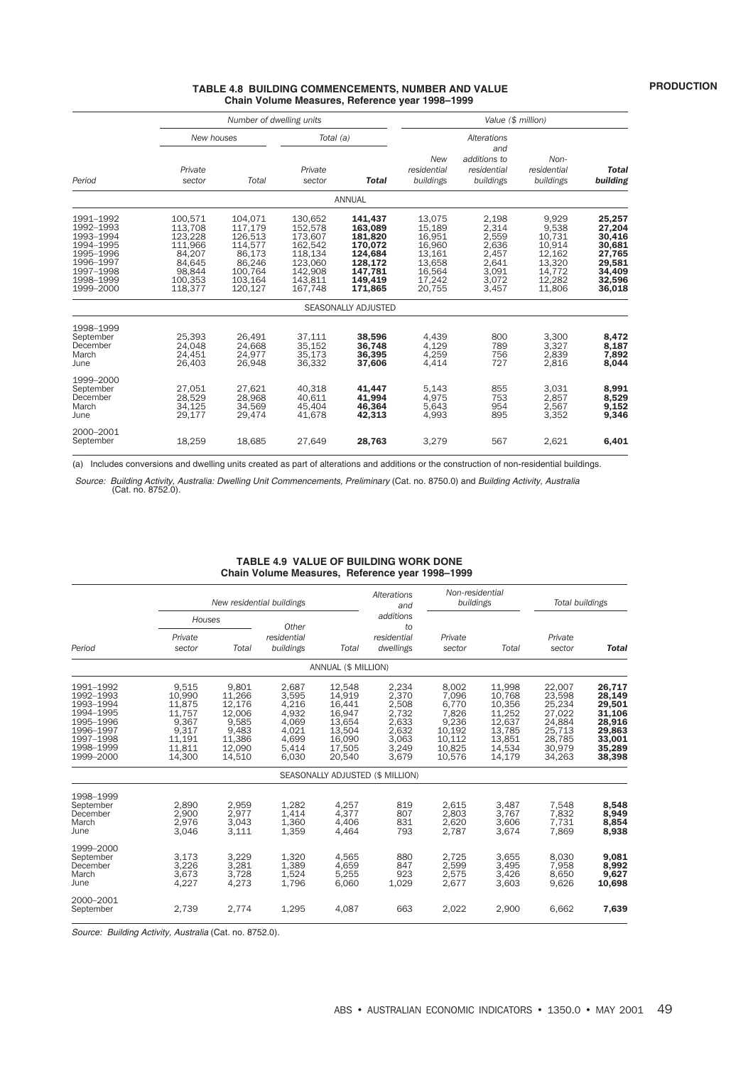## TABLE 4.8 BUILDING COMMENCEMENTS, NUMBER AND VALUE
### Chain Volume Measures, Reference year 1998–1999

| | Number of dwelling units | | | | Value ($ million) | | | |
|---|---|---|---|---|---|---|---|---|
| | New houses | | Total (a) | | | | | |
| Period | Private sector | Total | Private sector | **Total** | New residential buildings | Alterations and additions to residential buildings | Non-residential buildings | **Total building** |
| ANNUAL | | | | | | | | |
| 1991–1992 | 100,571 | 104,071 | 130,652 | **141,437** | 13,075 | 2,198 | 9,929 | **25,257** |
| 1992–1993 | 113,708 | 117,179 | 152,578 | **163,089** | 15,189 | 2,314 | 9,538 | **27,204** |
| 1993–1994 | 123,228 | 126,513 | 173,607 | **181,820** | 16,951 | 2,559 | 10,731 | **30,416** |
| 1994–1995 | 111,966 | 114,577 | 162,542 | **170,072** | 16,960 | 2,636 | 10,914 | **30,681** |
| 1995–1996 | 84,207 | 86,173 | 118,134 | **124,684** | 13,161 | 2,457 | 12,162 | **27,765** |
| 1996–1997 | 84,645 | 86,246 | 123,060 | **128,172** | 13,658 | 2,641 | 13,320 | **29,581** |
| 1997–1998 | 98,844 | 100,764 | 142,908 | **147,781** | 16,564 | 3,091 | 14,772 | **34,409** |
| 1998–1999 | 100,353 | 103,164 | 143,811 | **149,419** | 17,242 | 3,072 | 12,282 | **32,596** |
| 1999–2000 | 118,377 | 120,127 | 167,748 | **171,865** | 20,755 | 3,457 | 11,806 | **36,018** |
| SEASONALLY ADJUSTED | | | | | | | | |
| 1998–1999 | | | | | | | | |
| September | 25,393 | 26,491 | 37,111 | **38,596** | 4,439 | 800 | 3,300 | **8,472** |
| December | 24,048 | 24,668 | 35,152 | **36,748** | 4,129 | 789 | 3,327 | **8,187** |
| March | 24,451 | 24,977 | 35,173 | **36,395** | 4,259 | 756 | 2,839 | **7,892** |
| June | 26,403 | 26,948 | 36,332 | **37,606** | 4,414 | 727 | 2,816 | **8,044** |
| 1999–2000 | | | | | | | | |
| September | 27,051 | 27,621 | 40,318 | **41,447** | 5,143 | 855 | 3,031 | **8,991** |
| December | 28,529 | 28,968 | 40,611 | **41,994** | 4,975 | 753 | 2,857 | **8,529** |
| March | 34,125 | 34,569 | 45,404 | **46,364** | 5,643 | 954 | 2,567 | **9,152** |
| June | 29,177 | 29,474 | 41,678 | **42,313** | 4,993 | 895 | 3,352 | **9,346** |
| 2000–2001 | | | | | | | | |
| September | 18,259 | 18,685 | 27,649 | **28,763** | 3,279 | 567 | 2,621 | **6,401** |

(a) Includes conversions and dwelling units created as part of alterations and additions or the construction of non-residential buildings.

*Source: Building Activity, Australia: Dwelling Unit Commencements, Preliminary* (Cat. no. 8750.0) and *Building Activity, Australia* (Cat. no. 8752.0).

## TABLE 4.9 VALUE OF BUILDING WORK DONE
### Chain Volume Measures, Reference year 1998–1999

| | New residential buildings | | | | Alterations and additions to residential dwellings | Non-residential buildings | | Total buildings | |
|---|---|---|---|---|---|---|---|---|---|
| | Houses | | | | | | | | |
| Period | Private sector | Total | Other residential buildings | Total | | Private sector | Total | Private sector | **Total** |
| ANNUAL ($ MILLION) | | | | | | | | | |
| 1991–1992 | 9,515 | 9,801 | 2,687 | 12,548 | 2,234 | 8,002 | 11,998 | 22,007 | **26,717** |
| 1992–1993 | 10,990 | 11,266 | 3,595 | 14,919 | 2,370 | 7,096 | 10,768 | 23,598 | **28,149** |
| 1993–1994 | 11,875 | 12,176 | 4,216 | 16,441 | 2,508 | 6,770 | 10,356 | 25,234 | **29,501** |
| 1994–1995 | 11,757 | 12,006 | 4,932 | 16,947 | 2,732 | 7,826 | 11,252 | 27,022 | **31,106** |
| 1995–1996 | 9,367 | 9,585 | 4,069 | 13,654 | 2,633 | 9,236 | 12,637 | 24,884 | **28,916** |
| 1996–1997 | 9,317 | 9,483 | 4,021 | 13,504 | 2,632 | 10,192 | 13,785 | 25,713 | **29,863** |
| 1997–1998 | 11,191 | 11,386 | 4,699 | 16,090 | 3,063 | 10,112 | 13,851 | 28,785 | **33,001** |
| 1998–1999 | 11,811 | 12,090 | 5,414 | 17,505 | 3,249 | 10,825 | 14,534 | 30,979 | **35,289** |
| 1999–2000 | 14,300 | 14,510 | 6,030 | 20,540 | 3,679 | 10,576 | 14,179 | 34,263 | **38,398** |
| SEASONALLY ADJUSTED ($ MILLION) | | | | | | | | | |
| 1998–1999 | | | | | | | | | |
| September | 2,890 | 2,959 | 1,282 | 4,257 | 819 | 2,615 | 3,487 | 7,548 | **8,548** |
| December | 2,900 | 2,977 | 1,414 | 4,377 | 807 | 2,803 | 3,767 | 7,832 | **8,949** |
| March | 2,976 | 3,043 | 1,360 | 4,406 | 831 | 2,620 | 3,606 | 7,731 | **8,854** |
| June | 3,046 | 3,111 | 1,359 | 4,464 | 793 | 2,787 | 3,674 | 7,869 | **8,938** |
| 1999–2000 | | | | | | | | | |
| September | 3,173 | 3,229 | 1,320 | 4,565 | 880 | 2,725 | 3,655 | 8,030 | **9,081** |
| December | 3,226 | 3,281 | 1,389 | 4,659 | 847 | 2,599 | 3,495 | 7,958 | **8,992** |
| March | 3,673 | 3,728 | 1,524 | 5,255 | 923 | 2,575 | 3,426 | 8,650 | **9,627** |
| June | 4,227 | 4,273 | 1,796 | 6,060 | 1,029 | 2,677 | 3,603 | 9,626 | **10,698** |
| 2000–2001 | | | | | | | | | |
| September | 2,739 | 2,774 | 1,295 | 4,087 | 663 | 2,022 | 2,900 | 6,662 | **7,639** |

*Source: Building Activity, Australia* (Cat. no. 8752.0).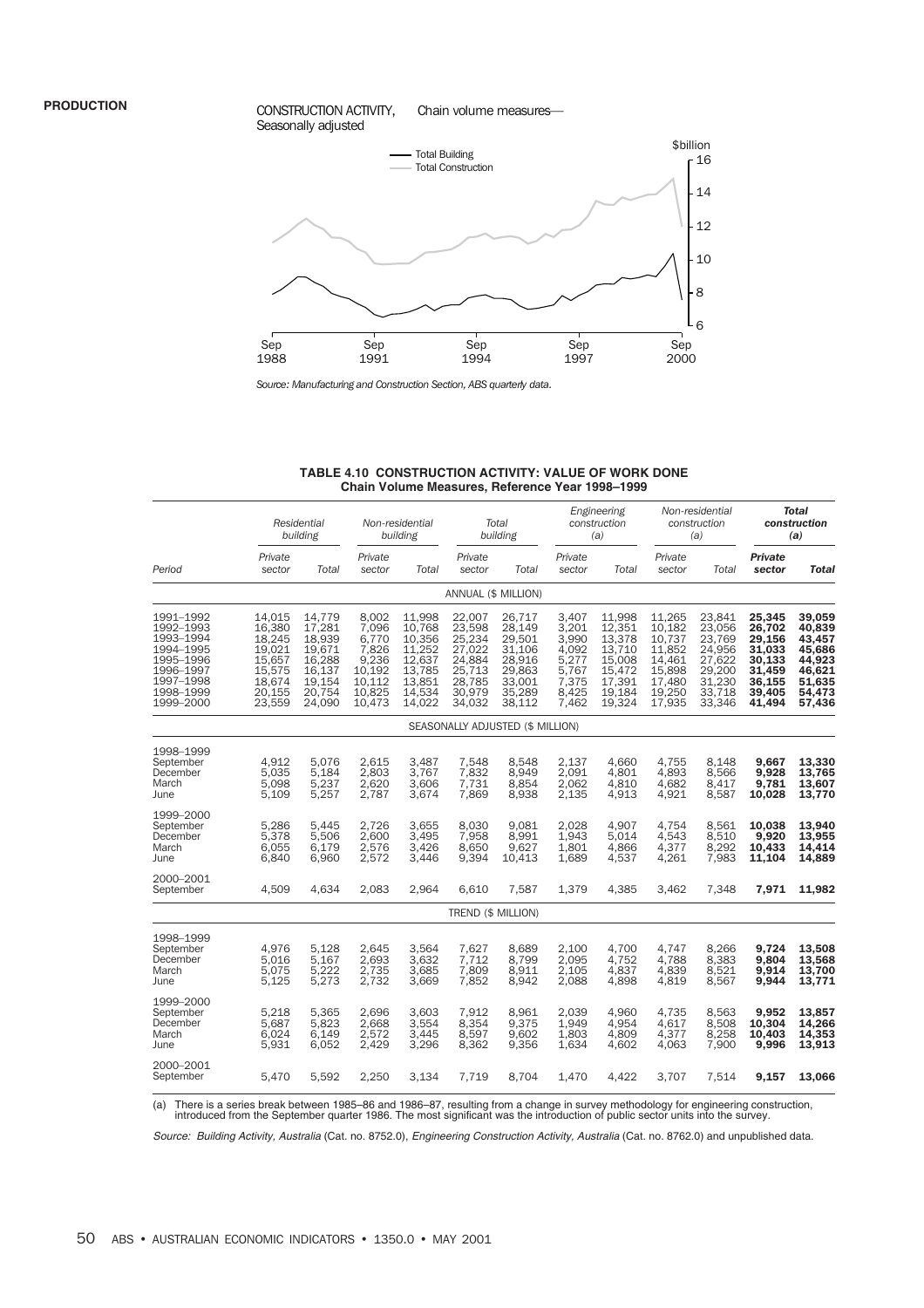**PRODUCTION**

CONSTRUCTION ACTIVITY, Chain volume measures— Seasonally adjusted

Total Building
Total Construction

$billion

Source: Manufacturing and Construction Section, ABS quarterly data.

**TABLE 4.10 CONSTRUCTION ACTIVITY: VALUE OF WORK DONE**
**Chain Volume Measures, Reference Year 1998–1999**

| | *Residential building* | | *Non-residential building* | | *Total building* | | *Engineering construction (a)* | | *Non-residential construction (a)* | | ***Total construction (a)*** | |
|---|---|---|---|---|---|---|---|---|---|---|---|---|
| *Period* | *Private sector* | *Total* | *Private sector* | *Total* | *Private sector* | *Total* | *Private sector* | *Total* | *Private sector* | *Total* | ***Private sector*** | ***Total*** |
| ANNUAL ($ MILLION) | | | | | | | | | | | | |
| 1991–1992 | 14,015 | 14,779 | 8,002 | 11,998 | 22,007 | 26,717 | 3,407 | 11,998 | 11,265 | 23,841 | **25,345** | **39,059** |
| 1992–1993 | 16,380 | 17,281 | 7,096 | 10,768 | 23,598 | 28,149 | 3,201 | 12,351 | 10,182 | 23,056 | **26,702** | **40,839** |
| 1993–1994 | 18,245 | 18,939 | 6,770 | 10,356 | 25,234 | 29,501 | 3,990 | 13,378 | 10,737 | 23,769 | **29,156** | **43,457** |
| 1994–1995 | 19,021 | 19,671 | 7,826 | 11,252 | 27,022 | 31,106 | 4,092 | 13,710 | 11,852 | 24,956 | **31,033** | **45,686** |
| 1995–1996 | 15,657 | 16,288 | 9,236 | 12,637 | 24,884 | 28,916 | 5,277 | 15,008 | 14,461 | 27,622 | **30,133** | **44,923** |
| 1996–1997 | 15,575 | 16,137 | 10,192 | 13,785 | 25,713 | 29,863 | 5,767 | 15,472 | 15,898 | 29,200 | **31,459** | **46,621** |
| 1997–1998 | 18,674 | 19,154 | 10,112 | 13,851 | 28,785 | 33,001 | 7,375 | 17,391 | 17,480 | 31,230 | **36,155** | **51,635** |
| 1998–1999 | 20,155 | 20,754 | 10,825 | 14,534 | 30,979 | 35,289 | 8,425 | 19,184 | 19,250 | 33,718 | **39,405** | **54,473** |
| 1999–2000 | 23,559 | 24,090 | 10,473 | 14,022 | 34,032 | 38,112 | 7,462 | 19,324 | 17,935 | 33,346 | **41,494** | **57,436** |
| SEASONALLY ADJUSTED ($ MILLION) | | | | | | | | | | | | |
| 1998–1999 | | | | | | | | | | | | |
| September | 4,912 | 5,076 | 2,615 | 3,487 | 7,548 | 8,548 | 2,137 | 4,660 | 4,755 | 8,148 | **9,667** | **13,330** |
| December | 5,035 | 5,184 | 2,803 | 3,767 | 7,832 | 8,949 | 2,091 | 4,801 | 4,893 | 8,566 | **9,928** | **13,765** |
| March | 5,098 | 5,237 | 2,620 | 3,606 | 7,731 | 8,854 | 2,062 | 4,810 | 4,682 | 8,417 | **9,781** | **13,607** |
| June | 5,109 | 5,257 | 2,787 | 3,674 | 7,869 | 8,938 | 2,135 | 4,913 | 4,921 | 8,587 | **10,028** | **13,770** |
| 1999–2000 | | | | | | | | | | | | |
| September | 5,286 | 5,445 | 2,726 | 3,655 | 8,030 | 9,081 | 2,028 | 4,907 | 4,754 | 8,561 | **10,038** | **13,940** |
| December | 5,378 | 5,506 | 2,600 | 3,495 | 7,958 | 8,991 | 1,943 | 5,014 | 4,543 | 8,510 | **9,920** | **13,955** |
| March | 6,055 | 6,179 | 2,576 | 3,426 | 8,650 | 9,627 | 1,801 | 4,866 | 4,377 | 8,292 | **10,433** | **14,414** |
| June | 6,840 | 6,960 | 2,572 | 3,446 | 9,394 | 10,413 | 1,689 | 4,537 | 4,261 | 7,983 | **11,104** | **14,889** |
| 2000–2001 | | | | | | | | | | | | |
| September | 4,509 | 4,634 | 2,083 | 2,964 | 6,610 | 7,587 | 1,379 | 4,385 | 3,462 | 7,348 | **7,971** | **11,982** |
| TREND ($ MILLION) | | | | | | | | | | | | |
| 1998–1999 | | | | | | | | | | | | |
| September | 4,976 | 5,128 | 2,645 | 3,564 | 7,627 | 8,689 | 2,100 | 4,700 | 4,747 | 8,266 | **9,724** | **13,508** |
| December | 5,016 | 5,167 | 2,693 | 3,632 | 7,712 | 8,799 | 2,095 | 4,752 | 4,788 | 8,383 | **9,804** | **13,568** |
| March | 5,075 | 5,222 | 2,735 | 3,685 | 7,809 | 8,911 | 2,105 | 4,837 | 4,839 | 8,521 | **9,914** | **13,700** |
| June | 5,125 | 5,273 | 2,732 | 3,669 | 7,852 | 8,942 | 2,088 | 4,898 | 4,819 | 8,567 | **9,944** | **13,771** |
| 1999–2000 | | | | | | | | | | | | |
| September | 5,218 | 5,365 | 2,696 | 3,603 | 7,912 | 8,961 | 2,039 | 4,960 | 4,735 | 8,563 | **9,952** | **13,857** |
| December | 5,687 | 5,823 | 2,668 | 3,554 | 8,354 | 9,375 | 1,949 | 4,954 | 4,617 | 8,508 | **10,304** | **14,266** |
| March | 6,024 | 6,149 | 2,572 | 3,445 | 8,597 | 9,602 | 1,803 | 4,809 | 4,377 | 8,258 | **10,403** | **14,353** |
| June | 5,931 | 6,052 | 2,429 | 3,296 | 8,362 | 9,356 | 1,634 | 4,602 | 4,063 | 7,900 | **9,996** | **13,913** |
| 2000–2001 | | | | | | | | | | | | |
| September | 5,470 | 5,592 | 2,250 | 3,134 | 7,719 | 8,704 | 1,470 | 4,422 | 3,707 | 7,514 | **9,157** | **13,066** |

(a) There is a series break between 1985–86 and 1986–87, resulting from a change in survey methodology for engineering construction, introduced from the September quarter 1986. The most significant was the introduction of public sector units into the survey.

*Source: Building Activity, Australia* (Cat. no. 8752.0), *Engineering Construction Activity, Australia* (Cat. no. 8762.0) and unpublished data.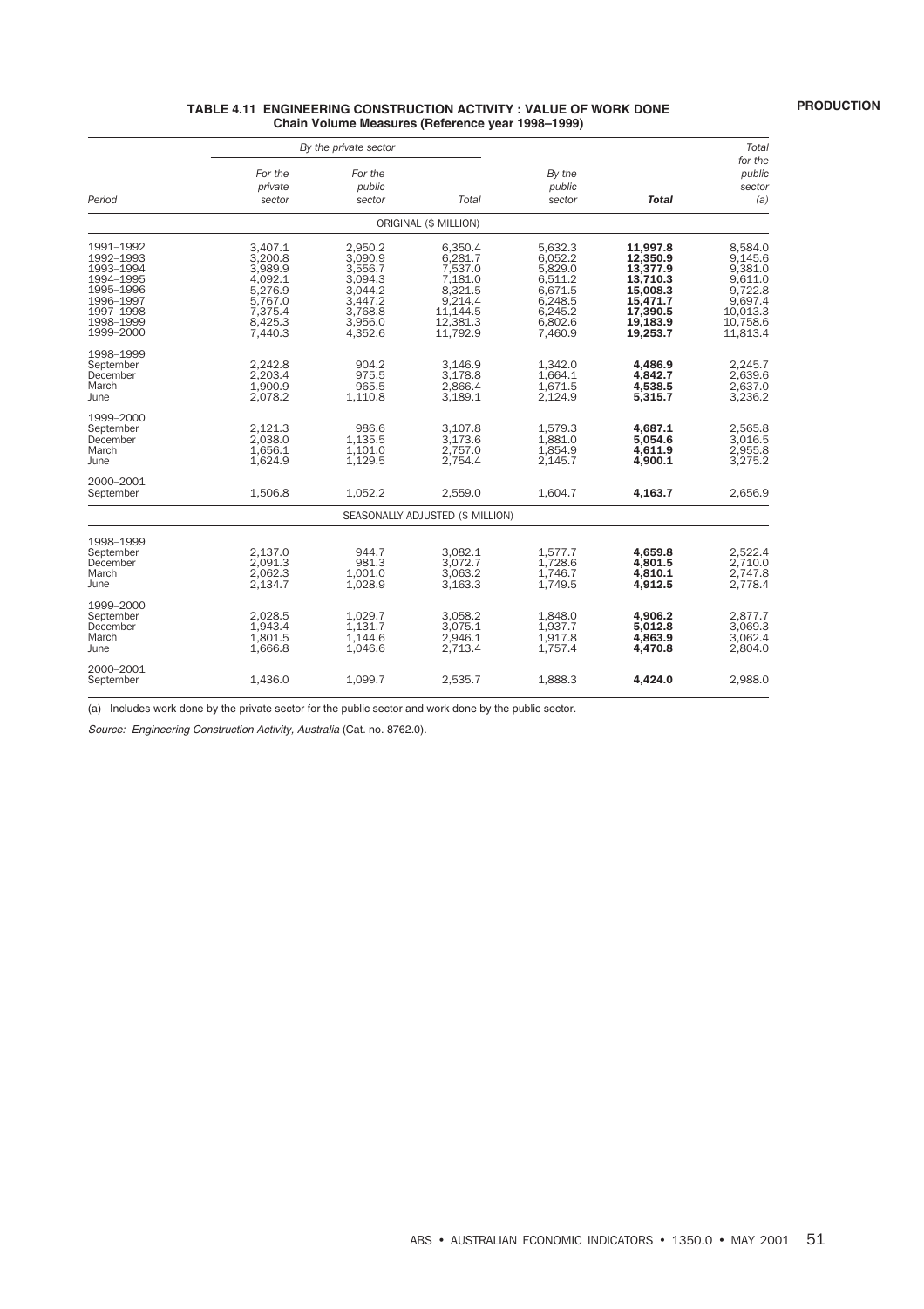# TABLE 4.11 ENGINEERING CONSTRUCTION ACTIVITY : VALUE OF WORK DONE
## Chain Volume Measures (Reference year 1998–1999)

| Period | By the private sector | | | By the public sector | **Total** | Total for the public sector (a) |
|---|---|---|---|---|---|---|
| | For the private sector | For the public sector | Total | | | |
| **ORIGINAL ($ MILLION)** | | | | | | |
| 1991–1992 | 3,407.1 | 2,950.2 | 6,350.4 | 5,632.3 | **11,997.8** | 8,584.0 |
| 1992–1993 | 3,200.8 | 3,090.9 | 6,281.7 | 6,052.2 | **12,350.9** | 9,145.6 |
| 1993–1994 | 3,989.9 | 3,556.7 | 7,537.0 | 5,829.0 | **13,377.9** | 9,381.0 |
| 1994–1995 | 4,092.1 | 3,094.3 | 7,181.0 | 6,511.2 | **13,710.3** | 9,611.0 |
| 1995–1996 | 5,276.9 | 3,044.2 | 8,321.5 | 6,671.5 | **15,008.3** | 9,722.8 |
| 1996–1997 | 5,767.0 | 3,447.2 | 9,214.4 | 6,248.5 | **15,471.7** | 9,697.4 |
| 1997–1998 | 7,375.4 | 3,768.8 | 11,144.5 | 6,245.2 | **17,390.5** | 10,013.3 |
| 1998–1999 | 8,425.3 | 3,956.0 | 12,381.3 | 6,802.6 | **19,183.9** | 10,758.6 |
| 1999–2000 | 7,440.3 | 4,352.6 | 11,792.9 | 7,460.9 | **19,253.7** | 11,813.4 |
| 1998–1999 | | | | | | |
| September | 2,242.8 | 904.2 | 3,146.9 | 1,342.0 | **4,486.9** | 2,245.7 |
| December | 2,203.4 | 975.5 | 3,178.8 | 1,664.1 | **4,842.7** | 2,639.6 |
| March | 1,900.9 | 965.5 | 2,866.4 | 1,671.5 | **4,538.5** | 2,637.0 |
| June | 2,078.2 | 1,110.8 | 3,189.1 | 2,124.9 | **5,315.7** | 3,236.2 |
| 1999–2000 | | | | | | |
| September | 2,121.3 | 986.6 | 3,107.8 | 1,579.3 | **4,687.1** | 2,565.8 |
| December | 2,038.0 | 1,135.5 | 3,173.6 | 1,881.0 | **5,054.6** | 3,016.5 |
| March | 1,656.1 | 1,101.0 | 2,757.0 | 1,854.9 | **4,611.9** | 2,955.8 |
| June | 1,624.9 | 1,129.5 | 2,754.4 | 2,145.7 | **4,900.1** | 3,275.2 |
| 2000–2001 | | | | | | |
| September | 1,506.8 | 1,052.2 | 2,559.0 | 1,604.7 | **4,163.7** | 2,656.9 |
| **SEASONALLY ADJUSTED ($ MILLION)** | | | | | | |
| 1998–1999 | | | | | | |
| September | 2,137.0 | 944.7 | 3,082.1 | 1,577.7 | **4,659.8** | 2,522.4 |
| December | 2,091.3 | 981.3 | 3,072.7 | 1,728.6 | **4,801.5** | 2,710.0 |
| March | 2,062.3 | 1,001.0 | 3,063.2 | 1,746.7 | **4,810.1** | 2,747.8 |
| June | 2,134.7 | 1,028.9 | 3,163.3 | 1,749.5 | **4,912.5** | 2,778.4 |
| 1999–2000 | | | | | | |
| September | 2,028.5 | 1,029.7 | 3,058.2 | 1,848.0 | **4,906.2** | 2,877.7 |
| December | 1,943.4 | 1,131.7 | 3,075.1 | 1,937.7 | **5,012.8** | 3,069.3 |
| March | 1,801.5 | 1,144.6 | 2,946.1 | 1,917.8 | **4,863.9** | 3,062.4 |
| June | 1,666.8 | 1,046.6 | 2,713.4 | 1,757.4 | **4,470.8** | 2,804.0 |
| 2000–2001 | | | | | | |
| September | 1,436.0 | 1,099.7 | 2,535.7 | 1,888.3 | **4,424.0** | 2,988.0 |

(a) Includes work done by the private sector for the public sector and work done by the public sector.

*Source: Engineering Construction Activity, Australia* (Cat. no. 8762.0).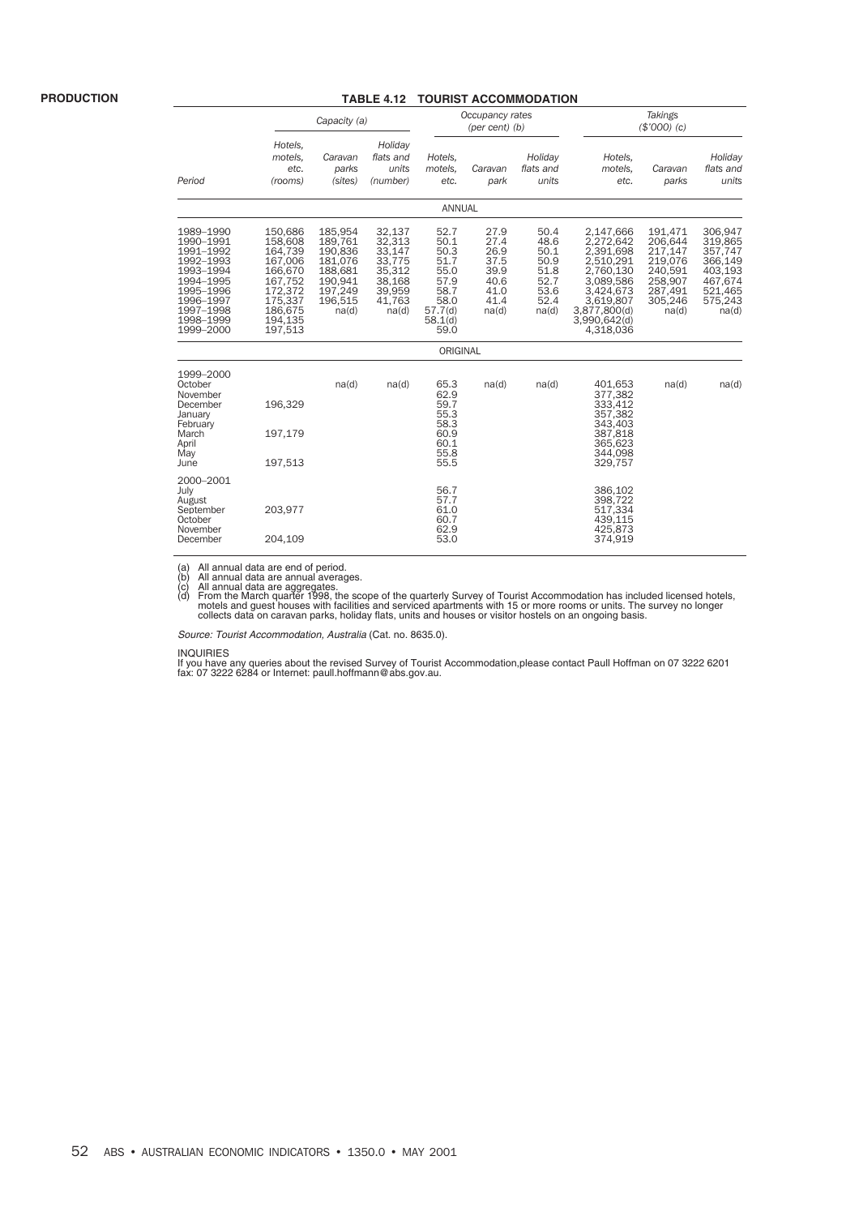**PRODUCTION**

## TABLE 4.12 TOURIST ACCOMMODATION

| | Capacity (a) | | | Occupancy rates (per cent) (b) | | | Takings ($'000) (c) | | |
|---|---|---|---|---|---|---|---|---|---|
| Period | Hotels, motels, etc. (rooms) | Caravan parks (sites) | Holiday flats and units (number) | Hotels, motels, etc. | Caravan park | Holiday flats and units | Hotels, motels, etc. | Caravan parks | Holiday flats and units |
| | | | | ANNUAL | | | | | |
| 1989–1990 | 150,686 | 185,954 | 32,137 | 52.7 | 27.9 | 50.4 | 2,147,666 | 191,471 | 306,947 |
| 1990–1991 | 158,608 | 189,761 | 32,313 | 50.1 | 27.4 | 48.6 | 2,272,642 | 206,644 | 319,865 |
| 1991–1992 | 164,739 | 190,836 | 33,147 | 50.3 | 26.9 | 50.1 | 2,391,698 | 217,147 | 357,747 |
| 1992–1993 | 167,006 | 181,076 | 33,775 | 51.7 | 37.5 | 50.9 | 2,510,291 | 219,076 | 366,149 |
| 1993–1994 | 166,670 | 188,681 | 35,312 | 55.0 | 39.9 | 51.8 | 2,760,130 | 240,591 | 403,193 |
| 1994–1995 | 167,752 | 190,941 | 38,168 | 57.9 | 40.6 | 52.7 | 3,089,586 | 258,907 | 467,674 |
| 1995–1996 | 172,372 | 197,249 | 39,959 | 58.7 | 41.0 | 53.6 | 3,424,673 | 287,491 | 521,465 |
| 1996–1997 | 175,337 | 196,515 | 41,763 | 58.0 | 41.4 | 52.4 | 3,619,807 | 305,246 | 575,243 |
| 1997–1998 | 186,675 | na(d) | na(d) | 57.7(d) | na(d) | na(d) | 3,877,800(d) | na(d) | na(d) |
| 1998–1999 | 194,135 | | | 58.1(d) | | | 3,990,642(d) | | |
| 1999–2000 | 197,513 | | | 59.0 | | | 4,318,036 | | |
| | | | | ORIGINAL | | | | | |
| 1999–2000 | | | | | | | | | |
| October | | na(d) | na(d) | 65.3 | na(d) | na(d) | 401,653 | na(d) | na(d) |
| November | | | | 62.9 | | | 377,382 | | |
| December | 196,329 | | | 59.7 | | | 333,412 | | |
| January | | | | 55.3 | | | 357,382 | | |
| February | | | | 58.3 | | | 343,403 | | |
| March | 197,179 | | | 60.9 | | | 387,818 | | |
| April | | | | 60.1 | | | 365,623 | | |
| May | | | | 55.8 | | | 344,098 | | |
| June | 197,513 | | | 55.5 | | | 329,757 | | |
| 2000–2001 | | | | | | | | | |
| July | | | | 56.7 | | | 386,102 | | |
| August | | | | 57.7 | | | 398,722 | | |
| September | 203,977 | | | 61.0 | | | 517,334 | | |
| October | | | | 60.7 | | | 439,115 | | |
| November | | | | 62.9 | | | 425,873 | | |
| December | 204,109 | | | 53.0 | | | 374,919 | | |

(a) All annual data are end of period.
(b) All annual data are annual averages.
(c) All annual data are aggregates.
(d) From the March quarter 1998, the scope of the quarterly Survey of Tourist Accommodation has included licensed hotels, motels and guest houses with facilities and serviced apartments with 15 or more rooms or units. The survey no longer collects data on caravan parks, holiday flats, units and houses or visitor hostels on an ongoing basis.

*Source: Tourist Accommodation, Australia* (Cat. no. 8635.0).

INQUIRIES
If you have any queries about the revised Survey of Tourist Accommodation,please contact Paull Hoffman on 07 3222 6201 fax: 07 3222 6284 or Internet: paull.hoffmann@abs.gov.au.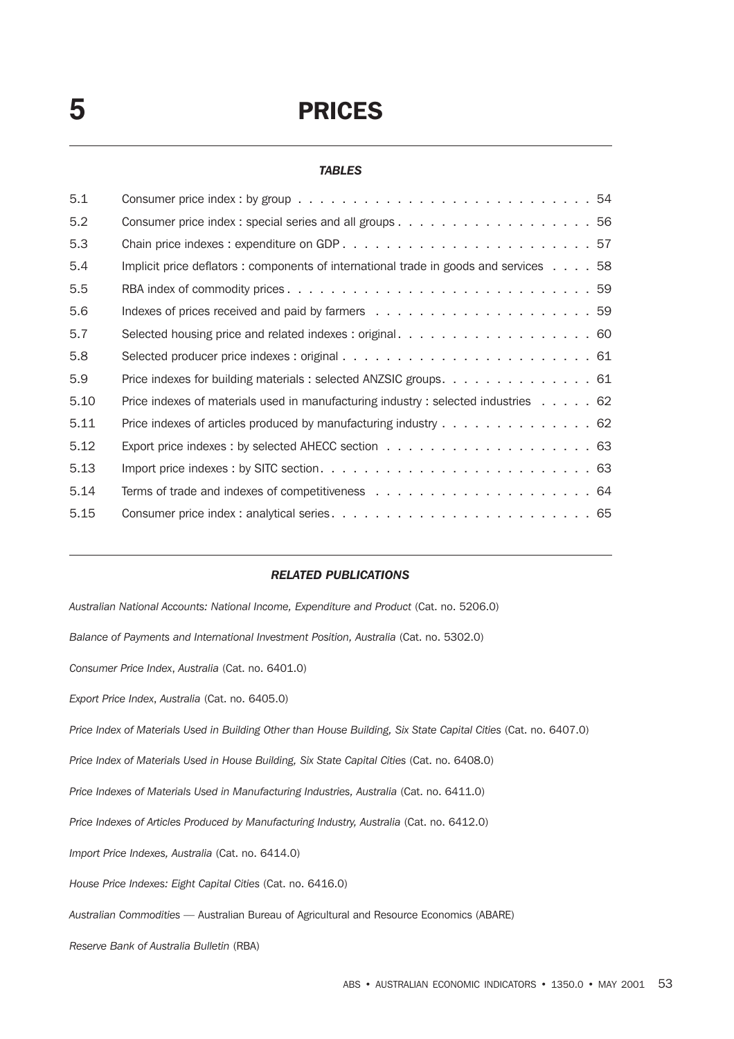# 5 PRICES

## *TABLES*

| | | |
|---|---|---|
| 5.1 | Consumer price index : by group | 54 |
| 5.2 | Consumer price index : special series and all groups | 56 |
| 5.3 | Chain price indexes : expenditure on GDP | 57 |
| 5.4 | Implicit price deflators : components of international trade in goods and services | 58 |
| 5.5 | RBA index of commodity prices | 59 |
| 5.6 | Indexes of prices received and paid by farmers | 59 |
| 5.7 | Selected housing price and related indexes : original | 60 |
| 5.8 | Selected producer price indexes : original | 61 |
| 5.9 | Price indexes for building materials : selected ANZSIC groups | 61 |
| 5.10 | Price indexes of materials used in manufacturing industry : selected industries | 62 |
| 5.11 | Price indexes of articles produced by manufacturing industry | 62 |
| 5.12 | Export price indexes : by selected AHECC section | 63 |
| 5.13 | Import price indexes : by SITC section | 63 |
| 5.14 | Terms of trade and indexes of competitiveness | 64 |
| 5.15 | Consumer price index : analytical series | 65 |

## *RELATED PUBLICATIONS*

*Australian National Accounts: National Income, Expenditure and Product* (Cat. no. 5206.0)

*Balance of Payments and International Investment Position, Australia* (Cat. no. 5302.0)

*Consumer Price Index, Australia* (Cat. no. 6401.0)

*Export Price Index, Australia* (Cat. no. 6405.0)

*Price Index of Materials Used in Building Other than House Building, Six State Capital Cities* (Cat. no. 6407.0)

*Price Index of Materials Used in House Building, Six State Capital Cities* (Cat. no. 6408.0)

*Price Indexes of Materials Used in Manufacturing Industries, Australia* (Cat. no. 6411.0)

*Price Indexes of Articles Produced by Manufacturing Industry, Australia* (Cat. no. 6412.0)

*Import Price Indexes, Australia* (Cat. no. 6414.0)

*House Price Indexes: Eight Capital Cities* (Cat. no. 6416.0)

*Australian Commodities* — Australian Bureau of Agricultural and Resource Economics (ABARE)

*Reserve Bank of Australia Bulletin* (RBA)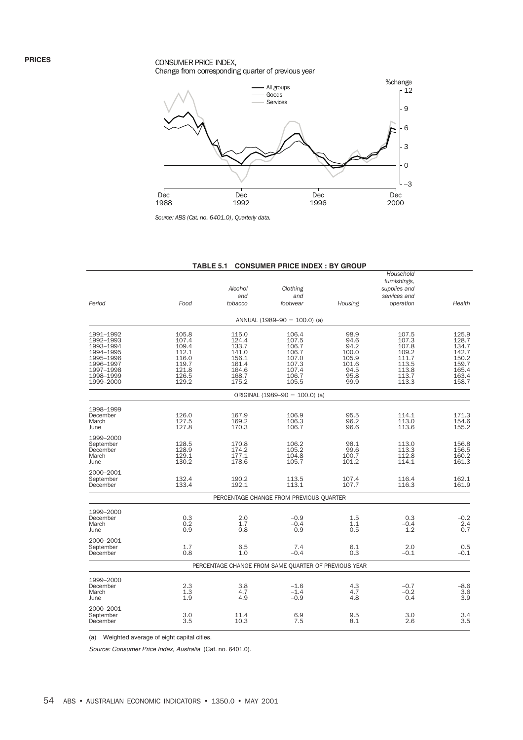**PRICES**

CONSUMER PRICE INDEX,
Change from corresponding quarter of previous year

All groups
Goods
Services

%change
12
9
6
3
0
–3

Dec 1988
Dec 1992
Dec 1996
Dec 2000

*Source: ABS (Cat. no. 6401.0), Quarterly data.*

**TABLE 5.1 CONSUMER PRICE INDEX : BY GROUP**

| *Period* | *Food* | *Alcohol and tobacco* | *Clothing and footwear* | *Housing* | *Household furnishings, supplies and services and operation* | *Health* |
|---|---|---|---|---|---|---|
| | | | ANNUAL (1989–90 = 100.0) (a) | | | |
| 1991–1992 | 105.8 | 115.0 | 106.4 | 98.9 | 107.5 | 125.9 |
| 1992–1993 | 107.4 | 124.4 | 107.5 | 94.6 | 107.3 | 128.7 |
| 1993–1994 | 109.4 | 133.7 | 106.7 | 94.2 | 107.8 | 134.7 |
| 1994–1995 | 112.1 | 141.0 | 106.7 | 100.0 | 109.2 | 142.7 |
| 1995–1996 | 116.0 | 156.1 | 107.0 | 105.9 | 111.7 | 150.2 |
| 1996–1997 | 119.7 | 161.4 | 107.3 | 101.6 | 113.5 | 159.7 |
| 1997–1998 | 121.8 | 164.6 | 107.4 | 94.5 | 113.8 | 165.4 |
| 1998–1999 | 126.5 | 168.7 | 106.7 | 95.8 | 113.7 | 163.4 |
| 1999–2000 | 129.2 | 175.2 | 105.5 | 99.9 | 113.3 | 158.7 |
| | | | ORIGINAL (1989–90 = 100.0) (a) | | | |
| 1998–1999 | | | | | | |
| December | 126.0 | 167.9 | 106.9 | 95.5 | 114.1 | 171.3 |
| March | 127.5 | 169.2 | 106.3 | 96.2 | 113.0 | 154.6 |
| June | 127.8 | 170.3 | 106.7 | 96.6 | 113.6 | 155.2 |
| 1999–2000 | | | | | | |
| September | 128.5 | 170.8 | 106.2 | 98.1 | 113.0 | 156.8 |
| December | 128.9 | 174.2 | 105.2 | 99.6 | 113.3 | 156.5 |
| March | 129.1 | 177.1 | 104.8 | 100.7 | 112.8 | 160.2 |
| June | 130.2 | 178.6 | 105.7 | 101.2 | 114.1 | 161.3 |
| 2000–2001 | | | | | | |
| September | 132.4 | 190.2 | 113.5 | 107.4 | 116.4 | 162.1 |
| December | 133.4 | 192.1 | 113.1 | 107.7 | 116.3 | 161.9 |
| | | | PERCENTAGE CHANGE FROM PREVIOUS QUARTER | | | |
| 1999–2000 | | | | | | |
| December | 0.3 | 2.0 | –0.9 | 1.5 | 0.3 | –0.2 |
| March | 0.2 | 1.7 | –0.4 | 1.1 | –0.4 | 2.4 |
| June | 0.9 | 0.8 | 0.9 | 0.5 | 1.2 | 0.7 |
| 2000–2001 | | | | | | |
| September | 1.7 | 6.5 | 7.4 | 6.1 | 2.0 | 0.5 |
| December | 0.8 | 1.0 | –0.4 | 0.3 | –0.1 | –0.1 |
| | | | PERCENTAGE CHANGE FROM SAME QUARTER OF PREVIOUS YEAR | | | |
| 1999–2000 | | | | | | |
| December | 2.3 | 3.8 | –1.6 | 4.3 | –0.7 | –8.6 |
| March | 1.3 | 4.7 | –1.4 | 4.7 | –0.2 | 3.6 |
| June | 1.9 | 4.9 | –0.9 | 4.8 | 0.4 | 3.9 |
| 2000–2001 | | | | | | |
| September | 3.0 | 11.4 | 6.9 | 9.5 | 3.0 | 3.4 |
| December | 3.5 | 10.3 | 7.5 | 8.1 | 2.6 | 3.5 |

(a) Weighted average of eight capital cities.

*Source: Consumer Price Index, Australia* (Cat. no. 6401.0).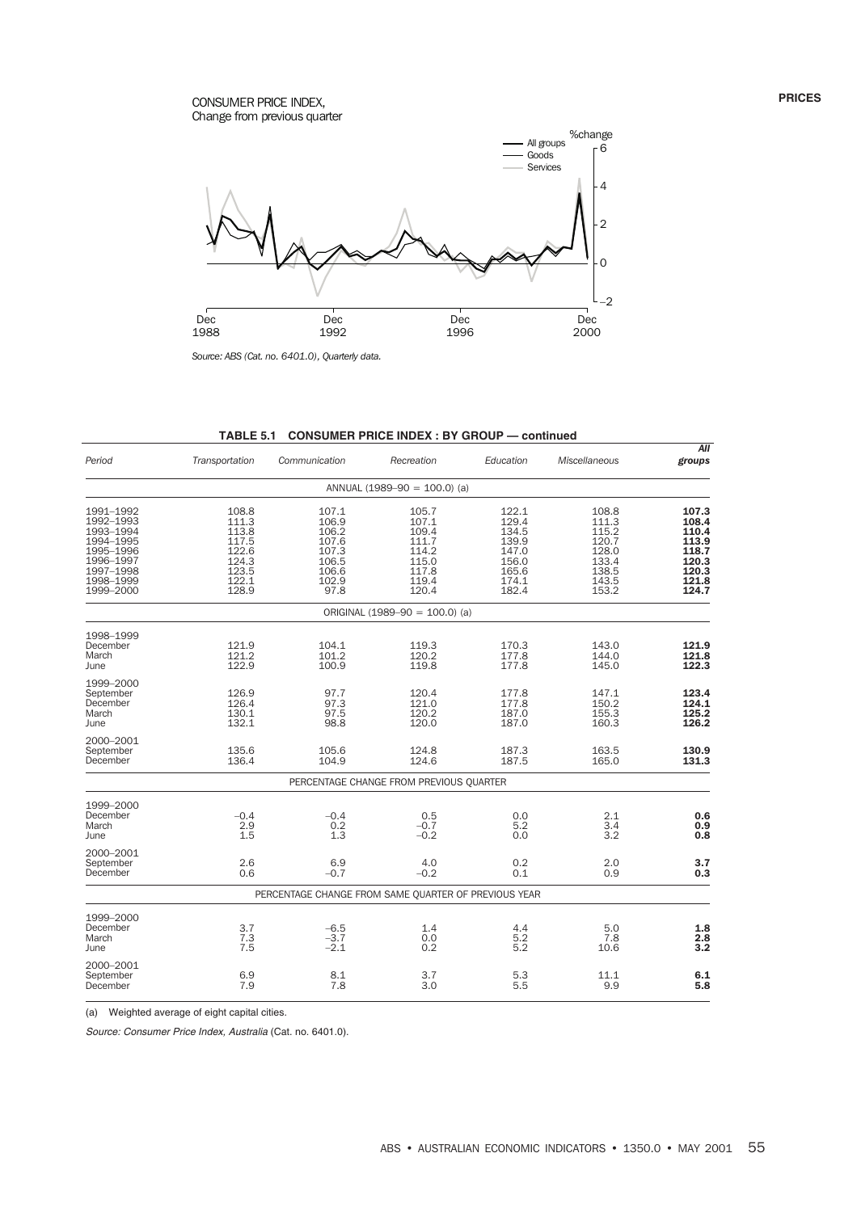CONSUMER PRICE INDEX,
Change from previous quarter

%change
6
4
2
0
−2

All groups
Goods
Services

Dec 1988
Dec 1992
Dec 1996
Dec 2000

*Source: ABS (Cat. no. 6401.0), Quarterly data.*

**TABLE 5.1 CONSUMER PRICE INDEX : BY GROUP — continued**

| Period | Transportation | Communication | Recreation | Education | Miscellaneous | All groups |
|---|---|---|---|---|---|---|
| ANNUAL (1989–90 = 100.0) (a) | | | | | | |
| 1991–1992 | 108.8 | 107.1 | 105.7 | 122.1 | 108.8 | **107.3** |
| 1992–1993 | 111.3 | 106.9 | 107.1 | 129.4 | 111.3 | **108.4** |
| 1993–1994 | 113.8 | 106.2 | 109.4 | 134.5 | 115.2 | **110.4** |
| 1994–1995 | 117.5 | 107.6 | 111.7 | 139.9 | 120.7 | **113.9** |
| 1995–1996 | 122.6 | 107.3 | 114.2 | 147.0 | 128.0 | **118.7** |
| 1996–1997 | 124.3 | 106.5 | 115.0 | 156.0 | 133.4 | **120.3** |
| 1997–1998 | 123.5 | 106.6 | 117.8 | 165.6 | 138.5 | **120.3** |
| 1998–1999 | 122.1 | 102.9 | 119.4 | 174.1 | 143.5 | **121.8** |
| 1999–2000 | 128.9 | 97.8 | 120.4 | 182.4 | 153.2 | **124.7** |
| ORIGINAL (1989–90 = 100.0) (a) | | | | | | |
| 1998–1999 | | | | | | |
| December | 121.9 | 104.1 | 119.3 | 170.3 | 143.0 | **121.9** |
| March | 121.2 | 101.2 | 120.2 | 177.8 | 144.0 | **121.8** |
| June | 122.9 | 100.9 | 119.8 | 177.8 | 145.0 | **122.3** |
| 1999–2000 | | | | | | |
| September | 126.9 | 97.7 | 120.4 | 177.8 | 147.1 | **123.4** |
| December | 126.4 | 97.3 | 121.0 | 177.8 | 150.2 | **124.1** |
| March | 130.1 | 97.5 | 120.2 | 187.0 | 155.3 | **125.2** |
| June | 132.1 | 98.8 | 120.0 | 187.0 | 160.3 | **126.2** |
| 2000–2001 | | | | | | |
| September | 135.6 | 105.6 | 124.8 | 187.3 | 163.5 | **130.9** |
| December | 136.4 | 104.9 | 124.6 | 187.5 | 165.0 | **131.3** |
| PERCENTAGE CHANGE FROM PREVIOUS QUARTER | | | | | | |
| 1999–2000 | | | | | | |
| December | −0.4 | −0.4 | 0.5 | 0.0 | 2.1 | **0.6** |
| March | 2.9 | 0.2 | −0.7 | 5.2 | 3.4 | **0.9** |
| June | 1.5 | 1.3 | −0.2 | 0.0 | 3.2 | **0.8** |
| 2000–2001 | | | | | | |
| September | 2.6 | 6.9 | 4.0 | 0.2 | 2.0 | **3.7** |
| December | 0.6 | −0.7 | −0.2 | 0.1 | 0.9 | **0.3** |
| PERCENTAGE CHANGE FROM SAME QUARTER OF PREVIOUS YEAR | | | | | | |
| 1999–2000 | | | | | | |
| December | 3.7 | −6.5 | 1.4 | 4.4 | 5.0 | **1.8** |
| March | 7.3 | −3.7 | 0.0 | 5.2 | 7.8 | **2.8** |
| June | 7.5 | −2.1 | 0.2 | 5.2 | 10.6 | **3.2** |
| 2000–2001 | | | | | | |
| September | 6.9 | 8.1 | 3.7 | 5.3 | 11.1 | **6.1** |
| December | 7.9 | 7.8 | 3.0 | 5.5 | 9.9 | **5.8** |

(a) Weighted average of eight capital cities.

*Source: Consumer Price Index, Australia* (Cat. no. 6401.0).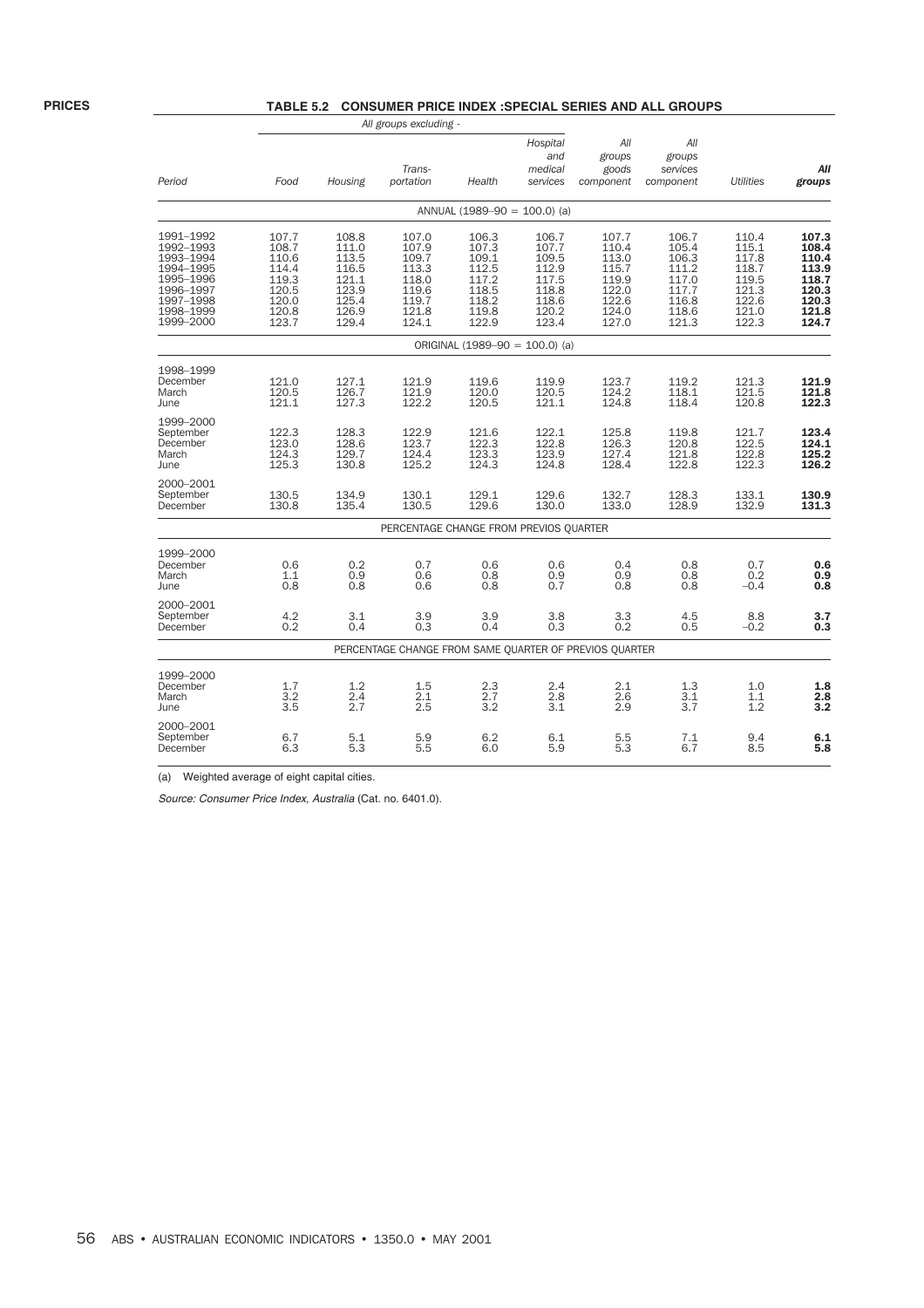## TABLE 5.2 CONSUMER PRICE INDEX :SPECIAL SERIES AND ALL GROUPS

| | *All groups excluding -* | | | | | | | | |
|---|---|---|---|---|---|---|---|---|---|
| *Period* | *Food* | *Housing* | *Trans-portation* | *Health* | *Hospital and medical services* | *All groups goods component* | *All groups services component* | *Utilities* | ***All groups*** |
| | | | | ANNUAL (1989–90 = 100.0) (a) | | | | | |
| 1991–1992 | 107.7 | 108.8 | 107.0 | 106.3 | 106.7 | 107.7 | 106.7 | 110.4 | **107.3** |
| 1992–1993 | 108.7 | 111.0 | 107.9 | 107.3 | 107.7 | 110.4 | 105.4 | 115.1 | **108.4** |
| 1993–1994 | 110.6 | 113.5 | 109.7 | 109.1 | 109.5 | 113.0 | 106.3 | 117.8 | **110.4** |
| 1994–1995 | 114.4 | 116.5 | 113.3 | 112.5 | 112.9 | 115.7 | 111.2 | 118.7 | **113.9** |
| 1995–1996 | 119.3 | 121.1 | 118.0 | 117.2 | 117.5 | 119.9 | 117.0 | 119.5 | **118.7** |
| 1996–1997 | 120.5 | 123.9 | 119.6 | 118.5 | 118.8 | 122.0 | 117.7 | 121.3 | **120.3** |
| 1997–1998 | 120.0 | 125.4 | 119.7 | 118.2 | 118.6 | 122.6 | 116.8 | 122.6 | **120.3** |
| 1998–1999 | 120.8 | 126.9 | 121.8 | 119.8 | 120.2 | 124.0 | 118.6 | 121.0 | **121.8** |
| 1999–2000 | 123.7 | 129.4 | 124.1 | 122.9 | 123.4 | 127.0 | 121.3 | 122.3 | **124.7** |
| | | | | ORIGINAL (1989–90 = 100.0) (a) | | | | | |
| 1998–1999 | | | | | | | | | |
| December | 121.0 | 127.1 | 121.9 | 119.6 | 119.9 | 123.7 | 119.2 | 121.3 | **121.9** |
| March | 120.5 | 126.7 | 121.9 | 120.0 | 120.5 | 124.2 | 118.1 | 121.5 | **121.8** |
| June | 121.1 | 127.3 | 122.2 | 120.5 | 121.1 | 124.8 | 118.4 | 120.8 | **122.3** |
| 1999–2000 | | | | | | | | | |
| September | 122.3 | 128.3 | 122.9 | 121.6 | 122.1 | 125.8 | 119.8 | 121.7 | **123.4** |
| December | 123.0 | 128.6 | 123.7 | 122.3 | 122.8 | 126.3 | 120.8 | 122.5 | **124.1** |
| March | 124.3 | 129.7 | 124.4 | 123.3 | 123.9 | 127.4 | 121.8 | 122.8 | **125.2** |
| June | 125.3 | 130.8 | 125.2 | 124.3 | 124.8 | 128.4 | 122.8 | 122.3 | **126.2** |
| 2000–2001 | | | | | | | | | |
| September | 130.5 | 134.9 | 130.1 | 129.1 | 129.6 | 132.7 | 128.3 | 133.1 | **130.9** |
| December | 130.8 | 135.4 | 130.5 | 129.6 | 130.0 | 133.0 | 128.9 | 132.9 | **131.3** |
| | | | | PERCENTAGE CHANGE FROM PREVIOS QUARTER | | | | | |
| 1999–2000 | | | | | | | | | |
| December | 0.6 | 0.2 | 0.7 | 0.6 | 0.6 | 0.4 | 0.8 | 0.7 | **0.6** |
| March | 1.1 | 0.9 | 0.6 | 0.8 | 0.9 | 0.9 | 0.8 | 0.2 | **0.9** |
| June | 0.8 | 0.8 | 0.6 | 0.8 | 0.7 | 0.8 | 0.8 | –0.4 | **0.8** |
| 2000–2001 | | | | | | | | | |
| September | 4.2 | 3.1 | 3.9 | 3.9 | 3.8 | 3.3 | 4.5 | 8.8 | **3.7** |
| December | 0.2 | 0.4 | 0.3 | 0.4 | 0.3 | 0.2 | 0.5 | –0.2 | **0.3** |
| | | | | PERCENTAGE CHANGE FROM SAME QUARTER OF PREVIOS QUARTER | | | | | |
| 1999–2000 | | | | | | | | | |
| December | 1.7 | 1.2 | 1.5 | 2.3 | 2.4 | 2.1 | 1.3 | 1.0 | **1.8** |
| March | 3.2 | 2.4 | 2.1 | 2.7 | 2.8 | 2.6 | 3.1 | 1.1 | **2.8** |
| June | 3.5 | 2.7 | 2.5 | 3.2 | 3.1 | 2.9 | 3.7 | 1.2 | **3.2** |
| 2000–2001 | | | | | | | | | |
| September | 6.7 | 5.1 | 5.9 | 6.2 | 6.1 | 5.5 | 7.1 | 9.4 | **6.1** |
| December | 6.3 | 5.3 | 5.5 | 6.0 | 5.9 | 5.3 | 6.7 | 8.5 | **5.8** |

(a) Weighted average of eight capital cities.

*Source: Consumer Price Index, Australia* (Cat. no. 6401.0).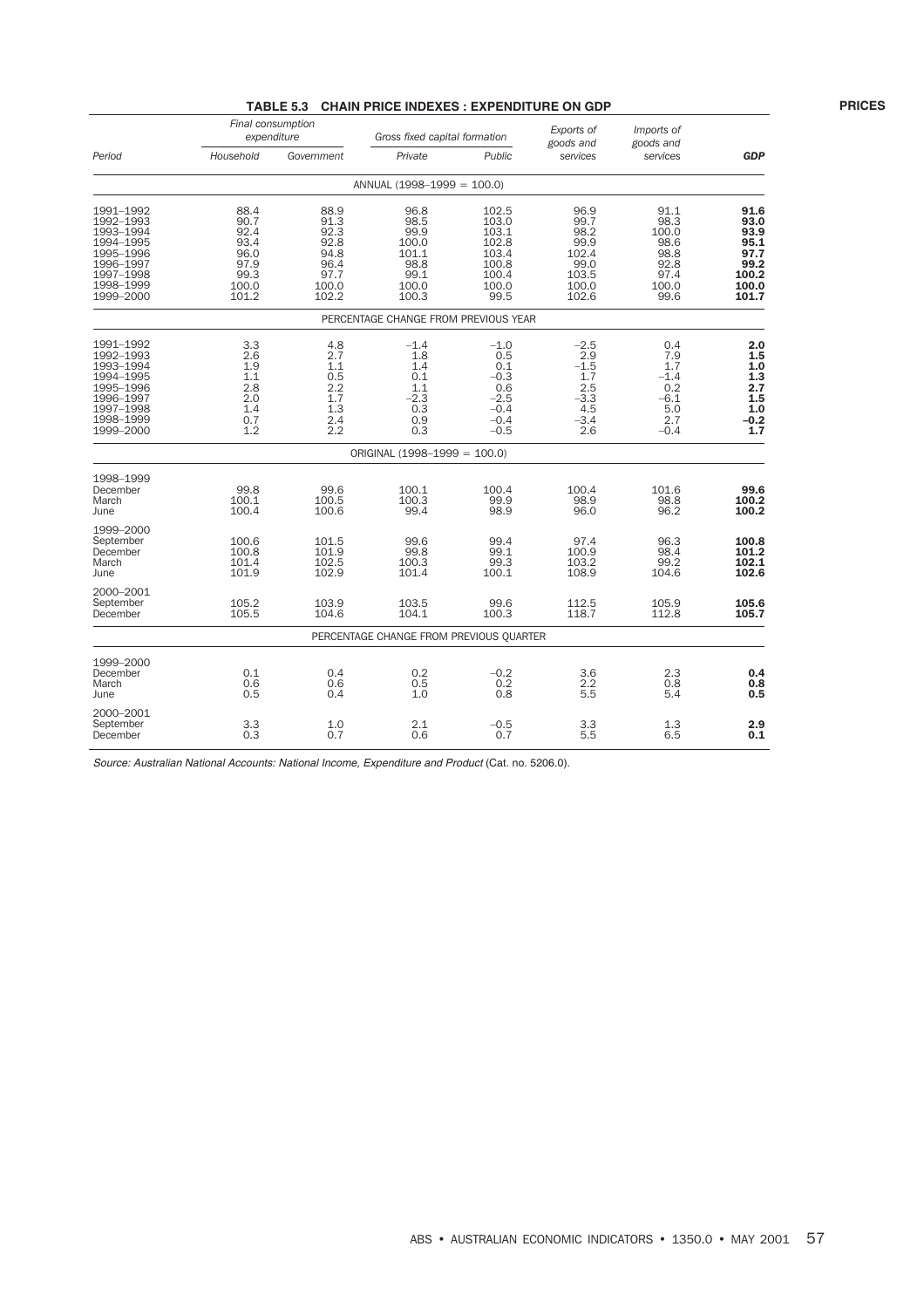## TABLE 5.3 CHAIN PRICE INDEXES : EXPENDITURE ON GDP

| | Final consumption expenditure | | Gross fixed capital formation | | Exports of goods and | Imports of goods and | |
|---|---|---|---|---|---|---|---|
| Period | Household | Government | Private | Public | services | services | **GDP** |
| | | | ANNUAL (1998–1999 = 100.0) | | | | |
| 1991–1992 | 88.4 | 88.9 | 96.8 | 102.5 | 96.9 | 91.1 | **91.6** |
| 1992–1993 | 90.7 | 91.3 | 98.5 | 103.0 | 99.7 | 98.3 | **93.0** |
| 1993–1994 | 92.4 | 92.3 | 99.9 | 103.1 | 98.2 | 100.0 | **93.9** |
| 1994–1995 | 93.4 | 92.8 | 100.0 | 102.8 | 99.9 | 98.6 | **95.1** |
| 1995–1996 | 96.0 | 94.8 | 101.1 | 103.4 | 102.4 | 98.8 | **97.7** |
| 1996–1997 | 97.9 | 96.4 | 98.8 | 100.8 | 99.0 | 92.8 | **99.2** |
| 1997–1998 | 99.3 | 97.7 | 99.1 | 100.4 | 103.5 | 97.4 | **100.2** |
| 1998–1999 | 100.0 | 100.0 | 100.0 | 100.0 | 100.0 | 100.0 | **100.0** |
| 1999–2000 | 101.2 | 102.2 | 100.3 | 99.5 | 102.6 | 99.6 | **101.7** |
| | | | PERCENTAGE CHANGE FROM PREVIOUS YEAR | | | | |
| 1991–1992 | 3.3 | 4.8 | −1.4 | −1.0 | −2.5 | 0.4 | **2.0** |
| 1992–1993 | 2.6 | 2.7 | 1.8 | 0.5 | 2.9 | 7.9 | **1.5** |
| 1993–1994 | 1.9 | 1.1 | 1.4 | 0.1 | −1.5 | 1.7 | **1.0** |
| 1994–1995 | 1.1 | 0.5 | 0.1 | −0.3 | 1.7 | −1.4 | **1.3** |
| 1995–1996 | 2.8 | 2.2 | 1.1 | 0.6 | 2.5 | 0.2 | **2.7** |
| 1996–1997 | 2.0 | 1.7 | −2.3 | −2.5 | −3.3 | −6.1 | **1.5** |
| 1997–1998 | 1.4 | 1.3 | 0.3 | −0.4 | 4.5 | 5.0 | **1.0** |
| 1998–1999 | 0.7 | 2.4 | 0.9 | −0.4 | −3.4 | 2.7 | **−0.2** |
| 1999–2000 | 1.2 | 2.2 | 0.3 | −0.5 | 2.6 | −0.4 | **1.7** |
| | | | ORIGINAL (1998–1999 = 100.0) | | | | |
| 1998–1999 | | | | | | | |
| December | 99.8 | 99.6 | 100.1 | 100.4 | 100.4 | 101.6 | **99.6** |
| March | 100.1 | 100.5 | 100.3 | 99.9 | 98.9 | 98.8 | **100.2** |
| June | 100.4 | 100.6 | 99.4 | 98.9 | 96.0 | 96.2 | **100.2** |
| 1999–2000 | | | | | | | |
| September | 100.6 | 101.5 | 99.6 | 99.4 | 97.4 | 96.3 | **100.8** |
| December | 100.8 | 101.9 | 99.8 | 99.1 | 100.9 | 98.4 | **101.2** |
| March | 101.4 | 102.5 | 100.3 | 99.3 | 103.2 | 99.2 | **102.1** |
| June | 101.9 | 102.9 | 101.4 | 100.1 | 108.9 | 104.6 | **102.6** |
| 2000–2001 | | | | | | | |
| September | 105.2 | 103.9 | 103.5 | 99.6 | 112.5 | 105.9 | **105.6** |
| December | 105.5 | 104.6 | 104.1 | 100.3 | 118.7 | 112.8 | **105.7** |
| | | | PERCENTAGE CHANGE FROM PREVIOUS QUARTER | | | | |
| 1999–2000 | | | | | | | |
| December | 0.1 | 0.4 | 0.2 | −0.2 | 3.6 | 2.3 | **0.4** |
| March | 0.6 | 0.6 | 0.5 | 0.2 | 2.2 | 0.8 | **0.8** |
| June | 0.5 | 0.4 | 1.0 | 0.8 | 5.5 | 5.4 | **0.5** |
| 2000–2001 | | | | | | | |
| September | 3.3 | 1.0 | 2.1 | −0.5 | 3.3 | 1.3 | **2.9** |
| December | 0.3 | 0.7 | 0.6 | 0.7 | 5.5 | 6.5 | **0.1** |

*Source: Australian National Accounts: National Income, Expenditure and Product* (Cat. no. 5206.0).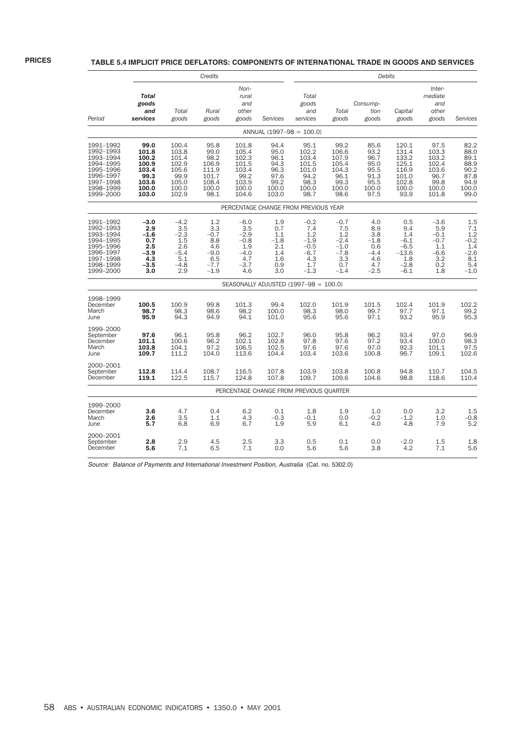PRICES

## TABLE 5.4 IMPLICIT PRICE DEFLATORS: COMPONENTS OF INTERNATIONAL TRADE IN GOODS AND SERVICES

| | *Credits* | | | | | *Debits* | | | | | |
|---|---|---|---|---|---|---|---|---|---|---|---|
| Period | **Total goods and services** | Total goods | Rural goods | Non-rural and other goods | Services | Total goods and services | Total goods | Consumption goods | Capital goods | Intermediate and other goods | Services |
| | | | | | ANNUAL (1997–98 = 100.0) | | | | | | |
| 1991–1992 | **99.0** | 100.4 | 95.8 | 101.8 | 94.4 | 95.1 | 99.2 | 85.6 | 120.1 | 97.5 | 82.2 |
| 1992–1993 | **101.8** | 103.8 | 99.0 | 105.4 | 95.0 | 102.2 | 106.6 | 93.2 | 131.4 | 103.3 | 88.0 |
| 1993–1994 | **100.2** | 101.4 | 98.2 | 102.3 | 96.1 | 103.4 | 107.9 | 96.7 | 133.2 | 103.2 | 89.1 |
| 1994–1995 | **100.9** | 102.9 | 106.9 | 101.5 | 94.3 | 101.5 | 105.4 | 95.0 | 125.1 | 102.4 | 88.9 |
| 1995–1996 | **103.4** | 105.6 | 111.9 | 103.4 | 96.3 | 101.0 | 104.3 | 95.5 | 116.9 | 103.6 | 90.2 |
| 1996–1997 | **99.3** | 99.9 | 101.7 | 99.2 | 97.6 | 94.2 | 96.1 | 91.3 | 101.0 | 96.7 | 87.8 |
| 1997–1998 | **103.6** | 105.0 | 108.4 | 103.9 | 99.2 | 98.3 | 99.3 | 95.5 | 102.8 | 99.8 | 94.9 |
| 1998–1999 | **100.0** | 100.0 | 100.0 | 100.0 | 100.0 | 100.0 | 100.0 | 100.0 | 100.0 | 100.0 | 100.0 |
| 1999–2000 | **103.0** | 102.9 | 98.1 | 104.6 | 103.0 | 98.7 | 98.6 | 97.5 | 93.9 | 101.8 | 99.0 |
| | | | | | PERCENTAGE CHANGE FROM PREVIOUS YEAR | | | | | | |
| 1991–1992 | **–3.0** | –4.2 | 1.2 | –6.0 | 1.9 | –0.2 | –0.7 | 4.0 | 0.5 | –3.6 | 1.5 |
| 1992–1993 | **2.9** | 3.5 | 3.3 | 3.5 | 0.7 | 7.4 | 7.5 | 8.9 | 9.4 | 5.9 | 7.1 |
| 1993–1994 | **–1.6** | –2.3 | –0.7 | –2.9 | 1.1 | 1.2 | 1.2 | 3.8 | 1.4 | –0.1 | 1.2 |
| 1994–1995 | **0.7** | 1.5 | 8.8 | –0.8 | –1.8 | –1.9 | –2.4 | –1.8 | –6.1 | –0.7 | –0.2 |
| 1995–1996 | **2.5** | 2.6 | 4.6 | 1.9 | 2.1 | –0.5 | –1.0 | 0.6 | –6.5 | 1.1 | 1.4 |
| 1996–1997 | **–3.9** | –5.4 | –9.0 | –4.0 | 1.4 | –6.7 | –7.8 | –4.4 | –13.6 | –6.6 | –2.6 |
| 1997–1998 | **4.3** | 5.1 | 6.5 | 4.7 | 1.6 | 4.3 | 3.3 | 4.6 | 1.8 | 3.2 | 8.1 |
| 1998–1999 | **–3.5** | –4.8 | –7.7 | –3.7 | 0.9 | 1.7 | 0.7 | 4.7 | –2.8 | 0.2 | 5.4 |
| 1999–2000 | **3.0** | 2.9 | –1.9 | 4.6 | 3.0 | –1.3 | –1.4 | –2.5 | –6.1 | 1.8 | –1.0 |
| | | | | | SEASONALLY ADJUSTED (1997–98 = 100.0) | | | | | | |
| 1998–1999 | | | | | | | | | | | |
| December | **100.5** | 100.9 | 99.8 | 101.3 | 99.4 | 102.0 | 101.9 | 101.5 | 102.4 | 101.9 | 102.2 |
| March | **98.7** | 98.3 | 98.6 | 98.2 | 100.0 | 98.3 | 98.0 | 99.7 | 97.7 | 97.1 | 99.2 |
| June | **95.9** | 94.3 | 94.9 | 94.1 | 101.0 | 95.6 | 95.6 | 97.1 | 93.2 | 95.9 | 95.3 |
| 1999–2000 | | | | | | | | | | | |
| September | **97.6** | 96.1 | 95.8 | 96.2 | 102.7 | 96.0 | 95.8 | 96.2 | 93.4 | 97.0 | 96.9 |
| December | **101.1** | 100.6 | 96.2 | 102.1 | 102.8 | 97.8 | 97.6 | 97.2 | 93.4 | 100.0 | 98.3 |
| March | **103.8** | 104.1 | 97.2 | 106.5 | 102.5 | 97.6 | 97.6 | 97.0 | 92.3 | 101.1 | 97.5 |
| June | **109.7** | 111.2 | 104.0 | 113.6 | 104.4 | 103.4 | 103.6 | 100.8 | 96.7 | 109.1 | 102.6 |
| 2000–2001 | | | | | | | | | | | |
| September | **112.8** | 114.4 | 108.7 | 116.5 | 107.8 | 103.9 | 103.8 | 100.8 | 94.8 | 110.7 | 104.5 |
| December | **119.1** | 122.5 | 115.7 | 124.8 | 107.8 | 109.7 | 109.6 | 104.6 | 98.8 | 118.6 | 110.4 |
| | | | | | PERCENTAGE CHANGE FROM PREVIOUS QUARTER | | | | | | |
| 1999–2000 | | | | | | | | | | | |
| December | **3.6** | 4.7 | 0.4 | 6.2 | 0.1 | 1.8 | 1.9 | 1.0 | 0.0 | 3.2 | 1.5 |
| March | **2.6** | 3.5 | 1.1 | 4.3 | –0.3 | –0.1 | 0.0 | –0.2 | –1.2 | 1.0 | –0.8 |
| June | **5.7** | 6.8 | 6.9 | 6.7 | 1.9 | 5.9 | 6.1 | 4.0 | 4.8 | 7.9 | 5.2 |
| 2000–2001 | | | | | | | | | | | |
| September | **2.8** | 2.9 | 4.5 | 2.5 | 3.3 | 0.5 | 0.1 | 0.0 | –2.0 | 1.5 | 1.8 |
| December | **5.6** | 7.1 | 6.5 | 7.1 | 0.0 | 5.6 | 5.6 | 3.8 | 4.2 | 7.1 | 5.6 |

*Source: Balance of Payments and International Investment Position, Australia* (Cat. no. 5302.0)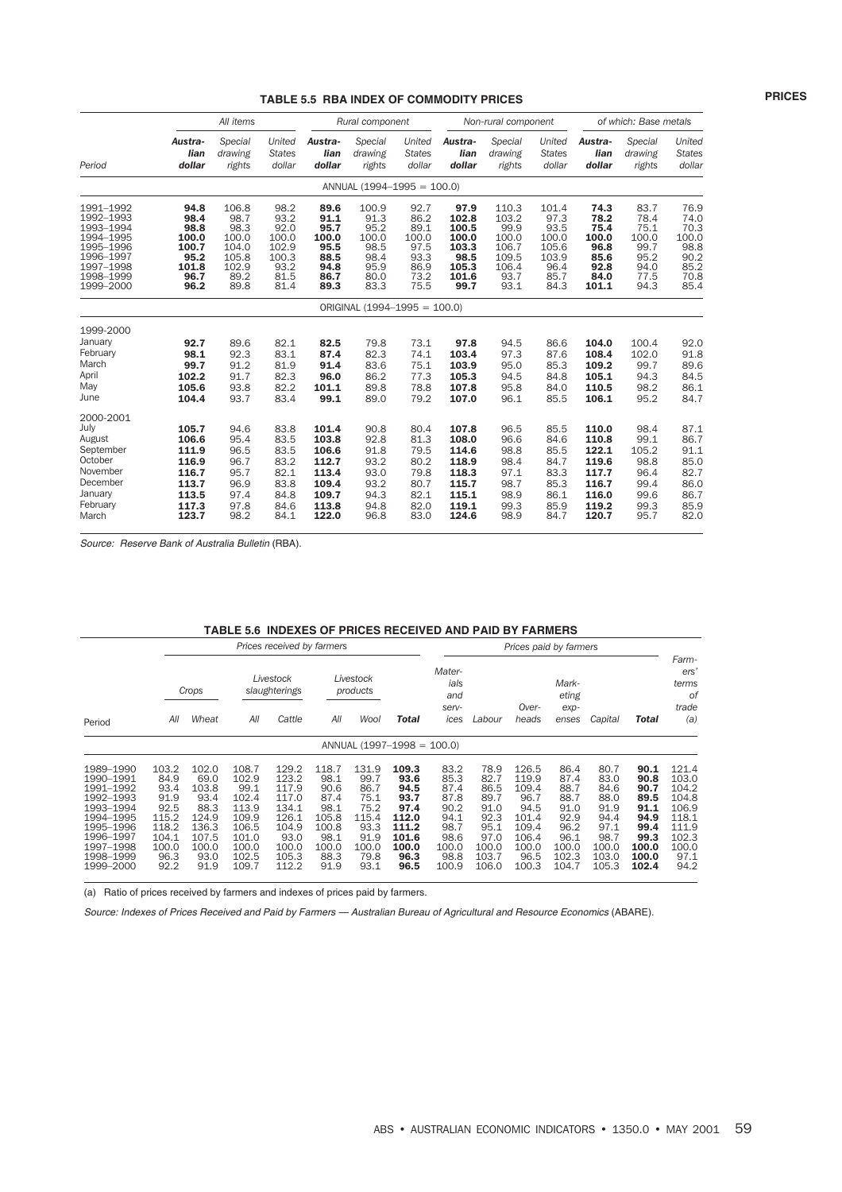## TABLE 5.5 RBA INDEX OF COMMODITY PRICES

| | All items | | | Rural component | | | Non-rural component | | | of which: Base metals | | |
|---|---|---|---|---|---|---|---|---|---|---|---|---|
| Period | **Australian dollar** | Special drawing rights | United States dollar | **Australian dollar** | Special drawing rights | United States dollar | **Australian dollar** | Special drawing rights | United States dollar | **Australian dollar** | Special drawing rights | United States dollar |
| | | | | | ANNUAL (1994–1995 = 100.0) | | | | | | | |
| 1991–1992 | **94.8** | 106.8 | 98.2 | **89.6** | 100.9 | 92.7 | **97.9** | 110.3 | 101.4 | **74.3** | 83.7 | 76.9 |
| 1992–1993 | **98.4** | 98.7 | 93.2 | **91.1** | 91.3 | 86.2 | **102.8** | 103.2 | 97.3 | **78.2** | 78.4 | 74.0 |
| 1993–1994 | **98.8** | 98.3 | 92.0 | **95.7** | 95.2 | 89.1 | **100.5** | 99.9 | 93.5 | **75.4** | 75.1 | 70.3 |
| 1994–1995 | **100.0** | 100.0 | 100.0 | **100.0** | 100.0 | 100.0 | **100.0** | 100.0 | 100.0 | **100.0** | 100.0 | 100.0 |
| 1995–1996 | **100.7** | 104.0 | 102.9 | **95.5** | 98.5 | 97.5 | **103.3** | 106.7 | 105.6 | **96.8** | 99.7 | 98.8 |
| 1996–1997 | **95.2** | 105.8 | 100.3 | **88.5** | 98.4 | 93.3 | **98.5** | 109.5 | 103.9 | **85.6** | 95.2 | 90.2 |
| 1997–1998 | **101.8** | 102.9 | 93.2 | **94.8** | 95.9 | 86.9 | **105.3** | 106.4 | 96.4 | **92.8** | 94.0 | 85.2 |
| 1998–1999 | **96.7** | 89.2 | 81.5 | **86.7** | 80.0 | 73.2 | **101.6** | 93.7 | 85.7 | **84.0** | 77.5 | 70.8 |
| 1999–2000 | **96.2** | 89.8 | 81.4 | **89.3** | 83.3 | 75.5 | **99.7** | 93.1 | 84.3 | **101.1** | 94.3 | 85.4 |
| | | | | | ORIGINAL (1994–1995 = 100.0) | | | | | | | |
| 1999-2000 | | | | | | | | | | | | |
| January | **92.7** | 89.6 | 82.1 | **82.5** | 79.8 | 73.1 | **97.8** | 94.5 | 86.6 | **104.0** | 100.4 | 92.0 |
| February | **98.1** | 92.3 | 83.1 | **87.4** | 82.3 | 74.1 | **103.4** | 97.3 | 87.6 | **108.4** | 102.0 | 91.8 |
| March | **99.7** | 91.2 | 81.9 | **91.4** | 83.6 | 75.1 | **103.9** | 95.0 | 85.3 | **109.2** | 99.7 | 89.6 |
| April | **102.2** | 91.7 | 82.3 | **96.0** | 86.2 | 77.3 | **105.3** | 94.5 | 84.8 | **105.1** | 94.3 | 84.5 |
| May | **105.6** | 93.8 | 82.2 | **101.1** | 89.8 | 78.8 | **107.8** | 95.8 | 84.0 | **110.5** | 98.2 | 86.1 |
| June | **104.4** | 93.7 | 83.4 | **99.1** | 89.0 | 79.2 | **107.0** | 96.1 | 85.5 | **106.1** | 95.2 | 84.7 |
| 2000-2001 | | | | | | | | | | | | |
| July | **105.7** | 94.6 | 83.8 | **101.4** | 90.8 | 80.4 | **107.8** | 96.5 | 85.5 | **110.0** | 98.4 | 87.1 |
| August | **106.6** | 95.4 | 83.5 | **103.8** | 92.8 | 81.3 | **108.0** | 96.6 | 84.6 | **110.8** | 99.1 | 86.7 |
| September | **111.9** | 96.5 | 83.5 | **106.6** | 91.8 | 79.5 | **114.6** | 98.8 | 85.5 | **122.1** | 105.2 | 91.1 |
| October | **116.9** | 96.7 | 83.2 | **112.7** | 93.2 | 80.2 | **118.9** | 98.4 | 84.7 | **119.6** | 98.8 | 85.0 |
| November | **116.7** | 95.7 | 82.1 | **113.4** | 93.0 | 79.8 | **118.3** | 97.1 | 83.3 | **117.7** | 96.4 | 82.7 |
| December | **113.7** | 96.9 | 83.8 | **109.4** | 93.2 | 80.7 | **115.7** | 98.7 | 85.3 | **116.7** | 99.4 | 86.0 |
| January | **113.5** | 97.4 | 84.8 | **109.7** | 94.3 | 82.1 | **115.1** | 98.9 | 86.1 | **116.0** | 99.6 | 86.7 |
| February | **117.3** | 97.8 | 84.6 | **113.8** | 94.8 | 82.0 | **119.1** | 99.3 | 85.9 | **119.2** | 99.3 | 85.9 |
| March | **123.7** | 98.2 | 84.1 | **122.0** | 96.8 | 83.0 | **124.6** | 98.9 | 84.7 | **120.7** | 95.7 | 82.0 |

*Source: Reserve Bank of Australia Bulletin* (RBA).

## TABLE 5.6 INDEXES OF PRICES RECEIVED AND PAID BY FARMERS

| | Prices received by farmers | | | | | | | Prices paid by farmers | | | | | | |
|---|---|---|---|---|---|---|---|---|---|---|---|---|---|---|
| | Crops | | Livestock slaughterings | | Livestock products | | | | | | | | | |
| Period | All | Wheat | All | Cattle | All | Wool | **Total** | Materials and services | Labour | Overheads | Marketing expenses | Capital | **Total** | Farmers' terms of trade (a) |
| | | | | | | ANNUAL (1997–1998 = 100.0) | | | | | | | | |
| 1989–1990 | 103.2 | 102.0 | 108.7 | 129.2 | 118.7 | 131.9 | **109.3** | 83.2 | 78.9 | 126.5 | 86.4 | 80.7 | **90.1** | 121.4 |
| 1990–1991 | 84.9 | 69.0 | 102.9 | 123.2 | 98.1 | 99.7 | **93.6** | 85.3 | 82.7 | 119.9 | 87.4 | 83.0 | **90.8** | 103.0 |
| 1991–1992 | 93.4 | 103.8 | 99.1 | 117.9 | 90.6 | 86.7 | **94.5** | 87.4 | 86.5 | 109.4 | 88.7 | 84.6 | **90.7** | 104.2 |
| 1992–1993 | 91.9 | 93.4 | 102.4 | 117.0 | 87.4 | 75.1 | **93.7** | 87.8 | 89.7 | 96.7 | 88.7 | 88.0 | **89.5** | 104.8 |
| 1993–1994 | 92.5 | 88.3 | 113.9 | 134.1 | 98.1 | 75.2 | **97.4** | 90.2 | 91.0 | 94.5 | 91.0 | 91.9 | **91.1** | 106.9 |
| 1994–1995 | 115.2 | 124.9 | 109.9 | 126.1 | 105.8 | 115.4 | **112.0** | 94.1 | 92.3 | 101.4 | 92.9 | 94.4 | **94.9** | 118.1 |
| 1995–1996 | 118.2 | 136.3 | 106.5 | 104.9 | 100.8 | 93.3 | **111.2** | 98.7 | 95.1 | 109.4 | 96.2 | 97.1 | **99.4** | 111.9 |
| 1996–1997 | 104.1 | 107.5 | 101.0 | 93.0 | 98.1 | 91.9 | **101.6** | 98.6 | 97.0 | 106.4 | 96.1 | 98.7 | **99.3** | 102.3 |
| 1997–1998 | 100.0 | 100.0 | 100.0 | 100.0 | 100.0 | 100.0 | **100.0** | 100.0 | 100.0 | 100.0 | 100.0 | 100.0 | **100.0** | 100.0 |
| 1998–1999 | 96.3 | 93.0 | 102.5 | 105.3 | 88.3 | 79.8 | **96.3** | 98.8 | 103.7 | 96.5 | 102.3 | 103.0 | **100.0** | 97.1 |
| 1999–2000 | 92.2 | 91.9 | 109.7 | 112.2 | 91.9 | 93.1 | **96.5** | 100.9 | 106.0 | 100.3 | 104.7 | 105.3 | **102.4** | 94.2 |

(a) Ratio of prices received by farmers and indexes of prices paid by farmers.

*Source: Indexes of Prices Received and Paid by Farmers — Australian Bureau of Agricultural and Resource Economics* (ABARE).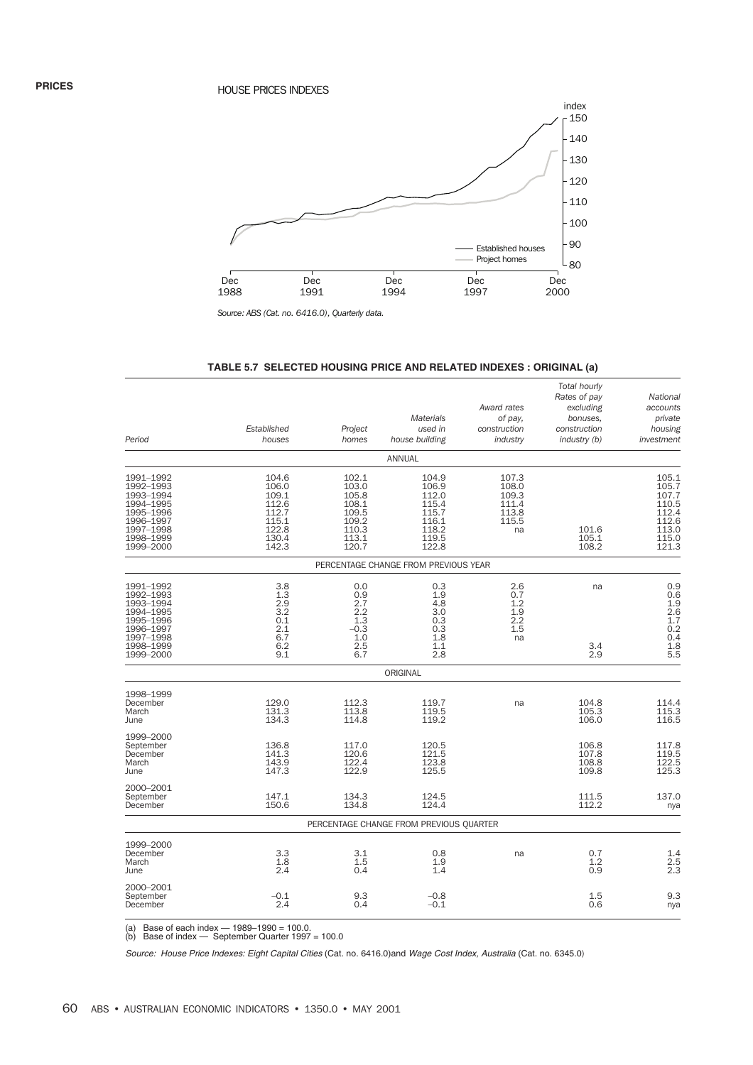**PRICES**

HOUSE PRICES INDEXES

index
150
140
130
120
110
100
90
80

Dec 1988
Dec 1991
Dec 1994
Dec 1997
Dec 2000

Established houses
Project homes

*Source: ABS (Cat. no. 6416.0), Quarterly data.*

**TABLE 5.7 SELECTED HOUSING PRICE AND RELATED INDEXES : ORIGINAL (a)**

| Period | *Established houses* | *Project homes* | *Materials used in house building* | *Award rates of pay, construction industry* | *Total hourly Rates of pay excluding bonuses, construction industry (b)* | *National accounts private housing investment* |
|---|---|---|---|---|---|---|
| ANNUAL | | | | | | |
| 1991–1992 | 104.6 | 102.1 | 104.9 | 107.3 | | 105.1 |
| 1992–1993 | 106.0 | 103.0 | 106.9 | 108.0 | | 105.7 |
| 1993–1994 | 109.1 | 105.8 | 112.0 | 109.3 | | 107.7 |
| 1994–1995 | 112.6 | 108.1 | 115.4 | 111.4 | | 110.5 |
| 1995–1996 | 112.7 | 109.5 | 115.7 | 113.8 | | 112.4 |
| 1996–1997 | 115.1 | 109.2 | 116.1 | 115.5 | | 112.6 |
| 1997–1998 | 122.8 | 110.3 | 118.2 | na | 101.6 | 113.0 |
| 1998–1999 | 130.4 | 113.1 | 119.5 | | 105.1 | 115.0 |
| 1999–2000 | 142.3 | 120.7 | 122.8 | | 108.2 | 121.3 |
| PERCENTAGE CHANGE FROM PREVIOUS YEAR | | | | | | |
| 1991–1992 | 3.8 | 0.0 | 0.3 | 2.6 | na | 0.9 |
| 1992–1993 | 1.3 | 0.9 | 1.9 | 0.7 | | 0.6 |
| 1993–1994 | 2.9 | 2.7 | 4.8 | 1.2 | | 1.9 |
| 1994–1995 | 3.2 | 2.2 | 3.0 | 1.9 | | 2.6 |
| 1995–1996 | 0.1 | 1.3 | 0.3 | 2.2 | | 1.7 |
| 1996–1997 | 2.1 | –0.3 | 0.3 | 1.5 | | 0.2 |
| 1997–1998 | 6.7 | 1.0 | 1.8 | na | | 0.4 |
| 1998–1999 | 6.2 | 2.5 | 1.1 | | 3.4 | 1.8 |
| 1999–2000 | 9.1 | 6.7 | 2.8 | | 2.9 | 5.5 |
| ORIGINAL | | | | | | |
| 1998–1999 | | | | | | |
| December | 129.0 | 112.3 | 119.7 | na | 104.8 | 114.4 |
| March | 131.3 | 113.8 | 119.5 | | 105.3 | 115.3 |
| June | 134.3 | 114.8 | 119.2 | | 106.0 | 116.5 |
| 1999–2000 | | | | | | |
| September | 136.8 | 117.0 | 120.5 | | 106.8 | 117.8 |
| December | 141.3 | 120.6 | 121.5 | | 107.8 | 119.5 |
| March | 143.9 | 122.4 | 123.8 | | 108.8 | 122.5 |
| June | 147.3 | 122.9 | 125.5 | | 109.8 | 125.3 |
| 2000–2001 | | | | | | |
| September | 147.1 | 134.3 | 124.5 | | 111.5 | 137.0 |
| December | 150.6 | 134.8 | 124.4 | | 112.2 | nya |
| PERCENTAGE CHANGE FROM PREVIOUS QUARTER | | | | | | |
| 1999–2000 | | | | | | |
| December | 3.3 | 3.1 | 0.8 | na | 0.7 | 1.4 |
| March | 1.8 | 1.5 | 1.9 | | 1.2 | 2.5 |
| June | 2.4 | 0.4 | 1.4 | | 0.9 | 2.3 |
| 2000–2001 | | | | | | |
| September | –0.1 | 9.3 | –0.8 | | 1.5 | 9.3 |
| December | 2.4 | 0.4 | –0.1 | | 0.6 | nya |

(a) Base of each index — 1989–1990 = 100.0.
(b) Base of index — September Quarter 1997 = 100.0

*Source: House Price Indexes: Eight Capital Cities* (Cat. no. 6416.0)and *Wage Cost Index, Australia* (Cat. no. 6345.0)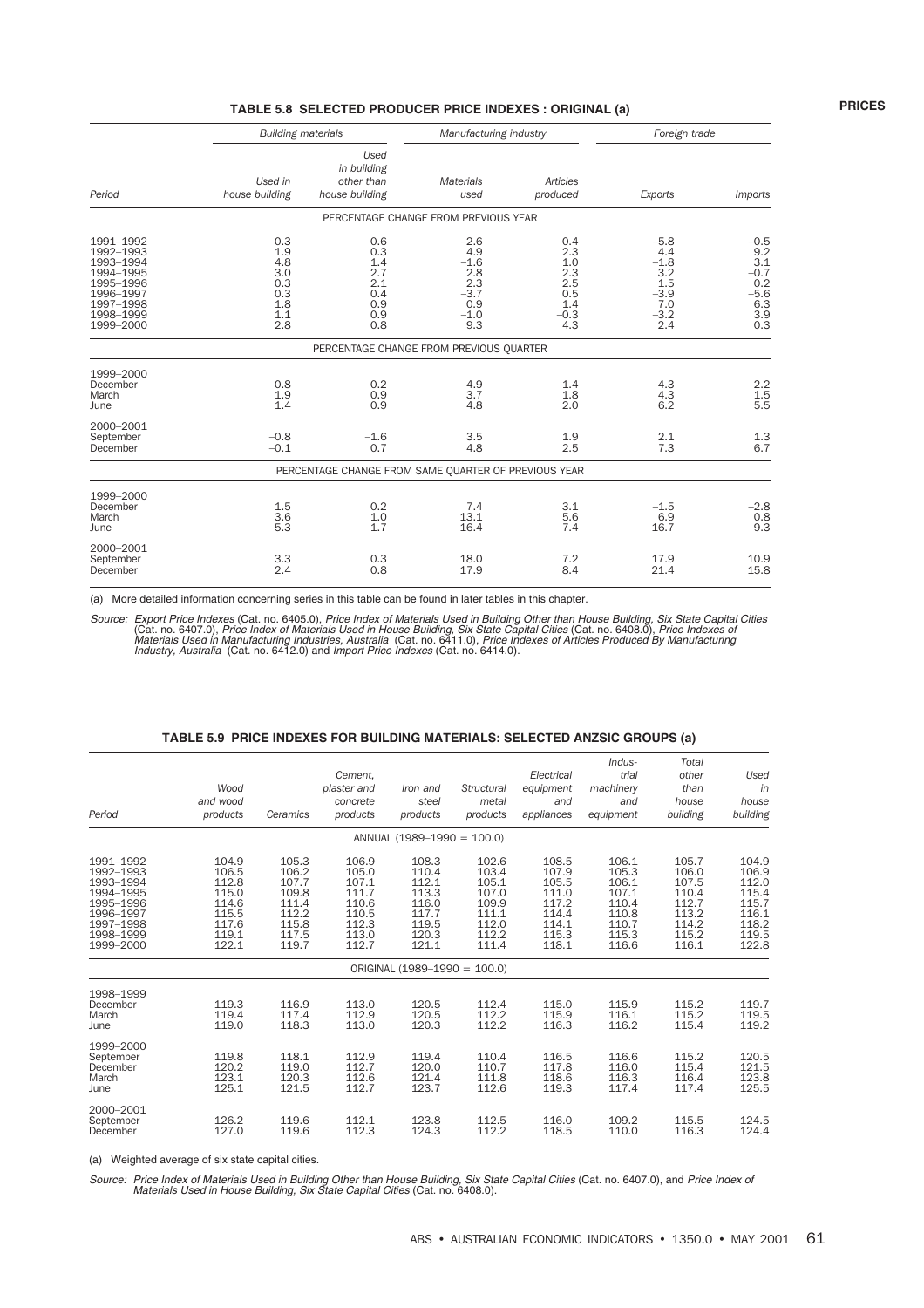## TABLE 5.8 SELECTED PRODUCER PRICE INDEXES : ORIGINAL (a)

| Period | Building materials: Used in house building | Building materials: Used in building other than house building | Manufacturing industry: Materials used | Manufacturing industry: Articles produced | Foreign trade: Exports | Foreign trade: Imports |
|---|---|---|---|---|---|---|
| | | | PERCENTAGE CHANGE FROM PREVIOUS YEAR | | | |
| 1991–1992 | 0.3 | 0.6 | −2.6 | 0.4 | −5.8 | −0.5 |
| 1992–1993 | 1.9 | 0.3 | 4.9 | 2.3 | 4.4 | 9.2 |
| 1993–1994 | 4.8 | 1.4 | −1.6 | 1.0 | −1.8 | 3.1 |
| 1994–1995 | 3.0 | 2.7 | 2.8 | 2.3 | 3.2 | −0.7 |
| 1995–1996 | 0.3 | 2.1 | 2.3 | 2.5 | 1.5 | 0.2 |
| 1996–1997 | 0.3 | 0.4 | −3.7 | 0.5 | −3.9 | −5.6 |
| 1997–1998 | 1.8 | 0.9 | 0.9 | 1.4 | 7.0 | 6.3 |
| 1998–1999 | 1.1 | 0.9 | −1.0 | −0.3 | −3.2 | 3.9 |
| 1999–2000 | 2.8 | 0.8 | 9.3 | 4.3 | 2.4 | 0.3 |
| | | | PERCENTAGE CHANGE FROM PREVIOUS QUARTER | | | |
| 1999–2000 | | | | | | |
| December | 0.8 | 0.2 | 4.9 | 1.4 | 4.3 | 2.2 |
| March | 1.9 | 0.9 | 3.7 | 1.8 | 4.3 | 1.5 |
| June | 1.4 | 0.9 | 4.8 | 2.0 | 6.2 | 5.5 |
| 2000–2001 | | | | | | |
| September | −0.8 | −1.6 | 3.5 | 1.9 | 2.1 | 1.3 |
| December | −0.1 | 0.7 | 4.8 | 2.5 | 7.3 | 6.7 |
| | | | PERCENTAGE CHANGE FROM SAME QUARTER OF PREVIOUS YEAR | | | |
| 1999–2000 | | | | | | |
| December | 1.5 | 0.2 | 7.4 | 3.1 | −1.5 | −2.8 |
| March | 3.6 | 1.0 | 13.1 | 5.6 | 6.9 | 0.8 |
| June | 5.3 | 1.7 | 16.4 | 7.4 | 16.7 | 9.3 |
| 2000–2001 | | | | | | |
| September | 3.3 | 0.3 | 18.0 | 7.2 | 17.9 | 10.9 |
| December | 2.4 | 0.8 | 17.9 | 8.4 | 21.4 | 15.8 |

(a) More detailed information concerning series in this table can be found in later tables in this chapter.

*Source:* *Export Price Indexes* (Cat. no. 6405.0), *Price Index of Materials Used in Building Other than House Building, Six State Capital Cities* (Cat. no. 6407.0), *Price Index of Materials Used in House Building, Six State Capital Cities* (Cat. no. 6408.0), *Price Indexes of Materials Used in Manufacturing Industries, Australia* (Cat. no. 6411.0), *Price Indexes of Articles Produced By Manufacturing Industry, Australia* (Cat. no. 6412.0) and *Import Price Indexes* (Cat. no. 6414.0).

## TABLE 5.9 PRICE INDEXES FOR BUILDING MATERIALS: SELECTED ANZSIC GROUPS (a)

| Period | Wood and wood products | Ceramics | Cement, plaster and concrete products | Iron and steel products | Structural metal products | Electrical equipment and appliances | Industrial machinery and equipment | Total other than house building | Used in house building |
|---|---|---|---|---|---|---|---|---|---|
| | | | | ANNUAL (1989–1990 = 100.0) | | | | | |
| 1991–1992 | 104.9 | 105.3 | 106.9 | 108.3 | 102.6 | 108.5 | 106.1 | 105.7 | 104.9 |
| 1992–1993 | 106.5 | 106.2 | 105.0 | 110.4 | 103.4 | 107.9 | 105.3 | 106.0 | 106.9 |
| 1993–1994 | 112.8 | 107.7 | 107.1 | 112.1 | 105.1 | 105.5 | 106.1 | 107.5 | 112.0 |
| 1994–1995 | 115.0 | 109.8 | 111.7 | 113.3 | 107.0 | 111.0 | 107.1 | 110.4 | 115.4 |
| 1995–1996 | 114.6 | 111.4 | 110.6 | 116.0 | 109.9 | 117.2 | 110.4 | 112.7 | 115.7 |
| 1996–1997 | 115.5 | 112.2 | 110.5 | 117.7 | 111.1 | 114.4 | 110.8 | 113.2 | 116.1 |
| 1997–1998 | 117.6 | 115.8 | 112.3 | 119.5 | 112.0 | 114.1 | 110.7 | 114.2 | 118.2 |
| 1998–1999 | 119.1 | 117.5 | 113.0 | 120.3 | 112.2 | 115.3 | 115.3 | 115.2 | 119.5 |
| 1999–2000 | 122.1 | 119.7 | 112.7 | 121.1 | 111.4 | 118.1 | 116.6 | 116.1 | 122.8 |
| | | | | ORIGINAL (1989–1990 = 100.0) | | | | | |
| 1998–1999 | | | | | | | | | |
| December | 119.3 | 116.9 | 113.0 | 120.5 | 112.4 | 115.0 | 115.9 | 115.2 | 119.7 |
| March | 119.4 | 117.4 | 112.9 | 120.5 | 112.2 | 115.9 | 116.1 | 115.2 | 119.5 |
| June | 119.0 | 118.3 | 113.0 | 120.3 | 112.2 | 116.3 | 116.2 | 115.4 | 119.2 |
| 1999–2000 | | | | | | | | | |
| September | 119.8 | 118.1 | 112.9 | 119.4 | 110.4 | 116.5 | 116.6 | 115.2 | 120.5 |
| December | 120.2 | 119.0 | 112.7 | 120.0 | 110.7 | 117.8 | 116.0 | 115.4 | 121.5 |
| March | 123.1 | 120.3 | 112.6 | 121.4 | 111.8 | 118.6 | 116.3 | 116.4 | 123.8 |
| June | 125.1 | 121.5 | 112.7 | 123.7 | 112.6 | 119.3 | 117.4 | 117.4 | 125.5 |
| 2000–2001 | | | | | | | | | |
| September | 126.2 | 119.6 | 112.1 | 123.8 | 112.5 | 116.0 | 109.2 | 115.5 | 124.5 |
| December | 127.0 | 119.6 | 112.3 | 124.3 | 112.2 | 118.5 | 110.0 | 116.3 | 124.4 |

(a) Weighted average of six state capital cities.

*Source:* *Price Index of Materials Used in Building Other than House Building, Six State Capital Cities* (Cat. no. 6407.0), and *Price Index of Materials Used in House Building, Six State Capital Cities* (Cat. no. 6408.0).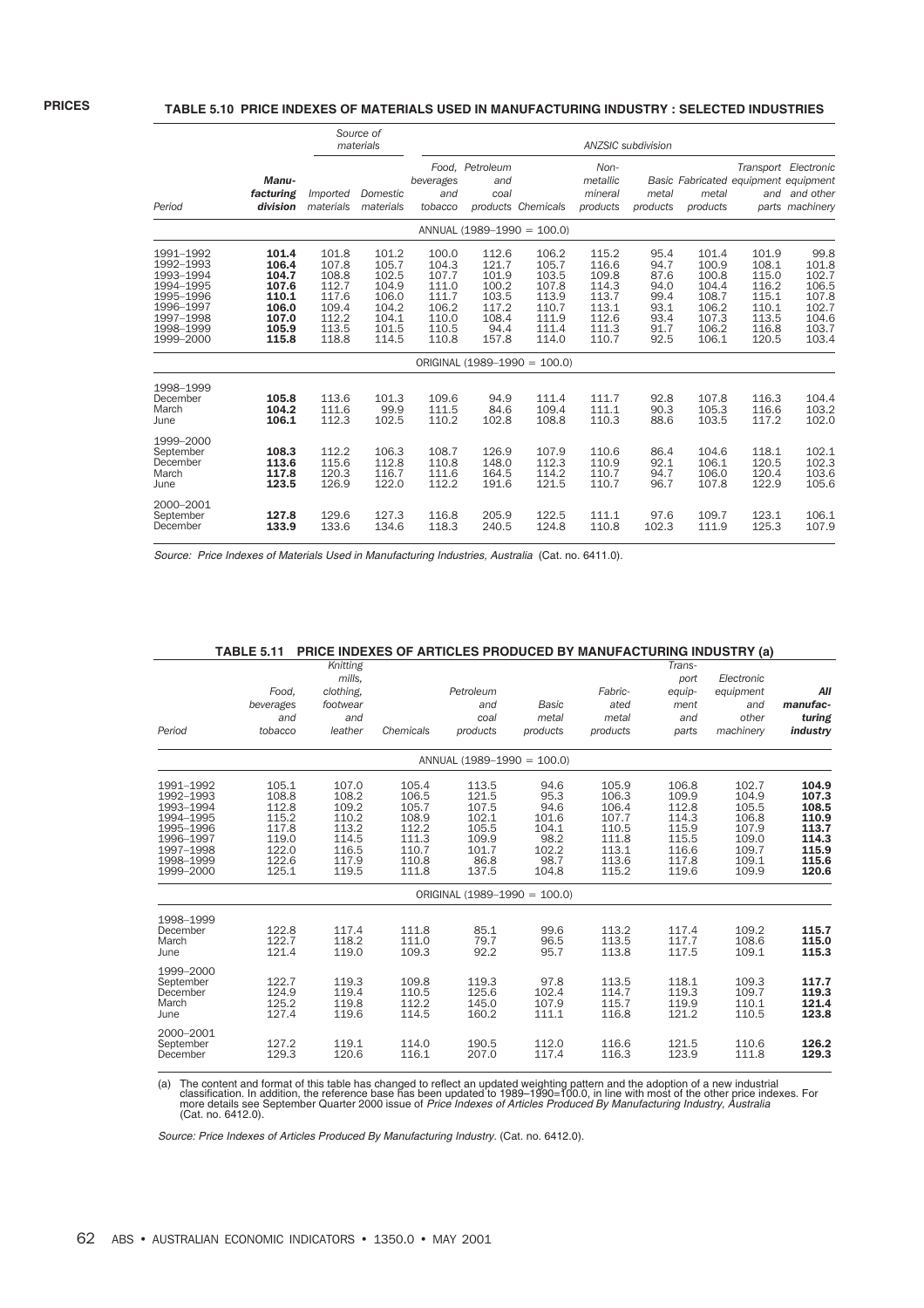## TABLE 5.10 PRICE INDEXES OF MATERIALS USED IN MANUFACTURING INDUSTRY : SELECTED INDUSTRIES

| Period | Manufacturing division | Source of materials: Imported materials | Source of materials: Domestic materials | ANZSIC subdivision: Food, beverages and tobacco | Petroleum and coal products | Chemicals | Non-metallic mineral products | Basic metal products | Fabricated metal products | Transport equipment and parts | Electronic equipment and other machinery |
|---|---|---|---|---|---|---|---|---|---|---|---|
| | | | | ANNUAL (1989–1990 = 100.0) | | | | | | | |
| 1991–1992 | **101.4** | 101.8 | 101.2 | 100.0 | 112.6 | 106.2 | 115.2 | 95.4 | 101.4 | 101.9 | 99.8 |
| 1992–1993 | **106.4** | 107.8 | 105.7 | 104.3 | 121.7 | 105.7 | 116.6 | 94.7 | 100.9 | 108.1 | 101.8 |
| 1993–1994 | **104.7** | 108.8 | 102.5 | 107.7 | 101.9 | 103.5 | 109.8 | 87.6 | 100.8 | 115.0 | 102.7 |
| 1994–1995 | **107.6** | 112.7 | 104.9 | 111.0 | 100.2 | 107.8 | 114.3 | 94.0 | 104.4 | 116.2 | 106.5 |
| 1995–1996 | **110.1** | 117.6 | 106.0 | 111.7 | 103.5 | 113.9 | 113.7 | 99.4 | 108.7 | 115.1 | 107.8 |
| 1996–1997 | **106.0** | 109.4 | 104.2 | 106.2 | 117.2 | 110.7 | 113.1 | 93.1 | 106.2 | 110.1 | 102.7 |
| 1997–1998 | **107.0** | 112.2 | 104.1 | 110.0 | 108.4 | 111.9 | 112.6 | 93.4 | 107.3 | 113.5 | 104.6 |
| 1998–1999 | **105.9** | 113.5 | 101.5 | 110.5 | 94.4 | 111.4 | 111.3 | 91.7 | 106.2 | 116.8 | 103.7 |
| 1999–2000 | **115.8** | 118.8 | 114.5 | 110.8 | 157.8 | 114.0 | 110.7 | 92.5 | 106.1 | 120.5 | 103.4 |
| | | | | ORIGINAL (1989–1990 = 100.0) | | | | | | | |
| 1998–1999 | | | | | | | | | | | |
| December | **105.8** | 113.6 | 101.3 | 109.6 | 94.9 | 111.4 | 111.7 | 92.8 | 107.8 | 116.3 | 104.4 |
| March | **104.2** | 111.6 | 99.9 | 111.5 | 84.6 | 109.4 | 111.1 | 90.3 | 105.3 | 116.6 | 103.2 |
| June | **106.1** | 112.3 | 102.5 | 110.2 | 102.8 | 108.8 | 110.3 | 88.6 | 103.5 | 117.2 | 102.0 |
| 1999–2000 | | | | | | | | | | | |
| September | **108.3** | 112.2 | 106.3 | 108.7 | 126.9 | 107.9 | 110.6 | 86.4 | 104.6 | 118.1 | 102.1 |
| December | **113.6** | 115.6 | 112.8 | 110.8 | 148.0 | 112.3 | 110.9 | 92.1 | 106.1 | 120.5 | 102.3 |
| March | **117.8** | 120.3 | 116.7 | 111.6 | 164.5 | 114.2 | 110.7 | 94.7 | 106.0 | 120.4 | 103.6 |
| June | **123.5** | 126.9 | 122.0 | 112.2 | 191.6 | 121.5 | 110.7 | 96.7 | 107.8 | 122.9 | 105.6 |
| 2000–2001 | | | | | | | | | | | |
| September | **127.8** | 129.6 | 127.3 | 116.8 | 205.9 | 122.5 | 111.1 | 97.6 | 109.7 | 123.1 | 106.1 |
| December | **133.9** | 133.6 | 134.6 | 118.3 | 240.5 | 124.8 | 110.8 | 102.3 | 111.9 | 125.3 | 107.9 |

*Source: Price Indexes of Materials Used in Manufacturing Industries, Australia* (Cat. no. 6411.0).

## TABLE 5.11 PRICE INDEXES OF ARTICLES PRODUCED BY MANUFACTURING INDUSTRY (a)

| Period | Food, beverages and tobacco | Knitting mills, clothing, footwear and leather | Chemicals | Petroleum and coal products | Basic metal products | Fabricated metal products | Transport equipment and parts | Electronic equipment and other machinery | *All manufacturing industry* |
|---|---|---|---|---|---|---|---|---|---|
| | | | | ANNUAL (1989–1990 = 100.0) | | | | | |
| 1991–1992 | 105.1 | 107.0 | 105.4 | 113.5 | 94.6 | 105.9 | 106.8 | 102.7 | **104.9** |
| 1992–1993 | 108.8 | 108.2 | 106.5 | 121.5 | 95.3 | 106.3 | 109.9 | 104.9 | **107.3** |
| 1993–1994 | 112.8 | 109.2 | 105.7 | 107.5 | 94.6 | 106.4 | 112.8 | 105.5 | **108.5** |
| 1994–1995 | 115.2 | 110.2 | 108.9 | 102.1 | 101.6 | 107.7 | 114.3 | 106.8 | **110.9** |
| 1995–1996 | 117.8 | 113.2 | 112.2 | 105.5 | 104.1 | 110.5 | 115.9 | 107.9 | **113.7** |
| 1996–1997 | 119.0 | 114.5 | 111.3 | 109.9 | 98.2 | 111.8 | 115.5 | 109.0 | **114.3** |
| 1997–1998 | 122.0 | 116.5 | 110.7 | 101.7 | 102.2 | 113.1 | 116.6 | 109.7 | **115.9** |
| 1998–1999 | 122.6 | 117.9 | 110.8 | 86.8 | 98.7 | 113.6 | 117.8 | 109.1 | **115.6** |
| 1999–2000 | 125.1 | 119.5 | 111.8 | 137.5 | 104.8 | 115.2 | 119.6 | 109.9 | **120.6** |
| | | | | ORIGINAL (1989–1990 = 100.0) | | | | | |
| 1998–1999 | | | | | | | | | |
| December | 122.8 | 117.4 | 111.8 | 85.1 | 99.6 | 113.2 | 117.4 | 109.2 | **115.7** |
| March | 122.7 | 118.2 | 111.0 | 79.7 | 96.5 | 113.5 | 117.7 | 108.6 | **115.0** |
| June | 121.4 | 119.0 | 109.3 | 92.2 | 95.7 | 113.8 | 117.5 | 109.1 | **115.3** |
| 1999–2000 | | | | | | | | | |
| September | 122.7 | 119.3 | 109.8 | 119.3 | 97.8 | 113.5 | 118.1 | 109.3 | **117.7** |
| December | 124.9 | 119.4 | 110.5 | 125.6 | 102.4 | 114.7 | 119.3 | 109.7 | **119.3** |
| March | 125.2 | 119.8 | 112.2 | 145.0 | 107.9 | 115.7 | 119.9 | 110.1 | **121.4** |
| June | 127.4 | 119.6 | 114.5 | 160.2 | 111.1 | 116.8 | 121.2 | 110.5 | **123.8** |
| 2000–2001 | | | | | | | | | |
| September | 127.2 | 119.1 | 114.0 | 190.5 | 112.0 | 116.6 | 121.5 | 110.6 | **126.2** |
| December | 129.3 | 120.6 | 116.1 | 207.0 | 117.4 | 116.3 | 123.9 | 111.8 | **129.3** |

(a) The content and format of this table has changed to reflect an updated weighting pattern and the adoption of a new industrial classification. In addition, the reference base has been updated to 1989–1990=100.0, in line with most of the other price indexes. For more details see September Quarter 2000 issue of *Price Indexes of Articles Produced By Manufacturing Industry, Australia* (Cat. no. 6412.0).

*Source: Price Indexes of Articles Produced By Manufacturing Industry.* (Cat. no. 6412.0).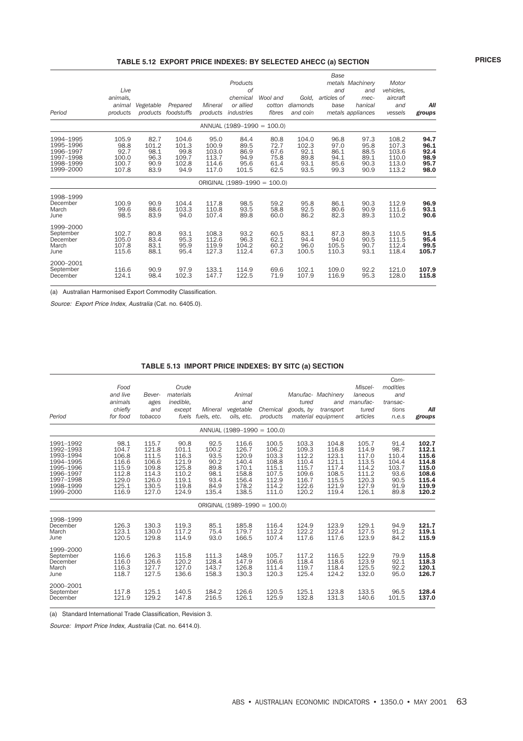## TABLE 5.12 EXPORT PRICE INDEXES: BY SELECTED AHECC (a) SECTION

| Period | Live animals, animal products | Vegetable products | Prepared foodstuffs | Mineral products | Products of chemical or allied industries | Wool and cotton fibres | Gold, diamonds and coin | Base metals and articles of base metals | Machinery and mechanical appliances | Motor vehicles, aircraft and vessels | *All groups* |
|---|---|---|---|---|---|---|---|---|---|---|---|
| | | | | | ANNUAL (1989–1990 = 100.0) | | | | | | |
| 1994–1995 | 105.9 | 82.7 | 104.6 | 95.0 | 84.4 | 80.8 | 104.0 | 96.8 | 97.3 | 108.2 | **94.7** |
| 1995–1996 | 98.8 | 101.2 | 101.3 | 100.9 | 89.5 | 72.7 | 102.3 | 97.0 | 95.8 | 107.3 | **96.1** |
| 1996–1997 | 92.7 | 98.1 | 99.8 | 103.0 | 86.9 | 67.6 | 92.1 | 86.1 | 88.5 | 103.6 | **92.4** |
| 1997–1998 | 100.0 | 96.3 | 109.7 | 113.7 | 94.9 | 75.8 | 89.8 | 94.1 | 89.1 | 110.0 | **98.9** |
| 1998–1999 | 100.7 | 90.9 | 102.8 | 114.6 | 95.6 | 61.4 | 93.1 | 85.6 | 90.3 | 113.0 | **95.7** |
| 1999–2000 | 107.8 | 83.9 | 94.9 | 117.0 | 101.5 | 62.5 | 93.5 | 99.3 | 90.9 | 113.2 | **98.0** |
| | | | | | ORIGINAL (1989–1990 = 100.0) | | | | | | |
| 1998–1999 | | | | | | | | | | | |
| December | 100.9 | 90.9 | 104.4 | 117.8 | 98.5 | 59.2 | 95.8 | 86.1 | 90.3 | 112.9 | **96.9** |
| March | 99.6 | 88.6 | 103.3 | 110.8 | 93.5 | 58.8 | 92.5 | 80.6 | 90.9 | 111.6 | **93.1** |
| June | 98.5 | 83.9 | 94.0 | 107.4 | 89.8 | 60.0 | 86.2 | 82.3 | 89.3 | 110.2 | **90.6** |
| 1999–2000 | | | | | | | | | | | |
| September | 102.7 | 80.8 | 93.1 | 108.3 | 93.2 | 60.5 | 83.1 | 87.3 | 89.3 | 110.5 | **91.5** |
| December | 105.0 | 83.4 | 95.3 | 112.6 | 96.3 | 62.1 | 94.4 | 94.0 | 90.5 | 111.5 | **95.4** |
| March | 107.8 | 83.1 | 95.9 | 119.9 | 104.2 | 60.2 | 96.0 | 105.5 | 90.7 | 112.4 | **99.5** |
| June | 115.6 | 88.1 | 95.4 | 127.3 | 112.4 | 67.3 | 100.5 | 110.3 | 93.1 | 118.4 | **105.7** |
| 2000–2001 | | | | | | | | | | | |
| September | 116.6 | 90.9 | 97.9 | 133.1 | 114.9 | 69.6 | 102.1 | 109.0 | 92.2 | 121.0 | **107.9** |
| December | 124.1 | 98.4 | 102.3 | 147.7 | 122.5 | 71.9 | 107.9 | 116.9 | 95.3 | 128.0 | **115.8** |

(a) Australian Harmonised Export Commodity Classification.

*Source: Export Price Index, Australia* (Cat. no. 6405.0).

## TABLE 5.13 IMPORT PRICE INDEXES: BY SITC (a) SECTION

| Period | Food and live animals chiefly for food | Beverages and tobacco | Crude materials inedible, except fuels | Mineral fuels, etc. | Animal and vegetable oils, etc. | Chemical products | Manufactured goods, by material | Machinery and transport equipment | Miscellaneous manufactured articles | Commodities and transactions n.e.s | *All groups* |
|---|---|---|---|---|---|---|---|---|---|---|---|
| | | | | | ANNUAL (1989–1990 = 100.0) | | | | | | |
| 1991–1992 | 98.1 | 115.7 | 90.8 | 92.5 | 116.6 | 100.5 | 103.3 | 104.8 | 105.7 | 91.4 | **102.7** |
| 1992–1993 | 104.7 | 121.8 | 101.1 | 100.2 | 126.7 | 106.2 | 109.3 | 116.8 | 114.9 | 98.7 | **112.1** |
| 1993–1994 | 106.8 | 111.5 | 116.3 | 93.5 | 120.9 | 103.3 | 112.2 | 123.1 | 117.0 | 110.4 | **115.6** |
| 1994–1995 | 116.6 | 106.6 | 121.9 | 90.2 | 140.4 | 108.8 | 110.4 | 121.1 | 113.5 | 104.4 | **114.8** |
| 1995–1996 | 115.9 | 109.8 | 125.8 | 89.8 | 170.1 | 115.1 | 115.7 | 117.4 | 114.2 | 103.7 | **115.0** |
| 1996–1997 | 112.8 | 114.3 | 110.2 | 98.1 | 158.8 | 107.5 | 109.6 | 108.5 | 111.2 | 93.6 | **108.6** |
| 1997–1998 | 129.0 | 126.0 | 119.1 | 93.4 | 156.4 | 112.9 | 116.7 | 115.5 | 120.3 | 90.5 | **115.4** |
| 1998–1999 | 125.1 | 130.5 | 119.8 | 84.9 | 178.2 | 114.2 | 122.6 | 121.9 | 127.9 | 91.9 | **119.9** |
| 1999–2000 | 116.9 | 127.0 | 124.9 | 135.4 | 138.5 | 111.0 | 120.2 | 119.4 | 126.1 | 89.8 | **120.2** |
| | | | | | ORIGINAL (1989–1990 = 100.0) | | | | | | |
| 1998–1999 | | | | | | | | | | | |
| December | 126.3 | 130.3 | 119.3 | 85.1 | 185.8 | 116.4 | 124.9 | 123.9 | 129.1 | 94.9 | **121.7** |
| March | 123.1 | 130.0 | 117.2 | 75.4 | 179.7 | 112.2 | 122.2 | 122.4 | 127.5 | 91.2 | **119.1** |
| June | 120.5 | 129.8 | 114.9 | 93.0 | 166.5 | 107.4 | 117.6 | 117.6 | 123.9 | 84.2 | **115.9** |
| 1999–2000 | | | | | | | | | | | |
| September | 116.6 | 126.3 | 115.8 | 111.3 | 148.9 | 105.7 | 117.2 | 116.5 | 122.9 | 79.9 | **115.8** |
| December | 116.0 | 126.6 | 120.2 | 128.4 | 147.9 | 106.6 | 118.4 | 118.6 | 123.9 | 92.1 | **118.3** |
| March | 116.3 | 127.7 | 127.0 | 143.7 | 126.8 | 111.4 | 119.7 | 118.4 | 125.5 | 92.2 | **120.1** |
| June | 118.7 | 127.5 | 136.6 | 158.3 | 130.3 | 120.3 | 125.4 | 124.2 | 132.0 | 95.0 | **126.7** |
| 2000–2001 | | | | | | | | | | | |
| September | 117.8 | 125.1 | 140.5 | 184.2 | 126.6 | 120.5 | 125.1 | 123.8 | 133.5 | 96.5 | **128.4** |
| December | 121.9 | 129.2 | 147.8 | 216.5 | 126.1 | 125.9 | 132.8 | 131.3 | 140.6 | 101.5 | **137.0** |

(a) Standard International Trade Classification, Revision 3.

*Source: Import Price Index, Australia* (Cat. no. 6414.0).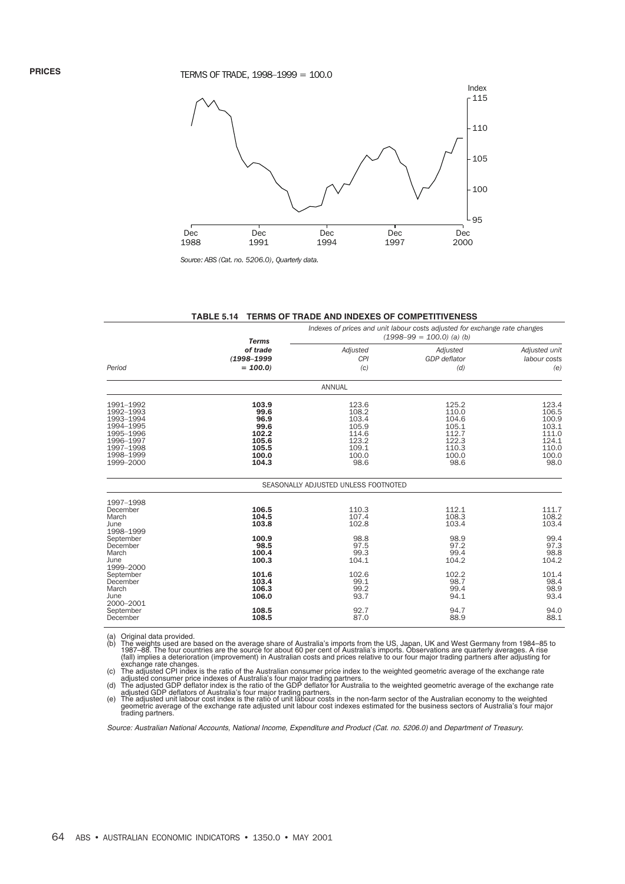**PRICES**

TERMS OF TRADE, 1998–1999 = 100.0

Index
115
110
105
100
95

Dec 1988
Dec 1991
Dec 1994
Dec 1997
Dec 2000

*Source: ABS (Cat. no. 5206.0), Quarterly data.*

**TABLE 5.14 TERMS OF TRADE AND INDEXES OF COMPETITIVENESS**

| Period | Terms of trade (1998–1999 = 100.0) | *Indexes of prices and unit labour costs adjusted for exchange rate changes (1998–99 = 100.0) (a) (b)* | | |
|---|---|---|---|---|
| | | *Adjusted CPI (c)* | *Adjusted GDP deflator (d)* | *Adjusted unit labour costs (e)* |
| | | ANNUAL | | |
| 1991–1992 | **103.9** | 123.6 | 125.2 | 123.4 |
| 1992–1993 | **99.6** | 108.2 | 110.0 | 106.5 |
| 1993–1994 | **96.9** | 103.4 | 104.6 | 100.9 |
| 1994–1995 | **99.6** | 105.9 | 105.1 | 103.1 |
| 1995–1996 | **102.2** | 114.6 | 112.7 | 111.0 |
| 1996–1997 | **105.6** | 123.2 | 122.3 | 124.1 |
| 1997–1998 | **105.5** | 109.1 | 110.3 | 110.0 |
| 1998–1999 | **100.0** | 100.0 | 100.0 | 100.0 |
| 1999–2000 | **104.3** | 98.6 | 98.6 | 98.0 |
| | | SEASONALLY ADJUSTED UNLESS FOOTNOTED | | |
| 1997–1998 | | | | |
| December | **106.5** | 110.3 | 112.1 | 111.7 |
| March | **104.5** | 107.4 | 108.3 | 108.2 |
| June | **103.8** | 102.8 | 103.4 | 103.4 |
| 1998–1999 | | | | |
| September | **100.9** | 98.8 | 98.9 | 99.4 |
| December | **98.5** | 97.5 | 97.2 | 97.3 |
| March | **100.4** | 99.3 | 99.4 | 98.8 |
| June | **100.3** | 104.1 | 104.2 | 104.2 |
| 1999–2000 | | | | |
| September | **101.6** | 102.6 | 102.2 | 101.4 |
| December | **103.4** | 99.1 | 98.7 | 98.4 |
| March | **106.3** | 99.2 | 99.4 | 98.9 |
| June | **106.0** | 93.7 | 94.1 | 93.4 |
| 2000–2001 | | | | |
| September | **108.5** | 92.7 | 94.7 | 94.0 |
| December | **108.5** | 87.0 | 88.9 | 88.1 |

(a) Original data provided.
(b) The weights used are based on the average share of Australia's imports from the US, Japan, UK and West Germany from 1984–85 to 1987–88. The four countries are the source for about 60 per cent of Australia's imports. Observations are quarterly averages. A rise (fall) implies a deterioration (improvement) in Australian costs and prices relative to our four major trading partners after adjusting for exchange rate changes.
(c) The adjusted CPI index is the ratio of the Australian consumer price index to the weighted geometric average of the exchange rate adjusted consumer price indexes of Australia's four major trading partners.
(d) The adjusted GDP deflator index is the ratio of the GDP deflator for Australia to the weighted geometric average of the exchange rate adjusted GDP deflators of Australia's four major trading partners.
(e) The adjusted unit labour cost index is the ratio of unit labour costs in the non-farm sector of the Australian economy to the weighted geometric average of the exchange rate adjusted unit labour cost indexes estimated for the business sectors of Australia's four major trading partners.

*Source: Australian National Accounts, National Income, Expenditure and Product (Cat. no. 5206.0)* and *Department of Treasury.*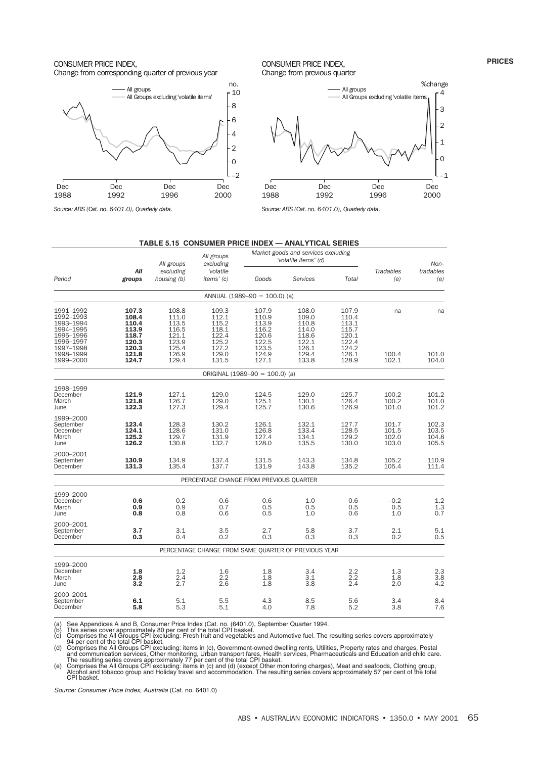CONSUMER PRICE INDEX,
Change from corresponding quarter of previous year

no.
10
8
6
4
2
0
–2

All groups
All Groups excluding 'volatile items'

Dec 1988
Dec 1992
Dec 1996
Dec 2000

*Source: ABS (Cat. no. 6401.0), Quarterly data.*

CONSUMER PRICE INDEX,
Change from previous quarter

%change
4
3
2
1
0
–1

All groups
All Groups excluding 'volatile items'

Dec 1988
Dec 1992
Dec 1996
Dec 2000

*Source: ABS (Cat. no. 6401.0), Quarterly data.*

**TABLE 5.15 CONSUMER PRICE INDEX — ANALYTICAL SERIES**

| Period | All groups | All groups excluding housing (b) | All groups excluding 'volatile items' (c) | Market goods and services excluding 'volatile items' (d) Goods | Services | Total | Tradables (e) | Non-tradables (e) |
|---|---|---|---|---|---|---|---|---|
| | | | ANNUAL (1989–90 = 100.0) (a) | | | | | |
| 1991–1992 | **107.3** | 108.8 | 109.3 | 107.9 | 108.0 | 107.9 | na | na |
| 1992–1993 | **108.4** | 111.0 | 112.1 | 110.9 | 109.0 | 110.4 | | |
| 1993–1994 | **110.4** | 113.5 | 115.2 | 113.9 | 110.8 | 113.1 | | |
| 1994–1995 | **113.9** | 116.5 | 118.1 | 116.2 | 114.0 | 115.7 | | |
| 1995–1996 | **118.7** | 121.1 | 122.4 | 120.6 | 118.6 | 120.1 | | |
| 1996–1997 | **120.3** | 123.9 | 125.2 | 122.5 | 122.1 | 122.4 | | |
| 1997–1998 | **120.3** | 125.4 | 127.2 | 123.5 | 126.1 | 124.2 | | |
| 1998–1999 | **121.8** | 126.9 | 129.0 | 124.9 | 129.4 | 126.1 | 100.4 | 101.0 |
| 1999–2000 | **124.7** | 129.4 | 131.5 | 127.1 | 133.8 | 128.9 | 102.1 | 104.0 |
| | | | ORIGINAL (1989–90 = 100.0) (a) | | | | | |
| 1998–1999 | | | | | | | | |
| December | **121.9** | 127.1 | 129.0 | 124.5 | 129.0 | 125.7 | 100.2 | 101.2 |
| March | **121.8** | 126.7 | 129.0 | 125.1 | 130.1 | 126.4 | 100.2 | 101.0 |
| June | **122.3** | 127.3 | 129.4 | 125.7 | 130.6 | 126.9 | 101.0 | 101.2 |
| 1999–2000 | | | | | | | | |
| September | **123.4** | 128.3 | 130.2 | 126.1 | 132.1 | 127.7 | 101.7 | 102.3 |
| December | **124.1** | 128.6 | 131.0 | 126.8 | 133.4 | 128.5 | 101.5 | 103.5 |
| March | **125.2** | 129.7 | 131.9 | 127.4 | 134.1 | 129.2 | 102.0 | 104.8 |
| June | **126.2** | 130.8 | 132.7 | 128.0 | 135.5 | 130.0 | 103.0 | 105.5 |
| 2000–2001 | | | | | | | | |
| September | **130.9** | 134.9 | 137.4 | 131.5 | 143.3 | 134.8 | 105.2 | 110.9 |
| December | **131.3** | 135.4 | 137.7 | 131.9 | 143.8 | 135.2 | 105.4 | 111.4 |
| | | | PERCENTAGE CHANGE FROM PREVIOUS QUARTER | | | | | |
| 1999–2000 | | | | | | | | |
| December | **0.6** | 0.2 | 0.6 | 0.6 | 1.0 | 0.6 | –0.2 | 1.2 |
| March | **0.9** | 0.9 | 0.7 | 0.5 | 0.5 | 0.5 | 0.5 | 1.3 |
| June | **0.8** | 0.8 | 0.6 | 0.5 | 1.0 | 0.6 | 1.0 | 0.7 |
| 2000–2001 | | | | | | | | |
| September | **3.7** | 3.1 | 3.5 | 2.7 | 5.8 | 3.7 | 2.1 | 5.1 |
| December | **0.3** | 0.4 | 0.2 | 0.3 | 0.3 | 0.3 | 0.2 | 0.5 |
| | | | PERCENTAGE CHANGE FROM SAME QUARTER OF PREVIOUS YEAR | | | | | |
| 1999–2000 | | | | | | | | |
| December | **1.8** | 1.2 | 1.6 | 1.8 | 3.4 | 2.2 | 1.3 | 2.3 |
| March | **2.8** | 2.4 | 2.2 | 1.8 | 3.1 | 2.2 | 1.8 | 3.8 |
| June | **3.2** | 2.7 | 2.6 | 1.8 | 3.8 | 2.4 | 2.0 | 4.2 |
| 2000–2001 | | | | | | | | |
| September | **6.1** | 5.1 | 5.5 | 4.3 | 8.5 | 5.6 | 3.4 | 8.4 |
| December | **5.8** | 5.3 | 5.1 | 4.0 | 7.8 | 5.2 | 3.8 | 7.6 |

(a) See Appendices A and B, Consumer Price Index (Cat. no. (6401.0), September Quarter 1994.
(b) This series cover approximately 80 per cent of the total CPI basket.
(c) Comprises the All Groups CPI excluding: Fresh fruit and vegetables and Automotive fuel. The resulting series covers approximately 94 per cent of the total CPI basket.
(d) Comprises the All Groups CPI excluding: items in (c), Government-owned dwelling rents, Utilities, Property rates and charges, Postal and communication services, Other monitoring, Urban transport fares, Health services, Pharmaceuticals and Education and child care. The resulting series covers approximately 77 per cent of the total CPI basket.
(e) Comprises the All Groups CPI excluding: items in (c) and (d) (except Other monitoring charges), Meat and seafoods, Clothing group, Alcohol and tobacco group and Holiday travel and accommodation. The resulting series covers approximately 57 per cent of the total CPI basket.

*Source: Consumer Price Index, Australia* (Cat. no. 6401.0)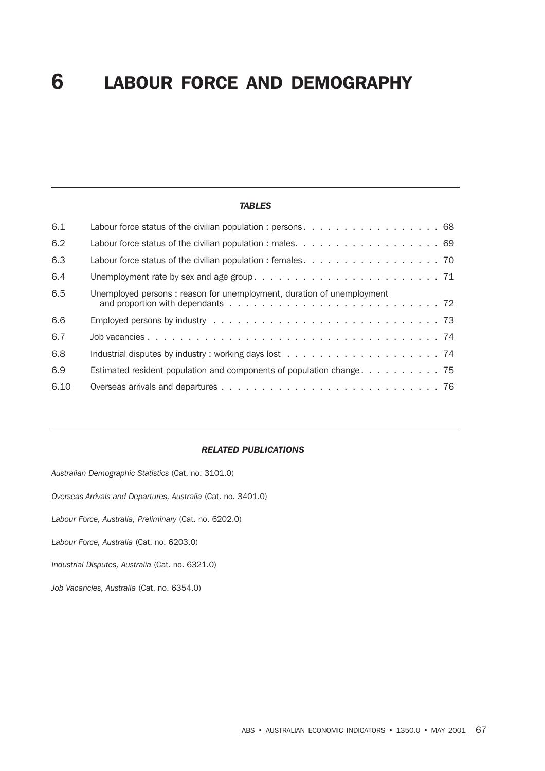# 6 LABOUR FORCE AND DEMOGRAPHY

***TABLES***

| | | |
|---|---|---|
| 6.1 | Labour force status of the civilian population : persons | 68 |
| 6.2 | Labour force status of the civilian population : males | 69 |
| 6.3 | Labour force status of the civilian population : females | 70 |
| 6.4 | Unemployment rate by sex and age group | 71 |
| 6.5 | Unemployed persons : reason for unemployment, duration of unemployment and proportion with dependants | 72 |
| 6.6 | Employed persons by industry | 73 |
| 6.7 | Job vacancies | 74 |
| 6.8 | Industrial disputes by industry : working days lost | 74 |
| 6.9 | Estimated resident population and components of population change | 75 |
| 6.10 | Overseas arrivals and departures | 76 |

***RELATED PUBLICATIONS***

*Australian Demographic Statistics* (Cat. no. 3101.0)

*Overseas Arrivals and Departures, Australia* (Cat. no. 3401.0)

*Labour Force, Australia, Preliminary* (Cat. no. 6202.0)

*Labour Force, Australia* (Cat. no. 6203.0)

*Industrial Disputes, Australia* (Cat. no. 6321.0)

*Job Vacancies, Australia* (Cat. no. 6354.0)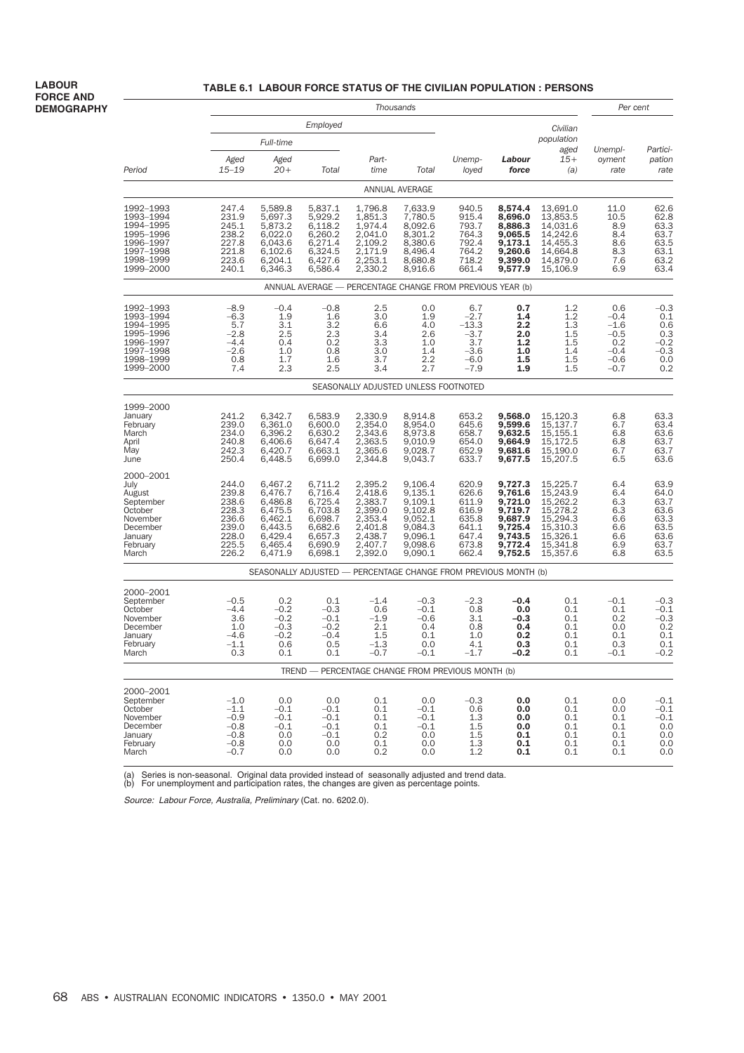## TABLE 6.1 LABOUR FORCE STATUS OF THE CIVILIAN POPULATION : PERSONS

| | Thousands | | | | | | | | Per cent | |
|---|---|---|---|---|---|---|---|---|---|---|
| | Employed | | | | | | | Civilian population aged 15+ (a) | | |
| | Full-time | | | | | | | | | |
| Period | Aged 15–19 | Aged 20+ | Total | Part-time | Total | Unemployed | **Labour force** | | Unemployment rate | Participation rate |
| **ANNUAL AVERAGE** | | | | | | | | | | |
| 1992–1993 | 247.4 | 5,589.8 | 5,837.1 | 1,796.8 | 7,633.9 | 940.5 | **8,574.4** | 13,691.0 | 11.0 | 62.6 |
| 1993–1994 | 231.9 | 5,697.3 | 5,929.2 | 1,851.3 | 7,780.5 | 915.4 | **8,696.0** | 13,853.5 | 10.5 | 62.8 |
| 1994–1995 | 245.1 | 5,873.2 | 6,118.2 | 1,974.4 | 8,092.6 | 793.7 | **8,886.3** | 14,031.6 | 8.9 | 63.3 |
| 1995–1996 | 238.2 | 6,022.0 | 6,260.2 | 2,041.0 | 8,301.2 | 764.3 | **9,065.5** | 14,242.6 | 8.4 | 63.7 |
| 1996–1997 | 227.8 | 6,043.6 | 6,271.4 | 2,109.2 | 8,380.6 | 792.4 | **9,173.1** | 14,455.3 | 8.6 | 63.5 |
| 1997–1998 | 221.8 | 6,102.6 | 6,324.5 | 2,171.9 | 8,496.4 | 764.2 | **9,260.6** | 14,664.8 | 8.3 | 63.1 |
| 1998–1999 | 223.6 | 6,204.1 | 6,427.6 | 2,253.1 | 8,680.8 | 718.2 | **9,399.0** | 14,879.0 | 7.6 | 63.2 |
| 1999–2000 | 240.1 | 6,346.3 | 6,586.4 | 2,330.2 | 8,916.6 | 661.4 | **9,577.9** | 15,106.9 | 6.9 | 63.4 |
| **ANNUAL AVERAGE — PERCENTAGE CHANGE FROM PREVIOUS YEAR (b)** | | | | | | | | | | |
| 1992–1993 | –8.9 | –0.4 | –0.8 | 2.5 | 0.0 | 6.7 | **0.7** | 1.2 | 0.6 | –0.3 |
| 1993–1994 | –6.3 | 1.9 | 1.6 | 3.0 | 1.9 | –2.7 | **1.4** | 1.2 | –0.4 | 0.1 |
| 1994–1995 | 5.7 | 3.1 | 3.2 | 6.6 | 4.0 | –13.3 | **2.2** | 1.3 | –1.6 | 0.6 |
| 1995–1996 | –2.8 | 2.5 | 2.3 | 3.4 | 2.6 | –3.7 | **2.0** | 1.5 | –0.5 | 0.3 |
| 1996–1997 | –4.4 | 0.4 | 0.2 | 3.3 | 1.0 | 3.7 | **1.2** | 1.5 | 0.2 | –0.2 |
| 1997–1998 | –2.6 | 1.0 | 0.8 | 3.0 | 1.4 | –3.6 | **1.0** | 1.4 | –0.4 | –0.3 |
| 1998–1999 | 0.8 | 1.7 | 1.6 | 3.7 | 2.2 | –6.0 | **1.5** | 1.5 | –0.6 | 0.0 |
| 1999–2000 | 7.4 | 2.3 | 2.5 | 3.4 | 2.7 | –7.9 | **1.9** | 1.5 | –0.7 | 0.2 |
| **SEASONALLY ADJUSTED UNLESS FOOTNOTED** | | | | | | | | | | |
| 1999–2000 | | | | | | | | | | |
| January | 241.2 | 6,342.7 | 6,583.9 | 2,330.9 | 8,914.8 | 653.2 | **9,568.0** | 15,120.3 | 6.8 | 63.3 |
| February | 239.0 | 6,361.0 | 6,600.0 | 2,354.0 | 8,954.0 | 645.6 | **9,599.6** | 15,137.7 | 6.7 | 63.4 |
| March | 234.0 | 6,396.2 | 6,630.2 | 2,343.6 | 8,973.8 | 658.7 | **9,632.5** | 15,155.1 | 6.8 | 63.6 |
| April | 240.8 | 6,406.6 | 6,647.4 | 2,363.5 | 9,010.9 | 654.0 | **9,664.9** | 15,172.5 | 6.8 | 63.7 |
| May | 242.3 | 6,420.7 | 6,663.1 | 2,365.6 | 9,028.7 | 652.9 | **9,681.6** | 15,190.0 | 6.7 | 63.7 |
| June | 250.4 | 6,448.5 | 6,699.0 | 2,344.8 | 9,043.7 | 633.7 | **9,677.5** | 15,207.5 | 6.5 | 63.6 |
| 2000–2001 | | | | | | | | | | |
| July | 244.0 | 6,467.2 | 6,711.2 | 2,395.2 | 9,106.4 | 620.9 | **9,727.3** | 15,225.7 | 6.4 | 63.9 |
| August | 239.8 | 6,476.7 | 6,716.4 | 2,418.6 | 9,135.1 | 626.6 | **9,761.6** | 15,243.9 | 6.4 | 64.0 |
| September | 238.6 | 6,486.8 | 6,725.4 | 2,383.7 | 9,109.1 | 611.9 | **9,721.0** | 15,262.2 | 6.3 | 63.7 |
| October | 228.3 | 6,475.5 | 6,703.8 | 2,399.0 | 9,102.8 | 616.9 | **9,719.7** | 15,278.2 | 6.3 | 63.6 |
| November | 236.6 | 6,462.1 | 6,698.7 | 2,353.4 | 9,052.1 | 635.8 | **9,687.9** | 15,294.3 | 6.6 | 63.3 |
| December | 239.0 | 6,443.5 | 6,682.6 | 2,401.8 | 9,084.3 | 641.1 | **9,725.4** | 15,310.3 | 6.6 | 63.5 |
| January | 228.0 | 6,429.4 | 6,657.3 | 2,438.7 | 9,096.1 | 647.4 | **9,743.5** | 15,326.1 | 6.6 | 63.6 |
| February | 225.5 | 6,465.4 | 6,690.9 | 2,407.7 | 9,098.6 | 673.8 | **9,772.4** | 15,341.8 | 6.9 | 63.7 |
| March | 226.2 | 6,471.9 | 6,698.1 | 2,392.0 | 9,090.1 | 662.4 | **9,752.5** | 15,357.6 | 6.8 | 63.5 |
| **SEASONALLY ADJUSTED — PERCENTAGE CHANGE FROM PREVIOUS MONTH (b)** | | | | | | | | | | |
| 2000–2001 | | | | | | | | | | |
| September | –0.5 | 0.2 | 0.1 | –1.4 | –0.3 | –2.3 | **–0.4** | 0.1 | –0.1 | –0.3 |
| October | –4.4 | –0.2 | –0.3 | 0.6 | –0.1 | 0.8 | **0.0** | 0.1 | 0.1 | –0.1 |
| November | 3.6 | –0.2 | –0.1 | –1.9 | –0.6 | 3.1 | **–0.3** | 0.1 | 0.2 | –0.3 |
| December | 1.0 | –0.3 | –0.2 | 2.1 | 0.4 | 0.8 | **0.4** | 0.1 | 0.0 | 0.2 |
| January | –4.6 | –0.2 | –0.4 | 1.5 | 0.1 | 1.0 | **0.2** | 0.1 | 0.1 | 0.1 |
| February | –1.1 | 0.6 | 0.5 | –1.3 | 0.0 | 4.1 | **0.3** | 0.1 | 0.3 | 0.1 |
| March | 0.3 | 0.1 | 0.1 | –0.7 | –0.1 | –1.7 | **–0.2** | 0.1 | –0.1 | –0.2 |
| **TREND — PERCENTAGE CHANGE FROM PREVIOUS MONTH (b)** | | | | | | | | | | |
| 2000–2001 | | | | | | | | | | |
| September | –1.0 | 0.0 | 0.0 | 0.1 | 0.0 | –0.3 | **0.0** | 0.1 | 0.0 | –0.1 |
| October | –1.1 | –0.1 | –0.1 | 0.1 | –0.1 | 0.6 | **0.0** | 0.1 | 0.0 | –0.1 |
| November | –0.9 | –0.1 | –0.1 | 0.1 | –0.1 | 1.3 | **0.0** | 0.1 | 0.1 | –0.1 |
| December | –0.8 | –0.1 | –0.1 | 0.1 | –0.1 | 1.5 | **0.0** | 0.1 | 0.1 | 0.0 |
| January | –0.8 | 0.0 | –0.1 | 0.2 | 0.0 | 1.5 | **0.1** | 0.1 | 0.1 | 0.0 |
| February | –0.8 | 0.0 | 0.0 | 0.1 | 0.0 | 1.3 | **0.1** | 0.1 | 0.1 | 0.0 |
| March | –0.7 | 0.0 | 0.0 | 0.2 | 0.0 | 1.2 | **0.1** | 0.1 | 0.1 | 0.0 |

(a) Series is non-seasonal. Original data provided instead of seasonally adjusted and trend data.
(b) For unemployment and participation rates, the changes are given as percentage points.

*Source: Labour Force, Australia, Preliminary* (Cat. no. 6202.0).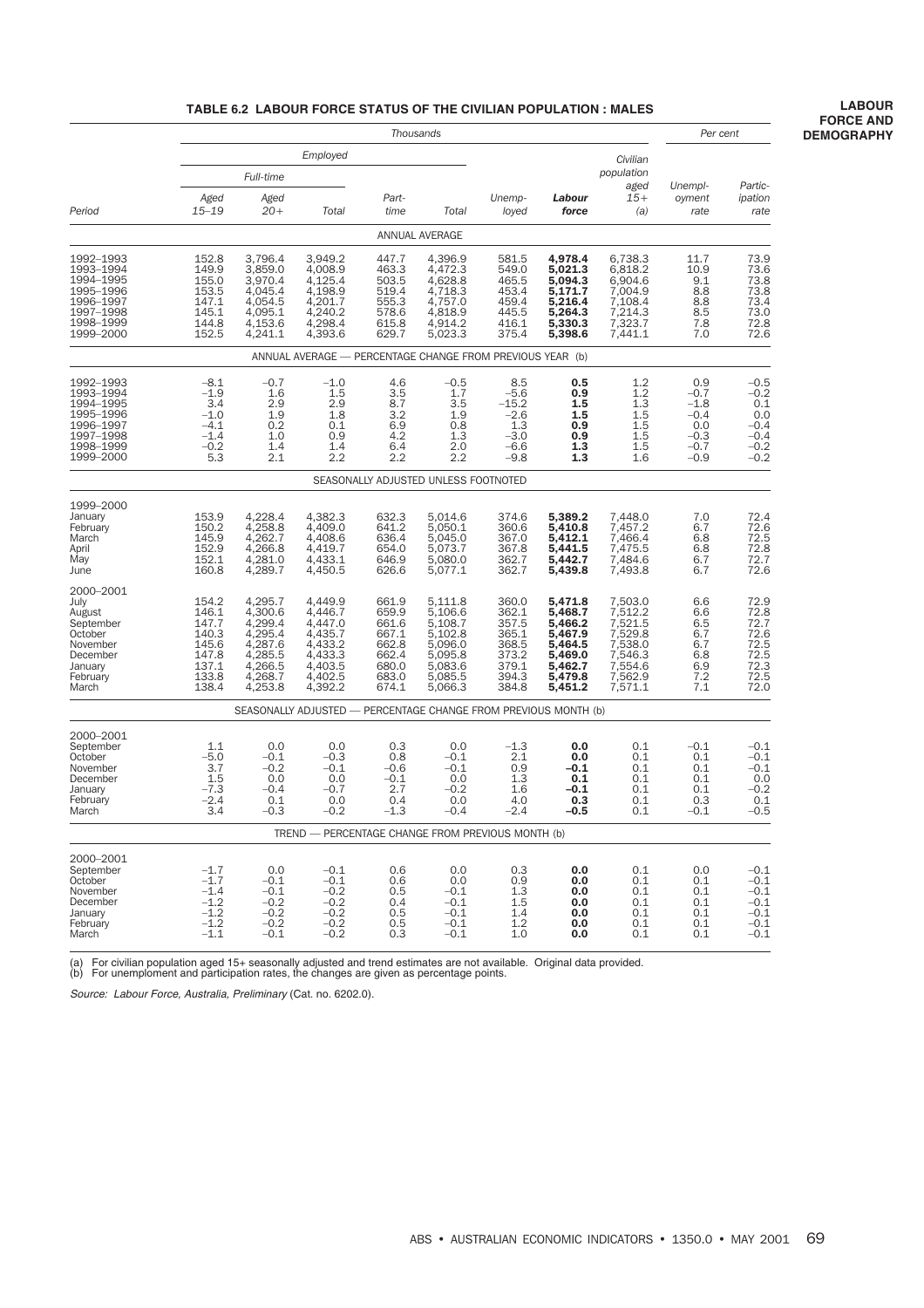**LABOUR FORCE AND DEMOGRAPHY**

## TABLE 6.2 LABOUR FORCE STATUS OF THE CIVILIAN POPULATION : MALES

| | Thousands | | | | | | | | Per cent | |
|---|---|---|---|---|---|---|---|---|---|---|
| | Employed | | | | | | | | | |
| | Full-time | | | | | | | | | |
| Period | Aged 15–19 | Aged 20+ | Total | Part-time | Total | Unemployed | **Labour force** | Civilian population aged 15+ (a) | Unemployment rate | Participation rate |
| | | | | ANNUAL AVERAGE | | | | | | |
| 1992–1993 | 152.8 | 3,796.4 | 3,949.2 | 447.7 | 4,396.9 | 581.5 | **4,978.4** | 6,738.3 | 11.7 | 73.9 |
| 1993–1994 | 149.9 | 3,859.0 | 4,008.9 | 463.3 | 4,472.3 | 549.0 | **5,021.3** | 6,818.2 | 10.9 | 73.6 |
| 1994–1995 | 155.0 | 3,970.4 | 4,125.4 | 503.5 | 4,628.8 | 465.5 | **5,094.3** | 6,904.6 | 9.1 | 73.8 |
| 1995–1996 | 153.5 | 4,045.4 | 4,198.9 | 519.4 | 4,718.3 | 453.4 | **5,171.7** | 7,004.9 | 8.8 | 73.8 |
| 1996–1997 | 147.1 | 4,054.5 | 4,201.7 | 555.3 | 4,757.0 | 459.4 | **5,216.4** | 7,108.4 | 8.8 | 73.4 |
| 1997–1998 | 145.1 | 4,095.1 | 4,240.2 | 578.6 | 4,818.9 | 445.5 | **5,264.3** | 7,214.3 | 8.5 | 73.0 |
| 1998–1999 | 144.8 | 4,153.6 | 4,298.4 | 615.8 | 4,914.2 | 416.1 | **5,330.3** | 7,323.7 | 7.8 | 72.8 |
| 1999–2000 | 152.5 | 4,241.1 | 4,393.6 | 629.7 | 5,023.3 | 375.4 | **5,398.6** | 7,441.1 | 7.0 | 72.6 |
| | | | | ANNUAL AVERAGE — PERCENTAGE CHANGE FROM PREVIOUS YEAR (b) | | | | | | |
| 1992–1993 | –8.1 | –0.7 | –1.0 | 4.6 | –0.5 | 8.5 | **0.5** | 1.2 | 0.9 | –0.5 |
| 1993–1994 | –1.9 | 1.6 | 1.5 | 3.5 | 1.7 | –5.6 | **0.9** | 1.2 | –0.7 | –0.2 |
| 1994–1995 | 3.4 | 2.9 | 2.9 | 8.7 | 3.5 | –15.2 | **1.5** | 1.3 | –1.8 | 0.1 |
| 1995–1996 | –1.0 | 1.9 | 1.8 | 3.2 | 1.9 | –2.6 | **1.5** | 1.5 | –0.4 | 0.0 |
| 1996–1997 | –4.1 | 0.2 | 0.1 | 6.9 | 0.8 | 1.3 | **0.9** | 1.5 | 0.0 | –0.4 |
| 1997–1998 | –1.4 | 1.0 | 0.9 | 4.2 | 1.3 | –3.0 | **0.9** | 1.5 | –0.3 | –0.4 |
| 1998–1999 | –0.2 | 1.4 | 1.4 | 6.4 | 2.0 | –6.6 | **1.3** | 1.5 | –0.7 | –0.2 |
| 1999–2000 | 5.3 | 2.1 | 2.2 | 2.2 | 2.2 | –9.8 | **1.3** | 1.6 | –0.9 | –0.2 |
| | | | | SEASONALLY ADJUSTED UNLESS FOOTNOTED | | | | | | |
| **1999–2000** | | | | | | | | | | |
| January | 153.9 | 4,228.4 | 4,382.3 | 632.3 | 5,014.6 | 374.6 | **5,389.2** | 7,448.0 | 7.0 | 72.4 |
| February | 150.2 | 4,258.8 | 4,409.0 | 641.2 | 5,050.1 | 360.6 | **5,410.8** | 7,457.2 | 6.7 | 72.6 |
| March | 145.9 | 4,262.7 | 4,408.6 | 636.4 | 5,045.0 | 367.0 | **5,412.1** | 7,466.4 | 6.8 | 72.5 |
| April | 152.9 | 4,266.8 | 4,419.7 | 654.0 | 5,073.7 | 367.8 | **5,441.5** | 7,475.5 | 6.8 | 72.8 |
| May | 152.1 | 4,281.0 | 4,433.1 | 646.9 | 5,080.0 | 362.7 | **5,442.7** | 7,484.6 | 6.7 | 72.7 |
| June | 160.8 | 4,289.7 | 4,450.5 | 626.6 | 5,077.1 | 362.7 | **5,439.8** | 7,493.8 | 6.7 | 72.6 |
| **2000–2001** | | | | | | | | | | |
| July | 154.2 | 4,295.7 | 4,449.9 | 661.9 | 5,111.8 | 360.0 | **5,471.8** | 7,503.0 | 6.6 | 72.9 |
| August | 146.1 | 4,300.6 | 4,446.7 | 659.9 | 5,106.6 | 362.1 | **5,468.7** | 7,512.2 | 6.6 | 72.8 |
| September | 147.7 | 4,299.4 | 4,447.0 | 661.6 | 5,108.7 | 357.5 | **5,466.2** | 7,521.5 | 6.5 | 72.7 |
| October | 140.3 | 4,295.4 | 4,435.7 | 667.1 | 5,102.8 | 365.1 | **5,467.9** | 7,529.8 | 6.7 | 72.6 |
| November | 145.6 | 4,287.6 | 4,433.2 | 662.8 | 5,096.0 | 368.5 | **5,464.5** | 7,538.0 | 6.7 | 72.5 |
| December | 147.8 | 4,285.5 | 4,433.3 | 662.4 | 5,095.8 | 373.2 | **5,469.0** | 7,546.3 | 6.8 | 72.5 |
| January | 137.1 | 4,266.5 | 4,403.5 | 680.0 | 5,083.6 | 379.1 | **5,462.7** | 7,554.6 | 6.9 | 72.3 |
| February | 133.8 | 4,268.7 | 4,402.5 | 683.0 | 5,085.5 | 394.3 | **5,479.8** | 7,562.9 | 7.2 | 72.5 |
| March | 138.4 | 4,253.8 | 4,392.2 | 674.1 | 5,066.3 | 384.8 | **5,451.2** | 7,571.1 | 7.1 | 72.0 |
| | | | | SEASONALLY ADJUSTED — PERCENTAGE CHANGE FROM PREVIOUS MONTH (b) | | | | | | |
| **2000–2001** | | | | | | | | | | |
| September | 1.1 | 0.0 | 0.0 | 0.3 | 0.0 | –1.3 | **0.0** | 0.1 | –0.1 | –0.1 |
| October | –5.0 | –0.1 | –0.3 | 0.8 | –0.1 | 2.1 | **0.0** | 0.1 | 0.1 | –0.1 |
| November | 3.7 | –0.2 | –0.1 | –0.6 | –0.1 | 0.9 | **–0.1** | 0.1 | 0.1 | –0.1 |
| December | 1.5 | 0.0 | 0.0 | –0.1 | 0.0 | 1.3 | **0.1** | 0.1 | 0.1 | 0.0 |
| January | –7.3 | –0.4 | –0.7 | 2.7 | –0.2 | 1.6 | **–0.1** | 0.1 | 0.1 | –0.2 |
| February | –2.4 | 0.1 | 0.0 | 0.4 | 0.0 | 4.0 | **0.3** | 0.1 | 0.3 | 0.1 |
| March | 3.4 | –0.3 | –0.2 | –1.3 | –0.4 | –2.4 | **–0.5** | 0.1 | –0.1 | –0.5 |
| | | | | TREND — PERCENTAGE CHANGE FROM PREVIOUS MONTH (b) | | | | | | |
| **2000–2001** | | | | | | | | | | |
| September | –1.7 | 0.0 | –0.1 | 0.6 | 0.0 | 0.3 | **0.0** | 0.1 | 0.0 | –0.1 |
| October | –1.7 | –0.1 | –0.1 | 0.6 | 0.0 | 0.9 | **0.0** | 0.1 | 0.1 | –0.1 |
| November | –1.4 | –0.1 | –0.2 | 0.5 | –0.1 | 1.3 | **0.0** | 0.1 | 0.1 | –0.1 |
| December | –1.2 | –0.2 | –0.2 | 0.4 | –0.1 | 1.5 | **0.0** | 0.1 | 0.1 | –0.1 |
| January | –1.2 | –0.2 | –0.2 | 0.5 | –0.1 | 1.4 | **0.0** | 0.1 | 0.1 | –0.1 |
| February | –1.2 | –0.2 | –0.2 | 0.5 | –0.1 | 1.2 | **0.0** | 0.1 | 0.1 | –0.1 |
| March | –1.1 | –0.1 | –0.2 | 0.3 | –0.1 | 1.0 | **0.0** | 0.1 | 0.1 | –0.1 |

(a) For civilian population aged 15+ seasonally adjusted and trend estimates are not available. Original data provided.
(b) For unemployment and participation rates, the changes are given as percentage points.

*Source: Labour Force, Australia, Preliminary* (Cat. no. 6202.0).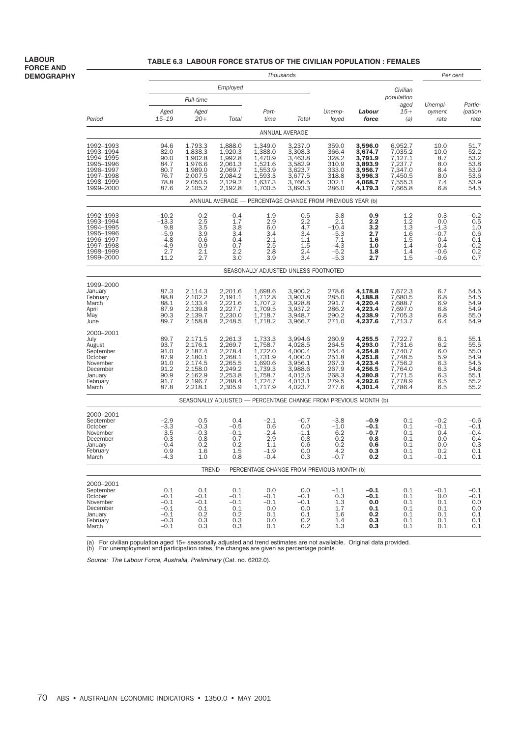**LABOUR FORCE AND DEMOGRAPHY**

## TABLE 6.3 LABOUR FORCE STATUS OF THE CIVILIAN POPULATION : FEMALES

| | *Thousands* | | | | | | | | *Per cent* | |
|---|---|---|---|---|---|---|---|---|---|---|
| | *Employed* | | | | | | | *Civilian population aged 15+ (a)* | | |
| | *Full-time* | | | | | | | | | |
| *Period* | *Aged 15–19* | *Aged 20+* | *Total* | *Part-time* | *Total* | *Unemp-loyed* | ***Labour force*** | | *Unempl-oyment rate* | *Partic-ipation rate* |
| ANNUAL AVERAGE | | | | | | | | | | |
| 1992–1993 | 94.6 | 1,793.3 | 1,888.0 | 1,349.0 | 3,237.0 | 359.0 | **3,596.0** | 6,952.7 | 10.0 | 51.7 |
| 1993–1994 | 82.0 | 1,838.3 | 1,920.3 | 1,388.0 | 3,308.3 | 366.4 | **3,674.7** | 7,035.2 | 10.0 | 52.2 |
| 1994–1995 | 90.0 | 1,902.8 | 1,992.8 | 1,470.9 | 3,463.8 | 328.2 | **3,791.9** | 7,127.1 | 8.7 | 53.2 |
| 1995–1996 | 84.7 | 1,976.6 | 2,061.3 | 1,521.6 | 3,582.9 | 310.9 | **3,893.9** | 7,237.7 | 8.0 | 53.8 |
| 1996–1997 | 80.7 | 1,989.0 | 2,069.7 | 1,553.9 | 3,623.7 | 333.0 | **3,956.7** | 7,347.0 | 8.4 | 53.9 |
| 1997–1998 | 76.7 | 2,007.5 | 2,084.2 | 1,593.3 | 3,677.5 | 318.8 | **3,996.3** | 7,450.5 | 8.0 | 53.6 |
| 1998–1999 | 78.8 | 2,050.5 | 2,129.2 | 1,637.3 | 3,766.5 | 302.1 | **4,068.7** | 7,555.3 | 7.4 | 53.9 |
| 1999–2000 | 87.6 | 2,105.2 | 2,192.8 | 1,700.5 | 3,893.3 | 286.0 | **4,179.3** | 7,665.8 | 6.8 | 54.5 |
| ANNUAL AVERAGE — PERCENTAGE CHANGE FROM PREVIOUS YEAR (b) | | | | | | | | | | |
| 1992–1993 | –10.2 | 0.2 | –0.4 | 1.9 | 0.5 | 3.8 | **0.9** | 1.2 | 0.3 | –0.2 |
| 1993–1994 | –13.3 | 2.5 | 1.7 | 2.9 | 2.2 | 2.1 | **2.2** | 1.2 | 0.0 | 0.5 |
| 1994–1995 | 9.8 | 3.5 | 3.8 | 6.0 | 4.7 | –10.4 | **3.2** | 1.3 | –1.3 | 1.0 |
| 1995–1996 | –5.9 | 3.9 | 3.4 | 3.4 | 3.4 | –5.3 | **2.7** | 1.6 | –0.7 | 0.6 |
| 1996–1997 | –4.8 | 0.6 | 0.4 | 2.1 | 1.1 | 7.1 | **1.6** | 1.5 | 0.4 | 0.1 |
| 1997–1998 | –4.9 | 0.9 | 0.7 | 2.5 | 1.5 | –4.3 | **1.0** | 1.4 | –0.4 | –0.2 |
| 1998–1999 | 2.7 | 2.1 | 2.2 | 2.8 | 2.4 | –5.2 | **1.8** | 1.4 | –0.6 | 0.2 |
| 1999–2000 | 11.2 | 2.7 | 3.0 | 3.9 | 3.4 | –5.3 | **2.7** | 1.5 | –0.6 | 0.7 |
| SEASONALLY ADJUSTED UNLESS FOOTNOTED | | | | | | | | | | |
| 1999–2000 | | | | | | | | | | |
| January | 87.3 | 2,114.3 | 2,201.6 | 1,698.6 | 3,900.2 | 278.6 | **4,178.8** | 7,672.3 | 6.7 | 54.5 |
| February | 88.8 | 2,102.2 | 2,191.1 | 1,712.8 | 3,903.8 | 285.0 | **4,188.8** | 7,680.5 | 6.8 | 54.5 |
| March | 88.1 | 2,133.4 | 2,221.6 | 1,707.2 | 3,928.8 | 291.7 | **4,220.4** | 7,688.7 | 6.9 | 54.9 |
| April | 87.9 | 2,139.8 | 2,227.7 | 1,709.5 | 3,937.2 | 286.2 | **4,223.4** | 7,697.0 | 6.8 | 54.9 |
| May | 90.3 | 2,139.7 | 2,230.0 | 1,718.7 | 3,948.7 | 290.2 | **4,238.9** | 7,705.3 | 6.8 | 55.0 |
| June | 89.7 | 2,158.8 | 2,248.5 | 1,718.2 | 3,966.7 | 271.0 | **4,237.6** | 7,713.7 | 6.4 | 54.9 |
| 2000–2001 | | | | | | | | | | |
| July | 89.7 | 2,171.5 | 2,261.3 | 1,733.3 | 3,994.6 | 260.9 | **4,255.5** | 7,722.7 | 6.1 | 55.1 |
| August | 93.7 | 2,176.1 | 2,269.7 | 1,758.7 | 4,028.5 | 264.5 | **4,293.0** | 7,731.6 | 6.2 | 55.5 |
| September | 91.0 | 2,187.4 | 2,278.4 | 1,722.0 | 4,000.4 | 254.4 | **4,254.8** | 7,740.7 | 6.0 | 55.0 |
| October | 87.9 | 2,180.1 | 2,268.1 | 1,731.9 | 4,000.0 | 251.8 | **4,251.8** | 7,748.5 | 5.9 | 54.9 |
| November | 91.0 | 2,174.5 | 2,265.5 | 1,690.6 | 3,956.1 | 267.3 | **4,223.4** | 7,756.2 | 6.3 | 54.5 |
| December | 91.2 | 2,158.0 | 2,249.2 | 1,739.3 | 3,988.6 | 267.9 | **4,256.5** | 7,764.0 | 6.3 | 54.8 |
| January | 90.9 | 2,162.9 | 2,253.8 | 1,758.7 | 4,012.5 | 268.3 | **4,280.8** | 7,771.5 | 6.3 | 55.1 |
| February | 91.7 | 2,196.7 | 2,288.4 | 1,724.7 | 4,013.1 | 279.5 | **4,292.6** | 7,778.9 | 6.5 | 55.2 |
| March | 87.8 | 2,218.1 | 2,305.9 | 1,717.9 | 4,023.7 | 277.6 | **4,301.4** | 7,786.4 | 6.5 | 55.2 |
| SEASONALLY ADJUSTED — PERCENTAGE CHANGE FROM PREVIOUS MONTH (b) | | | | | | | | | | |
| 2000–2001 | | | | | | | | | | |
| September | –2.9 | 0.5 | 0.4 | –2.1 | –0.7 | –3.8 | **–0.9** | 0.1 | –0.2 | –0.6 |
| October | –3.3 | –0.3 | –0.5 | 0.6 | 0.0 | –1.0 | **–0.1** | 0.1 | –0.1 | –0.1 |
| November | 3.5 | –0.3 | –0.1 | –2.4 | –1.1 | 6.2 | **–0.7** | 0.1 | 0.4 | –0.4 |
| December | 0.3 | –0.8 | –0.7 | 2.9 | 0.8 | 0.2 | **0.8** | 0.1 | 0.0 | 0.4 |
| January | –0.4 | 0.2 | 0.2 | 1.1 | 0.6 | 0.2 | **0.6** | 0.1 | 0.0 | 0.3 |
| February | 0.9 | 1.6 | 1.5 | –1.9 | 0.0 | 4.2 | **0.3** | 0.1 | 0.2 | 0.1 |
| March | –4.3 | 1.0 | 0.8 | –0.4 | 0.3 | –0.7 | **0.2** | 0.1 | –0.1 | 0.1 |
| TREND — PERCENTAGE CHANGE FROM PREVIOUS MONTH (b) | | | | | | | | | | |
| 2000–2001 | | | | | | | | | | |
| September | 0.1 | 0.1 | 0.1 | 0.0 | 0.0 | –1.1 | **–0.1** | 0.1 | –0.1 | –0.1 |
| October | –0.1 | –0.1 | –0.1 | –0.1 | –0.1 | 0.3 | **–0.1** | 0.1 | 0.0 | –0.1 |
| November | –0.1 | –0.1 | –0.1 | –0.1 | –0.1 | 1.3 | **0.0** | 0.1 | 0.1 | 0.0 |
| December | –0.1 | 0.1 | 0.1 | 0.0 | 0.0 | 1.7 | **0.1** | 0.1 | 0.1 | 0.0 |
| January | –0.1 | 0.2 | 0.2 | 0.1 | 0.1 | 1.6 | **0.2** | 0.1 | 0.1 | 0.1 |
| February | –0.3 | 0.3 | 0.3 | 0.0 | 0.2 | 1.4 | **0.3** | 0.1 | 0.1 | 0.1 |
| March | –0.1 | 0.3 | 0.3 | 0.1 | 0.2 | 1.3 | **0.3** | 0.1 | 0.1 | 0.1 |

(a) For civilian population aged 15+ seasonally adjusted and trend estimates are not available. Original data provided.
(b) For unemployment and participation rates, the changes are given as percentage points.

*Source: The Labour Force, Australia, Preliminary* (Cat. no. 6202.0).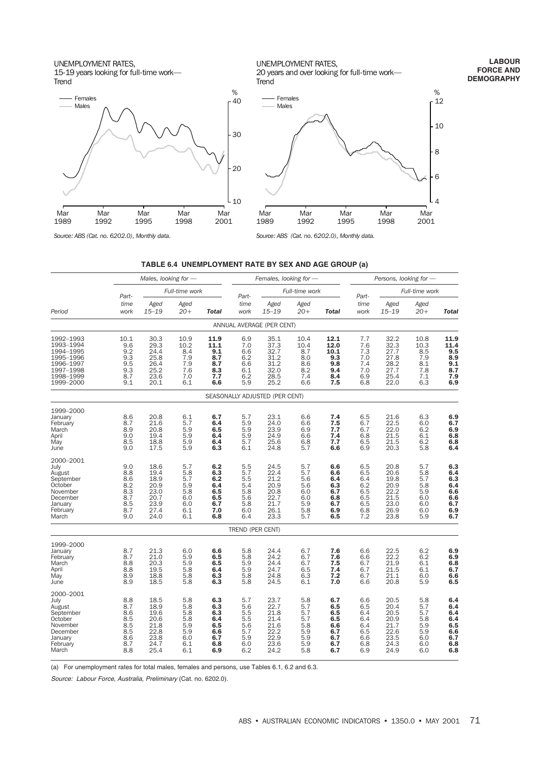UNEMPLOYMENT RATES,
15-19 years looking for full-time work—
Trend

Females
Males

%
40
30
20
10

Mar 1989 Mar 1992 Mar 1995 Mar 1998 Mar 2001

*Source: ABS (Cat. no. 6202.0), Monthly data.*

UNEMPLOYMENT RATES,
20 years and over looking for full-time work—
Trend

Females
Males

%
12
10
8
6
4

Mar 1989 Mar 1992 Mar 1995 Mar 1998 Mar 2001

*Source: ABS (Cat. no. 6202.0), Monthly data.*

## TABLE 6.4 UNEMPLOYMENT RATE BY SEX AND AGE GROUP (a)

| | Males, looking for — | | | | Females, looking for — | | | | Persons, looking for — | | | |
|---|---|---|---|---|---|---|---|---|---|---|---|---|
| | Part-time work | Full-time work | | | Part-time work | Full-time work | | | Part-time work | Full-time work | | |
| Period | | *Aged 15–19* | *Aged 20+* | ***Total*** | | *Aged 15–19* | *Aged 20+* | ***Total*** | | *Aged 15–19* | *Aged 20+* | ***Total*** |
| ANNUAL AVERAGE (PER CENT) | | | | | | | | | | | | |
| 1992–1993 | 10.1 | 30.3 | 10.9 | **11.9** | 6.9 | 35.1 | 10.4 | **12.1** | 7.7 | 32.2 | 10.8 | **11.9** |
| 1993–1994 | 9.6 | 29.3 | 10.2 | **11.1** | 7.0 | 37.3 | 10.4 | **12.0** | 7.6 | 32.3 | 10.3 | **11.4** |
| 1994–1995 | 9.2 | 24.4 | 8.4 | **9.1** | 6.6 | 32.7 | 8.7 | **10.1** | 7.3 | 27.7 | 8.5 | **9.5** |
| 1995–1996 | 9.3 | 25.8 | 7.9 | **8.7** | 6.2 | 31.2 | 8.0 | **9.3** | 7.0 | 27.8 | 7.9 | **8.9** |
| 1996–1997 | 9.5 | 26.4 | 7.9 | **8.7** | 6.6 | 31.2 | 8.6 | **9.8** | 7.4 | 28.2 | 8.1 | **9.1** |
| 1997–1998 | 9.3 | 25.2 | 7.6 | **8.3** | 6.1 | 32.0 | 8.2 | **9.4** | 7.0 | 27.7 | 7.8 | **8.7** |
| 1998–1999 | 8.7 | 23.6 | 7.0 | **7.7** | 6.2 | 28.5 | 7.4 | **8.4** | 6.9 | 25.4 | 7.1 | **7.9** |
| 1999–2000 | 9.1 | 20.1 | 6.1 | **6.6** | 5.9 | 25.2 | 6.6 | **7.5** | 6.8 | 22.0 | 6.3 | **6.9** |
| SEASONALLY ADJUSTED (PER CENT) | | | | | | | | | | | | |
| 1999–2000 | | | | | | | | | | | | |
| January | 8.6 | 20.8 | 6.1 | **6.7** | 5.7 | 23.1 | 6.6 | **7.4** | 6.5 | 21.6 | 6.3 | **6.9** |
| February | 8.7 | 21.6 | 5.7 | **6.4** | 5.9 | 24.0 | 6.6 | **7.5** | 6.7 | 22.5 | 6.0 | **6.7** |
| March | 8.9 | 20.8 | 5.9 | **6.5** | 5.9 | 23.9 | 6.9 | **7.7** | 6.7 | 22.0 | 6.2 | **6.9** |
| April | 9.0 | 19.4 | 5.9 | **6.4** | 5.9 | 24.9 | 6.6 | **7.4** | 6.8 | 21.5 | 6.1 | **6.8** |
| May | 8.5 | 18.8 | 5.9 | **6.4** | 5.7 | 25.6 | 6.8 | **7.7** | 6.5 | 21.5 | 6.2 | **6.8** |
| June | 9.0 | 17.5 | 5.9 | **6.3** | 6.1 | 24.8 | 5.7 | **6.6** | 6.9 | 20.3 | 5.8 | **6.4** |
| 2000–2001 | | | | | | | | | | | | |
| July | 9.0 | 18.6 | 5.7 | **6.2** | 5.5 | 24.5 | 5.7 | **6.6** | 6.5 | 20.8 | 5.7 | **6.3** |
| August | 8.8 | 19.4 | 5.8 | **6.3** | 5.7 | 22.4 | 5.7 | **6.6** | 6.5 | 20.6 | 5.8 | **6.4** |
| September | 8.6 | 18.9 | 5.7 | **6.2** | 5.5 | 21.2 | 5.6 | **6.4** | 6.4 | 19.8 | 5.7 | **6.3** |
| October | 8.2 | 20.9 | 5.9 | **6.4** | 5.4 | 20.9 | 5.6 | **6.3** | 6.2 | 20.9 | 5.8 | **6.4** |
| November | 8.3 | 23.0 | 5.8 | **6.5** | 5.8 | 20.8 | 6.0 | **6.7** | 6.5 | 22.2 | 5.9 | **6.6** |
| December | 8.7 | 20.7 | 6.0 | **6.5** | 5.6 | 22.7 | 6.0 | **6.8** | 6.5 | 21.5 | 6.0 | **6.6** |
| January | 8.5 | 23.9 | 6.0 | **6.7** | 5.8 | 21.7 | 5.9 | **6.7** | 6.5 | 23.0 | 6.0 | **6.7** |
| February | 8.7 | 27.4 | 6.1 | **7.0** | 6.0 | 26.1 | 5.8 | **6.9** | 6.8 | 26.9 | 6.0 | **6.9** |
| March | 9.0 | 24.0 | 6.1 | **6.8** | 6.4 | 23.3 | 5.7 | **6.5** | 7.2 | 23.8 | 5.9 | **6.7** |
| TREND (PER CENT) | | | | | | | | | | | | |
| 1999–2000 | | | | | | | | | | | | |
| January | 8.7 | 21.3 | 6.0 | **6.6** | 5.8 | 24.4 | 6.7 | **7.6** | 6.6 | 22.5 | 6.2 | **6.9** |
| February | 8.7 | 21.0 | 5.9 | **6.5** | 5.8 | 24.2 | 6.7 | **7.6** | 6.6 | 22.2 | 6.2 | **6.9** |
| March | 8.8 | 20.3 | 5.9 | **6.5** | 5.9 | 24.4 | 6.7 | **7.5** | 6.7 | 21.9 | 6.1 | **6.8** |
| April | 8.8 | 19.5 | 5.8 | **6.4** | 5.9 | 24.7 | 6.5 | **7.4** | 6.7 | 21.5 | 6.1 | **6.7** |
| May | 8.9 | 18.8 | 5.8 | **6.3** | 5.8 | 24.8 | 6.3 | **7.2** | 6.7 | 21.1 | 6.0 | **6.6** |
| June | 8.9 | 18.5 | 5.8 | **6.3** | 5.8 | 24.5 | 6.1 | **7.0** | 6.6 | 20.8 | 5.9 | **6.5** |
| 2000–2001 | | | | | | | | | | | | |
| July | 8.8 | 18.5 | 5.8 | **6.3** | 5.7 | 23.7 | 5.8 | **6.7** | 6.6 | 20.5 | 5.8 | **6.4** |
| August | 8.7 | 18.9 | 5.8 | **6.3** | 5.6 | 22.7 | 5.7 | **6.5** | 6.5 | 20.4 | 5.7 | **6.4** |
| September | 8.6 | 19.6 | 5.8 | **6.3** | 5.5 | 21.8 | 5.7 | **6.5** | 6.4 | 20.5 | 5.7 | **6.4** |
| October | 8.5 | 20.6 | 5.8 | **6.4** | 5.5 | 21.4 | 5.7 | **6.5** | 6.4 | 20.9 | 5.8 | **6.4** |
| November | 8.5 | 21.8 | 5.9 | **6.5** | 5.6 | 21.6 | 5.8 | **6.6** | 6.4 | 21.7 | 5.9 | **6.5** |
| December | 8.5 | 22.8 | 5.9 | **6.6** | 5.7 | 22.2 | 5.9 | **6.7** | 6.5 | 22.6 | 5.9 | **6.6** |
| January | 8.6 | 23.8 | 6.0 | **6.7** | 5.9 | 22.9 | 5.9 | **6.7** | 6.6 | 23.5 | 6.0 | **6.7** |
| February | 8.7 | 24.7 | 6.1 | **6.8** | 6.0 | 23.6 | 5.9 | **6.7** | 6.8 | 24.3 | 6.0 | **6.8** |
| March | 8.8 | 25.4 | 6.1 | **6.9** | 6.2 | 24.2 | 5.8 | **6.7** | 6.9 | 24.9 | 6.0 | **6.8** |

(a) For unemployment rates for total males, females and persons, use Tables 6.1, 6.2 and 6.3.

*Source: Labour Force, Australia, Preliminary* (Cat. no. 6202.0).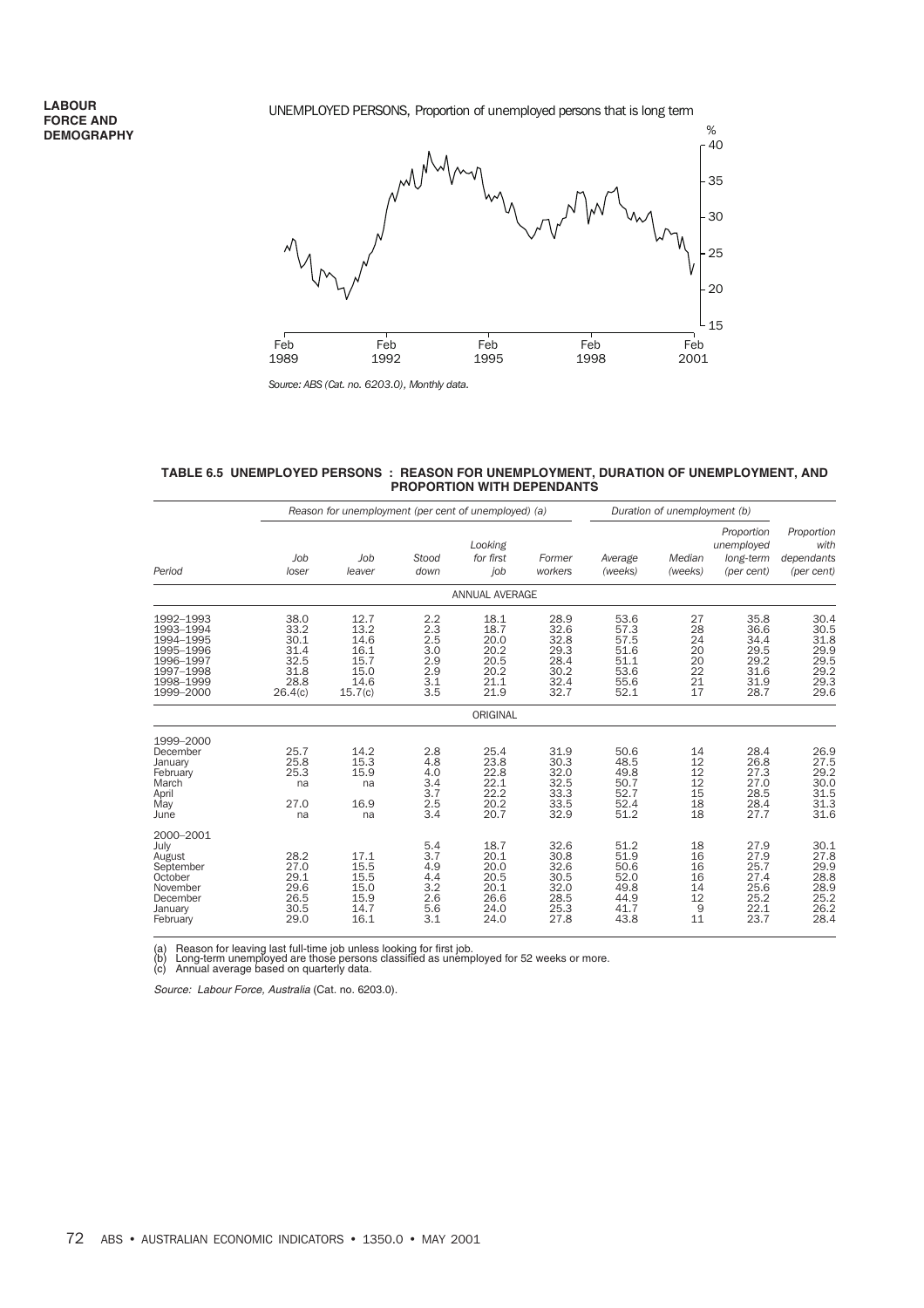**LABOUR FORCE AND DEMOGRAPHY**

UNEMPLOYED PERSONS, Proportion of unemployed persons that is long term

%
40
35
30
25
20
15

Feb 1989
Feb 1992
Feb 1995
Feb 1998
Feb 2001

*Source: ABS (Cat. no. 6203.0), Monthly data.*

**TABLE 6.5 UNEMPLOYED PERSONS : REASON FOR UNEMPLOYMENT, DURATION OF UNEMPLOYMENT, AND PROPORTION WITH DEPENDANTS**

| | Reason for unemployment (per cent of unemployed) (a) | | | | | Duration of unemployment (b) | | | |
|---|---|---|---|---|---|---|---|---|---|
| Period | Job loser | Job leaver | Stood down | Looking for first job | Former workers | Average (weeks) | Median (weeks) | Proportion unemployed long-term (per cent) | Proportion with dependants (per cent) |
| | | | | ANNUAL AVERAGE | | | | | |
| 1992–1993 | 38.0 | 12.7 | 2.2 | 18.1 | 28.9 | 53.6 | 27 | 35.8 | 30.4 |
| 1993–1994 | 33.2 | 13.2 | 2.3 | 18.7 | 32.6 | 57.3 | 28 | 36.6 | 30.5 |
| 1994–1995 | 30.1 | 14.6 | 2.5 | 20.0 | 32.8 | 57.5 | 24 | 34.4 | 31.8 |
| 1995–1996 | 31.4 | 16.1 | 3.0 | 20.2 | 29.3 | 51.6 | 20 | 29.5 | 29.9 |
| 1996–1997 | 32.5 | 15.7 | 2.9 | 20.5 | 28.4 | 51.1 | 20 | 29.2 | 29.5 |
| 1997–1998 | 31.8 | 15.0 | 2.9 | 20.2 | 30.2 | 53.6 | 22 | 31.6 | 29.2 |
| 1998–1999 | 28.8 | 14.6 | 3.1 | 21.1 | 32.4 | 55.6 | 21 | 31.9 | 29.3 |
| 1999–2000 | 26.4(c) | 15.7(c) | 3.5 | 21.9 | 32.7 | 52.1 | 17 | 28.7 | 29.6 |
| | | | | ORIGINAL | | | | | |
| 1999–2000 | | | | | | | | | |
| December | 25.7 | 14.2 | 2.8 | 25.4 | 31.9 | 50.6 | 14 | 28.4 | 26.9 |
| January | 25.8 | 15.3 | 4.8 | 23.8 | 30.3 | 48.5 | 12 | 26.8 | 27.5 |
| February | 25.3 | 15.9 | 4.0 | 22.8 | 32.0 | 49.8 | 12 | 27.3 | 29.2 |
| March | na | na | 3.4 | 22.1 | 32.5 | 50.7 | 12 | 27.0 | 30.0 |
| April | | | 3.7 | 22.2 | 33.3 | 52.7 | 15 | 28.5 | 31.5 |
| May | 27.0 | 16.9 | 2.5 | 20.2 | 33.5 | 52.4 | 18 | 28.4 | 31.3 |
| June | na | na | 3.4 | 20.7 | 32.9 | 51.2 | 18 | 27.7 | 31.6 |
| 2000–2001 | | | | | | | | | |
| July | | | 5.4 | 18.7 | 32.6 | 51.2 | 18 | 27.9 | 30.1 |
| August | 28.2 | 17.1 | 3.7 | 20.1 | 30.8 | 51.9 | 16 | 27.9 | 27.8 |
| September | 27.0 | 15.5 | 4.9 | 20.0 | 32.6 | 50.6 | 16 | 25.7 | 29.9 |
| October | 29.1 | 15.5 | 4.4 | 20.5 | 30.5 | 52.0 | 16 | 27.4 | 28.8 |
| November | 29.6 | 15.0 | 3.2 | 20.1 | 32.0 | 49.8 | 14 | 25.6 | 28.9 |
| December | 26.5 | 15.9 | 2.6 | 26.6 | 28.5 | 44.9 | 12 | 25.2 | 25.2 |
| January | 30.5 | 14.7 | 5.6 | 24.0 | 25.3 | 41.7 | 9 | 22.1 | 26.2 |
| February | 29.0 | 16.1 | 3.1 | 24.0 | 27.8 | 43.8 | 11 | 23.7 | 28.4 |

(a) Reason for leaving last full-time job unless looking for first job.
(b) Long-term unemployed are those persons classified as unemployed for 52 weeks or more.
(c) Annual average based on quarterly data.

*Source: Labour Force, Australia* (Cat. no. 6203.0).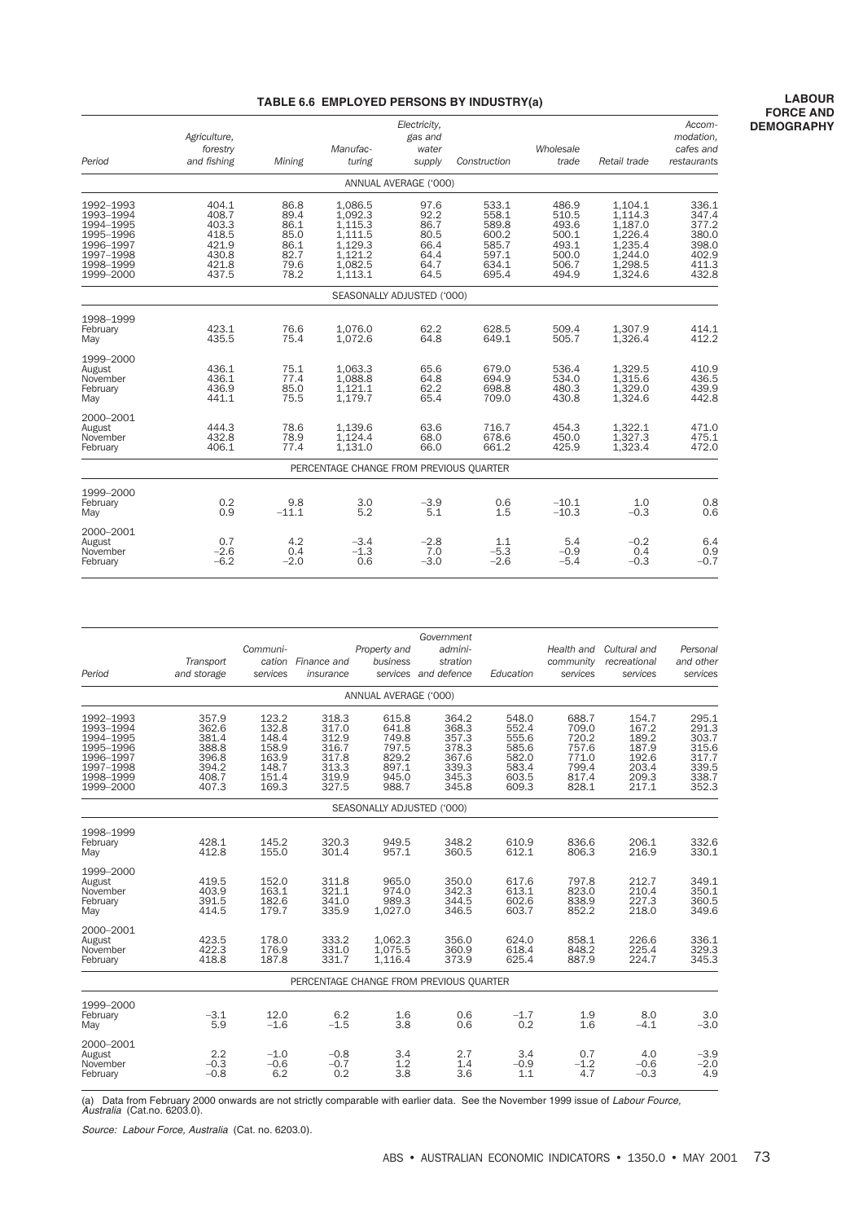## TABLE 6.6 EMPLOYED PERSONS BY INDUSTRY(a)

| Period | Agriculture, forestry and fishing | Mining | Manufacturing | Electricity, gas and water supply | Construction | Wholesale trade | Retail trade | Accommodation, cafes and restaurants |
|---|---|---|---|---|---|---|---|---|
| | | | | ANNUAL AVERAGE ('000) | | | | |
| 1992–1993 | 404.1 | 86.8 | 1,086.5 | 97.6 | 533.1 | 486.9 | 1,104.1 | 336.1 |
| 1993–1994 | 408.7 | 89.4 | 1,092.3 | 92.2 | 558.1 | 510.5 | 1,114.3 | 347.4 |
| 1994–1995 | 403.3 | 86.1 | 1,115.3 | 86.7 | 589.8 | 493.6 | 1,187.0 | 377.2 |
| 1995–1996 | 418.5 | 85.0 | 1,111.5 | 80.5 | 600.2 | 500.1 | 1,226.4 | 380.0 |
| 1996–1997 | 421.9 | 86.1 | 1,129.3 | 66.4 | 585.7 | 493.1 | 1,235.4 | 398.0 |
| 1997–1998 | 430.8 | 82.7 | 1,121.2 | 64.4 | 597.1 | 500.0 | 1,244.0 | 402.9 |
| 1998–1999 | 421.8 | 79.6 | 1,082.5 | 64.7 | 634.1 | 506.7 | 1,298.5 | 411.3 |
| 1999–2000 | 437.5 | 78.2 | 1,113.1 | 64.5 | 695.4 | 494.9 | 1,324.6 | 432.8 |
| | | | | SEASONALLY ADJUSTED ('000) | | | | |
| **1998–1999** | | | | | | | | |
| February | 423.1 | 76.6 | 1,076.0 | 62.2 | 628.5 | 509.4 | 1,307.9 | 414.1 |
| May | 435.5 | 75.4 | 1,072.6 | 64.8 | 649.1 | 505.7 | 1,326.4 | 412.2 |
| **1999–2000** | | | | | | | | |
| August | 436.1 | 75.1 | 1,063.3 | 65.6 | 679.0 | 536.4 | 1,329.5 | 410.9 |
| November | 436.1 | 77.4 | 1,088.8 | 64.8 | 694.9 | 534.0 | 1,315.6 | 436.5 |
| February | 436.9 | 85.0 | 1,121.1 | 62.2 | 698.8 | 480.3 | 1,329.0 | 439.9 |
| May | 441.1 | 75.5 | 1,179.7 | 65.4 | 709.0 | 430.8 | 1,324.6 | 442.8 |
| **2000–2001** | | | | | | | | |
| August | 444.3 | 78.6 | 1,139.6 | 63.6 | 716.7 | 454.3 | 1,322.1 | 471.0 |
| November | 432.8 | 78.9 | 1,124.4 | 68.0 | 678.6 | 450.0 | 1,327.3 | 475.1 |
| February | 406.1 | 77.4 | 1,131.0 | 66.0 | 661.2 | 425.9 | 1,323.4 | 472.0 |
| | | | | PERCENTAGE CHANGE FROM PREVIOUS QUARTER | | | | |
| **1999–2000** | | | | | | | | |
| February | 0.2 | 9.8 | 3.0 | −3.9 | 0.6 | −10.1 | 1.0 | 0.8 |
| May | 0.9 | −11.1 | 5.2 | 5.1 | 1.5 | −10.3 | −0.3 | 0.6 |
| **2000–2001** | | | | | | | | |
| August | 0.7 | 4.2 | −3.4 | −2.8 | 1.1 | 5.4 | −0.2 | 6.4 |
| November | −2.6 | 0.4 | −1.3 | 7.0 | −5.3 | −0.9 | 0.4 | 0.9 |
| February | −6.2 | −2.0 | 0.6 | −3.0 | −2.6 | −5.4 | −0.3 | −0.7 |

| Period | Transport and storage | Communication services | Finance and insurance | Property and business services | Government administration and defence | Education | Health and community services | Cultural and recreational services | Personal and other services |
|---|---|---|---|---|---|---|---|---|---|
| | | | | ANNUAL AVERAGE ('000) | | | | | |
| 1992–1993 | 357.9 | 123.2 | 318.3 | 615.8 | 364.2 | 548.0 | 688.7 | 154.7 | 295.1 |
| 1993–1994 | 362.6 | 132.8 | 317.0 | 641.8 | 368.3 | 552.4 | 709.0 | 167.2 | 291.3 |
| 1994–1995 | 381.4 | 148.4 | 312.9 | 749.8 | 357.3 | 555.6 | 720.2 | 189.2 | 303.7 |
| 1995–1996 | 388.8 | 158.9 | 316.7 | 797.5 | 378.3 | 585.6 | 757.6 | 187.9 | 315.6 |
| 1996–1997 | 396.8 | 163.9 | 317.8 | 829.2 | 367.6 | 582.0 | 771.0 | 192.6 | 317.7 |
| 1997–1998 | 394.2 | 148.7 | 313.3 | 897.1 | 339.3 | 583.4 | 799.4 | 203.4 | 339.5 |
| 1998–1999 | 408.7 | 151.4 | 319.9 | 945.0 | 345.3 | 603.5 | 817.4 | 209.3 | 338.7 |
| 1999–2000 | 407.3 | 169.3 | 327.5 | 988.7 | 345.8 | 609.3 | 828.1 | 217.1 | 352.3 |
| | | | | SEASONALLY ADJUSTED ('000) | | | | | |
| **1998–1999** | | | | | | | | | |
| February | 428.1 | 145.2 | 320.3 | 949.5 | 348.2 | 610.9 | 836.6 | 206.1 | 332.6 |
| May | 412.8 | 155.0 | 301.4 | 957.1 | 360.5 | 612.1 | 806.3 | 216.9 | 330.1 |
| **1999–2000** | | | | | | | | | |
| August | 419.5 | 152.0 | 311.8 | 965.0 | 350.0 | 617.6 | 797.8 | 212.7 | 349.1 |
| November | 403.9 | 163.1 | 321.1 | 974.0 | 342.3 | 613.1 | 823.0 | 210.4 | 350.1 |
| February | 391.5 | 182.6 | 341.0 | 989.3 | 344.5 | 602.6 | 838.9 | 227.3 | 360.5 |
| May | 414.5 | 179.7 | 335.9 | 1,027.0 | 346.5 | 603.7 | 852.2 | 218.0 | 349.6 |
| **2000–2001** | | | | | | | | | |
| August | 423.5 | 178.0 | 333.2 | 1,062.3 | 356.0 | 624.0 | 858.1 | 226.6 | 336.1 |
| November | 422.3 | 176.9 | 331.0 | 1,075.5 | 360.9 | 618.4 | 848.2 | 225.4 | 329.3 |
| February | 418.8 | 187.8 | 331.7 | 1,116.4 | 373.9 | 625.4 | 887.9 | 224.7 | 345.3 |
| | | | | PERCENTAGE CHANGE FROM PREVIOUS QUARTER | | | | | |
| **1999–2000** | | | | | | | | | |
| February | −3.1 | 12.0 | 6.2 | 1.6 | 0.6 | −1.7 | 1.9 | 8.0 | 3.0 |
| May | 5.9 | −1.6 | −1.5 | 3.8 | 0.6 | 0.2 | 1.6 | −4.1 | −3.0 |
| **2000–2001** | | | | | | | | | |
| August | 2.2 | −1.0 | −0.8 | 3.4 | 2.7 | 3.4 | 0.7 | 4.0 | −3.9 |
| November | −0.3 | −0.6 | −0.7 | 1.2 | 1.4 | −0.9 | −1.2 | −0.6 | −2.0 |
| February | −0.8 | 6.2 | 0.2 | 3.8 | 3.6 | 1.1 | 4.7 | −0.3 | 4.9 |

(a) Data from February 2000 onwards are not strictly comparable with earlier data. See the November 1999 issue of *Labour Fource, Australia* (Cat.no. 6203.0).

*Source: Labour Force, Australia* (Cat. no. 6203.0).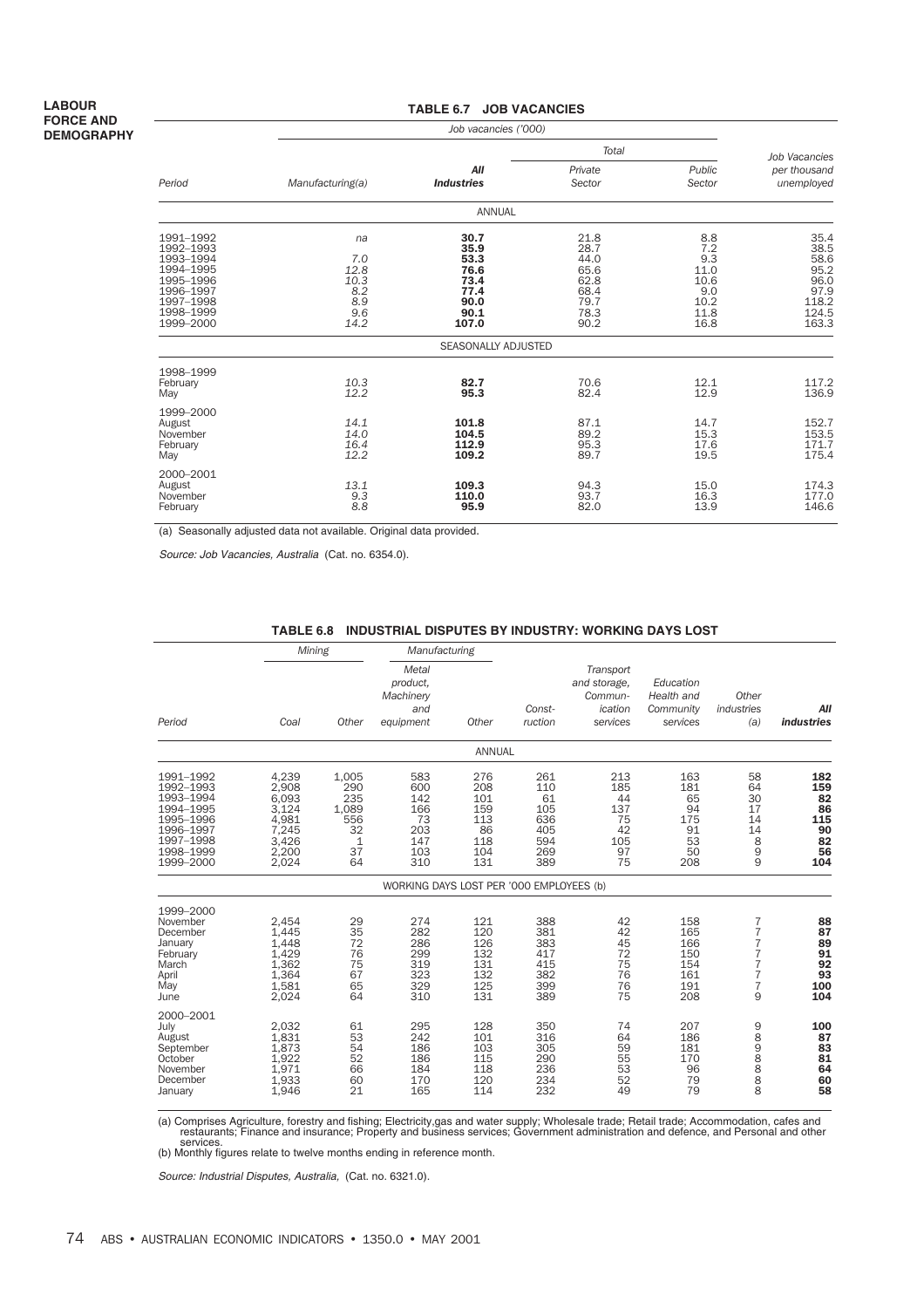**LABOUR FORCE AND DEMOGRAPHY**

## TABLE 6.7 JOB VACANCIES

| | Job vacancies ('000) | | | | |
|---|---|---|---|---|---|
| | | | Total | | |
| *Period* | *Manufacturing(a)* | ***All Industries*** | *Private Sector* | *Public Sector* | *Job Vacancies per thousand unemployed* |
| | | ANNUAL | | | |
| 1991–1992 | *na* | **30.7** | 21.8 | 8.8 | 35.4 |
| 1992–1993 | | **35.9** | 28.7 | 7.2 | 38.5 |
| 1993–1994 | *7.0* | **53.3** | 44.0 | 9.3 | 58.6 |
| 1994–1995 | *12.8* | **76.6** | 65.6 | 11.0 | 95.2 |
| 1995–1996 | *10.3* | **73.4** | 62.8 | 10.6 | 96.0 |
| 1996–1997 | *8.2* | **77.4** | 68.4 | 9.0 | 97.9 |
| 1997–1998 | *8.9* | **90.0** | 79.7 | 10.2 | 118.2 |
| 1998–1999 | *9.6* | **90.1** | 78.3 | 11.8 | 124.5 |
| 1999–2000 | *14.2* | **107.0** | 90.2 | 16.8 | 163.3 |
| | | SEASONALLY ADJUSTED | | | |
| 1998–1999 | | | | | |
| February | *10.3* | **82.7** | 70.6 | 12.1 | 117.2 |
| May | *12.2* | **95.3** | 82.4 | 12.9 | 136.9 |
| 1999–2000 | | | | | |
| August | *14.1* | **101.8** | 87.1 | 14.7 | 152.7 |
| November | *14.0* | **104.5** | 89.2 | 15.3 | 153.5 |
| February | *16.4* | **112.9** | 95.3 | 17.6 | 171.7 |
| May | *12.2* | **109.2** | 89.7 | 19.5 | 175.4 |
| 2000–2001 | | | | | |
| August | *13.1* | **109.3** | 94.3 | 15.0 | 174.3 |
| November | *9.3* | **110.0** | 93.7 | 16.3 | 177.0 |
| February | *8.8* | **95.9** | 82.0 | 13.9 | 146.6 |

(a) Seasonally adjusted data not available. Original data provided.

*Source: Job Vacancies, Australia* (Cat. no. 6354.0).

## TABLE 6.8 INDUSTRIAL DISPUTES BY INDUSTRY: WORKING DAYS LOST

| | Mining | | Manufacturing | | | | | | |
|---|---|---|---|---|---|---|---|---|---|
| *Period* | *Coal* | *Other* | *Metal product, Machinery and equipment* | *Other* | *Const-ruction* | *Transport and storage, Commun-ication services* | *Education Health and Community services* | *Other industries (a)* | ***All industries*** |
| | | | | ANNUAL | | | | | |
| 1991–1992 | 4,239 | 1,005 | 583 | 276 | 261 | 213 | 163 | 58 | **182** |
| 1992–1993 | 2,908 | 290 | 600 | 208 | 110 | 185 | 181 | 64 | **159** |
| 1993–1994 | 6,093 | 235 | 142 | 101 | 61 | 44 | 65 | 30 | **82** |
| 1994–1995 | 3,124 | 1,089 | 166 | 159 | 105 | 137 | 94 | 17 | **86** |
| 1995–1996 | 4,981 | 556 | 73 | 113 | 636 | 75 | 175 | 14 | **115** |
| 1996–1997 | 7,245 | 32 | 203 | 86 | 405 | 42 | 91 | 14 | **90** |
| 1997–1998 | 3,426 | 1 | 147 | 118 | 594 | 105 | 53 | 8 | **82** |
| 1998–1999 | 2,200 | 37 | 103 | 104 | 269 | 97 | 50 | 9 | **56** |
| 1999–2000 | 2,024 | 64 | 310 | 131 | 389 | 75 | 208 | 9 | **104** |
| | | | WORKING DAYS LOST PER '000 EMPLOYEES (b) | | | | | | |
| 1999–2000 | | | | | | | | | |
| November | 2,454 | 29 | 274 | 121 | 388 | 42 | 158 | 7 | **88** |
| December | 1,445 | 35 | 282 | 120 | 381 | 42 | 165 | 7 | **87** |
| January | 1,448 | 72 | 286 | 126 | 383 | 45 | 166 | 7 | **89** |
| February | 1,429 | 76 | 299 | 132 | 417 | 72 | 150 | 7 | **91** |
| March | 1,362 | 75 | 319 | 131 | 415 | 75 | 154 | 7 | **92** |
| April | 1,364 | 67 | 323 | 132 | 382 | 76 | 161 | 7 | **93** |
| May | 1,581 | 65 | 329 | 125 | 399 | 76 | 191 | 7 | **100** |
| June | 2,024 | 64 | 310 | 131 | 389 | 75 | 208 | 9 | **104** |
| 2000–2001 | | | | | | | | | |
| July | 2,032 | 61 | 295 | 128 | 350 | 74 | 207 | 9 | **100** |
| August | 1,831 | 53 | 242 | 101 | 316 | 64 | 186 | 8 | **87** |
| September | 1,873 | 54 | 186 | 103 | 305 | 59 | 181 | 9 | **83** |
| October | 1,922 | 52 | 186 | 115 | 290 | 55 | 170 | 8 | **81** |
| November | 1,971 | 66 | 184 | 118 | 236 | 53 | 96 | 8 | **64** |
| December | 1,933 | 60 | 170 | 120 | 234 | 52 | 79 | 8 | **60** |
| January | 1,946 | 21 | 165 | 114 | 232 | 49 | 79 | 8 | **58** |

(a) Comprises Agriculture, forestry and fishing; Electricity,gas and water supply; Wholesale trade; Retail trade; Accommodation, cafes and restaurants; Finance and insurance; Property and business services; Government administration and defence, and Personal and other services.
(b) Monthly figures relate to twelve months ending in reference month.

*Source: Industrial Disputes, Australia,* (Cat. no. 6321.0).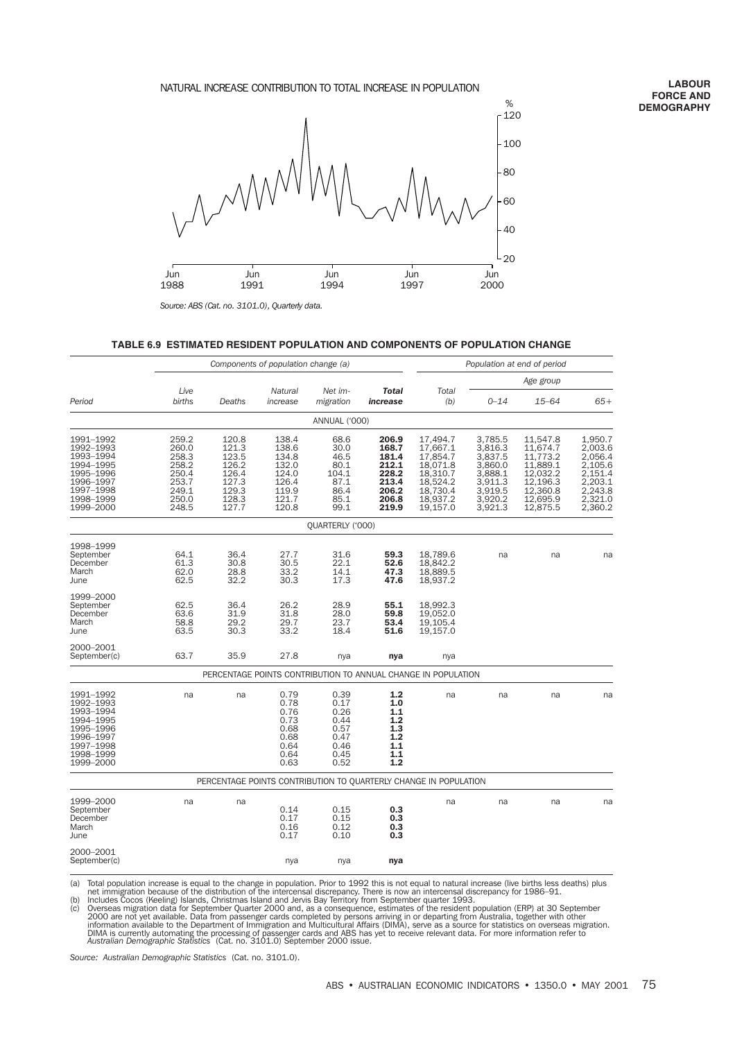NATURAL INCREASE CONTRIBUTION TO TOTAL INCREASE IN POPULATION

%
120
100
80
60
40
20

Jun 1988
Jun 1991
Jun 1994
Jun 1997
Jun 2000

*Source: ABS (Cat. no. 3101.0), Quarterly data.*

**TABLE 6.9 ESTIMATED RESIDENT POPULATION AND COMPONENTS OF POPULATION CHANGE**

| | *Components of population change (a)* | | | | | *Population at end of period* | | | |
|---|---|---|---|---|---|---|---|---|---|
| | | | | | | | *Age group* | | |
| *Period* | *Live births* | *Deaths* | *Natural increase* | *Net im-migration* | ***Total increase*** | *Total (b)* | *0–14* | *15–64* | *65+* |
| | | | | ANNUAL ('000) | | | | | |
| 1991–1992 | 259.2 | 120.8 | 138.4 | 68.6 | **206.9** | 17,494.7 | 3,785.5 | 11,547.8 | 1,950.7 |
| 1992–1993 | 260.0 | 121.3 | 138.6 | 30.0 | **168.7** | 17,667.1 | 3,816.3 | 11,674.7 | 2,003.6 |
| 1993–1994 | 258.3 | 123.5 | 134.8 | 46.5 | **181.4** | 17,854.7 | 3,837.5 | 11,773.2 | 2,056.4 |
| 1994–1995 | 258.2 | 126.2 | 132.0 | 80.1 | **212.1** | 18,071.8 | 3,860.0 | 11,889.1 | 2,105.6 |
| 1995–1996 | 250.4 | 126.4 | 124.0 | 104.1 | **228.2** | 18,310.7 | 3,888.1 | 12,032.2 | 2,151.4 |
| 1996–1997 | 253.7 | 127.3 | 126.4 | 87.1 | **213.4** | 18,524.2 | 3,911.3 | 12,196.3 | 2,203.1 |
| 1997–1998 | 249.1 | 129.3 | 119.9 | 86.4 | **206.2** | 18,730.4 | 3,919.5 | 12,360.8 | 2,243.8 |
| 1998–1999 | 250.0 | 128.3 | 121.7 | 85.1 | **206.8** | 18,937.2 | 3,920.2 | 12,695.9 | 2,321.0 |
| 1999–2000 | 248.5 | 127.7 | 120.8 | 99.1 | **219.9** | 19,157.0 | 3,921.3 | 12,875.5 | 2,360.2 |
| | | | | QUARTERLY ('000) | | | | | |
| 1998–1999 | | | | | | | | | |
| September | 64.1 | 36.4 | 27.7 | 31.6 | **59.3** | 18,789.6 | na | na | na |
| December | 61.3 | 30.8 | 30.5 | 22.1 | **52.6** | 18,842.2 | | | |
| March | 62.0 | 28.8 | 33.2 | 14.1 | **47.3** | 18,889.5 | | | |
| June | 62.5 | 32.2 | 30.3 | 17.3 | **47.6** | 18,937.2 | | | |
| 1999–2000 | | | | | | | | | |
| September | 62.5 | 36.4 | 26.2 | 28.9 | **55.1** | 18,992.3 | | | |
| December | 63.6 | 31.9 | 31.8 | 28.0 | **59.8** | 19,052.0 | | | |
| March | 58.8 | 29.2 | 29.7 | 23.7 | **53.4** | 19,105.4 | | | |
| June | 63.5 | 30.3 | 33.2 | 18.4 | **51.6** | 19,157.0 | | | |
| 2000–2001 | | | | | | | | | |
| September(c) | 63.7 | 35.9 | 27.8 | nya | **nya** | nya | | | |
| | | | PERCENTAGE POINTS CONTRIBUTION TO ANNUAL CHANGE IN POPULATION | | | | | | |
| 1991–1992 | na | na | 0.79 | 0.39 | **1.2** | na | na | na | na |
| 1992–1993 | | | 0.78 | 0.17 | **1.0** | | | | |
| 1993–1994 | | | 0.76 | 0.26 | **1.1** | | | | |
| 1994–1995 | | | 0.73 | 0.44 | **1.2** | | | | |
| 1995–1996 | | | 0.68 | 0.57 | **1.3** | | | | |
| 1996–1997 | | | 0.68 | 0.47 | **1.2** | | | | |
| 1997–1998 | | | 0.64 | 0.46 | **1.1** | | | | |
| 1998–1999 | | | 0.64 | 0.45 | **1.1** | | | | |
| 1999–2000 | | | 0.63 | 0.52 | **1.2** | | | | |
| | | | PERCENTAGE POINTS CONTRIBUTION TO QUARTERLY CHANGE IN POPULATION | | | | | | |
| 1999–2000 | na | na | | | | na | na | na | na |
| September | | | 0.14 | 0.15 | **0.3** | | | | |
| December | | | 0.17 | 0.15 | **0.3** | | | | |
| March | | | 0.16 | 0.12 | **0.3** | | | | |
| June | | | 0.17 | 0.10 | **0.3** | | | | |
| 2000–2001 | | | | | | | | | |
| September(c) | | | nya | nya | **nya** | | | | |

(a) Total population increase is equal to the change in population. Prior to 1992 this is not equal to natural increase (live births less deaths) plus net immigration because of the distribution of the intercensal discrepancy. There is now an intercensal discrepancy for 1986–91.
(b) Includes Cocos (Keeling) Islands, Christmas Island and Jervis Bay Territory from September quarter 1993.
(c) Overseas migration data for September Quarter 2000 and, as a consequence, estimates of the resident population (ERP) at 30 September 2000 are not yet available. Data from passenger cards completed by persons arriving in or departing from Australia, together with other information available to the Department of Immigration and Multicultural Affairs (DIMA), serve as a source for statistics on overseas migration. DIMA is currently automating the processing of passenger cards and ABS has yet to receive relevant data. For more information refer to *Australian Demographic Statistics* (Cat. no. 3101.0) September 2000 issue.

*Source: Australian Demographic Statistics* (Cat. no. 3101.0).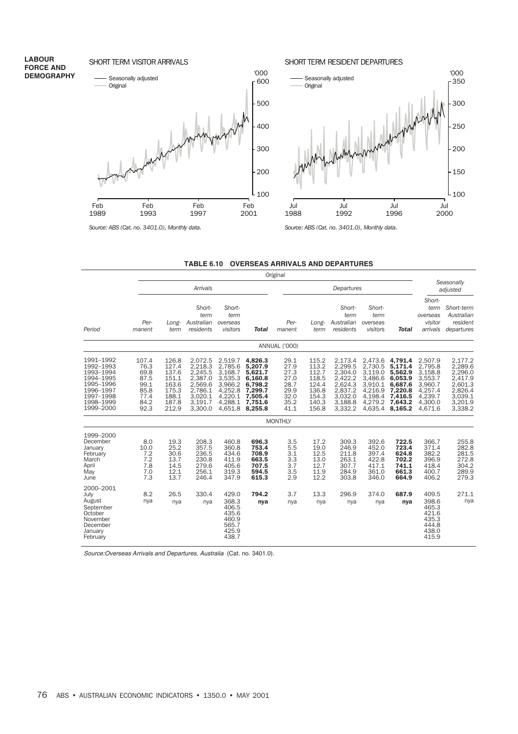LABOUR FORCE AND DEMOGRAPHY

SHORT TERM VISITOR ARRIVALS

'000

Seasonally adjusted

Original

600
500
400
300
200
100

Feb 1989
Feb 1993
Feb 1997
Feb 2001

*Source: ABS (Cat. no. 3401.0), Monthly data.*

SHORT TERM RESIDENT DEPARTURES

'000

Seasonally adjusted

Original

350
300
250
200
150
100

Jul 1988
Jul 1992
Jul 1996
Jul 2000

*Source: ABS (Cat. no. 3401.0), Monthly data.*

**TABLE 6.10 OVERSEAS ARRIVALS AND DEPARTURES**

| | *Original* | | | | | | | | | | *Seasonally adjusted* | |
|---|---|---|---|---|---|---|---|---|---|---|---|---|
| | *Arrivals* | | | | | *Departures* | | | | | | |
| *Period* | *Per-manent* | *Long-term* | *Short-term Australian residents* | *Short-term overseas visitors* | ***Total*** | *Per-manent* | *Long-term* | *Short-term Australian residents* | *Short-term overseas visitors* | ***Total*** | *Short-term overseas visitor arrivals* | *Short-term Australian resident departures* |
| | | | | | | ANNUAL ('000) | | | | | | |
| 1991–1992 | 107.4 | 126.8 | 2,072.5 | 2,519.7 | **4,826.3** | 29.1 | 115.2 | 2,173.4 | 2,473.6 | **4,791.4** | 2,507.9 | 2,177.2 |
| 1992–1993 | 76.3 | 127.4 | 2,218.3 | 2,785.6 | **5,207.9** | 27.9 | 113.2 | 2,299.5 | 2,730.5 | **5,171.4** | 2,795.8 | 2,289.6 |
| 1993–1994 | 69.8 | 137.6 | 2,245.5 | 3,168.7 | **5,621.7** | 27.3 | 112.7 | 2,304.0 | 3,119.0 | **5,562.9** | 3,158.8 | 2,296.0 |
| 1994–1995 | 87.5 | 151.1 | 2,387.0 | 3,535.3 | **6,160.8** | 27.0 | 118.5 | 2,422.2 | 3,486.6 | **6,053.9** | 3,553.7 | 2,417.9 |
| 1995–1996 | 99.1 | 163.6 | 2,569.6 | 3,966.2 | **6,798.2** | 28.7 | 124.4 | 2,624.3 | 3,910.1 | **6,687.6** | 3,960.7 | 2,601.3 |
| 1996–1997 | 85.8 | 175.3 | 2,786.1 | 4,252.8 | **7,299.7** | 29.9 | 136.8 | 2,837.2 | 4,216.9 | **7,220.8** | 4,257.4 | 2,826.4 |
| 1997–1998 | 77.4 | 188.1 | 3,020.1 | 4,220.1 | **7,505.4** | 32.0 | 154.3 | 3,032.0 | 4,198.4 | **7,416.5** | 4,239.7 | 3,039.1 |
| 1998–1999 | 84.2 | 187.8 | 3,191.7 | 4,288.1 | **7,751.6** | 35.2 | 140.3 | 3,188.8 | 4,279.2 | **7,643.2** | 4,300.0 | 3,201.9 |
| 1999–2000 | 92.3 | 212.9 | 3,300.0 | 4,651.8 | **8,255.8** | 41.1 | 156.8 | 3,332.2 | 4,635.4 | **8,165.2** | 4,671.6 | 3,338.2 |
| | | | | | | MONTHLY | | | | | | |
| 1999–2000 | | | | | | | | | | | | |
| December | 8.0 | 19.3 | 208.3 | 460.8 | **696.3** | 3.5 | 17.2 | 309.3 | 392.6 | **722.5** | 366.7 | 255.8 |
| January | 10.0 | 25.2 | 357.5 | 360.8 | **753.4** | 5.5 | 19.0 | 246.9 | 452.0 | **723.4** | 371.4 | 282.8 |
| February | 7.2 | 30.6 | 236.5 | 434.6 | **708.9** | 3.1 | 12.5 | 211.8 | 397.4 | **624.8** | 382.2 | 281.5 |
| March | 7.2 | 13.7 | 230.8 | 411.9 | **663.5** | 3.3 | 13.0 | 263.1 | 422.8 | **702.2** | 396.9 | 272.8 |
| April | 7.8 | 14.5 | 279.6 | 405.6 | **707.5** | 3.7 | 12.7 | 307.7 | 417.1 | **741.1** | 418.4 | 304.2 |
| May | 7.0 | 12.1 | 256.1 | 319.3 | **594.5** | 3.5 | 11.9 | 284.9 | 361.0 | **661.3** | 400.7 | 289.9 |
| June | 7.3 | 13.7 | 246.4 | 347.9 | **615.3** | 2.9 | 12.2 | 303.8 | 346.0 | **664.9** | 406.2 | 279.3 |
| 2000–2001 | | | | | | | | | | | | |
| July | 8.2 | 26.5 | 330.4 | 429.0 | **794.2** | 3.7 | 13.3 | 296.9 | 374.0 | **687.9** | 409.5 | 271.1 |
| August | nya | nya | nya | 368.3 | **nya** | nya | nya | nya | nya | **nya** | 398.6 | nya |
| September | | | | 406.5 | | | | | | | 465.3 | |
| October | | | | 435.6 | | | | | | | 421.6 | |
| November | | | | 460.9 | | | | | | | 435.3 | |
| December | | | | 565.7 | | | | | | | 444.8 | |
| January | | | | 425.9 | | | | | | | 438.0 | |
| February | | | | 438.7 | | | | | | | 415.9 | |

*Source:Overseas Arrivals and Departures, Australia* (Cat. no. 3401.0).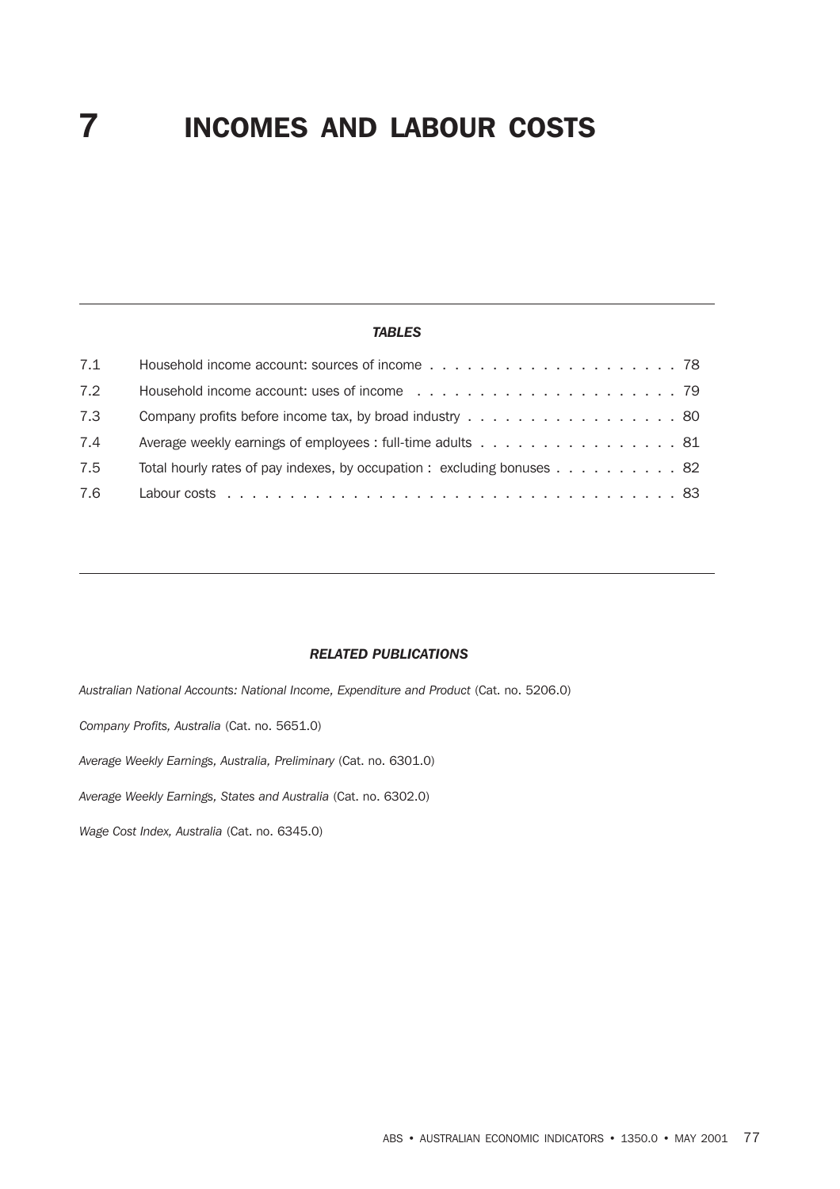# 7 INCOMES AND LABOUR COSTS

## *TABLES*

| | | |
|---|---|---|
| 7.1 | Household income account: sources of income | 78 |
| 7.2 | Household income account: uses of income | 79 |
| 7.3 | Company profits before income tax, by broad industry | 80 |
| 7.4 | Average weekly earnings of employees : full-time adults | 81 |
| 7.5 | Total hourly rates of pay indexes, by occupation : excluding bonuses | 82 |
| 7.6 | Labour costs | 83 |

## *RELATED PUBLICATIONS*

*Australian National Accounts: National Income, Expenditure and Product* (Cat. no. 5206.0)

*Company Profits, Australia* (Cat. no. 5651.0)

*Average Weekly Earnings, Australia, Preliminary* (Cat. no. 6301.0)

*Average Weekly Earnings, States and Australia* (Cat. no. 6302.0)

*Wage Cost Index, Australia* (Cat. no. 6345.0)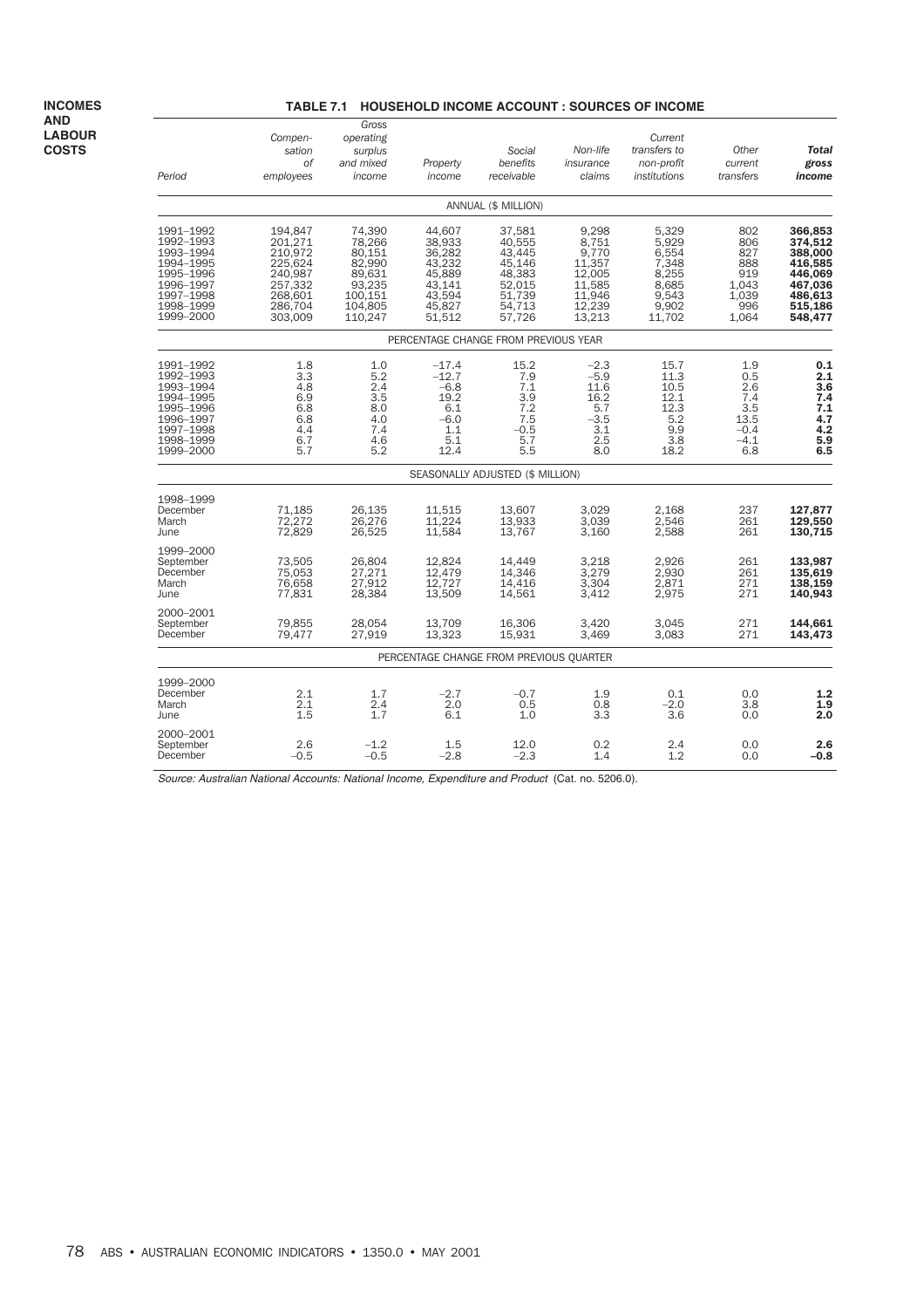**INCOMES AND LABOUR COSTS**

## TABLE 7.1 HOUSEHOLD INCOME ACCOUNT : SOURCES OF INCOME

| Period | Compensation of employees | Gross operating surplus and mixed income | Property income | Social benefits receivable | Non-life insurance claims | Current transfers to non-profit institutions | Other current transfers | **Total gross income** |
|---|---|---|---|---|---|---|---|---|
| | | | ANNUAL ($ MILLION) | | | | | |
| 1991–1992 | 194,847 | 74,390 | 44,607 | 37,581 | 9,298 | 5,329 | 802 | **366,853** |
| 1992–1993 | 201,271 | 78,266 | 38,933 | 40,555 | 8,751 | 5,929 | 806 | **374,512** |
| 1993–1994 | 210,972 | 80,151 | 36,282 | 43,445 | 9,770 | 6,554 | 827 | **388,000** |
| 1994–1995 | 225,624 | 82,990 | 43,232 | 45,146 | 11,357 | 7,348 | 888 | **416,585** |
| 1995–1996 | 240,987 | 89,631 | 45,889 | 48,383 | 12,005 | 8,255 | 919 | **446,069** |
| 1996–1997 | 257,332 | 93,235 | 43,141 | 52,015 | 11,585 | 8,685 | 1,043 | **467,036** |
| 1997–1998 | 268,601 | 100,151 | 43,594 | 51,739 | 11,946 | 9,543 | 1,039 | **486,613** |
| 1998–1999 | 286,704 | 104,805 | 45,827 | 54,713 | 12,239 | 9,902 | 996 | **515,186** |
| 1999–2000 | 303,009 | 110,247 | 51,512 | 57,726 | 13,213 | 11,702 | 1,064 | **548,477** |
| | | | PERCENTAGE CHANGE FROM PREVIOUS YEAR | | | | | |
| 1991–1992 | 1.8 | 1.0 | –17.4 | 15.2 | –2.3 | 15.7 | 1.9 | **0.1** |
| 1992–1993 | 3.3 | 5.2 | –12.7 | 7.9 | –5.9 | 11.3 | 0.5 | **2.1** |
| 1993–1994 | 4.8 | 2.4 | –6.8 | 7.1 | 11.6 | 10.5 | 2.6 | **3.6** |
| 1994–1995 | 6.9 | 3.5 | 19.2 | 3.9 | 16.2 | 12.1 | 7.4 | **7.4** |
| 1995–1996 | 6.8 | 8.0 | 6.1 | 7.2 | 5.7 | 12.3 | 3.5 | **7.1** |
| 1996–1997 | 6.8 | 4.0 | –6.0 | 7.5 | –3.5 | 5.2 | 13.5 | **4.7** |
| 1997–1998 | 4.4 | 7.4 | 1.1 | –0.5 | 3.1 | 9.9 | –0.4 | **4.2** |
| 1998–1999 | 6.7 | 4.6 | 5.1 | 5.7 | 2.5 | 3.8 | –4.1 | **5.9** |
| 1999–2000 | 5.7 | 5.2 | 12.4 | 5.5 | 8.0 | 18.2 | 6.8 | **6.5** |
| | | | SEASONALLY ADJUSTED ($ MILLION) | | | | | |
| 1998–1999 | | | | | | | | |
| December | 71,185 | 26,135 | 11,515 | 13,607 | 3,029 | 2,168 | 237 | **127,877** |
| March | 72,272 | 26,276 | 11,224 | 13,933 | 3,039 | 2,546 | 261 | **129,550** |
| June | 72,829 | 26,525 | 11,584 | 13,767 | 3,160 | 2,588 | 261 | **130,715** |
| 1999–2000 | | | | | | | | |
| September | 73,505 | 26,804 | 12,824 | 14,449 | 3,218 | 2,926 | 261 | **133,987** |
| December | 75,053 | 27,271 | 12,479 | 14,346 | 3,279 | 2,930 | 261 | **135,619** |
| March | 76,658 | 27,912 | 12,727 | 14,416 | 3,304 | 2,871 | 271 | **138,159** |
| June | 77,831 | 28,384 | 13,509 | 14,561 | 3,412 | 2,975 | 271 | **140,943** |
| 2000–2001 | | | | | | | | |
| September | 79,855 | 28,054 | 13,709 | 16,306 | 3,420 | 3,045 | 271 | **144,661** |
| December | 79,477 | 27,919 | 13,323 | 15,931 | 3,469 | 3,083 | 271 | **143,473** |
| | | | PERCENTAGE CHANGE FROM PREVIOUS QUARTER | | | | | |
| 1999–2000 | | | | | | | | |
| December | 2.1 | 1.7 | –2.7 | –0.7 | 1.9 | 0.1 | 0.0 | **1.2** |
| March | 2.1 | 2.4 | 2.0 | 0.5 | 0.8 | –2.0 | 3.8 | **1.9** |
| June | 1.5 | 1.7 | 6.1 | 1.0 | 3.3 | 3.6 | 0.0 | **2.0** |
| 2000–2001 | | | | | | | | |
| September | 2.6 | –1.2 | 1.5 | 12.0 | 0.2 | 2.4 | 0.0 | **2.6** |
| December | –0.5 | –0.5 | –2.8 | –2.3 | 1.4 | 1.2 | 0.0 | **–0.8** |

*Source: Australian National Accounts: National Income, Expenditure and Product* (Cat. no. 5206.0).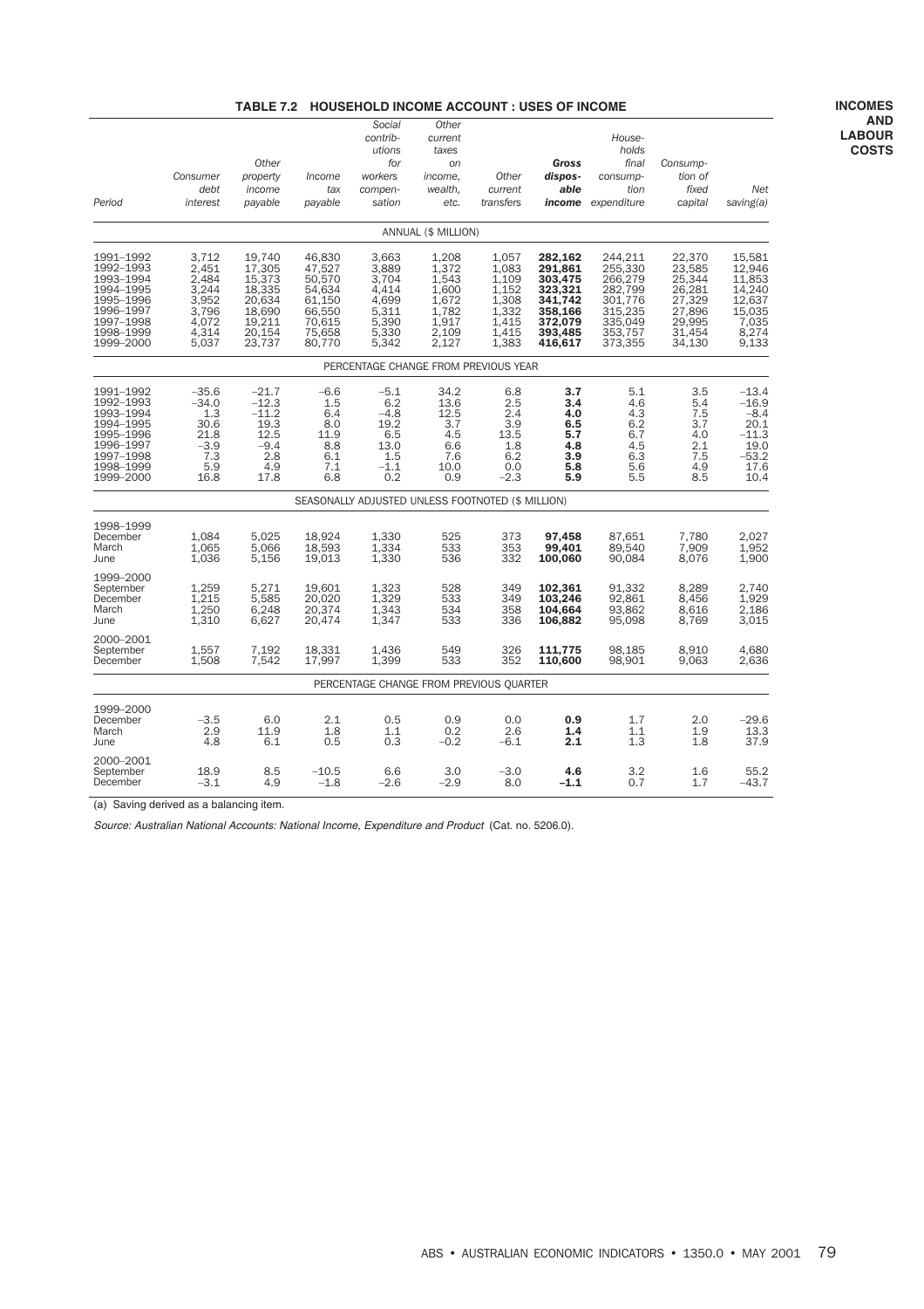## TABLE 7.2 HOUSEHOLD INCOME ACCOUNT : USES OF INCOME

| Period | Consumer debt interest | Other property income payable | Income tax payable | Social contributions for workers compensation | Other current taxes on income, wealth, etc. | Other current transfers | **Gross disposable income** | Households final consumption expenditure | Consumption of fixed capital | Net saving(a) |
|---|---|---|---|---|---|---|---|---|---|---|
| ANNUAL ($ MILLION) | | | | | | | | | | |
| 1991–1992 | 3,712 | 19,740 | 46,830 | 3,663 | 1,208 | 1,057 | **282,162** | 244,211 | 22,370 | 15,581 |
| 1992–1993 | 2,451 | 17,305 | 47,527 | 3,889 | 1,372 | 1,083 | **291,861** | 255,330 | 23,585 | 12,946 |
| 1993–1994 | 2,484 | 15,373 | 50,570 | 3,704 | 1,543 | 1,109 | **303,475** | 266,279 | 25,344 | 11,853 |
| 1994–1995 | 3,244 | 18,335 | 54,634 | 4,414 | 1,600 | 1,152 | **323,321** | 282,799 | 26,281 | 14,240 |
| 1995–1996 | 3,952 | 20,634 | 61,150 | 4,699 | 1,672 | 1,308 | **341,742** | 301,776 | 27,329 | 12,637 |
| 1996–1997 | 3,796 | 18,690 | 66,550 | 5,311 | 1,782 | 1,332 | **358,166** | 315,235 | 27,896 | 15,035 |
| 1997–1998 | 4,072 | 19,211 | 70,615 | 5,390 | 1,917 | 1,415 | **372,079** | 335,049 | 29,995 | 7,035 |
| 1998–1999 | 4,314 | 20,154 | 75,658 | 5,330 | 2,109 | 1,415 | **393,485** | 353,757 | 31,454 | 8,274 |
| 1999–2000 | 5,037 | 23,737 | 80,770 | 5,342 | 2,127 | 1,383 | **416,617** | 373,355 | 34,130 | 9,133 |
| PERCENTAGE CHANGE FROM PREVIOUS YEAR | | | | | | | | | | |
| 1991–1992 | –35.6 | –21.7 | –6.6 | –5.1 | 34.2 | 6.8 | **3.7** | 5.1 | 3.5 | –13.4 |
| 1992–1993 | –34.0 | –12.3 | 1.5 | 6.2 | 13.6 | 2.5 | **3.4** | 4.6 | 5.4 | –16.9 |
| 1993–1994 | 1.3 | –11.2 | 6.4 | –4.8 | 12.5 | 2.4 | **4.0** | 4.3 | 7.5 | –8.4 |
| 1994–1995 | 30.6 | 19.3 | 8.0 | 19.2 | 3.7 | 3.9 | **6.5** | 6.2 | 3.7 | 20.1 |
| 1995–1996 | 21.8 | 12.5 | 11.9 | 6.5 | 4.5 | 13.5 | **5.7** | 6.7 | 4.0 | –11.3 |
| 1996–1997 | –3.9 | –9.4 | 8.8 | 13.0 | 6.6 | 1.8 | **4.8** | 4.5 | 2.1 | 19.0 |
| 1997–1998 | 7.3 | 2.8 | 6.1 | 1.5 | 7.6 | 6.2 | **3.9** | 6.3 | 7.5 | –53.2 |
| 1998–1999 | 5.9 | 4.9 | 7.1 | –1.1 | 10.0 | 0.0 | **5.8** | 5.6 | 4.9 | 17.6 |
| 1999–2000 | 16.8 | 17.8 | 6.8 | 0.2 | 0.9 | –2.3 | **5.9** | 5.5 | 8.5 | 10.4 |
| SEASONALLY ADJUSTED UNLESS FOOTNOTED ($ MILLION) | | | | | | | | | | |
| 1998–1999 | | | | | | | | | | |
| December | 1,084 | 5,025 | 18,924 | 1,330 | 525 | 373 | **97,458** | 87,651 | 7,780 | 2,027 |
| March | 1,065 | 5,066 | 18,593 | 1,334 | 533 | 353 | **99,401** | 89,540 | 7,909 | 1,952 |
| June | 1,036 | 5,156 | 19,013 | 1,330 | 536 | 332 | **100,060** | 90,084 | 8,076 | 1,900 |
| 1999–2000 | | | | | | | | | | |
| September | 1,259 | 5,271 | 19,601 | 1,323 | 528 | 349 | **102,361** | 91,332 | 8,289 | 2,740 |
| December | 1,215 | 5,585 | 20,020 | 1,329 | 533 | 349 | **103,246** | 92,861 | 8,456 | 1,929 |
| March | 1,250 | 6,248 | 20,374 | 1,343 | 534 | 358 | **104,664** | 93,862 | 8,616 | 2,186 |
| June | 1,310 | 6,627 | 20,474 | 1,347 | 533 | 336 | **106,882** | 95,098 | 8,769 | 3,015 |
| 2000–2001 | | | | | | | | | | |
| September | 1,557 | 7,192 | 18,331 | 1,436 | 549 | 326 | **111,775** | 98,185 | 8,910 | 4,680 |
| December | 1,508 | 7,542 | 17,997 | 1,399 | 533 | 352 | **110,600** | 98,901 | 9,063 | 2,636 |
| PERCENTAGE CHANGE FROM PREVIOUS QUARTER | | | | | | | | | | |
| 1999–2000 | | | | | | | | | | |
| December | –3.5 | 6.0 | 2.1 | 0.5 | 0.9 | 0.0 | **0.9** | 1.7 | 2.0 | –29.6 |
| March | 2.9 | 11.9 | 1.8 | 1.1 | 0.2 | 2.6 | **1.4** | 1.1 | 1.9 | 13.3 |
| June | 4.8 | 6.1 | 0.5 | 0.3 | –0.2 | –6.1 | **2.1** | 1.3 | 1.8 | 37.9 |
| 2000–2001 | | | | | | | | | | |
| September | 18.9 | 8.5 | –10.5 | 6.6 | 3.0 | –3.0 | **4.6** | 3.2 | 1.6 | 55.2 |
| December | –3.1 | 4.9 | –1.8 | –2.6 | –2.9 | 8.0 | **–1.1** | 0.7 | 1.7 | –43.7 |

(a) Saving derived as a balancing item.

*Source: Australian National Accounts: National Income, Expenditure and Product* (Cat. no. 5206.0).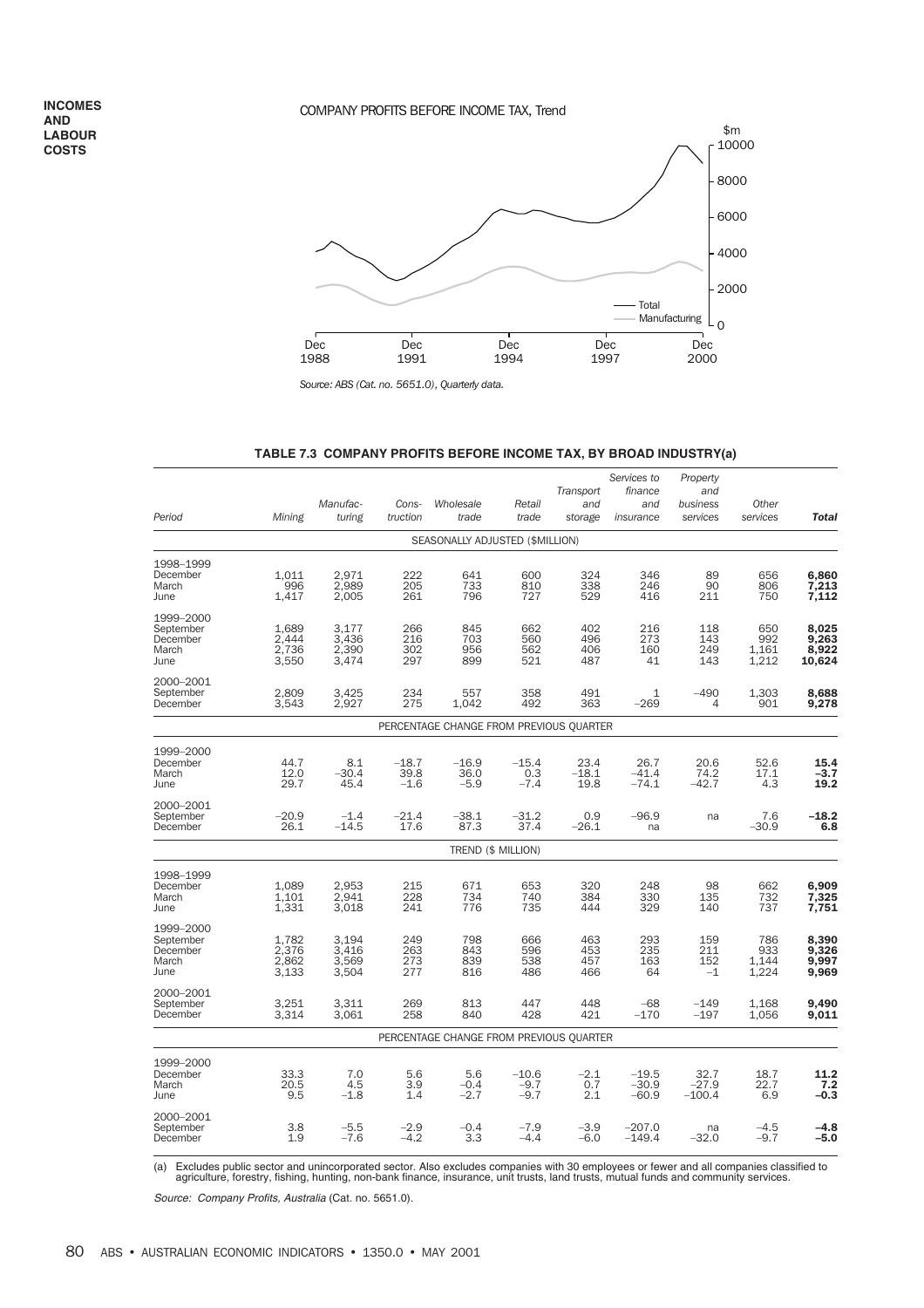**INCOMES AND LABOUR COSTS**

COMPANY PROFITS BEFORE INCOME TAX, Trend

$m
10000
8000
6000
4000
2000
0

Total
Manufacturing

Dec 1988
Dec 1991
Dec 1994
Dec 1997
Dec 2000

*Source: ABS (Cat. no. 5651.0), Quarterly data.*

**TABLE 7.3 COMPANY PROFITS BEFORE INCOME TAX, BY BROAD INDUSTRY(a)**

| *Period* | *Mining* | *Manufac-turing* | *Cons-truction* | *Wholesale trade* | *Retail trade* | *Transport and storage* | *Services to finance and insurance* | *Property and business services* | *Other services* | ***Total*** |
|---|---|---|---|---|---|---|---|---|---|---|
| SEASONALLY ADJUSTED ($MILLION) | | | | | | | | | | |
| 1998–1999 | | | | | | | | | | |
| December | 1,011 | 2,971 | 222 | 641 | 600 | 324 | 346 | 89 | 656 | **6,860** |
| March | 996 | 2,989 | 205 | 733 | 810 | 338 | 246 | 90 | 806 | **7,213** |
| June | 1,417 | 2,005 | 261 | 796 | 727 | 529 | 416 | 211 | 750 | **7,112** |
| 1999–2000 | | | | | | | | | | |
| September | 1,689 | 3,177 | 266 | 845 | 662 | 402 | 216 | 118 | 650 | **8,025** |
| December | 2,444 | 3,436 | 216 | 703 | 560 | 496 | 273 | 143 | 992 | **9,263** |
| March | 2,736 | 2,390 | 302 | 956 | 562 | 406 | 160 | 249 | 1,161 | **8,922** |
| June | 3,550 | 3,474 | 297 | 899 | 521 | 487 | 41 | 143 | 1,212 | **10,624** |
| 2000–2001 | | | | | | | | | | |
| September | 2,809 | 3,425 | 234 | 557 | 358 | 491 | 1 | –490 | 1,303 | **8,688** |
| December | 3,543 | 2,927 | 275 | 1,042 | 492 | 363 | –269 | 4 | 901 | **9,278** |
| PERCENTAGE CHANGE FROM PREVIOUS QUARTER | | | | | | | | | | |
| 1999–2000 | | | | | | | | | | |
| December | 44.7 | 8.1 | –18.7 | –16.9 | –15.4 | 23.4 | 26.7 | 20.6 | 52.6 | **15.4** |
| March | 12.0 | –30.4 | 39.8 | 36.0 | 0.3 | –18.1 | –41.4 | 74.2 | 17.1 | **–3.7** |
| June | 29.7 | 45.4 | –1.6 | –5.9 | –7.4 | 19.8 | –74.1 | –42.7 | 4.3 | **19.2** |
| 2000–2001 | | | | | | | | | | |
| September | –20.9 | –1.4 | –21.4 | –38.1 | –31.2 | 0.9 | –96.9 | na | 7.6 | **–18.2** |
| December | 26.1 | –14.5 | 17.6 | 87.3 | 37.4 | –26.1 | na | | –30.9 | **6.8** |
| TREND ($ MILLION) | | | | | | | | | | |
| 1998–1999 | | | | | | | | | | |
| December | 1,089 | 2,953 | 215 | 671 | 653 | 320 | 248 | 98 | 662 | **6,909** |
| March | 1,101 | 2,941 | 228 | 734 | 740 | 384 | 330 | 135 | 732 | **7,325** |
| June | 1,331 | 3,018 | 241 | 776 | 735 | 444 | 329 | 140 | 737 | **7,751** |
| 1999–2000 | | | | | | | | | | |
| September | 1,782 | 3,194 | 249 | 798 | 666 | 463 | 293 | 159 | 786 | **8,390** |
| December | 2,376 | 3,416 | 263 | 843 | 596 | 453 | 235 | 211 | 933 | **9,326** |
| March | 2,862 | 3,569 | 273 | 839 | 538 | 457 | 163 | 152 | 1,144 | **9,997** |
| June | 3,133 | 3,504 | 277 | 816 | 486 | 466 | 64 | –1 | 1,224 | **9,969** |
| 2000–2001 | | | | | | | | | | |
| September | 3,251 | 3,311 | 269 | 813 | 447 | 448 | –68 | –149 | 1,168 | **9,490** |
| December | 3,314 | 3,061 | 258 | 840 | 428 | 421 | –170 | –197 | 1,056 | **9,011** |
| PERCENTAGE CHANGE FROM PREVIOUS QUARTER | | | | | | | | | | |
| 1999–2000 | | | | | | | | | | |
| December | 33.3 | 7.0 | 5.6 | 5.6 | –10.6 | –2.1 | –19.5 | 32.7 | 18.7 | **11.2** |
| March | 20.5 | 4.5 | 3.9 | –0.4 | –9.7 | 0.7 | –30.9 | –27.9 | 22.7 | **7.2** |
| June | 9.5 | –1.8 | 1.4 | –2.7 | –9.7 | 2.1 | –60.9 | –100.4 | 6.9 | **–0.3** |
| 2000–2001 | | | | | | | | | | |
| September | 3.8 | –5.5 | –2.9 | –0.4 | –7.9 | –3.9 | –207.0 | na | –4.5 | **–4.8** |
| December | 1.9 | –7.6 | –4.2 | 3.3 | –4.4 | –6.0 | –149.4 | –32.0 | –9.7 | **–5.0** |

(a) Excludes public sector and unincorporated sector. Also excludes companies with 30 employees or fewer and all companies classified to agriculture, forestry, fishing, hunting, non-bank finance, insurance, unit trusts, land trusts, mutual funds and community services.

*Source: Company Profits, Australia* (Cat. no. 5651.0).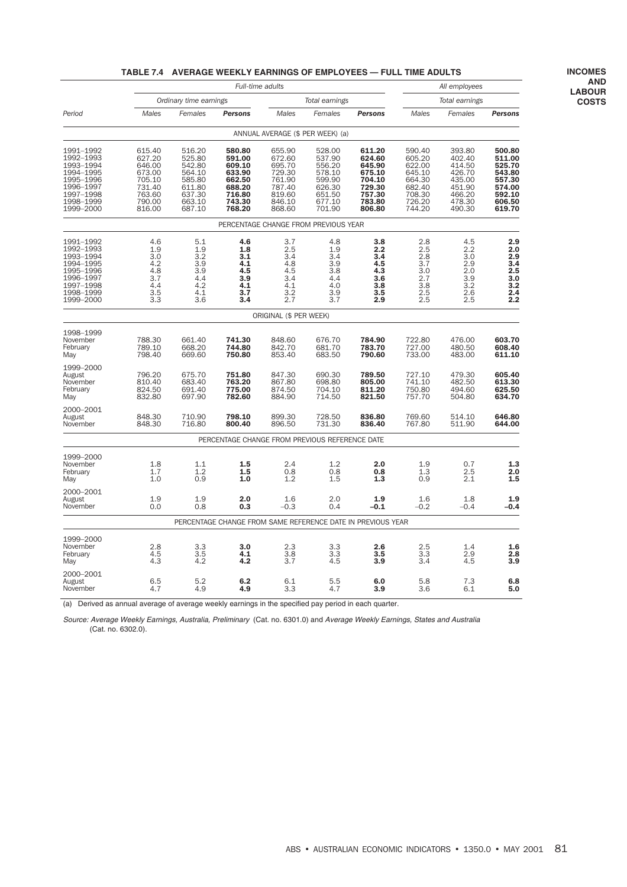## TABLE 7.4 AVERAGE WEEKLY EARNINGS OF EMPLOYEES — FULL TIME ADULTS

| | Full-time adults | | | | | | All employees | | |
|---|---|---|---|---|---|---|---|---|---|
| | *Ordinary time earnings* | | | *Total earnings* | | | *Total earnings* | | |
| *Period* | *Males* | *Females* | ***Persons*** | *Males* | *Females* | ***Persons*** | *Males* | *Females* | ***Persons*** |
| | | | | ANNUAL AVERAGE ($ PER WEEK) (a) | | | | | |
| 1991–1992 | 615.40 | 516.20 | **580.80** | 655.90 | 528.00 | **611.20** | 590.40 | 393.80 | **500.80** |
| 1992–1993 | 627.20 | 525.80 | **591.00** | 672.60 | 537.90 | **624.60** | 605.20 | 402.40 | **511.00** |
| 1993–1994 | 646.00 | 542.80 | **609.10** | 695.70 | 556.20 | **645.90** | 622.00 | 414.50 | **525.70** |
| 1994–1995 | 673.00 | 564.10 | **633.90** | 729.30 | 578.10 | **675.10** | 645.10 | 426.70 | **543.80** |
| 1995–1996 | 705.10 | 585.80 | **662.50** | 761.90 | 599.90 | **704.10** | 664.30 | 435.00 | **557.30** |
| 1996–1997 | 731.40 | 611.80 | **688.20** | 787.40 | 626.30 | **729.30** | 682.40 | 451.90 | **574.00** |
| 1997–1998 | 763.60 | 637.30 | **716.80** | 819.60 | 651.50 | **757.30** | 708.30 | 466.20 | **592.10** |
| 1998–1999 | 790.00 | 663.10 | **743.30** | 846.10 | 677.10 | **783.80** | 726.20 | 478.30 | **606.50** |
| 1999–2000 | 816.00 | 687.10 | **768.20** | 868.60 | 701.90 | **806.80** | 744.20 | 490.30 | **619.70** |
| | | | | PERCENTAGE CHANGE FROM PREVIOUS YEAR | | | | | |
| 1991–1992 | 4.6 | 5.1 | **4.6** | 3.7 | 4.8 | **3.8** | 2.8 | 4.5 | **2.9** |
| 1992–1993 | 1.9 | 1.9 | **1.8** | 2.5 | 1.9 | **2.2** | 2.5 | 2.2 | **2.0** |
| 1993–1994 | 3.0 | 3.2 | **3.1** | 3.4 | 3.4 | **3.4** | 2.8 | 3.0 | **2.9** |
| 1994–1995 | 4.2 | 3.9 | **4.1** | 4.8 | 3.9 | **4.5** | 3.7 | 2.9 | **3.4** |
| 1995–1996 | 4.8 | 3.9 | **4.5** | 4.5 | 3.8 | **4.3** | 3.0 | 2.0 | **2.5** |
| 1996–1997 | 3.7 | 4.4 | **3.9** | 3.4 | 4.4 | **3.6** | 2.7 | 3.9 | **3.0** |
| 1997–1998 | 4.4 | 4.2 | **4.1** | 4.1 | 4.0 | **3.8** | 3.8 | 3.2 | **3.2** |
| 1998–1999 | 3.5 | 4.1 | **3.7** | 3.2 | 3.9 | **3.5** | 2.5 | 2.6 | **2.4** |
| 1999–2000 | 3.3 | 3.6 | **3.4** | 2.7 | 3.7 | **2.9** | 2.5 | 2.5 | **2.2** |
| | | | | ORIGINAL ($ PER WEEK) | | | | | |
| 1998–1999 | | | | | | | | | |
| November | 788.30 | 661.40 | **741.30** | 848.60 | 676.70 | **784.90** | 722.80 | 476.00 | **603.70** |
| February | 789.10 | 668.20 | **744.80** | 842.70 | 681.70 | **783.70** | 727.00 | 480.50 | **608.40** |
| May | 798.40 | 669.60 | **750.80** | 853.40 | 683.50 | **790.60** | 733.00 | 483.00 | **611.10** |
| 1999–2000 | | | | | | | | | |
| August | 796.20 | 675.70 | **751.80** | 847.30 | 690.30 | **789.50** | 727.10 | 479.30 | **605.40** |
| November | 810.40 | 683.40 | **763.20** | 867.80 | 698.80 | **805.00** | 741.10 | 482.50 | **613.30** |
| February | 824.50 | 691.40 | **775.00** | 874.50 | 704.10 | **811.20** | 750.80 | 494.60 | **625.50** |
| May | 832.80 | 697.90 | **782.60** | 884.90 | 714.50 | **821.50** | 757.70 | 504.80 | **634.70** |
| 2000–2001 | | | | | | | | | |
| August | 848.30 | 710.90 | **798.10** | 899.30 | 728.50 | **836.80** | 769.60 | 514.10 | **646.80** |
| November | 848.30 | 716.80 | **800.40** | 896.50 | 731.30 | **836.40** | 767.80 | 511.90 | **644.00** |
| | | | | PERCENTAGE CHANGE FROM PREVIOUS REFERENCE DATE | | | | | |
| 1999–2000 | | | | | | | | | |
| November | 1.8 | 1.1 | **1.5** | 2.4 | 1.2 | **2.0** | 1.9 | 0.7 | **1.3** |
| February | 1.7 | 1.2 | **1.5** | 0.8 | 0.8 | **0.8** | 1.3 | 2.5 | **2.0** |
| May | 1.0 | 0.9 | **1.0** | 1.2 | 1.5 | **1.3** | 0.9 | 2.1 | **1.5** |
| 2000–2001 | | | | | | | | | |
| August | 1.9 | 1.9 | **2.0** | 1.6 | 2.0 | **1.9** | 1.6 | 1.8 | **1.9** |
| November | 0.0 | 0.8 | **0.3** | –0.3 | 0.4 | **–0.1** | –0.2 | –0.4 | **–0.4** |
| | | | | PERCENTAGE CHANGE FROM SAME REFERENCE DATE IN PREVIOUS YEAR | | | | | |
| 1999–2000 | | | | | | | | | |
| November | 2.8 | 3.3 | **3.0** | 2.3 | 3.3 | **2.6** | 2.5 | 1.4 | **1.6** |
| February | 4.5 | 3.5 | **4.1** | 3.8 | 3.3 | **3.5** | 3.3 | 2.9 | **2.8** |
| May | 4.3 | 4.2 | **4.2** | 3.7 | 4.5 | **3.9** | 3.4 | 4.5 | **3.9** |
| 2000–2001 | | | | | | | | | |
| August | 6.5 | 5.2 | **6.2** | 6.1 | 5.5 | **6.0** | 5.8 | 7.3 | **6.8** |
| November | 4.7 | 4.9 | **4.9** | 3.3 | 4.7 | **3.9** | 3.6 | 6.1 | **5.0** |

(a) Derived as annual average of average weekly earnings in the specified pay period in each quarter.

*Source: Average Weekly Earnings, Australia, Preliminary* (Cat. no. 6301.0) and *Average Weekly Earnings, States and Australia* (Cat. no. 6302.0).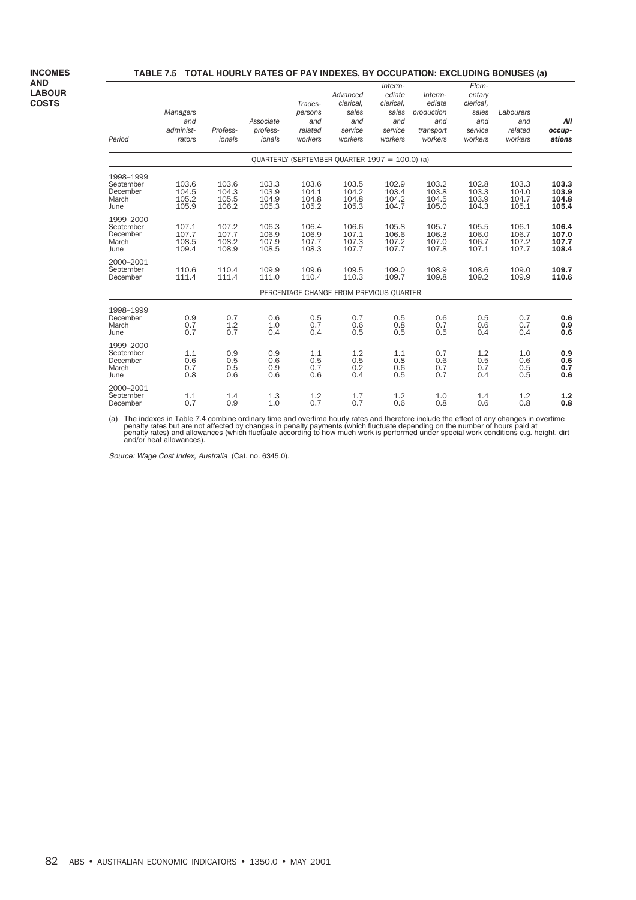## TABLE 7.5 TOTAL HOURLY RATES OF PAY INDEXES, BY OCCUPATION: EXCLUDING BONUSES (a)

| Period | Managers and administrators | Professionals | Associate professionals | Tradespersons and related workers | Advanced clerical, sales and service workers | Intermediate clerical, sales and service workers | Intermediate production and transport workers | Elementary clerical, sales and service workers | Labourers and related workers | **All occupations** |
|---|---|---|---|---|---|---|---|---|---|---|
| QUARTERLY (SEPTEMBER QUARTER 1997 = 100.0) (a) | | | | | | | | | | |
| **1998–1999** | | | | | | | | | | |
| September | 103.6 | 103.6 | 103.3 | 103.6 | 103.5 | 102.9 | 103.2 | 102.8 | 103.3 | **103.3** |
| December | 104.5 | 104.3 | 103.9 | 104.1 | 104.2 | 103.4 | 103.8 | 103.3 | 104.0 | **103.9** |
| March | 105.2 | 105.5 | 104.9 | 104.8 | 104.8 | 104.2 | 104.5 | 103.9 | 104.7 | **104.8** |
| June | 105.9 | 106.2 | 105.3 | 105.2 | 105.3 | 104.7 | 105.0 | 104.3 | 105.1 | **105.4** |
| **1999–2000** | | | | | | | | | | |
| September | 107.1 | 107.2 | 106.3 | 106.4 | 106.6 | 105.8 | 105.7 | 105.5 | 106.1 | **106.4** |
| December | 107.7 | 107.7 | 106.9 | 106.9 | 107.1 | 106.6 | 106.3 | 106.0 | 106.7 | **107.0** |
| March | 108.5 | 108.2 | 107.9 | 107.7 | 107.3 | 107.2 | 107.0 | 106.7 | 107.2 | **107.7** |
| June | 109.4 | 108.9 | 108.5 | 108.3 | 107.7 | 107.7 | 107.8 | 107.1 | 107.7 | **108.4** |
| **2000–2001** | | | | | | | | | | |
| September | 110.6 | 110.4 | 109.9 | 109.6 | 109.5 | 109.0 | 108.9 | 108.6 | 109.0 | **109.7** |
| December | 111.4 | 111.4 | 111.0 | 110.4 | 110.3 | 109.7 | 109.8 | 109.2 | 109.9 | **110.6** |
| PERCENTAGE CHANGE FROM PREVIOUS QUARTER | | | | | | | | | | |
| **1998–1999** | | | | | | | | | | |
| December | 0.9 | 0.7 | 0.6 | 0.5 | 0.7 | 0.5 | 0.6 | 0.5 | 0.7 | **0.6** |
| March | 0.7 | 1.2 | 1.0 | 0.7 | 0.6 | 0.8 | 0.7 | 0.6 | 0.7 | **0.9** |
| June | 0.7 | 0.7 | 0.4 | 0.4 | 0.5 | 0.5 | 0.5 | 0.4 | 0.4 | **0.6** |
| **1999–2000** | | | | | | | | | | |
| September | 1.1 | 0.9 | 0.9 | 1.1 | 1.2 | 1.1 | 0.7 | 1.2 | 1.0 | **0.9** |
| December | 0.6 | 0.5 | 0.6 | 0.5 | 0.5 | 0.8 | 0.6 | 0.5 | 0.6 | **0.6** |
| March | 0.7 | 0.5 | 0.9 | 0.7 | 0.2 | 0.6 | 0.7 | 0.7 | 0.5 | **0.7** |
| June | 0.8 | 0.6 | 0.6 | 0.6 | 0.4 | 0.5 | 0.7 | 0.4 | 0.5 | **0.6** |
| **2000–2001** | | | | | | | | | | |
| September | 1.1 | 1.4 | 1.3 | 1.2 | 1.7 | 1.2 | 1.0 | 1.4 | 1.2 | **1.2** |
| December | 0.7 | 0.9 | 1.0 | 0.7 | 0.7 | 0.6 | 0.8 | 0.6 | 0.8 | **0.8** |

(a) The indexes in Table 7.4 combine ordinary time and overtime hourly rates and therefore include the effect of any changes in overtime penalty rates but are not affected by changes in penalty payments (which fluctuate depending on the number of hours paid at penalty rates) and allowances (which fluctuate according to how much work is performed under special work conditions e.g. height, dirt and/or heat allowances).

*Source: Wage Cost Index, Australia* (Cat. no. 6345.0).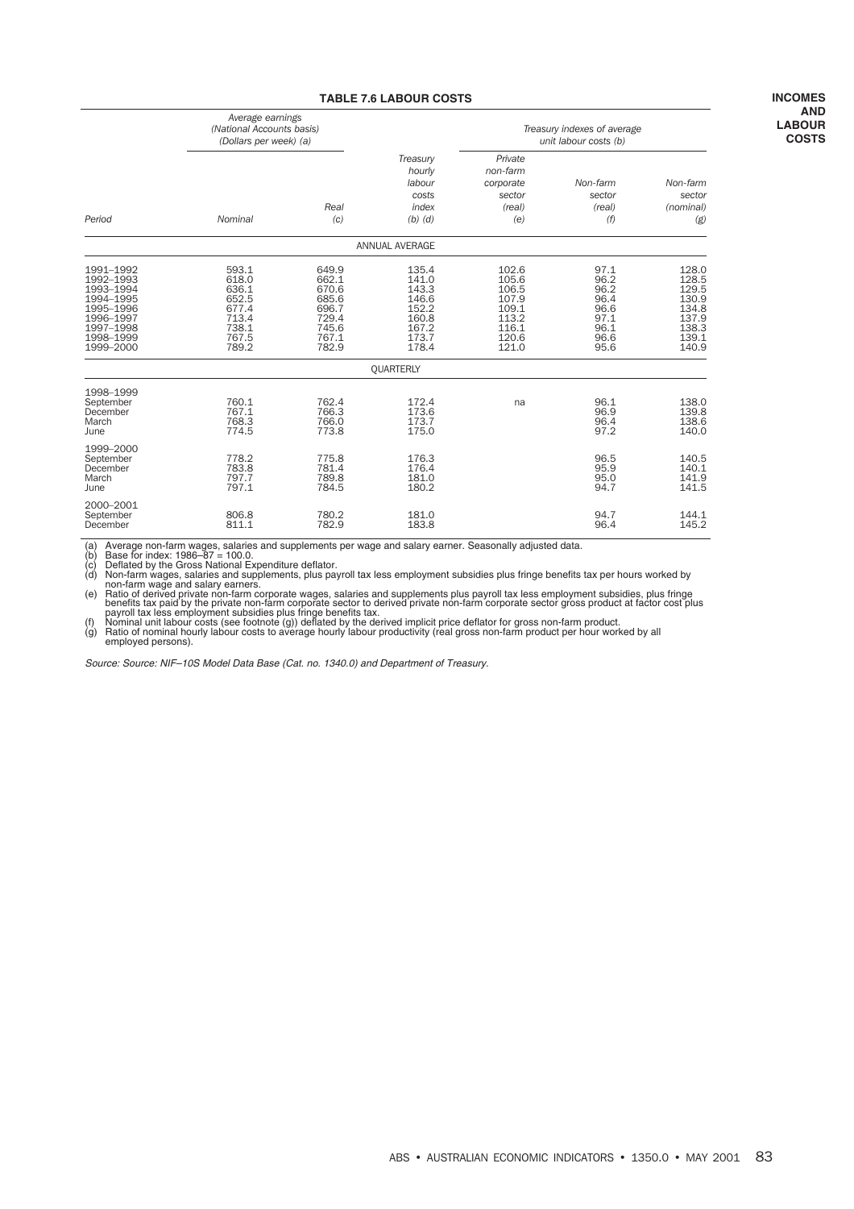**TABLE 7.6 LABOUR COSTS**

| | Average earnings (National Accounts basis) (Dollars per week) (a) | | | Treasury indexes of average unit labour costs (b) | | |
|---|---|---|---|---|---|---|
| Period | Nominal | Real (c) | Treasury hourly labour costs index (b) (d) | Private non-farm corporate sector (real) (e) | Non-farm sector (real) (f) | Non-farm sector (nominal) (g) |
| | | | ANNUAL AVERAGE | | | |
| 1991–1992 | 593.1 | 649.9 | 135.4 | 102.6 | 97.1 | 128.0 |
| 1992–1993 | 618.0 | 662.1 | 141.0 | 105.6 | 96.2 | 128.5 |
| 1993–1994 | 636.1 | 670.6 | 143.3 | 106.5 | 96.2 | 129.5 |
| 1994–1995 | 652.5 | 685.6 | 146.6 | 107.9 | 96.4 | 130.9 |
| 1995–1996 | 677.4 | 696.7 | 152.2 | 109.1 | 96.6 | 134.8 |
| 1996–1997 | 713.4 | 729.4 | 160.8 | 113.2 | 97.1 | 137.9 |
| 1997–1998 | 738.1 | 745.6 | 167.2 | 116.1 | 96.1 | 138.3 |
| 1998–1999 | 767.5 | 767.1 | 173.7 | 120.6 | 96.6 | 139.1 |
| 1999–2000 | 789.2 | 782.9 | 178.4 | 121.0 | 95.6 | 140.9 |
| | | | QUARTERLY | | | |
| 1998–1999 | | | | | | |
| September | 760.1 | 762.4 | 172.4 | na | 96.1 | 138.0 |
| December | 767.1 | 766.3 | 173.6 | | 96.9 | 139.8 |
| March | 768.3 | 766.0 | 173.7 | | 96.4 | 138.6 |
| June | 774.5 | 773.8 | 175.0 | | 97.2 | 140.0 |
| 1999–2000 | | | | | | |
| September | 778.2 | 775.8 | 176.3 | | 96.5 | 140.5 |
| December | 783.8 | 781.4 | 176.4 | | 95.9 | 140.1 |
| March | 797.7 | 789.8 | 181.0 | | 95.0 | 141.9 |
| June | 797.1 | 784.5 | 180.2 | | 94.7 | 141.5 |
| 2000–2001 | | | | | | |
| September | 806.8 | 780.2 | 181.0 | | 94.7 | 144.1 |
| December | 811.1 | 782.9 | 183.8 | | 96.4 | 145.2 |

(a) Average non-farm wages, salaries and supplements per wage and salary earner. Seasonally adjusted data.
(b) Base for index: 1986–87 = 100.0.
(c) Deflated by the Gross National Expenditure deflator.
(d) Non-farm wages, salaries and supplements, plus payroll tax less employment subsidies plus fringe benefits tax per hours worked by non-farm wage and salary earners.
(e) Ratio of derived private non-farm corporate wages, salaries and supplements plus payroll tax less employment subsidies, plus fringe benefits tax paid by the private non-farm corporate sector to derived private non-farm corporate sector gross product at factor cost plus payroll tax less employment subsidies plus fringe benefits tax.
(f) Nominal unit labour costs (see footnote (g)) deflated by the derived implicit price deflator for gross non-farm product.
(g) Ratio of nominal hourly labour costs to average hourly labour productivity (real gross non-farm product per hour worked by all employed persons).

*Source: Source: NIF–10S Model Data Base (Cat. no. 1340.0) and Department of Treasury.*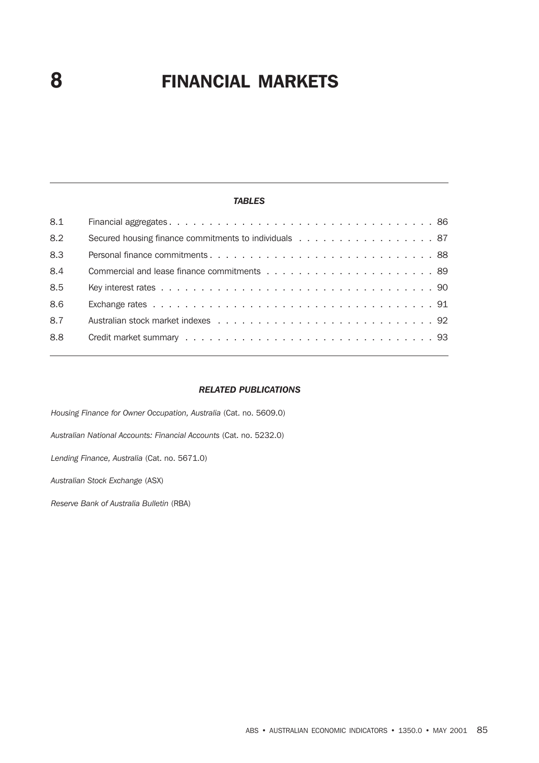# 8 FINANCIAL MARKETS

***TABLES***

| | | |
|---|---|---|
| 8.1 | Financial aggregates | 86 |
| 8.2 | Secured housing finance commitments to individuals | 87 |
| 8.3 | Personal finance commitments | 88 |
| 8.4 | Commercial and lease finance commitments | 89 |
| 8.5 | Key interest rates | 90 |
| 8.6 | Exchange rates | 91 |
| 8.7 | Australian stock market indexes | 92 |
| 8.8 | Credit market summary | 93 |

***RELATED PUBLICATIONS***

*Housing Finance for Owner Occupation, Australia* (Cat. no. 5609.0)

*Australian National Accounts: Financial Accounts* (Cat. no. 5232.0)

*Lending Finance, Australia* (Cat. no. 5671.0)

*Australian Stock Exchange* (ASX)

*Reserve Bank of Australia Bulletin* (RBA)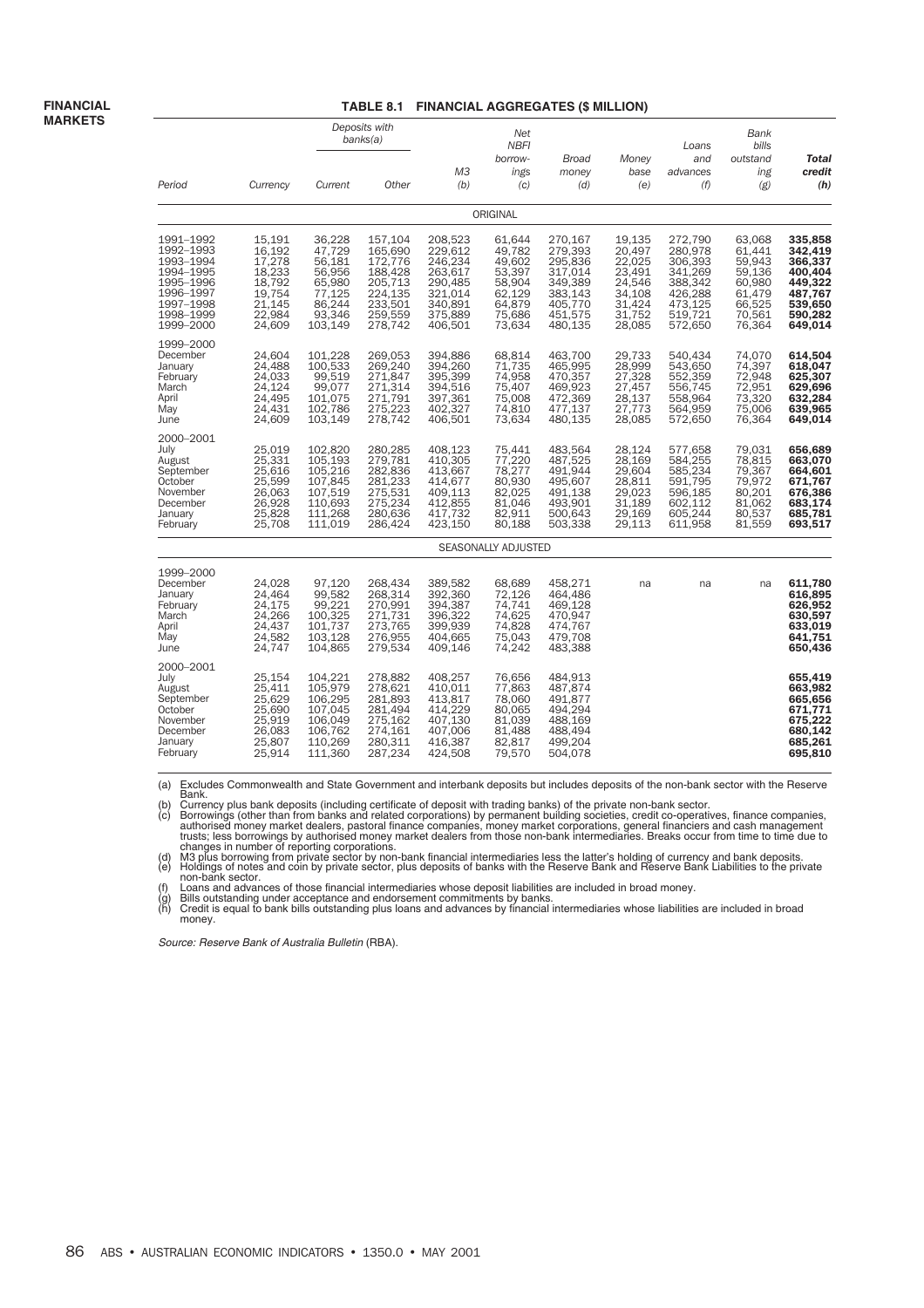FINANCIAL MARKETS

## TABLE 8.1 FINANCIAL AGGREGATES ($ MILLION)

| Period | Currency | Deposits with banks(a) Current | Other | M3 (b) | Net NBFI borrowings (c) | Broad money (d) | Money base (e) | Loans and advances (f) | Bank bills outstanding (g) | **Total credit (h)** |
|---|---|---|---|---|---|---|---|---|---|---|
| ORIGINAL | | | | | | | | | | |
| 1991–1992 | 15,191 | 36,228 | 157,104 | 208,523 | 61,644 | 270,167 | 19,135 | 272,790 | 63,068 | **335,858** |
| 1992–1993 | 16,192 | 47,729 | 165,690 | 229,612 | 49,782 | 279,393 | 20,497 | 280,978 | 61,441 | **342,419** |
| 1993–1994 | 17,278 | 56,181 | 172,776 | 246,234 | 49,602 | 295,836 | 22,025 | 306,393 | 59,943 | **366,337** |
| 1994–1995 | 18,233 | 56,956 | 188,428 | 263,617 | 53,397 | 317,014 | 23,491 | 341,269 | 59,136 | **400,404** |
| 1995–1996 | 18,792 | 65,980 | 205,713 | 290,485 | 58,904 | 349,389 | 24,546 | 388,342 | 60,980 | **449,322** |
| 1996–1997 | 19,754 | 77,125 | 224,135 | 321,014 | 62,129 | 383,143 | 34,108 | 426,288 | 61,479 | **487,767** |
| 1997–1998 | 21,145 | 86,244 | 233,501 | 340,891 | 64,879 | 405,770 | 31,424 | 473,125 | 66,525 | **539,650** |
| 1998–1999 | 22,984 | 93,346 | 259,559 | 375,889 | 75,686 | 451,575 | 31,752 | 519,721 | 70,561 | **590,282** |
| 1999–2000 | 24,609 | 103,149 | 278,742 | 406,501 | 73,634 | 480,135 | 28,085 | 572,650 | 76,364 | **649,014** |
| 1999–2000 | | | | | | | | | | |
| December | 24,604 | 101,228 | 269,053 | 394,886 | 68,814 | 463,700 | 29,733 | 540,434 | 74,070 | **614,504** |
| January | 24,488 | 100,533 | 269,240 | 394,260 | 71,735 | 465,995 | 28,999 | 543,650 | 74,397 | **618,047** |
| February | 24,033 | 99,519 | 271,847 | 395,399 | 74,958 | 470,357 | 27,328 | 552,359 | 72,948 | **625,307** |
| March | 24,124 | 99,077 | 271,314 | 394,516 | 75,407 | 469,923 | 27,457 | 556,745 | 72,951 | **629,696** |
| April | 24,495 | 101,075 | 271,791 | 397,361 | 75,008 | 472,369 | 28,137 | 558,964 | 73,320 | **632,284** |
| May | 24,431 | 102,786 | 275,223 | 402,327 | 74,810 | 477,137 | 27,773 | 564,959 | 75,006 | **639,965** |
| June | 24,609 | 103,149 | 278,742 | 406,501 | 73,634 | 480,135 | 28,085 | 572,650 | 76,364 | **649,014** |
| 2000–2001 | | | | | | | | | | |
| July | 25,019 | 102,820 | 280,285 | 408,123 | 75,441 | 483,564 | 28,124 | 577,658 | 79,031 | **656,689** |
| August | 25,331 | 105,193 | 279,781 | 410,305 | 77,220 | 487,525 | 28,169 | 584,255 | 78,815 | **663,070** |
| September | 25,616 | 105,216 | 282,836 | 413,667 | 78,277 | 491,944 | 29,604 | 585,234 | 79,367 | **664,601** |
| October | 25,599 | 107,845 | 281,233 | 414,677 | 80,930 | 495,607 | 28,811 | 591,795 | 79,972 | **671,767** |
| November | 26,063 | 107,519 | 275,531 | 409,113 | 82,025 | 491,138 | 29,023 | 596,185 | 80,201 | **676,386** |
| December | 26,928 | 110,693 | 275,234 | 412,855 | 81,046 | 493,901 | 31,189 | 602,112 | 81,062 | **683,174** |
| January | 25,828 | 111,268 | 280,636 | 417,732 | 82,911 | 500,643 | 29,169 | 605,244 | 80,537 | **685,781** |
| February | 25,708 | 111,019 | 286,424 | 423,150 | 80,188 | 503,338 | 29,113 | 611,958 | 81,559 | **693,517** |
| SEASONALLY ADJUSTED | | | | | | | | | | |
| 1999–2000 | | | | | | | | | | |
| December | 24,028 | 97,120 | 268,434 | 389,582 | 68,689 | 458,271 | na | na | na | **611,780** |
| January | 24,464 | 99,582 | 268,314 | 392,360 | 72,126 | 464,486 | | | | **616,895** |
| February | 24,175 | 99,221 | 270,991 | 394,387 | 74,741 | 469,128 | | | | **626,952** |
| March | 24,266 | 100,325 | 271,731 | 396,322 | 74,625 | 470,947 | | | | **630,597** |
| April | 24,437 | 101,737 | 273,765 | 399,939 | 74,828 | 474,767 | | | | **633,019** |
| May | 24,582 | 103,128 | 276,955 | 404,665 | 75,043 | 479,708 | | | | **641,751** |
| June | 24,747 | 104,865 | 279,534 | 409,146 | 74,242 | 483,388 | | | | **650,436** |
| 2000–2001 | | | | | | | | | | |
| July | 25,154 | 104,221 | 278,882 | 408,257 | 76,656 | 484,913 | | | | **655,419** |
| August | 25,411 | 105,979 | 278,621 | 410,011 | 77,863 | 487,874 | | | | **663,982** |
| September | 25,629 | 106,295 | 281,893 | 413,817 | 78,060 | 491,877 | | | | **665,656** |
| October | 25,690 | 107,045 | 281,494 | 414,229 | 80,065 | 494,294 | | | | **671,771** |
| November | 25,919 | 106,049 | 275,162 | 407,130 | 81,039 | 488,169 | | | | **675,222** |
| December | 26,083 | 106,762 | 274,161 | 407,006 | 81,488 | 488,494 | | | | **680,142** |
| January | 25,807 | 110,269 | 280,311 | 416,387 | 82,817 | 499,204 | | | | **685,261** |
| February | 25,914 | 111,360 | 287,234 | 424,508 | 79,570 | 504,078 | | | | **695,810** |

(a) Excludes Commonwealth and State Government and interbank deposits but includes deposits of the non-bank sector with the Reserve Bank.
(b) Currency plus bank deposits (including certificate of deposit with trading banks) of the private non-bank sector.
(c) Borrowings (other than from banks and related corporations) by permanent building societies, credit co-operatives, finance companies, authorised money market dealers, pastoral finance companies, money market corporations, general financiers and cash management trusts; less borrowings by authorised money market dealers from those non-bank intermediaries. Breaks occur from time to time due to changes in number of reporting corporations.
(d) M3 plus borrowing from private sector by non-bank financial intermediaries less the latter's holding of currency and bank deposits.
(e) Holdings of notes and coin by private sector, plus deposits of banks with the Reserve Bank and Reserve Bank Liabilities to the private non-bank sector.
(f) Loans and advances of those financial intermediaries whose deposit liabilities are included in broad money.
(g) Bills outstanding under acceptance and endorsement commitments by banks.
(h) Credit is equal to bank bills outstanding plus loans and advances by financial intermediaries whose liabilities are included in broad money.

*Source: Reserve Bank of Australia Bulletin* (RBA).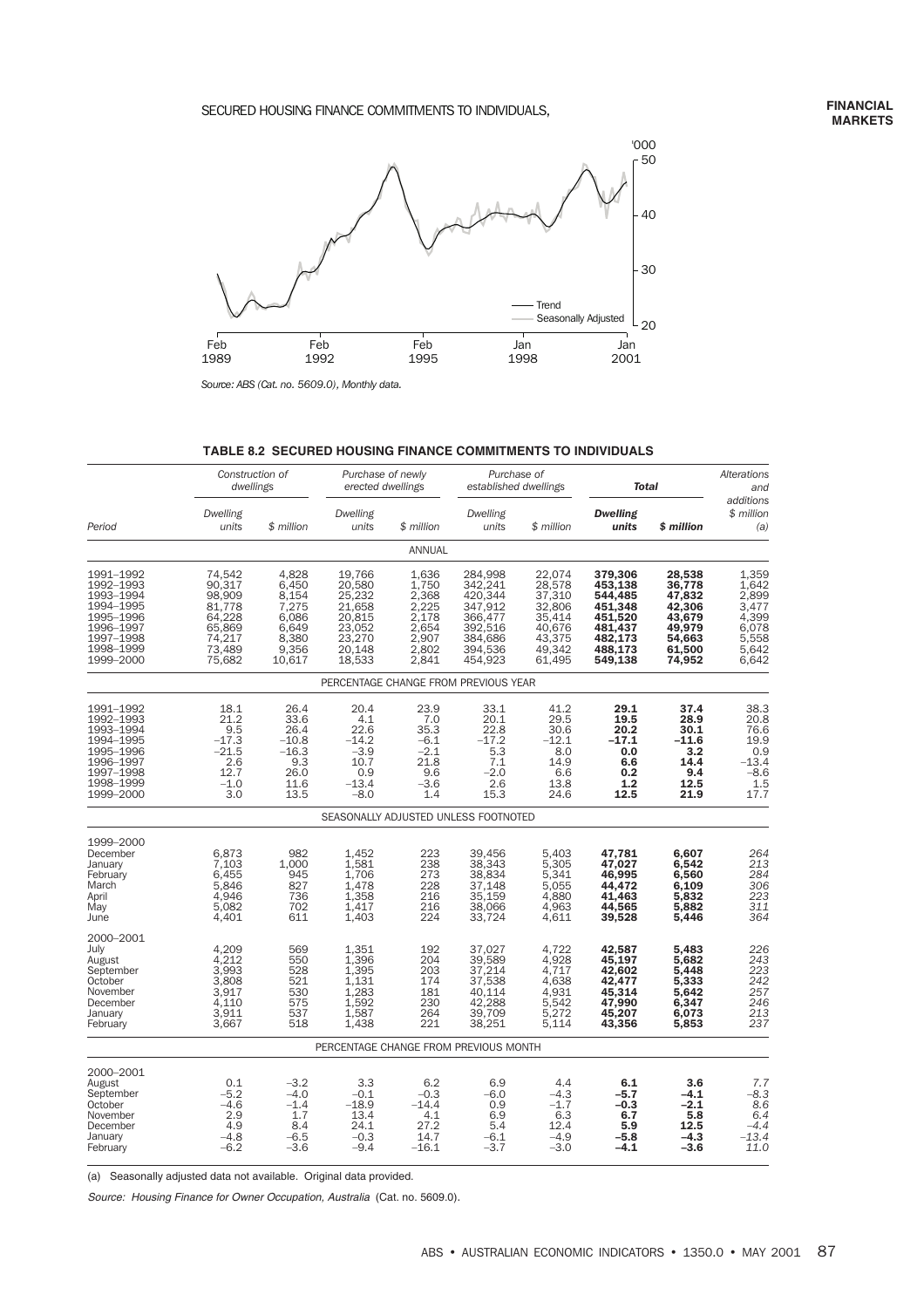SECURED HOUSING FINANCE COMMITMENTS TO INDIVIDUALS,

'000

50

40

30

20

Trend

Seasonally Adjusted

Feb 1989

Feb 1992

Feb 1995

Jan 1998

Jan 2001

*Source: ABS (Cat. no. 5609.0), Monthly data.*

**TABLE 8.2 SECURED HOUSING FINANCE COMMITMENTS TO INDIVIDUALS**

| | *Construction of dwellings* | | *Purchase of newly erected dwellings* | | *Purchase of established dwellings* | | ***Total*** | | *Alterations and additions* |
|---|---|---|---|---|---|---|---|---|---|
| *Period* | *Dwelling units* | *$ million* | *Dwelling units* | *$ million* | *Dwelling units* | *$ million* | ***Dwelling units*** | ***$ million*** | *$ million (a)* |
| | | | | | ANNUAL | | | | |
| 1991–1992 | 74,542 | 4,828 | 19,766 | 1,636 | 284,998 | 22,074 | **379,306** | **28,538** | 1,359 |
| 1992–1993 | 90,317 | 6,450 | 20,580 | 1,750 | 342,241 | 28,578 | **453,138** | **36,778** | 1,642 |
| 1993–1994 | 98,909 | 8,154 | 25,232 | 2,368 | 420,344 | 37,310 | **544,485** | **47,832** | 2,899 |
| 1994–1995 | 81,778 | 7,275 | 21,658 | 2,225 | 347,912 | 32,806 | **451,348** | **42,306** | 3,477 |
| 1995–1996 | 64,228 | 6,086 | 20,815 | 2,178 | 366,477 | 35,414 | **451,520** | **43,679** | 4,399 |
| 1996–1997 | 65,869 | 6,649 | 23,052 | 2,654 | 392,516 | 40,676 | **481,437** | **49,979** | 6,078 |
| 1997–1998 | 74,217 | 8,380 | 23,270 | 2,907 | 384,686 | 43,375 | **482,173** | **54,663** | 5,558 |
| 1998–1999 | 73,489 | 9,356 | 20,148 | 2,802 | 394,536 | 49,342 | **488,173** | **61,500** | 5,642 |
| 1999–2000 | 75,682 | 10,617 | 18,533 | 2,841 | 454,923 | 61,495 | **549,138** | **74,952** | 6,642 |
| | | | | | PERCENTAGE CHANGE FROM PREVIOUS YEAR | | | | |
| 1991–1992 | 18.1 | 26.4 | 20.4 | 23.9 | 33.1 | 41.2 | **29.1** | **37.4** | 38.3 |
| 1992–1993 | 21.2 | 33.6 | 4.1 | 7.0 | 20.1 | 29.5 | **19.5** | **28.9** | 20.8 |
| 1993–1994 | 9.5 | 26.4 | 22.6 | 35.3 | 22.8 | 30.6 | **20.2** | **30.1** | 76.6 |
| 1994–1995 | –17.3 | –10.8 | –14.2 | –6.1 | –17.2 | –12.1 | **–17.1** | **–11.6** | 19.9 |
| 1995–1996 | –21.5 | –16.3 | –3.9 | –2.1 | 5.3 | 8.0 | **0.0** | **3.2** | 0.9 |
| 1996–1997 | 2.6 | 9.3 | 10.7 | 21.8 | 7.1 | 14.9 | **6.6** | **14.4** | –13.4 |
| 1997–1998 | 12.7 | 26.0 | 0.9 | 9.6 | –2.0 | 6.6 | **0.2** | **9.4** | –8.6 |
| 1998–1999 | –1.0 | 11.6 | –13.4 | –3.6 | 2.6 | 13.8 | **1.2** | **12.5** | 1.5 |
| 1999–2000 | 3.0 | 13.5 | –8.0 | 1.4 | 15.3 | 24.6 | **12.5** | **21.9** | 17.7 |
| | | | | | SEASONALLY ADJUSTED UNLESS FOOTNOTED | | | | |
| 1999–2000 | | | | | | | | | |
| December | 6,873 | 982 | 1,452 | 223 | 39,456 | 5,403 | **47,781** | **6,607** | *264* |
| January | 7,103 | 1,000 | 1,581 | 238 | 38,343 | 5,305 | **47,027** | **6,542** | *213* |
| February | 6,455 | 945 | 1,706 | 273 | 38,834 | 5,341 | **46,995** | **6,560** | *284* |
| March | 5,846 | 827 | 1,478 | 228 | 37,148 | 5,055 | **44,472** | **6,109** | *306* |
| April | 4,946 | 736 | 1,358 | 216 | 35,159 | 4,880 | **41,463** | **5,832** | *223* |
| May | 5,082 | 702 | 1,417 | 216 | 38,066 | 4,963 | **44,565** | **5,882** | *311* |
| June | 4,401 | 611 | 1,403 | 224 | 33,724 | 4,611 | **39,528** | **5,446** | *364* |
| 2000–2001 | | | | | | | | | |
| July | 4,209 | 569 | 1,351 | 192 | 37,027 | 4,722 | **42,587** | **5,483** | *226* |
| August | 4,212 | 550 | 1,396 | 204 | 39,589 | 4,928 | **45,197** | **5,682** | *243* |
| September | 3,993 | 528 | 1,395 | 203 | 37,214 | 4,717 | **42,602** | **5,448** | *223* |
| October | 3,808 | 521 | 1,131 | 174 | 37,538 | 4,638 | **42,477** | **5,333** | *242* |
| November | 3,917 | 530 | 1,283 | 181 | 40,114 | 4,931 | **45,314** | **5,642** | *257* |
| December | 4,110 | 575 | 1,592 | 230 | 42,288 | 5,542 | **47,990** | **6,347** | *246* |
| January | 3,911 | 537 | 1,587 | 264 | 39,709 | 5,272 | **45,207** | **6,073** | *213* |
| February | 3,667 | 518 | 1,438 | 221 | 38,251 | 5,114 | **43,356** | **5,853** | *237* |
| | | | | | PERCENTAGE CHANGE FROM PREVIOUS MONTH | | | | |
| 2000–2001 | | | | | | | | | |
| August | 0.1 | –3.2 | 3.3 | 6.2 | 6.9 | 4.4 | **6.1** | **3.6** | *7.7* |
| September | –5.2 | –4.0 | –0.1 | –0.3 | –6.0 | –4.3 | **–5.7** | **–4.1** | *–8.3* |
| October | –4.6 | –1.4 | –18.9 | –14.4 | 0.9 | –1.7 | **–0.3** | **–2.1** | *8.6* |
| November | 2.9 | 1.7 | 13.4 | 4.1 | 6.9 | 6.3 | **6.7** | **5.8** | *6.4* |
| December | 4.9 | 8.4 | 24.1 | 27.2 | 5.4 | 12.4 | **5.9** | **12.5** | *–4.4* |
| January | –4.8 | –6.5 | –0.3 | 14.7 | –6.1 | –4.9 | **–5.8** | **–4.3** | *–13.4* |
| February | –6.2 | –3.6 | –9.4 | –16.1 | –3.7 | –3.0 | **–4.1** | **–3.6** | *11.0* |

(a) Seasonally adjusted data not available. Original data provided.

*Source: Housing Finance for Owner Occupation, Australia* (Cat. no. 5609.0).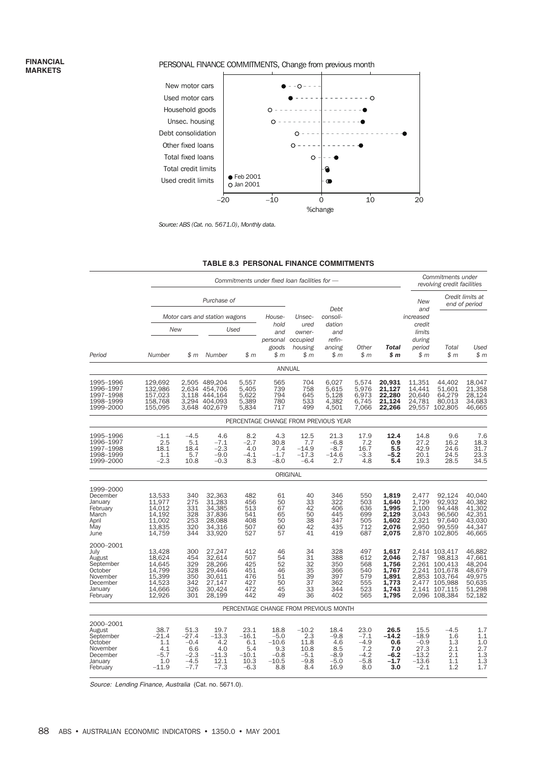**FINANCIAL MARKETS**

PERSONAL FINANCE COMMITMENTS, Change from previous month

New motor cars
Used motor cars
Household goods
Unsec. housing
Debt consolidation
Other fixed loans
Total fixed loans
Total credit limits
Used credit limits

● Feb 2001
○ Jan 2001

–20 –10 0 10 20
%change

*Source: ABS (Cat. no. 5671.0), Monthly data.*

**TABLE 8.3 PERSONAL FINANCE COMMITMENTS**

| | Commitments under fixed loan facilities for — | | | | | | | | | Commitments under revolving credit facilities | | |
|---|---|---|---|---|---|---|---|---|---|---|---|---|
| | Purchase of | | | | | | | | | New and increased credit limits during period | Credit limits at end of period | |
| | Motor cars and station wagons | | | | House-hold and personal goods | Unsec-ured owner-occupied housing | Debt consoli-dation and refin-ancing | Other | **Total** | | Total | Used |
| | New | | Used | | | | | | | | | |
| Period | Number | $ m | Number | $ m | $ m | $ m | $ m | $ m | **$ m** | $ m | $ m | $ m |
| | | | | | ANNUAL | | | | | | | |
| 1995–1996 | 129,692 | 2,505 | 489,204 | 5,557 | 565 | 704 | 6,027 | 5,574 | **20,931** | 11,351 | 44,402 | 18,047 |
| 1996–1997 | 132,986 | 2,634 | 454,706 | 5,405 | 739 | 758 | 5,615 | 5,976 | **21,127** | 14,441 | 51,601 | 21,358 |
| 1997–1998 | 157,023 | 3,118 | 444,164 | 5,622 | 794 | 645 | 5,128 | 6,973 | **22,280** | 20,640 | 64,279 | 28,124 |
| 1998–1999 | 158,768 | 3,294 | 404,093 | 5,389 | 780 | 533 | 4,382 | 6,745 | **21,124** | 24,781 | 80,013 | 34,683 |
| 1999–2000 | 155,095 | 3,648 | 402,679 | 5,834 | 717 | 499 | 4,501 | 7,066 | **22,266** | 29,557 | 102,805 | 46,665 |
| | | | | | PERCENTAGE CHANGE FROM PREVIOUS YEAR | | | | | | | |
| 1995–1996 | –1.1 | –4.5 | 4.6 | 8.2 | 4.3 | 12.5 | 21.3 | 17.9 | **12.4** | 14.8 | 9.6 | 7.6 |
| 1996–1997 | 2.5 | 5.1 | –7.1 | –2.7 | 30.8 | 7.7 | –6.8 | 7.2 | **0.9** | 27.2 | 16.2 | 18.3 |
| 1997–1998 | 18.1 | 18.4 | –2.3 | 4.0 | 7.4 | –14.9 | –8.7 | 16.7 | **5.5** | 42.9 | 24.6 | 31.7 |
| 1998–1999 | 1.1 | 5.7 | –9.0 | –4.1 | –1.7 | –17.3 | –14.6 | –3.3 | **–5.2** | 20.1 | 24.5 | 23.3 |
| 1999–2000 | –2.3 | 10.8 | –0.3 | 8.3 | –8.0 | –6.4 | 2.7 | 4.8 | **5.4** | 19.3 | 28.5 | 34.5 |
| | | | | | ORIGINAL | | | | | | | |
| 1999–2000 | | | | | | | | | | | | |
| December | 13,533 | 340 | 32,363 | 482 | 61 | 40 | 346 | 550 | **1,819** | 2,477 | 92,124 | 40,040 |
| January | 11,977 | 275 | 31,283 | 456 | 50 | 33 | 322 | 503 | **1,640** | 1,729 | 92,932 | 40,382 |
| February | 14,012 | 331 | 34,385 | 513 | 67 | 42 | 406 | 636 | **1,995** | 2,100 | 94,448 | 41,302 |
| March | 14,192 | 328 | 37,836 | 541 | 65 | 50 | 445 | 699 | **2,129** | 3,043 | 96,560 | 42,351 |
| April | 11,002 | 253 | 28,088 | 408 | 50 | 38 | 347 | 505 | **1,602** | 2,321 | 97,640 | 43,030 |
| May | 13,835 | 320 | 34,316 | 507 | 60 | 42 | 435 | 712 | **2,076** | 2,950 | 99,559 | 44,347 |
| June | 14,759 | 344 | 33,920 | 527 | 57 | 41 | 419 | 687 | **2,075** | 2,870 | 102,805 | 46,665 |
| 2000–2001 | | | | | | | | | | | | |
| July | 13,428 | 300 | 27,247 | 412 | 46 | 34 | 328 | 497 | **1,617** | 2,414 | 103,417 | 46,882 |
| August | 18,624 | 454 | 32,614 | 507 | 54 | 31 | 388 | 612 | **2,046** | 2,787 | 98,813 | 47,661 |
| September | 14,645 | 329 | 28,266 | 425 | 52 | 32 | 350 | 568 | **1,756** | 2,261 | 100,413 | 48,204 |
| October | 14,799 | 328 | 29,446 | 451 | 46 | 35 | 366 | 540 | **1,767** | 2,241 | 101,678 | 48,679 |
| November | 15,399 | 350 | 30,611 | 476 | 51 | 39 | 397 | 579 | **1,891** | 2,853 | 103,764 | 49,975 |
| December | 14,523 | 342 | 27,147 | 427 | 50 | 37 | 362 | 555 | **1,773** | 2,477 | 105,988 | 50,635 |
| January | 14,666 | 326 | 30,424 | 472 | 45 | 33 | 344 | 523 | **1,743** | 2,141 | 107,115 | 51,298 |
| February | 12,926 | 301 | 28,199 | 442 | 49 | 36 | 402 | 565 | **1,795** | 2,096 | 108,384 | 52,182 |
| | | | | | PERCENTAGE CHANGE FROM PREVIOUS MONTH | | | | | | | |
| 2000–2001 | | | | | | | | | | | | |
| August | 38.7 | 51.3 | 19.7 | 23.1 | 18.8 | –10.2 | 18.4 | 23.0 | **26.5** | 15.5 | –4.5 | 1.7 |
| September | –21.4 | –27.4 | –13.3 | –16.1 | –5.0 | 2.3 | –9.8 | –7.1 | **–14.2** | –18.9 | 1.6 | 1.1 |
| October | 1.1 | –0.4 | 4.2 | 6.1 | –10.6 | 11.8 | 4.6 | –4.9 | **0.6** | –0.9 | 1.3 | 1.0 |
| November | 4.1 | 6.6 | 4.0 | 5.4 | 9.3 | 10.8 | 8.5 | 7.2 | **7.0** | 27.3 | 2.1 | 2.7 |
| December | –5.7 | –2.3 | –11.3 | –10.1 | –0.8 | –5.1 | –8.9 | –4.2 | **–6.2** | –13.2 | 2.1 | 1.3 |
| January | 1.0 | –4.5 | 12.1 | 10.3 | –10.5 | –9.8 | –5.0 | –5.8 | **–1.7** | –13.6 | 1.1 | 1.3 |
| February | –11.9 | –7.7 | –7.3 | –6.3 | 8.8 | 8.4 | 16.9 | 8.0 | **3.0** | –2.1 | 1.2 | 1.7 |

*Source: Lending Finance, Australia* (Cat. no. 5671.0).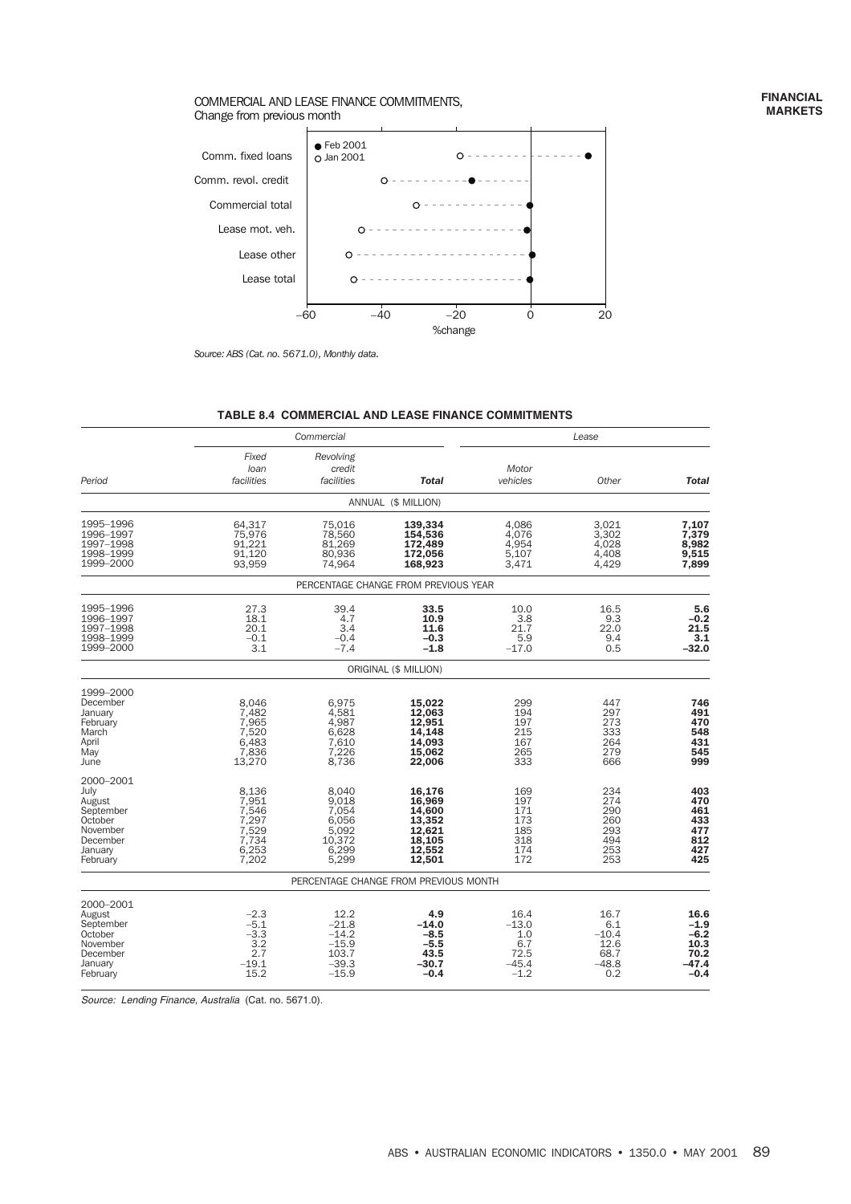FINANCIAL MARKETS

COMMERCIAL AND LEASE FINANCE COMMITMENTS, Change from previous month

● Feb 2001
○ Jan 2001

Comm. fixed loans
Comm. revol. credit
Commercial total
Lease mot. veh.
Lease other
Lease total

–60
–40
–20
0
20
%change

*Source: ABS (Cat. no. 5671.0), Monthly data.*

**TABLE 8.4 COMMERCIAL AND LEASE FINANCE COMMITMENTS**

| | *Commercial* | | | *Lease* | | |
|---|---|---|---|---|---|---|
| *Period* | *Fixed loan facilities* | *Revolving credit facilities* | ***Total*** | *Motor vehicles* | *Other* | ***Total*** |
| | | | ANNUAL ($ MILLION) | | | |
| 1995–1996 | 64,317 | 75,016 | **139,334** | 4,086 | 3,021 | **7,107** |
| 1996–1997 | 75,976 | 78,560 | **154,536** | 4,076 | 3,302 | **7,379** |
| 1997–1998 | 91,221 | 81,269 | **172,489** | 4,954 | 4,028 | **8,982** |
| 1998–1999 | 91,120 | 80,936 | **172,056** | 5,107 | 4,408 | **9,515** |
| 1999–2000 | 93,959 | 74,964 | **168,923** | 3,471 | 4,429 | **7,899** |
| | | | PERCENTAGE CHANGE FROM PREVIOUS YEAR | | | |
| 1995–1996 | 27.3 | 39.4 | **33.5** | 10.0 | 16.5 | **5.6** |
| 1996–1997 | 18.1 | 4.7 | **10.9** | 3.8 | 9.3 | **–0.2** |
| 1997–1998 | 20.1 | 3.4 | **11.6** | 21.7 | 22.0 | **21.5** |
| 1998–1999 | –0.1 | –0.4 | **–0.3** | 5.9 | 9.4 | **3.1** |
| 1999–2000 | 3.1 | –7.4 | **–1.8** | –17.0 | 0.5 | **–32.0** |
| | | | ORIGINAL ($ MILLION) | | | |
| 1999–2000 | | | | | | |
| December | 8,046 | 6,975 | **15,022** | 299 | 447 | **746** |
| January | 7,482 | 4,581 | **12,063** | 194 | 297 | **491** |
| February | 7,965 | 4,987 | **12,951** | 197 | 273 | **470** |
| March | 7,520 | 6,628 | **14,148** | 215 | 333 | **548** |
| April | 6,483 | 7,610 | **14,093** | 167 | 264 | **431** |
| May | 7,836 | 7,226 | **15,062** | 265 | 279 | **545** |
| June | 13,270 | 8,736 | **22,006** | 333 | 666 | **999** |
| 2000–2001 | | | | | | |
| July | 8,136 | 8,040 | **16,176** | 169 | 234 | **403** |
| August | 7,951 | 9,018 | **16,969** | 197 | 274 | **470** |
| September | 7,546 | 7,054 | **14,600** | 171 | 290 | **461** |
| October | 7,297 | 6,056 | **13,352** | 173 | 260 | **433** |
| November | 7,529 | 5,092 | **12,621** | 185 | 293 | **477** |
| December | 7,734 | 10,372 | **18,105** | 318 | 494 | **812** |
| January | 6,253 | 6,299 | **12,552** | 174 | 253 | **427** |
| February | 7,202 | 5,299 | **12,501** | 172 | 253 | **425** |
| | | | PERCENTAGE CHANGE FROM PREVIOUS MONTH | | | |
| 2000–2001 | | | | | | |
| August | –2.3 | 12.2 | **4.9** | 16.4 | 16.7 | **16.6** |
| September | –5.1 | –21.8 | **–14.0** | –13.0 | 6.1 | **–1.9** |
| October | –3.3 | –14.2 | **–8.5** | 1.0 | –10.4 | **–6.2** |
| November | 3.2 | –15.9 | **–5.5** | 6.7 | 12.6 | **10.3** |
| December | 2.7 | 103.7 | **43.5** | 72.5 | 68.7 | **70.2** |
| January | –19.1 | –39.3 | **–30.7** | –45.4 | –48.8 | **–47.4** |
| February | 15.2 | –15.9 | **–0.4** | –1.2 | 0.2 | **–0.4** |

*Source: Lending Finance, Australia* (Cat. no. 5671.0).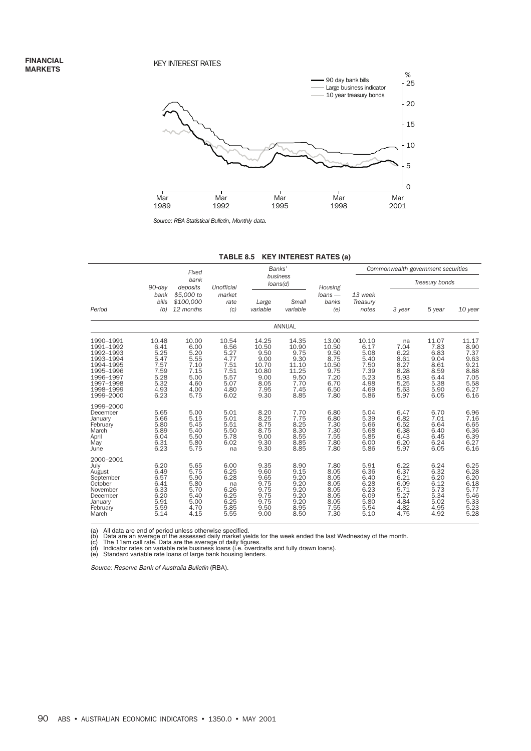**FINANCIAL MARKETS**

KEY INTEREST RATES

90 day bank bills
Large business indicator
10 year treasury bonds

%
25
20
15
10
5
0

Mar 1989
Mar 1992
Mar 1995
Mar 1998
Mar 2001

*Source: RBA Statistical Bulletin, Monthly data.*

**TABLE 8.5 KEY INTEREST RATES (a)**

| Period | 90-day bank bills (b) | Fixed bank deposits $5,000 to $100,000 12 months | Unofficial market rate (c) | Banks' business loans(d) Large variable | | Housing loans — banks (e) | Commonwealth government securities 13 week Treasury notes | Treasury bonds 3 year | | |
|---|---|---|---|---|---|---|---|---|---|---|
| | | | | Large variable | Small variable | | 13 week Treasury notes | 3 year | 5 year | 10 year |
| ANNUAL | | | | | | | | | | |
| 1990–1991 | 10.48 | 10.00 | 10.54 | 14.25 | 14.35 | 13.00 | 10.10 | na | 11.07 | 11.17 |
| 1991–1992 | 6.41 | 6.00 | 6.56 | 10.50 | 10.90 | 10.50 | 6.17 | 7.04 | 7.83 | 8.90 |
| 1992–1993 | 5.25 | 5.20 | 5.27 | 9.50 | 9.75 | 9.50 | 5.08 | 6.22 | 6.83 | 7.37 |
| 1993–1994 | 5.47 | 5.55 | 4.77 | 9.00 | 9.30 | 8.75 | 5.40 | 8.61 | 9.04 | 9.63 |
| 1994–1995 | 7.57 | 7.10 | 7.51 | 10.70 | 11.10 | 10.50 | 7.50 | 8.27 | 8.61 | 9.21 |
| 1995–1996 | 7.59 | 7.15 | 7.51 | 10.80 | 11.25 | 9.75 | 7.39 | 8.28 | 8.59 | 8.88 |
| 1996–1997 | 5.28 | 5.00 | 5.57 | 9.00 | 9.50 | 7.20 | 5.23 | 5.93 | 6.44 | 7.05 |
| 1997–1998 | 5.32 | 4.60 | 5.07 | 8.05 | 7.70 | 6.70 | 4.98 | 5.25 | 5.38 | 5.58 |
| 1998–1999 | 4.93 | 4.00 | 4.80 | 7.95 | 7.45 | 6.50 | 4.69 | 5.63 | 5.90 | 6.27 |
| 1999–2000 | 6.23 | 5.75 | 6.02 | 9.30 | 8.85 | 7.80 | 5.86 | 5.97 | 6.05 | 6.16 |
| 1999–2000 | | | | | | | | | | |
| December | 5.65 | 5.00 | 5.01 | 8.20 | 7.70 | 6.80 | 5.04 | 6.47 | 6.70 | 6.96 |
| January | 5.66 | 5.15 | 5.01 | 8.25 | 7.75 | 6.80 | 5.39 | 6.82 | 7.01 | 7.16 |
| February | 5.80 | 5.45 | 5.51 | 8.75 | 8.25 | 7.30 | 5.66 | 6.52 | 6.64 | 6.65 |
| March | 5.89 | 5.40 | 5.50 | 8.75 | 8.30 | 7.30 | 5.68 | 6.38 | 6.40 | 6.36 |
| April | 6.04 | 5.50 | 5.78 | 9.00 | 8.55 | 7.55 | 5.85 | 6.43 | 6.45 | 6.39 |
| May | 6.31 | 5.80 | 6.02 | 9.30 | 8.85 | 7.80 | 6.00 | 6.20 | 6.24 | 6.27 |
| June | 6.23 | 5.75 | na | 9.30 | 8.85 | 7.80 | 5.86 | 5.97 | 6.05 | 6.16 |
| 2000–2001 | | | | | | | | | | |
| July | 6.20 | 5.65 | 6.00 | 9.35 | 8.90 | 7.80 | 5.91 | 6.22 | 6.24 | 6.25 |
| August | 6.49 | 5.75 | 6.25 | 9.60 | 9.15 | 8.05 | 6.36 | 6.37 | 6.32 | 6.28 |
| September | 6.57 | 5.90 | 6.28 | 9.65 | 9.20 | 8.05 | 6.40 | 6.21 | 6.20 | 6.20 |
| October | 6.41 | 5.80 | na | 9.75 | 9.20 | 8.05 | 6.28 | 6.09 | 6.12 | 6.18 |
| November | 6.33 | 5.70 | 6.26 | 9.75 | 9.20 | 8.05 | 6.23 | 5.71 | 5.73 | 5.77 |
| December | 6.20 | 5.40 | 6.25 | 9.75 | 9.20 | 8.05 | 6.09 | 5.27 | 5.34 | 5.46 |
| January | 5.91 | 5.00 | 6.25 | 9.75 | 9.20 | 8.05 | 5.80 | 4.84 | 5.02 | 5.33 |
| February | 5.59 | 4.70 | 5.85 | 9.50 | 8.95 | 7.55 | 5.54 | 4.82 | 4.95 | 5.23 |
| March | 5.14 | 4.15 | 5.55 | 9.00 | 8.50 | 7.30 | 5.10 | 4.75 | 4.92 | 5.28 |

(a) All data are end of period unless otherwise specified.
(b) Data are an average of the assessed daily market yields for the week ended the last Wednesday of the month.
(c) The 11am call rate. Data are the average of daily figures.
(d) Indicator rates on variable rate business loans (i.e. overdrafts and fully drawn loans).
(e) Standard variable rate loans of large bank housing lenders.

*Source: Reserve Bank of Australia Bulletin* (RBA).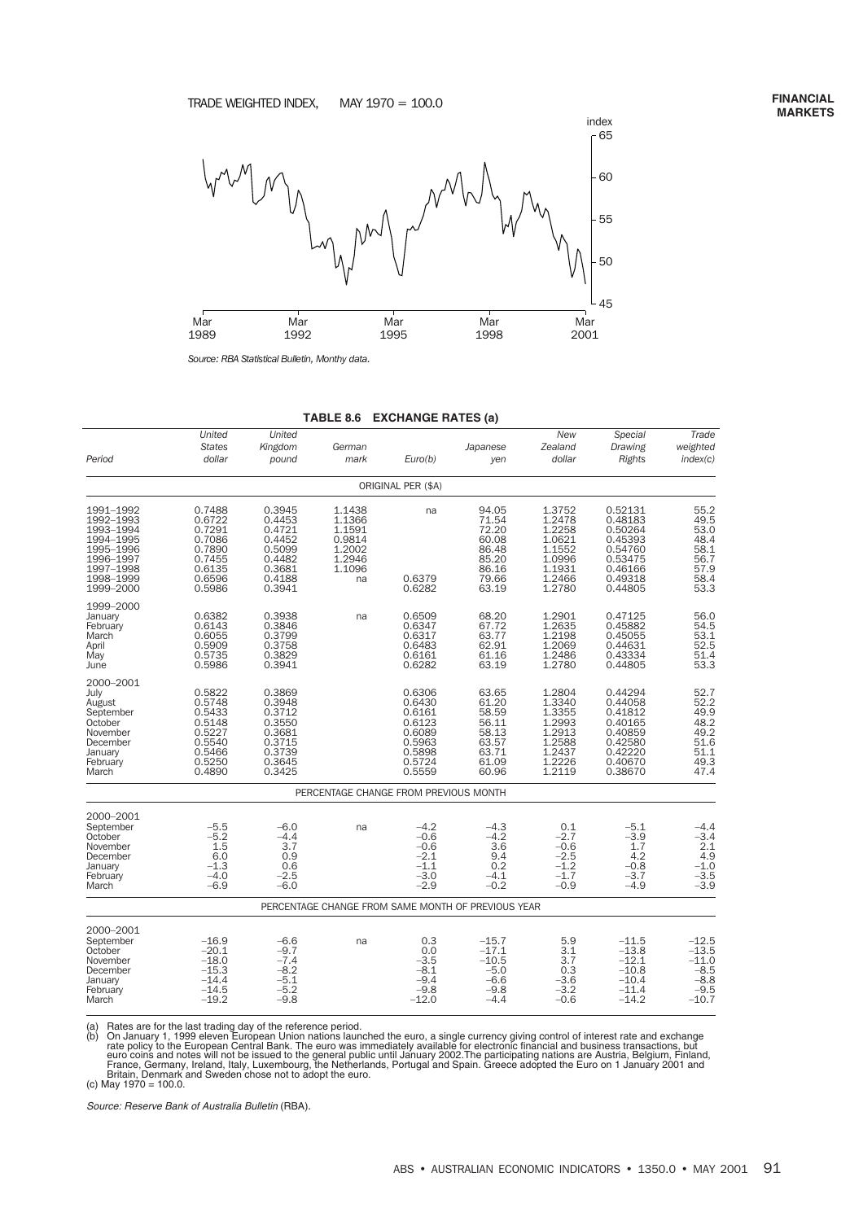FINANCIAL MARKETS

TRADE WEIGHTED INDEX, MAY 1970 = 100.0

index
65
60
55
50
45
Mar 1989
Mar 1992
Mar 1995
Mar 1998
Mar 2001

*Source: RBA Statistical Bulletin, Monthy data.*

**TABLE 8.6 EXCHANGE RATES (a)**

| Period | *United States dollar* | *United Kingdom pound* | *German mark* | *Euro(b)* | *Japanese yen* | *New Zealand dollar* | *Special Drawing Rights* | *Trade weighted index(c)* |
|---|---|---|---|---|---|---|---|---|
| | | | | ORIGINAL PER ($A) | | | | |
| 1991–1992 | 0.7488 | 0.3945 | 1.1438 | na | 94.05 | 1.3752 | 0.52131 | 55.2 |
| 1992–1993 | 0.6722 | 0.4453 | 1.1366 | | 71.54 | 1.2478 | 0.48183 | 49.5 |
| 1993–1994 | 0.7291 | 0.4721 | 1.1591 | | 72.20 | 1.2258 | 0.50264 | 53.0 |
| 1994–1995 | 0.7086 | 0.4452 | 0.9814 | | 60.08 | 1.0621 | 0.45393 | 48.4 |
| 1995–1996 | 0.7890 | 0.5099 | 1.2002 | | 86.48 | 1.1552 | 0.54760 | 58.1 |
| 1996–1997 | 0.7455 | 0.4482 | 1.2946 | | 85.20 | 1.0996 | 0.53475 | 56.7 |
| 1997–1998 | 0.6135 | 0.3681 | 1.1096 | | 86.16 | 1.1931 | 0.46166 | 57.9 |
| 1998–1999 | 0.6596 | 0.4188 | na | 0.6379 | 79.66 | 1.2466 | 0.49318 | 58.4 |
| 1999–2000 | 0.5986 | 0.3941 | | 0.6282 | 63.19 | 1.2780 | 0.44805 | 53.3 |
| 1999–2000 | | | | | | | | |
| January | 0.6382 | 0.3938 | na | 0.6509 | 68.20 | 1.2901 | 0.47125 | 56.0 |
| February | 0.6143 | 0.3846 | | 0.6347 | 67.72 | 1.2635 | 0.45882 | 54.5 |
| March | 0.6055 | 0.3799 | | 0.6317 | 63.77 | 1.2198 | 0.45055 | 53.1 |
| April | 0.5909 | 0.3758 | | 0.6483 | 62.91 | 1.2069 | 0.44631 | 52.5 |
| May | 0.5735 | 0.3829 | | 0.6161 | 61.16 | 1.2486 | 0.43334 | 51.4 |
| June | 0.5986 | 0.3941 | | 0.6282 | 63.19 | 1.2780 | 0.44805 | 53.3 |
| 2000–2001 | | | | | | | | |
| July | 0.5822 | 0.3869 | | 0.6306 | 63.65 | 1.2804 | 0.44294 | 52.7 |
| August | 0.5748 | 0.3948 | | 0.6430 | 61.20 | 1.3340 | 0.44058 | 52.2 |
| September | 0.5433 | 0.3712 | | 0.6161 | 58.59 | 1.3355 | 0.41812 | 49.9 |
| October | 0.5148 | 0.3550 | | 0.6123 | 56.11 | 1.2993 | 0.40165 | 48.2 |
| November | 0.5227 | 0.3681 | | 0.6089 | 58.13 | 1.2913 | 0.40859 | 49.2 |
| December | 0.5540 | 0.3715 | | 0.5963 | 63.57 | 1.2588 | 0.42580 | 51.6 |
| January | 0.5466 | 0.3739 | | 0.5898 | 63.71 | 1.2437 | 0.42220 | 51.1 |
| February | 0.5250 | 0.3645 | | 0.5724 | 61.09 | 1.2226 | 0.40670 | 49.3 |
| March | 0.4890 | 0.3425 | | 0.5559 | 60.96 | 1.2119 | 0.38670 | 47.4 |
| | | | | PERCENTAGE CHANGE FROM PREVIOUS MONTH | | | | |
| 2000–2001 | | | | | | | | |
| September | –5.5 | –6.0 | na | –4.2 | –4.3 | 0.1 | –5.1 | –4.4 |
| October | –5.2 | –4.4 | | –0.6 | –4.2 | –2.7 | –3.9 | –3.4 |
| November | 1.5 | 3.7 | | –0.6 | 3.6 | –0.6 | 1.7 | 2.1 |
| December | 6.0 | 0.9 | | –2.1 | 9.4 | –2.5 | 4.2 | 4.9 |
| January | –1.3 | 0.6 | | –1.1 | 0.2 | –1.2 | –0.8 | –1.0 |
| February | –4.0 | –2.5 | | –3.0 | –4.1 | –1.7 | –3.7 | –3.5 |
| March | –6.9 | –6.0 | | –2.9 | –0.2 | –0.9 | –4.9 | –3.9 |
| | | | | PERCENTAGE CHANGE FROM SAME MONTH OF PREVIOUS YEAR | | | | |
| 2000–2001 | | | | | | | | |
| September | –16.9 | –6.6 | na | 0.3 | –15.7 | 5.9 | –11.5 | –12.5 |
| October | –20.1 | –9.7 | | 0.0 | –17.1 | 3.1 | –13.8 | –13.5 |
| November | –18.0 | –7.4 | | –3.5 | –10.5 | 3.7 | –12.1 | –11.0 |
| December | –15.3 | –8.2 | | –8.1 | –5.0 | 0.3 | –10.8 | –8.5 |
| January | –14.4 | –5.1 | | –9.4 | –6.6 | –3.6 | –10.4 | –8.8 |
| February | –14.5 | –5.2 | | –9.8 | –9.8 | –3.2 | –11.4 | –9.5 |
| March | –19.2 | –9.8 | | –12.0 | –4.4 | –0.6 | –14.2 | –10.7 |

(a) Rates are for the last trading day of the reference period.
(b) On January 1, 1999 eleven European Union nations launched the euro, a single currency giving control of interest rate and exchange rate policy to the European Central Bank. The euro was immediately available for electronic financial and business transactions, but euro coins and notes will not be issued to the general public until January 2002.The participating nations are Austria, Belgium, Finland, France, Germany, Ireland, Italy, Luxembourg, the Netherlands, Portugal and Spain. Greece adopted the Euro on 1 January 2001 and Britain, Denmark and Sweden chose not to adopt the euro.
(c) May 1970 = 100.0.

*Source: Reserve Bank of Australia Bulletin* (RBA).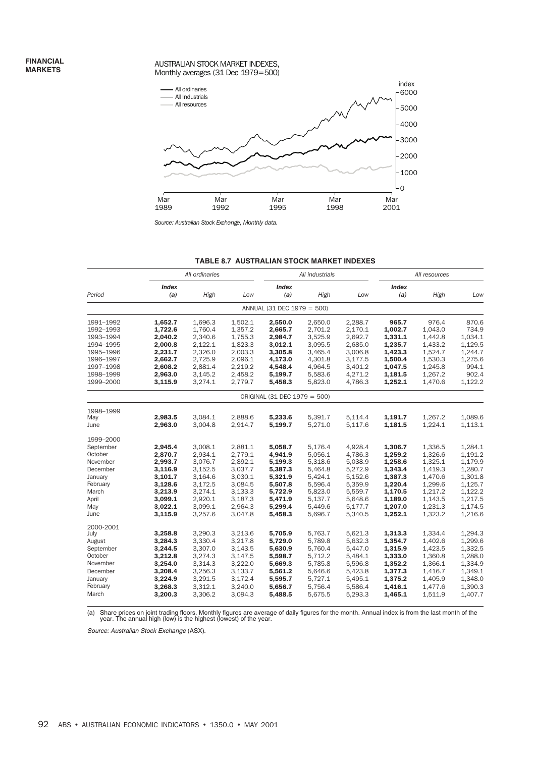FINANCIAL MARKETS

AUSTRALIAN STOCK MARKET INDEXES,
Monthly averages (31 Dec 1979=500)

All ordinaries
All Industrials
All resources

index
6000
5000
4000
3000
2000
1000
0

Mar 1989
Mar 1992
Mar 1995
Mar 1998
Mar 2001

*Source: Australian Stock Exchange, Monthly data.*

**TABLE 8.7 AUSTRALIAN STOCK MARKET INDEXES**

| | *All ordinaries* | | | *All industrials* | | | *All resources* | | |
|---|---|---|---|---|---|---|---|---|---|
| *Period* | ***Index (a)*** | *High* | *Low* | ***Index (a)*** | *High* | *Low* | ***Index (a)*** | *High* | *Low* |
| | | | | ANNUAL (31 DEC 1979 = 500) | | | | | |
| 1991–1992 | **1,652.7** | 1,696.3 | 1,502.1 | **2,550.0** | 2,650.0 | 2,288.7 | **965.7** | 976.4 | 870.6 |
| 1992–1993 | **1,722.6** | 1,760.4 | 1,357.2 | **2,665.7** | 2,701.2 | 2,170.1 | **1,002.7** | 1,043.0 | 734.9 |
| 1993–1994 | **2,040.2** | 2,340.6 | 1,755.3 | **2,984.7** | 3,525.9 | 2,692.7 | **1,331.1** | 1,442.8 | 1,034.1 |
| 1994–1995 | **2,000.8** | 2,122.1 | 1,823.3 | **3,012.1** | 3,095.5 | 2,685.0 | **1,235.7** | 1,433.2 | 1,129.5 |
| 1995–1996 | **2,231.7** | 2,326.0 | 2,003.3 | **3,305.8** | 3,465.4 | 3,006.8 | **1,423.3** | 1,524.7 | 1,244.7 |
| 1996–1997 | **2,662.7** | 2,725.9 | 2,096.1 | **4,173.0** | 4,301.8 | 3,177.5 | **1,500.4** | 1,530.3 | 1,275.6 |
| 1997–1998 | **2,608.2** | 2,881.4 | 2,219.2 | **4,548.4** | 4,964.5 | 3,401.2 | **1,047.5** | 1,245.8 | 994.1 |
| 1998–1999 | **2,963.0** | 3,145.2 | 2,458.2 | **5,199.7** | 5,583.6 | 4,271.2 | **1,181.5** | 1,267.2 | 902.4 |
| 1999–2000 | **3,115.9** | 3,274.1 | 2,779.7 | **5,458.3** | 5,823.0 | 4,786.3 | **1,252.1** | 1,470.6 | 1,122.2 |
| | | | | ORIGINAL (31 DEC 1979 = 500) | | | | | |
| 1998–1999 | | | | | | | | | |
| May | **2,983.5** | 3,084.1 | 2,888.6 | **5,233.6** | 5,391.7 | 5,114.4 | **1,191.7** | 1,267.2 | 1,089.6 |
| June | **2,963.0** | 3,004.8 | 2,914.7 | **5,199.7** | 5,271.0 | 5,117.6 | **1,181.5** | 1,224.1 | 1,113.1 |
| 1999–2000 | | | | | | | | | |
| September | **2,945.4** | 3,008.1 | 2,881.1 | **5,058.7** | 5,176.4 | 4,928.4 | **1,306.7** | 1,336.5 | 1,284.1 |
| October | **2,870.7** | 2,934.1 | 2,779.1 | **4,941.9** | 5,056.1 | 4,786.3 | **1,259.2** | 1,326.6 | 1,191.2 |
| November | **2,993.7** | 3,076.7 | 2,892.1 | **5,199.3** | 5,318.6 | 5,038.9 | **1,258.6** | 1,325.1 | 1,179.9 |
| December | **3,116.9** | 3,152.5 | 3,037.7 | **5,387.3** | 5,464.8 | 5,272.9 | **1,343.4** | 1,419.3 | 1,280.7 |
| January | **3,101.7** | 3,164.6 | 3,030.1 | **5,321.9** | 5,424.1 | 5,152.6 | **1,387.3** | 1,470.6 | 1,301.8 |
| February | **3,128.6** | 3,172.5 | 3,084.5 | **5,507.8** | 5,596.4 | 5,359.9 | **1,220.4** | 1,299.6 | 1,125.7 |
| March | **3,213.9** | 3,274.1 | 3,133.3 | **5,722.9** | 5,823.0 | 5,559.7 | **1,170.5** | 1,217.2 | 1,122.2 |
| April | **3,099.1** | 2,920.1 | 3,187.3 | **5,471.9** | 5,137.7 | 5,648.6 | **1,189.0** | 1,143.5 | 1,217.5 |
| May | **3,022.1** | 3,099.1 | 2,964.3 | **5,299.4** | 5,449.6 | 5,177.7 | **1,207.0** | 1,231.3 | 1,174.5 |
| June | **3,115.9** | 3,257.6 | 3,047.8 | **5,458.3** | 5,696.7 | 5,340.5 | **1,252.1** | 1,323.2 | 1,216.6 |
| 2000–2001 | | | | | | | | | |
| July | **3,258.8** | 3,290.3 | 3,213.6 | **5,705.9** | 5,763.7 | 5,621.3 | **1,313.3** | 1,334.4 | 1,294.3 |
| August | **3,284.3** | 3,330.4 | 3,217.8 | **5,729.0** | 5,789.8 | 5,632.3 | **1,354.7** | 1,402.6 | 1,299.6 |
| September | **3,244.5** | 3,307.0 | 3,143.5 | **5,630.9** | 5,760.4 | 5,447.0 | **1,315.9** | 1,423.5 | 1,332.5 |
| October | **3,212.8** | 3,274.3 | 3,147.5 | **5,598.7** | 5,712.2 | 5,484.1 | **1,333.0** | 1,360.8 | 1,288.0 |
| November | **3,254.0** | 3,314.3 | 3,222.0 | **5,669.3** | 5,785.8 | 5,596.8 | **1,352.2** | 1,366.1 | 1,334.9 |
| December | **3,208.4** | 3,256.3 | 3,133.7 | **5,561.2** | 5,646.6 | 5,423.8 | **1,377.3** | 1,416.7 | 1,349.1 |
| January | **3,224.9** | 3,291.5 | 3,172.4 | **5,595.7** | 5,727.1 | 5,495.1 | **1,375.2** | 1,405.9 | 1,348.0 |
| February | **3,268.3** | 3,312.1 | 3,240.0 | **5,656.7** | 5,756.4 | 5,586.4 | **1,416.1** | 1,477.6 | 1,390.3 |
| March | **3,200.3** | 3,306.2 | 3,094.3 | **5,488.5** | 5,675.5 | 5,293.3 | **1,465.1** | 1,511.9 | 1,407.7 |

(a) Share prices on joint trading floors. Monthly figures are average of daily figures for the month. Annual index is from the last month of the year. The annual high (low) is the highest (lowest) of the year.

*Source: Australian Stock Exchange* (ASX).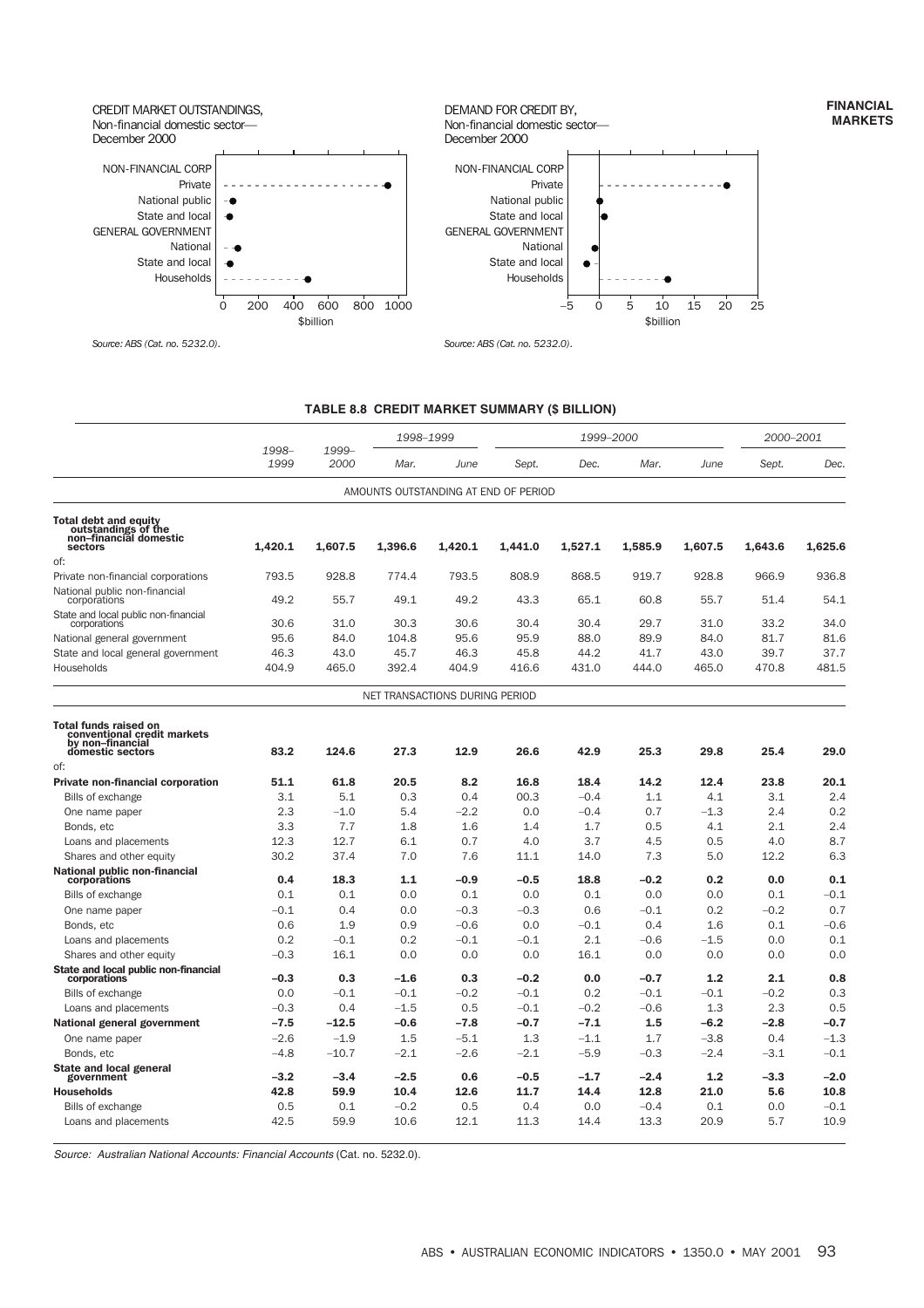CREDIT MARKET OUTSTANDINGS,
Non-financial domestic sector—
December 2000

NON-FINANCIAL CORP
Private
National public
State and local
GENERAL GOVERNMENT
National
State and local
Households

0 200 400 600 800 1000
$billion

*Source: ABS (Cat. no. 5232.0).*

DEMAND FOR CREDIT BY,
Non-financial domestic sector—
December 2000

NON-FINANCIAL CORP
Private
National public
State and local
GENERAL GOVERNMENT
National
State and local
Households

–5 0 5 10 15 20 25
$billion

*Source: ABS (Cat. no. 5232.0).*

## TABLE 8.8 CREDIT MARKET SUMMARY ($ BILLION)

| | 1998–1999 | 1999–2000 | 1998–1999 | | 1999–2000 | | | | 2000–2001 | |
|---|---|---|---|---|---|---|---|---|---|---|
| | | | Mar. | June | Sept. | Dec. | Mar. | June | Sept. | Dec. |
| AMOUNTS OUTSTANDING AT END OF PERIOD | | | | | | | | | | |
| **Total debt and equity outstandings of the non–financial domestic sectors** | **1,420.1** | **1,607.5** | **1,396.6** | **1,420.1** | **1,441.0** | **1,527.1** | **1,585.9** | **1,607.5** | **1,643.6** | **1,625.6** |
| of: | | | | | | | | | | |
| Private non-financial corporations | 793.5 | 928.8 | 774.4 | 793.5 | 808.9 | 868.5 | 919.7 | 928.8 | 966.9 | 936.8 |
| National public non-financial corporations | 49.2 | 55.7 | 49.1 | 49.2 | 43.3 | 65.1 | 60.8 | 55.7 | 51.4 | 54.1 |
| State and local public non-financial corporations | 30.6 | 31.0 | 30.3 | 30.6 | 30.4 | 30.4 | 29.7 | 31.0 | 33.2 | 34.0 |
| National general government | 95.6 | 84.0 | 104.8 | 95.6 | 95.9 | 88.0 | 89.9 | 84.0 | 81.7 | 81.6 |
| State and local general government | 46.3 | 43.0 | 45.7 | 46.3 | 45.8 | 44.2 | 41.7 | 43.0 | 39.7 | 37.7 |
| Households | 404.9 | 465.0 | 392.4 | 404.9 | 416.6 | 431.0 | 444.0 | 465.0 | 470.8 | 481.5 |
| NET TRANSACTIONS DURING PERIOD | | | | | | | | | | |
| **Total funds raised on conventional credit markets by non–financial domestic sectors** | **83.2** | **124.6** | **27.3** | **12.9** | **26.6** | **42.9** | **25.3** | **29.8** | **25.4** | **29.0** |
| of: | | | | | | | | | | |
| **Private non-financial corporation** | **51.1** | **61.8** | **20.5** | **8.2** | **16.8** | **18.4** | **14.2** | **12.4** | **23.8** | **20.1** |
| Bills of exchange | 3.1 | 5.1 | 0.3 | 0.4 | 00.3 | –0.4 | 1.1 | 4.1 | 3.1 | 2.4 |
| One name paper | 2.3 | –1.0 | 5.4 | –2.2 | 0.0 | –0.4 | 0.7 | –1.3 | 2.4 | 0.2 |
| Bonds, etc | 3.3 | 7.7 | 1.8 | 1.6 | 1.4 | 1.7 | 0.5 | 4.1 | 2.1 | 2.4 |
| Loans and placements | 12.3 | 12.7 | 6.1 | 0.7 | 4.0 | 3.7 | 4.5 | 0.5 | 4.0 | 8.7 |
| Shares and other equity | 30.2 | 37.4 | 7.0 | 7.6 | 11.1 | 14.0 | 7.3 | 5.0 | 12.2 | 6.3 |
| **National public non-financial corporations** | **0.4** | **18.3** | **1.1** | **–0.9** | **–0.5** | **18.8** | **–0.2** | **0.2** | **0.0** | **0.1** |
| Bills of exchange | 0.1 | 0.1 | 0.0 | 0.1 | 0.0 | 0.1 | 0.0 | 0.0 | 0.1 | –0.1 |
| One name paper | –0.1 | 0.4 | 0.0 | –0.3 | –0.3 | 0.6 | –0.1 | 0.2 | –0.2 | 0.7 |
| Bonds, etc | 0.6 | 1.9 | 0.9 | –0.6 | 0.0 | –0.1 | 0.4 | 1.6 | 0.1 | –0.6 |
| Loans and placements | 0.2 | –0.1 | 0.2 | –0.1 | –0.1 | 2.1 | –0.6 | –1.5 | 0.0 | 0.1 |
| Shares and other equity | –0.3 | 16.1 | 0.0 | 0.0 | 0.0 | 16.1 | 0.0 | 0.0 | 0.0 | 0.0 |
| **State and local public non-financial corporations** | **–0.3** | **0.3** | **–1.6** | **0.3** | **–0.2** | **0.0** | **–0.7** | **1.2** | **2.1** | **0.8** |
| Bills of exchange | 0.0 | –0.1 | –0.1 | –0.2 | –0.1 | 0.2 | –0.1 | –0.1 | –0.2 | 0.3 |
| Loans and placements | –0.3 | 0.4 | –1.5 | 0.5 | –0.1 | –0.2 | –0.6 | 1.3 | 2.3 | 0.5 |
| **National general government** | **–7.5** | **–12.5** | **–0.6** | **–7.8** | **–0.7** | **–7.1** | **1.5** | **–6.2** | **–2.8** | **–0.7** |
| One name paper | –2.6 | –1.9 | 1.5 | –5.1 | 1.3 | –1.1 | 1.7 | –3.8 | 0.4 | –1.3 |
| Bonds, etc | –4.8 | –10.7 | –2.1 | –2.6 | –2.1 | –5.9 | –0.3 | –2.4 | –3.1 | –0.1 |
| **State and local general government** | **–3.2** | **–3.4** | **–2.5** | **0.6** | **–0.5** | **–1.7** | **–2.4** | **1.2** | **–3.3** | **–2.0** |
| **Households** | **42.8** | **59.9** | **10.4** | **12.6** | **11.7** | **14.4** | **12.8** | **21.0** | **5.6** | **10.8** |
| Bills of exchange | 0.5 | 0.1 | –0.2 | 0.5 | 0.4 | 0.0 | –0.4 | 0.1 | 0.0 | –0.1 |
| Loans and placements | 42.5 | 59.9 | 10.6 | 12.1 | 11.3 | 14.4 | 13.3 | 20.9 | 5.7 | 10.9 |

*Source: Australian National Accounts: Financial Accounts* (Cat. no. 5232.0).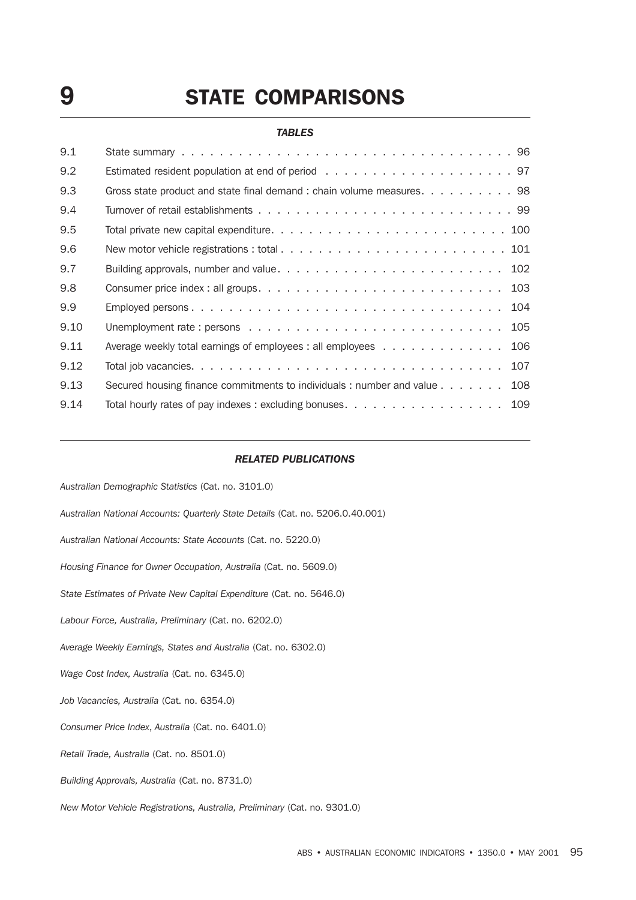# 9 STATE COMPARISONS

***TABLES***

| | | |
|---|---|---|
| 9.1 | State summary | 96 |
| 9.2 | Estimated resident population at end of period | 97 |
| 9.3 | Gross state product and state final demand : chain volume measures | 98 |
| 9.4 | Turnover of retail establishments | 99 |
| 9.5 | Total private new capital expenditure | 100 |
| 9.6 | New motor vehicle registrations : total | 101 |
| 9.7 | Building approvals, number and value | 102 |
| 9.8 | Consumer price index : all groups | 103 |
| 9.9 | Employed persons | 104 |
| 9.10 | Unemployment rate : persons | 105 |
| 9.11 | Average weekly total earnings of employees : all employees | 106 |
| 9.12 | Total job vacancies | 107 |
| 9.13 | Secured housing finance commitments to individuals : number and value | 108 |
| 9.14 | Total hourly rates of pay indexes : excluding bonuses | 109 |

***RELATED PUBLICATIONS***

*Australian Demographic Statistics* (Cat. no. 3101.0)

*Australian National Accounts: Quarterly State Details* (Cat. no. 5206.0.40.001)

*Australian National Accounts: State Accounts* (Cat. no. 5220.0)

*Housing Finance for Owner Occupation, Australia* (Cat. no. 5609.0)

*State Estimates of Private New Capital Expenditure* (Cat. no. 5646.0)

*Labour Force, Australia, Preliminary* (Cat. no. 6202.0)

*Average Weekly Earnings, States and Australia* (Cat. no. 6302.0)

*Wage Cost Index, Australia* (Cat. no. 6345.0)

*Job Vacancies, Australia* (Cat. no. 6354.0)

*Consumer Price Index*, *Australia* (Cat. no. 6401.0)

*Retail Trade, Australia* (Cat. no. 8501.0)

*Building Approvals, Australia* (Cat. no. 8731.0)

*New Motor Vehicle Registrations, Australia, Preliminary* (Cat. no. 9301.0)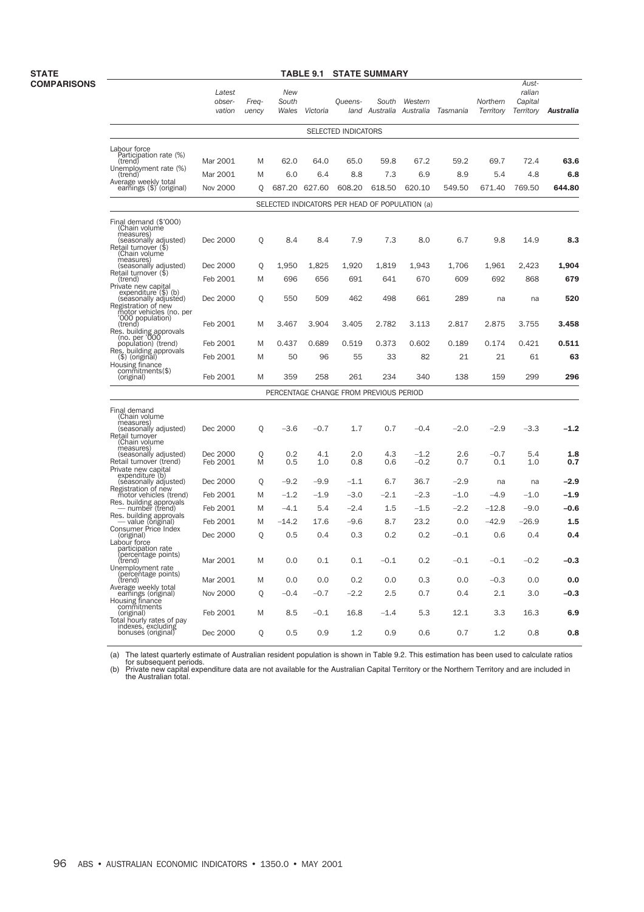**STATE COMPARISONS**

## TABLE 9.1 STATE SUMMARY

| | Latest observation | Frequency | New South Wales | Victoria | Queensland | South Australia | Western Australia | Tasmania | Northern Territory | Australian Capital Territory | Australia |
|---|---|---|---|---|---|---|---|---|---|---|---|
| **SELECTED INDICATORS** | | | | | | | | | | | |
| Labour force Participation rate (%) (trend) | Mar 2001 | M | 62.0 | 64.0 | 65.0 | 59.8 | 67.2 | 59.2 | 69.7 | 72.4 | **63.6** |
| Unemployment rate (%) (trend) | Mar 2001 | M | 6.0 | 6.4 | 8.8 | 7.3 | 6.9 | 8.9 | 5.4 | 4.8 | **6.8** |
| Average weekly total earnings ($) (original) | Nov 2000 | Q | 687.20 | 627.60 | 608.20 | 618.50 | 620.10 | 549.50 | 671.40 | 769.50 | **644.80** |
| **SELECTED INDICATORS PER HEAD OF POPULATION (a)** | | | | | | | | | | | |
| Final demand ($'000) (Chain volume measures) (seasonally adjusted) | Dec 2000 | Q | 8.4 | 8.4 | 7.9 | 7.3 | 8.0 | 6.7 | 9.8 | 14.9 | **8.3** |
| Retail turnover ($) (Chain volume measures) (seasonally adjusted) | Dec 2000 | Q | 1,950 | 1,825 | 1,920 | 1,819 | 1,943 | 1,706 | 1,961 | 2,423 | **1,904** |
| Retail turnover ($) (trend) | Feb 2001 | M | 696 | 656 | 691 | 641 | 670 | 609 | 692 | 868 | **679** |
| Private new capital expenditure ($) (b) (seasonally adjusted) | Dec 2000 | Q | 550 | 509 | 462 | 498 | 661 | 289 | na | na | **520** |
| Registration of new motor vehicles (no. per '000 population) (trend) | Feb 2001 | M | 3.467 | 3.904 | 3.405 | 2.782 | 3.113 | 2.817 | 2.875 | 3.755 | **3.458** |
| Res. building approvals (no. per '000 population) (trend) | Feb 2001 | M | 0.437 | 0.689 | 0.519 | 0.373 | 0.602 | 0.189 | 0.174 | 0.421 | **0.511** |
| Res. building approvals ($) (original) | Feb 2001 | M | 50 | 96 | 55 | 33 | 82 | 21 | 21 | 61 | **63** |
| Housing finance commitments($) (original) | Feb 2001 | M | 359 | 258 | 261 | 234 | 340 | 138 | 159 | 299 | **296** |
| **PERCENTAGE CHANGE FROM PREVIOUS PERIOD** | | | | | | | | | | | |
| Final demand (Chain volume measures) (seasonally adjusted) | Dec 2000 | Q | −3.6 | −0.7 | 1.7 | 0.7 | −0.4 | −2.0 | −2.9 | −3.3 | **−1.2** |
| Retail turnover (Chain volume measures) (seasonally adjusted) | Dec 2000 | Q | 0.2 | 4.1 | 2.0 | 4.3 | −1.2 | 2.6 | −0.7 | 5.4 | **1.8** |
| Retail turnover (trend) | Feb 2001 | M | 0.5 | 1.0 | 0.8 | 0.6 | −0.2 | 0.7 | 0.1 | 1.0 | **0.7** |
| Private new capital expenditure (b) (seasonally adjusted) | Dec 2000 | Q | −9.2 | −9.9 | −1.1 | 6.7 | 36.7 | −2.9 | na | na | **−2.9** |
| Registration of new motor vehicles (trend) | Feb 2001 | M | −1.2 | −1.9 | −3.0 | −2.1 | −2.3 | −1.0 | −4.9 | −1.0 | **−1.9** |
| Res. building approvals — number (trend) | Feb 2001 | M | −4.1 | 5.4 | −2.4 | 1.5 | −1.5 | −2.2 | −12.8 | −9.0 | **−0.6** |
| Res. building approvals — value (original) | Feb 2001 | M | −14.2 | 17.6 | −9.6 | 8.7 | 23.2 | 0.0 | −42.9 | −26.9 | **1.5** |
| Consumer Price Index (original) | Dec 2000 | Q | 0.5 | 0.4 | 0.3 | 0.2 | 0.2 | −0.1 | 0.6 | 0.4 | **0.4** |
| Labour force participation rate (percentage points) (trend) | Mar 2001 | M | 0.0 | 0.1 | 0.1 | −0.1 | 0.2 | −0.1 | −0.1 | −0.2 | **−0.3** |
| Unemployment rate (percentage points) (trend) | Mar 2001 | M | 0.0 | 0.0 | 0.2 | 0.0 | 0.3 | 0.0 | −0.3 | 0.0 | **0.0** |
| Average weekly total earnings (original) | Nov 2000 | Q | −0.4 | −0.7 | −2.2 | 2.5 | 0.7 | 0.4 | 2.1 | 3.0 | **−0.3** |
| Housing finance commitments (original) | Feb 2001 | M | 8.5 | −0.1 | 16.8 | −1.4 | 5.3 | 12.1 | 3.3 | 16.3 | **6.9** |
| Total hourly rates of pay indexes, excluding bonuses (original) | Dec 2000 | Q | 0.5 | 0.9 | 1.2 | 0.9 | 0.6 | 0.7 | 1.2 | 0.8 | **0.8** |

(a) The latest quarterly estimate of Australian resident population is shown in Table 9.2. This estimation has been used to calculate ratios for subsequent periods.
(b) Private new capital expenditure data are not available for the Australian Capital Territory or the Northern Territory and are included in the Australian total.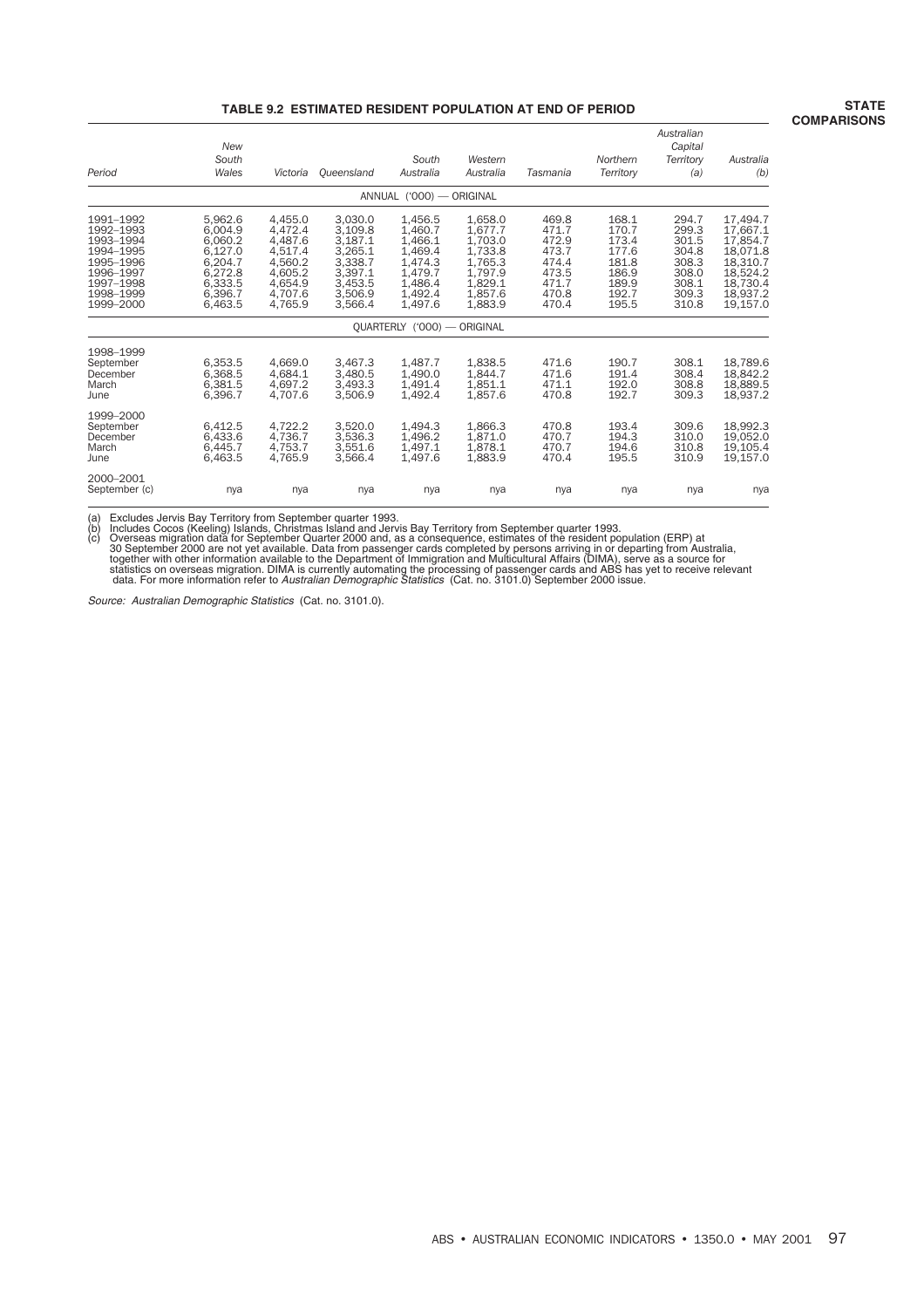## TABLE 9.2 ESTIMATED RESIDENT POPULATION AT END OF PERIOD

| Period | New South Wales | Victoria | Queensland | South Australia | Western Australia | Tasmania | Northern Territory | Australian Capital Territory (a) | Australia (b) |
|---|---|---|---|---|---|---|---|---|---|
| | | | | ANNUAL ('000) — ORIGINAL | | | | | |
| 1991–1992 | 5,962.6 | 4,455.0 | 3,030.0 | 1,456.5 | 1,658.0 | 469.8 | 168.1 | 294.7 | 17,494.7 |
| 1992–1993 | 6,004.9 | 4,472.4 | 3,109.8 | 1,460.7 | 1,677.7 | 471.7 | 170.7 | 299.3 | 17,667.1 |
| 1993–1994 | 6,060.2 | 4,487.6 | 3,187.1 | 1,466.1 | 1,703.0 | 472.9 | 173.4 | 301.5 | 17,854.7 |
| 1994–1995 | 6,127.0 | 4,517.4 | 3,265.1 | 1,469.4 | 1,733.8 | 473.7 | 177.6 | 304.8 | 18,071.8 |
| 1995–1996 | 6,204.7 | 4,560.2 | 3,338.7 | 1,474.3 | 1,765.3 | 474.4 | 181.8 | 308.3 | 18,310.7 |
| 1996–1997 | 6,272.8 | 4,605.2 | 3,397.1 | 1,479.7 | 1,797.9 | 473.5 | 186.9 | 308.0 | 18,524.2 |
| 1997–1998 | 6,333.5 | 4,654.9 | 3,453.5 | 1,486.4 | 1,829.1 | 471.7 | 189.9 | 308.1 | 18,730.4 |
| 1998–1999 | 6,396.7 | 4,707.6 | 3,506.9 | 1,492.4 | 1,857.6 | 470.8 | 192.7 | 309.3 | 18,937.2 |
| 1999–2000 | 6,463.5 | 4,765.9 | 3,566.4 | 1,497.6 | 1,883.9 | 470.4 | 195.5 | 310.8 | 19,157.0 |
| | | | | QUARTERLY ('000) — ORIGINAL | | | | | |
| 1998–1999 | | | | | | | | | |
| September | 6,353.5 | 4,669.0 | 3,467.3 | 1,487.7 | 1,838.5 | 471.6 | 190.7 | 308.1 | 18,789.6 |
| December | 6,368.5 | 4,684.1 | 3,480.5 | 1,490.0 | 1,844.7 | 471.6 | 191.4 | 308.4 | 18,842.2 |
| March | 6,381.5 | 4,697.2 | 3,493.3 | 1,491.4 | 1,851.1 | 471.1 | 192.0 | 308.8 | 18,889.5 |
| June | 6,396.7 | 4,707.6 | 3,506.9 | 1,492.4 | 1,857.6 | 470.8 | 192.7 | 309.3 | 18,937.2 |
| 1999–2000 | | | | | | | | | |
| September | 6,412.5 | 4,722.2 | 3,520.0 | 1,494.3 | 1,866.3 | 470.8 | 193.4 | 309.6 | 18,992.3 |
| December | 6,433.6 | 4,736.7 | 3,536.3 | 1,496.2 | 1,871.0 | 470.7 | 194.3 | 310.0 | 19,052.0 |
| March | 6,445.7 | 4,753.7 | 3,551.6 | 1,497.1 | 1,878.1 | 470.7 | 194.6 | 310.8 | 19,105.4 |
| June | 6,463.5 | 4,765.9 | 3,566.4 | 1,497.6 | 1,883.9 | 470.4 | 195.5 | 310.9 | 19,157.0 |
| 2000–2001 | | | | | | | | | |
| September (c) | nya | nya | nya | nya | nya | nya | nya | nya | nya |

(a) Excludes Jervis Bay Territory from September quarter 1993.
(b) Includes Cocos (Keeling) Islands, Christmas Island and Jervis Bay Territory from September quarter 1993.
(c) Overseas migration data for September Quarter 2000 and, as a consequence, estimates of the resident population (ERP) at 30 September 2000 are not yet available. Data from passenger cards completed by persons arriving in or departing from Australia, together with other information available to the Department of Immigration and Multicultural Affairs (DIMA), serve as a source for statistics on overseas migration. DIMA is currently automating the processing of passenger cards and ABS has yet to receive relevant data. For more information refer to *Australian Demographic Statistics* (Cat. no. 3101.0) September 2000 issue.

*Source: Australian Demographic Statistics* (Cat. no. 3101.0).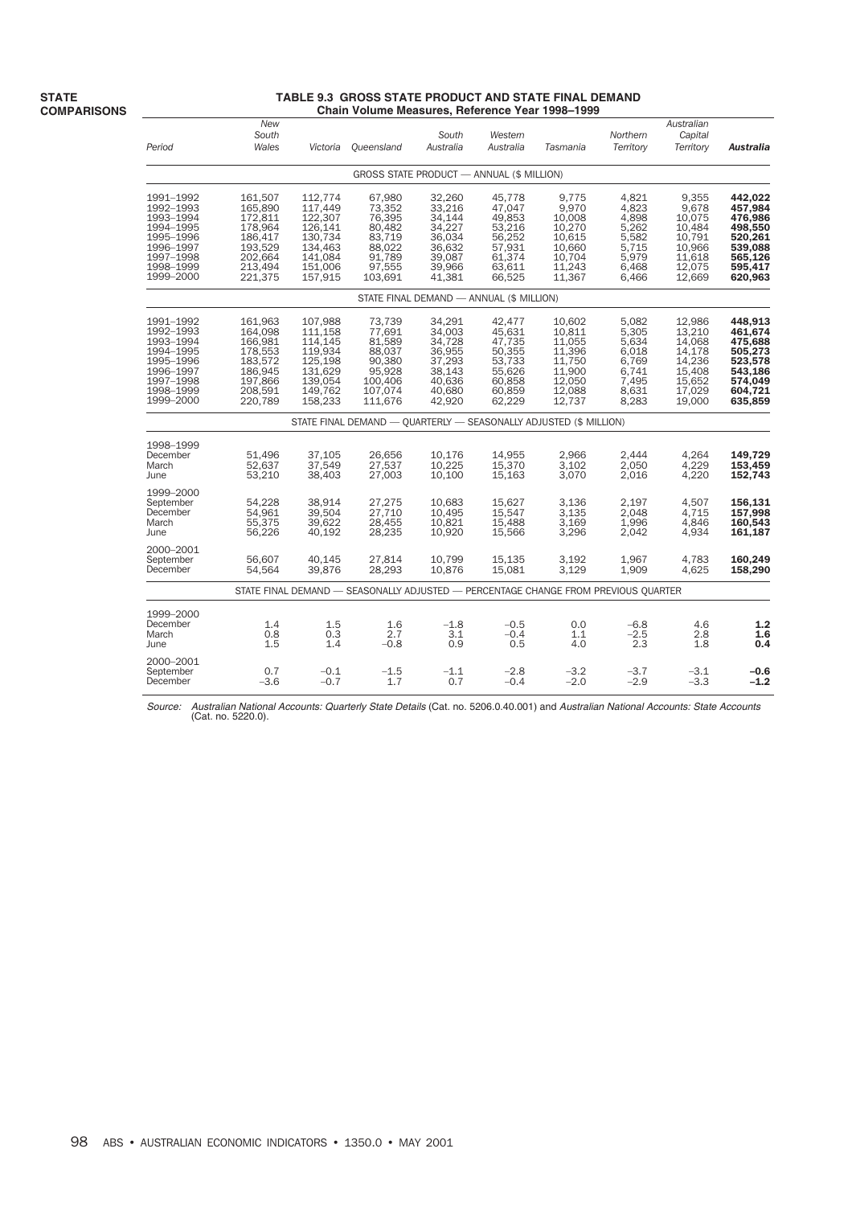**STATE COMPARISONS**

## TABLE 9.3 GROSS STATE PRODUCT AND STATE FINAL DEMAND
### Chain Volume Measures, Reference Year 1998–1999

| Period | New South Wales | Victoria | Queensland | South Australia | Western Australia | Tasmania | Northern Territory | Australian Capital Territory | **Australia** |
|---|---|---|---|---|---|---|---|---|---|
| GROSS STATE PRODUCT — ANNUAL ($ MILLION) | | | | | | | | | |
| 1991–1992 | 161,507 | 112,774 | 67,980 | 32,260 | 45,778 | 9,775 | 4,821 | 9,355 | **442,022** |
| 1992–1993 | 165,890 | 117,449 | 73,352 | 33,216 | 47,047 | 9,970 | 4,823 | 9,678 | **457,984** |
| 1993–1994 | 172,811 | 122,307 | 76,395 | 34,144 | 49,853 | 10,008 | 4,898 | 10,075 | **476,986** |
| 1994–1995 | 178,964 | 126,141 | 80,482 | 34,227 | 53,216 | 10,270 | 5,262 | 10,484 | **498,550** |
| 1995–1996 | 186,417 | 130,734 | 83,719 | 36,034 | 56,252 | 10,615 | 5,582 | 10,791 | **520,261** |
| 1996–1997 | 193,529 | 134,463 | 88,022 | 36,632 | 57,931 | 10,660 | 5,715 | 10,966 | **539,088** |
| 1997–1998 | 202,664 | 141,084 | 91,789 | 39,087 | 61,374 | 10,704 | 5,979 | 11,618 | **565,126** |
| 1998–1999 | 213,494 | 151,006 | 97,555 | 39,966 | 63,611 | 11,243 | 6,468 | 12,075 | **595,417** |
| 1999–2000 | 221,375 | 157,915 | 103,691 | 41,381 | 66,525 | 11,367 | 6,466 | 12,669 | **620,963** |
| STATE FINAL DEMAND — ANNUAL ($ MILLION) | | | | | | | | | |
| 1991–1992 | 161,963 | 107,988 | 73,739 | 34,291 | 42,477 | 10,602 | 5,082 | 12,986 | **448,913** |
| 1992–1993 | 164,098 | 111,158 | 77,691 | 34,003 | 45,631 | 10,811 | 5,305 | 13,210 | **461,674** |
| 1993–1994 | 166,981 | 114,145 | 81,589 | 34,728 | 47,735 | 11,055 | 5,634 | 14,068 | **475,688** |
| 1994–1995 | 178,553 | 119,934 | 88,037 | 36,955 | 50,355 | 11,396 | 6,018 | 14,178 | **505,273** |
| 1995–1996 | 183,572 | 125,198 | 90,380 | 37,293 | 53,733 | 11,750 | 6,769 | 14,236 | **523,578** |
| 1996–1997 | 186,945 | 131,629 | 95,928 | 38,143 | 55,626 | 11,900 | 6,741 | 15,408 | **543,186** |
| 1997–1998 | 197,866 | 139,054 | 100,406 | 40,636 | 60,858 | 12,050 | 7,495 | 15,652 | **574,049** |
| 1998–1999 | 208,591 | 149,762 | 107,074 | 40,680 | 60,859 | 12,088 | 8,631 | 17,029 | **604,721** |
| 1999–2000 | 220,789 | 158,233 | 111,676 | 42,920 | 62,229 | 12,737 | 8,283 | 19,000 | **635,859** |
| STATE FINAL DEMAND — QUARTERLY — SEASONALLY ADJUSTED ($ MILLION) | | | | | | | | | |
| 1998–1999 | | | | | | | | | |
| December | 51,496 | 37,105 | 26,656 | 10,176 | 14,955 | 2,966 | 2,444 | 4,264 | **149,729** |
| March | 52,637 | 37,549 | 27,537 | 10,225 | 15,370 | 3,102 | 2,050 | 4,229 | **153,459** |
| June | 53,210 | 38,403 | 27,003 | 10,100 | 15,163 | 3,070 | 2,016 | 4,220 | **152,743** |
| 1999–2000 | | | | | | | | | |
| September | 54,228 | 38,914 | 27,275 | 10,683 | 15,627 | 3,136 | 2,197 | 4,507 | **156,131** |
| December | 54,961 | 39,504 | 27,710 | 10,495 | 15,547 | 3,135 | 2,048 | 4,715 | **157,998** |
| March | 55,375 | 39,622 | 28,455 | 10,821 | 15,488 | 3,169 | 1,996 | 4,846 | **160,543** |
| June | 56,226 | 40,192 | 28,235 | 10,920 | 15,566 | 3,296 | 2,042 | 4,934 | **161,187** |
| 2000–2001 | | | | | | | | | |
| September | 56,607 | 40,145 | 27,814 | 10,799 | 15,135 | 3,192 | 1,967 | 4,783 | **160,249** |
| December | 54,564 | 39,876 | 28,293 | 10,876 | 15,081 | 3,129 | 1,909 | 4,625 | **158,290** |
| STATE FINAL DEMAND — SEASONALLY ADJUSTED — PERCENTAGE CHANGE FROM PREVIOUS QUARTER | | | | | | | | | |
| 1999–2000 | | | | | | | | | |
| December | 1.4 | 1.5 | 1.6 | –1.8 | –0.5 | 0.0 | –6.8 | 4.6 | **1.2** |
| March | 0.8 | 0.3 | 2.7 | 3.1 | –0.4 | 1.1 | –2.5 | 2.8 | **1.6** |
| June | 1.5 | 1.4 | –0.8 | 0.9 | 0.5 | 4.0 | 2.3 | 1.8 | **0.4** |
| 2000–2001 | | | | | | | | | |
| September | 0.7 | –0.1 | –1.5 | –1.1 | –2.8 | –3.2 | –3.7 | –3.1 | **–0.6** |
| December | –3.6 | –0.7 | 1.7 | 0.7 | –0.4 | –2.0 | –2.9 | –3.3 | **–1.2** |

*Source:* *Australian National Accounts: Quarterly State Details* (Cat. no. 5206.0.40.001) and *Australian National Accounts: State Accounts* (Cat. no. 5220.0).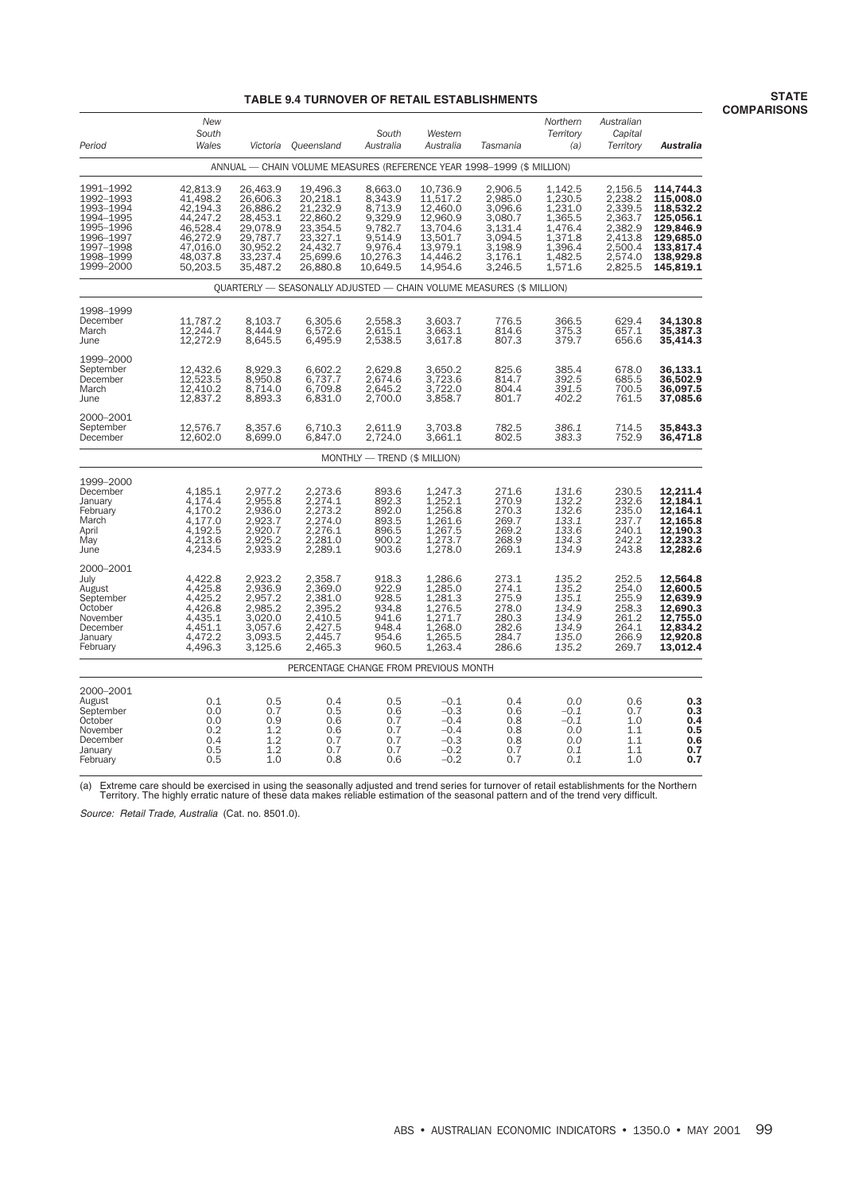## TABLE 9.4 TURNOVER OF RETAIL ESTABLISHMENTS

STATE COMPARISONS

| Period | New South Wales | Victoria | Queensland | South Australia | Western Australia | Tasmania | Northern Territory (a) | Australian Capital Territory | **Australia** |
|---|---|---|---|---|---|---|---|---|---|
| ANNUAL — CHAIN VOLUME MEASURES (REFERENCE YEAR 1998–1999 ($ MILLION) | | | | | | | | | |
| 1991–1992 | 42,813.9 | 26,463.9 | 19,496.3 | 8,663.0 | 10,736.9 | 2,906.5 | 1,142.5 | 2,156.5 | **114,744.3** |
| 1992–1993 | 41,498.2 | 26,606.3 | 20,218.1 | 8,343.9 | 11,517.2 | 2,985.0 | 1,230.5 | 2,238.2 | **115,008.0** |
| 1993–1994 | 42,194.3 | 26,886.2 | 21,232.9 | 8,713.9 | 12,460.0 | 3,096.6 | 1,231.0 | 2,339.5 | **118,532.2** |
| 1994–1995 | 44,247.2 | 28,453.1 | 22,860.2 | 9,329.9 | 12,960.9 | 3,080.7 | 1,365.5 | 2,363.7 | **125,056.1** |
| 1995–1996 | 46,528.4 | 29,078.9 | 23,354.5 | 9,782.7 | 13,704.6 | 3,131.4 | 1,476.4 | 2,382.9 | **129,846.9** |
| 1996–1997 | 46,272.9 | 29,787.7 | 23,327.1 | 9,514.9 | 13,501.7 | 3,094.5 | 1,371.8 | 2,413.8 | **129,685.0** |
| 1997–1998 | 47,016.0 | 30,952.2 | 24,432.7 | 9,976.4 | 13,979.1 | 3,198.9 | 1,396.4 | 2,500.4 | **133,817.4** |
| 1998–1999 | 48,037.8 | 33,237.4 | 25,699.6 | 10,276.3 | 14,446.2 | 3,176.1 | 1,482.5 | 2,574.0 | **138,929.8** |
| 1999–2000 | 50,203.5 | 35,487.2 | 26,880.8 | 10,649.5 | 14,954.6 | 3,246.5 | 1,571.6 | 2,825.5 | **145,819.1** |
| QUARTERLY — SEASONALLY ADJUSTED — CHAIN VOLUME MEASURES ($ MILLION) | | | | | | | | | |
| 1998–1999 | | | | | | | | | |
| December | 11,787.2 | 8,103.7 | 6,305.6 | 2,558.3 | 3,603.7 | 776.5 | 366.5 | 629.4 | **34,130.8** |
| March | 12,244.7 | 8,444.9 | 6,572.6 | 2,615.1 | 3,663.1 | 814.6 | 375.3 | 657.1 | **35,387.3** |
| June | 12,272.9 | 8,645.5 | 6,495.9 | 2,538.5 | 3,617.8 | 807.3 | 379.7 | 656.6 | **35,414.3** |
| 1999–2000 | | | | | | | | | |
| September | 12,432.6 | 8,929.3 | 6,602.2 | 2,629.8 | 3,650.2 | 825.6 | 385.4 | 678.0 | **36,133.1** |
| December | 12,523.5 | 8,950.8 | 6,737.7 | 2,674.6 | 3,723.6 | 814.7 | 392.5 | 685.5 | **36,502.9** |
| March | 12,410.2 | 8,714.0 | 6,709.8 | 2,645.2 | 3,722.0 | 804.4 | 391.5 | 700.5 | **36,097.5** |
| June | 12,837.2 | 8,893.3 | 6,831.0 | 2,700.0 | 3,858.7 | 801.7 | *402.2* | 761.5 | **37,085.6** |
| 2000–2001 | | | | | | | | | |
| September | 12,576.7 | 8,357.6 | 6,710.3 | 2,611.9 | 3,703.8 | 782.5 | *386.1* | 714.5 | **35,843.3** |
| December | 12,602.0 | 8,699.0 | 6,847.0 | 2,724.0 | 3,661.1 | 802.5 | *383.3* | 752.9 | **36,471.8** |
| MONTHLY — TREND ($ MILLION) | | | | | | | | | |
| 1999–2000 | | | | | | | | | |
| December | 4,185.1 | 2,977.2 | 2,273.6 | 893.6 | 1,247.3 | 271.6 | *131.6* | 230.5 | **12,211.4** |
| January | 4,174.4 | 2,955.8 | 2,274.1 | 892.3 | 1,252.1 | 270.9 | *132.2* | 232.6 | **12,184.1** |
| February | 4,170.2 | 2,936.0 | 2,273.2 | 892.0 | 1,256.8 | 270.3 | *132.6* | 235.0 | **12,164.1** |
| March | 4,177.0 | 2,923.7 | 2,274.0 | 893.5 | 1,261.6 | 269.7 | *133.1* | 237.7 | **12,165.8** |
| April | 4,192.5 | 2,920.7 | 2,276.1 | 896.5 | 1,267.5 | 269.2 | *133.6* | 240.1 | **12,190.3** |
| May | 4,213.6 | 2,925.2 | 2,281.0 | 900.2 | 1,273.7 | 268.9 | *134.3* | 242.2 | **12,233.2** |
| June | 4,234.5 | 2,933.9 | 2,289.1 | 903.6 | 1,278.0 | 269.1 | *134.9* | 243.8 | **12,282.6** |
| 2000–2001 | | | | | | | | | |
| July | 4,422.8 | 2,923.2 | 2,358.7 | 918.3 | 1,286.6 | 273.1 | *135.2* | 252.5 | **12,564.8** |
| August | 4,425.8 | 2,936.9 | 2,369.0 | 922.9 | 1,285.0 | 274.1 | *135.2* | 254.0 | **12,600.5** |
| September | 4,425.2 | 2,957.2 | 2,381.0 | 928.5 | 1,281.3 | 275.9 | *135.1* | 255.9 | **12,639.9** |
| October | 4,426.8 | 2,985.2 | 2,395.2 | 934.8 | 1,276.5 | 278.0 | *134.9* | 258.3 | **12,690.3** |
| November | 4,435.1 | 3,020.0 | 2,410.5 | 941.6 | 1,271.7 | 280.3 | *134.9* | 261.2 | **12,755.0** |
| December | 4,451.1 | 3,057.6 | 2,427.5 | 948.4 | 1,268.0 | 282.6 | *134.9* | 264.1 | **12,834.2** |
| January | 4,472.2 | 3,093.5 | 2,445.7 | 954.6 | 1,265.5 | 284.7 | *135.0* | 266.9 | **12,920.8** |
| February | 4,496.3 | 3,125.6 | 2,465.3 | 960.5 | 1,263.4 | 286.6 | *135.2* | 269.7 | **13,012.4** |
| PERCENTAGE CHANGE FROM PREVIOUS MONTH | | | | | | | | | |
| 2000–2001 | | | | | | | | | |
| August | 0.1 | 0.5 | 0.4 | 0.5 | –0.1 | 0.4 | *0.0* | 0.6 | **0.3** |
| September | 0.0 | 0.7 | 0.5 | 0.6 | –0.3 | 0.6 | *–0.1* | 0.7 | **0.3** |
| October | 0.0 | 0.9 | 0.6 | 0.7 | –0.4 | 0.8 | *–0.1* | 1.0 | **0.4** |
| November | 0.2 | 1.2 | 0.6 | 0.7 | –0.4 | 0.8 | *0.0* | 1.1 | **0.5** |
| December | 0.4 | 1.2 | 0.7 | 0.7 | –0.3 | 0.8 | *0.0* | 1.1 | **0.6** |
| January | 0.5 | 1.2 | 0.7 | 0.7 | –0.2 | 0.7 | *0.1* | 1.1 | **0.7** |
| February | 0.5 | 1.0 | 0.8 | 0.6 | –0.2 | 0.7 | *0.1* | 1.0 | **0.7** |

(a) Extreme care should be exercised in using the seasonally adjusted and trend series for turnover of retail establishments for the Northern Territory. The highly erratic nature of these data makes reliable estimation of the seasonal pattern and of the trend very difficult.

*Source: Retail Trade, Australia* (Cat. no. 8501.0).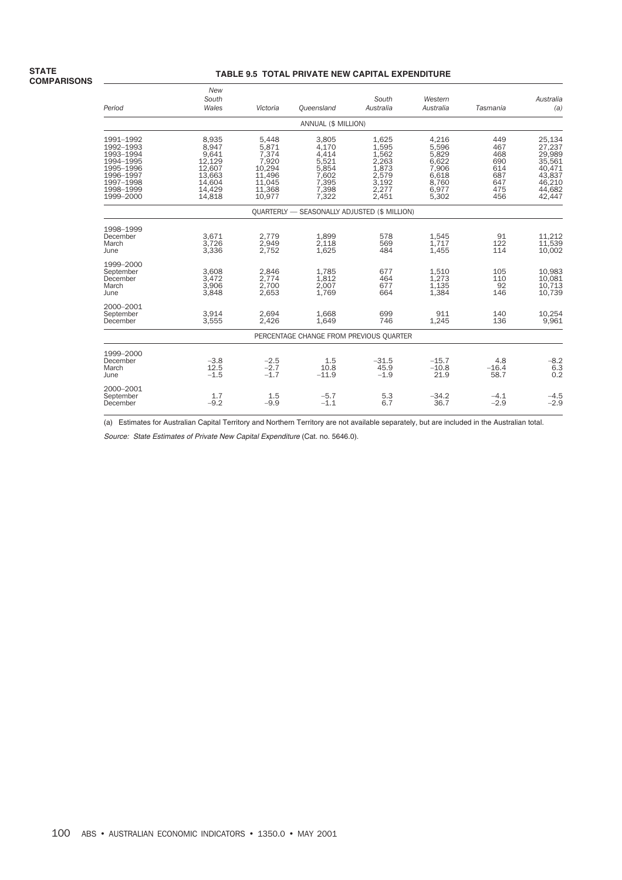**STATE COMPARISONS**

## TABLE 9.5 TOTAL PRIVATE NEW CAPITAL EXPENDITURE

| Period | New South Wales | Victoria | Queensland | South Australia | Western Australia | Tasmania | Australia (a) |
|---|---|---|---|---|---|---|---|
| | | | ANNUAL ($ MILLION) | | | | |
| 1991–1992 | 8,935 | 5,448 | 3,805 | 1,625 | 4,216 | 449 | 25,134 |
| 1992–1993 | 8,947 | 5,871 | 4,170 | 1,595 | 5,596 | 467 | 27,237 |
| 1993–1994 | 9,641 | 7,374 | 4,414 | 1,562 | 5,829 | 468 | 29,989 |
| 1994–1995 | 12,129 | 7,920 | 5,521 | 2,263 | 6,622 | 690 | 35,561 |
| 1995–1996 | 12,607 | 10,294 | 5,854 | 1,873 | 7,906 | 614 | 40,471 |
| 1996–1997 | 13,663 | 11,496 | 7,602 | 2,579 | 6,618 | 687 | 43,837 |
| 1997–1998 | 14,604 | 11,045 | 7,395 | 3,192 | 8,760 | 647 | 46,210 |
| 1998–1999 | 14,429 | 11,368 | 7,398 | 2,277 | 6,977 | 475 | 44,682 |
| 1999–2000 | 14,818 | 10,977 | 7,322 | 2,451 | 5,302 | 456 | 42,447 |
| | | | QUARTERLY — SEASONALLY ADJUSTED ($ MILLION) | | | | |
| 1998–1999 | | | | | | | |
| December | 3,671 | 2,779 | 1,899 | 578 | 1,545 | 91 | 11,212 |
| March | 3,726 | 2,949 | 2,118 | 569 | 1,717 | 122 | 11,539 |
| June | 3,336 | 2,752 | 1,625 | 484 | 1,455 | 114 | 10,002 |
| 1999–2000 | | | | | | | |
| September | 3,608 | 2,846 | 1,785 | 677 | 1,510 | 105 | 10,983 |
| December | 3,472 | 2,774 | 1,812 | 464 | 1,273 | 110 | 10,081 |
| March | 3,906 | 2,700 | 2,007 | 677 | 1,135 | 92 | 10,713 |
| June | 3,848 | 2,653 | 1,769 | 664 | 1,384 | 146 | 10,739 |
| 2000–2001 | | | | | | | |
| September | 3,914 | 2,694 | 1,668 | 699 | 911 | 140 | 10,254 |
| December | 3,555 | 2,426 | 1,649 | 746 | 1,245 | 136 | 9,961 |
| | | | PERCENTAGE CHANGE FROM PREVIOUS QUARTER | | | | |
| 1999–2000 | | | | | | | |
| December | –3.8 | –2.5 | 1.5 | –31.5 | –15.7 | 4.8 | –8.2 |
| March | 12.5 | –2.7 | 10.8 | 45.9 | –10.8 | –16.4 | 6.3 |
| June | –1.5 | –1.7 | –11.9 | –1.9 | 21.9 | 58.7 | 0.2 |
| 2000–2001 | | | | | | | |
| September | 1.7 | 1.5 | –5.7 | 5.3 | –34.2 | –4.1 | –4.5 |
| December | –9.2 | –9.9 | –1.1 | 6.7 | 36.7 | –2.9 | –2.9 |

(a) Estimates for Australian Capital Territory and Northern Territory are not available separately, but are included in the Australian total.

*Source: State Estimates of Private New Capital Expenditure* (Cat. no. 5646.0).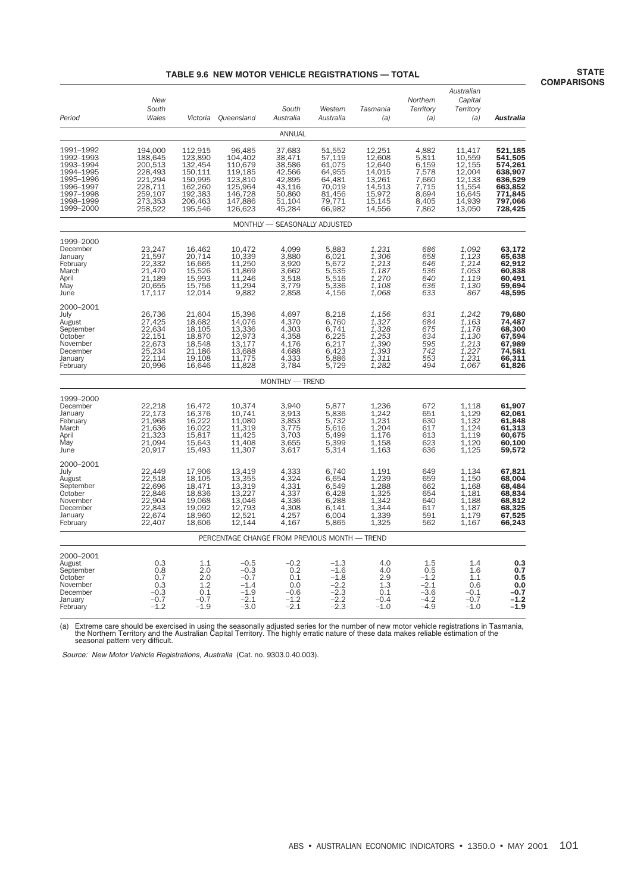## TABLE 9.6 NEW MOTOR VEHICLE REGISTRATIONS — TOTAL

| Period | New South Wales | Victoria | Queensland | South Australia | Western Australia | Tasmania (a) | Northern Territory (a) | Australian Capital Territory (a) | **Australia** |
|---|---|---|---|---|---|---|---|---|---|
| | | | | ANNUAL | | | | | |
| 1991–1992 | 194,000 | 112,915 | 96,485 | 37,683 | 51,552 | 12,251 | 4,882 | 11,417 | **521,185** |
| 1992–1993 | 188,645 | 123,890 | 104,402 | 38,471 | 57,119 | 12,608 | 5,811 | 10,559 | **541,505** |
| 1993–1994 | 200,513 | 132,454 | 110,679 | 38,586 | 61,075 | 12,640 | 6,159 | 12,155 | **574,261** |
| 1994–1995 | 228,493 | 150,111 | 119,185 | 42,566 | 64,955 | 14,015 | 7,578 | 12,004 | **638,907** |
| 1995–1996 | 221,294 | 150,995 | 123,810 | 42,895 | 64,481 | 13,261 | 7,660 | 12,133 | **636,529** |
| 1996–1997 | 228,711 | 162,260 | 125,964 | 43,116 | 70,019 | 14,513 | 7,715 | 11,554 | **663,852** |
| 1997–1998 | 259,107 | 192,383 | 146,728 | 50,860 | 81,456 | 15,972 | 8,694 | 16,645 | **771,845** |
| 1998–1999 | 273,353 | 206,463 | 147,886 | 51,104 | 79,771 | 15,145 | 8,405 | 14,939 | **797,066** |
| 1999–2000 | 258,522 | 195,546 | 126,623 | 45,284 | 66,982 | 14,556 | 7,862 | 13,050 | **728,425** |
| | | | | MONTHLY — SEASONALLY ADJUSTED | | | | | |
| 1999–2000 | | | | | | | | | |
| December | 23,247 | 16,462 | 10,472 | 4,099 | 5,883 | *1,231* | *686* | *1,092* | **63,172** |
| January | 21,597 | 20,714 | 10,339 | 3,880 | 6,021 | *1,306* | *658* | *1,123* | **65,638** |
| February | 22,332 | 16,665 | 11,250 | 3,920 | 5,672 | *1,213* | *646* | *1,214* | **62,912** |
| March | 21,470 | 15,526 | 11,869 | 3,662 | 5,535 | *1,187* | *536* | *1,053* | **60,838** |
| April | 21,189 | 15,993 | 11,246 | 3,518 | 5,516 | *1,270* | *640* | *1,119* | **60,491** |
| May | 20,655 | 15,756 | 11,294 | 3,779 | 5,336 | *1,108* | *636* | *1,130* | **59,694** |
| June | 17,117 | 12,014 | 9,882 | 2,858 | 4,156 | *1,068* | *633* | *867* | **48,595** |
| 2000–2001 | | | | | | | | | |
| July | 26,736 | 21,604 | 15,396 | 4,697 | 8,218 | *1,156* | *631* | *1,242* | **79,680** |
| August | 27,425 | 18,682 | 14,076 | 4,370 | 6,760 | *1,327* | *684* | *1,163* | **74,487** |
| September | 22,634 | 18,105 | 13,336 | 4,303 | 6,741 | *1,328* | *675* | *1,178* | **68,300** |
| October | 22,151 | 18,870 | 12,973 | 4,358 | 6,225 | *1,253* | *634* | *1,130* | **67,594** |
| November | 22,673 | 18,548 | 13,177 | 4,176 | 6,217 | *1,390* | *595* | *1,213* | **67,989** |
| December | 25,234 | 21,186 | 13,688 | 4,688 | 6,423 | *1,393* | *742* | *1,227* | **74,581** |
| January | 22,114 | 19,108 | 11,775 | 4,333 | 5,886 | *1,311* | *553* | *1,231* | **66,311** |
| February | 20,996 | 16,646 | 11,828 | 3,784 | 5,729 | *1,282* | *494* | *1,067* | **61,826** |
| | | | | MONTHLY — TREND | | | | | |
| 1999–2000 | | | | | | | | | |
| December | 22,218 | 16,472 | 10,374 | 3,940 | 5,877 | 1,236 | 672 | 1,118 | **61,907** |
| January | 22,173 | 16,376 | 10,741 | 3,913 | 5,836 | 1,242 | 651 | 1,129 | **62,061** |
| February | 21,968 | 16,222 | 11,080 | 3,853 | 5,732 | 1,231 | 630 | 1,132 | **61,848** |
| March | 21,636 | 16,022 | 11,319 | 3,775 | 5,616 | 1,204 | 617 | 1,124 | **61,313** |
| April | 21,323 | 15,817 | 11,425 | 3,703 | 5,499 | 1,176 | 613 | 1,119 | **60,675** |
| May | 21,094 | 15,643 | 11,408 | 3,655 | 5,399 | 1,158 | 623 | 1,120 | **60,100** |
| June | 20,917 | 15,493 | 11,307 | 3,617 | 5,314 | 1,163 | 636 | 1,125 | **59,572** |
| 2000–2001 | | | | | | | | | |
| July | 22,449 | 17,906 | 13,419 | 4,333 | 6,740 | 1,191 | 649 | 1,134 | **67,821** |
| August | 22,518 | 18,105 | 13,355 | 4,324 | 6,654 | 1,239 | 659 | 1,150 | **68,004** |
| September | 22,696 | 18,471 | 13,319 | 4,331 | 6,549 | 1,288 | 662 | 1,168 | **68,484** |
| October | 22,846 | 18,836 | 13,227 | 4,337 | 6,428 | 1,325 | 654 | 1,181 | **68,834** |
| November | 22,904 | 19,068 | 13,046 | 4,336 | 6,288 | 1,342 | 640 | 1,188 | **68,812** |
| December | 22,843 | 19,092 | 12,793 | 4,308 | 6,141 | 1,344 | 617 | 1,187 | **68,325** |
| January | 22,674 | 18,960 | 12,521 | 4,257 | 6,004 | 1,339 | 591 | 1,179 | **67,525** |
| February | 22,407 | 18,606 | 12,144 | 4,167 | 5,865 | 1,325 | 562 | 1,167 | **66,243** |
| | | | | PERCENTAGE CHANGE FROM PREVIOUS MONTH — TREND | | | | | |
| 2000–2001 | | | | | | | | | |
| August | 0.3 | 1.1 | –0.5 | –0.2 | –1.3 | 4.0 | 1.5 | 1.4 | **0.3** |
| September | 0.8 | 2.0 | –0.3 | 0.2 | –1.6 | 4.0 | 0.5 | 1.6 | **0.7** |
| October | 0.7 | 2.0 | –0.7 | 0.1 | –1.8 | 2.9 | –1.2 | 1.1 | **0.5** |
| November | 0.3 | 1.2 | –1.4 | 0.0 | –2.2 | 1.3 | –2.1 | 0.6 | **0.0** |
| December | –0.3 | 0.1 | –1.9 | –0.6 | –2.3 | 0.1 | –3.6 | –0.1 | **–0.7** |
| January | –0.7 | –0.7 | –2.1 | –1.2 | –2.2 | –0.4 | –4.2 | –0.7 | **–1.2** |
| February | –1.2 | –1.9 | –3.0 | –2.1 | –2.3 | –1.0 | –4.9 | –1.0 | **–1.9** |

(a) Extreme care should be exercised in using the seasonally adjusted series for the number of new motor vehicle registrations in Tasmania, the Northern Territory and the Australian Capital Territory. The highly erratic nature of these data makes reliable estimation of the seasonal pattern very difficult.

*Source: New Motor Vehicle Registrations, Australia* (Cat. no. 9303.0.40.003).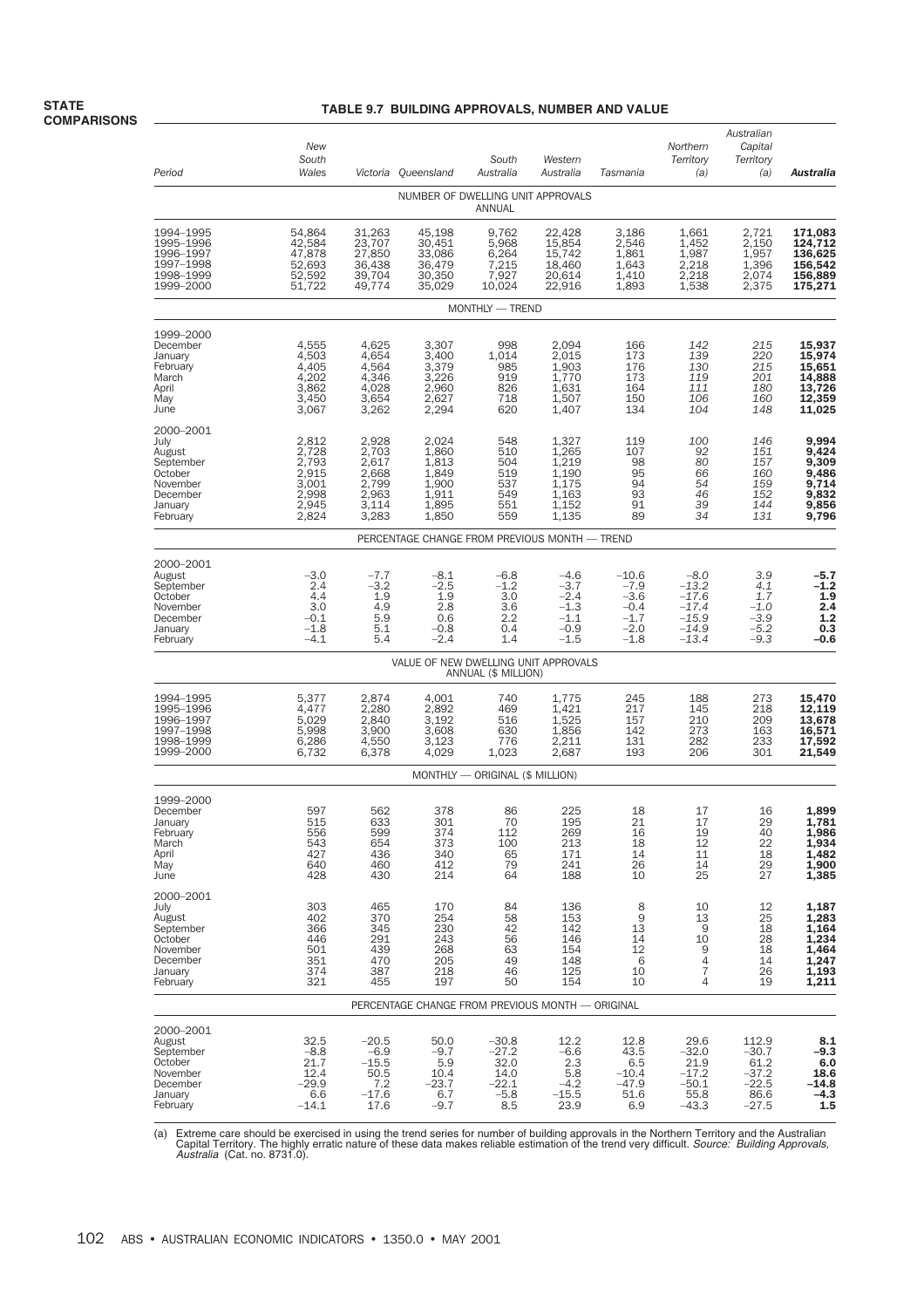**STATE COMPARISONS**

## TABLE 9.7 BUILDING APPROVALS, NUMBER AND VALUE

| Period | New South Wales | Victoria | Queensland | South Australia | Western Australia | Tasmania | Northern Territory (a) | Australian Capital Territory (a) | Australia |
|---|---|---|---|---|---|---|---|---|---|
| NUMBER OF DWELLING UNIT APPROVALS | | | | | | | | | |
| ANNUAL | | | | | | | | | |
| 1994–1995 | 54,864 | 31,263 | 45,198 | 9,762 | 22,428 | 3,186 | 1,661 | 2,721 | **171,083** |
| 1995–1996 | 42,584 | 23,707 | 30,451 | 5,968 | 15,854 | 2,546 | 1,452 | 2,150 | **124,712** |
| 1996–1997 | 47,878 | 27,850 | 33,086 | 6,264 | 15,742 | 1,861 | 1,987 | 1,957 | **136,625** |
| 1997–1998 | 52,693 | 36,438 | 36,479 | 7,215 | 18,460 | 1,643 | 2,218 | 1,396 | **156,542** |
| 1998–1999 | 52,592 | 39,704 | 30,350 | 7,927 | 20,614 | 1,410 | 2,218 | 2,074 | **156,889** |
| 1999–2000 | 51,722 | 49,774 | 35,029 | 10,024 | 22,916 | 1,893 | 1,538 | 2,375 | **175,271** |
| MONTHLY — TREND | | | | | | | | | |
| 1999–2000 | | | | | | | | | |
| December | 4,555 | 4,625 | 3,307 | 998 | 2,094 | 166 | *142* | *215* | **15,937** |
| January | 4,503 | 4,654 | 3,400 | 1,014 | 2,015 | 173 | *139* | *220* | **15,974** |
| February | 4,405 | 4,564 | 3,379 | 985 | 1,903 | 176 | *130* | *215* | **15,651** |
| March | 4,202 | 4,346 | 3,226 | 919 | 1,770 | 173 | *119* | *201* | **14,888** |
| April | 3,862 | 4,028 | 2,960 | 826 | 1,631 | 164 | *111* | *180* | **13,726** |
| May | 3,450 | 3,654 | 2,627 | 718 | 1,507 | 150 | *106* | *160* | **12,359** |
| June | 3,067 | 3,262 | 2,294 | 620 | 1,407 | 134 | *104* | *148* | **11,025** |
| 2000–2001 | | | | | | | | | |
| July | 2,812 | 2,928 | 2,024 | 548 | 1,327 | 119 | *100* | *146* | **9,994** |
| August | 2,728 | 2,703 | 1,860 | 510 | 1,265 | 107 | *92* | *151* | **9,424** |
| September | 2,793 | 2,617 | 1,813 | 504 | 1,219 | 98 | *80* | *157* | **9,309** |
| October | 2,915 | 2,668 | 1,849 | 519 | 1,190 | 95 | *66* | *160* | **9,486** |
| November | 3,001 | 2,799 | 1,900 | 537 | 1,175 | 94 | *54* | *159* | **9,714** |
| December | 2,998 | 2,963 | 1,911 | 549 | 1,163 | 93 | *46* | *152* | **9,832** |
| January | 2,945 | 3,114 | 1,895 | 551 | 1,152 | 91 | *39* | *144* | **9,856** |
| February | 2,824 | 3,283 | 1,850 | 559 | 1,135 | 89 | *34* | *131* | **9,796** |
| PERCENTAGE CHANGE FROM PREVIOUS MONTH — TREND | | | | | | | | | |
| 2000–2001 | | | | | | | | | |
| August | –3.0 | –7.7 | –8.1 | –6.8 | –4.6 | –10.6 | *–8.0* | *3.9* | **–5.7** |
| September | 2.4 | –3.2 | –2.5 | –1.2 | –3.7 | –7.9 | *–13.2* | *4.1* | **–1.2** |
| October | 4.4 | 1.9 | 1.9 | 3.0 | –2.4 | –3.6 | *–17.6* | *1.7* | **1.9** |
| November | 3.0 | 4.9 | 2.8 | 3.6 | –1.3 | –0.4 | *–17.4* | *–1.0* | **2.4** |
| December | –0.1 | 5.9 | 0.6 | 2.2 | –1.0 | –1.7 | *–15.9* | *–3.9* | **1.2** |
| January | –1.8 | 5.1 | –0.8 | 0.4 | –0.9 | –2.0 | *–14.9* | *–5.2* | **0.3** |
| February | –4.1 | 5.4 | –2.4 | 1.4 | –1.5 | –1.8 | *–13.4* | *–9.3* | **–0.6** |
| VALUE OF NEW DWELLING UNIT APPROVALS | | | | | | | | | |
| ANNUAL ($ MILLION) | | | | | | | | | |
| 1994–1995 | 5,377 | 2,874 | 4,001 | 740 | 1,775 | 245 | 188 | 273 | **15,470** |
| 1995–1996 | 4,477 | 2,280 | 2,892 | 469 | 1,421 | 217 | 145 | 218 | **12,119** |
| 1996–1997 | 5,029 | 2,840 | 3,192 | 516 | 1,525 | 157 | 210 | 209 | **13,678** |
| 1997–1998 | 5,998 | 3,900 | 3,608 | 630 | 1,856 | 142 | 273 | 163 | **16,571** |
| 1998–1999 | 6,286 | 4,550 | 3,123 | 776 | 2,211 | 131 | 282 | 233 | **17,592** |
| 1999–2000 | 6,732 | 6,378 | 4,029 | 1,023 | 2,687 | 193 | 206 | 301 | **21,549** |
| MONTHLY — ORIGINAL ($ MILLION) | | | | | | | | | |
| 1999–2000 | | | | | | | | | |
| December | 597 | 562 | 378 | 86 | 225 | 18 | 17 | 16 | **1,899** |
| January | 515 | 633 | 301 | 70 | 195 | 21 | 17 | 29 | **1,781** |
| February | 556 | 599 | 374 | 112 | 269 | 16 | 19 | 40 | **1,986** |
| March | 543 | 654 | 373 | 100 | 213 | 18 | 12 | 22 | **1,934** |
| April | 427 | 436 | 340 | 65 | 171 | 14 | 11 | 18 | **1,482** |
| May | 640 | 460 | 412 | 79 | 241 | 26 | 14 | 29 | **1,900** |
| June | 428 | 430 | 214 | 64 | 188 | 10 | 25 | 27 | **1,385** |
| 2000–2001 | | | | | | | | | |
| July | 303 | 465 | 170 | 84 | 136 | 8 | 10 | 12 | **1,187** |
| August | 402 | 370 | 254 | 58 | 153 | 9 | 13 | 25 | **1,283** |
| September | 366 | 345 | 230 | 42 | 142 | 13 | 9 | 18 | **1,164** |
| October | 446 | 291 | 243 | 56 | 146 | 14 | 10 | 28 | **1,234** |
| November | 501 | 439 | 268 | 63 | 154 | 12 | 9 | 18 | **1,464** |
| December | 351 | 470 | 205 | 49 | 148 | 6 | 4 | 14 | **1,247** |
| January | 374 | 387 | 218 | 46 | 125 | 10 | 7 | 26 | **1,193** |
| February | 321 | 455 | 197 | 50 | 154 | 10 | 4 | 19 | **1,211** |
| PERCENTAGE CHANGE FROM PREVIOUS MONTH — ORIGINAL | | | | | | | | | |
| 2000–2001 | | | | | | | | | |
| August | 32.5 | –20.5 | 50.0 | –30.8 | 12.2 | 12.8 | 29.6 | 112.9 | **8.1** |
| September | –8.8 | –6.9 | –9.7 | –27.2 | –6.6 | 43.5 | –32.0 | –30.7 | **–9.3** |
| October | 21.7 | –15.5 | 5.9 | 32.0 | 2.3 | 6.5 | 21.9 | 61.2 | **6.0** |
| November | 12.4 | 50.5 | 10.4 | 14.0 | 5.8 | –10.4 | –17.2 | –37.2 | **18.6** |
| December | –29.9 | 7.2 | –23.7 | –22.1 | –4.2 | –47.9 | –50.1 | –22.5 | **–14.8** |
| January | 6.6 | –17.6 | 6.7 | –5.8 | –15.5 | 51.6 | 55.8 | 86.6 | **–4.3** |
| February | –14.1 | 17.6 | –9.7 | 8.5 | 23.9 | 6.9 | –43.3 | –27.5 | **1.5** |

(a) Extreme care should be exercised in using the trend series for number of building approvals in the Northern Territory and the Australian Capital Territory. The highly erratic nature of these data makes reliable estimation of the trend very difficult. *Source: Building Approvals, Australia* (Cat. no. 8731.0).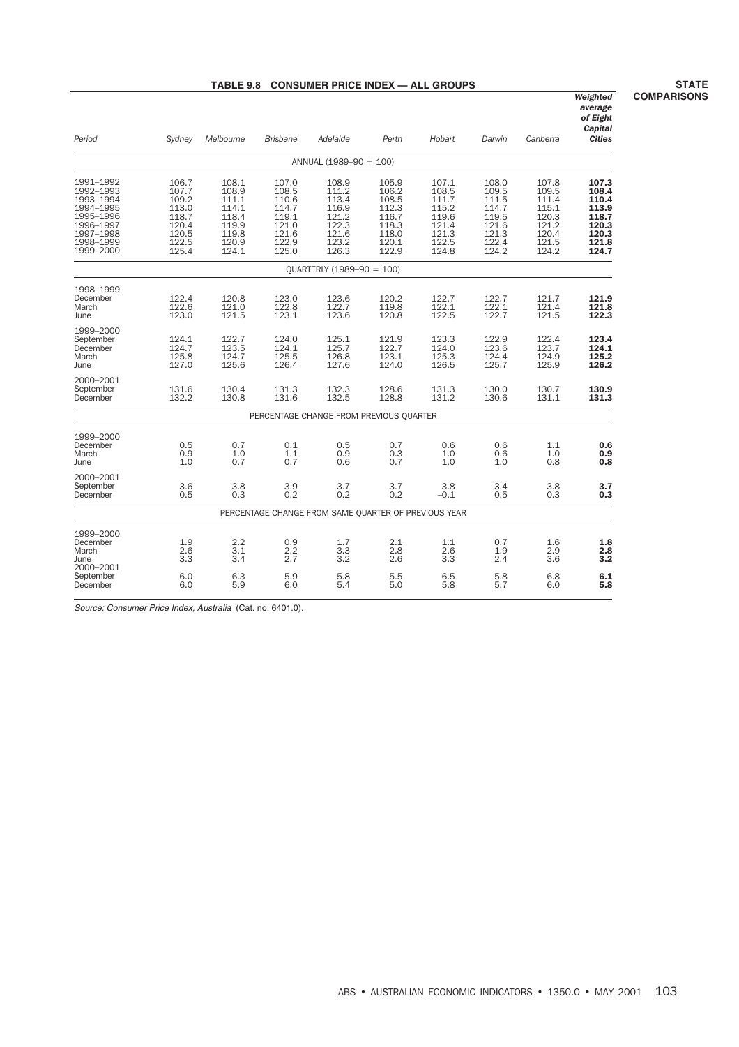STATE COMPARISONS

## TABLE 9.8 CONSUMER PRICE INDEX — ALL GROUPS

| *Period* | *Sydney* | *Melbourne* | *Brisbane* | *Adelaide* | *Perth* | *Hobart* | *Darwin* | *Canberra* | ***Weighted average of Eight Capital Cities*** |
|---|---|---|---|---|---|---|---|---|---|
| | | | | ANNUAL (1989–90 = 100) | | | | | |
| 1991–1992 | 106.7 | 108.1 | 107.0 | 108.9 | 105.9 | 107.1 | 108.0 | 107.8 | **107.3** |
| 1992–1993 | 107.7 | 108.9 | 108.5 | 111.2 | 106.2 | 108.5 | 109.5 | 109.5 | **108.4** |
| 1993–1994 | 109.2 | 111.1 | 110.6 | 113.4 | 108.5 | 111.7 | 111.5 | 111.4 | **110.4** |
| 1994–1995 | 113.0 | 114.1 | 114.7 | 116.9 | 112.3 | 115.2 | 114.7 | 115.1 | **113.9** |
| 1995–1996 | 118.7 | 118.4 | 119.1 | 121.2 | 116.7 | 119.6 | 119.5 | 120.3 | **118.7** |
| 1996–1997 | 120.4 | 119.9 | 121.0 | 122.3 | 118.3 | 121.4 | 121.6 | 121.2 | **120.3** |
| 1997–1998 | 120.5 | 119.8 | 121.6 | 121.6 | 118.0 | 121.3 | 121.3 | 120.4 | **120.3** |
| 1998–1999 | 122.5 | 120.9 | 122.9 | 123.2 | 120.1 | 122.5 | 122.4 | 121.5 | **121.8** |
| 1999–2000 | 125.4 | 124.1 | 125.0 | 126.3 | 122.9 | 124.8 | 124.2 | 124.2 | **124.7** |
| | | | | QUARTERLY (1989–90 = 100) | | | | | |
| 1998–1999 | | | | | | | | | |
| December | 122.4 | 120.8 | 123.0 | 123.6 | 120.2 | 122.7 | 122.7 | 121.7 | **121.9** |
| March | 122.6 | 121.0 | 122.8 | 122.7 | 119.8 | 122.1 | 122.1 | 121.4 | **121.8** |
| June | 123.0 | 121.5 | 123.1 | 123.6 | 120.8 | 122.5 | 122.7 | 121.5 | **122.3** |
| 1999–2000 | | | | | | | | | |
| September | 124.1 | 122.7 | 124.0 | 125.1 | 121.9 | 123.3 | 122.9 | 122.4 | **123.4** |
| December | 124.7 | 123.5 | 124.1 | 125.7 | 122.7 | 124.0 | 123.6 | 123.7 | **124.1** |
| March | 125.8 | 124.7 | 125.5 | 126.8 | 123.1 | 125.3 | 124.4 | 124.9 | **125.2** |
| June | 127.0 | 125.6 | 126.4 | 127.6 | 124.0 | 126.5 | 125.7 | 125.9 | **126.2** |
| 2000–2001 | | | | | | | | | |
| September | 131.6 | 130.4 | 131.3 | 132.3 | 128.6 | 131.3 | 130.0 | 130.7 | **130.9** |
| December | 132.2 | 130.8 | 131.6 | 132.5 | 128.8 | 131.2 | 130.6 | 131.1 | **131.3** |
| | | | | PERCENTAGE CHANGE FROM PREVIOUS QUARTER | | | | | |
| 1999–2000 | | | | | | | | | |
| December | 0.5 | 0.7 | 0.1 | 0.5 | 0.7 | 0.6 | 0.6 | 1.1 | **0.6** |
| March | 0.9 | 1.0 | 1.1 | 0.9 | 0.3 | 1.0 | 0.6 | 1.0 | **0.9** |
| June | 1.0 | 0.7 | 0.7 | 0.6 | 0.7 | 1.0 | 1.0 | 0.8 | **0.8** |
| 2000–2001 | | | | | | | | | |
| September | 3.6 | 3.8 | 3.9 | 3.7 | 3.7 | 3.8 | 3.4 | 3.8 | **3.7** |
| December | 0.5 | 0.3 | 0.2 | 0.2 | 0.2 | –0.1 | 0.5 | 0.3 | **0.3** |
| | | | | PERCENTAGE CHANGE FROM SAME QUARTER OF PREVIOUS YEAR | | | | | |
| 1999–2000 | | | | | | | | | |
| December | 1.9 | 2.2 | 0.9 | 1.7 | 2.1 | 1.1 | 0.7 | 1.6 | **1.8** |
| March | 2.6 | 3.1 | 2.2 | 3.3 | 2.8 | 2.6 | 1.9 | 2.9 | **2.8** |
| June | 3.3 | 3.4 | 2.7 | 3.2 | 2.6 | 3.3 | 2.4 | 3.6 | **3.2** |
| 2000–2001 | | | | | | | | | |
| September | 6.0 | 6.3 | 5.9 | 5.8 | 5.5 | 6.5 | 5.8 | 6.8 | **6.1** |
| December | 6.0 | 5.9 | 6.0 | 5.4 | 5.0 | 5.8 | 5.7 | 6.0 | **5.8** |

*Source: Consumer Price Index, Australia* (Cat. no. 6401.0).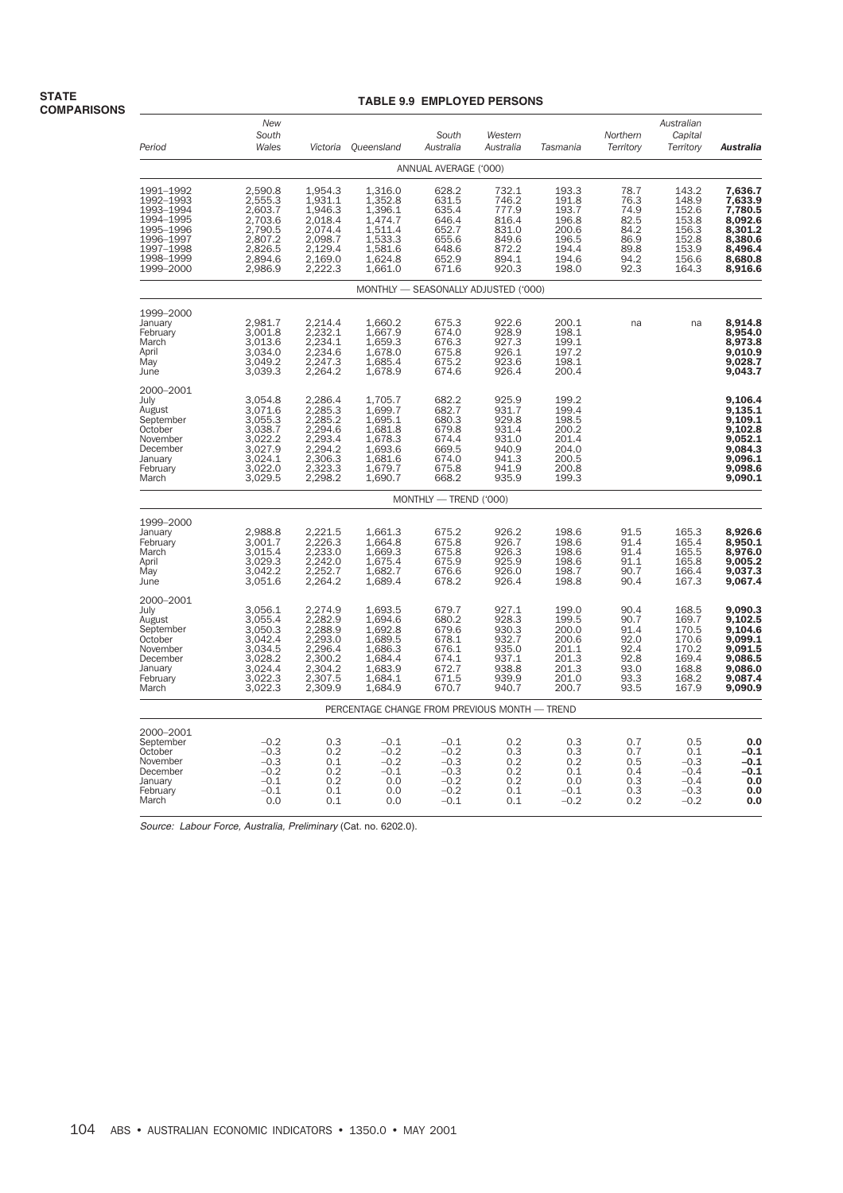**STATE COMPARISONS**

## TABLE 9.9 EMPLOYED PERSONS

| Period | New South Wales | Victoria | Queensland | South Australia | Western Australia | Tasmania | Northern Territory | Australian Capital Territory | **Australia** |
|---|---|---|---|---|---|---|---|---|---|
| | | | | ANNUAL AVERAGE ('000) | | | | | |
| 1991–1992 | 2,590.8 | 1,954.3 | 1,316.0 | 628.2 | 732.1 | 193.3 | 78.7 | 143.2 | **7,636.7** |
| 1992–1993 | 2,555.3 | 1,931.1 | 1,352.8 | 631.5 | 746.2 | 191.8 | 76.3 | 148.9 | **7,633.9** |
| 1993–1994 | 2,603.7 | 1,946.3 | 1,396.1 | 635.4 | 777.9 | 193.7 | 74.9 | 152.6 | **7,780.5** |
| 1994–1995 | 2,703.6 | 2,018.4 | 1,474.7 | 646.4 | 816.4 | 196.8 | 82.5 | 153.8 | **8,092.6** |
| 1995–1996 | 2,790.5 | 2,074.4 | 1,511.4 | 652.7 | 831.0 | 200.6 | 84.2 | 156.3 | **8,301.2** |
| 1996–1997 | 2,807.2 | 2,098.7 | 1,533.3 | 655.6 | 849.6 | 196.5 | 86.9 | 152.8 | **8,380.6** |
| 1997–1998 | 2,826.5 | 2,129.4 | 1,581.6 | 648.6 | 872.2 | 194.4 | 89.8 | 153.9 | **8,496.4** |
| 1998–1999 | 2,894.6 | 2,169.0 | 1,624.8 | 652.9 | 894.1 | 194.6 | 94.2 | 156.6 | **8,680.8** |
| 1999–2000 | 2,986.9 | 2,222.3 | 1,661.0 | 671.6 | 920.3 | 198.0 | 92.3 | 164.3 | **8,916.6** |
| | | | | MONTHLY — SEASONALLY ADJUSTED ('000) | | | | | |
| 1999–2000 | | | | | | | | | |
| January | 2,981.7 | 2,214.4 | 1,660.2 | 675.3 | 922.6 | 200.1 | na | na | **8,914.8** |
| February | 3,001.8 | 2,232.1 | 1,667.9 | 674.0 | 928.9 | 198.1 | | | **8,954.0** |
| March | 3,013.6 | 2,234.1 | 1,659.3 | 676.3 | 927.3 | 199.1 | | | **8,973.8** |
| April | 3,034.0 | 2,234.6 | 1,678.0 | 675.8 | 926.1 | 197.2 | | | **9,010.9** |
| May | 3,049.2 | 2,247.3 | 1,685.4 | 675.2 | 923.6 | 198.1 | | | **9,028.7** |
| June | 3,039.3 | 2,264.2 | 1,678.9 | 674.6 | 926.4 | 200.4 | | | **9,043.7** |
| 2000–2001 | | | | | | | | | |
| July | 3,054.8 | 2,286.4 | 1,705.7 | 682.2 | 925.9 | 199.2 | | | **9,106.4** |
| August | 3,071.6 | 2,285.3 | 1,699.7 | 682.7 | 931.7 | 199.4 | | | **9,135.1** |
| September | 3,055.3 | 2,285.2 | 1,695.1 | 680.3 | 929.8 | 198.5 | | | **9,109.1** |
| October | 3,038.7 | 2,294.6 | 1,681.8 | 679.8 | 931.4 | 200.2 | | | **9,102.8** |
| November | 3,022.2 | 2,293.4 | 1,678.3 | 674.4 | 931.0 | 201.4 | | | **9,052.1** |
| December | 3,027.9 | 2,294.2 | 1,693.6 | 669.5 | 940.9 | 204.0 | | | **9,084.3** |
| January | 3,024.1 | 2,306.3 | 1,681.6 | 674.0 | 941.3 | 200.5 | | | **9,096.1** |
| February | 3,022.0 | 2,323.3 | 1,679.7 | 675.8 | 941.9 | 200.8 | | | **9,098.6** |
| March | 3,029.5 | 2,298.2 | 1,690.7 | 668.2 | 935.9 | 199.3 | | | **9,090.1** |
| | | | | MONTHLY — TREND ('000) | | | | | |
| 1999–2000 | | | | | | | | | |
| January | 2,988.8 | 2,221.5 | 1,661.3 | 675.2 | 926.2 | 198.6 | 91.5 | 165.3 | **8,926.6** |
| February | 3,001.7 | 2,226.3 | 1,664.8 | 675.8 | 926.7 | 198.6 | 91.4 | 165.4 | **8,950.1** |
| March | 3,015.4 | 2,233.0 | 1,669.3 | 675.8 | 926.3 | 198.6 | 91.4 | 165.5 | **8,976.0** |
| April | 3,029.3 | 2,242.0 | 1,675.4 | 675.9 | 925.9 | 198.6 | 91.1 | 165.8 | **9,005.2** |
| May | 3,042.2 | 2,252.7 | 1,682.7 | 676.6 | 926.0 | 198.7 | 90.7 | 166.4 | **9,037.3** |
| June | 3,051.6 | 2,264.2 | 1,689.4 | 678.2 | 926.4 | 198.8 | 90.4 | 167.3 | **9,067.4** |
| 2000–2001 | | | | | | | | | |
| July | 3,056.1 | 2,274.9 | 1,693.5 | 679.7 | 927.1 | 199.0 | 90.4 | 168.5 | **9,090.3** |
| August | 3,055.4 | 2,282.9 | 1,694.6 | 680.2 | 928.3 | 199.5 | 90.7 | 169.7 | **9,102.5** |
| September | 3,050.3 | 2,288.9 | 1,692.8 | 679.6 | 930.3 | 200.0 | 91.4 | 170.5 | **9,104.6** |
| October | 3,042.4 | 2,293.0 | 1,689.5 | 678.1 | 932.7 | 200.6 | 92.0 | 170.6 | **9,099.1** |
| November | 3,034.5 | 2,296.4 | 1,686.3 | 676.1 | 935.0 | 201.1 | 92.4 | 170.2 | **9,091.5** |
| December | 3,028.2 | 2,300.2 | 1,684.4 | 674.1 | 937.1 | 201.3 | 92.8 | 169.4 | **9,086.5** |
| January | 3,024.4 | 2,304.2 | 1,683.9 | 672.7 | 938.8 | 201.3 | 93.0 | 168.8 | **9,086.0** |
| February | 3,022.3 | 2,307.5 | 1,684.1 | 671.5 | 939.9 | 201.0 | 93.3 | 168.2 | **9,087.4** |
| March | 3,022.3 | 2,309.9 | 1,684.9 | 670.7 | 940.7 | 200.7 | 93.5 | 167.9 | **9,090.9** |
| | | | | PERCENTAGE CHANGE FROM PREVIOUS MONTH — TREND | | | | | |
| 2000–2001 | | | | | | | | | |
| September | –0.2 | 0.3 | –0.1 | –0.1 | 0.2 | 0.3 | 0.7 | 0.5 | **0.0** |
| October | –0.3 | 0.2 | –0.2 | –0.2 | 0.3 | 0.3 | 0.7 | 0.1 | **–0.1** |
| November | –0.3 | 0.1 | –0.2 | –0.3 | 0.2 | 0.2 | 0.5 | –0.3 | **–0.1** |
| December | –0.2 | 0.2 | –0.1 | –0.3 | 0.2 | 0.1 | 0.4 | –0.4 | **–0.1** |
| January | –0.1 | 0.2 | 0.0 | –0.2 | 0.2 | 0.0 | 0.3 | –0.4 | **0.0** |
| February | –0.1 | 0.1 | 0.0 | –0.2 | 0.1 | –0.1 | 0.3 | –0.3 | **0.0** |
| March | 0.0 | 0.1 | 0.0 | –0.1 | 0.1 | –0.2 | 0.2 | –0.2 | **0.0** |

*Source: Labour Force, Australia, Preliminary* (Cat. no. 6202.0).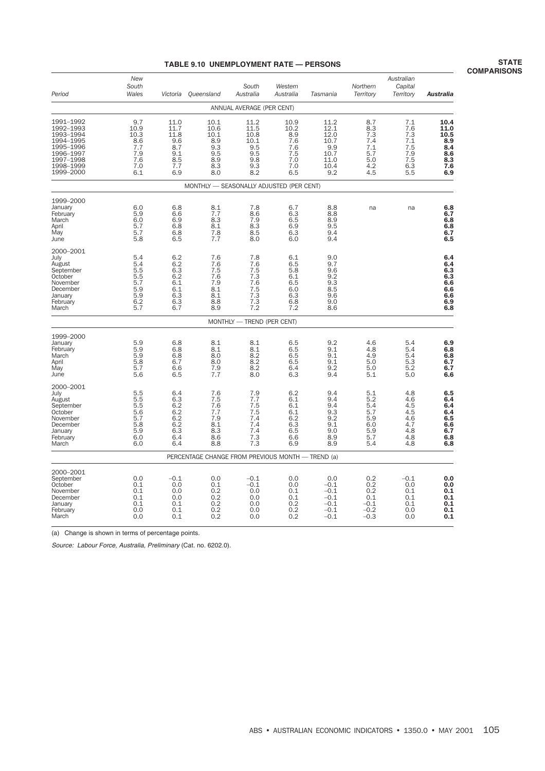**STATE COMPARISONS**

## TABLE 9.10 UNEMPLOYMENT RATE — PERSONS

| Period | New South Wales | Victoria | Queensland | South Australia | Western Australia | Tasmania | Northern Territory | Australian Capital Territory | **Australia** |
|---|---|---|---|---|---|---|---|---|---|
| | | | | ANNUAL AVERAGE (PER CENT) | | | | | |
| 1991–1992 | 9.7 | 11.0 | 10.1 | 11.2 | 10.9 | 11.2 | 8.7 | 7.1 | **10.4** |
| 1992–1993 | 10.9 | 11.7 | 10.6 | 11.5 | 10.2 | 12.1 | 8.3 | 7.6 | **11.0** |
| 1993–1994 | 10.3 | 11.8 | 10.1 | 10.8 | 8.9 | 12.0 | 7.3 | 7.3 | **10.5** |
| 1994–1995 | 8.6 | 9.6 | 8.9 | 10.1 | 7.6 | 10.7 | 7.4 | 7.1 | **8.9** |
| 1995–1996 | 7.7 | 8.7 | 9.3 | 9.5 | 7.6 | 9.9 | 7.1 | 7.5 | **8.4** |
| 1996–1997 | 7.9 | 9.1 | 9.5 | 9.5 | 7.5 | 10.7 | 5.7 | 7.9 | **8.6** |
| 1997–1998 | 7.6 | 8.5 | 8.9 | 9.8 | 7.0 | 11.0 | 5.0 | 7.5 | **8.3** |
| 1998–1999 | 7.0 | 7.7 | 8.3 | 9.3 | 7.0 | 10.4 | 4.2 | 6.3 | **7.6** |
| 1999–2000 | 6.1 | 6.9 | 8.0 | 8.2 | 6.5 | 9.2 | 4.5 | 5.5 | **6.9** |
| | | | | MONTHLY — SEASONALLY ADJUSTED (PER CENT) | | | | | |
| 1999–2000 | | | | | | | | | |
| January | 6.0 | 6.8 | 8.1 | 7.8 | 6.7 | 8.8 | na | na | **6.8** |
| February | 5.9 | 6.6 | 7.7 | 8.6 | 6.3 | 8.8 | | | **6.7** |
| March | 6.0 | 6.9 | 8.3 | 7.9 | 6.5 | 8.9 | | | **6.8** |
| April | 5.7 | 6.8 | 8.1 | 8.3 | 6.9 | 9.5 | | | **6.8** |
| May | 5.7 | 6.8 | 7.8 | 8.5 | 6.3 | 9.4 | | | **6.7** |
| June | 5.8 | 6.5 | 7.7 | 8.0 | 6.0 | 9.4 | | | **6.5** |
| 2000–2001 | | | | | | | | | |
| July | 5.4 | 6.2 | 7.6 | 7.8 | 6.1 | 9.0 | | | **6.4** |
| August | 5.4 | 6.2 | 7.6 | 7.6 | 6.5 | 9.7 | | | **6.4** |
| September | 5.5 | 6.3 | 7.5 | 7.5 | 5.8 | 9.6 | | | **6.3** |
| October | 5.5 | 6.2 | 7.6 | 7.3 | 6.1 | 9.2 | | | **6.3** |
| November | 5.7 | 6.1 | 7.9 | 7.6 | 6.5 | 9.3 | | | **6.6** |
| December | 5.9 | 6.1 | 8.1 | 7.5 | 6.0 | 8.5 | | | **6.6** |
| January | 5.9 | 6.3 | 8.1 | 7.3 | 6.3 | 9.6 | | | **6.6** |
| February | 6.2 | 6.3 | 8.8 | 7.3 | 6.8 | 9.0 | | | **6.9** |
| March | 5.7 | 6.7 | 8.9 | 7.2 | 7.2 | 8.6 | | | **6.8** |
| | | | | MONTHLY — TREND (PER CENT) | | | | | |
| 1999–2000 | | | | | | | | | |
| January | 5.9 | 6.8 | 8.1 | 8.1 | 6.5 | 9.2 | 4.6 | 5.4 | **6.9** |
| February | 5.9 | 6.8 | 8.1 | 8.1 | 6.5 | 9.1 | 4.8 | 5.4 | **6.8** |
| March | 5.9 | 6.8 | 8.0 | 8.2 | 6.5 | 9.1 | 4.9 | 5.4 | **6.8** |
| April | 5.8 | 6.7 | 8.0 | 8.2 | 6.5 | 9.1 | 5.0 | 5.3 | **6.7** |
| May | 5.7 | 6.6 | 7.9 | 8.2 | 6.4 | 9.2 | 5.0 | 5.2 | **6.7** |
| June | 5.6 | 6.5 | 7.7 | 8.0 | 6.3 | 9.4 | 5.1 | 5.0 | **6.6** |
| 2000–2001 | | | | | | | | | |
| July | 5.5 | 6.4 | 7.6 | 7.9 | 6.2 | 9.4 | 5.1 | 4.8 | **6.5** |
| August | 5.5 | 6.3 | 7.5 | 7.7 | 6.1 | 9.4 | 5.2 | 4.6 | **6.4** |
| September | 5.5 | 6.2 | 7.6 | 7.5 | 6.1 | 9.4 | 5.4 | 4.5 | **6.4** |
| October | 5.6 | 6.2 | 7.7 | 7.5 | 6.1 | 9.3 | 5.7 | 4.5 | **6.4** |
| November | 5.7 | 6.2 | 7.9 | 7.4 | 6.2 | 9.2 | 5.9 | 4.6 | **6.5** |
| December | 5.8 | 6.2 | 8.1 | 7.4 | 6.3 | 9.1 | 6.0 | 4.7 | **6.6** |
| January | 5.9 | 6.3 | 8.3 | 7.4 | 6.5 | 9.0 | 5.9 | 4.8 | **6.7** |
| February | 6.0 | 6.4 | 8.6 | 7.3 | 6.6 | 8.9 | 5.7 | 4.8 | **6.8** |
| March | 6.0 | 6.4 | 8.8 | 7.3 | 6.9 | 8.9 | 5.4 | 4.8 | **6.8** |
| | | | | PERCENTAGE CHANGE FROM PREVIOUS MONTH — TREND (a) | | | | | |
| 2000–2001 | | | | | | | | | |
| September | 0.0 | –0.1 | 0.0 | –0.1 | 0.0 | 0.0 | 0.2 | –0.1 | **0.0** |
| October | 0.1 | 0.0 | 0.1 | –0.1 | 0.0 | –0.1 | 0.2 | 0.0 | **0.0** |
| November | 0.1 | 0.0 | 0.2 | 0.0 | 0.1 | –0.1 | 0.2 | 0.1 | **0.1** |
| December | 0.1 | 0.0 | 0.2 | 0.0 | 0.1 | –0.1 | 0.1 | 0.1 | **0.1** |
| January | 0.1 | 0.1 | 0.2 | 0.0 | 0.2 | –0.1 | –0.1 | 0.1 | **0.1** |
| February | 0.0 | 0.1 | 0.2 | 0.0 | 0.2 | –0.1 | –0.2 | 0.0 | **0.1** |
| March | 0.0 | 0.1 | 0.2 | 0.0 | 0.2 | –0.1 | –0.3 | 0.0 | **0.1** |

(a) Change is shown in terms of percentage points.

*Source: Labour Force, Australia, Preliminary* (Cat. no. 6202.0).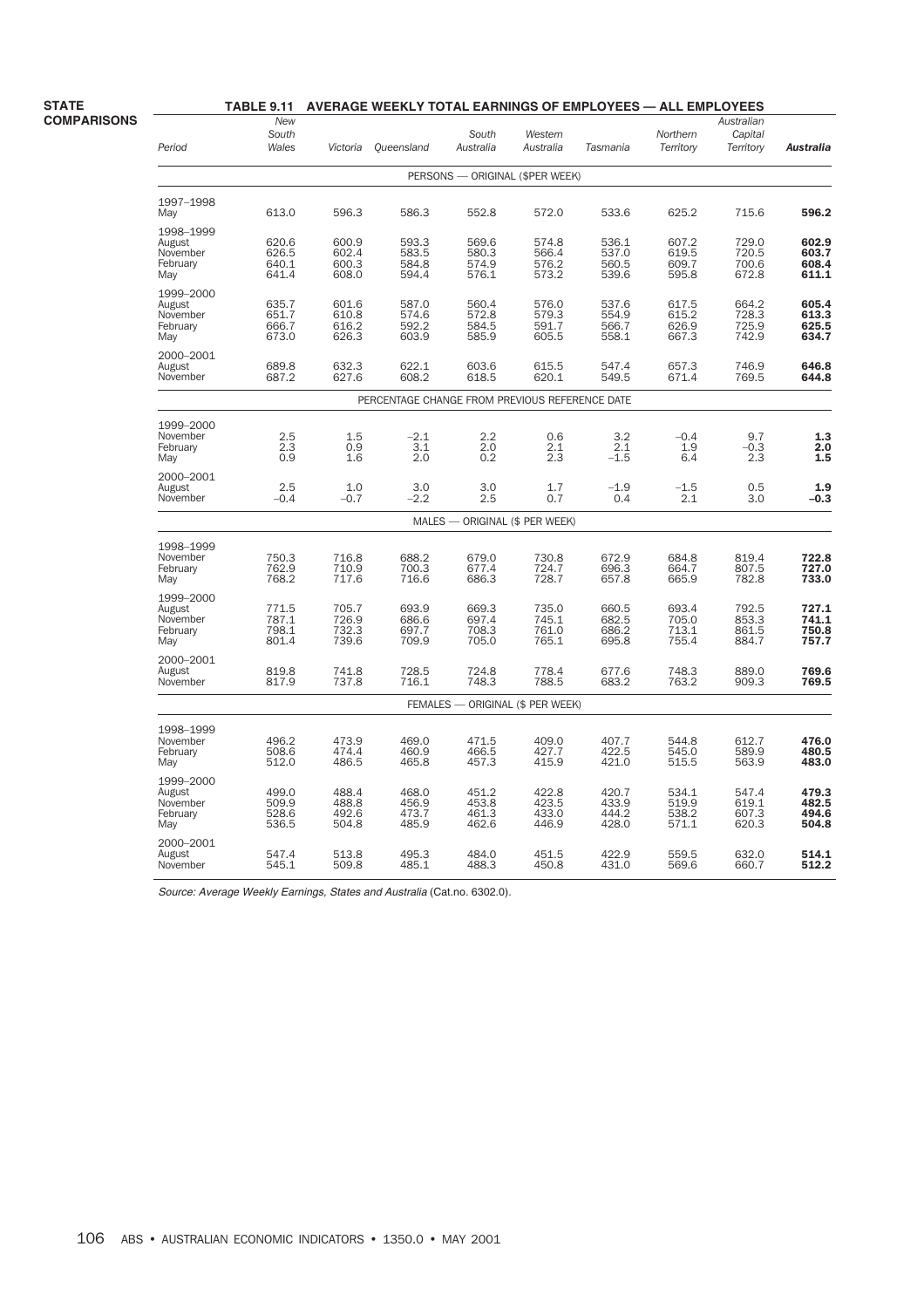**STATE COMPARISONS**

## TABLE 9.11 AVERAGE WEEKLY TOTAL EARNINGS OF EMPLOYEES — ALL EMPLOYEES

| Period | New South Wales | Victoria | Queensland | South Australia | Western Australia | Tasmania | Northern Territory | Australian Capital Territory | **Australia** |
|---|---|---|---|---|---|---|---|---|---|
| | | | | PERSONS — ORIGINAL ($PER WEEK) | | | | | |
| **1997–1998** | | | | | | | | | |
| May | 613.0 | 596.3 | 586.3 | 552.8 | 572.0 | 533.6 | 625.2 | 715.6 | **596.2** |
| **1998–1999** | | | | | | | | | |
| August | 620.6 | 600.9 | 593.3 | 569.6 | 574.8 | 536.1 | 607.2 | 729.0 | **602.9** |
| November | 626.5 | 602.4 | 583.5 | 580.3 | 566.4 | 537.0 | 619.5 | 720.5 | **603.7** |
| February | 640.1 | 600.3 | 584.8 | 574.9 | 576.2 | 560.5 | 609.7 | 700.6 | **608.4** |
| May | 641.4 | 608.0 | 594.4 | 576.1 | 573.2 | 539.6 | 595.8 | 672.8 | **611.1** |
| **1999–2000** | | | | | | | | | |
| August | 635.7 | 601.6 | 587.0 | 560.4 | 576.0 | 537.6 | 617.5 | 664.2 | **605.4** |
| November | 651.7 | 610.8 | 574.6 | 572.8 | 579.3 | 554.9 | 615.2 | 728.3 | **613.3** |
| February | 666.7 | 616.2 | 592.2 | 584.5 | 591.7 | 566.7 | 626.9 | 725.9 | **625.5** |
| May | 673.0 | 626.3 | 603.9 | 585.9 | 605.5 | 558.1 | 667.3 | 742.9 | **634.7** |
| **2000–2001** | | | | | | | | | |
| August | 689.8 | 632.3 | 622.1 | 603.6 | 615.5 | 547.4 | 657.3 | 746.9 | **646.8** |
| November | 687.2 | 627.6 | 608.2 | 618.5 | 620.1 | 549.5 | 671.4 | 769.5 | **644.8** |
| | | | | PERCENTAGE CHANGE FROM PREVIOUS REFERENCE DATE | | | | | |
| **1999–2000** | | | | | | | | | |
| November | 2.5 | 1.5 | –2.1 | 2.2 | 0.6 | 3.2 | –0.4 | 9.7 | **1.3** |
| February | 2.3 | 0.9 | 3.1 | 2.0 | 2.1 | 2.1 | 1.9 | –0.3 | **2.0** |
| May | 0.9 | 1.6 | 2.0 | 0.2 | 2.3 | –1.5 | 6.4 | 2.3 | **1.5** |
| **2000–2001** | | | | | | | | | |
| August | 2.5 | 1.0 | 3.0 | 3.0 | 1.7 | –1.9 | –1.5 | 0.5 | **1.9** |
| November | –0.4 | –0.7 | –2.2 | 2.5 | 0.7 | 0.4 | 2.1 | 3.0 | **–0.3** |
| | | | | MALES — ORIGINAL ($ PER WEEK) | | | | | |
| **1998–1999** | | | | | | | | | |
| November | 750.3 | 716.8 | 688.2 | 679.0 | 730.8 | 672.9 | 684.8 | 819.4 | **722.8** |
| February | 762.9 | 710.9 | 700.3 | 677.4 | 724.7 | 696.3 | 664.7 | 807.5 | **727.0** |
| May | 768.2 | 717.6 | 716.6 | 686.3 | 728.7 | 657.8 | 665.9 | 782.8 | **733.0** |
| **1999–2000** | | | | | | | | | |
| August | 771.5 | 705.7 | 693.9 | 669.3 | 735.0 | 660.5 | 693.4 | 792.5 | **727.1** |
| November | 787.1 | 726.9 | 686.6 | 697.4 | 745.1 | 682.5 | 705.0 | 853.3 | **741.1** |
| February | 798.1 | 732.3 | 697.7 | 708.3 | 761.0 | 686.2 | 713.1 | 861.5 | **750.8** |
| May | 801.4 | 739.6 | 709.9 | 705.0 | 765.1 | 695.8 | 755.4 | 884.7 | **757.7** |
| **2000–2001** | | | | | | | | | |
| August | 819.8 | 741.8 | 728.5 | 724.8 | 778.4 | 677.6 | 748.3 | 889.0 | **769.6** |
| November | 817.9 | 737.8 | 716.1 | 748.3 | 788.5 | 683.2 | 763.2 | 909.3 | **769.5** |
| | | | | FEMALES — ORIGINAL ($ PER WEEK) | | | | | |
| **1998–1999** | | | | | | | | | |
| November | 496.2 | 473.9 | 469.0 | 471.5 | 409.0 | 407.7 | 544.8 | 612.7 | **476.0** |
| February | 508.6 | 474.4 | 460.9 | 466.5 | 427.7 | 422.5 | 545.0 | 589.9 | **480.5** |
| May | 512.0 | 486.5 | 465.8 | 457.3 | 415.9 | 421.0 | 515.5 | 563.9 | **483.0** |
| **1999–2000** | | | | | | | | | |
| August | 499.0 | 488.4 | 468.0 | 451.2 | 422.8 | 420.7 | 534.1 | 547.4 | **479.3** |
| November | 509.9 | 488.8 | 456.9 | 453.8 | 423.5 | 433.9 | 519.9 | 619.1 | **482.5** |
| February | 528.6 | 492.6 | 473.7 | 461.3 | 433.0 | 444.2 | 538.2 | 607.3 | **494.6** |
| May | 536.5 | 504.8 | 485.9 | 462.6 | 446.9 | 428.0 | 571.1 | 620.3 | **504.8** |
| **2000–2001** | | | | | | | | | |
| August | 547.4 | 513.8 | 495.3 | 484.0 | 451.5 | 422.9 | 559.5 | 632.0 | **514.1** |
| November | 545.1 | 509.8 | 485.1 | 488.3 | 450.8 | 431.0 | 569.6 | 660.7 | **512.2** |

*Source: Average Weekly Earnings, States and Australia* (Cat.no. 6302.0).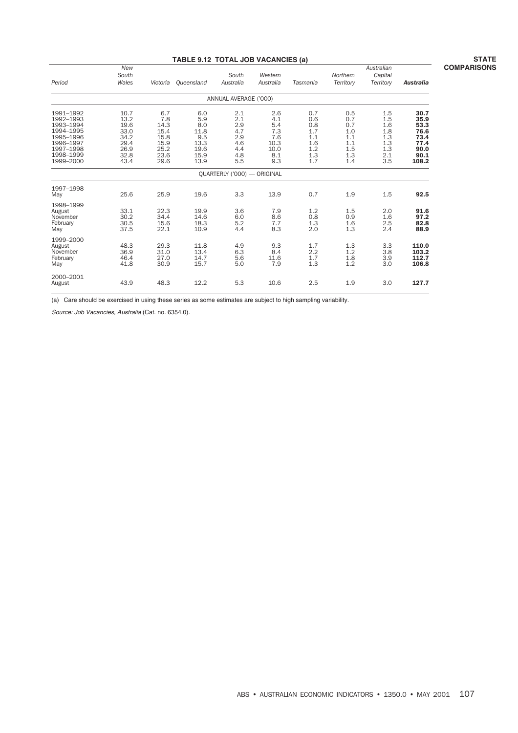**STATE COMPARISONS**

## TABLE 9.12 TOTAL JOB VACANCIES (a)

| Period | New South Wales | Victoria | Queensland | South Australia | Western Australia | Tasmania | Northern Territory | Australian Capital Territory | **Australia** |
|---|---|---|---|---|---|---|---|---|---|
| | | | | ANNUAL AVERAGE ('000) | | | | | |
| 1991–1992 | 10.7 | 6.7 | 6.0 | 2.1 | 2.6 | 0.7 | 0.5 | 1.5 | **30.7** |
| 1992–1993 | 13.2 | 7.8 | 5.9 | 2.1 | 4.1 | 0.6 | 0.7 | 1.5 | **35.9** |
| 1993–1994 | 19.6 | 14.3 | 8.0 | 2.9 | 5.4 | 0.8 | 0.7 | 1.6 | **53.3** |
| 1994–1995 | 33.0 | 15.4 | 11.8 | 4.7 | 7.3 | 1.7 | 1.0 | 1.8 | **76.6** |
| 1995–1996 | 34.2 | 15.8 | 9.5 | 2.9 | 7.6 | 1.1 | 1.1 | 1.3 | **73.4** |
| 1996–1997 | 29.4 | 15.9 | 13.3 | 4.6 | 10.3 | 1.6 | 1.1 | 1.3 | **77.4** |
| 1997–1998 | 26.9 | 25.2 | 19.6 | 4.4 | 10.0 | 1.2 | 1.5 | 1.3 | **90.0** |
| 1998–1999 | 32.8 | 23.6 | 15.9 | 4.8 | 8.1 | 1.3 | 1.3 | 2.1 | **90.1** |
| 1999–2000 | 43.4 | 29.6 | 13.9 | 5.5 | 9.3 | 1.7 | 1.4 | 3.5 | **108.2** |
| | | | | QUARTERLY ('000) — ORIGINAL | | | | | |
| 1997–1998 | | | | | | | | | |
| May | 25.6 | 25.9 | 19.6 | 3.3 | 13.9 | 0.7 | 1.9 | 1.5 | **92.5** |
| 1998–1999 | | | | | | | | | |
| August | 33.1 | 22.3 | 19.9 | 3.6 | 7.9 | 1.2 | 1.5 | 2.0 | **91.6** |
| November | 30.2 | 34.4 | 14.6 | 6.0 | 8.6 | 0.8 | 0.9 | 1.6 | **97.2** |
| February | 30.5 | 15.6 | 18.3 | 5.2 | 7.7 | 1.3 | 1.6 | 2.5 | **82.8** |
| May | 37.5 | 22.1 | 10.9 | 4.4 | 8.3 | 2.0 | 1.3 | 2.4 | **88.9** |
| 1999–2000 | | | | | | | | | |
| August | 48.3 | 29.3 | 11.8 | 4.9 | 9.3 | 1.7 | 1.3 | 3.3 | **110.0** |
| November | 36.9 | 31.0 | 13.4 | 6.3 | 8.4 | 2.2 | 1.2 | 3.8 | **103.2** |
| February | 46.4 | 27.0 | 14.7 | 5.6 | 11.6 | 1.7 | 1.8 | 3.9 | **112.7** |
| May | 41.8 | 30.9 | 15.7 | 5.0 | 7.9 | 1.3 | 1.2 | 3.0 | **106.8** |
| 2000–2001 | | | | | | | | | |
| August | 43.9 | 48.3 | 12.2 | 5.3 | 10.6 | 2.5 | 1.9 | 3.0 | **127.7** |

(a) Care should be exercised in using these series as some estimates are subject to high sampling variability.

*Source: Job Vacancies, Australia* (Cat. no. 6354.0).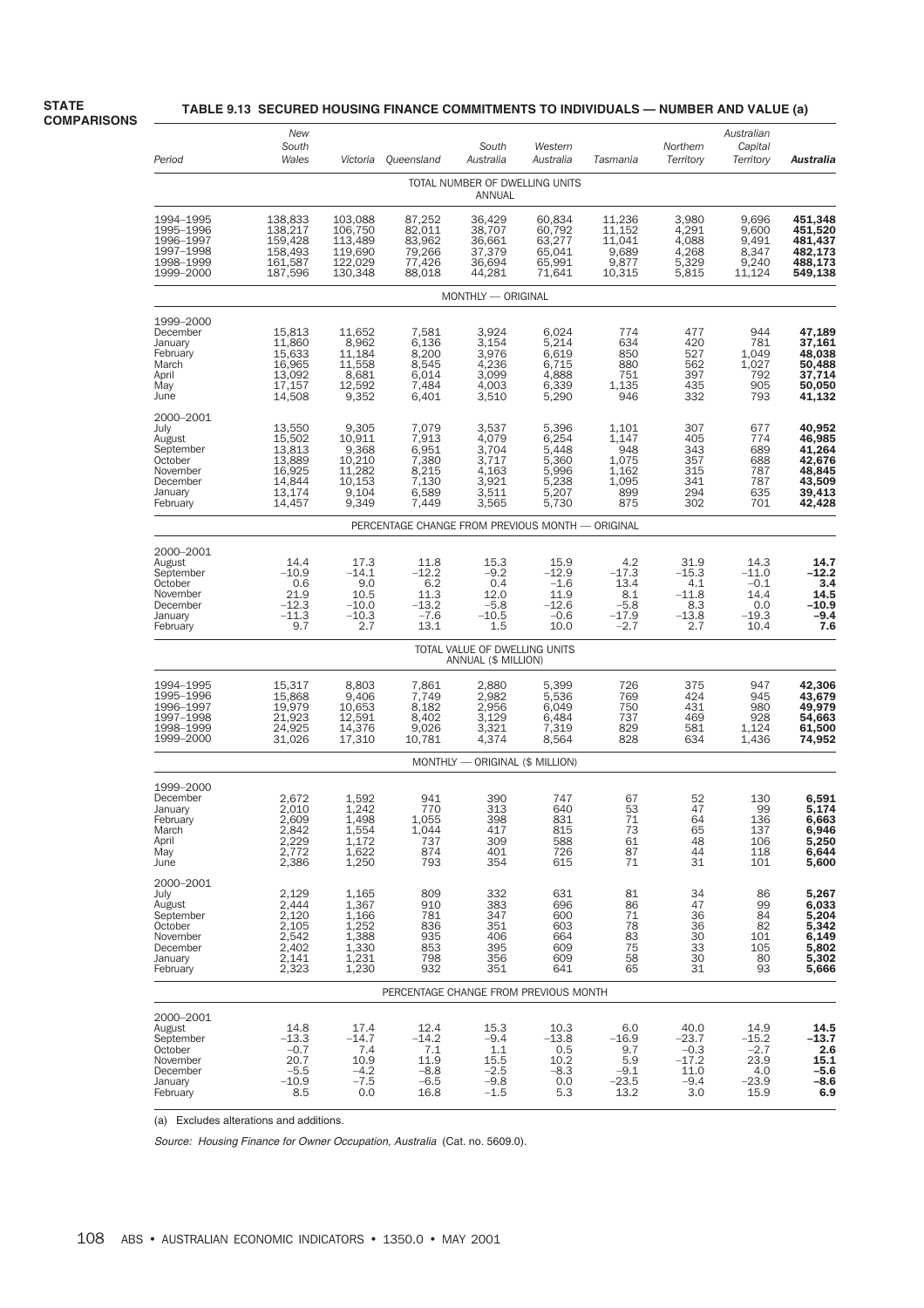**STATE COMPARISONS**

## TABLE 9.13 SECURED HOUSING FINANCE COMMITMENTS TO INDIVIDUALS — NUMBER AND VALUE (a)

| Period | New South Wales | Victoria | Queensland | South Australia | Western Australia | Tasmania | Northern Territory | Australian Capital Territory | **Australia** |
|---|---|---|---|---|---|---|---|---|---|
| | | | | TOTAL NUMBER OF DWELLING UNITS ANNUAL | | | | | |
| 1994–1995 | 138,833 | 103,088 | 87,252 | 36,429 | 60,834 | 11,236 | 3,980 | 9,696 | **451,348** |
| 1995–1996 | 138,217 | 106,750 | 82,011 | 38,707 | 60,792 | 11,152 | 4,291 | 9,600 | **451,520** |
| 1996–1997 | 159,428 | 113,489 | 83,962 | 36,661 | 63,277 | 11,041 | 4,088 | 9,491 | **481,437** |
| 1997–1998 | 158,493 | 119,690 | 79,266 | 37,379 | 65,041 | 9,689 | 4,268 | 8,347 | **482,173** |
| 1998–1999 | 161,587 | 122,029 | 77,426 | 36,694 | 65,991 | 9,877 | 5,329 | 9,240 | **488,173** |
| 1999–2000 | 187,596 | 130,348 | 88,018 | 44,281 | 71,641 | 10,315 | 5,815 | 11,124 | **549,138** |
| | | | | MONTHLY — ORIGINAL | | | | | |
| 1999–2000 | | | | | | | | | |
| December | 15,813 | 11,652 | 7,581 | 3,924 | 6,024 | 774 | 477 | 944 | **47,189** |
| January | 11,860 | 8,962 | 6,136 | 3,154 | 5,214 | 634 | 420 | 781 | **37,161** |
| February | 15,633 | 11,184 | 8,200 | 3,976 | 6,619 | 850 | 527 | 1,049 | **48,038** |
| March | 16,965 | 11,558 | 8,545 | 4,236 | 6,715 | 880 | 562 | 1,027 | **50,488** |
| April | 13,092 | 8,681 | 6,014 | 3,099 | 4,888 | 751 | 397 | 792 | **37,714** |
| May | 17,157 | 12,592 | 7,484 | 4,003 | 6,339 | 1,135 | 435 | 905 | **50,050** |
| June | 14,508 | 9,352 | 6,401 | 3,510 | 5,290 | 946 | 332 | 793 | **41,132** |
| 2000–2001 | | | | | | | | | |
| July | 13,550 | 9,305 | 7,079 | 3,537 | 5,396 | 1,101 | 307 | 677 | **40,952** |
| August | 15,502 | 10,911 | 7,913 | 4,079 | 6,254 | 1,147 | 405 | 774 | **46,985** |
| September | 13,813 | 9,368 | 6,951 | 3,704 | 5,448 | 948 | 343 | 689 | **41,264** |
| October | 13,889 | 10,210 | 7,380 | 3,717 | 5,360 | 1,075 | 357 | 688 | **42,676** |
| November | 16,925 | 11,282 | 8,215 | 4,163 | 5,996 | 1,162 | 315 | 787 | **48,845** |
| December | 14,844 | 10,153 | 7,130 | 3,921 | 5,238 | 1,095 | 341 | 787 | **43,509** |
| January | 13,174 | 9,104 | 6,589 | 3,511 | 5,207 | 899 | 294 | 635 | **39,413** |
| February | 14,457 | 9,349 | 7,449 | 3,565 | 5,730 | 875 | 302 | 701 | **42,428** |
| | | | | PERCENTAGE CHANGE FROM PREVIOUS MONTH — ORIGINAL | | | | | |
| 2000–2001 | | | | | | | | | |
| August | 14.4 | 17.3 | 11.8 | 15.3 | 15.9 | 4.2 | 31.9 | 14.3 | **14.7** |
| September | –10.9 | –14.1 | –12.2 | –9.2 | –12.9 | –17.3 | –15.3 | –11.0 | **–12.2** |
| October | 0.6 | 9.0 | 6.2 | 0.4 | –1.6 | 13.4 | 4.1 | –0.1 | **3.4** |
| November | 21.9 | 10.5 | 11.3 | 12.0 | 11.9 | 8.1 | –11.8 | 14.4 | **14.5** |
| December | –12.3 | –10.0 | –13.2 | –5.8 | –12.6 | –5.8 | 8.3 | 0.0 | **–10.9** |
| January | –11.3 | –10.3 | –7.6 | –10.5 | –0.6 | –17.9 | –13.8 | –19.3 | **–9.4** |
| February | 9.7 | 2.7 | 13.1 | 1.5 | 10.0 | –2.7 | 2.7 | 10.4 | **7.6** |
| | | | | TOTAL VALUE OF DWELLING UNITS ANNUAL ($ MILLION) | | | | | |
| 1994–1995 | 15,317 | 8,803 | 7,861 | 2,880 | 5,399 | 726 | 375 | 947 | **42,306** |
| 1995–1996 | 15,868 | 9,406 | 7,749 | 2,982 | 5,536 | 769 | 424 | 945 | **43,679** |
| 1996–1997 | 19,979 | 10,653 | 8,182 | 2,956 | 6,049 | 750 | 431 | 980 | **49,979** |
| 1997–1998 | 21,923 | 12,591 | 8,402 | 3,129 | 6,484 | 737 | 469 | 928 | **54,663** |
| 1998–1999 | 24,925 | 14,376 | 9,026 | 3,321 | 7,319 | 829 | 581 | 1,124 | **61,500** |
| 1999–2000 | 31,026 | 17,310 | 10,781 | 4,374 | 8,564 | 828 | 634 | 1,436 | **74,952** |
| | | | | MONTHLY — ORIGINAL ($ MILLION) | | | | | |
| 1999–2000 | | | | | | | | | |
| December | 2,672 | 1,592 | 941 | 390 | 747 | 67 | 52 | 130 | **6,591** |
| January | 2,010 | 1,242 | 770 | 313 | 640 | 53 | 47 | 99 | **5,174** |
| February | 2,609 | 1,498 | 1,055 | 398 | 831 | 71 | 64 | 136 | **6,663** |
| March | 2,842 | 1,554 | 1,044 | 417 | 815 | 73 | 65 | 137 | **6,946** |
| April | 2,229 | 1,172 | 737 | 309 | 588 | 61 | 48 | 106 | **5,250** |
| May | 2,772 | 1,622 | 874 | 401 | 726 | 87 | 44 | 118 | **6,644** |
| June | 2,386 | 1,250 | 793 | 354 | 615 | 71 | 31 | 101 | **5,600** |
| 2000–2001 | | | | | | | | | |
| July | 2,129 | 1,165 | 809 | 332 | 631 | 81 | 34 | 86 | **5,267** |
| August | 2,444 | 1,367 | 910 | 383 | 696 | 86 | 47 | 99 | **6,033** |
| September | 2,120 | 1,166 | 781 | 347 | 600 | 71 | 36 | 84 | **5,204** |
| October | 2,105 | 1,252 | 836 | 351 | 603 | 78 | 36 | 82 | **5,342** |
| November | 2,542 | 1,388 | 935 | 406 | 664 | 83 | 30 | 101 | **6,149** |
| December | 2,402 | 1,330 | 853 | 395 | 609 | 75 | 33 | 105 | **5,802** |
| January | 2,141 | 1,231 | 798 | 356 | 609 | 58 | 30 | 80 | **5,302** |
| February | 2,323 | 1,230 | 932 | 351 | 641 | 65 | 31 | 93 | **5,666** |
| | | | | PERCENTAGE CHANGE FROM PREVIOUS MONTH | | | | | |
| 2000–2001 | | | | | | | | | |
| August | 14.8 | 17.4 | 12.4 | 15.3 | 10.3 | 6.0 | 40.0 | 14.9 | **14.5** |
| September | –13.3 | –14.7 | –14.2 | –9.4 | –13.8 | –16.9 | –23.7 | –15.2 | **–13.7** |
| October | –0.7 | 7.4 | 7.1 | 1.1 | 0.5 | 9.7 | –0.3 | –2.7 | **2.6** |
| November | 20.7 | 10.9 | 11.9 | 15.5 | 10.2 | 5.9 | –17.2 | 23.9 | **15.1** |
| December | –5.5 | –4.2 | –8.8 | –2.5 | –8.3 | –9.1 | 11.0 | 4.0 | **–5.6** |
| January | –10.9 | –7.5 | –6.5 | –9.8 | 0.0 | –23.5 | –9.4 | –23.9 | **–8.6** |
| February | 8.5 | 0.0 | 16.8 | –1.5 | 5.3 | 13.2 | 3.0 | 15.9 | **6.9** |

(a) Excludes alterations and additions.

*Source: Housing Finance for Owner Occupation, Australia* (Cat. no. 5609.0).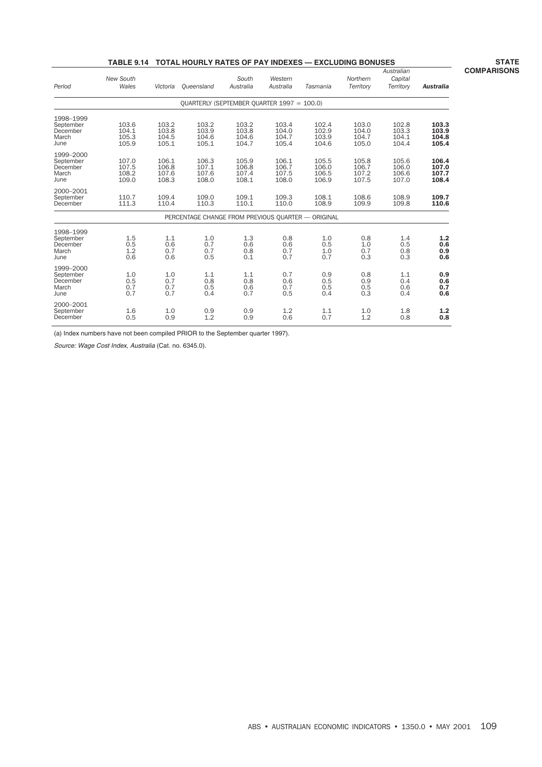## TABLE 9.14 TOTAL HOURLY RATES OF PAY INDEXES — EXCLUDING BONUSES

STATE COMPARISONS

| Period | *New South Wales* | *Victoria* | *Queensland* | *South Australia* | *Western Australia* | *Tasmania* | *Northern Territory* | *Australian Capital Territory* | ***Australia*** |
|---|---|---|---|---|---|---|---|---|---|
| | | | | QUARTERLY (SEPTEMBER QUARTER 1997 = 100.0) | | | | | |
| 1998–1999 | | | | | | | | | |
| September | 103.6 | 103.2 | 103.2 | 103.2 | 103.4 | 102.4 | 103.0 | 102.8 | **103.3** |
| December | 104.1 | 103.8 | 103.9 | 103.8 | 104.0 | 102.9 | 104.0 | 103.3 | **103.9** |
| March | 105.3 | 104.5 | 104.6 | 104.6 | 104.7 | 103.9 | 104.7 | 104.1 | **104.8** |
| June | 105.9 | 105.1 | 105.1 | 104.7 | 105.4 | 104.6 | 105.0 | 104.4 | **105.4** |
| 1999–2000 | | | | | | | | | |
| September | 107.0 | 106.1 | 106.3 | 105.9 | 106.1 | 105.5 | 105.8 | 105.6 | **106.4** |
| December | 107.5 | 106.8 | 107.1 | 106.8 | 106.7 | 106.0 | 106.7 | 106.0 | **107.0** |
| March | 108.2 | 107.6 | 107.6 | 107.4 | 107.5 | 106.5 | 107.2 | 106.6 | **107.7** |
| June | 109.0 | 108.3 | 108.0 | 108.1 | 108.0 | 106.9 | 107.5 | 107.0 | **108.4** |
| 2000–2001 | | | | | | | | | |
| September | 110.7 | 109.4 | 109.0 | 109.1 | 109.3 | 108.1 | 108.6 | 108.9 | **109.7** |
| December | 111.3 | 110.4 | 110.3 | 110.1 | 110.0 | 108.9 | 109.9 | 109.8 | **110.6** |
| | | | | PERCENTAGE CHANGE FROM PREVIOUS QUARTER — ORIGINAL | | | | | |
| 1998–1999 | | | | | | | | | |
| September | 1.5 | 1.1 | 1.0 | 1.3 | 0.8 | 1.0 | 0.8 | 1.4 | **1.2** |
| December | 0.5 | 0.6 | 0.7 | 0.6 | 0.6 | 0.5 | 1.0 | 0.5 | **0.6** |
| March | 1.2 | 0.7 | 0.7 | 0.8 | 0.7 | 1.0 | 0.7 | 0.8 | **0.9** |
| June | 0.6 | 0.6 | 0.5 | 0.1 | 0.7 | 0.7 | 0.3 | 0.3 | **0.6** |
| 1999–2000 | | | | | | | | | |
| September | 1.0 | 1.0 | 1.1 | 1.1 | 0.7 | 0.9 | 0.8 | 1.1 | **0.9** |
| December | 0.5 | 0.7 | 0.8 | 0.8 | 0.6 | 0.5 | 0.9 | 0.4 | **0.6** |
| March | 0.7 | 0.7 | 0.5 | 0.6 | 0.7 | 0.5 | 0.5 | 0.6 | **0.7** |
| June | 0.7 | 0.7 | 0.4 | 0.7 | 0.5 | 0.4 | 0.3 | 0.4 | **0.6** |
| 2000–2001 | | | | | | | | | |
| September | 1.6 | 1.0 | 0.9 | 0.9 | 1.2 | 1.1 | 1.0 | 1.8 | **1.2** |
| December | 0.5 | 0.9 | 1.2 | 0.9 | 0.6 | 0.7 | 1.2 | 0.8 | **0.8** |

(a) Index numbers have not been compiled PRIOR to the September quarter 1997).

*Source: Wage Cost Index, Australia* (Cat. no. 6345.0).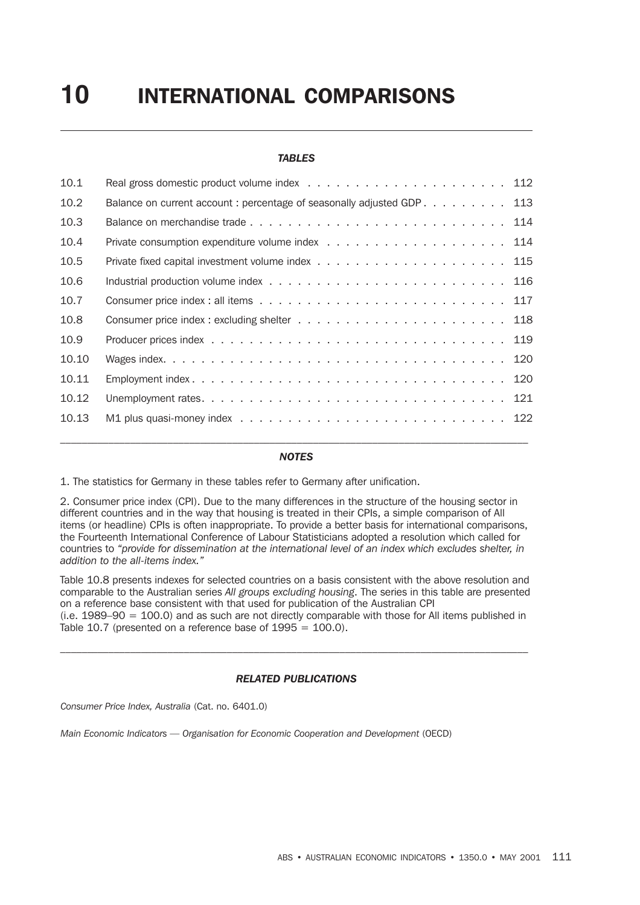# 10 INTERNATIONAL COMPARISONS

***TABLES***

| | | |
|---|---|---|
| 10.1 | Real gross domestic product volume index | 112 |
| 10.2 | Balance on current account : percentage of seasonally adjusted GDP | 113 |
| 10.3 | Balance on merchandise trade | 114 |
| 10.4 | Private consumption expenditure volume index | 114 |
| 10.5 | Private fixed capital investment volume index | 115 |
| 10.6 | Industrial production volume index | 116 |
| 10.7 | Consumer price index : all items | 117 |
| 10.8 | Consumer price index : excluding shelter | 118 |
| 10.9 | Producer prices index | 119 |
| 10.10 | Wages index | 120 |
| 10.11 | Employment index | 120 |
| 10.12 | Unemployment rates | 121 |
| 10.13 | M1 plus quasi-money index | 122 |

***NOTES***

1. The statistics for Germany in these tables refer to Germany after unification.

2. Consumer price index (CPI). Due to the many differences in the structure of the housing sector in different countries and in the way that housing is treated in their CPIs, a simple comparison of All items (or headline) CPIs is often inappropriate. To provide a better basis for international comparisons, the Fourteenth International Conference of Labour Statisticians adopted a resolution which called for countries to *"provide for dissemination at the international level of an index which excludes shelter, in addition to the all-items index."*

Table 10.8 presents indexes for selected countries on a basis consistent with the above resolution and comparable to the Australian series *All groups excluding housing*. The series in this table are presented on a reference base consistent with that used for publication of the Australian CPI (i.e. 1989–90 = 100.0) and as such are not directly comparable with those for All items published in Table 10.7 (presented on a reference base of 1995 = 100.0).

***RELATED PUBLICATIONS***

*Consumer Price Index, Australia* (Cat. no. 6401.0)

*Main Economic Indicators — Organisation for Economic Cooperation and Development* (OECD)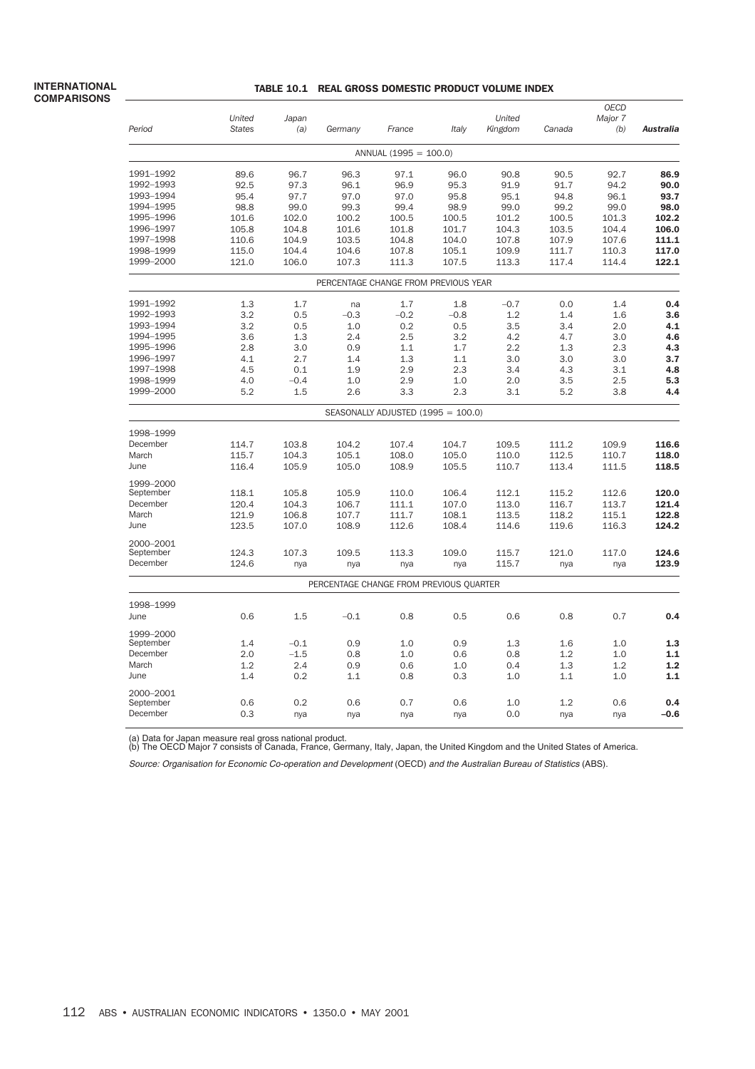**INTERNATIONAL COMPARISONS**

## TABLE 10.1 REAL GROSS DOMESTIC PRODUCT VOLUME INDEX

| Period | United States | Japan (a) | Germany | France | Italy | United Kingdom | Canada | OECD Major 7 (b) | **Australia** |
|---|---|---|---|---|---|---|---|---|---|
| | | | | ANNUAL (1995 = 100.0) | | | | | |
| 1991–1992 | 89.6 | 96.7 | 96.3 | 97.1 | 96.0 | 90.8 | 90.5 | 92.7 | **86.9** |
| 1992–1993 | 92.5 | 97.3 | 96.1 | 96.9 | 95.3 | 91.9 | 91.7 | 94.2 | **90.0** |
| 1993–1994 | 95.4 | 97.7 | 97.0 | 97.0 | 95.8 | 95.1 | 94.8 | 96.1 | **93.7** |
| 1994–1995 | 98.8 | 99.0 | 99.3 | 99.4 | 98.9 | 99.0 | 99.2 | 99.0 | **98.0** |
| 1995–1996 | 101.6 | 102.0 | 100.2 | 100.5 | 100.5 | 101.2 | 100.5 | 101.3 | **102.2** |
| 1996–1997 | 105.8 | 104.8 | 101.6 | 101.8 | 101.7 | 104.3 | 103.5 | 104.4 | **106.0** |
| 1997–1998 | 110.6 | 104.9 | 103.5 | 104.8 | 104.0 | 107.8 | 107.9 | 107.6 | **111.1** |
| 1998–1999 | 115.0 | 104.4 | 104.6 | 107.8 | 105.1 | 109.9 | 111.7 | 110.3 | **117.0** |
| 1999–2000 | 121.0 | 106.0 | 107.3 | 111.3 | 107.5 | 113.3 | 117.4 | 114.4 | **122.1** |
| | | | | PERCENTAGE CHANGE FROM PREVIOUS YEAR | | | | | |
| 1991–1992 | 1.3 | 1.7 | na | 1.7 | 1.8 | –0.7 | 0.0 | 1.4 | **0.4** |
| 1992–1993 | 3.2 | 0.5 | –0.3 | –0.2 | –0.8 | 1.2 | 1.4 | 1.6 | **3.6** |
| 1993–1994 | 3.2 | 0.5 | 1.0 | 0.2 | 0.5 | 3.5 | 3.4 | 2.0 | **4.1** |
| 1994–1995 | 3.6 | 1.3 | 2.4 | 2.5 | 3.2 | 4.2 | 4.7 | 3.0 | **4.6** |
| 1995–1996 | 2.8 | 3.0 | 0.9 | 1.1 | 1.7 | 2.2 | 1.3 | 2.3 | **4.3** |
| 1996–1997 | 4.1 | 2.7 | 1.4 | 1.3 | 1.1 | 3.0 | 3.0 | 3.0 | **3.7** |
| 1997–1998 | 4.5 | 0.1 | 1.9 | 2.9 | 2.3 | 3.4 | 4.3 | 3.1 | **4.8** |
| 1998–1999 | 4.0 | –0.4 | 1.0 | 2.9 | 1.0 | 2.0 | 3.5 | 2.5 | **5.3** |
| 1999–2000 | 5.2 | 1.5 | 2.6 | 3.3 | 2.3 | 3.1 | 5.2 | 3.8 | **4.4** |
| | | | | SEASONALLY ADJUSTED (1995 = 100.0) | | | | | |
| 1998–1999 | | | | | | | | | |
| December | 114.7 | 103.8 | 104.2 | 107.4 | 104.7 | 109.5 | 111.2 | 109.9 | **116.6** |
| March | 115.7 | 104.3 | 105.1 | 108.0 | 105.0 | 110.0 | 112.5 | 110.7 | **118.0** |
| June | 116.4 | 105.9 | 105.0 | 108.9 | 105.5 | 110.7 | 113.4 | 111.5 | **118.5** |
| 1999–2000 | | | | | | | | | |
| September | 118.1 | 105.8 | 105.9 | 110.0 | 106.4 | 112.1 | 115.2 | 112.6 | **120.0** |
| December | 120.4 | 104.3 | 106.7 | 111.1 | 107.0 | 113.0 | 116.7 | 113.7 | **121.4** |
| March | 121.9 | 106.8 | 107.7 | 111.7 | 108.1 | 113.5 | 118.2 | 115.1 | **122.8** |
| June | 123.5 | 107.0 | 108.9 | 112.6 | 108.4 | 114.6 | 119.6 | 116.3 | **124.2** |
| 2000–2001 | | | | | | | | | |
| September | 124.3 | 107.3 | 109.5 | 113.3 | 109.0 | 115.7 | 121.0 | 117.0 | **124.6** |
| December | 124.6 | nya | nya | nya | nya | 115.7 | nya | nya | **123.9** |
| | | | | PERCENTAGE CHANGE FROM PREVIOUS QUARTER | | | | | |
| 1998–1999 | | | | | | | | | |
| June | 0.6 | 1.5 | –0.1 | 0.8 | 0.5 | 0.6 | 0.8 | 0.7 | **0.4** |
| 1999–2000 | | | | | | | | | |
| September | 1.4 | –0.1 | 0.9 | 1.0 | 0.9 | 1.3 | 1.6 | 1.0 | **1.3** |
| December | 2.0 | –1.5 | 0.8 | 1.0 | 0.6 | 0.8 | 1.2 | 1.0 | **1.1** |
| March | 1.2 | 2.4 | 0.9 | 0.6 | 1.0 | 0.4 | 1.3 | 1.2 | **1.2** |
| June | 1.4 | 0.2 | 1.1 | 0.8 | 0.3 | 1.0 | 1.1 | 1.0 | **1.1** |
| 2000–2001 | | | | | | | | | |
| September | 0.6 | 0.2 | 0.6 | 0.7 | 0.6 | 1.0 | 1.2 | 0.6 | **0.4** |
| December | 0.3 | nya | nya | nya | nya | 0.0 | nya | nya | **–0.6** |

(a) Data for Japan measure real gross national product.
(b) The OECD Major 7 consists of Canada, France, Germany, Italy, Japan, the United Kingdom and the United States of America.

*Source: Organisation for Economic Co-operation and Development* (OECD) *and the Australian Bureau of Statistics* (ABS).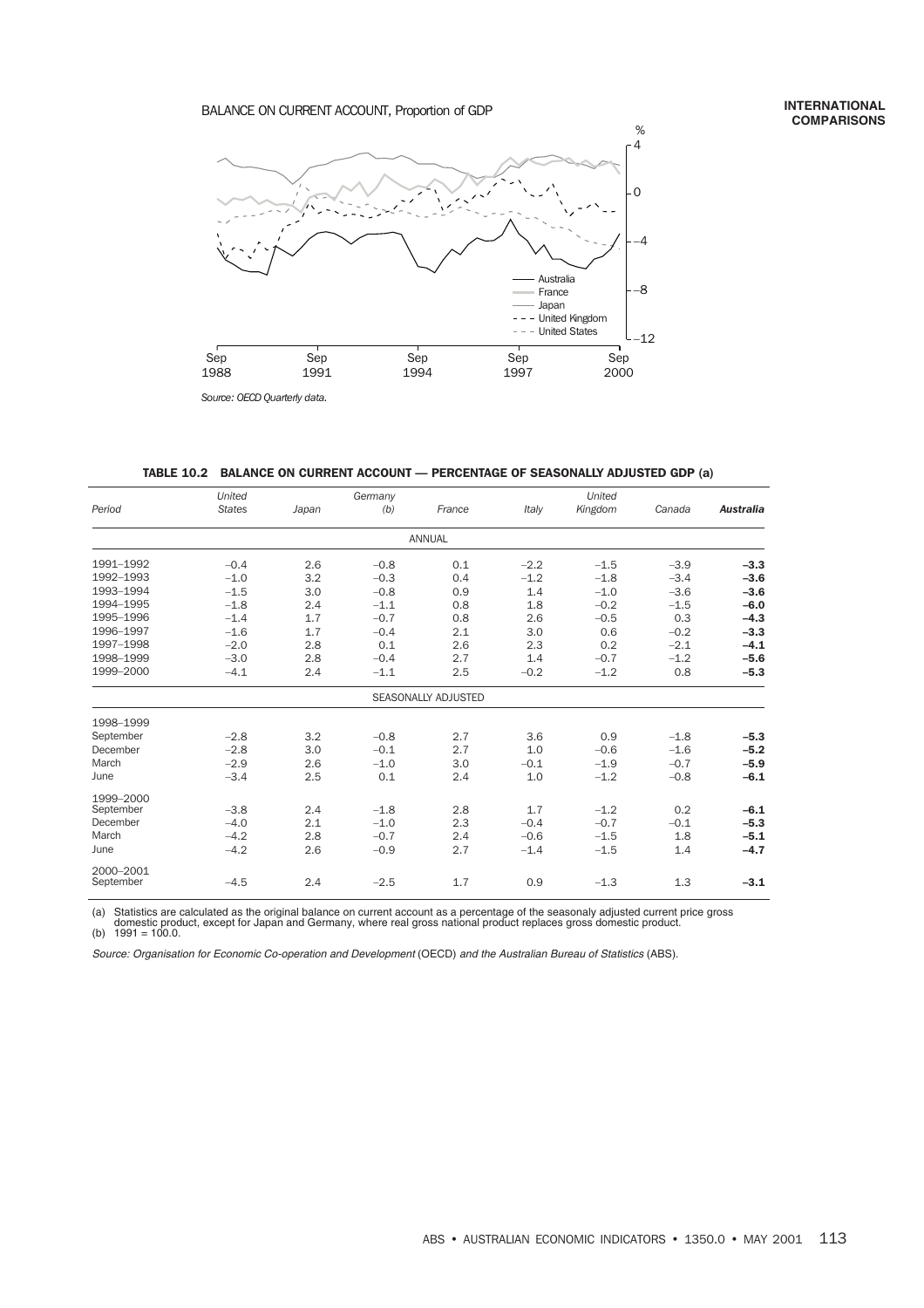INTERNATIONAL COMPARISONS

BALANCE ON CURRENT ACCOUNT, Proportion of GDP

%

4

0

–4

–8

–12

Sep 1988

Sep 1991

Sep 1994

Sep 1997

Sep 2000

Australia

France

Japan

United Kingdom

United States

*Source: OECD Quarterly data.*

**TABLE 10.2 BALANCE ON CURRENT ACCOUNT — PERCENTAGE OF SEASONALLY ADJUSTED GDP (a)**

| *Period* | *United States* | *Japan* | *Germany (b)* | *France* | *Italy* | *United Kingdom* | *Canada* | ***Australia*** |
|---|---|---|---|---|---|---|---|---|
| | | | | ANNUAL | | | | |
| 1991–1992 | –0.4 | 2.6 | –0.8 | 0.1 | –2.2 | –1.5 | –3.9 | **–3.3** |
| 1992–1993 | –1.0 | 3.2 | –0.3 | 0.4 | –1.2 | –1.8 | –3.4 | **–3.6** |
| 1993–1994 | –1.5 | 3.0 | –0.8 | 0.9 | 1.4 | –1.0 | –3.6 | **–3.6** |
| 1994–1995 | –1.8 | 2.4 | –1.1 | 0.8 | 1.8 | –0.2 | –1.5 | **–6.0** |
| 1995–1996 | –1.4 | 1.7 | –0.7 | 0.8 | 2.6 | –0.5 | 0.3 | **–4.3** |
| 1996–1997 | –1.6 | 1.7 | –0.4 | 2.1 | 3.0 | 0.6 | –0.2 | **–3.3** |
| 1997–1998 | –2.0 | 2.8 | 0.1 | 2.6 | 2.3 | 0.2 | –2.1 | **–4.1** |
| 1998–1999 | –3.0 | 2.8 | –0.4 | 2.7 | 1.4 | –0.7 | –1.2 | **–5.6** |
| 1999–2000 | –4.1 | 2.4 | –1.1 | 2.5 | –0.2 | –1.2 | 0.8 | **–5.3** |
| | | | | SEASONALLY ADJUSTED | | | | |
| 1998–1999 | | | | | | | | |
| September | –2.8 | 3.2 | –0.8 | 2.7 | 3.6 | 0.9 | –1.8 | **–5.3** |
| December | –2.8 | 3.0 | –0.1 | 2.7 | 1.0 | –0.6 | –1.6 | **–5.2** |
| March | –2.9 | 2.6 | –1.0 | 3.0 | –0.1 | –1.9 | –0.7 | **–5.9** |
| June | –3.4 | 2.5 | 0.1 | 2.4 | 1.0 | –1.2 | –0.8 | **–6.1** |
| 1999–2000 | | | | | | | | |
| September | –3.8 | 2.4 | –1.8 | 2.8 | 1.7 | –1.2 | 0.2 | **–6.1** |
| December | –4.0 | 2.1 | –1.0 | 2.3 | –0.4 | –0.7 | –0.1 | **–5.3** |
| March | –4.2 | 2.8 | –0.7 | 2.4 | –0.6 | –1.5 | 1.8 | **–5.1** |
| June | –4.2 | 2.6 | –0.9 | 2.7 | –1.4 | –1.5 | 1.4 | **–4.7** |
| 2000–2001 | | | | | | | | |
| September | –4.5 | 2.4 | –2.5 | 1.7 | 0.9 | –1.3 | 1.3 | **–3.1** |

(a) Statistics are calculated as the original balance on current account as a percentage of the seasonaly adjusted current price gross domestic product, except for Japan and Germany, where real gross national product replaces gross domestic product.
(b) 1991 = 100.0.

*Source: Organisation for Economic Co-operation and Development* (OECD) *and the Australian Bureau of Statistics* (ABS).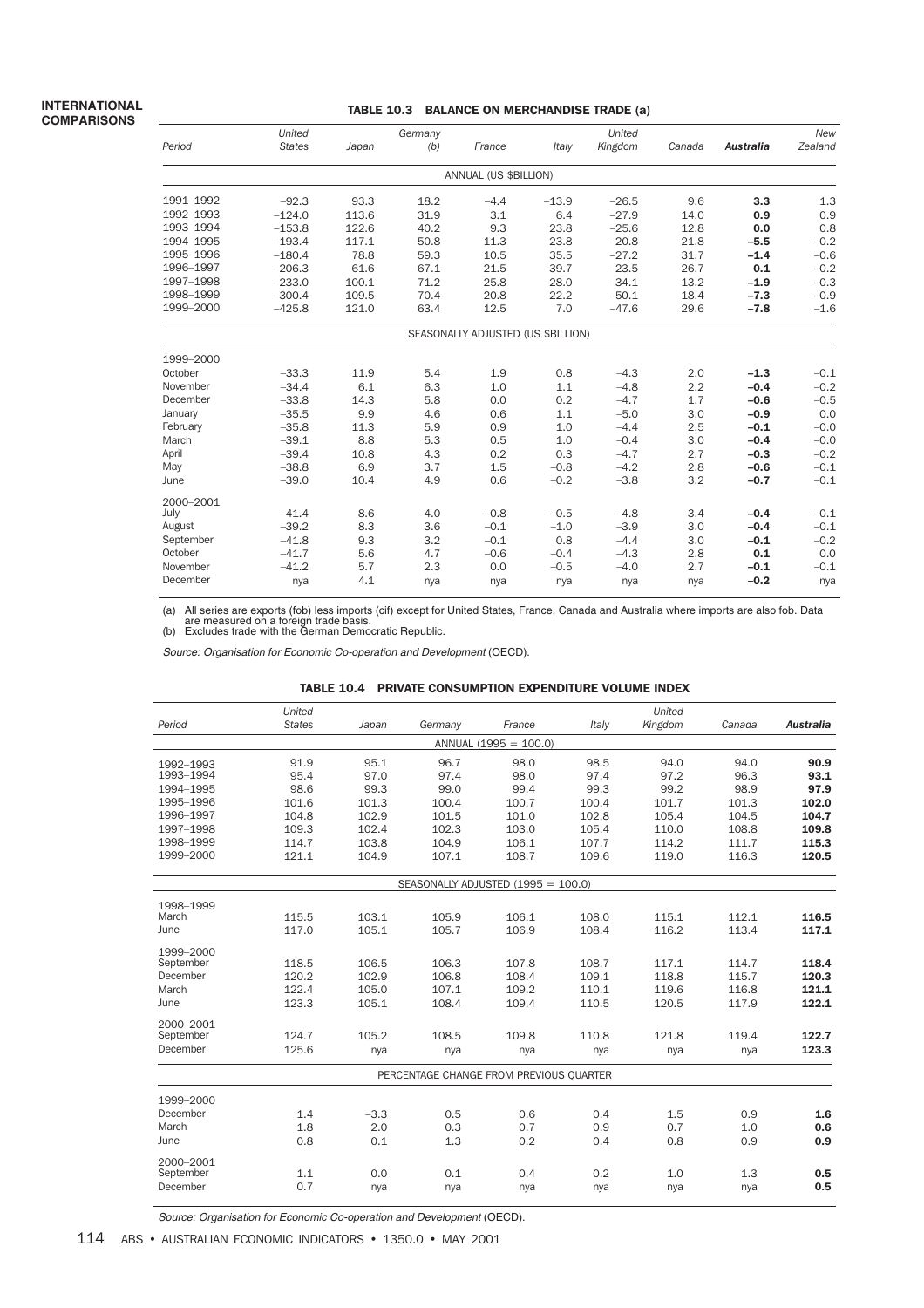INTERNATIONAL COMPARISONS

## TABLE 10.3 BALANCE ON MERCHANDISE TRADE (a)

| Period | United States | Japan | Germany (b) | France | Italy | United Kingdom | Canada | **Australia** | New Zealand |
|---|---|---|---|---|---|---|---|---|---|
| | | | | ANNUAL (US $BILLION) | | | | | |
| 1991–1992 | –92.3 | 93.3 | 18.2 | –4.4 | –13.9 | –26.5 | 9.6 | **3.3** | 1.3 |
| 1992–1993 | –124.0 | 113.6 | 31.9 | 3.1 | 6.4 | –27.9 | 14.0 | **0.9** | 0.9 |
| 1993–1994 | –153.8 | 122.6 | 40.2 | 9.3 | 23.8 | –25.6 | 12.8 | **0.0** | 0.8 |
| 1994–1995 | –193.4 | 117.1 | 50.8 | 11.3 | 23.8 | –20.8 | 21.8 | **–5.5** | –0.2 |
| 1995–1996 | –180.4 | 78.8 | 59.3 | 10.5 | 35.5 | –27.2 | 31.7 | **–1.4** | –0.6 |
| 1996–1997 | –206.3 | 61.6 | 67.1 | 21.5 | 39.7 | –23.5 | 26.7 | **0.1** | –0.2 |
| 1997–1998 | –233.0 | 100.1 | 71.2 | 25.8 | 28.0 | –34.1 | 13.2 | **–1.9** | –0.3 |
| 1998–1999 | –300.4 | 109.5 | 70.4 | 20.8 | 22.2 | –50.1 | 18.4 | **–7.3** | –0.9 |
| 1999–2000 | –425.8 | 121.0 | 63.4 | 12.5 | 7.0 | –47.6 | 29.6 | **–7.8** | –1.6 |
| | | | | SEASONALLY ADJUSTED (US $BILLION) | | | | | |
| 1999–2000 | | | | | | | | | |
| October | –33.3 | 11.9 | 5.4 | 1.9 | 0.8 | –4.3 | 2.0 | **–1.3** | –0.1 |
| November | –34.4 | 6.1 | 6.3 | 1.0 | 1.1 | –4.8 | 2.2 | **–0.4** | –0.2 |
| December | –33.8 | 14.3 | 5.8 | 0.0 | 0.2 | –4.7 | 1.7 | **–0.6** | –0.5 |
| January | –35.5 | 9.9 | 4.6 | 0.6 | 1.1 | –5.0 | 3.0 | **–0.9** | 0.0 |
| February | –35.8 | 11.3 | 5.9 | 0.9 | 1.0 | –4.4 | 2.5 | **–0.1** | –0.0 |
| March | –39.1 | 8.8 | 5.3 | 0.5 | 1.0 | –0.4 | 3.0 | **–0.4** | –0.0 |
| April | –39.4 | 10.8 | 4.3 | 0.2 | 0.3 | –4.7 | 2.7 | **–0.3** | –0.2 |
| May | –38.8 | 6.9 | 3.7 | 1.5 | –0.8 | –4.2 | 2.8 | **–0.6** | –0.1 |
| June | –39.0 | 10.4 | 4.9 | 0.6 | –0.2 | –3.8 | 3.2 | **–0.7** | –0.1 |
| 2000–2001 | | | | | | | | | |
| July | –41.4 | 8.6 | 4.0 | –0.8 | –0.5 | –4.8 | 3.4 | **–0.4** | –0.1 |
| August | –39.2 | 8.3 | 3.6 | –0.1 | –1.0 | –3.9 | 3.0 | **–0.4** | –0.1 |
| September | –41.8 | 9.3 | 3.2 | –0.1 | 0.8 | –4.4 | 3.0 | **–0.1** | –0.2 |
| October | –41.7 | 5.6 | 4.7 | –0.6 | –0.4 | –4.3 | 2.8 | **0.1** | 0.0 |
| November | –41.2 | 5.7 | 2.3 | 0.0 | –0.5 | –4.0 | 2.7 | **–0.1** | –0.1 |
| December | nya | 4.1 | nya | nya | nya | nya | nya | **–0.2** | nya |

(a) All series are exports (fob) less imports (cif) except for United States, France, Canada and Australia where imports are also fob. Data are measured on a foreign trade basis.
(b) Excludes trade with the German Democratic Republic.

*Source: Organisation for Economic Co-operation and Development* (OECD).

## TABLE 10.4 PRIVATE CONSUMPTION EXPENDITURE VOLUME INDEX

| Period | United States | Japan | Germany | France | Italy | United Kingdom | Canada | **Australia** |
|---|---|---|---|---|---|---|---|---|
| | | | | ANNUAL (1995 = 100.0) | | | | |
| 1992–1993 | 91.9 | 95.1 | 96.7 | 98.0 | 98.5 | 94.0 | 94.0 | **90.9** |
| 1993–1994 | 95.4 | 97.0 | 97.4 | 98.0 | 97.4 | 97.2 | 96.3 | **93.1** |
| 1994–1995 | 98.6 | 99.3 | 99.0 | 99.4 | 99.3 | 99.2 | 98.9 | **97.9** |
| 1995–1996 | 101.6 | 101.3 | 100.4 | 100.7 | 100.4 | 101.7 | 101.3 | **102.0** |
| 1996–1997 | 104.8 | 102.9 | 101.5 | 101.0 | 102.8 | 105.4 | 104.5 | **104.7** |
| 1997–1998 | 109.3 | 102.4 | 102.3 | 103.0 | 105.4 | 110.0 | 108.8 | **109.8** |
| 1998–1999 | 114.7 | 103.8 | 104.9 | 106.1 | 107.7 | 114.2 | 111.7 | **115.3** |
| 1999–2000 | 121.1 | 104.9 | 107.1 | 108.7 | 109.6 | 119.0 | 116.3 | **120.5** |
| | | | | SEASONALLY ADJUSTED (1995 = 100.0) | | | | |
| 1998–1999 | | | | | | | | |
| March | 115.5 | 103.1 | 105.9 | 106.1 | 108.0 | 115.1 | 112.1 | **116.5** |
| June | 117.0 | 105.1 | 105.7 | 106.9 | 108.4 | 116.2 | 113.4 | **117.1** |
| 1999–2000 | | | | | | | | |
| September | 118.5 | 106.5 | 106.3 | 107.8 | 108.7 | 117.1 | 114.7 | **118.4** |
| December | 120.2 | 102.9 | 106.8 | 108.4 | 109.1 | 118.8 | 115.7 | **120.3** |
| March | 122.4 | 105.0 | 107.1 | 109.2 | 110.1 | 119.6 | 116.8 | **121.1** |
| June | 123.3 | 105.1 | 108.4 | 109.4 | 110.5 | 120.5 | 117.9 | **122.1** |
| 2000–2001 | | | | | | | | |
| September | 124.7 | 105.2 | 108.5 | 109.8 | 110.8 | 121.8 | 119.4 | **122.7** |
| December | 125.6 | nya | nya | nya | nya | nya | nya | **123.3** |
| | | | | PERCENTAGE CHANGE FROM PREVIOUS QUARTER | | | | |
| 1999–2000 | | | | | | | | |
| December | 1.4 | –3.3 | 0.5 | 0.6 | 0.4 | 1.5 | 0.9 | **1.6** |
| March | 1.8 | 2.0 | 0.3 | 0.7 | 0.9 | 0.7 | 1.0 | **0.6** |
| June | 0.8 | 0.1 | 1.3 | 0.2 | 0.4 | 0.8 | 0.9 | **0.9** |
| 2000–2001 | | | | | | | | |
| September | 1.1 | 0.0 | 0.1 | 0.4 | 0.2 | 1.0 | 1.3 | **0.5** |
| December | 0.7 | nya | nya | nya | nya | nya | nya | **0.5** |

*Source: Organisation for Economic Co-operation and Development* (OECD).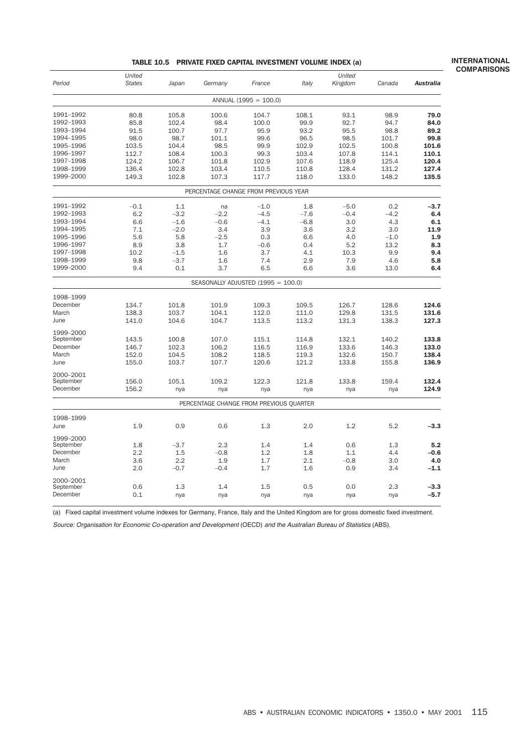## TABLE 10.5 PRIVATE FIXED CAPITAL INVESTMENT VOLUME INDEX (a)

| Period | United States | Japan | Germany | France | Italy | United Kingdom | Canada | **Australia** |
|---|---|---|---|---|---|---|---|---|
| | | | | ANNUAL (1995 = 100.0) | | | | |
| 1991–1992 | 80.8 | 105.8 | 100.6 | 104.7 | 108.1 | 93.1 | 98.9 | **79.0** |
| 1992–1993 | 85.8 | 102.4 | 98.4 | 100.0 | 99.9 | 92.7 | 94.7 | **84.0** |
| 1993–1994 | 91.5 | 100.7 | 97.7 | 95.9 | 93.2 | 95.5 | 98.8 | **89.2** |
| 1994–1995 | 98.0 | 98.7 | 101.1 | 99.6 | 96.5 | 98.5 | 101.7 | **99.8** |
| 1995–1996 | 103.5 | 104.4 | 98.5 | 99.9 | 102.9 | 102.5 | 100.8 | **101.6** |
| 1996–1997 | 112.7 | 108.4 | 100.3 | 99.3 | 103.4 | 107.8 | 114.1 | **110.1** |
| 1997–1998 | 124.2 | 106.7 | 101.8 | 102.9 | 107.6 | 118.9 | 125.4 | **120.4** |
| 1998–1999 | 136.4 | 102.8 | 103.4 | 110.5 | 110.8 | 128.4 | 131.2 | **127.4** |
| 1999–2000 | 149.3 | 102.8 | 107.3 | 117.7 | 118.0 | 133.0 | 148.2 | **135.5** |
| | | | | PERCENTAGE CHANGE FROM PREVIOUS YEAR | | | | |
| 1991–1992 | –0.1 | 1.1 | na | –1.0 | 1.8 | –5.0 | 0.2 | **–3.7** |
| 1992–1993 | 6.2 | –3.2 | –2.2 | –4.5 | –7.6 | –0.4 | –4.2 | **6.4** |
| 1993–1994 | 6.6 | –1.6 | –0.6 | –4.1 | –6.8 | 3.0 | 4.3 | **6.1** |
| 1994–1995 | 7.1 | –2.0 | 3.4 | 3.9 | 3.6 | 3.2 | 3.0 | **11.9** |
| 1995–1996 | 5.6 | 5.8 | –2.5 | 0.3 | 6.6 | 4.0 | –1.0 | **1.9** |
| 1996–1997 | 8.9 | 3.8 | 1.7 | –0.6 | 0.4 | 5.2 | 13.2 | **8.3** |
| 1997–1998 | 10.2 | –1.5 | 1.6 | 3.7 | 4.1 | 10.3 | 9.9 | **9.4** |
| 1998–1999 | 9.8 | –3.7 | 1.6 | 7.4 | 2.9 | 7.9 | 4.6 | **5.8** |
| 1999–2000 | 9.4 | 0.1 | 3.7 | 6.5 | 6.6 | 3.6 | 13.0 | **6.4** |
| | | | | SEASONALLY ADJUSTED (1995 = 100.0) | | | | |
| 1998–1999 | | | | | | | | |
| December | 134.7 | 101.8 | 101.9 | 109.3 | 109.5 | 126.7 | 128.6 | **124.6** |
| March | 138.3 | 103.7 | 104.1 | 112.0 | 111.0 | 129.8 | 131.5 | **131.6** |
| June | 141.0 | 104.6 | 104.7 | 113.5 | 113.2 | 131.3 | 138.3 | **127.3** |
| 1999–2000 | | | | | | | | |
| September | 143.5 | 100.8 | 107.0 | 115.1 | 114.8 | 132.1 | 140.2 | **133.8** |
| December | 146.7 | 102.3 | 106.2 | 116.5 | 116.9 | 133.6 | 146.3 | **133.0** |
| March | 152.0 | 104.5 | 108.2 | 118.5 | 119.3 | 132.6 | 150.7 | **138.4** |
| June | 155.0 | 103.7 | 107.7 | 120.6 | 121.2 | 133.8 | 155.8 | **136.9** |
| 2000–2001 | | | | | | | | |
| September | 156.0 | 105.1 | 109.2 | 122.3 | 121.8 | 133.8 | 159.4 | **132.4** |
| December | 156.2 | nya | nya | nya | nya | nya | nya | **124.9** |
| | | | | PERCENTAGE CHANGE FROM PREVIOUS QUARTER | | | | |
| 1998–1999 | | | | | | | | |
| June | 1.9 | 0.9 | 0.6 | 1.3 | 2.0 | 1.2 | 5.2 | **–3.3** |
| 1999–2000 | | | | | | | | |
| September | 1.8 | –3.7 | 2.3 | 1.4 | 1.4 | 0.6 | 1.3 | **5.2** |
| December | 2.2 | 1.5 | –0.8 | 1.2 | 1.8 | 1.1 | 4.4 | **–0.6** |
| March | 3.6 | 2.2 | 1.9 | 1.7 | 2.1 | –0.8 | 3.0 | **4.0** |
| June | 2.0 | –0.7 | –0.4 | 1.7 | 1.6 | 0.9 | 3.4 | **–1.1** |
| 2000–2001 | | | | | | | | |
| September | 0.6 | 1.3 | 1.4 | 1.5 | 0.5 | 0.0 | 2.3 | **–3.3** |
| December | 0.1 | nya | nya | nya | nya | nya | nya | **–5.7** |

(a) Fixed capital investment volume indexes for Germany, France, Italy and the United Kingdom are for gross domestic fixed investment.

*Source: Organisation for Economic Co-operation and Development* (OECD) *and the Australian Bureau of Statistics* (ABS).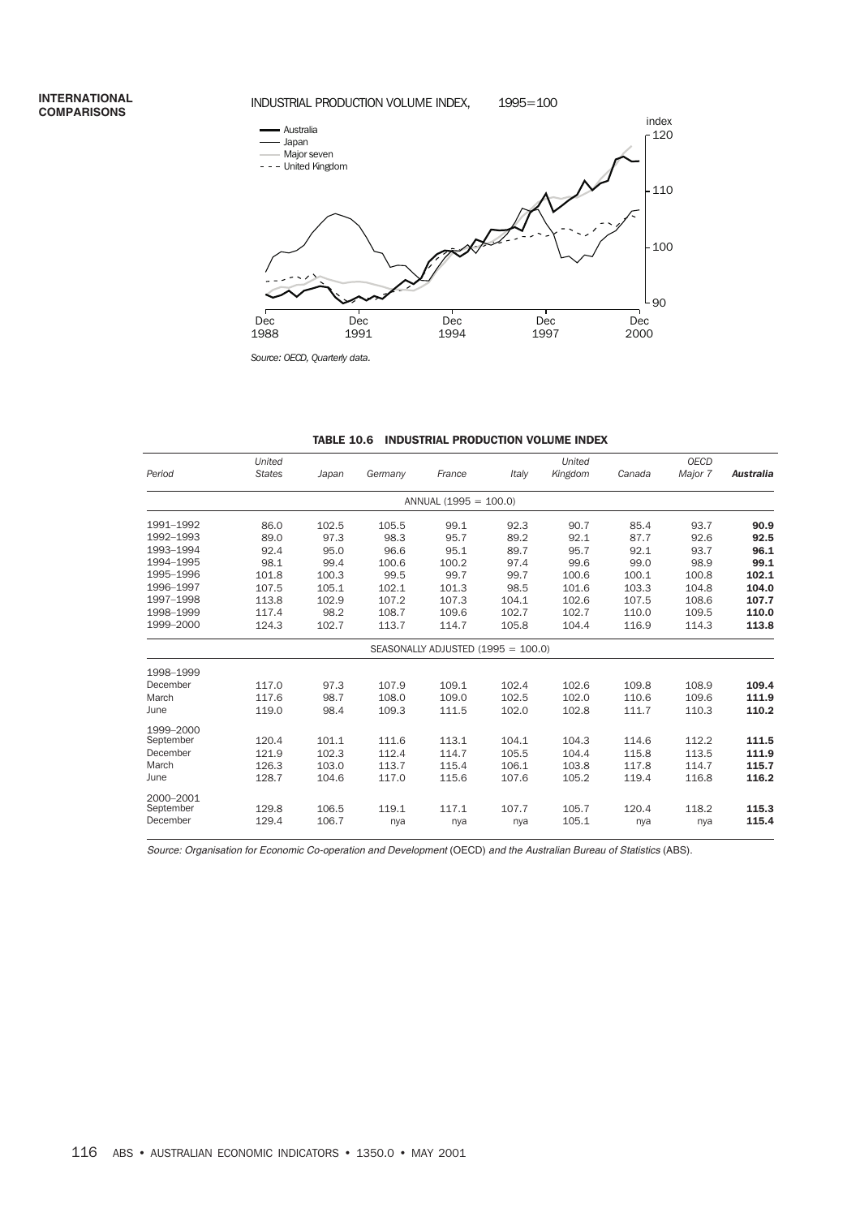**INTERNATIONAL COMPARISONS**

INDUSTRIAL PRODUCTION VOLUME INDEX, 1995=100

index

Australia
Japan
Major seven
United Kingdom

120
110
100
90

Dec 1988
Dec 1991
Dec 1994
Dec 1997
Dec 2000

*Source: OECD, Quarterly data.*

**TABLE 10.6 INDUSTRIAL PRODUCTION VOLUME INDEX**

| *Period* | *United States* | *Japan* | *Germany* | *France* | *Italy* | *United Kingdom* | *Canada* | *OECD Major 7* | ***Australia*** |
|---|---|---|---|---|---|---|---|---|---|
| | | | | ANNUAL (1995 = 100.0) | | | | | |
| 1991–1992 | 86.0 | 102.5 | 105.5 | 99.1 | 92.3 | 90.7 | 85.4 | 93.7 | **90.9** |
| 1992–1993 | 89.0 | 97.3 | 98.3 | 95.7 | 89.2 | 92.1 | 87.7 | 92.6 | **92.5** |
| 1993–1994 | 92.4 | 95.0 | 96.6 | 95.1 | 89.7 | 95.7 | 92.1 | 93.7 | **96.1** |
| 1994–1995 | 98.1 | 99.4 | 100.6 | 100.2 | 97.4 | 99.6 | 99.0 | 98.9 | **99.1** |
| 1995–1996 | 101.8 | 100.3 | 99.5 | 99.7 | 99.7 | 100.6 | 100.1 | 100.8 | **102.1** |
| 1996–1997 | 107.5 | 105.1 | 102.1 | 101.3 | 98.5 | 101.6 | 103.3 | 104.8 | **104.0** |
| 1997–1998 | 113.8 | 102.9 | 107.2 | 107.3 | 104.1 | 102.6 | 107.5 | 108.6 | **107.7** |
| 1998–1999 | 117.4 | 98.2 | 108.7 | 109.6 | 102.7 | 102.7 | 110.0 | 109.5 | **110.0** |
| 1999–2000 | 124.3 | 102.7 | 113.7 | 114.7 | 105.8 | 104.4 | 116.9 | 114.3 | **113.8** |
| | | | | SEASONALLY ADJUSTED (1995 = 100.0) | | | | | |
| 1998–1999 | | | | | | | | | |
| December | 117.0 | 97.3 | 107.9 | 109.1 | 102.4 | 102.6 | 109.8 | 108.9 | **109.4** |
| March | 117.6 | 98.7 | 108.0 | 109.0 | 102.5 | 102.0 | 110.6 | 109.6 | **111.9** |
| June | 119.0 | 98.4 | 109.3 | 111.5 | 102.0 | 102.8 | 111.7 | 110.3 | **110.2** |
| 1999–2000 | | | | | | | | | |
| September | 120.4 | 101.1 | 111.6 | 113.1 | 104.1 | 104.3 | 114.6 | 112.2 | **111.5** |
| December | 121.9 | 102.3 | 112.4 | 114.7 | 105.5 | 104.4 | 115.8 | 113.5 | **111.9** |
| March | 126.3 | 103.0 | 113.7 | 115.4 | 106.1 | 103.8 | 117.8 | 114.7 | **115.7** |
| June | 128.7 | 104.6 | 117.0 | 115.6 | 107.6 | 105.2 | 119.4 | 116.8 | **116.2** |
| 2000–2001 | | | | | | | | | |
| September | 129.8 | 106.5 | 119.1 | 117.1 | 107.7 | 105.7 | 120.4 | 118.2 | **115.3** |
| December | 129.4 | 106.7 | nya | nya | nya | 105.1 | nya | nya | **115.4** |

*Source: Organisation for Economic Co-operation and Development* (OECD) *and the Australian Bureau of Statistics* (ABS).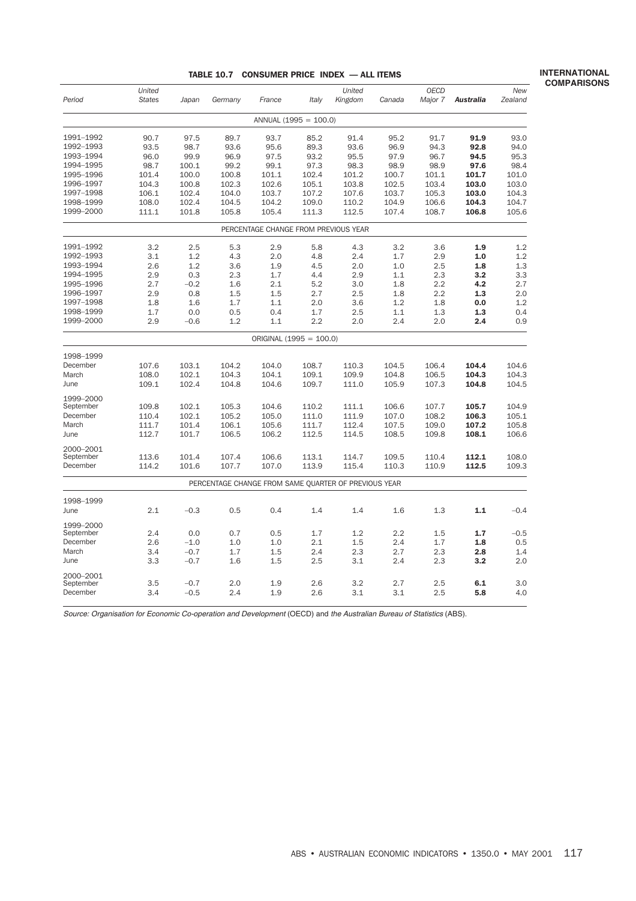**INTERNATIONAL COMPARISONS**

## TABLE 10.7 CONSUMER PRICE INDEX — ALL ITEMS

| Period | *United States* | *Japan* | *Germany* | *France* | *Italy* | *United Kingdom* | *Canada* | *OECD Major 7* | ***Australia*** | *New Zealand* |
|---|---|---|---|---|---|---|---|---|---|---|
| | | | | ANNUAL (1995 = 100.0) | | | | | | |
| 1991–1992 | 90.7 | 97.5 | 89.7 | 93.7 | 85.2 | 91.4 | 95.2 | 91.7 | **91.9** | 93.0 |
| 1992–1993 | 93.5 | 98.7 | 93.6 | 95.6 | 89.3 | 93.6 | 96.9 | 94.3 | **92.8** | 94.0 |
| 1993–1994 | 96.0 | 99.9 | 96.9 | 97.5 | 93.2 | 95.5 | 97.9 | 96.7 | **94.5** | 95.3 |
| 1994–1995 | 98.7 | 100.1 | 99.2 | 99.1 | 97.3 | 98.3 | 98.9 | 98.9 | **97.6** | 98.4 |
| 1995–1996 | 101.4 | 100.0 | 100.8 | 101.1 | 102.4 | 101.2 | 100.7 | 101.1 | **101.7** | 101.0 |
| 1996–1997 | 104.3 | 100.8 | 102.3 | 102.6 | 105.1 | 103.8 | 102.5 | 103.4 | **103.0** | 103.0 |
| 1997–1998 | 106.1 | 102.4 | 104.0 | 103.7 | 107.2 | 107.6 | 103.7 | 105.3 | **103.0** | 104.3 |
| 1998–1999 | 108.0 | 102.4 | 104.5 | 104.2 | 109.0 | 110.2 | 104.9 | 106.6 | **104.3** | 104.7 |
| 1999–2000 | 111.1 | 101.8 | 105.8 | 105.4 | 111.3 | 112.5 | 107.4 | 108.7 | **106.8** | 105.6 |
| | | | | PERCENTAGE CHANGE FROM PREVIOUS YEAR | | | | | | |
| 1991–1992 | 3.2 | 2.5 | 5.3 | 2.9 | 5.8 | 4.3 | 3.2 | 3.6 | **1.9** | 1.2 |
| 1992–1993 | 3.1 | 1.2 | 4.3 | 2.0 | 4.8 | 2.4 | 1.7 | 2.9 | **1.0** | 1.2 |
| 1993–1994 | 2.6 | 1.2 | 3.6 | 1.9 | 4.5 | 2.0 | 1.0 | 2.5 | **1.8** | 1.3 |
| 1994–1995 | 2.9 | 0.3 | 2.3 | 1.7 | 4.4 | 2.9 | 1.1 | 2.3 | **3.2** | 3.3 |
| 1995–1996 | 2.7 | −0.2 | 1.6 | 2.1 | 5.2 | 3.0 | 1.8 | 2.2 | **4.2** | 2.7 |
| 1996–1997 | 2.9 | 0.8 | 1.5 | 1.5 | 2.7 | 2.5 | 1.8 | 2.2 | **1.3** | 2.0 |
| 1997–1998 | 1.8 | 1.6 | 1.7 | 1.1 | 2.0 | 3.6 | 1.2 | 1.8 | **0.0** | 1.2 |
| 1998–1999 | 1.7 | 0.0 | 0.5 | 0.4 | 1.7 | 2.5 | 1.1 | 1.3 | **1.3** | 0.4 |
| 1999–2000 | 2.9 | −0.6 | 1.2 | 1.1 | 2.2 | 2.0 | 2.4 | 2.0 | **2.4** | 0.9 |
| | | | | ORIGINAL (1995 = 100.0) | | | | | | |
| 1998–1999 | | | | | | | | | | |
| December | 107.6 | 103.1 | 104.2 | 104.0 | 108.7 | 110.3 | 104.5 | 106.4 | **104.4** | 104.6 |
| March | 108.0 | 102.1 | 104.3 | 104.1 | 109.1 | 109.9 | 104.8 | 106.5 | **104.3** | 104.3 |
| June | 109.1 | 102.4 | 104.8 | 104.6 | 109.7 | 111.0 | 105.9 | 107.3 | **104.8** | 104.5 |
| 1999–2000 | | | | | | | | | | |
| September | 109.8 | 102.1 | 105.3 | 104.6 | 110.2 | 111.1 | 106.6 | 107.7 | **105.7** | 104.9 |
| December | 110.4 | 102.1 | 105.2 | 105.0 | 111.0 | 111.9 | 107.0 | 108.2 | **106.3** | 105.1 |
| March | 111.7 | 101.4 | 106.1 | 105.6 | 111.7 | 112.4 | 107.5 | 109.0 | **107.2** | 105.8 |
| June | 112.7 | 101.7 | 106.5 | 106.2 | 112.5 | 114.5 | 108.5 | 109.8 | **108.1** | 106.6 |
| 2000–2001 | | | | | | | | | | |
| September | 113.6 | 101.4 | 107.4 | 106.6 | 113.1 | 114.7 | 109.5 | 110.4 | **112.1** | 108.0 |
| December | 114.2 | 101.6 | 107.7 | 107.0 | 113.9 | 115.4 | 110.3 | 110.9 | **112.5** | 109.3 |
| | | | | PERCENTAGE CHANGE FROM SAME QUARTER OF PREVIOUS YEAR | | | | | | |
| 1998–1999 | | | | | | | | | | |
| June | 2.1 | −0.3 | 0.5 | 0.4 | 1.4 | 1.4 | 1.6 | 1.3 | **1.1** | −0.4 |
| 1999–2000 | | | | | | | | | | |
| September | 2.4 | 0.0 | 0.7 | 0.5 | 1.7 | 1.2 | 2.2 | 1.5 | **1.7** | −0.5 |
| December | 2.6 | −1.0 | 1.0 | 1.0 | 2.1 | 1.5 | 2.4 | 1.7 | **1.8** | 0.5 |
| March | 3.4 | −0.7 | 1.7 | 1.5 | 2.4 | 2.3 | 2.7 | 2.3 | **2.8** | 1.4 |
| June | 3.3 | −0.7 | 1.6 | 1.5 | 2.5 | 3.1 | 2.4 | 2.3 | **3.2** | 2.0 |
| 2000–2001 | | | | | | | | | | |
| September | 3.5 | −0.7 | 2.0 | 1.9 | 2.6 | 3.2 | 2.7 | 2.5 | **6.1** | 3.0 |
| December | 3.4 | −0.5 | 2.4 | 1.9 | 2.6 | 3.1 | 3.1 | 2.5 | **5.8** | 4.0 |

*Source: Organisation for Economic Co-operation and Development* (OECD) and *the Australian Bureau of Statistics* (ABS).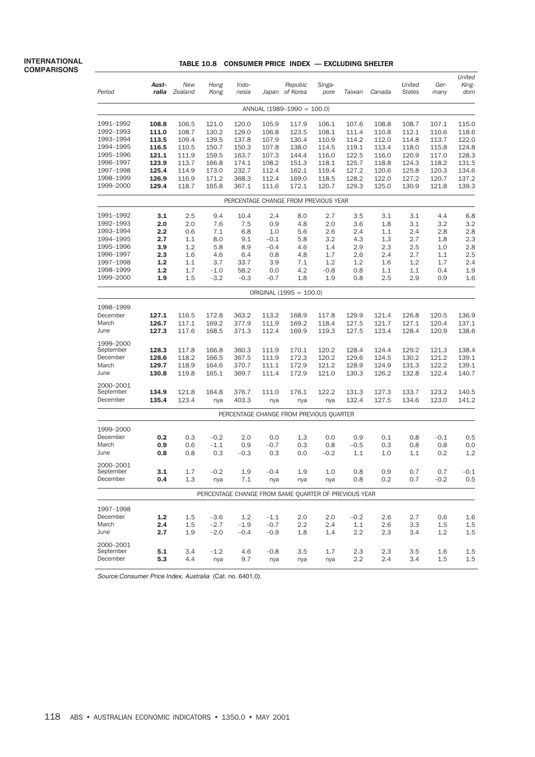**INTERNATIONAL COMPARISONS**

## TABLE 10.8 CONSUMER PRICE INDEX — EXCLUDING SHELTER

| Period | Australia | New Zealand | Hong Kong | Indonesia | Japan | Republic of Korea | Singapore | Taiwan | Canada | United States | Germany | United Kingdom |
|---|---|---|---|---|---|---|---|---|---|---|---|---|
| | | | | | | ANNUAL (1989–1990 = 100.0) | | | | | | |
| 1991–1992 | **108.8** | 106.5 | 121.0 | 120.0 | 105.9 | 117.9 | 106.1 | 107.6 | 108.8 | 108.7 | 107.1 | 115.0 |
| 1992–1993 | **111.0** | 108.7 | 130.2 | 129.0 | 106.8 | 123.5 | 108.1 | 111.4 | 110.8 | 112.1 | 110.6 | 118.6 |
| 1993–1994 | **113.5** | 109.4 | 139.5 | 137.8 | 107.9 | 130.4 | 110.9 | 114.2 | 112.0 | 114.8 | 113.7 | 122.0 |
| 1994–1995 | **116.5** | 110.5 | 150.7 | 150.3 | 107.8 | 138.0 | 114.5 | 119.1 | 113.4 | 118.0 | 115.8 | 124.8 |
| 1995–1996 | **121.1** | 111.9 | 159.5 | 163.7 | 107.3 | 144.4 | 116.0 | 122.5 | 116.0 | 120.9 | 117.0 | 128.3 |
| 1996–1997 | **123.9** | 113.7 | 166.8 | 174.1 | 108.2 | 151.3 | 118.1 | 125.7 | 118.8 | 124.3 | 118.2 | 131.5 |
| 1997–1998 | **125.4** | 114.9 | 173.0 | 232.7 | 112.4 | 162.1 | 119.4 | 127.2 | 120.6 | 125.8 | 120.3 | 134.6 |
| 1998–1999 | **126.9** | 116.9 | 171.2 | 368.3 | 112.4 | 169.0 | 118.5 | 128.2 | 122.0 | 127.2 | 120.7 | 137.2 |
| 1999–2000 | **129.4** | 118.7 | 165.8 | 367.1 | 111.6 | 172.1 | 120.7 | 129.3 | 125.0 | 130.9 | 121.8 | 139.3 |
| | | | | | | PERCENTAGE CHANGE FROM PREVIOUS YEAR | | | | | | |
| 1991–1992 | **3.1** | 2.5 | 9.4 | 10.4 | 2.4 | 8.0 | 2.7 | 3.5 | 3.1 | 3.1 | 4.4 | 6.8 |
| 1992–1993 | **2.0** | 2.0 | 7.6 | 7.5 | 0.9 | 4.8 | 2.0 | 3.6 | 1.8 | 3.1 | 3.2 | 3.2 |
| 1993–1994 | **2.2** | 0.6 | 7.1 | 6.8 | 1.0 | 5.6 | 2.6 | 2.4 | 1.1 | 2.4 | 2.8 | 2.8 |
| 1994–1995 | **2.7** | 1.1 | 8.0 | 9.1 | –0.1 | 5.8 | 3.2 | 4.3 | 1.3 | 2.7 | 1.8 | 2.3 |
| 1995–1996 | **3.9** | 1.2 | 5.8 | 8.9 | –0.4 | 4.6 | 1.4 | 2.9 | 2.3 | 2.5 | 1.0 | 2.8 |
| 1996–1997 | **2.3** | 1.6 | 4.6 | 6.4 | 0.8 | 4.8 | 1.7 | 2.6 | 2.4 | 2.7 | 1.1 | 2.5 |
| 1997–1998 | **1.2** | 1.1 | 3.7 | 33.7 | 3.9 | 7.1 | 1.2 | 1.2 | 1.6 | 1.2 | 1.7 | 2.4 |
| 1998–1999 | **1.2** | 1.7 | –1.0 | 58.2 | 0.0 | 4.2 | –0.8 | 0.8 | 1.1 | 1.1 | 0.4 | 1.9 |
| 1999–2000 | **1.9** | 1.5 | –3.2 | –0.3 | –0.7 | 1.8 | 1.9 | 0.8 | 2.5 | 2.9 | 0.9 | 1.6 |
| | | | | | | ORIGINAL (1995 = 100.0) | | | | | | |
| 1998–1999 | | | | | | | | | | | | |
| December | **127.1** | 116.5 | 172.8 | 363.2 | 113.2 | 168.9 | 117.8 | 129.9 | 121.4 | 126.8 | 120.5 | 136.9 |
| March | **126.7** | 117.1 | 169.2 | 377.9 | 111.9 | 169.2 | 118.4 | 127.5 | 121.7 | 127.1 | 120.4 | 137.1 |
| June | **127.3** | 117.6 | 168.5 | 371.3 | 112.4 | 169.9 | 119.3 | 127.5 | 123.4 | 128.4 | 120.9 | 138.6 |
| 1999–2000 | | | | | | | | | | | | |
| September | **128.3** | 117.8 | 166.8 | 360.3 | 111.9 | 170.1 | 120.2 | 128.4 | 124.4 | 129.2 | 121.3 | 138.4 |
| December | **128.6** | 118.2 | 166.5 | 367.5 | 111.9 | 172.3 | 120.2 | 129.6 | 124.5 | 130.2 | 121.2 | 139.1 |
| March | **129.7** | 118.9 | 164.6 | 370.7 | 111.1 | 172.9 | 121.2 | 128.9 | 124.9 | 131.3 | 122.2 | 139.1 |
| June | **130.8** | 119.8 | 165.1 | 369.7 | 111.4 | 172.9 | 121.0 | 130.3 | 126.2 | 132.8 | 122.4 | 140.7 |
| 2000–2001 | | | | | | | | | | | | |
| September | **134.9** | 121.8 | 164.8 | 376.7 | 111.0 | 176.1 | 122.2 | 131.3 | 127.3 | 133.7 | 123.2 | 140.5 |
| December | **135.4** | 123.4 | nya | 403.3 | nya | nya | nya | 132.4 | 127.5 | 134.6 | 123.0 | 141.2 |
| | | | | | | PERCENTAGE CHANGE FROM PREVIOUS QUARTER | | | | | | |
| 1999–2000 | | | | | | | | | | | | |
| December | **0.2** | 0.3 | –0.2 | 2.0 | 0.0 | 1.3 | 0.0 | 0.9 | 0.1 | 0.8 | –0.1 | 0.5 |
| March | **0.9** | 0.6 | –1.1 | 0.9 | –0.7 | 0.3 | 0.8 | –0.5 | 0.3 | 0.8 | 0.8 | 0.0 |
| June | **0.8** | 0.8 | 0.3 | –0.3 | 0.3 | 0.0 | –0.2 | 1.1 | 1.0 | 1.1 | 0.2 | 1.2 |
| 2000–2001 | | | | | | | | | | | | |
| September | **3.1** | 1.7 | –0.2 | 1.9 | –0.4 | 1.9 | 1.0 | 0.8 | 0.9 | 0.7 | 0.7 | –0.1 |
| December | **0.4** | 1.3 | nya | 7.1 | nya | nya | nya | 0.8 | 0.2 | 0.7 | –0.2 | 0.5 |
| | | | | | | PERCENTAGE CHANGE FROM SAME QUARTER OF PREVIOUS YEAR | | | | | | |
| 1997–1998 | | | | | | | | | | | | |
| December | **1.2** | 1.5 | –3.6 | 1.2 | –1.1 | 2.0 | 2.0 | –0.2 | 2.6 | 2.7 | 0.6 | 1.6 |
| March | **2.4** | 1.5 | –2.7 | –1.9 | –0.7 | 2.2 | 2.4 | 1.1 | 2.6 | 3.3 | 1.5 | 1.5 |
| June | **2.7** | 1.9 | –2.0 | –0.4 | –0.9 | 1.8 | 1.4 | 2.2 | 2.3 | 3.4 | 1.2 | 1.5 |
| 2000–2001 | | | | | | | | | | | | |
| September | **5.1** | 3.4 | –1.2 | 4.6 | –0.8 | 3.5 | 1.7 | 2.3 | 2.3 | 3.5 | 1.6 | 1.5 |
| December | **5.3** | 4.4 | nya | 9.7 | nya | nya | nya | 2.2 | 2.4 | 3.4 | 1.5 | 1.5 |

*Source: Consumer Price Index, Australia* (Cat. no. 6401.0).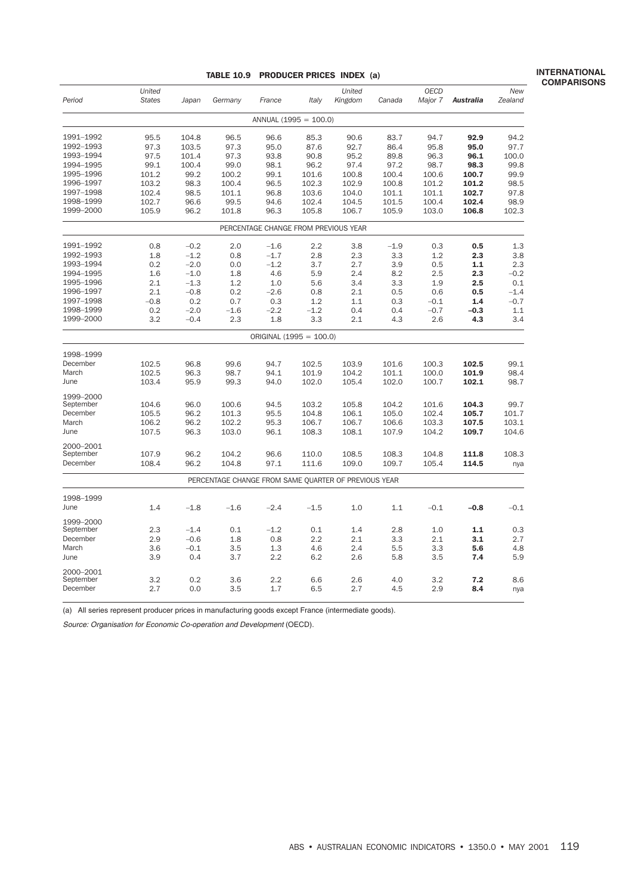**INTERNATIONAL COMPARISONS**

## TABLE 10.9 PRODUCER PRICES INDEX (a)

| Period | *United States* | *Japan* | *Germany* | *France* | *Italy* | *United Kingdom* | *Canada* | *OECD Major 7* | ***Australia*** | *New Zealand* |
|---|---|---|---|---|---|---|---|---|---|---|
| | | | | ANNUAL (1995 = 100.0) | | | | | | |
| 1991–1992 | 95.5 | 104.8 | 96.5 | 96.6 | 85.3 | 90.6 | 83.7 | 94.7 | **92.9** | 94.2 |
| 1992–1993 | 97.3 | 103.5 | 97.3 | 95.0 | 87.6 | 92.7 | 86.4 | 95.8 | **95.0** | 97.7 |
| 1993–1994 | 97.5 | 101.4 | 97.3 | 93.8 | 90.8 | 95.2 | 89.8 | 96.3 | **96.1** | 100.0 |
| 1994–1995 | 99.1 | 100.4 | 99.0 | 98.1 | 96.2 | 97.4 | 97.2 | 98.7 | **98.3** | 99.8 |
| 1995–1996 | 101.2 | 99.2 | 100.2 | 99.1 | 101.6 | 100.8 | 100.4 | 100.6 | **100.7** | 99.9 |
| 1996–1997 | 103.2 | 98.3 | 100.4 | 96.5 | 102.3 | 102.9 | 100.8 | 101.2 | **101.2** | 98.5 |
| 1997–1998 | 102.4 | 98.5 | 101.1 | 96.8 | 103.6 | 104.0 | 101.1 | 101.1 | **102.7** | 97.8 |
| 1998–1999 | 102.7 | 96.6 | 99.5 | 94.6 | 102.4 | 104.5 | 101.5 | 100.4 | **102.4** | 98.9 |
| 1999–2000 | 105.9 | 96.2 | 101.8 | 96.3 | 105.8 | 106.7 | 105.9 | 103.0 | **106.8** | 102.3 |
| | | | | PERCENTAGE CHANGE FROM PREVIOUS YEAR | | | | | | |
| 1991–1992 | 0.8 | –0.2 | 2.0 | –1.6 | 2.2 | 3.8 | –1.9 | 0.3 | **0.5** | 1.3 |
| 1992–1993 | 1.8 | –1.2 | 0.8 | –1.7 | 2.8 | 2.3 | 3.3 | 1.2 | **2.3** | 3.8 |
| 1993–1994 | 0.2 | –2.0 | 0.0 | –1.2 | 3.7 | 2.7 | 3.9 | 0.5 | **1.1** | 2.3 |
| 1994–1995 | 1.6 | –1.0 | 1.8 | 4.6 | 5.9 | 2.4 | 8.2 | 2.5 | **2.3** | –0.2 |
| 1995–1996 | 2.1 | –1.3 | 1.2 | 1.0 | 5.6 | 3.4 | 3.3 | 1.9 | **2.5** | 0.1 |
| 1996–1997 | 2.1 | –0.8 | 0.2 | –2.6 | 0.8 | 2.1 | 0.5 | 0.6 | **0.5** | –1.4 |
| 1997–1998 | –0.8 | 0.2 | 0.7 | 0.3 | 1.2 | 1.1 | 0.3 | –0.1 | **1.4** | –0.7 |
| 1998–1999 | 0.2 | –2.0 | –1.6 | –2.2 | –1.2 | 0.4 | 0.4 | –0.7 | **–0.3** | 1.1 |
| 1999–2000 | 3.2 | –0.4 | 2.3 | 1.8 | 3.3 | 2.1 | 4.3 | 2.6 | **4.3** | 3.4 |
| | | | | ORIGINAL (1995 = 100.0) | | | | | | |
| 1998–1999 | | | | | | | | | | |
| December | 102.5 | 96.8 | 99.6 | 94.7 | 102.5 | 103.9 | 101.6 | 100.3 | **102.5** | 99.1 |
| March | 102.5 | 96.3 | 98.7 | 94.1 | 101.9 | 104.2 | 101.1 | 100.0 | **101.9** | 98.4 |
| June | 103.4 | 95.9 | 99.3 | 94.0 | 102.0 | 105.4 | 102.0 | 100.7 | **102.1** | 98.7 |
| 1999–2000 | | | | | | | | | | |
| September | 104.6 | 96.0 | 100.6 | 94.5 | 103.2 | 105.8 | 104.2 | 101.6 | **104.3** | 99.7 |
| December | 105.5 | 96.2 | 101.3 | 95.5 | 104.8 | 106.1 | 105.0 | 102.4 | **105.7** | 101.7 |
| March | 106.2 | 96.2 | 102.2 | 95.3 | 106.7 | 106.7 | 106.6 | 103.3 | **107.5** | 103.1 |
| June | 107.5 | 96.3 | 103.0 | 96.1 | 108.3 | 108.1 | 107.9 | 104.2 | **109.7** | 104.6 |
| 2000–2001 | | | | | | | | | | |
| September | 107.9 | 96.2 | 104.2 | 96.6 | 110.0 | 108.5 | 108.3 | 104.8 | **111.8** | 108.3 |
| December | 108.4 | 96.2 | 104.8 | 97.1 | 111.6 | 109.0 | 109.7 | 105.4 | **114.5** | nya |
| | | | | PERCENTAGE CHANGE FROM SAME QUARTER OF PREVIOUS YEAR | | | | | | |
| 1998–1999 | | | | | | | | | | |
| June | 1.4 | –1.8 | –1.6 | –2.4 | –1.5 | 1.0 | 1.1 | –0.1 | **–0.8** | –0.1 |
| 1999–2000 | | | | | | | | | | |
| September | 2.3 | –1.4 | 0.1 | –1.2 | 0.1 | 1.4 | 2.8 | 1.0 | **1.1** | 0.3 |
| December | 2.9 | –0.6 | 1.8 | 0.8 | 2.2 | 2.1 | 3.3 | 2.1 | **3.1** | 2.7 |
| March | 3.6 | –0.1 | 3.5 | 1.3 | 4.6 | 2.4 | 5.5 | 3.3 | **5.6** | 4.8 |
| June | 3.9 | 0.4 | 3.7 | 2.2 | 6.2 | 2.6 | 5.8 | 3.5 | **7.4** | 5.9 |
| 2000–2001 | | | | | | | | | | |
| September | 3.2 | 0.2 | 3.6 | 2.2 | 6.6 | 2.6 | 4.0 | 3.2 | **7.2** | 8.6 |
| December | 2.7 | 0.0 | 3.5 | 1.7 | 6.5 | 2.7 | 4.5 | 2.9 | **8.4** | nya |

(a) All series represent producer prices in manufacturing goods except France (intermediate goods).

*Source: Organisation for Economic Co-operation and Development* (OECD).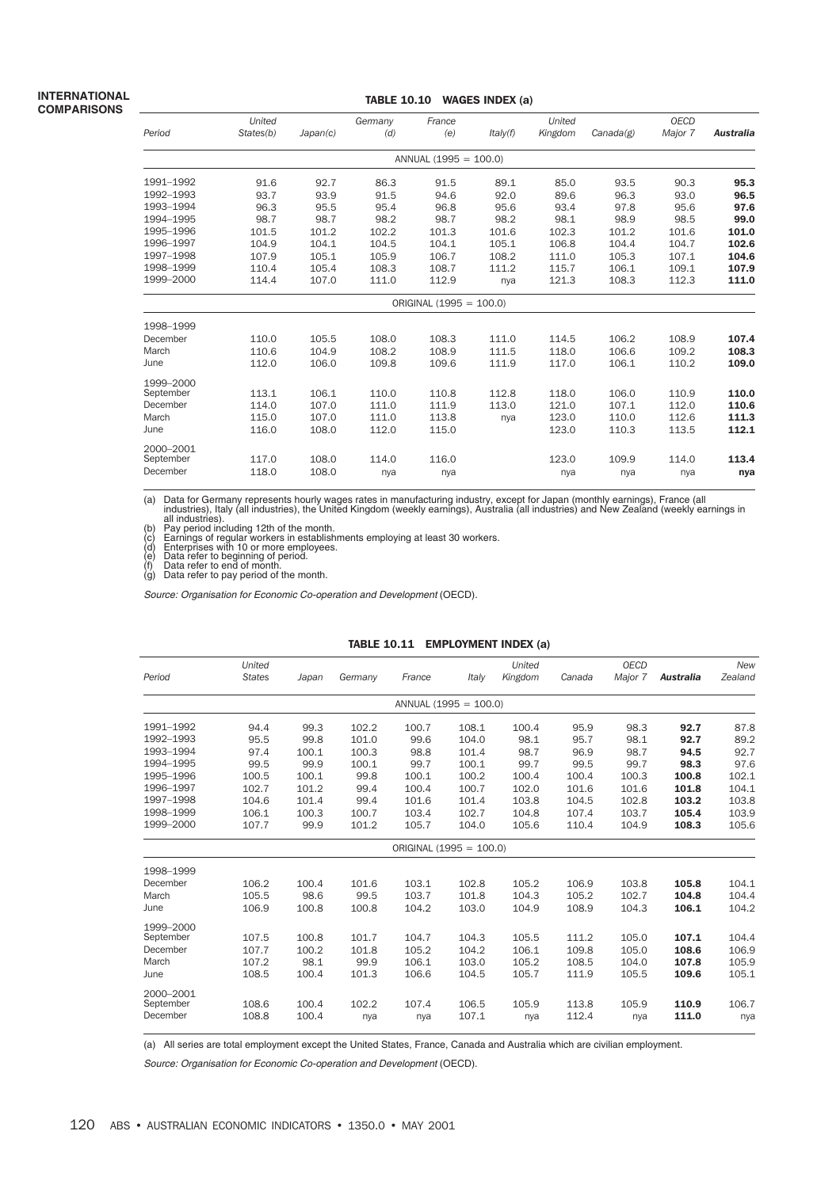**INTERNATIONAL COMPARISONS**

## TABLE 10.10 WAGES INDEX (a)

| Period | United States(b) | Japan(c) | Germany (d) | France (e) | Italy(f) | United Kingdom | Canada(g) | OECD Major 7 | **Australia** |
|---|---|---|---|---|---|---|---|---|---|
| | | | | ANNUAL (1995 = 100.0) | | | | | |
| 1991–1992 | 91.6 | 92.7 | 86.3 | 91.5 | 89.1 | 85.0 | 93.5 | 90.3 | **95.3** |
| 1992–1993 | 93.7 | 93.9 | 91.5 | 94.6 | 92.0 | 89.6 | 96.3 | 93.0 | **96.5** |
| 1993–1994 | 96.3 | 95.5 | 95.4 | 96.8 | 95.6 | 93.4 | 97.8 | 95.6 | **97.6** |
| 1994–1995 | 98.7 | 98.7 | 98.2 | 98.7 | 98.2 | 98.1 | 98.9 | 98.5 | **99.0** |
| 1995–1996 | 101.5 | 101.2 | 102.2 | 101.3 | 101.6 | 102.3 | 101.2 | 101.6 | **101.0** |
| 1996–1997 | 104.9 | 104.1 | 104.5 | 104.1 | 105.1 | 106.8 | 104.4 | 104.7 | **102.6** |
| 1997–1998 | 107.9 | 105.1 | 105.9 | 106.7 | 108.2 | 111.0 | 105.3 | 107.1 | **104.6** |
| 1998–1999 | 110.4 | 105.4 | 108.3 | 108.7 | 111.2 | 115.7 | 106.1 | 109.1 | **107.9** |
| 1999–2000 | 114.4 | 107.0 | 111.0 | 112.9 | nya | 121.3 | 108.3 | 112.3 | **111.0** |
| | | | | ORIGINAL (1995 = 100.0) | | | | | |
| 1998–1999 | | | | | | | | | |
| December | 110.0 | 105.5 | 108.0 | 108.3 | 111.0 | 114.5 | 106.2 | 108.9 | **107.4** |
| March | 110.6 | 104.9 | 108.2 | 108.9 | 111.5 | 118.0 | 106.6 | 109.2 | **108.3** |
| June | 112.0 | 106.0 | 109.8 | 109.6 | 111.9 | 117.0 | 106.1 | 110.2 | **109.0** |
| 1999–2000 | | | | | | | | | |
| September | 113.1 | 106.1 | 110.0 | 110.8 | 112.8 | 118.0 | 106.0 | 110.9 | **110.0** |
| December | 114.0 | 107.0 | 111.0 | 111.9 | 113.0 | 121.0 | 107.1 | 112.0 | **110.6** |
| March | 115.0 | 107.0 | 111.0 | 113.8 | nya | 123.0 | 110.0 | 112.6 | **111.3** |
| June | 116.0 | 108.0 | 112.0 | 115.0 | | 123.0 | 110.3 | 113.5 | **112.1** |
| 2000–2001 | | | | | | | | | |
| September | 117.0 | 108.0 | 114.0 | 116.0 | | 123.0 | 109.9 | 114.0 | **113.4** |
| December | 118.0 | 108.0 | nya | nya | | nya | nya | nya | **nya** |

(a) Data for Germany represents hourly wages rates in manufacturing industry, except for Japan (monthly earnings), France (all industries), Italy (all industries), the United Kingdom (weekly earnings), Australia (all industries) and New Zealand (weekly earnings in all industries).
(b) Pay period including 12th of the month.
(c) Earnings of regular workers in establishments employing at least 30 workers.
(d) Enterprises with 10 or more employees.
(e) Data refer to beginning of period.
(f) Data refer to end of month.
(g) Data refer to pay period of the month.

*Source: Organisation for Economic Co-operation and Development* (OECD).

## TABLE 10.11 EMPLOYMENT INDEX (a)

| Period | United States | Japan | Germany | France | Italy | United Kingdom | Canada | OECD Major 7 | **Australia** | New Zealand |
|---|---|---|---|---|---|---|---|---|---|---|
| | | | | ANNUAL (1995 = 100.0) | | | | | | |
| 1991–1992 | 94.4 | 99.3 | 102.2 | 100.7 | 108.1 | 100.4 | 95.9 | 98.3 | **92.7** | 87.8 |
| 1992–1993 | 95.5 | 99.8 | 101.0 | 99.6 | 104.0 | 98.1 | 95.7 | 98.1 | **92.7** | 89.2 |
| 1993–1994 | 97.4 | 100.1 | 100.3 | 98.8 | 101.4 | 98.7 | 96.9 | 98.7 | **94.5** | 92.7 |
| 1994–1995 | 99.5 | 99.9 | 100.1 | 99.7 | 100.1 | 99.7 | 99.5 | 99.7 | **98.3** | 97.6 |
| 1995–1996 | 100.5 | 100.1 | 99.8 | 100.1 | 100.2 | 100.4 | 100.4 | 100.3 | **100.8** | 102.1 |
| 1996–1997 | 102.7 | 101.2 | 99.4 | 100.4 | 100.7 | 102.0 | 101.6 | 101.6 | **101.8** | 104.1 |
| 1997–1998 | 104.6 | 101.4 | 99.4 | 101.6 | 101.4 | 103.8 | 104.5 | 102.8 | **103.2** | 103.8 |
| 1998–1999 | 106.1 | 100.3 | 100.7 | 103.4 | 102.7 | 104.8 | 107.4 | 103.7 | **105.4** | 103.9 |
| 1999–2000 | 107.7 | 99.9 | 101.2 | 105.7 | 104.0 | 105.6 | 110.4 | 104.9 | **108.3** | 105.6 |
| | | | | ORIGINAL (1995 = 100.0) | | | | | | |
| 1998–1999 | | | | | | | | | | |
| December | 106.2 | 100.4 | 101.6 | 103.1 | 102.8 | 105.2 | 106.9 | 103.8 | **105.8** | 104.1 |
| March | 105.5 | 98.6 | 99.5 | 103.7 | 101.8 | 104.3 | 105.2 | 102.7 | **104.8** | 104.4 |
| June | 106.9 | 100.8 | 100.8 | 104.2 | 103.0 | 104.9 | 108.9 | 104.3 | **106.1** | 104.2 |
| 1999–2000 | | | | | | | | | | |
| September | 107.5 | 100.8 | 101.7 | 104.7 | 104.3 | 105.5 | 111.2 | 105.0 | **107.1** | 104.4 |
| December | 107.7 | 100.2 | 101.8 | 105.2 | 104.2 | 106.1 | 109.8 | 105.0 | **108.6** | 106.9 |
| March | 107.2 | 98.1 | 99.9 | 106.1 | 103.0 | 105.2 | 108.5 | 104.0 | **107.8** | 105.9 |
| June | 108.5 | 100.4 | 101.3 | 106.6 | 104.5 | 105.7 | 111.9 | 105.5 | **109.6** | 105.1 |
| 2000–2001 | | | | | | | | | | |
| September | 108.6 | 100.4 | 102.2 | 107.4 | 106.5 | 105.9 | 113.8 | 105.9 | **110.9** | 106.7 |
| December | 108.8 | 100.4 | nya | nya | 107.1 | nya | 112.4 | nya | **111.0** | nya |

(a) All series are total employment except the United States, France, Canada and Australia which are civilian employment.

*Source: Organisation for Economic Co-operation and Development* (OECD).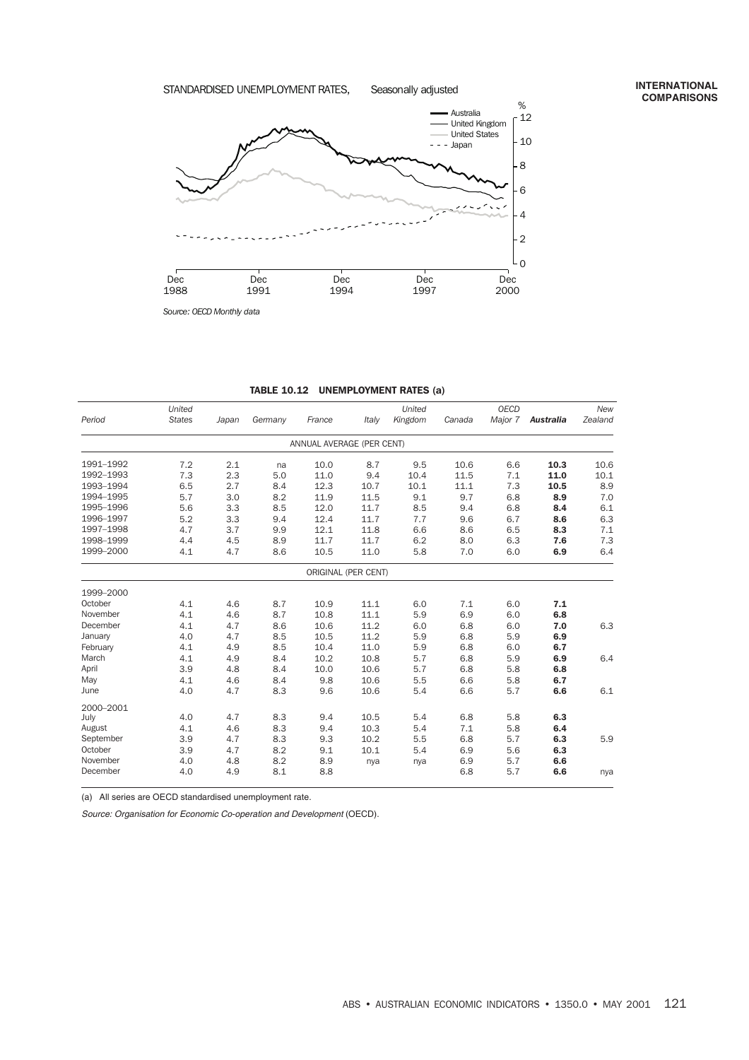**INTERNATIONAL COMPARISONS**

STANDARDISED UNEMPLOYMENT RATES, Seasonally adjusted

Australia
United Kingdom
United States
Japan

%
12
10
8
6
4
2
0

Dec 1988
Dec 1991
Dec 1994
Dec 1997
Dec 2000

*Source: OECD Monthly data*

**TABLE 10.12 UNEMPLOYMENT RATES (a)**

| *Period* | *United States* | *Japan* | *Germany* | *France* | *Italy* | *United Kingdom* | *Canada* | *OECD Major 7* | ***Australia*** | *New Zealand* |
|---|---|---|---|---|---|---|---|---|---|---|
| | | | | ANNUAL AVERAGE (PER CENT) | | | | | | |
| 1991–1992 | 7.2 | 2.1 | na | 10.0 | 8.7 | 9.5 | 10.6 | 6.6 | **10.3** | 10.6 |
| 1992–1993 | 7.3 | 2.3 | 5.0 | 11.0 | 9.4 | 10.4 | 11.5 | 7.1 | **11.0** | 10.1 |
| 1993–1994 | 6.5 | 2.7 | 8.4 | 12.3 | 10.7 | 10.1 | 11.1 | 7.3 | **10.5** | 8.9 |
| 1994–1995 | 5.7 | 3.0 | 8.2 | 11.9 | 11.5 | 9.1 | 9.7 | 6.8 | **8.9** | 7.0 |
| 1995–1996 | 5.6 | 3.3 | 8.5 | 12.0 | 11.7 | 8.5 | 9.4 | 6.8 | **8.4** | 6.1 |
| 1996–1997 | 5.2 | 3.3 | 9.4 | 12.4 | 11.7 | 7.7 | 9.6 | 6.7 | **8.6** | 6.3 |
| 1997–1998 | 4.7 | 3.7 | 9.9 | 12.1 | 11.8 | 6.6 | 8.6 | 6.5 | **8.3** | 7.1 |
| 1998–1999 | 4.4 | 4.5 | 8.9 | 11.7 | 11.7 | 6.2 | 8.0 | 6.3 | **7.6** | 7.3 |
| 1999–2000 | 4.1 | 4.7 | 8.6 | 10.5 | 11.0 | 5.8 | 7.0 | 6.0 | **6.9** | 6.4 |
| | | | | ORIGINAL (PER CENT) | | | | | | |
| 1999–2000 | | | | | | | | | | |
| October | 4.1 | 4.6 | 8.7 | 10.9 | 11.1 | 6.0 | 7.1 | 6.0 | **7.1** | |
| November | 4.1 | 4.6 | 8.7 | 10.8 | 11.1 | 5.9 | 6.9 | 6.0 | **6.8** | |
| December | 4.1 | 4.7 | 8.6 | 10.6 | 11.2 | 6.0 | 6.8 | 6.0 | **7.0** | 6.3 |
| January | 4.0 | 4.7 | 8.5 | 10.5 | 11.2 | 5.9 | 6.8 | 5.9 | **6.9** | |
| February | 4.1 | 4.9 | 8.5 | 10.4 | 11.0 | 5.9 | 6.8 | 6.0 | **6.7** | |
| March | 4.1 | 4.9 | 8.4 | 10.2 | 10.8 | 5.7 | 6.8 | 5.9 | **6.9** | 6.4 |
| April | 3.9 | 4.8 | 8.4 | 10.0 | 10.6 | 5.7 | 6.8 | 5.8 | **6.8** | |
| May | 4.1 | 4.6 | 8.4 | 9.8 | 10.6 | 5.5 | 6.6 | 5.8 | **6.7** | |
| June | 4.0 | 4.7 | 8.3 | 9.6 | 10.6 | 5.4 | 6.6 | 5.7 | **6.6** | 6.1 |
| 2000–2001 | | | | | | | | | | |
| July | 4.0 | 4.7 | 8.3 | 9.4 | 10.5 | 5.4 | 6.8 | 5.8 | **6.3** | |
| August | 4.1 | 4.6 | 8.3 | 9.4 | 10.3 | 5.4 | 7.1 | 5.8 | **6.4** | |
| September | 3.9 | 4.7 | 8.3 | 9.3 | 10.2 | 5.5 | 6.8 | 5.7 | **6.3** | 5.9 |
| October | 3.9 | 4.7 | 8.2 | 9.1 | 10.1 | 5.4 | 6.9 | 5.6 | **6.3** | |
| November | 4.0 | 4.8 | 8.2 | 8.9 | nya | nya | 6.9 | 5.7 | **6.6** | |
| December | 4.0 | 4.9 | 8.1 | 8.8 | | | 6.8 | 5.7 | **6.6** | nya |

(a) All series are OECD standardised unemployment rate.

*Source: Organisation for Economic Co-operation and Development* (OECD).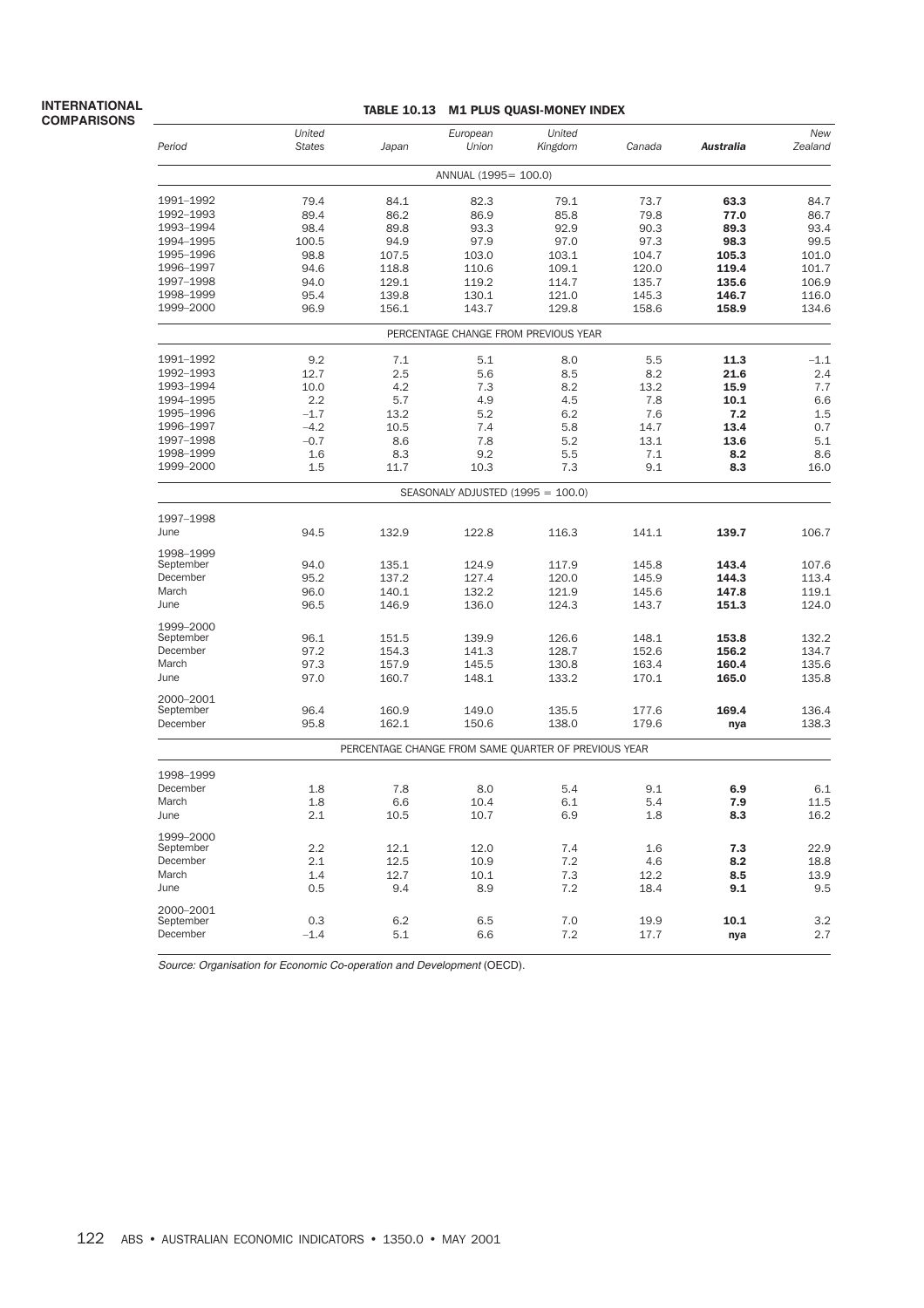**INTERNATIONAL COMPARISONS**

## TABLE 10.13 M1 PLUS QUASI-MONEY INDEX

| *Period* | *United States* | *Japan* | *European Union* | *United Kingdom* | *Canada* | ***Australia*** | *New Zealand* |
|---|---|---|---|---|---|---|---|
| | | | ANNUAL (1995= 100.0) | | | | |
| 1991–1992 | 79.4 | 84.1 | 82.3 | 79.1 | 73.7 | **63.3** | 84.7 |
| 1992–1993 | 89.4 | 86.2 | 86.9 | 85.8 | 79.8 | **77.0** | 86.7 |
| 1993–1994 | 98.4 | 89.8 | 93.3 | 92.9 | 90.3 | **89.3** | 93.4 |
| 1994–1995 | 100.5 | 94.9 | 97.9 | 97.0 | 97.3 | **98.3** | 99.5 |
| 1995–1996 | 98.8 | 107.5 | 103.0 | 103.1 | 104.7 | **105.3** | 101.0 |
| 1996–1997 | 94.6 | 118.8 | 110.6 | 109.1 | 120.0 | **119.4** | 101.7 |
| 1997–1998 | 94.0 | 129.1 | 119.2 | 114.7 | 135.7 | **135.6** | 106.9 |
| 1998–1999 | 95.4 | 139.8 | 130.1 | 121.0 | 145.3 | **146.7** | 116.0 |
| 1999–2000 | 96.9 | 156.1 | 143.7 | 129.8 | 158.6 | **158.9** | 134.6 |
| | | | PERCENTAGE CHANGE FROM PREVIOUS YEAR | | | | |
| 1991–1992 | 9.2 | 7.1 | 5.1 | 8.0 | 5.5 | **11.3** | –1.1 |
| 1992–1993 | 12.7 | 2.5 | 5.6 | 8.5 | 8.2 | **21.6** | 2.4 |
| 1993–1994 | 10.0 | 4.2 | 7.3 | 8.2 | 13.2 | **15.9** | 7.7 |
| 1994–1995 | 2.2 | 5.7 | 4.9 | 4.5 | 7.8 | **10.1** | 6.6 |
| 1995–1996 | –1.7 | 13.2 | 5.2 | 6.2 | 7.6 | **7.2** | 1.5 |
| 1996–1997 | –4.2 | 10.5 | 7.4 | 5.8 | 14.7 | **13.4** | 0.7 |
| 1997–1998 | –0.7 | 8.6 | 7.8 | 5.2 | 13.1 | **13.6** | 5.1 |
| 1998–1999 | 1.6 | 8.3 | 9.2 | 5.5 | 7.1 | **8.2** | 8.6 |
| 1999–2000 | 1.5 | 11.7 | 10.3 | 7.3 | 9.1 | **8.3** | 16.0 |
| | | | SEASONALLY ADJUSTED (1995 = 100.0) | | | | |
| 1997–1998 | | | | | | | |
| June | 94.5 | 132.9 | 122.8 | 116.3 | 141.1 | **139.7** | 106.7 |
| 1998–1999 | | | | | | | |
| September | 94.0 | 135.1 | 124.9 | 117.9 | 145.8 | **143.4** | 107.6 |
| December | 95.2 | 137.2 | 127.4 | 120.0 | 145.9 | **144.3** | 113.4 |
| March | 96.0 | 140.1 | 132.2 | 121.9 | 145.6 | **147.8** | 119.1 |
| June | 96.5 | 146.9 | 136.0 | 124.3 | 143.7 | **151.3** | 124.0 |
| 1999–2000 | | | | | | | |
| September | 96.1 | 151.5 | 139.9 | 126.6 | 148.1 | **153.8** | 132.2 |
| December | 97.2 | 154.3 | 141.3 | 128.7 | 152.6 | **156.2** | 134.7 |
| March | 97.3 | 157.9 | 145.5 | 130.8 | 163.4 | **160.4** | 135.6 |
| June | 97.0 | 160.7 | 148.1 | 133.2 | 170.1 | **165.0** | 135.8 |
| 2000–2001 | | | | | | | |
| September | 96.4 | 160.9 | 149.0 | 135.5 | 177.6 | **169.4** | 136.4 |
| December | 95.8 | 162.1 | 150.6 | 138.0 | 179.6 | **nya** | 138.3 |
| | | | PERCENTAGE CHANGE FROM SAME QUARTER OF PREVIOUS YEAR | | | | |
| 1998–1999 | | | | | | | |
| December | 1.8 | 7.8 | 8.0 | 5.4 | 9.1 | **6.9** | 6.1 |
| March | 1.8 | 6.6 | 10.4 | 6.1 | 5.4 | **7.9** | 11.5 |
| June | 2.1 | 10.5 | 10.7 | 6.9 | 1.8 | **8.3** | 16.2 |
| 1999–2000 | | | | | | | |
| September | 2.2 | 12.1 | 12.0 | 7.4 | 1.6 | **7.3** | 22.9 |
| December | 2.1 | 12.5 | 10.9 | 7.2 | 4.6 | **8.2** | 18.8 |
| March | 1.4 | 12.7 | 10.1 | 7.3 | 12.2 | **8.5** | 13.9 |
| June | 0.5 | 9.4 | 8.9 | 7.2 | 18.4 | **9.1** | 9.5 |
| 2000–2001 | | | | | | | |
| September | 0.3 | 6.2 | 6.5 | 7.0 | 19.9 | **10.1** | 3.2 |
| December | –1.4 | 5.1 | 6.6 | 7.2 | 17.7 | **nya** | 2.7 |

*Source: Organisation for Economic Co-operation and Development* (OECD).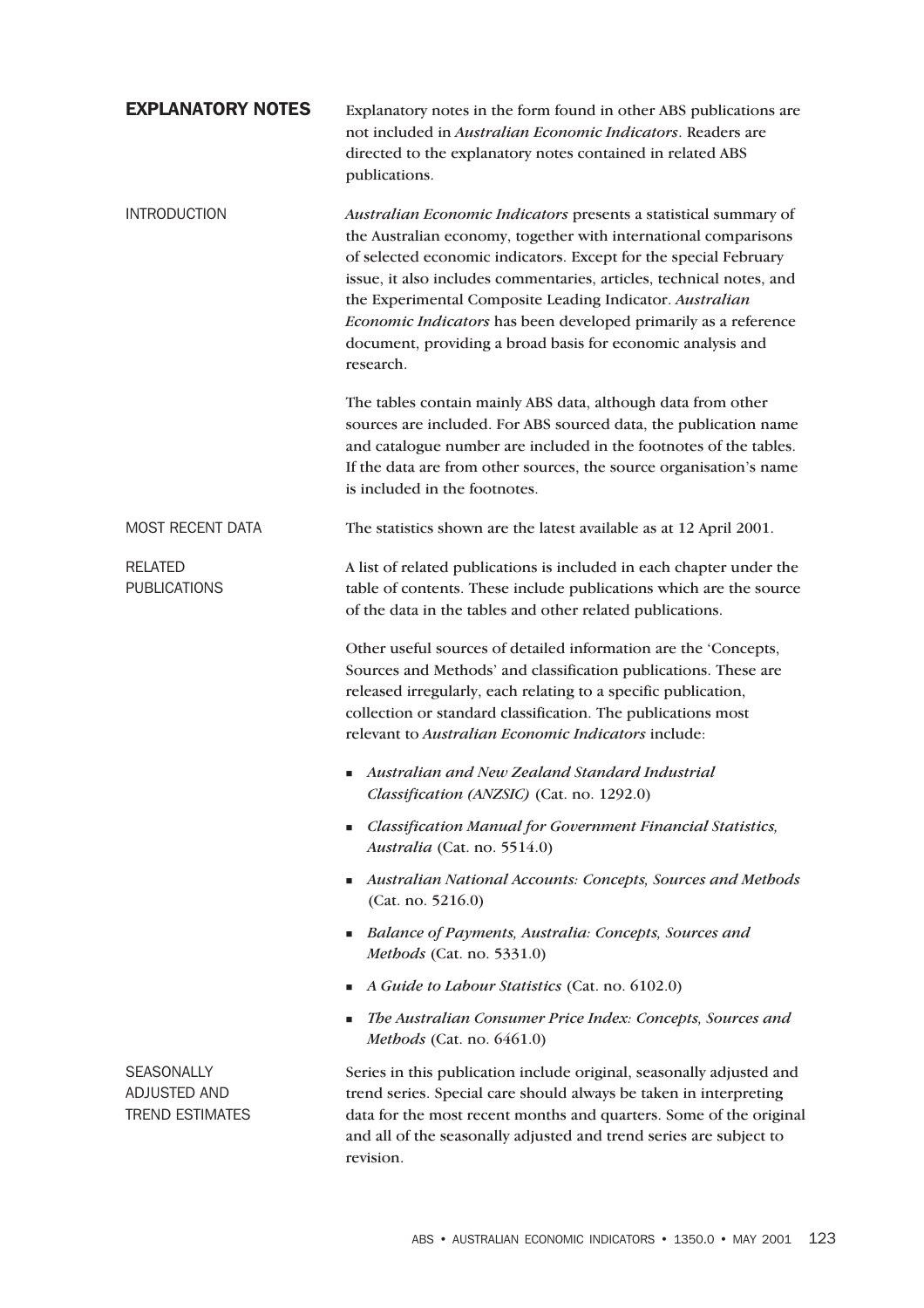## EXPLANATORY NOTES

Explanatory notes in the form found in other ABS publications are not included in *Australian Economic Indicators*. Readers are directed to the explanatory notes contained in related ABS publications.

### INTRODUCTION

*Australian Economic Indicators* presents a statistical summary of the Australian economy, together with international comparisons of selected economic indicators. Except for the special February issue, it also includes commentaries, articles, technical notes, and the Experimental Composite Leading Indicator. *Australian Economic Indicators* has been developed primarily as a reference document, providing a broad basis for economic analysis and research.

The tables contain mainly ABS data, although data from other sources are included. For ABS sourced data, the publication name and catalogue number are included in the footnotes of the tables. If the data are from other sources, the source organisation's name is included in the footnotes.

### MOST RECENT DATA

The statistics shown are the latest available as at 12 April 2001.

### RELATED PUBLICATIONS

A list of related publications is included in each chapter under the table of contents. These include publications which are the source of the data in the tables and other related publications.

Other useful sources of detailed information are the 'Concepts, Sources and Methods' and classification publications. These are released irregularly, each relating to a specific publication, collection or standard classification. The publications most relevant to *Australian Economic Indicators* include:

- *Australian and New Zealand Standard Industrial Classification (ANZSIC)* (Cat. no. 1292.0)
- *Classification Manual for Government Financial Statistics, Australia* (Cat. no. 5514.0)
- *Australian National Accounts: Concepts, Sources and Methods* (Cat. no. 5216.0)
- *Balance of Payments, Australia: Concepts, Sources and Methods* (Cat. no. 5331.0)
- *A Guide to Labour Statistics* (Cat. no. 6102.0)
- *The Australian Consumer Price Index: Concepts, Sources and Methods* (Cat. no. 6461.0)

### SEASONALLY ADJUSTED AND TREND ESTIMATES

Series in this publication include original, seasonally adjusted and trend series. Special care should always be taken in interpreting data for the most recent months and quarters. Some of the original and all of the seasonally adjusted and trend series are subject to revision.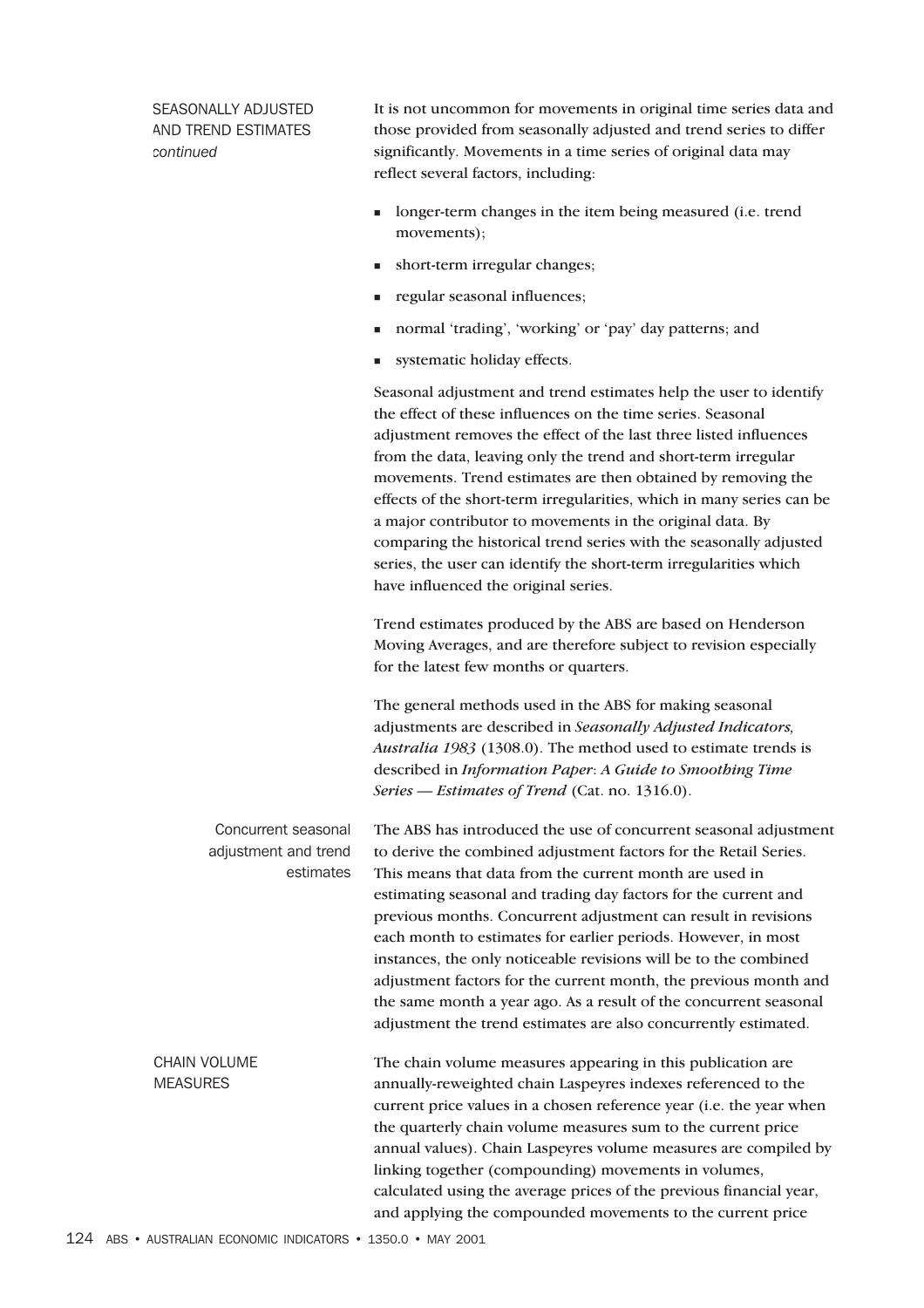## SEASONALLY ADJUSTED AND TREND ESTIMATES *continued*

It is not uncommon for movements in original time series data and those provided from seasonally adjusted and trend series to differ significantly. Movements in a time series of original data may reflect several factors, including:

- longer-term changes in the item being measured (i.e. trend movements);
- short-term irregular changes;
- regular seasonal influences;
- normal 'trading', 'working' or 'pay' day patterns; and
- systematic holiday effects.

Seasonal adjustment and trend estimates help the user to identify the effect of these influences on the time series. Seasonal adjustment removes the effect of the last three listed influences from the data, leaving only the trend and short-term irregular movements. Trend estimates are then obtained by removing the effects of the short-term irregularities, which in many series can be a major contributor to movements in the original data. By comparing the historical trend series with the seasonally adjusted series, the user can identify the short-term irregularities which have influenced the original series.

Trend estimates produced by the ABS are based on Henderson Moving Averages, and are therefore subject to revision especially for the latest few months or quarters.

The general methods used in the ABS for making seasonal adjustments are described in *Seasonally Adjusted Indicators, Australia 1983* (1308.0). The method used to estimate trends is described in *Information Paper*: *A Guide to Smoothing Time Series — Estimates of Trend* (Cat. no. 1316.0).

### Concurrent seasonal adjustment and trend estimates

The ABS has introduced the use of concurrent seasonal adjustment to derive the combined adjustment factors for the Retail Series. This means that data from the current month are used in estimating seasonal and trading day factors for the current and previous months. Concurrent adjustment can result in revisions each month to estimates for earlier periods. However, in most instances, the only noticeable revisions will be to the combined adjustment factors for the current month, the previous month and the same month a year ago. As a result of the concurrent seasonal adjustment the trend estimates are also concurrently estimated.

## CHAIN VOLUME MEASURES

The chain volume measures appearing in this publication are annually-reweighted chain Laspeyres indexes referenced to the current price values in a chosen reference year (i.e. the year when the quarterly chain volume measures sum to the current price annual values). Chain Laspeyres volume measures are compiled by linking together (compounding) movements in volumes, calculated using the average prices of the previous financial year, and applying the compounded movements to the current price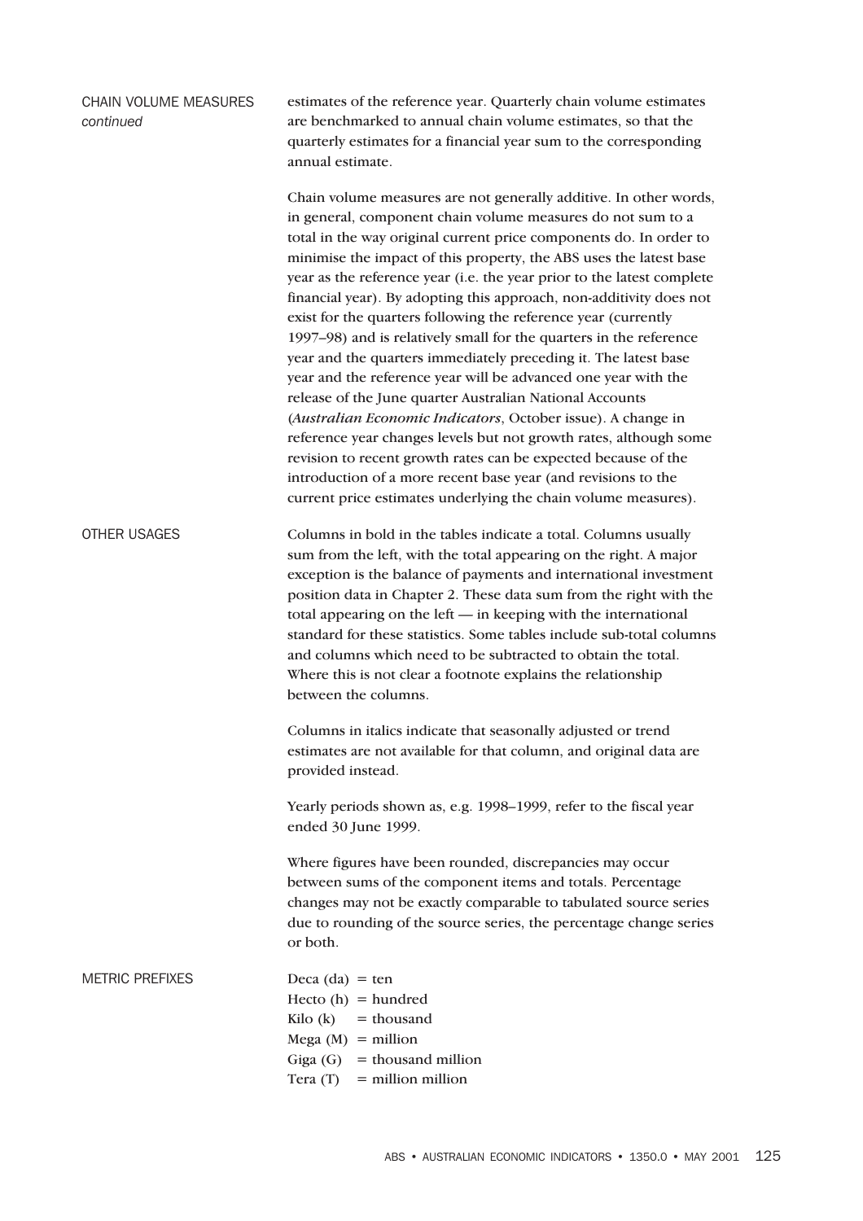## CHAIN VOLUME MEASURES *continued*

estimates of the reference year. Quarterly chain volume estimates are benchmarked to annual chain volume estimates, so that the quarterly estimates for a financial year sum to the corresponding annual estimate.

Chain volume measures are not generally additive. In other words, in general, component chain volume measures do not sum to a total in the way original current price components do. In order to minimise the impact of this property, the ABS uses the latest base year as the reference year (i.e. the year prior to the latest complete financial year). By adopting this approach, non-additivity does not exist for the quarters following the reference year (currently 1997–98) and is relatively small for the quarters in the reference year and the quarters immediately preceding it. The latest base year and the reference year will be advanced one year with the release of the June quarter Australian National Accounts (*Australian Economic Indicators*, October issue). A change in reference year changes levels but not growth rates, although some revision to recent growth rates can be expected because of the introduction of a more recent base year (and revisions to the current price estimates underlying the chain volume measures).

## OTHER USAGES

Columns in bold in the tables indicate a total. Columns usually sum from the left, with the total appearing on the right. A major exception is the balance of payments and international investment position data in Chapter 2. These data sum from the right with the total appearing on the left — in keeping with the international standard for these statistics. Some tables include sub-total columns and columns which need to be subtracted to obtain the total. Where this is not clear a footnote explains the relationship between the columns.

Columns in italics indicate that seasonally adjusted or trend estimates are not available for that column, and original data are provided instead.

Yearly periods shown as, e.g. 1998–1999, refer to the fiscal year ended 30 June 1999.

Where figures have been rounded, discrepancies may occur between sums of the component items and totals. Percentage changes may not be exactly comparable to tabulated source series due to rounding of the source series, the percentage change series or both.

## METRIC PREFIXES

Deca (da) = ten
Hecto (h) = hundred
Kilo (k) = thousand
Mega (M) = million
Giga (G) = thousand million
Tera (T) = million million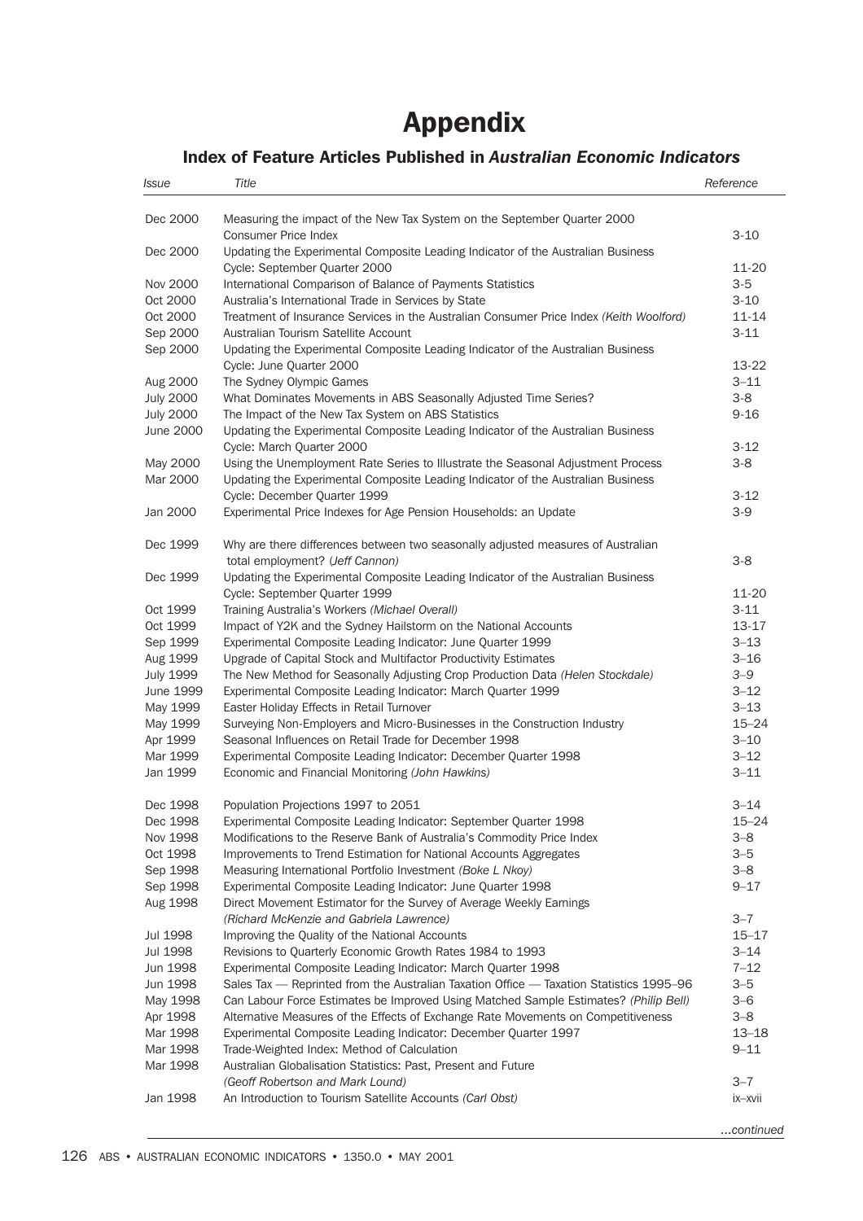# Appendix

## Index of Feature Articles Published in *Australian Economic Indicators*

| *Issue* | *Title* | *Reference* |
|---|---|---|
| Dec 2000 | Measuring the impact of the New Tax System on the September Quarter 2000 Consumer Price Index | 3-10 |
| Dec 2000 | Updating the Experimental Composite Leading Indicator of the Australian Business Cycle: September Quarter 2000 | 11-20 |
| Nov 2000 | International Comparison of Balance of Payments Statistics | 3-5 |
| Oct 2000 | Australia's International Trade in Services by State | 3-10 |
| Oct 2000 | Treatment of Insurance Services in the Australian Consumer Price Index *(Keith Woolford)* | 11-14 |
| Sep 2000 | Australian Tourism Satellite Account | 3-11 |
| Sep 2000 | Updating the Experimental Composite Leading Indicator of the Australian Business Cycle: June Quarter 2000 | 13-22 |
| Aug 2000 | The Sydney Olympic Games | 3–11 |
| July 2000 | What Dominates Movements in ABS Seasonally Adjusted Time Series? | 3-8 |
| July 2000 | The Impact of the New Tax System on ABS Statistics | 9-16 |
| June 2000 | Updating the Experimental Composite Leading Indicator of the Australian Business Cycle: March Quarter 2000 | 3-12 |
| May 2000 | Using the Unemployment Rate Series to Illustrate the Seasonal Adjustment Process | 3-8 |
| Mar 2000 | Updating the Experimental Composite Leading Indicator of the Australian Business Cycle: December Quarter 1999 | 3-12 |
| Jan 2000 | Experimental Price Indexes for Age Pension Households: an Update | 3-9 |
| Dec 1999 | Why are there differences between two seasonally adjusted measures of Australian total employment? *(Jeff Cannon)* | 3-8 |
| Dec 1999 | Updating the Experimental Composite Leading Indicator of the Australian Business Cycle: September Quarter 1999 | 11-20 |
| Oct 1999 | Training Australia's Workers *(Michael Overall)* | 3-11 |
| Oct 1999 | Impact of Y2K and the Sydney Hailstorm on the National Accounts | 13-17 |
| Sep 1999 | Experimental Composite Leading Indicator: June Quarter 1999 | 3–13 |
| Aug 1999 | Upgrade of Capital Stock and Multifactor Productivity Estimates | 3–16 |
| July 1999 | The New Method for Seasonally Adjusting Crop Production Data *(Helen Stockdale)* | 3–9 |
| June 1999 | Experimental Composite Leading Indicator: March Quarter 1999 | 3–12 |
| May 1999 | Easter Holiday Effects in Retail Turnover | 3–13 |
| May 1999 | Surveying Non-Employers and Micro-Businesses in the Construction Industry | 15–24 |
| Apr 1999 | Seasonal Influences on Retail Trade for December 1998 | 3–10 |
| Mar 1999 | Experimental Composite Leading Indicator: December Quarter 1998 | 3–12 |
| Jan 1999 | Economic and Financial Monitoring *(John Hawkins)* | 3–11 |
| Dec 1998 | Population Projections 1997 to 2051 | 3–14 |
| Dec 1998 | Experimental Composite Leading Indicator: September Quarter 1998 | 15–24 |
| Nov 1998 | Modifications to the Reserve Bank of Australia's Commodity Price Index | 3–8 |
| Oct 1998 | Improvements to Trend Estimation for National Accounts Aggregates | 3–5 |
| Sep 1998 | Measuring International Portfolio Investment *(Boke L Nkoy)* | 3–8 |
| Sep 1998 | Experimental Composite Leading Indicator: June Quarter 1998 | 9–17 |
| Aug 1998 | Direct Movement Estimator for the Survey of Average Weekly Earnings *(Richard McKenzie and Gabriela Lawrence)* | 3–7 |
| Jul 1998 | Improving the Quality of the National Accounts | 15–17 |
| Jul 1998 | Revisions to Quarterly Economic Growth Rates 1984 to 1993 | 3–14 |
| Jun 1998 | Experimental Composite Leading Indicator: March Quarter 1998 | 7–12 |
| Jun 1998 | Sales Tax — Reprinted from the Australian Taxation Office — Taxation Statistics 1995–96 | 3–5 |
| May 1998 | Can Labour Force Estimates be Improved Using Matched Sample Estimates? *(Philip Bell)* | 3–6 |
| Apr 1998 | Alternative Measures of the Effects of Exchange Rate Movements on Competitiveness | 3–8 |
| Mar 1998 | Experimental Composite Leading Indicator: December Quarter 1997 | 13–18 |
| Mar 1998 | Trade-Weighted Index: Method of Calculation | 9–11 |
| Mar 1998 | Australian Globalisation Statistics: Past, Present and Future *(Geoff Robertson and Mark Lound)* | 3–7 |
| Jan 1998 | An Introduction to Tourism Satellite Accounts *(Carl Obst)* | ix–xvii |

*...continued*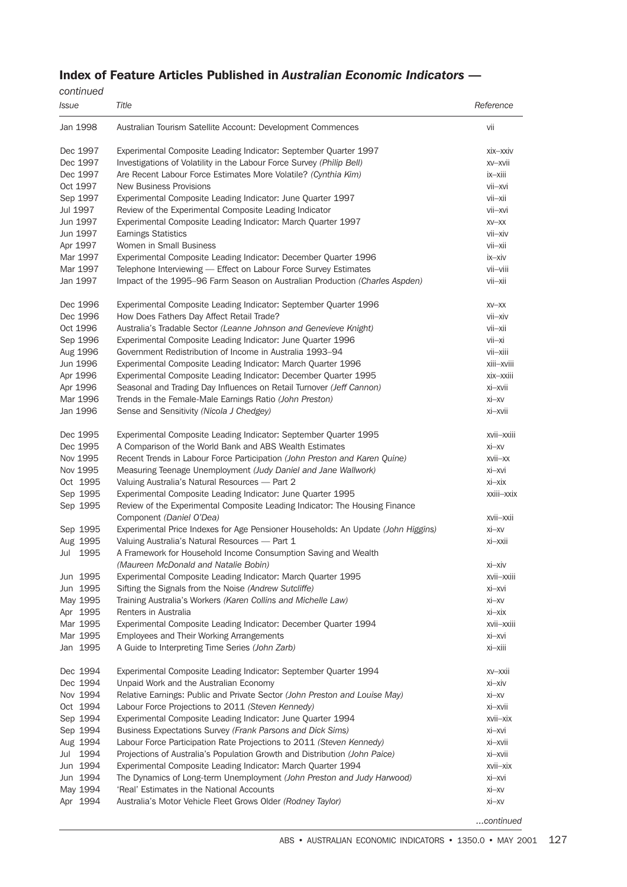## Index of Feature Articles Published in *Australian Economic Indicators* — *continued*

| Issue | Title | Reference |
|---|---|---|
| Jan 1998 | Australian Tourism Satellite Account: Development Commences | vii |
| Dec 1997 | Experimental Composite Leading Indicator: September Quarter 1997 | xix–xxiv |
| Dec 1997 | Investigations of Volatility in the Labour Force Survey *(Philip Bell)* | xv–xvii |
| Dec 1997 | Are Recent Labour Force Estimates More Volatile? *(Cynthia Kim)* | ix–xiii |
| Oct 1997 | New Business Provisions | vii–xvi |
| Sep 1997 | Experimental Composite Leading Indicator: June Quarter 1997 | vii–xii |
| Jul 1997 | Review of the Experimental Composite Leading Indicator | vii–xvi |
| Jun 1997 | Experimental Composite Leading Indicator: March Quarter 1997 | xv–xx |
| Jun 1997 | Earnings Statistics | vii–xiv |
| Apr 1997 | Women in Small Business | vii–xii |
| Mar 1997 | Experimental Composite Leading Indicator: December Quarter 1996 | ix–xiv |
| Mar 1997 | Telephone Interviewing — Effect on Labour Force Survey Estimates | vii–viii |
| Jan 1997 | Impact of the 1995–96 Farm Season on Australian Production *(Charles Aspden)* | vii–xii |
| Dec 1996 | Experimental Composite Leading Indicator: September Quarter 1996 | xv–xx |
| Dec 1996 | How Does Fathers Day Affect Retail Trade? | vii–xiv |
| Oct 1996 | Australia's Tradable Sector *(Leanne Johnson and Genevieve Knight)* | vii–xii |
| Sep 1996 | Experimental Composite Leading Indicator: June Quarter 1996 | vii–xi |
| Aug 1996 | Government Redistribution of Income in Australia 1993–94 | vii–xiii |
| Jun 1996 | Experimental Composite Leading Indicator: March Quarter 1996 | xiii–xviii |
| Apr 1996 | Experimental Composite Leading Indicator: December Quarter 1995 | xix–xxiii |
| Apr 1996 | Seasonal and Trading Day Influences on Retail Turnover *(Jeff Cannon)* | xi–xvii |
| Mar 1996 | Trends in the Female-Male Earnings Ratio *(John Preston)* | xi–xv |
| Jan 1996 | Sense and Sensitivity *(Nicola J Chedgey)* | xi–xvii |
| Dec 1995 | Experimental Composite Leading Indicator: September Quarter 1995 | xvii–xxiii |
| Dec 1995 | A Comparison of the World Bank and ABS Wealth Estimates | xi–xv |
| Nov 1995 | Recent Trends in Labour Force Participation *(John Preston and Karen Quine)* | xvii–xx |
| Nov 1995 | Measuring Teenage Unemployment *(Judy Daniel and Jane Wallwork)* | xi–xvi |
| Oct 1995 | Valuing Australia's Natural Resources — Part 2 | xi–xix |
| Sep 1995 | Experimental Composite Leading Indicator: June Quarter 1995 | xxiii–xxix |
| Sep 1995 | Review of the Experimental Composite Leading Indicator: The Housing Finance Component *(Daniel O'Dea)* | xvii–xxii |
| Sep 1995 | Experimental Price Indexes for Age Pensioner Households: An Update *(John Higgins)* | xi–xv |
| Aug 1995 | Valuing Australia's Natural Resources — Part 1 | xi–xxii |
| Jul 1995 | A Framework for Household Income Consumption Saving and Wealth *(Maureen McDonald and Natalie Bobin)* | xi–xiv |
| Jun 1995 | Experimental Composite Leading Indicator: March Quarter 1995 | xvii–xxiii |
| Jun 1995 | Sifting the Signals from the Noise *(Andrew Sutcliffe)* | xi–xvi |
| May 1995 | Training Australia's Workers *(Karen Collins and Michelle Law)* | xi–xv |
| Apr 1995 | Renters in Australia | xi–xix |
| Mar 1995 | Experimental Composite Leading Indicator: December Quarter 1994 | xvii–xxiii |
| Mar 1995 | Employees and Their Working Arrangements | xi–xvi |
| Jan 1995 | A Guide to Interpreting Time Series *(John Zarb)* | xi–xiii |
| Dec 1994 | Experimental Composite Leading Indicator: September Quarter 1994 | xv–xxii |
| Dec 1994 | Unpaid Work and the Australian Economy | xi–xiv |
| Nov 1994 | Relative Earnings: Public and Private Sector *(John Preston and Louise May)* | xi–xv |
| Oct 1994 | Labour Force Projections to 2011 *(Steven Kennedy)* | xi–xvii |
| Sep 1994 | Experimental Composite Leading Indicator: June Quarter 1994 | xvii–xix |
| Sep 1994 | Business Expectations Survey *(Frank Parsons and Dick Sims)* | xi–xvi |
| Aug 1994 | Labour Force Participation Rate Projections to 2011 *(Steven Kennedy)* | xi–xvii |
| Jul 1994 | Projections of Australia's Population Growth and Distribution *(John Paice)* | xi–xvii |
| Jun 1994 | Experimental Composite Leading Indicator: March Quarter 1994 | xvii–xix |
| Jun 1994 | The Dynamics of Long-term Unemployment *(John Preston and Judy Harwood)* | xi–xvi |
| May 1994 | 'Real' Estimates in the National Accounts | xi–xv |
| Apr 1994 | Australia's Motor Vehicle Fleet Grows Older *(Rodney Taylor)* | xi–xv |

*...continued*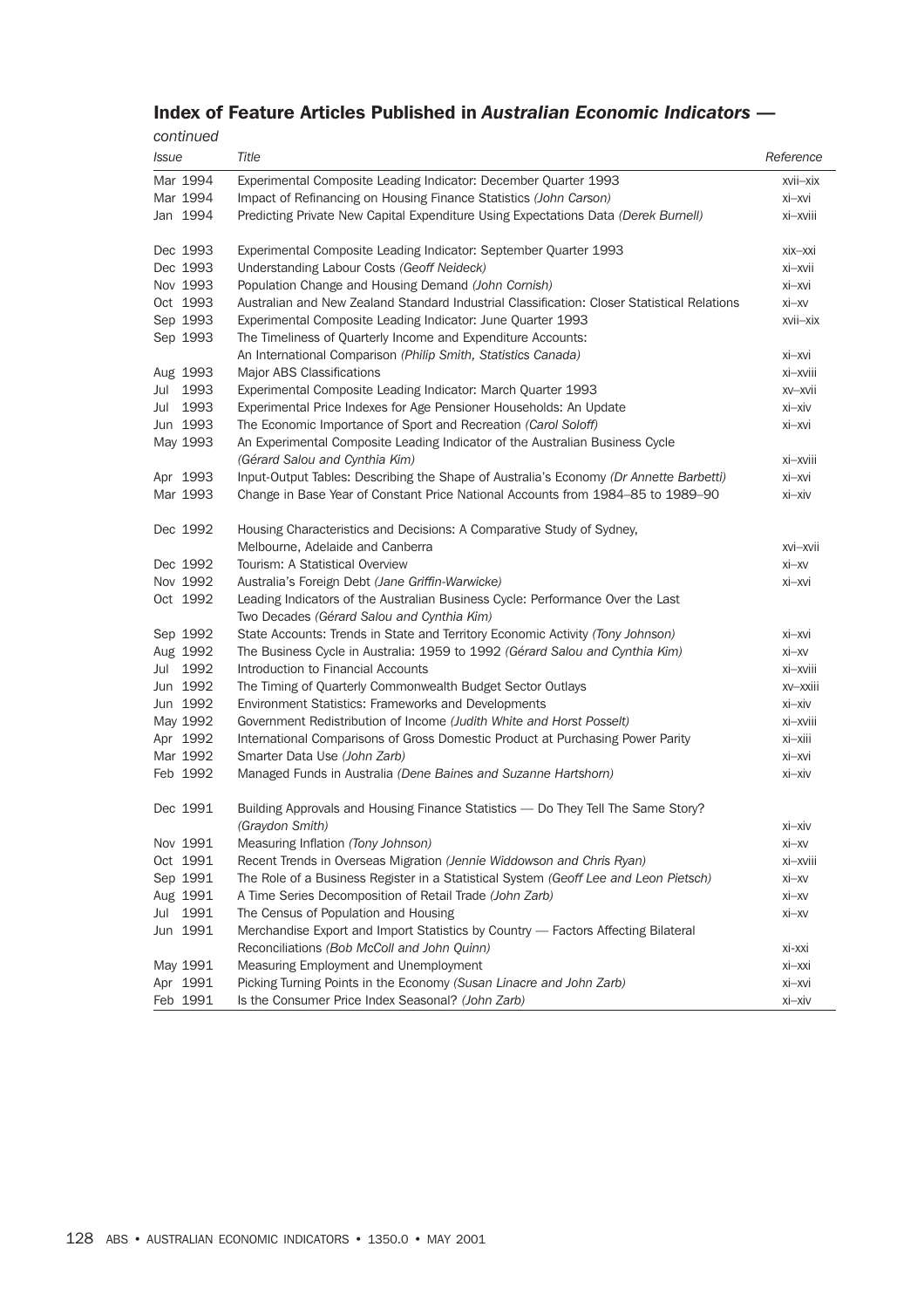## Index of Feature Articles Published in *Australian Economic Indicators* —

*continued*

| *Issue* | *Title* | *Reference* |
|---|---|---|
| Mar 1994 | Experimental Composite Leading Indicator: December Quarter 1993 | xvii–xix |
| Mar 1994 | Impact of Refinancing on Housing Finance Statistics *(John Carson)* | xi–xvi |
| Jan 1994 | Predicting Private New Capital Expenditure Using Expectations Data *(Derek Burnell)* | xi–xviii |
| Dec 1993 | Experimental Composite Leading Indicator: September Quarter 1993 | xix–xxi |
| Dec 1993 | Understanding Labour Costs *(Geoff Neideck)* | xi–xvii |
| Nov 1993 | Population Change and Housing Demand *(John Cornish)* | xi–xvi |
| Oct 1993 | Australian and New Zealand Standard Industrial Classification: Closer Statistical Relations | xi–xv |
| Sep 1993 | Experimental Composite Leading Indicator: June Quarter 1993 | xvii–xix |
| Sep 1993 | The Timeliness of Quarterly Income and Expenditure Accounts: An International Comparison *(Philip Smith, Statistics Canada)* | xi–xvi |
| Aug 1993 | Major ABS Classifications | xi–xviii |
| Jul 1993 | Experimental Composite Leading Indicator: March Quarter 1993 | xv–xvii |
| Jul 1993 | Experimental Price Indexes for Age Pensioner Households: An Update | xi–xiv |
| Jun 1993 | The Economic Importance of Sport and Recreation *(Carol Soloff)* | xi–xvi |
| May 1993 | An Experimental Composite Leading Indicator of the Australian Business Cycle *(Gérard Salou and Cynthia Kim)* | xi–xviii |
| Apr 1993 | Input-Output Tables: Describing the Shape of Australia's Economy *(Dr Annette Barbetti)* | xi–xvi |
| Mar 1993 | Change in Base Year of Constant Price National Accounts from 1984–85 to 1989–90 | xi–xiv |
| Dec 1992 | Housing Characteristics and Decisions: A Comparative Study of Sydney, Melbourne, Adelaide and Canberra | xvi–xvii |
| Dec 1992 | Tourism: A Statistical Overview | xi–xv |
| Nov 1992 | Australia's Foreign Debt *(Jane Griffin-Warwicke)* | xi–xvi |
| Oct 1992 | Leading Indicators of the Australian Business Cycle: Performance Over the Last Two Decades *(Gérard Salou and Cynthia Kim)* | |
| Sep 1992 | State Accounts: Trends in State and Territory Economic Activity *(Tony Johnson)* | xi–xvi |
| Aug 1992 | The Business Cycle in Australia: 1959 to 1992 *(Gérard Salou and Cynthia Kim)* | xi–xv |
| Jul 1992 | Introduction to Financial Accounts | xi–xviii |
| Jun 1992 | The Timing of Quarterly Commonwealth Budget Sector Outlays | xv–xxiii |
| Jun 1992 | Environment Statistics: Frameworks and Developments | xi–xiv |
| May 1992 | Government Redistribution of Income *(Judith White and Horst Posselt)* | xi–xviii |
| Apr 1992 | International Comparisons of Gross Domestic Product at Purchasing Power Parity | xi–xiii |
| Mar 1992 | Smarter Data Use *(John Zarb)* | xi–xvi |
| Feb 1992 | Managed Funds in Australia *(Dene Baines and Suzanne Hartshorn)* | xi–xiv |
| Dec 1991 | Building Approvals and Housing Finance Statistics — Do They Tell The Same Story? *(Graydon Smith)* | xi–xiv |
| Nov 1991 | Measuring Inflation *(Tony Johnson)* | xi–xv |
| Oct 1991 | Recent Trends in Overseas Migration *(Jennie Widdowson and Chris Ryan)* | xi–xviii |
| Sep 1991 | The Role of a Business Register in a Statistical System *(Geoff Lee and Leon Pietsch)* | xi–xv |
| Aug 1991 | A Time Series Decomposition of Retail Trade *(John Zarb)* | xi–xv |
| Jul 1991 | The Census of Population and Housing | xi–xv |
| Jun 1991 | Merchandise Export and Import Statistics by Country — Factors Affecting Bilateral Reconciliations *(Bob McColl and John Quinn)* | xi-xxi |
| May 1991 | Measuring Employment and Unemployment | xi–xxi |
| Apr 1991 | Picking Turning Points in the Economy *(Susan Linacre and John Zarb)* | xi–xvi |
| Feb 1991 | Is the Consumer Price Index Seasonal? *(John Zarb)* | xi–xiv |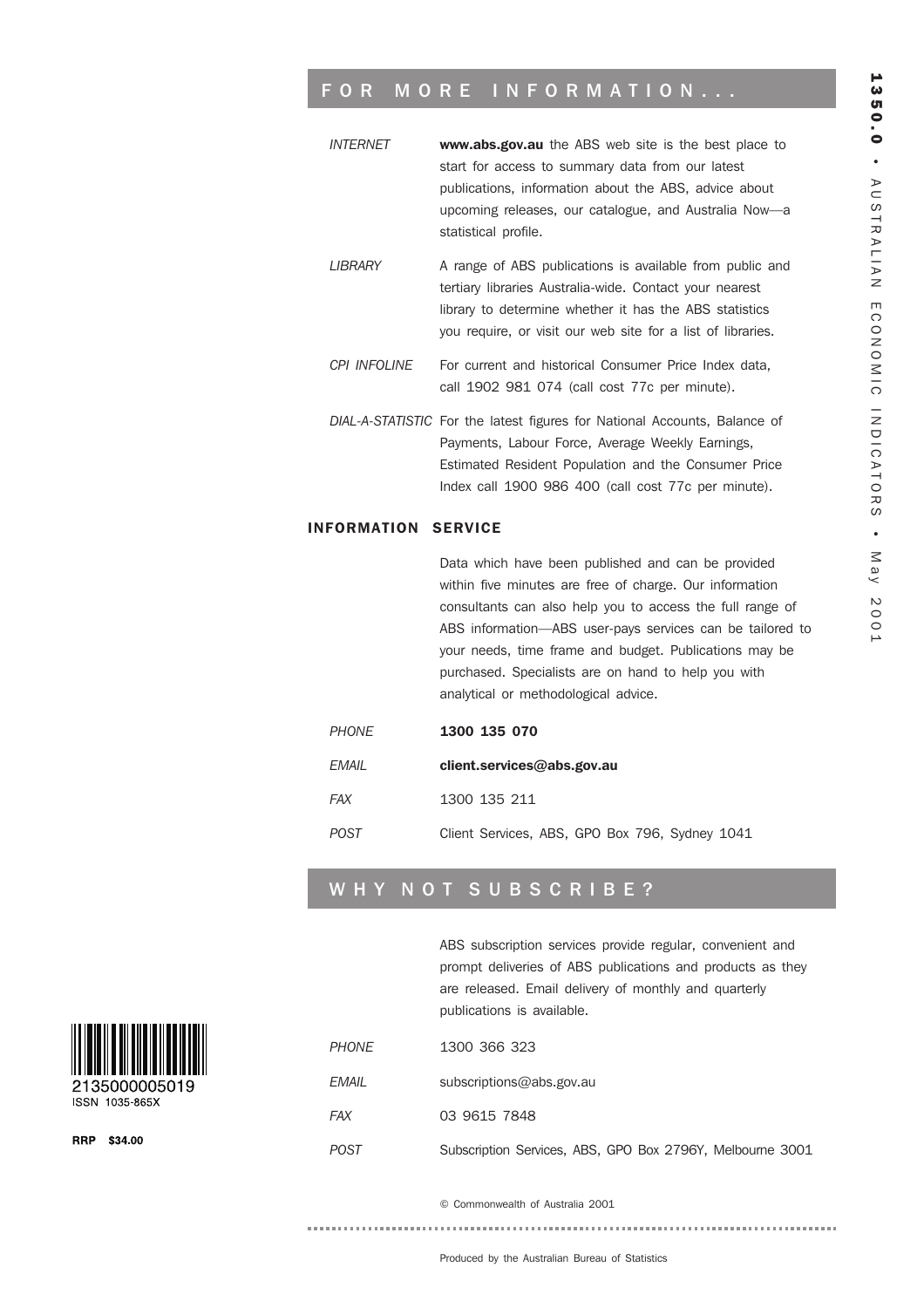## FOR MORE INFORMATION...

| | |
|---|---|
| *INTERNET* | **www.abs.gov.au** the ABS web site is the best place to start for access to summary data from our latest publications, information about the ABS, advice about upcoming releases, our catalogue, and Australia Now—a statistical profile. |
| *LIBRARY* | A range of ABS publications is available from public and tertiary libraries Australia-wide. Contact your nearest library to determine whether it has the ABS statistics you require, or visit our web site for a list of libraries. |
| *CPI INFOLINE* | For current and historical Consumer Price Index data, call 1902 981 074 (call cost 77c per minute). |
| *DIAL-A-STATISTIC* | For the latest figures for National Accounts, Balance of Payments, Labour Force, Average Weekly Earnings, Estimated Resident Population and the Consumer Price Index call 1900 986 400 (call cost 77c per minute). |

### INFORMATION SERVICE

Data which have been published and can be provided within five minutes are free of charge. Our information consultants can also help you to access the full range of ABS information—ABS user-pays services can be tailored to your needs, time frame and budget. Publications may be purchased. Specialists are on hand to help you with analytical or methodological advice.

| | |
|---|---|
| *PHONE* | **1300 135 070** |
| *EMAIL* | **client.services@abs.gov.au** |
| *FAX* | 1300 135 211 |
| *POST* | Client Services, ABS, GPO Box 796, Sydney 1041 |

## WHY NOT SUBSCRIBE?

ABS subscription services provide regular, convenient and prompt deliveries of ABS publications and products as they are released. Email delivery of monthly and quarterly publications is available.

| | |
|---|---|
| *PHONE* | 1300 366 323 |
| *EMAIL* | subscriptions@abs.gov.au |
| *FAX* | 03 9615 7848 |
| *POST* | Subscription Services, ABS, GPO Box 2796Y, Melbourne 3001 |

2135000005019

ISSN 1035-865X

**RRP $34.00**

© Commonwealth of Australia 2001

Produced by the Australian Bureau of Statistics